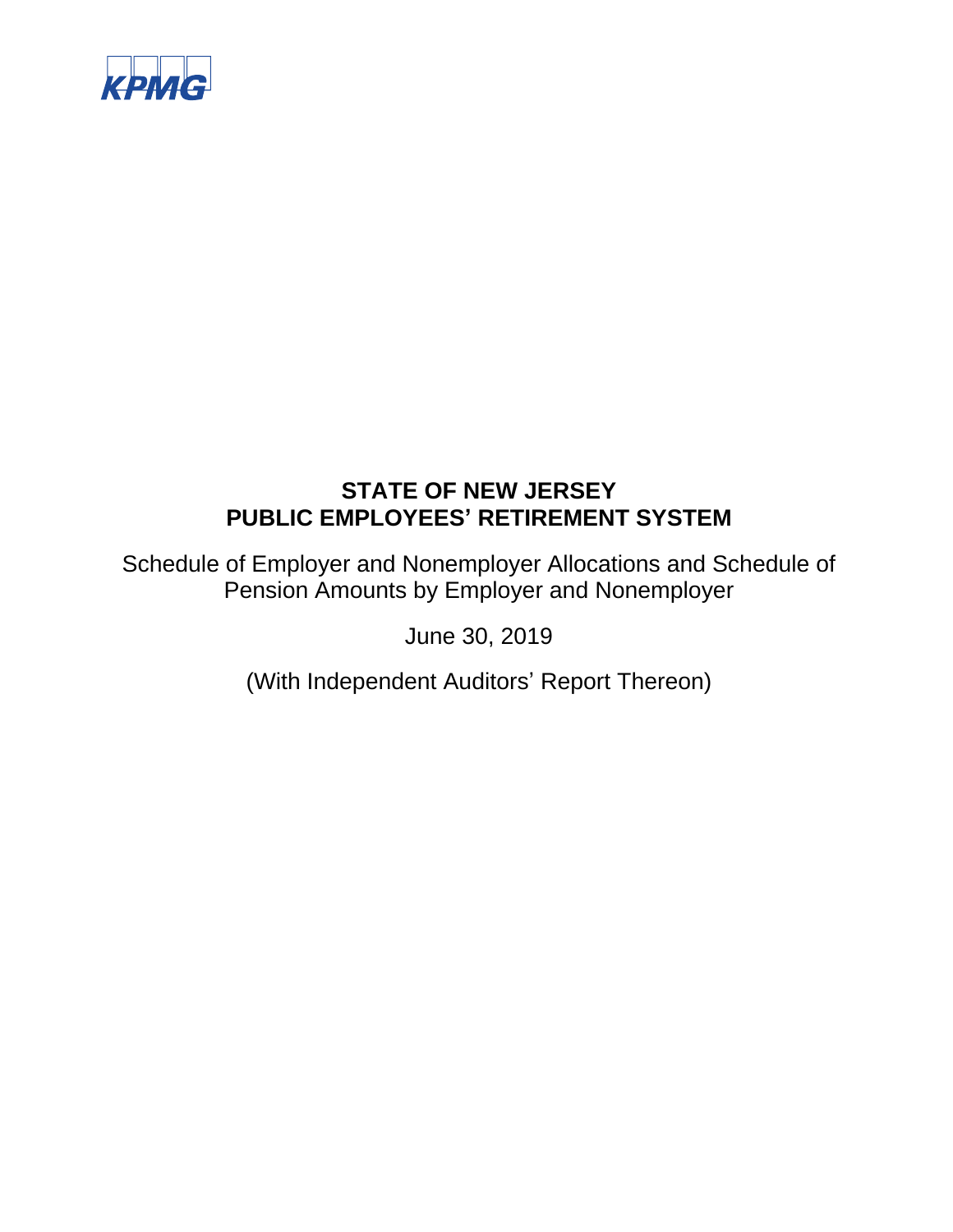KPMG

# STATE OF NEW JERSEY
# PUBLIC EMPLOYEES' RETIREMENT SYSTEM

Schedule of Employer and Nonemployer Allocations and Schedule of Pension Amounts by Employer and Nonemployer

June 30, 2019

(With Independent Auditors' Report Thereon)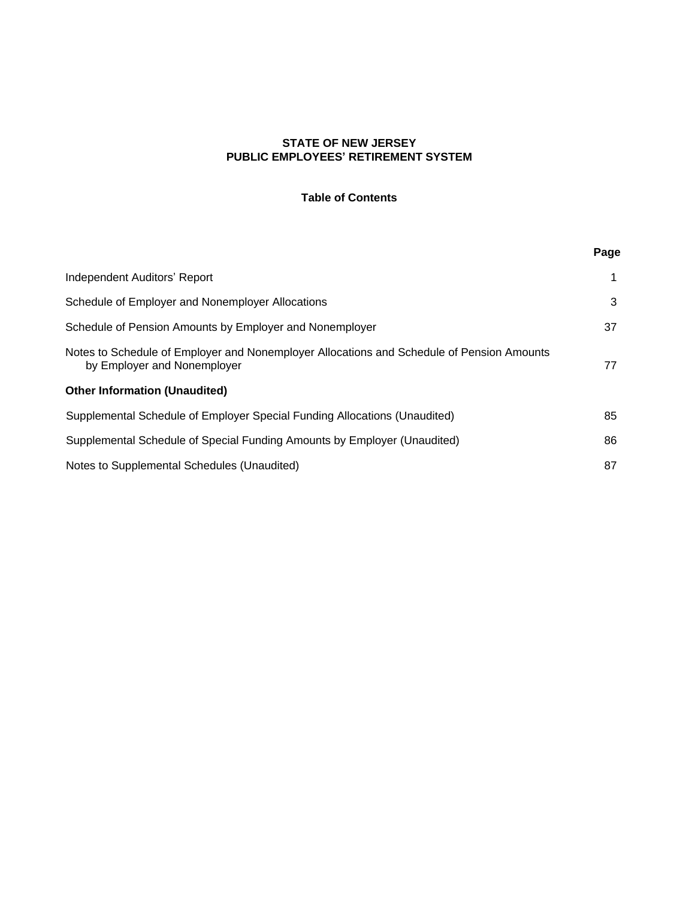**STATE OF NEW JERSEY**
**PUBLIC EMPLOYEES' RETIREMENT SYSTEM**

**Table of Contents**

| | Page |
|---|---|
| Independent Auditors' Report | 1 |
| Schedule of Employer and Nonemployer Allocations | 3 |
| Schedule of Pension Amounts by Employer and Nonemployer | 37 |
| Notes to Schedule of Employer and Nonemployer Allocations and Schedule of Pension Amounts by Employer and Nonemployer | 77 |
| **Other Information (Unaudited)** | |
| Supplemental Schedule of Employer Special Funding Allocations (Unaudited) | 85 |
| Supplemental Schedule of Special Funding Amounts by Employer (Unaudited) | 86 |
| Notes to Supplemental Schedules (Unaudited) | 87 |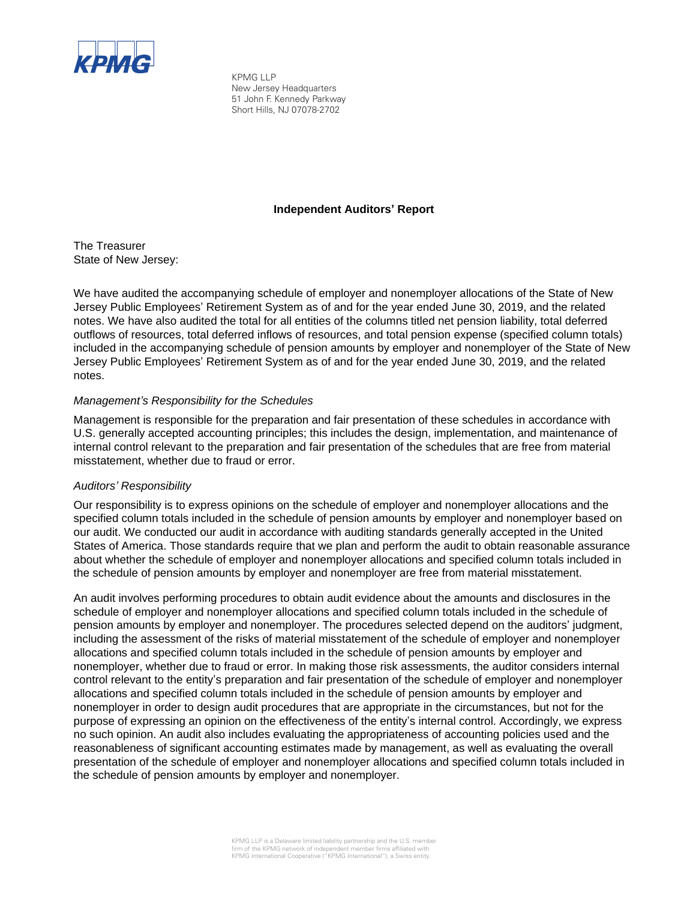KPMG LLP
New Jersey Headquarters
51 John F. Kennedy Parkway
Short Hills, NJ 07078-2702

# Independent Auditors' Report

The Treasurer
State of New Jersey:

We have audited the accompanying schedule of employer and nonemployer allocations of the State of New Jersey Public Employees' Retirement System as of and for the year ended June 30, 2019, and the related notes. We have also audited the total for all entities of the columns titled net pension liability, total deferred outflows of resources, total deferred inflows of resources, and total pension expense (specified column totals) included in the accompanying schedule of pension amounts by employer and nonemployer of the State of New Jersey Public Employees' Retirement System as of and for the year ended June 30, 2019, and the related notes.

*Management's Responsibility for the Schedules*

Management is responsible for the preparation and fair presentation of these schedules in accordance with U.S. generally accepted accounting principles; this includes the design, implementation, and maintenance of internal control relevant to the preparation and fair presentation of the schedules that are free from material misstatement, whether due to fraud or error.

*Auditors' Responsibility*

Our responsibility is to express opinions on the schedule of employer and nonemployer allocations and the specified column totals included in the schedule of pension amounts by employer and nonemployer based on our audit. We conducted our audit in accordance with auditing standards generally accepted in the United States of America. Those standards require that we plan and perform the audit to obtain reasonable assurance about whether the schedule of employer and nonemployer allocations and specified column totals included in the schedule of pension amounts by employer and nonemployer are free from material misstatement.

An audit involves performing procedures to obtain audit evidence about the amounts and disclosures in the schedule of employer and nonemployer allocations and specified column totals included in the schedule of pension amounts by employer and nonemployer. The procedures selected depend on the auditors' judgment, including the assessment of the risks of material misstatement of the schedule of employer and nonemployer allocations and specified column totals included in the schedule of pension amounts by employer and nonemployer, whether due to fraud or error. In making those risk assessments, the auditor considers internal control relevant to the entity's preparation and fair presentation of the schedule of employer and nonemployer allocations and specified column totals included in the schedule of pension amounts by employer and nonemployer in order to design audit procedures that are appropriate in the circumstances, but not for the purpose of expressing an opinion on the effectiveness of the entity's internal control. Accordingly, we express no such opinion. An audit also includes evaluating the appropriateness of accounting policies used and the reasonableness of significant accounting estimates made by management, as well as evaluating the overall presentation of the schedule of employer and nonemployer allocations and specified column totals included in the schedule of pension amounts by employer and nonemployer.

KPMG LLP is a Delaware limited liability partnership and the U.S. member firm of the KPMG network of independent member firms affiliated with KPMG International Cooperative ("KPMG International"), a Swiss entity.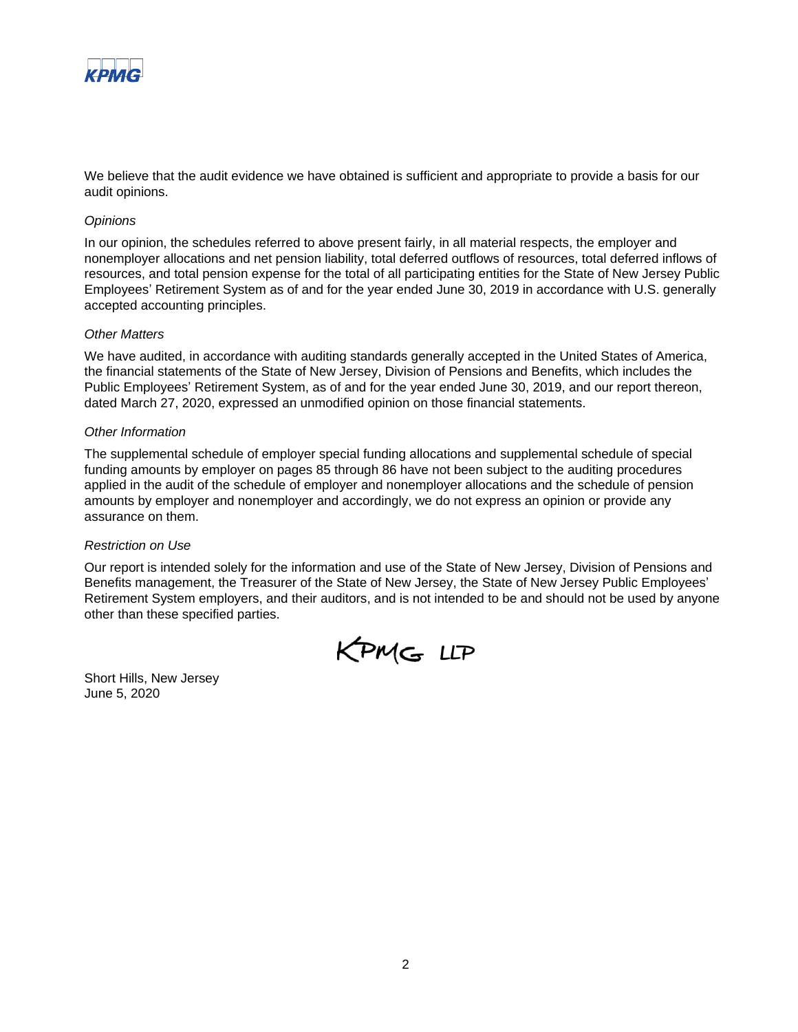We believe that the audit evidence we have obtained is sufficient and appropriate to provide a basis for our audit opinions.

*Opinions*

In our opinion, the schedules referred to above present fairly, in all material respects, the employer and nonemployer allocations and net pension liability, total deferred outflows of resources, total deferred inflows of resources, and total pension expense for the total of all participating entities for the State of New Jersey Public Employees' Retirement System as of and for the year ended June 30, 2019 in accordance with U.S. generally accepted accounting principles.

*Other Matters*

We have audited, in accordance with auditing standards generally accepted in the United States of America, the financial statements of the State of New Jersey, Division of Pensions and Benefits, which includes the Public Employees' Retirement System, as of and for the year ended June 30, 2019, and our report thereon, dated March 27, 2020, expressed an unmodified opinion on those financial statements.

*Other Information*

The supplemental schedule of employer special funding allocations and supplemental schedule of special funding amounts by employer on pages 85 through 86 have not been subject to the auditing procedures applied in the audit of the schedule of employer and nonemployer allocations and the schedule of pension amounts by employer and nonemployer and accordingly, we do not express an opinion or provide any assurance on them.

*Restriction on Use*

Our report is intended solely for the information and use of the State of New Jersey, Division of Pensions and Benefits management, the Treasurer of the State of New Jersey, the State of New Jersey Public Employees' Retirement System employers, and their auditors, and is not intended to be and should not be used by anyone other than these specified parties.

KPMG LLP

Short Hills, New Jersey
June 5, 2020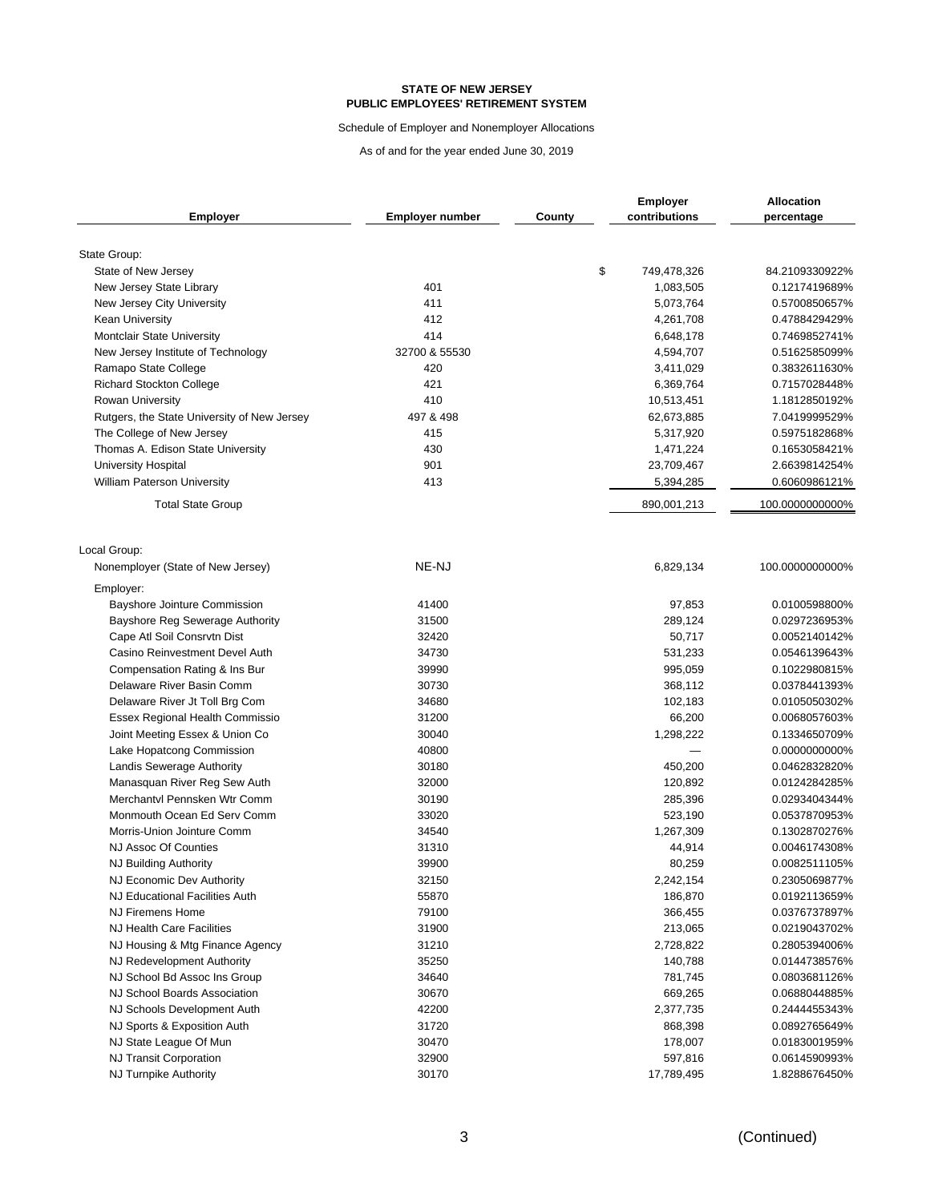**STATE OF NEW JERSEY**
**PUBLIC EMPLOYEES' RETIREMENT SYSTEM**

Schedule of Employer and Nonemployer Allocations

As of and for the year ended June 30, 2019

| Employer | Employer number | County | Employer contributions | Allocation percentage |
|---|---|---|---|---|
| State Group: | | | | |
| State of New Jersey | | | $ 749,478,326 | 84.2109330922% |
| New Jersey State Library | 401 | | 1,083,505 | 0.1217419689% |
| New Jersey City University | 411 | | 5,073,764 | 0.5700850657% |
| Kean University | 412 | | 4,261,708 | 0.4788429429% |
| Montclair State University | 414 | | 6,648,178 | 0.7469852741% |
| New Jersey Institute of Technology | 32700 & 55530 | | 4,594,707 | 0.5162585099% |
| Ramapo State College | 420 | | 3,411,029 | 0.3832611630% |
| Richard Stockton College | 421 | | 6,369,764 | 0.7157028448% |
| Rowan University | 410 | | 10,513,451 | 1.1812850192% |
| Rutgers, the State University of New Jersey | 497 & 498 | | 62,673,885 | 7.0419999529% |
| The College of New Jersey | 415 | | 5,317,920 | 0.5975182868% |
| Thomas A. Edison State University | 430 | | 1,471,224 | 0.1653058421% |
| University Hospital | 901 | | 23,709,467 | 2.6639814254% |
| William Paterson University | 413 | | 5,394,285 | 0.6060986121% |
| Total State Group | | | 890,001,213 | 100.0000000000% |
| Local Group: | | | | |
| Nonemployer (State of New Jersey) | NE-NJ | | 6,829,134 | 100.0000000000% |
| Employer: | | | | |
| Bayshore Jointure Commission | 41400 | | 97,853 | 0.0100598800% |
| Bayshore Reg Sewerage Authority | 31500 | | 289,124 | 0.0297236953% |
| Cape Atl Soil Consrvtn Dist | 32420 | | 50,717 | 0.0052140142% |
| Casino Reinvestment Devel Auth | 34730 | | 531,233 | 0.0546139643% |
| Compensation Rating & Ins Bur | 39990 | | 995,059 | 0.1022980815% |
| Delaware River Basin Comm | 30730 | | 368,112 | 0.0378441393% |
| Delaware River Jt Toll Brg Com | 34680 | | 102,183 | 0.0105050302% |
| Essex Regional Health Commissio | 31200 | | 66,200 | 0.0068057603% |
| Joint Meeting Essex & Union Co | 30040 | | 1,298,222 | 0.1334650709% |
| Lake Hopatcong Commission | 40800 | | — | 0.0000000000% |
| Landis Sewerage Authority | 30180 | | 450,200 | 0.0462832820% |
| Manasquan River Reg Sew Auth | 32000 | | 120,892 | 0.0124284285% |
| Merchantvl Pennsken Wtr Comm | 30190 | | 285,396 | 0.0293404344% |
| Monmouth Ocean Ed Serv Comm | 33020 | | 523,190 | 0.0537870953% |
| Morris-Union Jointure Comm | 34540 | | 1,267,309 | 0.1302870276% |
| NJ Assoc Of Counties | 31310 | | 44,914 | 0.0046174308% |
| NJ Building Authority | 39900 | | 80,259 | 0.0082511105% |
| NJ Economic Dev Authority | 32150 | | 2,242,154 | 0.2305069877% |
| NJ Educational Facilities Auth | 55870 | | 186,870 | 0.0192113659% |
| NJ Firemens Home | 79100 | | 366,455 | 0.0376737897% |
| NJ Health Care Facilities | 31900 | | 213,065 | 0.0219043702% |
| NJ Housing & Mtg Finance Agency | 31210 | | 2,728,822 | 0.2805394006% |
| NJ Redevelopment Authority | 35250 | | 140,788 | 0.0144738576% |
| NJ School Bd Assoc Ins Group | 34640 | | 781,745 | 0.0803681126% |
| NJ School Boards Association | 30670 | | 669,265 | 0.0688044885% |
| NJ Schools Development Auth | 42200 | | 2,377,735 | 0.2444455343% |
| NJ Sports & Exposition Auth | 31720 | | 868,398 | 0.0892765649% |
| NJ State League Of Mun | 30470 | | 178,007 | 0.0183001959% |
| NJ Transit Corporation | 32900 | | 597,816 | 0.0614590993% |
| NJ Turnpike Authority | 30170 | | 17,789,495 | 1.8288676450% |

(Continued)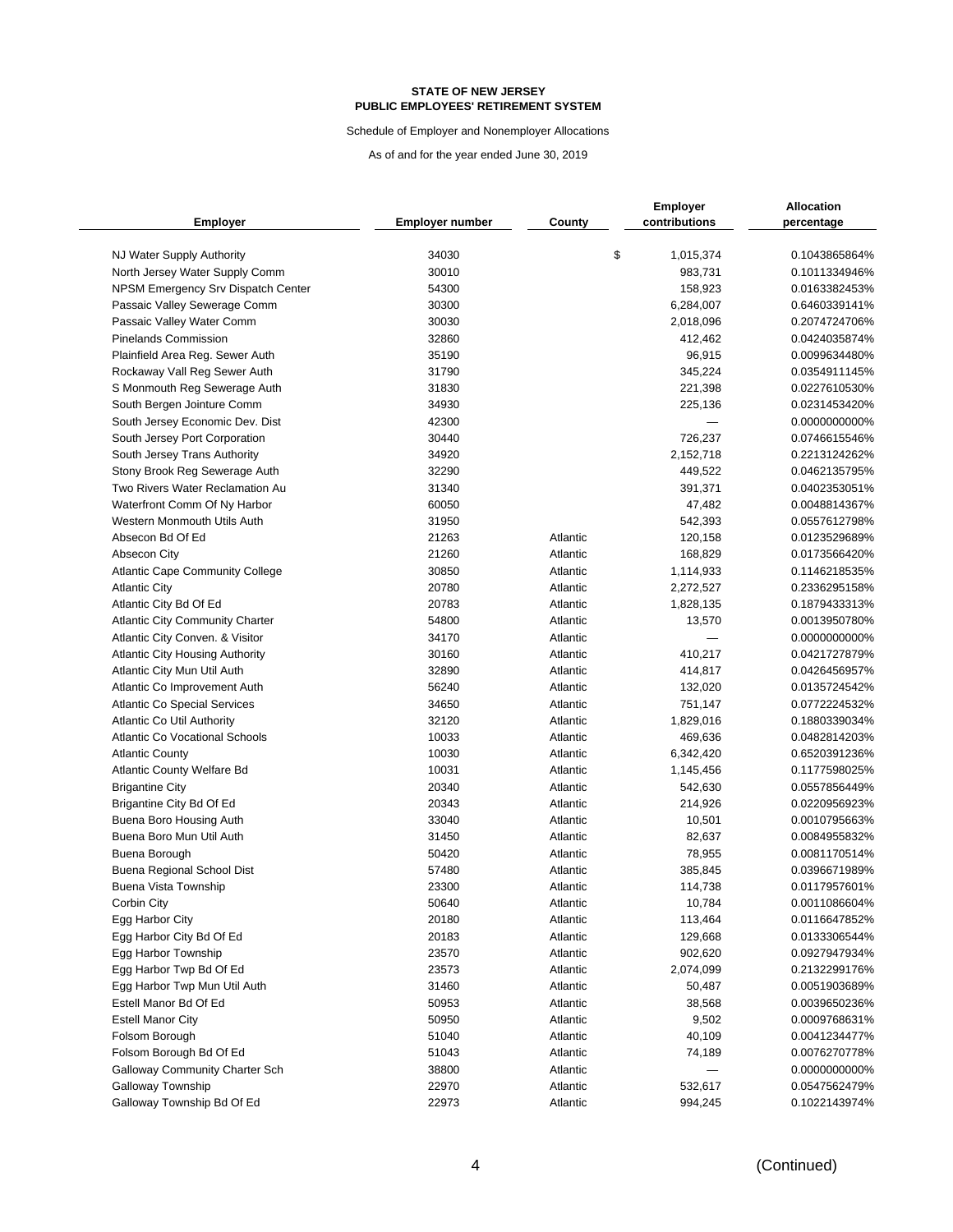**STATE OF NEW JERSEY**
**PUBLIC EMPLOYEES' RETIREMENT SYSTEM**

Schedule of Employer and Nonemployer Allocations

As of and for the year ended June 30, 2019

| Employer | Employer number | County | Employer contributions | Allocation percentage |
|---|---|---|---|---|
| NJ Water Supply Authority | 34030 | | $ 1,015,374 | 0.1043865864% |
| North Jersey Water Supply Comm | 30010 | | 983,731 | 0.1011334946% |
| NPSM Emergency Srv Dispatch Center | 54300 | | 158,923 | 0.0163382453% |
| Passaic Valley Sewerage Comm | 30300 | | 6,284,007 | 0.6460339141% |
| Passaic Valley Water Comm | 30030 | | 2,018,096 | 0.2074724706% |
| Pinelands Commission | 32860 | | 412,462 | 0.0424035874% |
| Plainfield Area Reg. Sewer Auth | 35190 | | 96,915 | 0.0099634480% |
| Rockaway Vall Reg Sewer Auth | 31790 | | 345,224 | 0.0354911145% |
| S Monmouth Reg Sewerage Auth | 31830 | | 221,398 | 0.0227610530% |
| South Bergen Jointure Comm | 34930 | | 225,136 | 0.0231453420% |
| South Jersey Economic Dev. Dist | 42300 | | — | 0.0000000000% |
| South Jersey Port Corporation | 30440 | | 726,237 | 0.0746615546% |
| South Jersey Trans Authority | 34920 | | 2,152,718 | 0.2213124262% |
| Stony Brook Reg Sewerage Auth | 32290 | | 449,522 | 0.0462135795% |
| Two Rivers Water Reclamation Au | 31340 | | 391,371 | 0.0402353051% |
| Waterfront Comm Of Ny Harbor | 60050 | | 47,482 | 0.0048814367% |
| Western Monmouth Utils Auth | 31950 | | 542,393 | 0.0557612798% |
| Absecon Bd Of Ed | 21263 | Atlantic | 120,158 | 0.0123529689% |
| Absecon City | 21260 | Atlantic | 168,829 | 0.0173566420% |
| Atlantic Cape Community College | 30850 | Atlantic | 1,114,933 | 0.1146218535% |
| Atlantic City | 20780 | Atlantic | 2,272,527 | 0.2336295158% |
| Atlantic City Bd Of Ed | 20783 | Atlantic | 1,828,135 | 0.1879433313% |
| Atlantic City Community Charter | 54800 | Atlantic | 13,570 | 0.0013950780% |
| Atlantic City Conven. & Visitor | 34170 | Atlantic | — | 0.0000000000% |
| Atlantic City Housing Authority | 30160 | Atlantic | 410,217 | 0.0421727879% |
| Atlantic City Mun Util Auth | 32890 | Atlantic | 414,817 | 0.0426456957% |
| Atlantic Co Improvement Auth | 56240 | Atlantic | 132,020 | 0.0135724542% |
| Atlantic Co Special Services | 34650 | Atlantic | 751,147 | 0.0772224532% |
| Atlantic Co Util Authority | 32120 | Atlantic | 1,829,016 | 0.1880339034% |
| Atlantic Co Vocational Schools | 10033 | Atlantic | 469,636 | 0.0482814203% |
| Atlantic County | 10030 | Atlantic | 6,342,420 | 0.6520391236% |
| Atlantic County Welfare Bd | 10031 | Atlantic | 1,145,456 | 0.1177598025% |
| Brigantine City | 20340 | Atlantic | 542,630 | 0.0557856449% |
| Brigantine City Bd Of Ed | 20343 | Atlantic | 214,926 | 0.0220956923% |
| Buena Boro Housing Auth | 33040 | Atlantic | 10,501 | 0.0010795663% |
| Buena Boro Mun Util Auth | 31450 | Atlantic | 82,637 | 0.0084955832% |
| Buena Borough | 50420 | Atlantic | 78,955 | 0.0081170514% |
| Buena Regional School Dist | 57480 | Atlantic | 385,845 | 0.0396671989% |
| Buena Vista Township | 23300 | Atlantic | 114,738 | 0.0117957601% |
| Corbin City | 50640 | Atlantic | 10,784 | 0.0011086604% |
| Egg Harbor City | 20180 | Atlantic | 113,464 | 0.0116647852% |
| Egg Harbor City Bd Of Ed | 20183 | Atlantic | 129,668 | 0.0133306544% |
| Egg Harbor Township | 23570 | Atlantic | 902,620 | 0.0927947934% |
| Egg Harbor Twp Bd Of Ed | 23573 | Atlantic | 2,074,099 | 0.2132299176% |
| Egg Harbor Twp Mun Util Auth | 31460 | Atlantic | 50,487 | 0.0051903689% |
| Estell Manor Bd Of Ed | 50953 | Atlantic | 38,568 | 0.0039650236% |
| Estell Manor City | 50950 | Atlantic | 9,502 | 0.0009768631% |
| Folsom Borough | 51040 | Atlantic | 40,109 | 0.0041234477% |
| Folsom Borough Bd Of Ed | 51043 | Atlantic | 74,189 | 0.0076270778% |
| Galloway Community Charter Sch | 38800 | Atlantic | — | 0.0000000000% |
| Galloway Township | 22970 | Atlantic | 532,617 | 0.0547562479% |
| Galloway Township Bd Of Ed | 22973 | Atlantic | 994,245 | 0.1022143974% |

(Continued)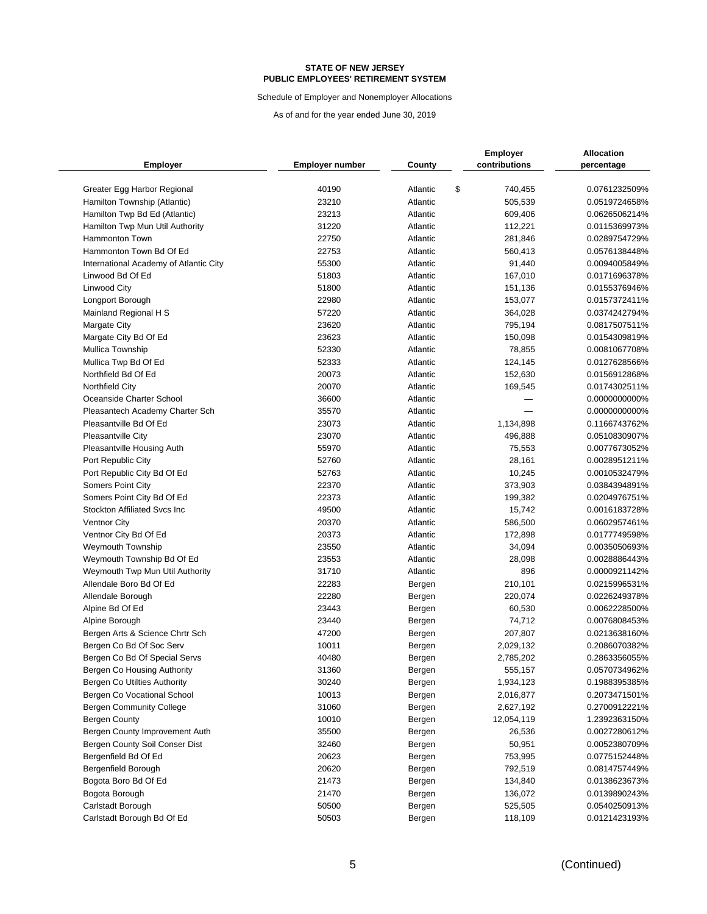**STATE OF NEW JERSEY**
**PUBLIC EMPLOYEES' RETIREMENT SYSTEM**

Schedule of Employer and Nonemployer Allocations

As of and for the year ended June 30, 2019

| Employer | Employer number | County | Employer contributions | Allocation percentage |
|---|---|---|---|---|
| Greater Egg Harbor Regional | 40190 | Atlantic | $ 740,455 | 0.0761232509% |
| Hamilton Township (Atlantic) | 23210 | Atlantic | 505,539 | 0.0519724658% |
| Hamilton Twp Bd Ed (Atlantic) | 23213 | Atlantic | 609,406 | 0.0626506214% |
| Hamilton Twp Mun Util Authority | 31220 | Atlantic | 112,221 | 0.0115369973% |
| Hammonton Town | 22750 | Atlantic | 281,846 | 0.0289754729% |
| Hammonton Town Bd Of Ed | 22753 | Atlantic | 560,413 | 0.0576138448% |
| International Academy of Atlantic City | 55300 | Atlantic | 91,440 | 0.0094005849% |
| Linwood Bd Of Ed | 51803 | Atlantic | 167,010 | 0.0171696378% |
| Linwood City | 51800 | Atlantic | 151,136 | 0.0155376946% |
| Longport Borough | 22980 | Atlantic | 153,077 | 0.0157372411% |
| Mainland Regional H S | 57220 | Atlantic | 364,028 | 0.0374242794% |
| Margate City | 23620 | Atlantic | 795,194 | 0.0817507511% |
| Margate City Bd Of Ed | 23623 | Atlantic | 150,098 | 0.0154309819% |
| Mullica Township | 52330 | Atlantic | 78,855 | 0.0081067708% |
| Mullica Twp Bd Of Ed | 52333 | Atlantic | 124,145 | 0.0127628566% |
| Northfield Bd Of Ed | 20073 | Atlantic | 152,630 | 0.0156912868% |
| Northfield City | 20070 | Atlantic | 169,545 | 0.0174302511% |
| Oceanside Charter School | 36600 | Atlantic | — | 0.0000000000% |
| Pleasantech Academy Charter Sch | 35570 | Atlantic | — | 0.0000000000% |
| Pleasantville Bd Of Ed | 23073 | Atlantic | 1,134,898 | 0.1166743762% |
| Pleasantville City | 23070 | Atlantic | 496,888 | 0.0510830907% |
| Pleasantville Housing Auth | 55970 | Atlantic | 75,553 | 0.0077673052% |
| Port Republic City | 52760 | Atlantic | 28,161 | 0.0028951211% |
| Port Republic City Bd Of Ed | 52763 | Atlantic | 10,245 | 0.0010532479% |
| Somers Point City | 22370 | Atlantic | 373,903 | 0.0384394891% |
| Somers Point City Bd Of Ed | 22373 | Atlantic | 199,382 | 0.0204976751% |
| Stockton Affiliated Svcs Inc | 49500 | Atlantic | 15,742 | 0.0016183728% |
| Ventnor City | 20370 | Atlantic | 586,500 | 0.0602957461% |
| Ventnor City Bd Of Ed | 20373 | Atlantic | 172,898 | 0.0177749598% |
| Weymouth Township | 23550 | Atlantic | 34,094 | 0.0035050693% |
| Weymouth Township Bd Of Ed | 23553 | Atlantic | 28,098 | 0.0028886443% |
| Weymouth Twp Mun Util Authority | 31710 | Atlantic | 896 | 0.0000921142% |
| Allendale Boro Bd Of Ed | 22283 | Bergen | 210,101 | 0.0215996531% |
| Allendale Borough | 22280 | Bergen | 220,074 | 0.0226249378% |
| Alpine Bd Of Ed | 23443 | Bergen | 60,530 | 0.0062228500% |
| Alpine Borough | 23440 | Bergen | 74,712 | 0.0076808453% |
| Bergen Arts & Science Chrtr Sch | 47200 | Bergen | 207,807 | 0.0213638160% |
| Bergen Co Bd Of Soc Serv | 10011 | Bergen | 2,029,132 | 0.2086070382% |
| Bergen Co Bd Of Special Servs | 40480 | Bergen | 2,785,202 | 0.2863356055% |
| Bergen Co Housing Authority | 31360 | Bergen | 555,157 | 0.0570734962% |
| Bergen Co Utilties Authority | 30240 | Bergen | 1,934,123 | 0.1988395385% |
| Bergen Co Vocational School | 10013 | Bergen | 2,016,877 | 0.2073471501% |
| Bergen Community College | 31060 | Bergen | 2,627,192 | 0.2700912221% |
| Bergen County | 10010 | Bergen | 12,054,119 | 1.2392363150% |
| Bergen County Improvement Auth | 35500 | Bergen | 26,536 | 0.0027280612% |
| Bergen County Soil Conser Dist | 32460 | Bergen | 50,951 | 0.0052380709% |
| Bergenfield Bd Of Ed | 20623 | Bergen | 753,995 | 0.0775152448% |
| Bergenfield Borough | 20620 | Bergen | 792,519 | 0.0814757449% |
| Bogota Boro Bd Of Ed | 21473 | Bergen | 134,840 | 0.0138623673% |
| Bogota Borough | 21470 | Bergen | 136,072 | 0.0139890243% |
| Carlstadt Borough | 50500 | Bergen | 525,505 | 0.0540250913% |
| Carlstadt Borough Bd Of Ed | 50503 | Bergen | 118,109 | 0.0121423193% |

(Continued)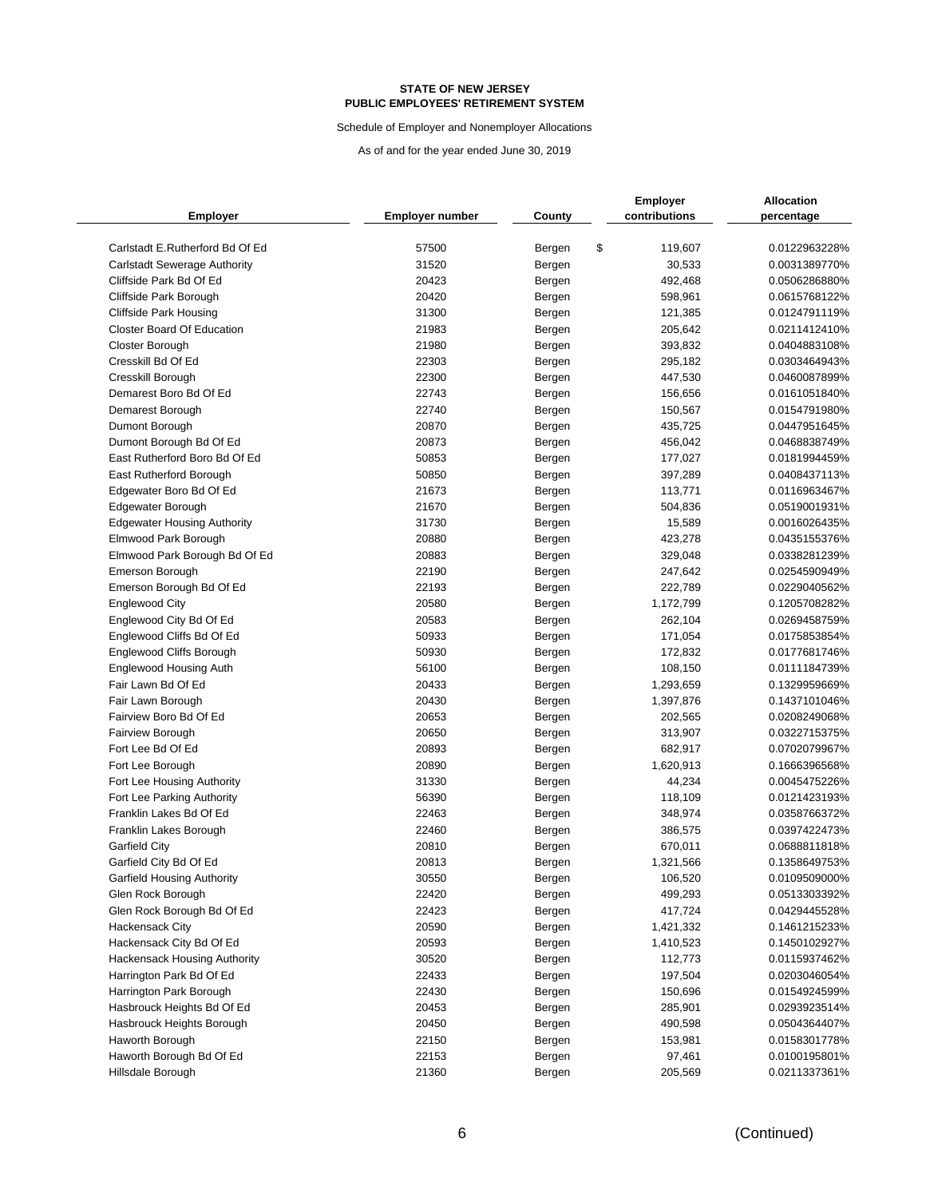**STATE OF NEW JERSEY**
**PUBLIC EMPLOYEES' RETIREMENT SYSTEM**

Schedule of Employer and Nonemployer Allocations

As of and for the year ended June 30, 2019

| Employer | Employer number | County | Employer contributions | Allocation percentage |
|---|---|---|---|---|
| Carlstadt E.Rutherford Bd Of Ed | 57500 | Bergen | $ 119,607 | 0.0122963228% |
| Carlstadt Sewerage Authority | 31520 | Bergen | 30,533 | 0.0031389770% |
| Cliffside Park Bd Of Ed | 20423 | Bergen | 492,468 | 0.0506286880% |
| Cliffside Park Borough | 20420 | Bergen | 598,961 | 0.0615768122% |
| Cliffside Park Housing | 31300 | Bergen | 121,385 | 0.0124791119% |
| Closter Board Of Education | 21983 | Bergen | 205,642 | 0.0211412410% |
| Closter Borough | 21980 | Bergen | 393,832 | 0.0404883108% |
| Cresskill Bd Of Ed | 22303 | Bergen | 295,182 | 0.0303464943% |
| Cresskill Borough | 22300 | Bergen | 447,530 | 0.0460087899% |
| Demarest Boro Bd Of Ed | 22743 | Bergen | 156,656 | 0.0161051840% |
| Demarest Borough | 22740 | Bergen | 150,567 | 0.0154791980% |
| Dumont Borough | 20870 | Bergen | 435,725 | 0.0447951645% |
| Dumont Borough Bd Of Ed | 20873 | Bergen | 456,042 | 0.0468838749% |
| East Rutherford Boro Bd Of Ed | 50853 | Bergen | 177,027 | 0.0181994459% |
| East Rutherford Borough | 50850 | Bergen | 397,289 | 0.0408437113% |
| Edgewater Boro Bd Of Ed | 21673 | Bergen | 113,771 | 0.0116963467% |
| Edgewater Borough | 21670 | Bergen | 504,836 | 0.0519001931% |
| Edgewater Housing Authority | 31730 | Bergen | 15,589 | 0.0016026435% |
| Elmwood Park Borough | 20880 | Bergen | 423,278 | 0.0435155376% |
| Elmwood Park Borough Bd Of Ed | 20883 | Bergen | 329,048 | 0.0338281239% |
| Emerson Borough | 22190 | Bergen | 247,642 | 0.0254590949% |
| Emerson Borough Bd Of Ed | 22193 | Bergen | 222,789 | 0.0229040562% |
| Englewood City | 20580 | Bergen | 1,172,799 | 0.1205708282% |
| Englewood City Bd Of Ed | 20583 | Bergen | 262,104 | 0.0269458759% |
| Englewood Cliffs Bd Of Ed | 50933 | Bergen | 171,054 | 0.0175853854% |
| Englewood Cliffs Borough | 50930 | Bergen | 172,832 | 0.0177681746% |
| Englewood Housing Auth | 56100 | Bergen | 108,150 | 0.0111184739% |
| Fair Lawn Bd Of Ed | 20433 | Bergen | 1,293,659 | 0.1329959669% |
| Fair Lawn Borough | 20430 | Bergen | 1,397,876 | 0.1437101046% |
| Fairview Boro Bd Of Ed | 20653 | Bergen | 202,565 | 0.0208249068% |
| Fairview Borough | 20650 | Bergen | 313,907 | 0.0322715375% |
| Fort Lee Bd Of Ed | 20893 | Bergen | 682,917 | 0.0702079967% |
| Fort Lee Borough | 20890 | Bergen | 1,620,913 | 0.1666396568% |
| Fort Lee Housing Authority | 31330 | Bergen | 44,234 | 0.0045475226% |
| Fort Lee Parking Authority | 56390 | Bergen | 118,109 | 0.0121423193% |
| Franklin Lakes Bd Of Ed | 22463 | Bergen | 348,974 | 0.0358766372% |
| Franklin Lakes Borough | 22460 | Bergen | 386,575 | 0.0397422473% |
| Garfield City | 20810 | Bergen | 670,011 | 0.0688811818% |
| Garfield City Bd Of Ed | 20813 | Bergen | 1,321,566 | 0.1358649753% |
| Garfield Housing Authority | 30550 | Bergen | 106,520 | 0.0109509000% |
| Glen Rock Borough | 22420 | Bergen | 499,293 | 0.0513303392% |
| Glen Rock Borough Bd Of Ed | 22423 | Bergen | 417,724 | 0.0429445528% |
| Hackensack City | 20590 | Bergen | 1,421,332 | 0.1461215233% |
| Hackensack City Bd Of Ed | 20593 | Bergen | 1,410,523 | 0.1450102927% |
| Hackensack Housing Authority | 30520 | Bergen | 112,773 | 0.0115937462% |
| Harrington Park Bd Of Ed | 22433 | Bergen | 197,504 | 0.0203046054% |
| Harrington Park Borough | 22430 | Bergen | 150,696 | 0.0154924599% |
| Hasbrouck Heights Bd Of Ed | 20453 | Bergen | 285,901 | 0.0293923514% |
| Hasbrouck Heights Borough | 20450 | Bergen | 490,598 | 0.0504364407% |
| Haworth Borough | 22150 | Bergen | 153,981 | 0.0158301778% |
| Haworth Borough Bd Of Ed | 22153 | Bergen | 97,461 | 0.0100195801% |
| Hillsdale Borough | 21360 | Bergen | 205,569 | 0.0211337361% |

(Continued)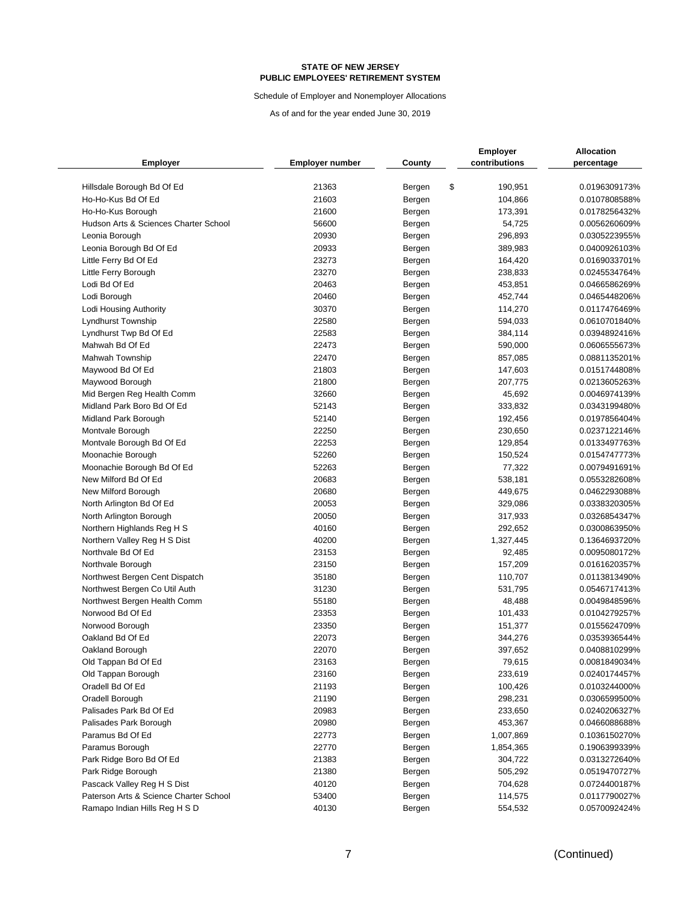**STATE OF NEW JERSEY**
**PUBLIC EMPLOYEES' RETIREMENT SYSTEM**

Schedule of Employer and Nonemployer Allocations

As of and for the year ended June 30, 2019

| Employer | Employer number | County | Employer contributions | Allocation percentage |
|---|---|---|---|---|
| Hillsdale Borough Bd Of Ed | 21363 | Bergen | $ 190,951 | 0.0196309173% |
| Ho-Ho-Kus Bd Of Ed | 21603 | Bergen | 104,866 | 0.0107808588% |
| Ho-Ho-Kus Borough | 21600 | Bergen | 173,391 | 0.0178256432% |
| Hudson Arts & Sciences Charter School | 56600 | Bergen | 54,725 | 0.0056260609% |
| Leonia Borough | 20930 | Bergen | 296,893 | 0.0305223955% |
| Leonia Borough Bd Of Ed | 20933 | Bergen | 389,983 | 0.0400926103% |
| Little Ferry Bd Of Ed | 23273 | Bergen | 164,420 | 0.0169033701% |
| Little Ferry Borough | 23270 | Bergen | 238,833 | 0.0245534764% |
| Lodi Bd Of Ed | 20463 | Bergen | 453,851 | 0.0466586269% |
| Lodi Borough | 20460 | Bergen | 452,744 | 0.0465448206% |
| Lodi Housing Authority | 30370 | Bergen | 114,270 | 0.0117476469% |
| Lyndhurst Township | 22580 | Bergen | 594,033 | 0.0610701840% |
| Lyndhurst Twp Bd Of Ed | 22583 | Bergen | 384,114 | 0.0394892416% |
| Mahwah Bd Of Ed | 22473 | Bergen | 590,000 | 0.0606555673% |
| Mahwah Township | 22470 | Bergen | 857,085 | 0.0881135201% |
| Maywood Bd Of Ed | 21803 | Bergen | 147,603 | 0.0151744808% |
| Maywood Borough | 21800 | Bergen | 207,775 | 0.0213605263% |
| Mid Bergen Reg Health Comm | 32660 | Bergen | 45,692 | 0.0046974139% |
| Midland Park Boro Bd Of Ed | 52143 | Bergen | 333,832 | 0.0343199480% |
| Midland Park Borough | 52140 | Bergen | 192,456 | 0.0197856404% |
| Montvale Borough | 22250 | Bergen | 230,650 | 0.0237122146% |
| Montvale Borough Bd Of Ed | 22253 | Bergen | 129,854 | 0.0133497763% |
| Moonachie Borough | 52260 | Bergen | 150,524 | 0.0154747773% |
| Moonachie Borough Bd Of Ed | 52263 | Bergen | 77,322 | 0.0079491691% |
| New Milford Bd Of Ed | 20683 | Bergen | 538,181 | 0.0553282608% |
| New Milford Borough | 20680 | Bergen | 449,675 | 0.0462293088% |
| North Arlington Bd Of Ed | 20053 | Bergen | 329,086 | 0.0338320305% |
| North Arlington Borough | 20050 | Bergen | 317,933 | 0.0326854347% |
| Northern Highlands Reg H S | 40160 | Bergen | 292,652 | 0.0300863950% |
| Northern Valley Reg H S Dist | 40200 | Bergen | 1,327,445 | 0.1364693720% |
| Northvale Bd Of Ed | 23153 | Bergen | 92,485 | 0.0095080172% |
| Northvale Borough | 23150 | Bergen | 157,209 | 0.0161620357% |
| Northwest Bergen Cent Dispatch | 35180 | Bergen | 110,707 | 0.0113813490% |
| Northwest Bergen Co Util Auth | 31230 | Bergen | 531,795 | 0.0546717413% |
| Northwest Bergen Health Comm | 55180 | Bergen | 48,488 | 0.0049848596% |
| Norwood Bd Of Ed | 23353 | Bergen | 101,433 | 0.0104279257% |
| Norwood Borough | 23350 | Bergen | 151,377 | 0.0155624709% |
| Oakland Bd Of Ed | 22073 | Bergen | 344,276 | 0.0353936544% |
| Oakland Borough | 22070 | Bergen | 397,652 | 0.0408810299% |
| Old Tappan Bd Of Ed | 23163 | Bergen | 79,615 | 0.0081849034% |
| Old Tappan Borough | 23160 | Bergen | 233,619 | 0.0240174457% |
| Oradell Bd Of Ed | 21193 | Bergen | 100,426 | 0.0103244000% |
| Oradell Borough | 21190 | Bergen | 298,231 | 0.0306599500% |
| Palisades Park Bd Of Ed | 20983 | Bergen | 233,650 | 0.0240206327% |
| Palisades Park Borough | 20980 | Bergen | 453,367 | 0.0466088688% |
| Paramus Bd Of Ed | 22773 | Bergen | 1,007,869 | 0.1036150270% |
| Paramus Borough | 22770 | Bergen | 1,854,365 | 0.1906399339% |
| Park Ridge Boro Bd Of Ed | 21383 | Bergen | 304,722 | 0.0313272640% |
| Park Ridge Borough | 21380 | Bergen | 505,292 | 0.0519470727% |
| Pascack Valley Reg H S Dist | 40120 | Bergen | 704,628 | 0.0724400187% |
| Paterson Arts & Science Charter School | 53400 | Bergen | 114,575 | 0.0117790027% |
| Ramapo Indian Hills Reg H S D | 40130 | Bergen | 554,532 | 0.0570092424% |

(Continued)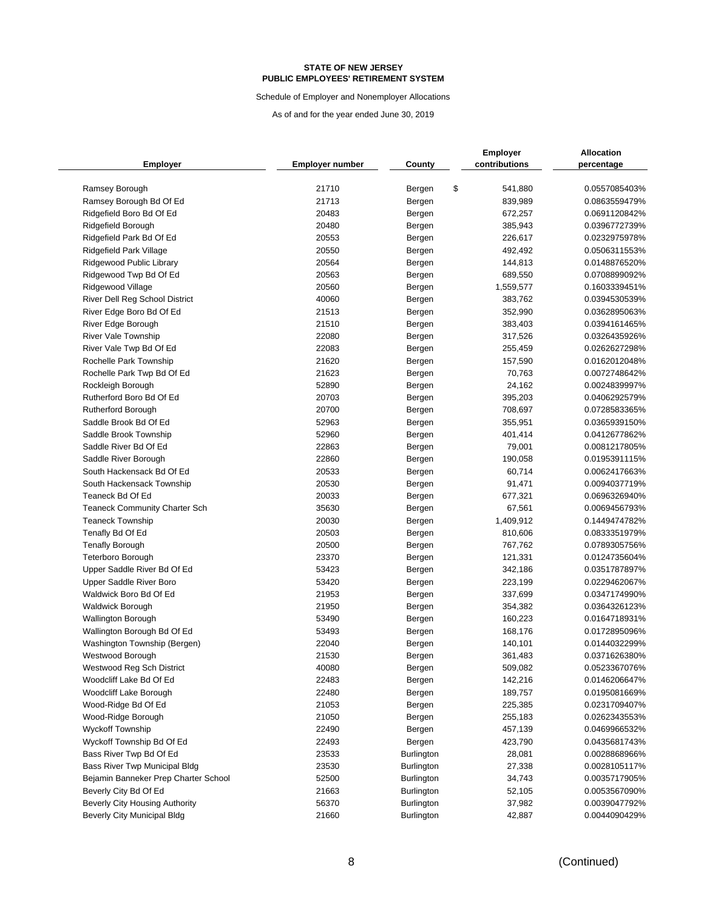**STATE OF NEW JERSEY**
**PUBLIC EMPLOYEES' RETIREMENT SYSTEM**

Schedule of Employer and Nonemployer Allocations

As of and for the year ended June 30, 2019

| Employer | Employer number | County | Employer contributions | Allocation percentage |
|---|---|---|---|---|
| Ramsey Borough | 21710 | Bergen | $ 541,880 | 0.0557085403% |
| Ramsey Borough Bd Of Ed | 21713 | Bergen | 839,989 | 0.0863559479% |
| Ridgefield Boro Bd Of Ed | 20483 | Bergen | 672,257 | 0.0691120842% |
| Ridgefield Borough | 20480 | Bergen | 385,943 | 0.0396772739% |
| Ridgefield Park Bd Of Ed | 20553 | Bergen | 226,617 | 0.0232975978% |
| Ridgefield Park Village | 20550 | Bergen | 492,492 | 0.0506311553% |
| Ridgewood Public Library | 20564 | Bergen | 144,813 | 0.0148876520% |
| Ridgewood Twp Bd Of Ed | 20563 | Bergen | 689,550 | 0.0708899092% |
| Ridgewood Village | 20560 | Bergen | 1,559,577 | 0.1603339451% |
| River Dell Reg School District | 40060 | Bergen | 383,762 | 0.0394530539% |
| River Edge Boro Bd Of Ed | 21513 | Bergen | 352,990 | 0.0362895063% |
| River Edge Borough | 21510 | Bergen | 383,403 | 0.0394161465% |
| River Vale Township | 22080 | Bergen | 317,526 | 0.0326435926% |
| River Vale Twp Bd Of Ed | 22083 | Bergen | 255,459 | 0.0262627298% |
| Rochelle Park Township | 21620 | Bergen | 157,590 | 0.0162012048% |
| Rochelle Park Twp Bd Of Ed | 21623 | Bergen | 70,763 | 0.0072748642% |
| Rockleigh Borough | 52890 | Bergen | 24,162 | 0.0024839997% |
| Rutherford Boro Bd Of Ed | 20703 | Bergen | 395,203 | 0.0406292579% |
| Rutherford Borough | 20700 | Bergen | 708,697 | 0.0728583365% |
| Saddle Brook Bd Of Ed | 52963 | Bergen | 355,951 | 0.0365939150% |
| Saddle Brook Township | 52960 | Bergen | 401,414 | 0.0412677862% |
| Saddle River Bd Of Ed | 22863 | Bergen | 79,001 | 0.0081217805% |
| Saddle River Borough | 22860 | Bergen | 190,058 | 0.0195391115% |
| South Hackensack Bd Of Ed | 20533 | Bergen | 60,714 | 0.0062417663% |
| South Hackensack Township | 20530 | Bergen | 91,471 | 0.0094037719% |
| Teaneck Bd Of Ed | 20033 | Bergen | 677,321 | 0.0696326940% |
| Teaneck Community Charter Sch | 35630 | Bergen | 67,561 | 0.0069456793% |
| Teaneck Township | 20030 | Bergen | 1,409,912 | 0.1449474782% |
| Tenafly Bd Of Ed | 20503 | Bergen | 810,606 | 0.0833351979% |
| Tenafly Borough | 20500 | Bergen | 767,762 | 0.0789305756% |
| Teterboro Borough | 23370 | Bergen | 121,331 | 0.0124735604% |
| Upper Saddle River Bd Of Ed | 53423 | Bergen | 342,186 | 0.0351787897% |
| Upper Saddle River Boro | 53420 | Bergen | 223,199 | 0.0229462067% |
| Waldwick Boro Bd Of Ed | 21953 | Bergen | 337,699 | 0.0347174990% |
| Waldwick Borough | 21950 | Bergen | 354,382 | 0.0364326123% |
| Wallington Borough | 53490 | Bergen | 160,223 | 0.0164718931% |
| Wallington Borough Bd Of Ed | 53493 | Bergen | 168,176 | 0.0172895096% |
| Washington Township (Bergen) | 22040 | Bergen | 140,101 | 0.0144032299% |
| Westwood Borough | 21530 | Bergen | 361,483 | 0.0371626380% |
| Westwood Reg Sch District | 40080 | Bergen | 509,082 | 0.0523367076% |
| Woodcliff Lake Bd Of Ed | 22483 | Bergen | 142,216 | 0.0146206647% |
| Woodcliff Lake Borough | 22480 | Bergen | 189,757 | 0.0195081669% |
| Wood-Ridge Bd Of Ed | 21053 | Bergen | 225,385 | 0.0231709407% |
| Wood-Ridge Borough | 21050 | Bergen | 255,183 | 0.0262343553% |
| Wyckoff Township | 22490 | Bergen | 457,139 | 0.0469966532% |
| Wyckoff Township Bd Of Ed | 22493 | Bergen | 423,790 | 0.0435681743% |
| Bass River Twp Bd Of Ed | 23533 | Burlington | 28,081 | 0.0028868966% |
| Bass River Twp Municipal Bldg | 23530 | Burlington | 27,338 | 0.0028105117% |
| Bejamin Banneker Prep Charter School | 52500 | Burlington | 34,743 | 0.0035717905% |
| Beverly City Bd Of Ed | 21663 | Burlington | 52,105 | 0.0053567090% |
| Beverly City Housing Authority | 56370 | Burlington | 37,982 | 0.0039047792% |
| Beverly City Municipal Bldg | 21660 | Burlington | 42,887 | 0.0044090429% |

(Continued)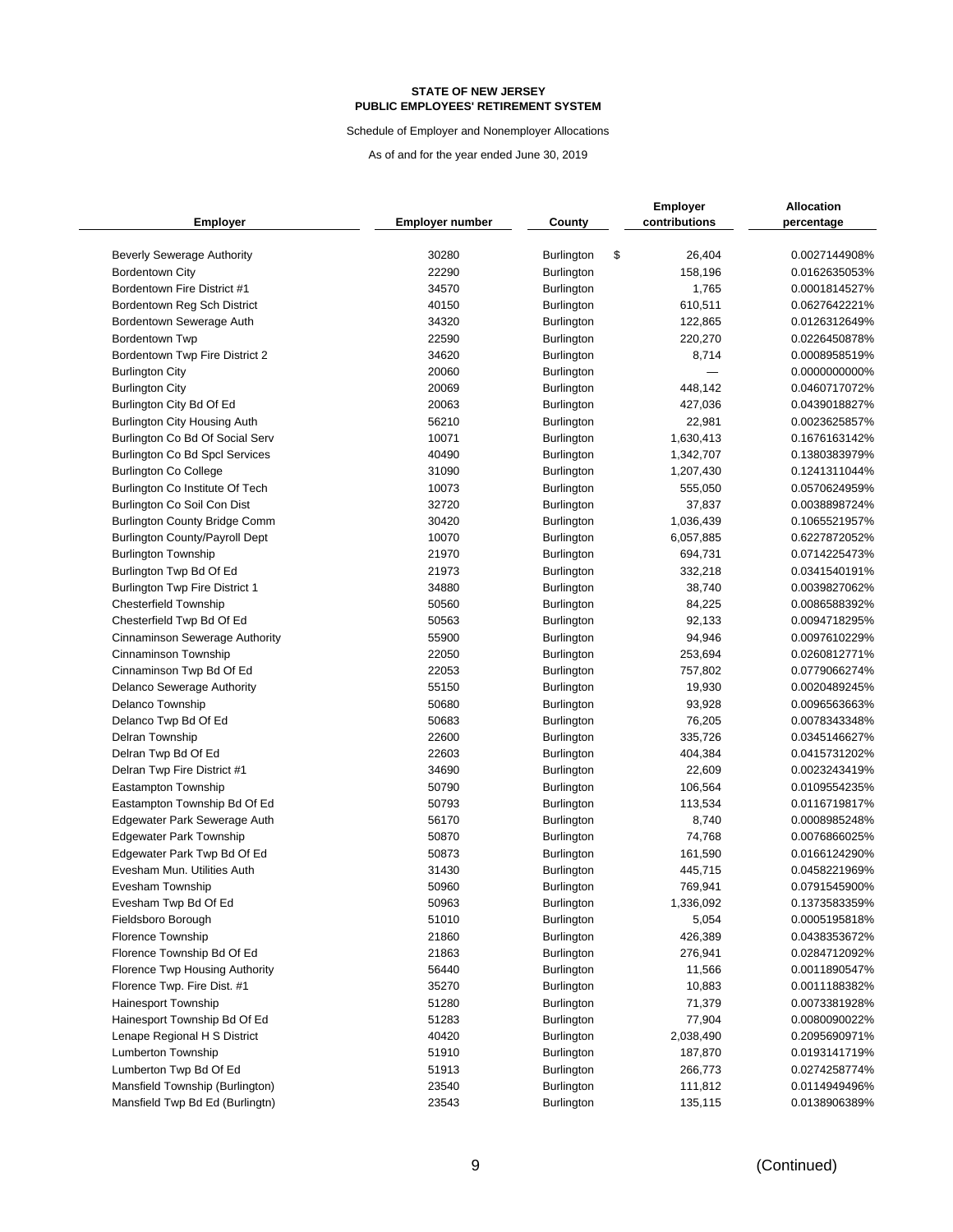**STATE OF NEW JERSEY**
**PUBLIC EMPLOYEES' RETIREMENT SYSTEM**

Schedule of Employer and Nonemployer Allocations

As of and for the year ended June 30, 2019

| Employer | Employer number | County | Employer contributions | Allocation percentage |
|---|---|---|---|---|
| Beverly Sewerage Authority | 30280 | Burlington | $ 26,404 | 0.0027144908% |
| Bordentown City | 22290 | Burlington | 158,196 | 0.0162635053% |
| Bordentown Fire District #1 | 34570 | Burlington | 1,765 | 0.0001814527% |
| Bordentown Reg Sch District | 40150 | Burlington | 610,511 | 0.0627642221% |
| Bordentown Sewerage Auth | 34320 | Burlington | 122,865 | 0.0126312649% |
| Bordentown Twp | 22590 | Burlington | 220,270 | 0.0226450878% |
| Bordentown Twp Fire District 2 | 34620 | Burlington | 8,714 | 0.0008958519% |
| Burlington City | 20060 | Burlington | — | 0.0000000000% |
| Burlington City | 20069 | Burlington | 448,142 | 0.0460717072% |
| Burlington City Bd Of Ed | 20063 | Burlington | 427,036 | 0.0439018827% |
| Burlington City Housing Auth | 56210 | Burlington | 22,981 | 0.0023625857% |
| Burlington Co Bd Of Social Serv | 10071 | Burlington | 1,630,413 | 0.1676163142% |
| Burlington Co Bd Spcl Services | 40490 | Burlington | 1,342,707 | 0.1380383979% |
| Burlington Co College | 31090 | Burlington | 1,207,430 | 0.1241311044% |
| Burlington Co Institute Of Tech | 10073 | Burlington | 555,050 | 0.0570624959% |
| Burlington Co Soil Con Dist | 32720 | Burlington | 37,837 | 0.0038898724% |
| Burlington County Bridge Comm | 30420 | Burlington | 1,036,439 | 0.1065521957% |
| Burlington County/Payroll Dept | 10070 | Burlington | 6,057,885 | 0.6227872052% |
| Burlington Township | 21970 | Burlington | 694,731 | 0.0714225473% |
| Burlington Twp Bd Of Ed | 21973 | Burlington | 332,218 | 0.0341540191% |
| Burlington Twp Fire District 1 | 34880 | Burlington | 38,740 | 0.0039827062% |
| Chesterfield Township | 50560 | Burlington | 84,225 | 0.0086588392% |
| Chesterfield Twp Bd Of Ed | 50563 | Burlington | 92,133 | 0.0094718295% |
| Cinnaminson Sewerage Authority | 55900 | Burlington | 94,946 | 0.0097610229% |
| Cinnaminson Township | 22050 | Burlington | 253,694 | 0.0260812771% |
| Cinnaminson Twp Bd Of Ed | 22053 | Burlington | 757,802 | 0.0779066274% |
| Delanco Sewerage Authority | 55150 | Burlington | 19,930 | 0.0020489245% |
| Delanco Township | 50680 | Burlington | 93,928 | 0.0096563663% |
| Delanco Twp Bd Of Ed | 50683 | Burlington | 76,205 | 0.0078343348% |
| Delran Township | 22600 | Burlington | 335,726 | 0.0345146627% |
| Delran Twp Bd Of Ed | 22603 | Burlington | 404,384 | 0.0415731202% |
| Delran Twp Fire District #1 | 34690 | Burlington | 22,609 | 0.0023243419% |
| Eastampton Township | 50790 | Burlington | 106,564 | 0.0109554235% |
| Eastampton Township Bd Of Ed | 50793 | Burlington | 113,534 | 0.0116719817% |
| Edgewater Park Sewerage Auth | 56170 | Burlington | 8,740 | 0.0008985248% |
| Edgewater Park Township | 50870 | Burlington | 74,768 | 0.0076866025% |
| Edgewater Park Twp Bd Of Ed | 50873 | Burlington | 161,590 | 0.0166124290% |
| Evesham Mun. Utilities Auth | 31430 | Burlington | 445,715 | 0.0458221969% |
| Evesham Township | 50960 | Burlington | 769,941 | 0.0791545900% |
| Evesham Twp Bd Of Ed | 50963 | Burlington | 1,336,092 | 0.1373583359% |
| Fieldsboro Borough | 51010 | Burlington | 5,054 | 0.0005195818% |
| Florence Township | 21860 | Burlington | 426,389 | 0.0438353672% |
| Florence Township Bd Of Ed | 21863 | Burlington | 276,941 | 0.0284712092% |
| Florence Twp Housing Authority | 56440 | Burlington | 11,566 | 0.0011890547% |
| Florence Twp. Fire Dist. #1 | 35270 | Burlington | 10,883 | 0.0011188382% |
| Hainesport Township | 51280 | Burlington | 71,379 | 0.0073381928% |
| Hainesport Township Bd Of Ed | 51283 | Burlington | 77,904 | 0.0080090022% |
| Lenape Regional H S District | 40420 | Burlington | 2,038,490 | 0.2095690971% |
| Lumberton Township | 51910 | Burlington | 187,870 | 0.0193141719% |
| Lumberton Twp Bd Of Ed | 51913 | Burlington | 266,773 | 0.0274258774% |
| Mansfield Township (Burlington) | 23540 | Burlington | 111,812 | 0.0114949496% |
| Mansfield Twp Bd Ed (Burlingtn) | 23543 | Burlington | 135,115 | 0.0138906389% |

(Continued)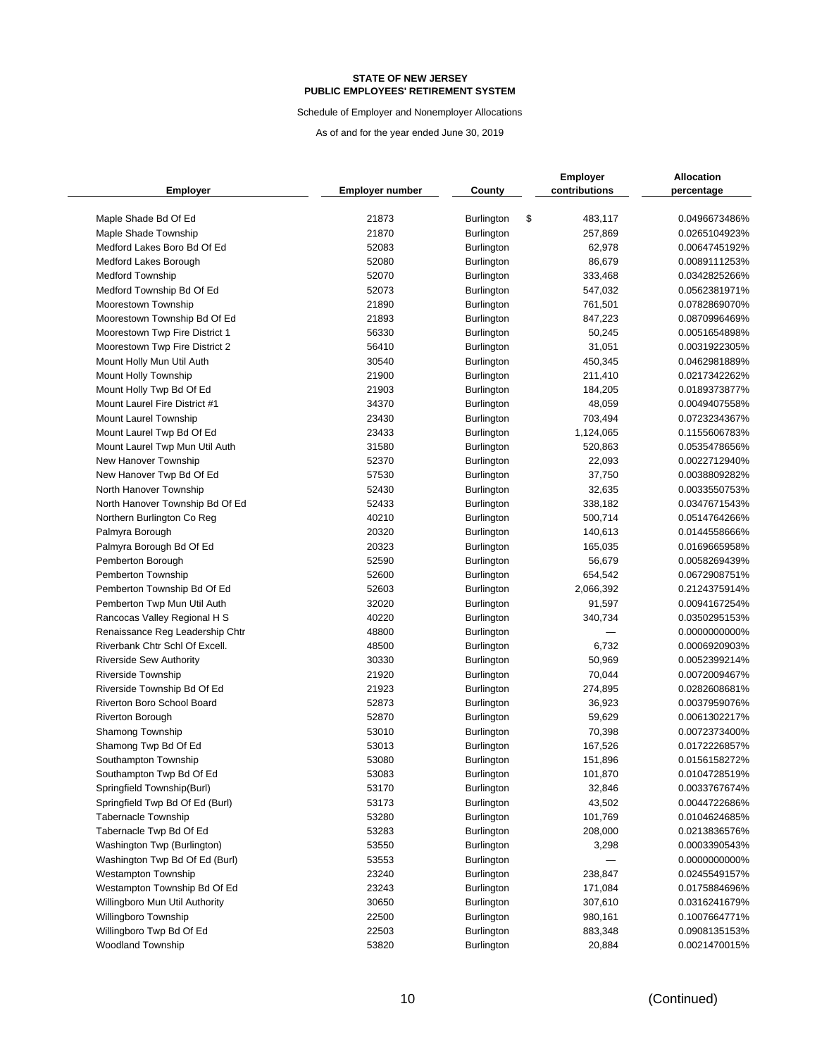**STATE OF NEW JERSEY**
**PUBLIC EMPLOYEES' RETIREMENT SYSTEM**

Schedule of Employer and Nonemployer Allocations

As of and for the year ended June 30, 2019

| Employer | Employer number | County | Employer contributions | Allocation percentage |
|---|---|---|---|---|
| Maple Shade Bd Of Ed | 21873 | Burlington | $ 483,117 | 0.0496673486% |
| Maple Shade Township | 21870 | Burlington | 257,869 | 0.0265104923% |
| Medford Lakes Boro Bd Of Ed | 52083 | Burlington | 62,978 | 0.0064745192% |
| Medford Lakes Borough | 52080 | Burlington | 86,679 | 0.0089111253% |
| Medford Township | 52070 | Burlington | 333,468 | 0.0342825266% |
| Medford Township Bd Of Ed | 52073 | Burlington | 547,032 | 0.0562381971% |
| Moorestown Township | 21890 | Burlington | 761,501 | 0.0782869070% |
| Moorestown Township Bd Of Ed | 21893 | Burlington | 847,223 | 0.0870996469% |
| Moorestown Twp Fire District 1 | 56330 | Burlington | 50,245 | 0.0051654898% |
| Moorestown Twp Fire District 2 | 56410 | Burlington | 31,051 | 0.0031922305% |
| Mount Holly Mun Util Auth | 30540 | Burlington | 450,345 | 0.0462981889% |
| Mount Holly Township | 21900 | Burlington | 211,410 | 0.0217342262% |
| Mount Holly Twp Bd Of Ed | 21903 | Burlington | 184,205 | 0.0189373877% |
| Mount Laurel Fire District #1 | 34370 | Burlington | 48,059 | 0.0049407558% |
| Mount Laurel Township | 23430 | Burlington | 703,494 | 0.0723234367% |
| Mount Laurel Twp Bd Of Ed | 23433 | Burlington | 1,124,065 | 0.1155606783% |
| Mount Laurel Twp Mun Util Auth | 31580 | Burlington | 520,863 | 0.0535478656% |
| New Hanover Township | 52370 | Burlington | 22,093 | 0.0022712940% |
| New Hanover Twp Bd Of Ed | 57530 | Burlington | 37,750 | 0.0038809282% |
| North Hanover Township | 52430 | Burlington | 32,635 | 0.0033550753% |
| North Hanover Township Bd Of Ed | 52433 | Burlington | 338,182 | 0.0347671543% |
| Northern Burlington Co Reg | 40210 | Burlington | 500,714 | 0.0514764266% |
| Palmyra Borough | 20320 | Burlington | 140,613 | 0.0144558666% |
| Palmyra Borough Bd Of Ed | 20323 | Burlington | 165,035 | 0.0169665958% |
| Pemberton Borough | 52590 | Burlington | 56,679 | 0.0058269439% |
| Pemberton Township | 52600 | Burlington | 654,542 | 0.0672908751% |
| Pemberton Township Bd Of Ed | 52603 | Burlington | 2,066,392 | 0.2124375914% |
| Pemberton Twp Mun Util Auth | 32020 | Burlington | 91,597 | 0.0094167254% |
| Rancocas Valley Regional H S | 40220 | Burlington | 340,734 | 0.0350295153% |
| Renaissance Reg Leadership Chtr | 48800 | Burlington | — | 0.0000000000% |
| Riverbank Chtr Schl Of Excell. | 48500 | Burlington | 6,732 | 0.0006920903% |
| Riverside Sew Authority | 30330 | Burlington | 50,969 | 0.0052399214% |
| Riverside Township | 21920 | Burlington | 70,044 | 0.0072009467% |
| Riverside Township Bd Of Ed | 21923 | Burlington | 274,895 | 0.0282608681% |
| Riverton Boro School Board | 52873 | Burlington | 36,923 | 0.0037959076% |
| Riverton Borough | 52870 | Burlington | 59,629 | 0.0061302217% |
| Shamong Township | 53010 | Burlington | 70,398 | 0.0072373400% |
| Shamong Twp Bd Of Ed | 53013 | Burlington | 167,526 | 0.0172226857% |
| Southampton Township | 53080 | Burlington | 151,896 | 0.0156158272% |
| Southampton Twp Bd Of Ed | 53083 | Burlington | 101,870 | 0.0104728519% |
| Springfield Township(Burl) | 53170 | Burlington | 32,846 | 0.0033767674% |
| Springfield Twp Bd Of Ed (Burl) | 53173 | Burlington | 43,502 | 0.0044722686% |
| Tabernacle Township | 53280 | Burlington | 101,769 | 0.0104624685% |
| Tabernacle Twp Bd Of Ed | 53283 | Burlington | 208,000 | 0.0213836576% |
| Washington Twp (Burlington) | 53550 | Burlington | 3,298 | 0.0003390543% |
| Washington Twp Bd Of Ed (Burl) | 53553 | Burlington | — | 0.0000000000% |
| Westampton Township | 23240 | Burlington | 238,847 | 0.0245549157% |
| Westampton Township Bd Of Ed | 23243 | Burlington | 171,084 | 0.0175884696% |
| Willingboro Mun Util Authority | 30650 | Burlington | 307,610 | 0.0316241679% |
| Willingboro Township | 22500 | Burlington | 980,161 | 0.1007664771% |
| Willingboro Twp Bd Of Ed | 22503 | Burlington | 883,348 | 0.0908135153% |
| Woodland Township | 53820 | Burlington | 20,884 | 0.0021470015% |

(Continued)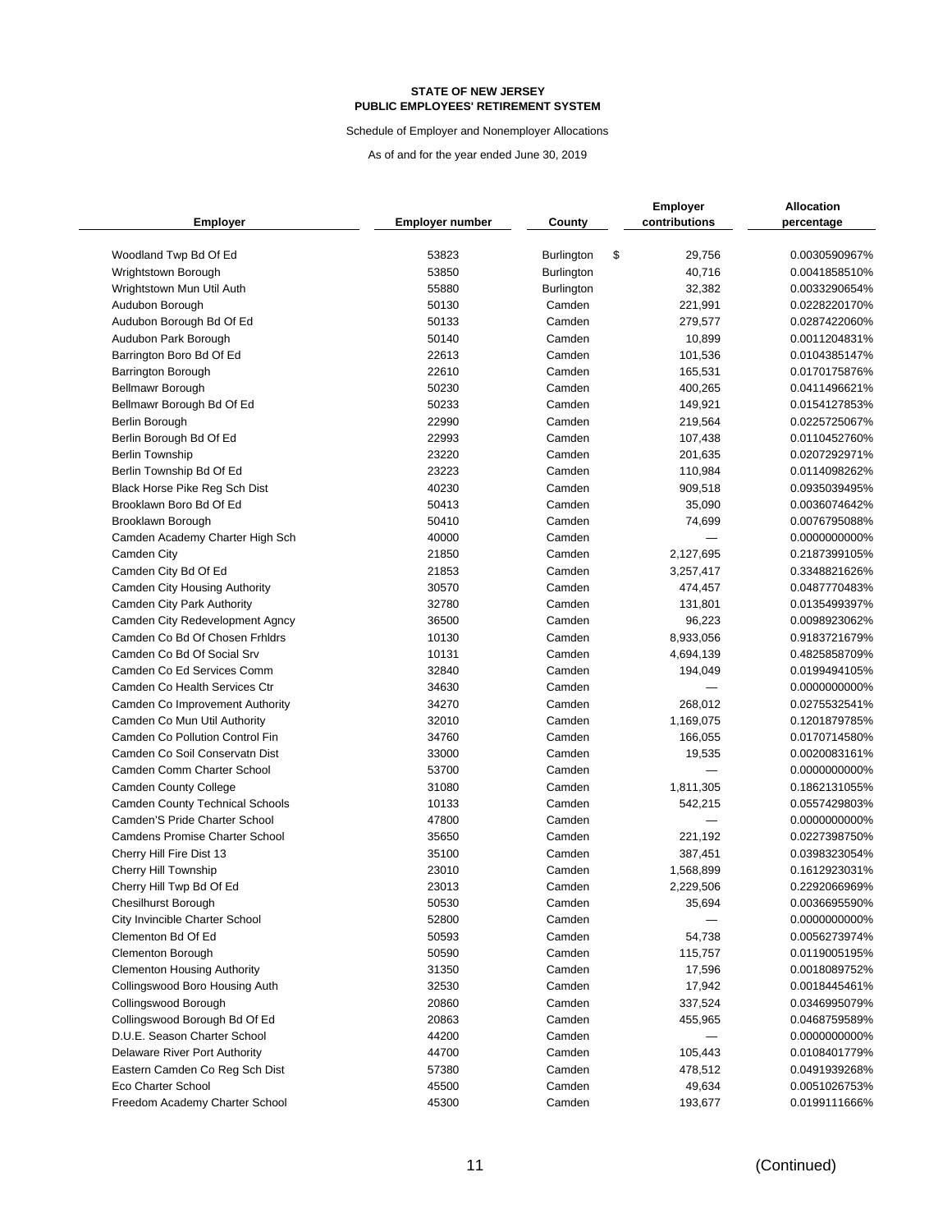**STATE OF NEW JERSEY**
**PUBLIC EMPLOYEES' RETIREMENT SYSTEM**

Schedule of Employer and Nonemployer Allocations

As of and for the year ended June 30, 2019

| Employer | Employer number | County | Employer contributions | Allocation percentage |
|---|---|---|---|---|
| Woodland Twp Bd Of Ed | 53823 | Burlington | $ 29,756 | 0.0030590967% |
| Wrightstown Borough | 53850 | Burlington | 40,716 | 0.0041858510% |
| Wrightstown Mun Util Auth | 55880 | Burlington | 32,382 | 0.0033290654% |
| Audubon Borough | 50130 | Camden | 221,991 | 0.0228220170% |
| Audubon Borough Bd Of Ed | 50133 | Camden | 279,577 | 0.0287422060% |
| Audubon Park Borough | 50140 | Camden | 10,899 | 0.0011204831% |
| Barrington Boro Bd Of Ed | 22613 | Camden | 101,536 | 0.0104385147% |
| Barrington Borough | 22610 | Camden | 165,531 | 0.0170175876% |
| Bellmawr Borough | 50230 | Camden | 400,265 | 0.0411496621% |
| Bellmawr Borough Bd Of Ed | 50233 | Camden | 149,921 | 0.0154127853% |
| Berlin Borough | 22990 | Camden | 219,564 | 0.0225725067% |
| Berlin Borough Bd Of Ed | 22993 | Camden | 107,438 | 0.0110452760% |
| Berlin Township | 23220 | Camden | 201,635 | 0.0207292971% |
| Berlin Township Bd Of Ed | 23223 | Camden | 110,984 | 0.0114098262% |
| Black Horse Pike Reg Sch Dist | 40230 | Camden | 909,518 | 0.0935039495% |
| Brooklawn Boro Bd Of Ed | 50413 | Camden | 35,090 | 0.0036074642% |
| Brooklawn Borough | 50410 | Camden | 74,699 | 0.0076795088% |
| Camden Academy Charter High Sch | 40000 | Camden | — | 0.0000000000% |
| Camden City | 21850 | Camden | 2,127,695 | 0.2187399105% |
| Camden City Bd Of Ed | 21853 | Camden | 3,257,417 | 0.3348821626% |
| Camden City Housing Authority | 30570 | Camden | 474,457 | 0.0487770483% |
| Camden City Park Authority | 32780 | Camden | 131,801 | 0.0135499397% |
| Camden City Redevelopment Agncy | 36500 | Camden | 96,223 | 0.0098923062% |
| Camden Co Bd Of Chosen Frhldrs | 10130 | Camden | 8,933,056 | 0.9183721679% |
| Camden Co Bd Of Social Srv | 10131 | Camden | 4,694,139 | 0.4825858709% |
| Camden Co Ed Services Comm | 32840 | Camden | 194,049 | 0.0199494105% |
| Camden Co Health Services Ctr | 34630 | Camden | — | 0.0000000000% |
| Camden Co Improvement Authority | 34270 | Camden | 268,012 | 0.0275532541% |
| Camden Co Mun Util Authority | 32010 | Camden | 1,169,075 | 0.1201879785% |
| Camden Co Pollution Control Fin | 34760 | Camden | 166,055 | 0.0170714580% |
| Camden Co Soil Conservatn Dist | 33000 | Camden | 19,535 | 0.0020083161% |
| Camden Comm Charter School | 53700 | Camden | — | 0.0000000000% |
| Camden County College | 31080 | Camden | 1,811,305 | 0.1862131055% |
| Camden County Technical Schools | 10133 | Camden | 542,215 | 0.0557429803% |
| Camden'S Pride Charter School | 47800 | Camden | — | 0.0000000000% |
| Camdens Promise Charter School | 35650 | Camden | 221,192 | 0.0227398750% |
| Cherry Hill Fire Dist 13 | 35100 | Camden | 387,451 | 0.0398323054% |
| Cherry Hill Township | 23010 | Camden | 1,568,899 | 0.1612923031% |
| Cherry Hill Twp Bd Of Ed | 23013 | Camden | 2,229,506 | 0.2292066969% |
| Chesilhurst Borough | 50530 | Camden | 35,694 | 0.0036695590% |
| City Invincible Charter School | 52800 | Camden | — | 0.0000000000% |
| Clementon Bd Of Ed | 50593 | Camden | 54,738 | 0.0056273974% |
| Clementon Borough | 50590 | Camden | 115,757 | 0.0119005195% |
| Clementon Housing Authority | 31350 | Camden | 17,596 | 0.0018089752% |
| Collingswood Boro Housing Auth | 32530 | Camden | 17,942 | 0.0018445461% |
| Collingswood Borough | 20860 | Camden | 337,524 | 0.0346995079% |
| Collingswood Borough Bd Of Ed | 20863 | Camden | 455,965 | 0.0468759589% |
| D.U.E. Season Charter School | 44200 | Camden | — | 0.0000000000% |
| Delaware River Port Authority | 44700 | Camden | 105,443 | 0.0108401779% |
| Eastern Camden Co Reg Sch Dist | 57380 | Camden | 478,512 | 0.0491939268% |
| Eco Charter School | 45500 | Camden | 49,634 | 0.0051026753% |
| Freedom Academy Charter School | 45300 | Camden | 193,677 | 0.0199111666% |

(Continued)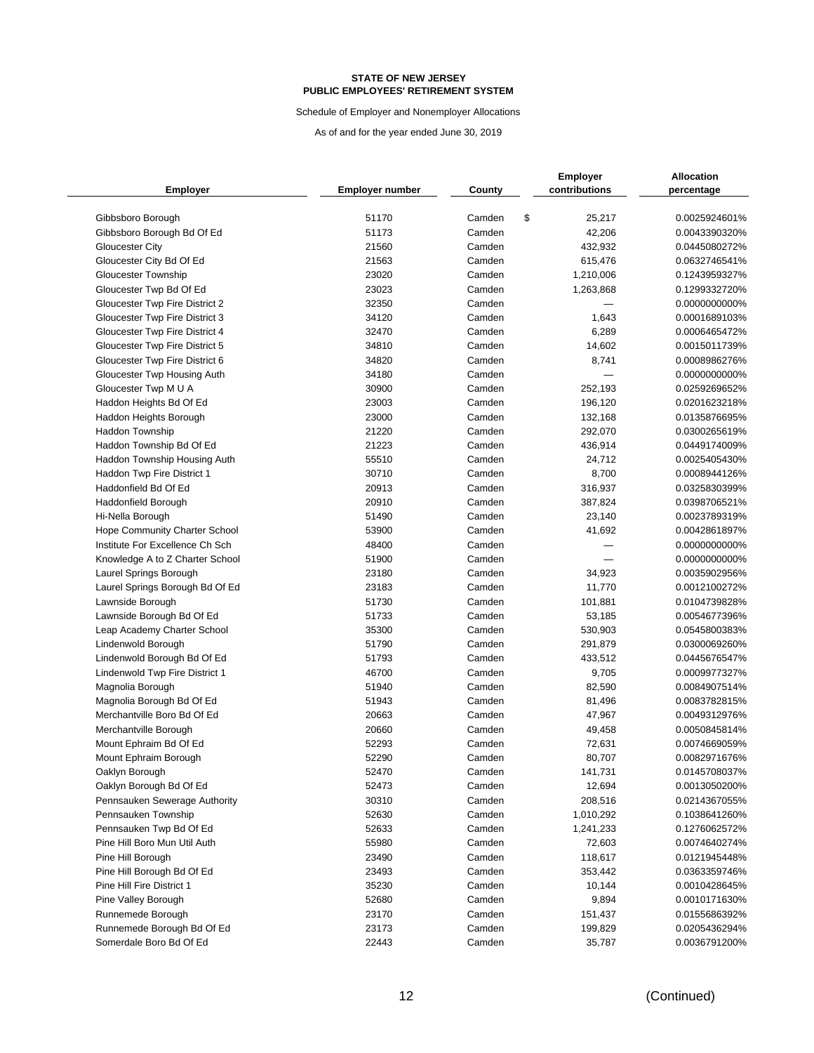**STATE OF NEW JERSEY**
**PUBLIC EMPLOYEES' RETIREMENT SYSTEM**

Schedule of Employer and Nonemployer Allocations

As of and for the year ended June 30, 2019

| Employer | Employer number | County | Employer contributions | Allocation percentage |
|---|---|---|---|---|
| Gibbsboro Borough | 51170 | Camden | $ 25,217 | 0.0025924601% |
| Gibbsboro Borough Bd Of Ed | 51173 | Camden | 42,206 | 0.0043390320% |
| Gloucester City | 21560 | Camden | 432,932 | 0.0445080272% |
| Gloucester City Bd Of Ed | 21563 | Camden | 615,476 | 0.0632746541% |
| Gloucester Township | 23020 | Camden | 1,210,006 | 0.1243959327% |
| Gloucester Twp Bd Of Ed | 23023 | Camden | 1,263,868 | 0.1299332720% |
| Gloucester Twp Fire District 2 | 32350 | Camden | — | 0.0000000000% |
| Gloucester Twp Fire District 3 | 34120 | Camden | 1,643 | 0.0001689103% |
| Gloucester Twp Fire District 4 | 32470 | Camden | 6,289 | 0.0006465472% |
| Gloucester Twp Fire District 5 | 34810 | Camden | 14,602 | 0.0015011739% |
| Gloucester Twp Fire District 6 | 34820 | Camden | 8,741 | 0.0008986276% |
| Gloucester Twp Housing Auth | 34180 | Camden | — | 0.0000000000% |
| Gloucester Twp M U A | 30900 | Camden | 252,193 | 0.0259269652% |
| Haddon Heights Bd Of Ed | 23003 | Camden | 196,120 | 0.0201623218% |
| Haddon Heights Borough | 23000 | Camden | 132,168 | 0.0135876695% |
| Haddon Township | 21220 | Camden | 292,070 | 0.0300265619% |
| Haddon Township Bd Of Ed | 21223 | Camden | 436,914 | 0.0449174009% |
| Haddon Township Housing Auth | 55510 | Camden | 24,712 | 0.0025405430% |
| Haddon Twp Fire District 1 | 30710 | Camden | 8,700 | 0.0008944126% |
| Haddonfield Bd Of Ed | 20913 | Camden | 316,937 | 0.0325830399% |
| Haddonfield Borough | 20910 | Camden | 387,824 | 0.0398706521% |
| Hi-Nella Borough | 51490 | Camden | 23,140 | 0.0023789319% |
| Hope Community Charter School | 53900 | Camden | 41,692 | 0.0042861897% |
| Institute For Excellence Ch Sch | 48400 | Camden | — | 0.0000000000% |
| Knowledge A to Z Charter School | 51900 | Camden | — | 0.0000000000% |
| Laurel Springs Borough | 23180 | Camden | 34,923 | 0.0035902956% |
| Laurel Springs Borough Bd Of Ed | 23183 | Camden | 11,770 | 0.0012100272% |
| Lawnside Borough | 51730 | Camden | 101,881 | 0.0104739828% |
| Lawnside Borough Bd Of Ed | 51733 | Camden | 53,185 | 0.0054677396% |
| Leap Academy Charter School | 35300 | Camden | 530,903 | 0.0545800383% |
| Lindenwold Borough | 51790 | Camden | 291,879 | 0.0300069260% |
| Lindenwold Borough Bd Of Ed | 51793 | Camden | 433,512 | 0.0445676547% |
| Lindenwold Twp Fire District 1 | 46700 | Camden | 9,705 | 0.0009977327% |
| Magnolia Borough | 51940 | Camden | 82,590 | 0.0084907514% |
| Magnolia Borough Bd Of Ed | 51943 | Camden | 81,496 | 0.0083782815% |
| Merchantville Boro Bd Of Ed | 20663 | Camden | 47,967 | 0.0049312976% |
| Merchantville Borough | 20660 | Camden | 49,458 | 0.0050845814% |
| Mount Ephraim Bd Of Ed | 52293 | Camden | 72,631 | 0.0074669059% |
| Mount Ephraim Borough | 52290 | Camden | 80,707 | 0.0082971676% |
| Oaklyn Borough | 52470 | Camden | 141,731 | 0.0145708037% |
| Oaklyn Borough Bd Of Ed | 52473 | Camden | 12,694 | 0.0013050200% |
| Pennsauken Sewerage Authority | 30310 | Camden | 208,516 | 0.0214367055% |
| Pennsauken Township | 52630 | Camden | 1,010,292 | 0.1038641260% |
| Pennsauken Twp Bd Of Ed | 52633 | Camden | 1,241,233 | 0.1276062572% |
| Pine Hill Boro Mun Util Auth | 55980 | Camden | 72,603 | 0.0074640274% |
| Pine Hill Borough | 23490 | Camden | 118,617 | 0.0121945448% |
| Pine Hill Borough Bd Of Ed | 23493 | Camden | 353,442 | 0.0363359746% |
| Pine Hill Fire District 1 | 35230 | Camden | 10,144 | 0.0010428645% |
| Pine Valley Borough | 52680 | Camden | 9,894 | 0.0010171630% |
| Runnemede Borough | 23170 | Camden | 151,437 | 0.0155686392% |
| Runnemede Borough Bd Of Ed | 23173 | Camden | 199,829 | 0.0205436294% |
| Somerdale Boro Bd Of Ed | 22443 | Camden | 35,787 | 0.0036791200% |

(Continued)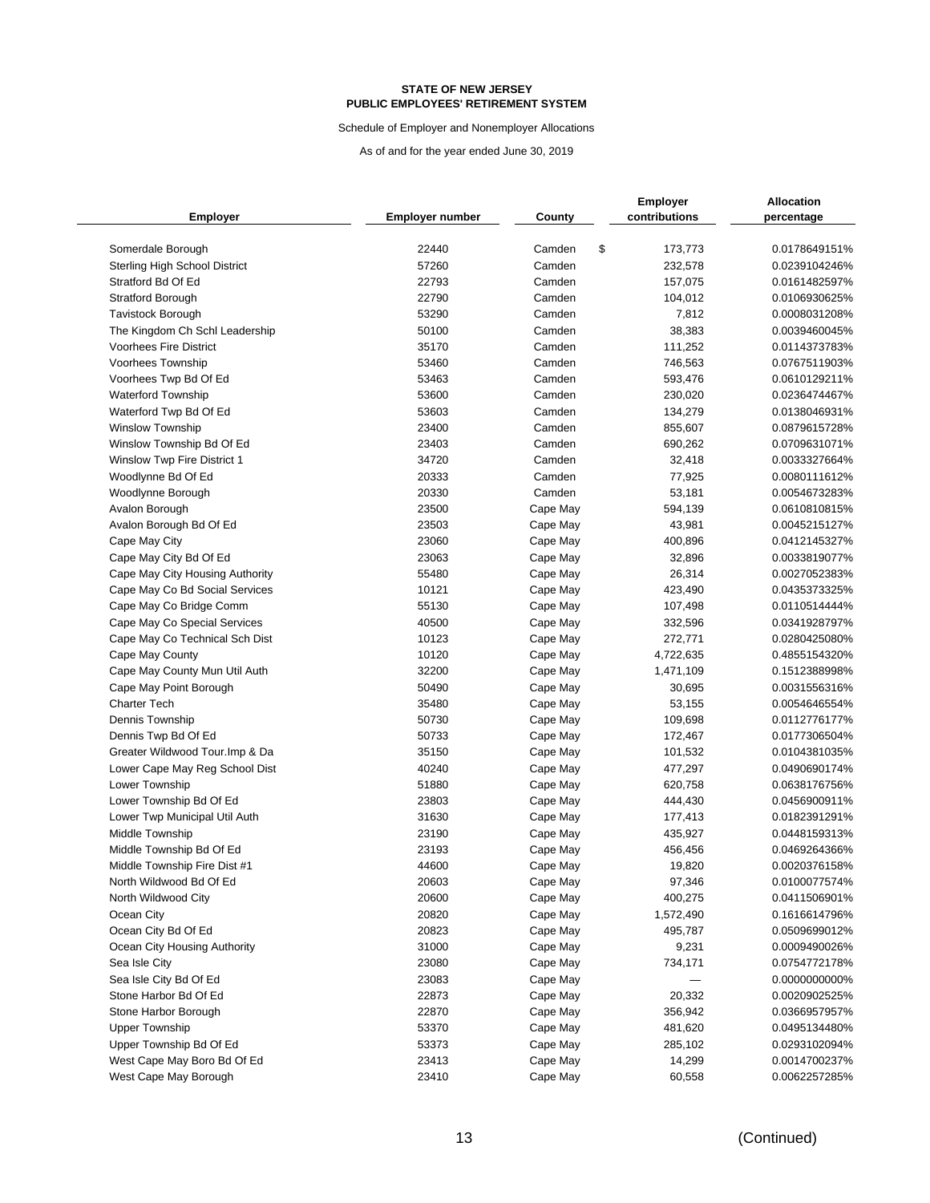**STATE OF NEW JERSEY**
**PUBLIC EMPLOYEES' RETIREMENT SYSTEM**

Schedule of Employer and Nonemployer Allocations

As of and for the year ended June 30, 2019

| Employer | Employer number | County | Employer contributions | Allocation percentage |
|---|---|---|---|---|
| Somerdale Borough | 22440 | Camden | $ 173,773 | 0.0178649151% |
| Sterling High School District | 57260 | Camden | 232,578 | 0.0239104246% |
| Stratford Bd Of Ed | 22793 | Camden | 157,075 | 0.0161482597% |
| Stratford Borough | 22790 | Camden | 104,012 | 0.0106930625% |
| Tavistock Borough | 53290 | Camden | 7,812 | 0.0008031208% |
| The Kingdom Ch Schl Leadership | 50100 | Camden | 38,383 | 0.0039460045% |
| Voorhees Fire District | 35170 | Camden | 111,252 | 0.0114373783% |
| Voorhees Township | 53460 | Camden | 746,563 | 0.0767511903% |
| Voorhees Twp Bd Of Ed | 53463 | Camden | 593,476 | 0.0610129211% |
| Waterford Township | 53600 | Camden | 230,020 | 0.0236474467% |
| Waterford Twp Bd Of Ed | 53603 | Camden | 134,279 | 0.0138046931% |
| Winslow Township | 23400 | Camden | 855,607 | 0.0879615728% |
| Winslow Township Bd Of Ed | 23403 | Camden | 690,262 | 0.0709631071% |
| Winslow Twp Fire District 1 | 34720 | Camden | 32,418 | 0.0033327664% |
| Woodlynne Bd Of Ed | 20333 | Camden | 77,925 | 0.0080111612% |
| Woodlynne Borough | 20330 | Camden | 53,181 | 0.0054673283% |
| Avalon Borough | 23500 | Cape May | 594,139 | 0.0610810815% |
| Avalon Borough Bd Of Ed | 23503 | Cape May | 43,981 | 0.0045215127% |
| Cape May City | 23060 | Cape May | 400,896 | 0.0412145327% |
| Cape May City Bd Of Ed | 23063 | Cape May | 32,896 | 0.0033819077% |
| Cape May City Housing Authority | 55480 | Cape May | 26,314 | 0.0027052383% |
| Cape May Co Bd Social Services | 10121 | Cape May | 423,490 | 0.0435373325% |
| Cape May Co Bridge Comm | 55130 | Cape May | 107,498 | 0.0110514444% |
| Cape May Co Special Services | 40500 | Cape May | 332,596 | 0.0341928797% |
| Cape May Co Technical Sch Dist | 10123 | Cape May | 272,771 | 0.0280425080% |
| Cape May County | 10120 | Cape May | 4,722,635 | 0.4855154320% |
| Cape May County Mun Util Auth | 32200 | Cape May | 1,471,109 | 0.1512388998% |
| Cape May Point Borough | 50490 | Cape May | 30,695 | 0.0031556316% |
| Charter Tech | 35480 | Cape May | 53,155 | 0.0054646554% |
| Dennis Township | 50730 | Cape May | 109,698 | 0.0112776177% |
| Dennis Twp Bd Of Ed | 50733 | Cape May | 172,467 | 0.0177306504% |
| Greater Wildwood Tour.Imp & Da | 35150 | Cape May | 101,532 | 0.0104381035% |
| Lower Cape May Reg School Dist | 40240 | Cape May | 477,297 | 0.0490690174% |
| Lower Township | 51880 | Cape May | 620,758 | 0.0638176756% |
| Lower Township Bd Of Ed | 23803 | Cape May | 444,430 | 0.0456900911% |
| Lower Twp Municipal Util Auth | 31630 | Cape May | 177,413 | 0.0182391291% |
| Middle Township | 23190 | Cape May | 435,927 | 0.0448159313% |
| Middle Township Bd Of Ed | 23193 | Cape May | 456,456 | 0.0469264366% |
| Middle Township Fire Dist #1 | 44600 | Cape May | 19,820 | 0.0020376158% |
| North Wildwood Bd Of Ed | 20603 | Cape May | 97,346 | 0.0100077574% |
| North Wildwood City | 20600 | Cape May | 400,275 | 0.0411506901% |
| Ocean City | 20820 | Cape May | 1,572,490 | 0.1616614796% |
| Ocean City Bd Of Ed | 20823 | Cape May | 495,787 | 0.0509699012% |
| Ocean City Housing Authority | 31000 | Cape May | 9,231 | 0.0009490026% |
| Sea Isle City | 23080 | Cape May | 734,171 | 0.0754772178% |
| Sea Isle City Bd Of Ed | 23083 | Cape May | — | 0.0000000000% |
| Stone Harbor Bd Of Ed | 22873 | Cape May | 20,332 | 0.0020902525% |
| Stone Harbor Borough | 22870 | Cape May | 356,942 | 0.0366957957% |
| Upper Township | 53370 | Cape May | 481,620 | 0.0495134480% |
| Upper Township Bd Of Ed | 53373 | Cape May | 285,102 | 0.0293102094% |
| West Cape May Boro Bd Of Ed | 23413 | Cape May | 14,299 | 0.0014700237% |
| West Cape May Borough | 23410 | Cape May | 60,558 | 0.0062257285% |

(Continued)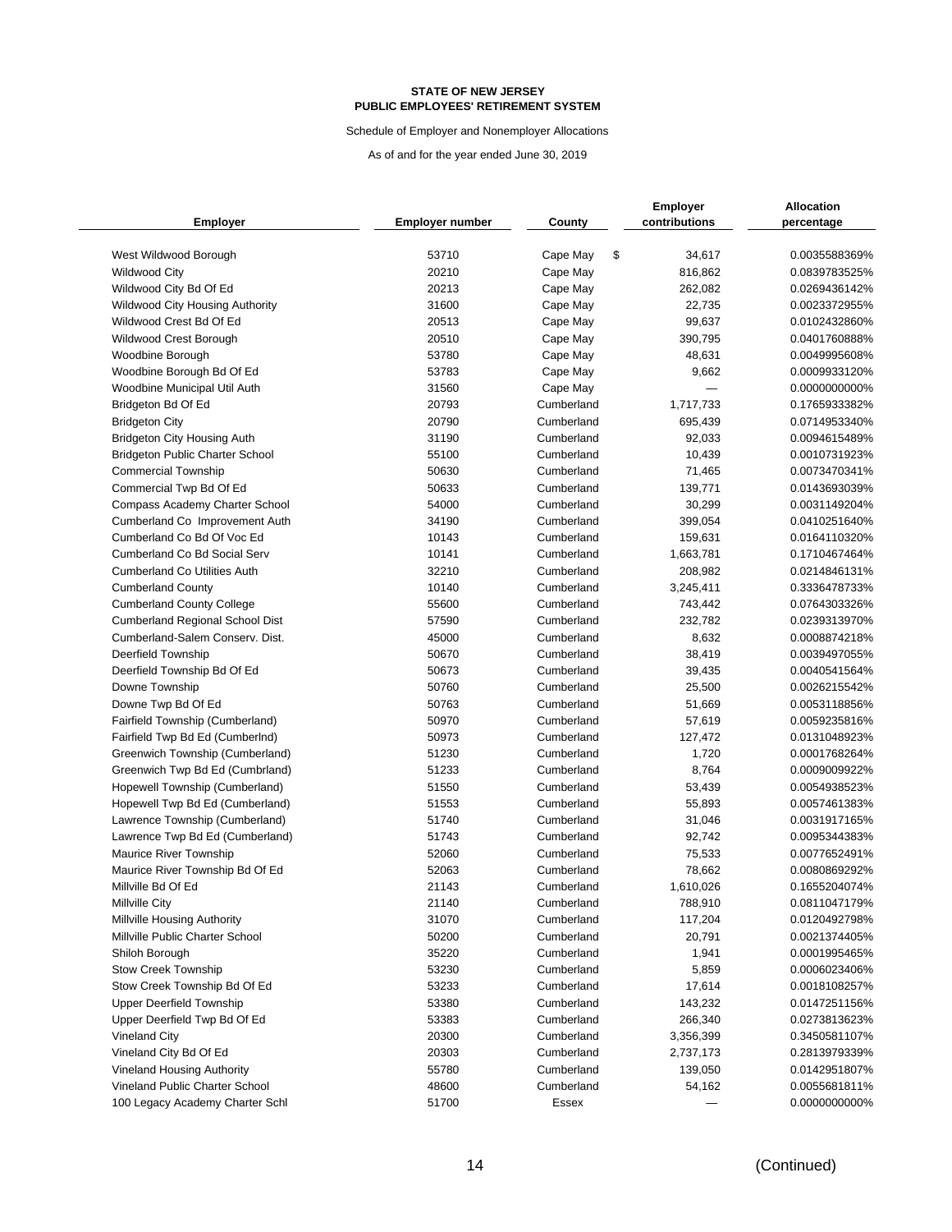**STATE OF NEW JERSEY**
**PUBLIC EMPLOYEES' RETIREMENT SYSTEM**

Schedule of Employer and Nonemployer Allocations

As of and for the year ended June 30, 2019

| Employer | Employer number | County | Employer contributions | Allocation percentage |
|---|---|---|---|---|
| West Wildwood Borough | 53710 | Cape May | $ 34,617 | 0.0035588369% |
| Wildwood City | 20210 | Cape May | 816,862 | 0.0839783525% |
| Wildwood City Bd Of Ed | 20213 | Cape May | 262,082 | 0.0269436142% |
| Wildwood City Housing Authority | 31600 | Cape May | 22,735 | 0.0023372955% |
| Wildwood Crest Bd Of Ed | 20513 | Cape May | 99,637 | 0.0102432860% |
| Wildwood Crest Borough | 20510 | Cape May | 390,795 | 0.0401760888% |
| Woodbine Borough | 53780 | Cape May | 48,631 | 0.0049995608% |
| Woodbine Borough Bd Of Ed | 53783 | Cape May | 9,662 | 0.0009933120% |
| Woodbine Municipal Util Auth | 31560 | Cape May | — | 0.0000000000% |
| Bridgeton Bd Of Ed | 20793 | Cumberland | 1,717,733 | 0.1765933382% |
| Bridgeton City | 20790 | Cumberland | 695,439 | 0.0714953340% |
| Bridgeton City Housing Auth | 31190 | Cumberland | 92,033 | 0.0094615489% |
| Bridgeton Public Charter School | 55100 | Cumberland | 10,439 | 0.0010731923% |
| Commercial Township | 50630 | Cumberland | 71,465 | 0.0073470341% |
| Commercial Twp Bd Of Ed | 50633 | Cumberland | 139,771 | 0.0143693039% |
| Compass Academy Charter School | 54000 | Cumberland | 30,299 | 0.0031149204% |
| Cumberland Co Improvement Auth | 34190 | Cumberland | 399,054 | 0.0410251640% |
| Cumberland Co Bd Of Voc Ed | 10143 | Cumberland | 159,631 | 0.0164110320% |
| Cumberland Co Bd Social Serv | 10141 | Cumberland | 1,663,781 | 0.1710467464% |
| Cumberland Co Utilities Auth | 32210 | Cumberland | 208,982 | 0.0214846131% |
| Cumberland County | 10140 | Cumberland | 3,245,411 | 0.3336478733% |
| Cumberland County College | 55600 | Cumberland | 743,442 | 0.0764303326% |
| Cumberland Regional School Dist | 57590 | Cumberland | 232,782 | 0.0239313970% |
| Cumberland-Salem Conserv. Dist. | 45000 | Cumberland | 8,632 | 0.0008874218% |
| Deerfield Township | 50670 | Cumberland | 38,419 | 0.0039497055% |
| Deerfield Township Bd Of Ed | 50673 | Cumberland | 39,435 | 0.0040541564% |
| Downe Township | 50760 | Cumberland | 25,500 | 0.0026215542% |
| Downe Twp Bd Of Ed | 50763 | Cumberland | 51,669 | 0.0053118856% |
| Fairfield Township (Cumberland) | 50970 | Cumberland | 57,619 | 0.0059235816% |
| Fairfield Twp Bd Ed (Cumberlnd) | 50973 | Cumberland | 127,472 | 0.0131048923% |
| Greenwich Township (Cumberland) | 51230 | Cumberland | 1,720 | 0.0001768264% |
| Greenwich Twp Bd Ed (Cumbrland) | 51233 | Cumberland | 8,764 | 0.0009009922% |
| Hopewell Township (Cumberland) | 51550 | Cumberland | 53,439 | 0.0054938523% |
| Hopewell Twp Bd Ed (Cumberland) | 51553 | Cumberland | 55,893 | 0.0057461383% |
| Lawrence Township (Cumberland) | 51740 | Cumberland | 31,046 | 0.0031917165% |
| Lawrence Twp Bd Ed (Cumberland) | 51743 | Cumberland | 92,742 | 0.0095344383% |
| Maurice River Township | 52060 | Cumberland | 75,533 | 0.0077652491% |
| Maurice River Township Bd Of Ed | 52063 | Cumberland | 78,662 | 0.0080869292% |
| Millville Bd Of Ed | 21143 | Cumberland | 1,610,026 | 0.1655204074% |
| Millville City | 21140 | Cumberland | 788,910 | 0.0811047179% |
| Millville Housing Authority | 31070 | Cumberland | 117,204 | 0.0120492798% |
| Millville Public Charter School | 50200 | Cumberland | 20,791 | 0.0021374405% |
| Shiloh Borough | 35220 | Cumberland | 1,941 | 0.0001995465% |
| Stow Creek Township | 53230 | Cumberland | 5,859 | 0.0006023406% |
| Stow Creek Township Bd Of Ed | 53233 | Cumberland | 17,614 | 0.0018108257% |
| Upper Deerfield Township | 53380 | Cumberland | 143,232 | 0.0147251156% |
| Upper Deerfield Twp Bd Of Ed | 53383 | Cumberland | 266,340 | 0.0273813623% |
| Vineland City | 20300 | Cumberland | 3,356,399 | 0.3450581107% |
| Vineland City Bd Of Ed | 20303 | Cumberland | 2,737,173 | 0.2813979339% |
| Vineland Housing Authority | 55780 | Cumberland | 139,050 | 0.0142951807% |
| Vineland Public Charter School | 48600 | Cumberland | 54,162 | 0.0055681811% |
| 100 Legacy Academy Charter Schl | 51700 | Essex | — | 0.0000000000% |

(Continued)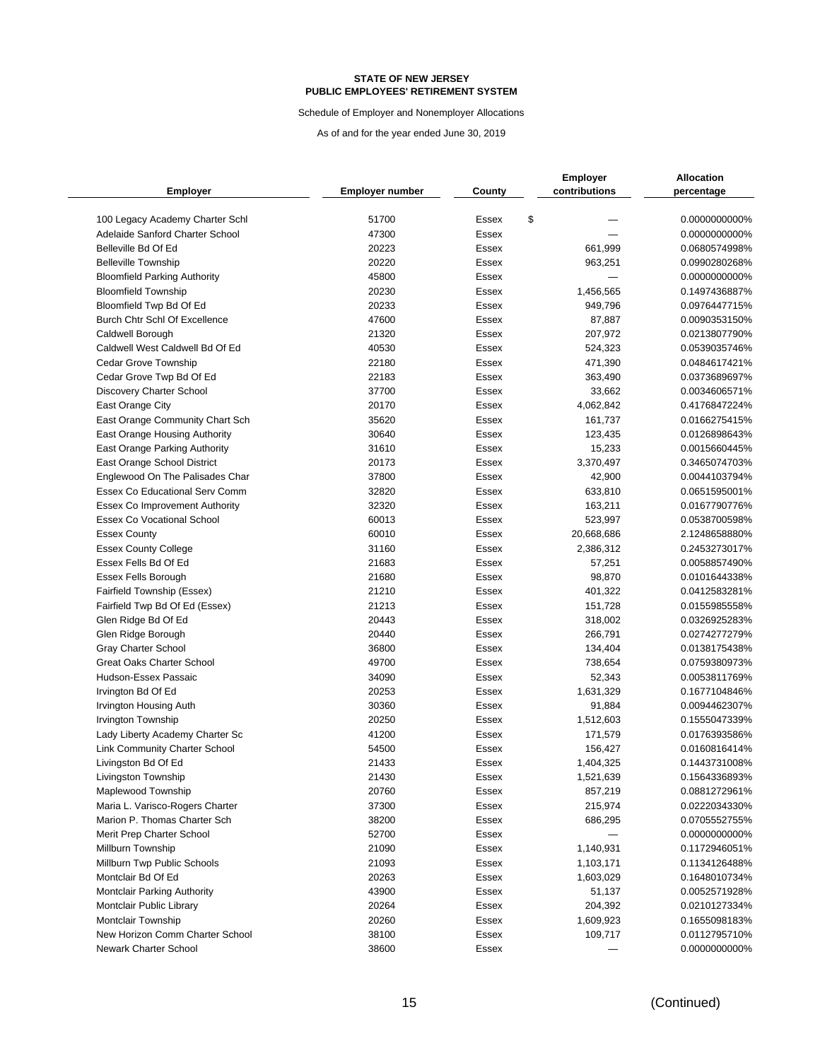**STATE OF NEW JERSEY**
**PUBLIC EMPLOYEES' RETIREMENT SYSTEM**

Schedule of Employer and Nonemployer Allocations

As of and for the year ended June 30, 2019

| Employer | Employer number | County | Employer contributions | Allocation percentage |
|---|---|---|---|---|
| 100 Legacy Academy Charter Schl | 51700 | Essex | $ — | 0.0000000000% |
| Adelaide Sanford Charter School | 47300 | Essex | — | 0.0000000000% |
| Belleville Bd Of Ed | 20223 | Essex | 661,999 | 0.0680574998% |
| Belleville Township | 20220 | Essex | 963,251 | 0.0990280268% |
| Bloomfield Parking Authority | 45800 | Essex | — | 0.0000000000% |
| Bloomfield Township | 20230 | Essex | 1,456,565 | 0.1497436887% |
| Bloomfield Twp Bd Of Ed | 20233 | Essex | 949,796 | 0.0976447715% |
| Burch Chtr Schl Of Excellence | 47600 | Essex | 87,887 | 0.0090353150% |
| Caldwell Borough | 21320 | Essex | 207,972 | 0.0213807790% |
| Caldwell West Caldwell Bd Of Ed | 40530 | Essex | 524,323 | 0.0539035746% |
| Cedar Grove Township | 22180 | Essex | 471,390 | 0.0484617421% |
| Cedar Grove Twp Bd Of Ed | 22183 | Essex | 363,490 | 0.0373689697% |
| Discovery Charter School | 37700 | Essex | 33,662 | 0.0034606571% |
| East Orange City | 20170 | Essex | 4,062,842 | 0.4176847224% |
| East Orange Community Chart Sch | 35620 | Essex | 161,737 | 0.0166275415% |
| East Orange Housing Authority | 30640 | Essex | 123,435 | 0.0126898643% |
| East Orange Parking Authority | 31610 | Essex | 15,233 | 0.0015660445% |
| East Orange School District | 20173 | Essex | 3,370,497 | 0.3465074703% |
| Englewood On The Palisades Char | 37800 | Essex | 42,900 | 0.0044103794% |
| Essex Co Educational Serv Comm | 32820 | Essex | 633,810 | 0.0651595001% |
| Essex Co Improvement Authority | 32320 | Essex | 163,211 | 0.0167790776% |
| Essex Co Vocational School | 60013 | Essex | 523,997 | 0.0538700598% |
| Essex County | 60010 | Essex | 20,668,686 | 2.1248658880% |
| Essex County College | 31160 | Essex | 2,386,312 | 0.2453273017% |
| Essex Fells Bd Of Ed | 21683 | Essex | 57,251 | 0.0058857490% |
| Essex Fells Borough | 21680 | Essex | 98,870 | 0.0101644338% |
| Fairfield Township (Essex) | 21210 | Essex | 401,322 | 0.0412583281% |
| Fairfield Twp Bd Of Ed (Essex) | 21213 | Essex | 151,728 | 0.0155985558% |
| Glen Ridge Bd Of Ed | 20443 | Essex | 318,002 | 0.0326925283% |
| Glen Ridge Borough | 20440 | Essex | 266,791 | 0.0274277279% |
| Gray Charter School | 36800 | Essex | 134,404 | 0.0138175438% |
| Great Oaks Charter School | 49700 | Essex | 738,654 | 0.0759380973% |
| Hudson-Essex Passaic | 34090 | Essex | 52,343 | 0.0053811769% |
| Irvington Bd Of Ed | 20253 | Essex | 1,631,329 | 0.1677104846% |
| Irvington Housing Auth | 30360 | Essex | 91,884 | 0.0094462307% |
| Irvington Township | 20250 | Essex | 1,512,603 | 0.1555047339% |
| Lady Liberty Academy Charter Sc | 41200 | Essex | 171,579 | 0.0176393586% |
| Link Community Charter School | 54500 | Essex | 156,427 | 0.0160816414% |
| Livingston Bd Of Ed | 21433 | Essex | 1,404,325 | 0.1443731008% |
| Livingston Township | 21430 | Essex | 1,521,639 | 0.1564336893% |
| Maplewood Township | 20760 | Essex | 857,219 | 0.0881272961% |
| Maria L. Varisco-Rogers Charter | 37300 | Essex | 215,974 | 0.0222034330% |
| Marion P. Thomas Charter Sch | 38200 | Essex | 686,295 | 0.0705552755% |
| Merit Prep Charter School | 52700 | Essex | — | 0.0000000000% |
| Millburn Township | 21090 | Essex | 1,140,931 | 0.1172946051% |
| Millburn Twp Public Schools | 21093 | Essex | 1,103,171 | 0.1134126488% |
| Montclair Bd Of Ed | 20263 | Essex | 1,603,029 | 0.1648010734% |
| Montclair Parking Authority | 43900 | Essex | 51,137 | 0.0052571928% |
| Montclair Public Library | 20264 | Essex | 204,392 | 0.0210127334% |
| Montclair Township | 20260 | Essex | 1,609,923 | 0.1655098183% |
| New Horizon Comm Charter School | 38100 | Essex | 109,717 | 0.0112795710% |
| Newark Charter School | 38600 | Essex | — | 0.0000000000% |

(Continued)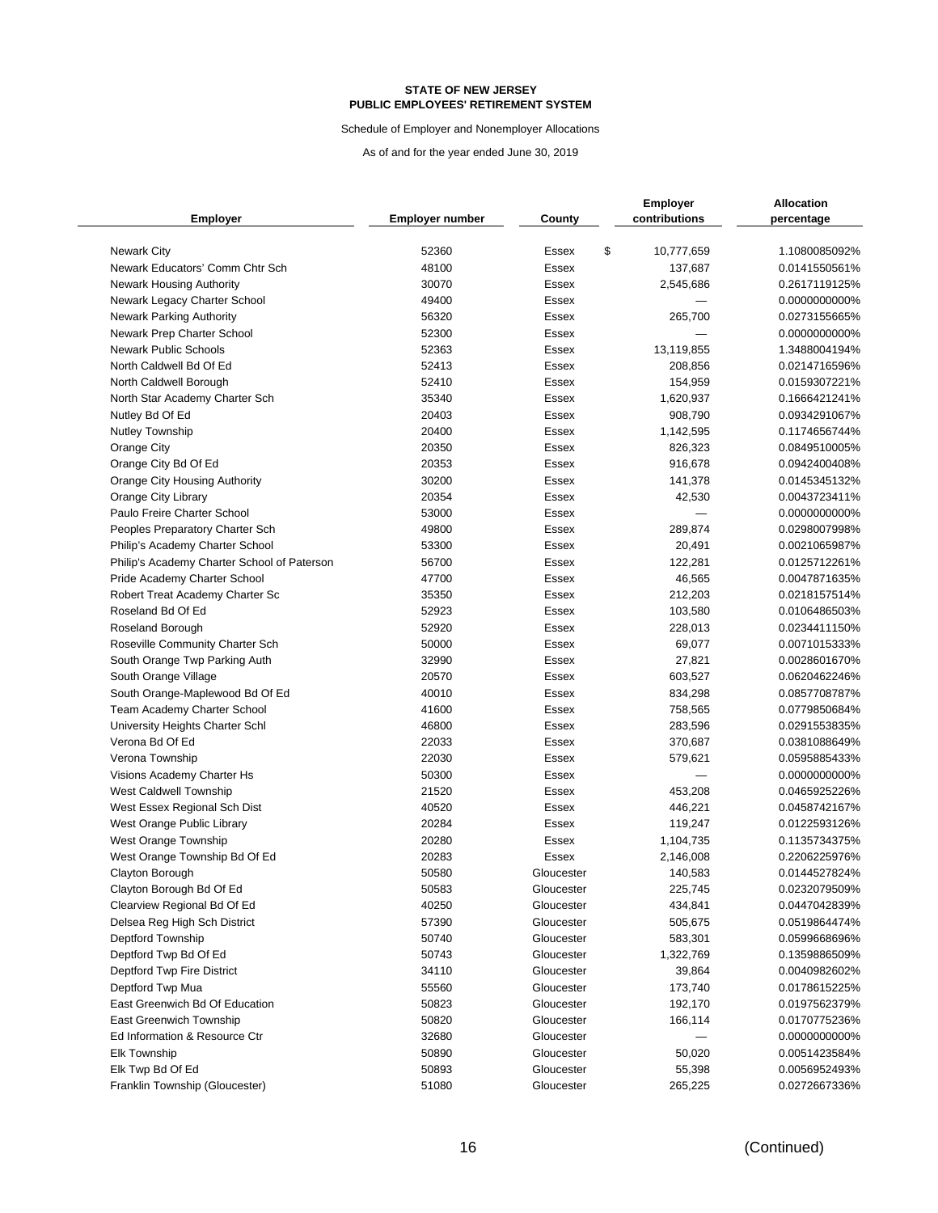**STATE OF NEW JERSEY**
**PUBLIC EMPLOYEES' RETIREMENT SYSTEM**

Schedule of Employer and Nonemployer Allocations

As of and for the year ended June 30, 2019

| Employer | Employer number | County | Employer contributions | Allocation percentage |
|---|---|---|---|---|
| Newark City | 52360 | Essex | $ 10,777,659 | 1.1080085092% |
| Newark Educators' Comm Chtr Sch | 48100 | Essex | 137,687 | 0.0141550561% |
| Newark Housing Authority | 30070 | Essex | 2,545,686 | 0.2617119125% |
| Newark Legacy Charter School | 49400 | Essex | — | 0.0000000000% |
| Newark Parking Authority | 56320 | Essex | 265,700 | 0.0273155665% |
| Newark Prep Charter School | 52300 | Essex | — | 0.0000000000% |
| Newark Public Schools | 52363 | Essex | 13,119,855 | 1.3488004194% |
| North Caldwell Bd Of Ed | 52413 | Essex | 208,856 | 0.0214716596% |
| North Caldwell Borough | 52410 | Essex | 154,959 | 0.0159307221% |
| North Star Academy Charter Sch | 35340 | Essex | 1,620,937 | 0.1666421241% |
| Nutley Bd Of Ed | 20403 | Essex | 908,790 | 0.0934291067% |
| Nutley Township | 20400 | Essex | 1,142,595 | 0.1174656744% |
| Orange City | 20350 | Essex | 826,323 | 0.0849510005% |
| Orange City Bd Of Ed | 20353 | Essex | 916,678 | 0.0942400408% |
| Orange City Housing Authority | 30200 | Essex | 141,378 | 0.0145345132% |
| Orange City Library | 20354 | Essex | 42,530 | 0.0043723411% |
| Paulo Freire Charter School | 53000 | Essex | — | 0.0000000000% |
| Peoples Preparatory Charter Sch | 49800 | Essex | 289,874 | 0.0298007998% |
| Philip's Academy Charter School | 53300 | Essex | 20,491 | 0.0021065987% |
| Philip's Academy Charter School of Paterson | 56700 | Essex | 122,281 | 0.0125712261% |
| Pride Academy Charter School | 47700 | Essex | 46,565 | 0.0047871635% |
| Robert Treat Academy Charter Sc | 35350 | Essex | 212,203 | 0.0218157514% |
| Roseland Bd Of Ed | 52923 | Essex | 103,580 | 0.0106486503% |
| Roseland Borough | 52920 | Essex | 228,013 | 0.0234411150% |
| Roseville Community Charter Sch | 50000 | Essex | 69,077 | 0.0071015333% |
| South Orange Twp Parking Auth | 32990 | Essex | 27,821 | 0.0028601670% |
| South Orange Village | 20570 | Essex | 603,527 | 0.0620462246% |
| South Orange-Maplewood Bd Of Ed | 40010 | Essex | 834,298 | 0.0857708787% |
| Team Academy Charter School | 41600 | Essex | 758,565 | 0.0779850684% |
| University Heights Charter Schl | 46800 | Essex | 283,596 | 0.0291553835% |
| Verona Bd Of Ed | 22033 | Essex | 370,687 | 0.0381088649% |
| Verona Township | 22030 | Essex | 579,621 | 0.0595885433% |
| Visions Academy Charter Hs | 50300 | Essex | — | 0.0000000000% |
| West Caldwell Township | 21520 | Essex | 453,208 | 0.0465925226% |
| West Essex Regional Sch Dist | 40520 | Essex | 446,221 | 0.0458742167% |
| West Orange Public Library | 20284 | Essex | 119,247 | 0.0122593126% |
| West Orange Township | 20280 | Essex | 1,104,735 | 0.1135734375% |
| West Orange Township Bd Of Ed | 20283 | Essex | 2,146,008 | 0.2206225976% |
| Clayton Borough | 50580 | Gloucester | 140,583 | 0.0144527824% |
| Clayton Borough Bd Of Ed | 50583 | Gloucester | 225,745 | 0.0232079509% |
| Clearview Regional Bd Of Ed | 40250 | Gloucester | 434,841 | 0.0447042839% |
| Delsea Reg High Sch District | 57390 | Gloucester | 505,675 | 0.0519864474% |
| Deptford Township | 50740 | Gloucester | 583,301 | 0.0599668696% |
| Deptford Twp Bd Of Ed | 50743 | Gloucester | 1,322,769 | 0.1359886509% |
| Deptford Twp Fire District | 34110 | Gloucester | 39,864 | 0.0040982602% |
| Deptford Twp Mua | 55560 | Gloucester | 173,740 | 0.0178615225% |
| East Greenwich Bd Of Education | 50823 | Gloucester | 192,170 | 0.0197562379% |
| East Greenwich Township | 50820 | Gloucester | 166,114 | 0.0170775236% |
| Ed Information & Resource Ctr | 32680 | Gloucester | — | 0.0000000000% |
| Elk Township | 50890 | Gloucester | 50,020 | 0.0051423584% |
| Elk Twp Bd Of Ed | 50893 | Gloucester | 55,398 | 0.0056952493% |
| Franklin Township (Gloucester) | 51080 | Gloucester | 265,225 | 0.0272667336% |

(Continued)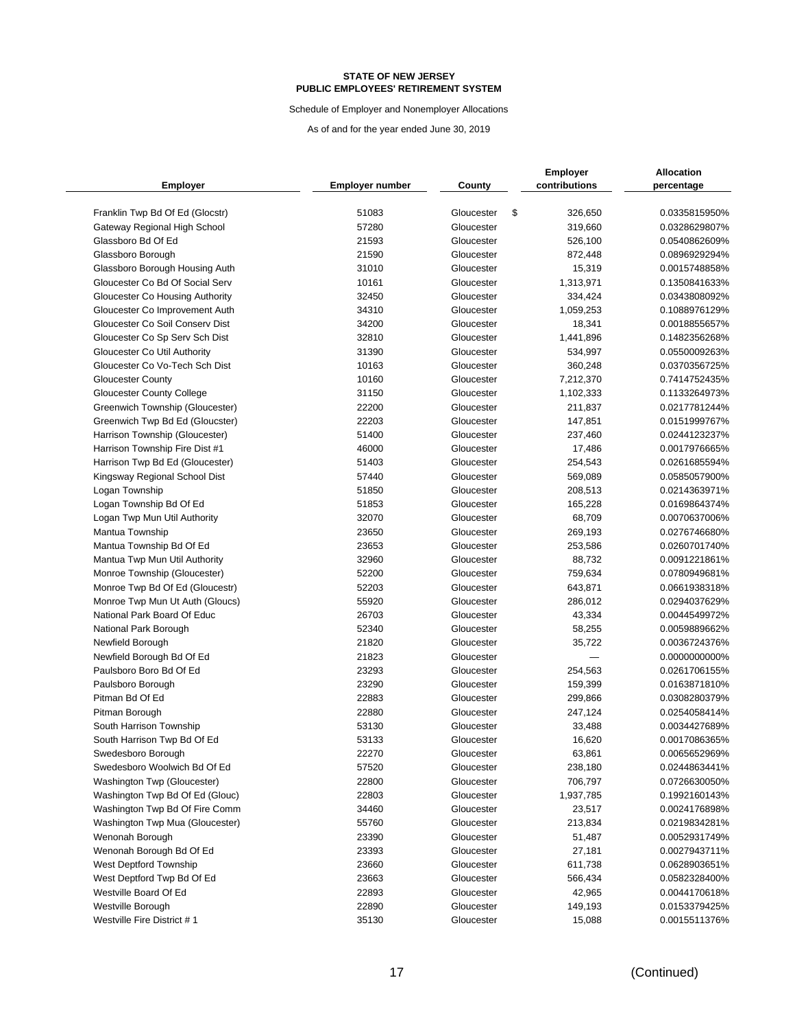**STATE OF NEW JERSEY**
**PUBLIC EMPLOYEES' RETIREMENT SYSTEM**

Schedule of Employer and Nonemployer Allocations

As of and for the year ended June 30, 2019

| Employer | Employer number | County | Employer contributions | Allocation percentage |
|---|---|---|---|---|
| Franklin Twp Bd Of Ed (Glocstr) | 51083 | Gloucester | $ 326,650 | 0.0335815950% |
| Gateway Regional High School | 57280 | Gloucester | 319,660 | 0.0328629807% |
| Glassboro Bd Of Ed | 21593 | Gloucester | 526,100 | 0.0540862609% |
| Glassboro Borough | 21590 | Gloucester | 872,448 | 0.0896929294% |
| Glassboro Borough Housing Auth | 31010 | Gloucester | 15,319 | 0.0015748858% |
| Gloucester Co Bd Of Social Serv | 10161 | Gloucester | 1,313,971 | 0.1350841633% |
| Gloucester Co Housing Authority | 32450 | Gloucester | 334,424 | 0.0343808092% |
| Gloucester Co Improvement Auth | 34310 | Gloucester | 1,059,253 | 0.1088976129% |
| Gloucester Co Soil Conserv Dist | 34200 | Gloucester | 18,341 | 0.0018855657% |
| Gloucester Co Sp Serv Sch Dist | 32810 | Gloucester | 1,441,896 | 0.1482356268% |
| Gloucester Co Util Authority | 31390 | Gloucester | 534,997 | 0.0550009263% |
| Gloucester Co Vo-Tech Sch Dist | 10163 | Gloucester | 360,248 | 0.0370356725% |
| Gloucester County | 10160 | Gloucester | 7,212,370 | 0.7414752435% |
| Gloucester County College | 31150 | Gloucester | 1,102,333 | 0.1133264973% |
| Greenwich Township (Gloucester) | 22200 | Gloucester | 211,837 | 0.0217781244% |
| Greenwich Twp Bd Ed (Gloucster) | 22203 | Gloucester | 147,851 | 0.0151999767% |
| Harrison Township (Gloucester) | 51400 | Gloucester | 237,460 | 0.0244123237% |
| Harrison Township Fire Dist #1 | 46000 | Gloucester | 17,486 | 0.0017976665% |
| Harrison Twp Bd Ed (Gloucester) | 51403 | Gloucester | 254,543 | 0.0261685594% |
| Kingsway Regional School Dist | 57440 | Gloucester | 569,089 | 0.0585057900% |
| Logan Township | 51850 | Gloucester | 208,513 | 0.0214363971% |
| Logan Township Bd Of Ed | 51853 | Gloucester | 165,228 | 0.0169864374% |
| Logan Twp Mun Util Authority | 32070 | Gloucester | 68,709 | 0.0070637006% |
| Mantua Township | 23650 | Gloucester | 269,193 | 0.0276746680% |
| Mantua Township Bd Of Ed | 23653 | Gloucester | 253,586 | 0.0260701740% |
| Mantua Twp Mun Util Authority | 32960 | Gloucester | 88,732 | 0.0091221861% |
| Monroe Township (Gloucester) | 52200 | Gloucester | 759,634 | 0.0780949681% |
| Monroe Twp Bd Of Ed (Gloucestr) | 52203 | Gloucester | 643,871 | 0.0661938318% |
| Monroe Twp Mun Ut Auth (Gloucs) | 55920 | Gloucester | 286,012 | 0.0294037629% |
| National Park Board Of Educ | 26703 | Gloucester | 43,334 | 0.0044549972% |
| National Park Borough | 52340 | Gloucester | 58,255 | 0.0059889662% |
| Newfield Borough | 21820 | Gloucester | 35,722 | 0.0036724376% |
| Newfield Borough Bd Of Ed | 21823 | Gloucester | — | 0.0000000000% |
| Paulsboro Boro Bd Of Ed | 23293 | Gloucester | 254,563 | 0.0261706155% |
| Paulsboro Borough | 23290 | Gloucester | 159,399 | 0.0163871810% |
| Pitman Bd Of Ed | 22883 | Gloucester | 299,866 | 0.0308280379% |
| Pitman Borough | 22880 | Gloucester | 247,124 | 0.0254058414% |
| South Harrison Township | 53130 | Gloucester | 33,488 | 0.0034427689% |
| South Harrison Twp Bd Of Ed | 53133 | Gloucester | 16,620 | 0.0017086365% |
| Swedesboro Borough | 22270 | Gloucester | 63,861 | 0.0065652969% |
| Swedesboro Woolwich Bd Of Ed | 57520 | Gloucester | 238,180 | 0.0244863441% |
| Washington Twp (Gloucester) | 22800 | Gloucester | 706,797 | 0.0726630050% |
| Washington Twp Bd Of Ed (Glouc) | 22803 | Gloucester | 1,937,785 | 0.1992160143% |
| Washington Twp Bd Of Fire Comm | 34460 | Gloucester | 23,517 | 0.0024176898% |
| Washington Twp Mua (Gloucester) | 55760 | Gloucester | 213,834 | 0.0219834281% |
| Wenonah Borough | 23390 | Gloucester | 51,487 | 0.0052931749% |
| Wenonah Borough Bd Of Ed | 23393 | Gloucester | 27,181 | 0.0027943711% |
| West Deptford Township | 23660 | Gloucester | 611,738 | 0.0628903651% |
| West Deptford Twp Bd Of Ed | 23663 | Gloucester | 566,434 | 0.0582328400% |
| Westville Board Of Ed | 22893 | Gloucester | 42,965 | 0.0044170618% |
| Westville Borough | 22890 | Gloucester | 149,193 | 0.0153379425% |
| Westville Fire District # 1 | 35130 | Gloucester | 15,088 | 0.0015511376% |

(Continued)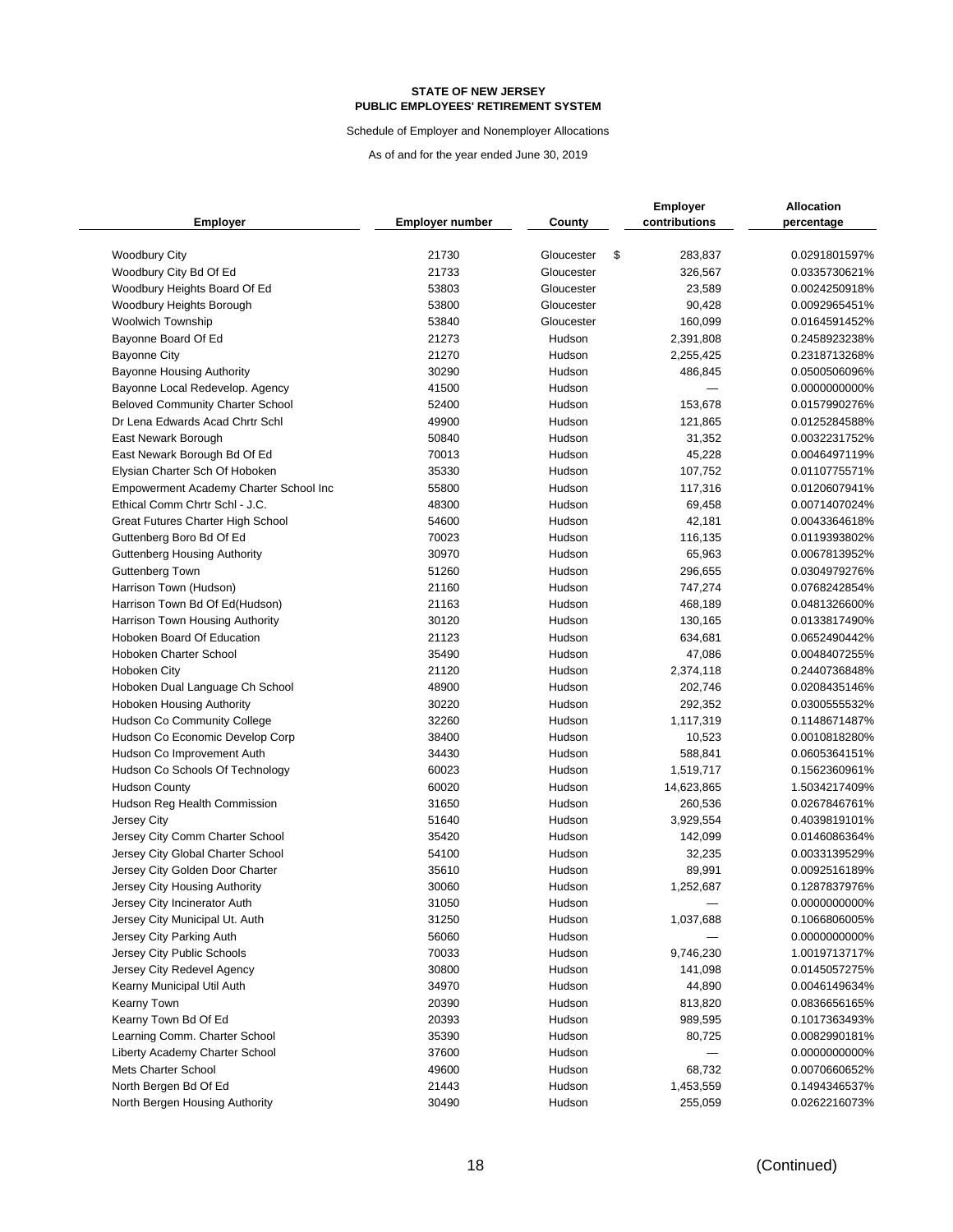**STATE OF NEW JERSEY**
**PUBLIC EMPLOYEES' RETIREMENT SYSTEM**

Schedule of Employer and Nonemployer Allocations

As of and for the year ended June 30, 2019

| Employer | Employer number | County | Employer contributions | Allocation percentage |
|---|---|---|---|---|
| Woodbury City | 21730 | Gloucester | $ 283,837 | 0.0291801597% |
| Woodbury City Bd Of Ed | 21733 | Gloucester | 326,567 | 0.0335730621% |
| Woodbury Heights Board Of Ed | 53803 | Gloucester | 23,589 | 0.0024250918% |
| Woodbury Heights Borough | 53800 | Gloucester | 90,428 | 0.0092965451% |
| Woolwich Township | 53840 | Gloucester | 160,099 | 0.0164591452% |
| Bayonne Board Of Ed | 21273 | Hudson | 2,391,808 | 0.2458923238% |
| Bayonne City | 21270 | Hudson | 2,255,425 | 0.2318713268% |
| Bayonne Housing Authority | 30290 | Hudson | 486,845 | 0.0500506096% |
| Bayonne Local Redevelop. Agency | 41500 | Hudson | — | 0.0000000000% |
| Beloved Community Charter School | 52400 | Hudson | 153,678 | 0.0157990276% |
| Dr Lena Edwards Acad Chrtr Schl | 49900 | Hudson | 121,865 | 0.0125284588% |
| East Newark Borough | 50840 | Hudson | 31,352 | 0.0032231752% |
| East Newark Borough Bd Of Ed | 70013 | Hudson | 45,228 | 0.0046497119% |
| Elysian Charter Sch Of Hoboken | 35330 | Hudson | 107,752 | 0.0110775571% |
| Empowerment Academy Charter School Inc | 55800 | Hudson | 117,316 | 0.0120607941% |
| Ethical Comm Chrtr Schl - J.C. | 48300 | Hudson | 69,458 | 0.0071407024% |
| Great Futures Charter High School | 54600 | Hudson | 42,181 | 0.0043364618% |
| Guttenberg Boro Bd Of Ed | 70023 | Hudson | 116,135 | 0.0119393802% |
| Guttenberg Housing Authority | 30970 | Hudson | 65,963 | 0.0067813952% |
| Guttenberg Town | 51260 | Hudson | 296,655 | 0.0304979276% |
| Harrison Town (Hudson) | 21160 | Hudson | 747,274 | 0.0768242854% |
| Harrison Town Bd Of Ed(Hudson) | 21163 | Hudson | 468,189 | 0.0481326600% |
| Harrison Town Housing Authority | 30120 | Hudson | 130,165 | 0.0133817490% |
| Hoboken Board Of Education | 21123 | Hudson | 634,681 | 0.0652490442% |
| Hoboken Charter School | 35490 | Hudson | 47,086 | 0.0048407255% |
| Hoboken City | 21120 | Hudson | 2,374,118 | 0.2440736848% |
| Hoboken Dual Language Ch School | 48900 | Hudson | 202,746 | 0.0208435146% |
| Hoboken Housing Authority | 30220 | Hudson | 292,352 | 0.0300555532% |
| Hudson Co Community College | 32260 | Hudson | 1,117,319 | 0.1148671487% |
| Hudson Co Economic Develop Corp | 38400 | Hudson | 10,523 | 0.0010818280% |
| Hudson Co Improvement Auth | 34430 | Hudson | 588,841 | 0.0605364151% |
| Hudson Co Schools Of Technology | 60023 | Hudson | 1,519,717 | 0.1562360961% |
| Hudson County | 60020 | Hudson | 14,623,865 | 1.5034217409% |
| Hudson Reg Health Commission | 31650 | Hudson | 260,536 | 0.0267846761% |
| Jersey City | 51640 | Hudson | 3,929,554 | 0.4039819101% |
| Jersey City Comm Charter School | 35420 | Hudson | 142,099 | 0.0146086364% |
| Jersey City Global Charter School | 54100 | Hudson | 32,235 | 0.0033139529% |
| Jersey City Golden Door Charter | 35610 | Hudson | 89,991 | 0.0092516189% |
| Jersey City Housing Authority | 30060 | Hudson | 1,252,687 | 0.1287837976% |
| Jersey City Incinerator Auth | 31050 | Hudson | — | 0.0000000000% |
| Jersey City Municipal Ut. Auth | 31250 | Hudson | 1,037,688 | 0.1066806005% |
| Jersey City Parking Auth | 56060 | Hudson | — | 0.0000000000% |
| Jersey City Public Schools | 70033 | Hudson | 9,746,230 | 1.0019713717% |
| Jersey City Redevel Agency | 30800 | Hudson | 141,098 | 0.0145057275% |
| Kearny Municipal Util Auth | 34970 | Hudson | 44,890 | 0.0046149634% |
| Kearny Town | 20390 | Hudson | 813,820 | 0.0836656165% |
| Kearny Town Bd Of Ed | 20393 | Hudson | 989,595 | 0.1017363493% |
| Learning Comm. Charter School | 35390 | Hudson | 80,725 | 0.0082990181% |
| Liberty Academy Charter School | 37600 | Hudson | — | 0.0000000000% |
| Mets Charter School | 49600 | Hudson | 68,732 | 0.0070660652% |
| North Bergen Bd Of Ed | 21443 | Hudson | 1,453,559 | 0.1494346537% |
| North Bergen Housing Authority | 30490 | Hudson | 255,059 | 0.0262216073% |

(Continued)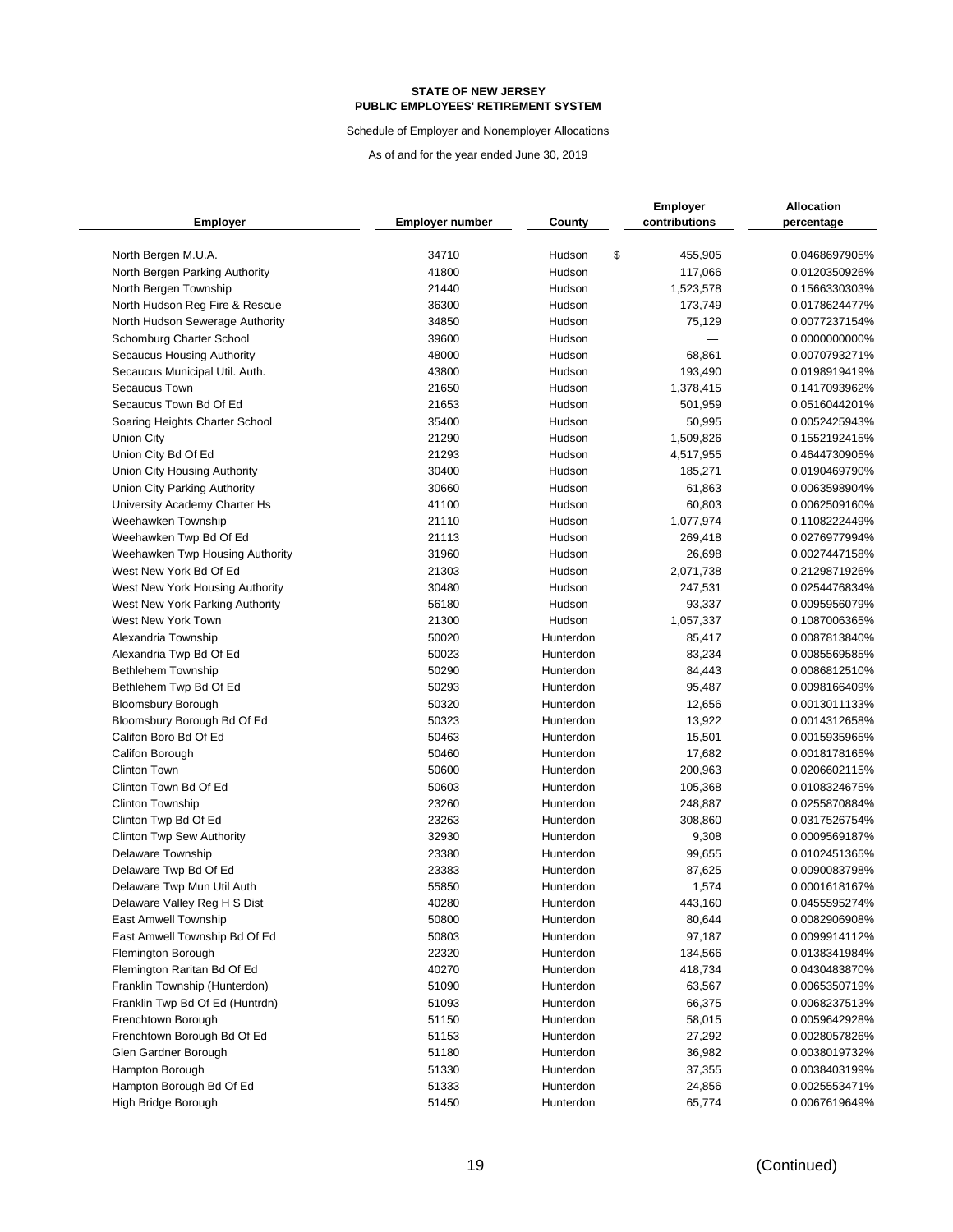**STATE OF NEW JERSEY**
**PUBLIC EMPLOYEES' RETIREMENT SYSTEM**

Schedule of Employer and Nonemployer Allocations

As of and for the year ended June 30, 2019

| Employer | Employer number | County | Employer contributions | Allocation percentage |
|---|---|---|---|---|
| North Bergen M.U.A. | 34710 | Hudson | $ 455,905 | 0.0468697905% |
| North Bergen Parking Authority | 41800 | Hudson | 117,066 | 0.0120350926% |
| North Bergen Township | 21440 | Hudson | 1,523,578 | 0.1566330303% |
| North Hudson Reg Fire & Rescue | 36300 | Hudson | 173,749 | 0.0178624477% |
| North Hudson Sewerage Authority | 34850 | Hudson | 75,129 | 0.0077237154% |
| Schomburg Charter School | 39600 | Hudson | — | 0.0000000000% |
| Secaucus Housing Authority | 48000 | Hudson | 68,861 | 0.0070793271% |
| Secaucus Municipal Util. Auth. | 43800 | Hudson | 193,490 | 0.0198919419% |
| Secaucus Town | 21650 | Hudson | 1,378,415 | 0.1417093962% |
| Secaucus Town Bd Of Ed | 21653 | Hudson | 501,959 | 0.0516044201% |
| Soaring Heights Charter School | 35400 | Hudson | 50,995 | 0.0052425943% |
| Union City | 21290 | Hudson | 1,509,826 | 0.1552192415% |
| Union City Bd Of Ed | 21293 | Hudson | 4,517,955 | 0.4644730905% |
| Union City Housing Authority | 30400 | Hudson | 185,271 | 0.0190469790% |
| Union City Parking Authority | 30660 | Hudson | 61,863 | 0.0063598904% |
| University Academy Charter Hs | 41100 | Hudson | 60,803 | 0.0062509160% |
| Weehawken Township | 21110 | Hudson | 1,077,974 | 0.1108222449% |
| Weehawken Twp Bd Of Ed | 21113 | Hudson | 269,418 | 0.0276977994% |
| Weehawken Twp Housing Authority | 31960 | Hudson | 26,698 | 0.0027447158% |
| West New York Bd Of Ed | 21303 | Hudson | 2,071,738 | 0.2129871926% |
| West New York Housing Authority | 30480 | Hudson | 247,531 | 0.0254476834% |
| West New York Parking Authority | 56180 | Hudson | 93,337 | 0.0095956079% |
| West New York Town | 21300 | Hudson | 1,057,337 | 0.1087006365% |
| Alexandria Township | 50020 | Hunterdon | 85,417 | 0.0087813840% |
| Alexandria Twp Bd Of Ed | 50023 | Hunterdon | 83,234 | 0.0085569585% |
| Bethlehem Township | 50290 | Hunterdon | 84,443 | 0.0086812510% |
| Bethlehem Twp Bd Of Ed | 50293 | Hunterdon | 95,487 | 0.0098166409% |
| Bloomsbury Borough | 50320 | Hunterdon | 12,656 | 0.0013011133% |
| Bloomsbury Borough Bd Of Ed | 50323 | Hunterdon | 13,922 | 0.0014312658% |
| Califon Boro Bd Of Ed | 50463 | Hunterdon | 15,501 | 0.0015935965% |
| Califon Borough | 50460 | Hunterdon | 17,682 | 0.0018178165% |
| Clinton Town | 50600 | Hunterdon | 200,963 | 0.0206602115% |
| Clinton Town Bd Of Ed | 50603 | Hunterdon | 105,368 | 0.0108324675% |
| Clinton Township | 23260 | Hunterdon | 248,887 | 0.0255870884% |
| Clinton Twp Bd Of Ed | 23263 | Hunterdon | 308,860 | 0.0317526754% |
| Clinton Twp Sew Authority | 32930 | Hunterdon | 9,308 | 0.0009569187% |
| Delaware Township | 23380 | Hunterdon | 99,655 | 0.0102451365% |
| Delaware Twp Bd Of Ed | 23383 | Hunterdon | 87,625 | 0.0090083798% |
| Delaware Twp Mun Util Auth | 55850 | Hunterdon | 1,574 | 0.0001618167% |
| Delaware Valley Reg H S Dist | 40280 | Hunterdon | 443,160 | 0.0455595274% |
| East Amwell Township | 50800 | Hunterdon | 80,644 | 0.0082906908% |
| East Amwell Township Bd Of Ed | 50803 | Hunterdon | 97,187 | 0.0099914112% |
| Flemington Borough | 22320 | Hunterdon | 134,566 | 0.0138341984% |
| Flemington Raritan Bd Of Ed | 40270 | Hunterdon | 418,734 | 0.0430483870% |
| Franklin Township (Hunterdon) | 51090 | Hunterdon | 63,567 | 0.0065350719% |
| Franklin Twp Bd Of Ed (Huntrdn) | 51093 | Hunterdon | 66,375 | 0.0068237513% |
| Frenchtown Borough | 51150 | Hunterdon | 58,015 | 0.0059642928% |
| Frenchtown Borough Bd Of Ed | 51153 | Hunterdon | 27,292 | 0.0028057826% |
| Glen Gardner Borough | 51180 | Hunterdon | 36,982 | 0.0038019732% |
| Hampton Borough | 51330 | Hunterdon | 37,355 | 0.0038403199% |
| Hampton Borough Bd Of Ed | 51333 | Hunterdon | 24,856 | 0.0025553471% |
| High Bridge Borough | 51450 | Hunterdon | 65,774 | 0.0067619649% |

(Continued)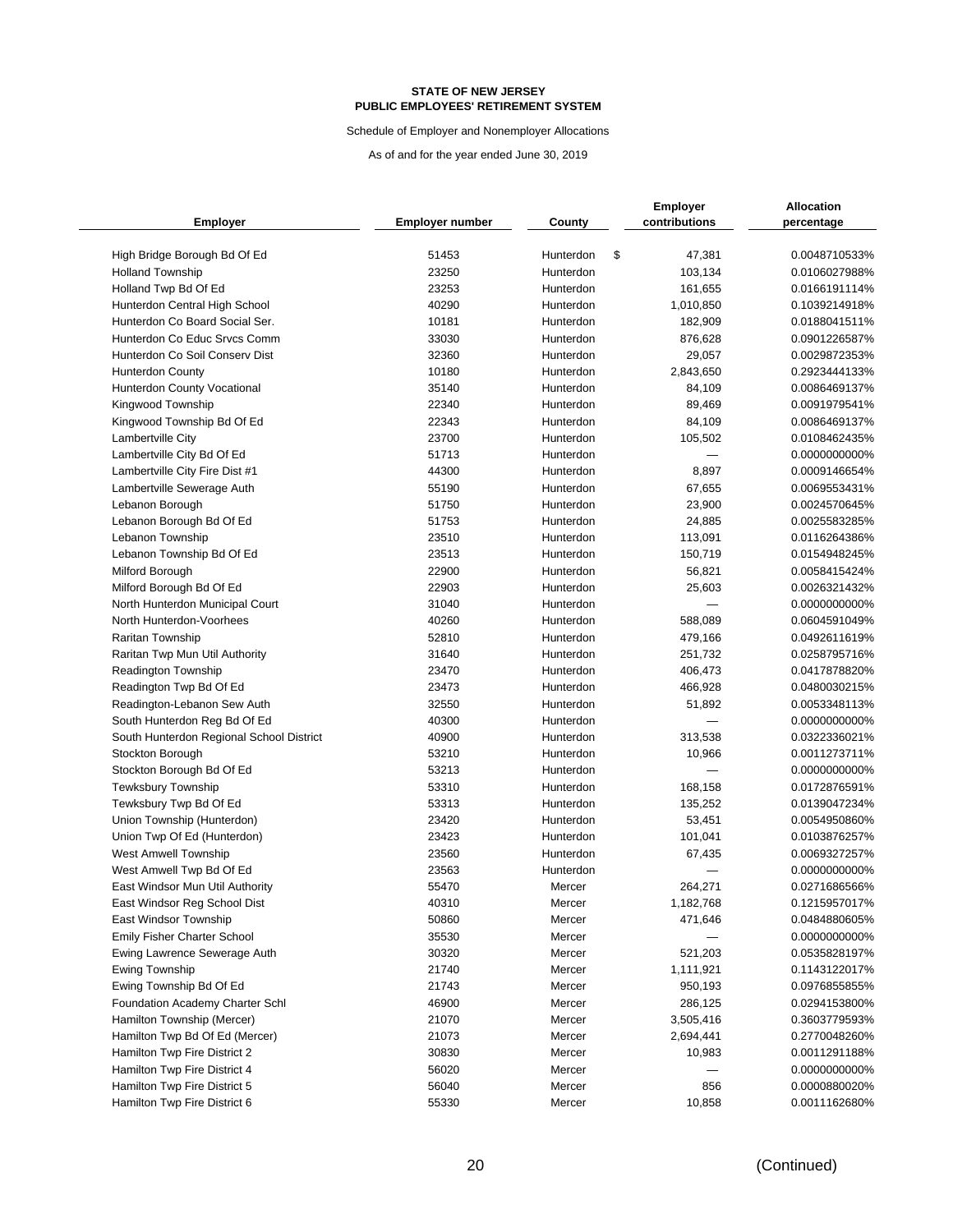**STATE OF NEW JERSEY**
**PUBLIC EMPLOYEES' RETIREMENT SYSTEM**

Schedule of Employer and Nonemployer Allocations

As of and for the year ended June 30, 2019

| Employer | Employer number | County | Employer contributions | Allocation percentage |
|---|---|---|---|---|
| High Bridge Borough Bd Of Ed | 51453 | Hunterdon | $ 47,381 | 0.0048710533% |
| Holland Township | 23250 | Hunterdon | 103,134 | 0.0106027988% |
| Holland Twp Bd Of Ed | 23253 | Hunterdon | 161,655 | 0.0166191114% |
| Hunterdon Central High School | 40290 | Hunterdon | 1,010,850 | 0.1039214918% |
| Hunterdon Co Board Social Ser. | 10181 | Hunterdon | 182,909 | 0.0188041511% |
| Hunterdon Co Educ Srvcs Comm | 33030 | Hunterdon | 876,628 | 0.0901226587% |
| Hunterdon Co Soil Conserv Dist | 32360 | Hunterdon | 29,057 | 0.0029872353% |
| Hunterdon County | 10180 | Hunterdon | 2,843,650 | 0.2923444133% |
| Hunterdon County Vocational | 35140 | Hunterdon | 84,109 | 0.0086469137% |
| Kingwood Township | 22340 | Hunterdon | 89,469 | 0.0091979541% |
| Kingwood Township Bd Of Ed | 22343 | Hunterdon | 84,109 | 0.0086469137% |
| Lambertville City | 23700 | Hunterdon | 105,502 | 0.0108462435% |
| Lambertville City Bd Of Ed | 51713 | Hunterdon | — | 0.0000000000% |
| Lambertville City Fire Dist #1 | 44300 | Hunterdon | 8,897 | 0.0009146654% |
| Lambertville Sewerage Auth | 55190 | Hunterdon | 67,655 | 0.0069553431% |
| Lebanon Borough | 51750 | Hunterdon | 23,900 | 0.0024570645% |
| Lebanon Borough Bd Of Ed | 51753 | Hunterdon | 24,885 | 0.0025583285% |
| Lebanon Township | 23510 | Hunterdon | 113,091 | 0.0116264386% |
| Lebanon Township Bd Of Ed | 23513 | Hunterdon | 150,719 | 0.0154948245% |
| Milford Borough | 22900 | Hunterdon | 56,821 | 0.0058415424% |
| Milford Borough Bd Of Ed | 22903 | Hunterdon | 25,603 | 0.0026321432% |
| North Hunterdon Municipal Court | 31040 | Hunterdon | — | 0.0000000000% |
| North Hunterdon-Voorhees | 40260 | Hunterdon | 588,089 | 0.0604591049% |
| Raritan Township | 52810 | Hunterdon | 479,166 | 0.0492611619% |
| Raritan Twp Mun Util Authority | 31640 | Hunterdon | 251,732 | 0.0258795716% |
| Readington Township | 23470 | Hunterdon | 406,473 | 0.0417878820% |
| Readington Twp Bd Of Ed | 23473 | Hunterdon | 466,928 | 0.0480030215% |
| Readington-Lebanon Sew Auth | 32550 | Hunterdon | 51,892 | 0.0053348113% |
| South Hunterdon Reg Bd Of Ed | 40300 | Hunterdon | — | 0.0000000000% |
| South Hunterdon Regional School District | 40900 | Hunterdon | 313,538 | 0.0322336021% |
| Stockton Borough | 53210 | Hunterdon | 10,966 | 0.0011273711% |
| Stockton Borough Bd Of Ed | 53213 | Hunterdon | — | 0.0000000000% |
| Tewksbury Township | 53310 | Hunterdon | 168,158 | 0.0172876591% |
| Tewksbury Twp Bd Of Ed | 53313 | Hunterdon | 135,252 | 0.0139047234% |
| Union Township (Hunterdon) | 23420 | Hunterdon | 53,451 | 0.0054950860% |
| Union Twp Of Ed (Hunterdon) | 23423 | Hunterdon | 101,041 | 0.0103876257% |
| West Amwell Township | 23560 | Hunterdon | 67,435 | 0.0069327257% |
| West Amwell Twp Bd Of Ed | 23563 | Hunterdon | — | 0.0000000000% |
| East Windsor Mun Util Authority | 55470 | Mercer | 264,271 | 0.0271686566% |
| East Windsor Reg School Dist | 40310 | Mercer | 1,182,768 | 0.1215957017% |
| East Windsor Township | 50860 | Mercer | 471,646 | 0.0484880605% |
| Emily Fisher Charter School | 35530 | Mercer | — | 0.0000000000% |
| Ewing Lawrence Sewerage Auth | 30320 | Mercer | 521,203 | 0.0535828197% |
| Ewing Township | 21740 | Mercer | 1,111,921 | 0.1143122017% |
| Ewing Township Bd Of Ed | 21743 | Mercer | 950,193 | 0.0976855855% |
| Foundation Academy Charter Schl | 46900 | Mercer | 286,125 | 0.0294153800% |
| Hamilton Township (Mercer) | 21070 | Mercer | 3,505,416 | 0.3603779593% |
| Hamilton Twp Bd Of Ed (Mercer) | 21073 | Mercer | 2,694,441 | 0.2770048260% |
| Hamilton Twp Fire District 2 | 30830 | Mercer | 10,983 | 0.0011291188% |
| Hamilton Twp Fire District 4 | 56020 | Mercer | — | 0.0000000000% |
| Hamilton Twp Fire District 5 | 56040 | Mercer | 856 | 0.0000880020% |
| Hamilton Twp Fire District 6 | 55330 | Mercer | 10,858 | 0.0011162680% |

(Continued)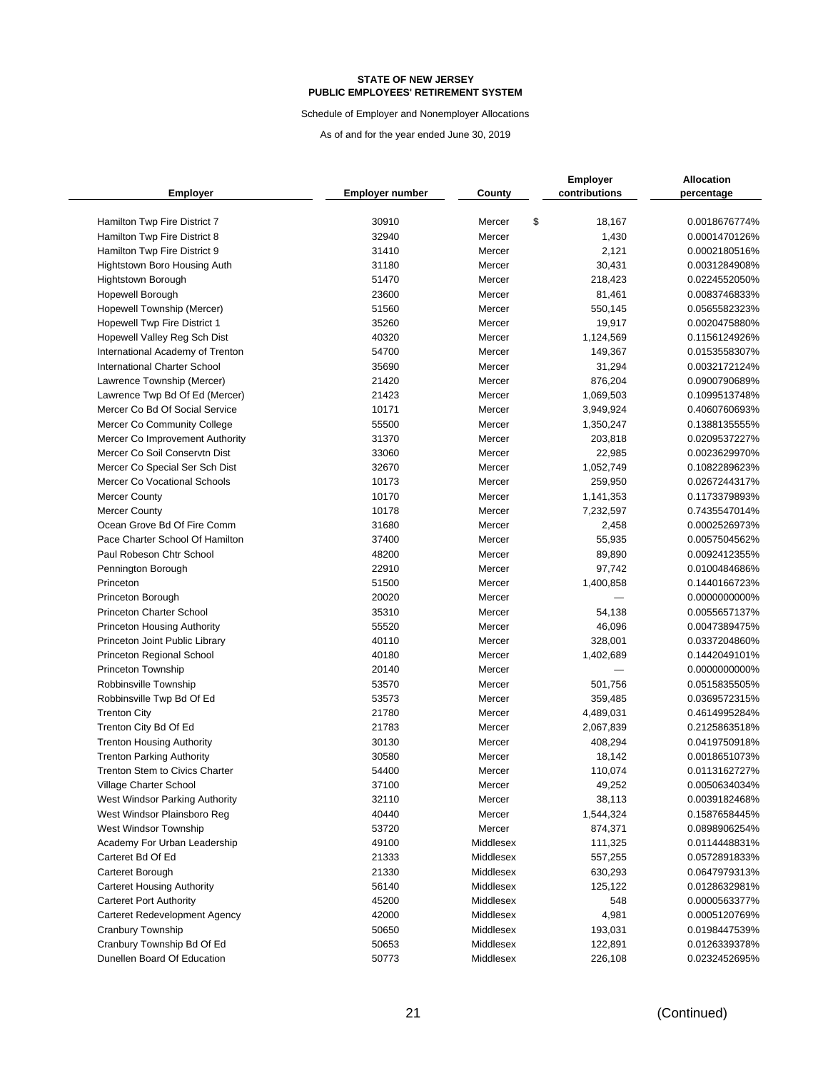**STATE OF NEW JERSEY**
**PUBLIC EMPLOYEES' RETIREMENT SYSTEM**

Schedule of Employer and Nonemployer Allocations

As of and for the year ended June 30, 2019

| Employer | Employer number | County | Employer contributions | Allocation percentage |
|---|---|---|---|---|
| Hamilton Twp Fire District 7 | 30910 | Mercer | $ 18,167 | 0.0018676774% |
| Hamilton Twp Fire District 8 | 32940 | Mercer | 1,430 | 0.0001470126% |
| Hamilton Twp Fire District 9 | 31410 | Mercer | 2,121 | 0.0002180516% |
| Hightstown Boro Housing Auth | 31180 | Mercer | 30,431 | 0.0031284908% |
| Hightstown Borough | 51470 | Mercer | 218,423 | 0.0224552050% |
| Hopewell Borough | 23600 | Mercer | 81,461 | 0.0083746833% |
| Hopewell Township (Mercer) | 51560 | Mercer | 550,145 | 0.0565582323% |
| Hopewell Twp Fire District 1 | 35260 | Mercer | 19,917 | 0.0020475880% |
| Hopewell Valley Reg Sch Dist | 40320 | Mercer | 1,124,569 | 0.1156124926% |
| International Academy of Trenton | 54700 | Mercer | 149,367 | 0.0153558307% |
| International Charter School | 35690 | Mercer | 31,294 | 0.0032172124% |
| Lawrence Township (Mercer) | 21420 | Mercer | 876,204 | 0.0900790689% |
| Lawrence Twp Bd Of Ed (Mercer) | 21423 | Mercer | 1,069,503 | 0.1099513748% |
| Mercer Co Bd Of Social Service | 10171 | Mercer | 3,949,924 | 0.4060760693% |
| Mercer Co Community College | 55500 | Mercer | 1,350,247 | 0.1388135555% |
| Mercer Co Improvement Authority | 31370 | Mercer | 203,818 | 0.0209537227% |
| Mercer Co Soil Conservtn Dist | 33060 | Mercer | 22,985 | 0.0023629970% |
| Mercer Co Special Ser Sch Dist | 32670 | Mercer | 1,052,749 | 0.1082289623% |
| Mercer Co Vocational Schools | 10173 | Mercer | 259,950 | 0.0267244317% |
| Mercer County | 10170 | Mercer | 1,141,353 | 0.1173379893% |
| Mercer County | 10178 | Mercer | 7,232,597 | 0.7435547014% |
| Ocean Grove Bd Of Fire Comm | 31680 | Mercer | 2,458 | 0.0002526973% |
| Pace Charter School Of Hamilton | 37400 | Mercer | 55,935 | 0.0057504562% |
| Paul Robeson Chtr School | 48200 | Mercer | 89,890 | 0.0092412355% |
| Pennington Borough | 22910 | Mercer | 97,742 | 0.0100484686% |
| Princeton | 51500 | Mercer | 1,400,858 | 0.1440166723% |
| Princeton Borough | 20020 | Mercer | — | 0.0000000000% |
| Princeton Charter School | 35310 | Mercer | 54,138 | 0.0055657137% |
| Princeton Housing Authority | 55520 | Mercer | 46,096 | 0.0047389475% |
| Princeton Joint Public Library | 40110 | Mercer | 328,001 | 0.0337204860% |
| Princeton Regional School | 40180 | Mercer | 1,402,689 | 0.1442049101% |
| Princeton Township | 20140 | Mercer | — | 0.0000000000% |
| Robbinsville Township | 53570 | Mercer | 501,756 | 0.0515835505% |
| Robbinsville Twp Bd Of Ed | 53573 | Mercer | 359,485 | 0.0369572315% |
| Trenton City | 21780 | Mercer | 4,489,031 | 0.4614995284% |
| Trenton City Bd Of Ed | 21783 | Mercer | 2,067,839 | 0.2125863518% |
| Trenton Housing Authority | 30130 | Mercer | 408,294 | 0.0419750918% |
| Trenton Parking Authority | 30580 | Mercer | 18,142 | 0.0018651073% |
| Trenton Stem to Civics Charter | 54400 | Mercer | 110,074 | 0.0113162727% |
| Village Charter School | 37100 | Mercer | 49,252 | 0.0050634034% |
| West Windsor Parking Authority | 32110 | Mercer | 38,113 | 0.0039182468% |
| West Windsor Plainsboro Reg | 40440 | Mercer | 1,544,324 | 0.1587658445% |
| West Windsor Township | 53720 | Mercer | 874,371 | 0.0898906254% |
| Academy For Urban Leadership | 49100 | Middlesex | 111,325 | 0.0114448831% |
| Carteret Bd Of Ed | 21333 | Middlesex | 557,255 | 0.0572891833% |
| Carteret Borough | 21330 | Middlesex | 630,293 | 0.0647979313% |
| Carteret Housing Authority | 56140 | Middlesex | 125,122 | 0.0128632981% |
| Carteret Port Authority | 45200 | Middlesex | 548 | 0.0000563377% |
| Carteret Redevelopment Agency | 42000 | Middlesex | 4,981 | 0.0005120769% |
| Cranbury Township | 50650 | Middlesex | 193,031 | 0.0198447539% |
| Cranbury Township Bd Of Ed | 50653 | Middlesex | 122,891 | 0.0126339378% |
| Dunellen Board Of Education | 50773 | Middlesex | 226,108 | 0.0232452695% |

(Continued)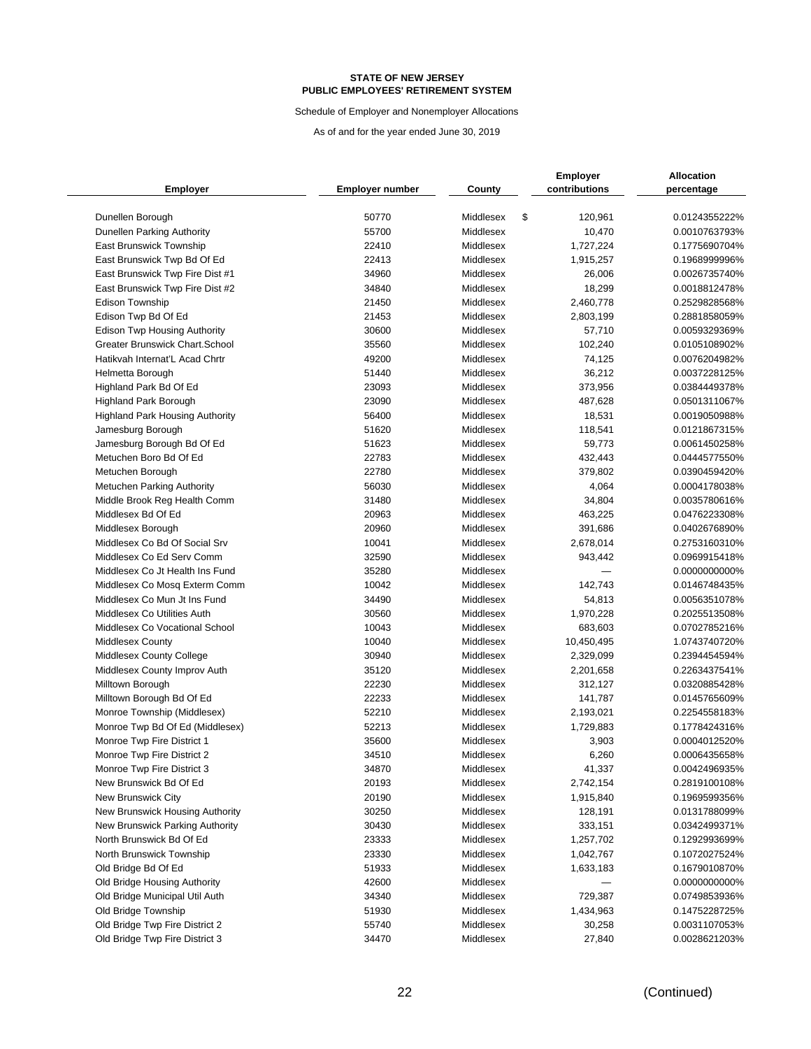**STATE OF NEW JERSEY**
**PUBLIC EMPLOYEES' RETIREMENT SYSTEM**

Schedule of Employer and Nonemployer Allocations

As of and for the year ended June 30, 2019

| Employer | Employer number | County | Employer contributions | Allocation percentage |
|---|---|---|---|---|
| Dunellen Borough | 50770 | Middlesex | $ 120,961 | 0.0124355222% |
| Dunellen Parking Authority | 55700 | Middlesex | 10,470 | 0.0010763793% |
| East Brunswick Township | 22410 | Middlesex | 1,727,224 | 0.1775690704% |
| East Brunswick Twp Bd Of Ed | 22413 | Middlesex | 1,915,257 | 0.1968999996% |
| East Brunswick Twp Fire Dist #1 | 34960 | Middlesex | 26,006 | 0.0026735740% |
| East Brunswick Twp Fire Dist #2 | 34840 | Middlesex | 18,299 | 0.0018812478% |
| Edison Township | 21450 | Middlesex | 2,460,778 | 0.2529828568% |
| Edison Twp Bd Of Ed | 21453 | Middlesex | 2,803,199 | 0.2881858059% |
| Edison Twp Housing Authority | 30600 | Middlesex | 57,710 | 0.0059329369% |
| Greater Brunswick Chart.School | 35560 | Middlesex | 102,240 | 0.0105108902% |
| Hatikvah Internat'L Acad Chrtr | 49200 | Middlesex | 74,125 | 0.0076204982% |
| Helmetta Borough | 51440 | Middlesex | 36,212 | 0.0037228125% |
| Highland Park Bd Of Ed | 23093 | Middlesex | 373,956 | 0.0384449378% |
| Highland Park Borough | 23090 | Middlesex | 487,628 | 0.0501311067% |
| Highland Park Housing Authority | 56400 | Middlesex | 18,531 | 0.0019050988% |
| Jamesburg Borough | 51620 | Middlesex | 118,541 | 0.0121867315% |
| Jamesburg Borough Bd Of Ed | 51623 | Middlesex | 59,773 | 0.0061450258% |
| Metuchen Boro Bd Of Ed | 22783 | Middlesex | 432,443 | 0.0444577550% |
| Metuchen Borough | 22780 | Middlesex | 379,802 | 0.0390459420% |
| Metuchen Parking Authority | 56030 | Middlesex | 4,064 | 0.0004178038% |
| Middle Brook Reg Health Comm | 31480 | Middlesex | 34,804 | 0.0035780616% |
| Middlesex Bd Of Ed | 20963 | Middlesex | 463,225 | 0.0476223308% |
| Middlesex Borough | 20960 | Middlesex | 391,686 | 0.0402676890% |
| Middlesex Co Bd Of Social Srv | 10041 | Middlesex | 2,678,014 | 0.2753160310% |
| Middlesex Co Ed Serv Comm | 32590 | Middlesex | 943,442 | 0.0969915418% |
| Middlesex Co Jt Health Ins Fund | 35280 | Middlesex | — | 0.0000000000% |
| Middlesex Co Mosq Exterm Comm | 10042 | Middlesex | 142,743 | 0.0146748435% |
| Middlesex Co Mun Jt Ins Fund | 34490 | Middlesex | 54,813 | 0.0056351078% |
| Middlesex Co Utilities Auth | 30560 | Middlesex | 1,970,228 | 0.2025513508% |
| Middlesex Co Vocational School | 10043 | Middlesex | 683,603 | 0.0702785216% |
| Middlesex County | 10040 | Middlesex | 10,450,495 | 1.0743740720% |
| Middlesex County College | 30940 | Middlesex | 2,329,099 | 0.2394454594% |
| Middlesex County Improv Auth | 35120 | Middlesex | 2,201,658 | 0.2263437541% |
| Milltown Borough | 22230 | Middlesex | 312,127 | 0.0320885428% |
| Milltown Borough Bd Of Ed | 22233 | Middlesex | 141,787 | 0.0145765609% |
| Monroe Township (Middlesex) | 52210 | Middlesex | 2,193,021 | 0.2254558183% |
| Monroe Twp Bd Of Ed (Middlesex) | 52213 | Middlesex | 1,729,883 | 0.1778424316% |
| Monroe Twp Fire District 1 | 35600 | Middlesex | 3,903 | 0.0004012520% |
| Monroe Twp Fire District 2 | 34510 | Middlesex | 6,260 | 0.0006435658% |
| Monroe Twp Fire District 3 | 34870 | Middlesex | 41,337 | 0.0042496935% |
| New Brunswick Bd Of Ed | 20193 | Middlesex | 2,742,154 | 0.2819100108% |
| New Brunswick City | 20190 | Middlesex | 1,915,840 | 0.1969599356% |
| New Brunswick Housing Authority | 30250 | Middlesex | 128,191 | 0.0131788099% |
| New Brunswick Parking Authority | 30430 | Middlesex | 333,151 | 0.0342499371% |
| North Brunswick Bd Of Ed | 23333 | Middlesex | 1,257,702 | 0.1292993699% |
| North Brunswick Township | 23330 | Middlesex | 1,042,767 | 0.1072027524% |
| Old Bridge Bd Of Ed | 51933 | Middlesex | 1,633,183 | 0.1679010870% |
| Old Bridge Housing Authority | 42600 | Middlesex | — | 0.0000000000% |
| Old Bridge Municipal Util Auth | 34340 | Middlesex | 729,387 | 0.0749853936% |
| Old Bridge Township | 51930 | Middlesex | 1,434,963 | 0.1475228725% |
| Old Bridge Twp Fire District 2 | 55740 | Middlesex | 30,258 | 0.0031107053% |
| Old Bridge Twp Fire District 3 | 34470 | Middlesex | 27,840 | 0.0028621203% |

(Continued)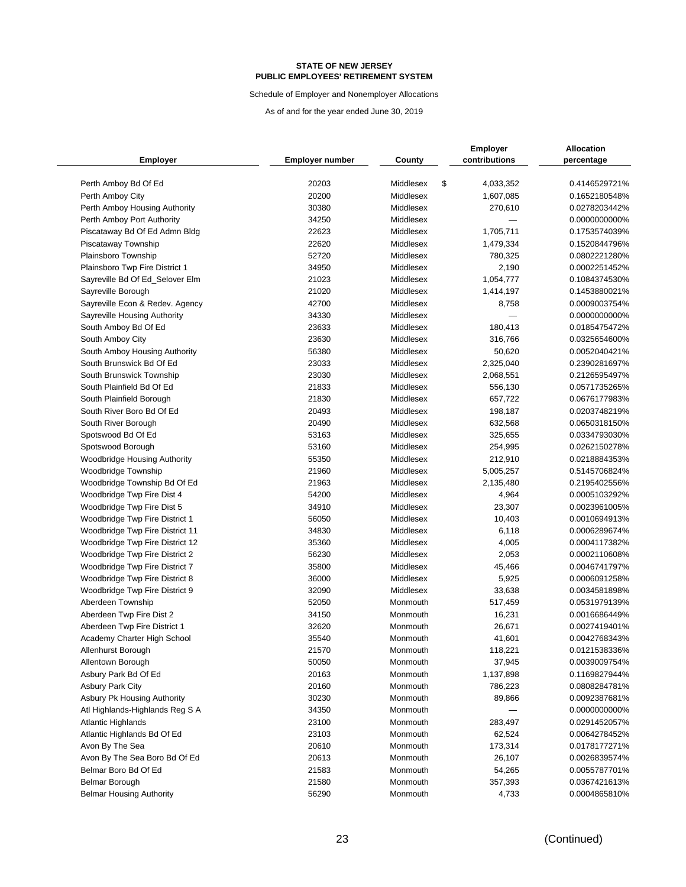**STATE OF NEW JERSEY**
**PUBLIC EMPLOYEES' RETIREMENT SYSTEM**

Schedule of Employer and Nonemployer Allocations

As of and for the year ended June 30, 2019

| Employer | Employer number | County | Employer contributions | Allocation percentage |
|---|---|---|---|---|
| Perth Amboy Bd Of Ed | 20203 | Middlesex | $ 4,033,352 | 0.4146529721% |
| Perth Amboy City | 20200 | Middlesex | 1,607,085 | 0.1652180548% |
| Perth Amboy Housing Authority | 30380 | Middlesex | 270,610 | 0.0278203442% |
| Perth Amboy Port Authority | 34250 | Middlesex | — | 0.0000000000% |
| Piscataway Bd Of Ed Admn Bldg | 22623 | Middlesex | 1,705,711 | 0.1753574039% |
| Piscataway Township | 22620 | Middlesex | 1,479,334 | 0.1520844796% |
| Plainsboro Township | 52720 | Middlesex | 780,325 | 0.0802221280% |
| Plainsboro Twp Fire District 1 | 34950 | Middlesex | 2,190 | 0.0002251452% |
| Sayreville Bd Of Ed_Selover Elm | 21023 | Middlesex | 1,054,777 | 0.1084374530% |
| Sayreville Borough | 21020 | Middlesex | 1,414,197 | 0.1453880021% |
| Sayreville Econ & Redev. Agency | 42700 | Middlesex | 8,758 | 0.0009003754% |
| Sayreville Housing Authority | 34330 | Middlesex | — | 0.0000000000% |
| South Amboy Bd Of Ed | 23633 | Middlesex | 180,413 | 0.0185475472% |
| South Amboy City | 23630 | Middlesex | 316,766 | 0.0325654600% |
| South Amboy Housing Authority | 56380 | Middlesex | 50,620 | 0.0052040421% |
| South Brunswick Bd Of Ed | 23033 | Middlesex | 2,325,040 | 0.2390281697% |
| South Brunswick Township | 23030 | Middlesex | 2,068,551 | 0.2126595497% |
| South Plainfield Bd Of Ed | 21833 | Middlesex | 556,130 | 0.0571735265% |
| South Plainfield Borough | 21830 | Middlesex | 657,722 | 0.0676177983% |
| South River Boro Bd Of Ed | 20493 | Middlesex | 198,187 | 0.0203748219% |
| South River Borough | 20490 | Middlesex | 632,568 | 0.0650318150% |
| Spotswood Bd Of Ed | 53163 | Middlesex | 325,655 | 0.0334793030% |
| Spotswood Borough | 53160 | Middlesex | 254,995 | 0.0262150278% |
| Woodbridge Housing Authority | 55350 | Middlesex | 212,910 | 0.0218884353% |
| Woodbridge Township | 21960 | Middlesex | 5,005,257 | 0.5145706824% |
| Woodbridge Township Bd Of Ed | 21963 | Middlesex | 2,135,480 | 0.2195402556% |
| Woodbridge Twp Fire Dist 4 | 54200 | Middlesex | 4,964 | 0.0005103292% |
| Woodbridge Twp Fire Dist 5 | 34910 | Middlesex | 23,307 | 0.0023961005% |
| Woodbridge Twp Fire District 1 | 56050 | Middlesex | 10,403 | 0.0010694913% |
| Woodbridge Twp Fire District 11 | 34830 | Middlesex | 6,118 | 0.0006289674% |
| Woodbridge Twp Fire District 12 | 35360 | Middlesex | 4,005 | 0.0004117382% |
| Woodbridge Twp Fire District 2 | 56230 | Middlesex | 2,053 | 0.0002110608% |
| Woodbridge Twp Fire District 7 | 35800 | Middlesex | 45,466 | 0.0046741797% |
| Woodbridge Twp Fire District 8 | 36000 | Middlesex | 5,925 | 0.0006091258% |
| Woodbridge Twp Fire District 9 | 32090 | Middlesex | 33,638 | 0.0034581898% |
| Aberdeen Township | 52050 | Monmouth | 517,459 | 0.0531979139% |
| Aberdeen Twp Fire Dist 2 | 34150 | Monmouth | 16,231 | 0.0016686449% |
| Aberdeen Twp Fire District 1 | 32620 | Monmouth | 26,671 | 0.0027419401% |
| Academy Charter High School | 35540 | Monmouth | 41,601 | 0.0042768343% |
| Allenhurst Borough | 21570 | Monmouth | 118,221 | 0.0121538336% |
| Allentown Borough | 50050 | Monmouth | 37,945 | 0.0039009754% |
| Asbury Park Bd Of Ed | 20163 | Monmouth | 1,137,898 | 0.1169827944% |
| Asbury Park City | 20160 | Monmouth | 786,223 | 0.0808284781% |
| Asbury Pk Housing Authority | 30230 | Monmouth | 89,866 | 0.0092387681% |
| Atl Highlands-Highlands Reg S A | 34350 | Monmouth | — | 0.0000000000% |
| Atlantic Highlands | 23100 | Monmouth | 283,497 | 0.0291452057% |
| Atlantic Highlands Bd Of Ed | 23103 | Monmouth | 62,524 | 0.0064278452% |
| Avon By The Sea | 20610 | Monmouth | 173,314 | 0.0178177271% |
| Avon By The Sea Boro Bd Of Ed | 20613 | Monmouth | 26,107 | 0.0026839574% |
| Belmar Boro Bd Of Ed | 21583 | Monmouth | 54,265 | 0.0055787701% |
| Belmar Borough | 21580 | Monmouth | 357,393 | 0.0367421613% |
| Belmar Housing Authority | 56290 | Monmouth | 4,733 | 0.0004865810% |

(Continued)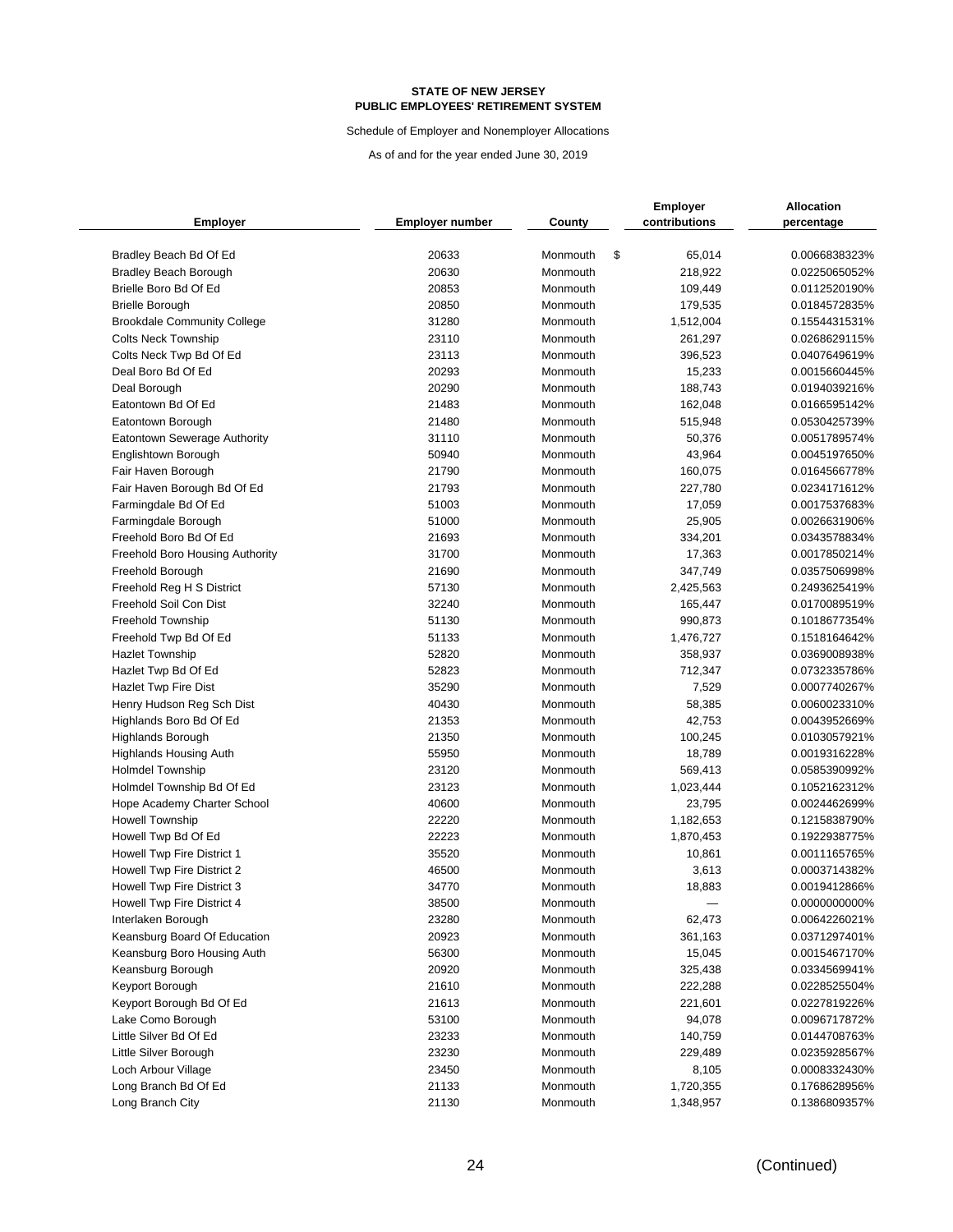**STATE OF NEW JERSEY**
**PUBLIC EMPLOYEES' RETIREMENT SYSTEM**

Schedule of Employer and Nonemployer Allocations

As of and for the year ended June 30, 2019

| Employer | Employer number | County | Employer contributions | Allocation percentage |
|---|---|---|---|---|
| Bradley Beach Bd Of Ed | 20633 | Monmouth | $ 65,014 | 0.0066838323% |
| Bradley Beach Borough | 20630 | Monmouth | 218,922 | 0.0225065052% |
| Brielle Boro Bd Of Ed | 20853 | Monmouth | 109,449 | 0.0112520190% |
| Brielle Borough | 20850 | Monmouth | 179,535 | 0.0184572835% |
| Brookdale Community College | 31280 | Monmouth | 1,512,004 | 0.1554431531% |
| Colts Neck Township | 23110 | Monmouth | 261,297 | 0.0268629115% |
| Colts Neck Twp Bd Of Ed | 23113 | Monmouth | 396,523 | 0.0407649619% |
| Deal Boro Bd Of Ed | 20293 | Monmouth | 15,233 | 0.0015660445% |
| Deal Borough | 20290 | Monmouth | 188,743 | 0.0194039216% |
| Eatontown Bd Of Ed | 21483 | Monmouth | 162,048 | 0.0166595142% |
| Eatontown Borough | 21480 | Monmouth | 515,948 | 0.0530425739% |
| Eatontown Sewerage Authority | 31110 | Monmouth | 50,376 | 0.0051789574% |
| Englishtown Borough | 50940 | Monmouth | 43,964 | 0.0045197650% |
| Fair Haven Borough | 21790 | Monmouth | 160,075 | 0.0164566778% |
| Fair Haven Borough Bd Of Ed | 21793 | Monmouth | 227,780 | 0.0234171612% |
| Farmingdale Bd Of Ed | 51003 | Monmouth | 17,059 | 0.0017537683% |
| Farmingdale Borough | 51000 | Monmouth | 25,905 | 0.0026631906% |
| Freehold Boro Bd Of Ed | 21693 | Monmouth | 334,201 | 0.0343578834% |
| Freehold Boro Housing Authority | 31700 | Monmouth | 17,363 | 0.0017850214% |
| Freehold Borough | 21690 | Monmouth | 347,749 | 0.0357506998% |
| Freehold Reg H S District | 57130 | Monmouth | 2,425,563 | 0.2493625419% |
| Freehold Soil Con Dist | 32240 | Monmouth | 165,447 | 0.0170089519% |
| Freehold Township | 51130 | Monmouth | 990,873 | 0.1018677354% |
| Freehold Twp Bd Of Ed | 51133 | Monmouth | 1,476,727 | 0.1518164642% |
| Hazlet Township | 52820 | Monmouth | 358,937 | 0.0369008938% |
| Hazlet Twp Bd Of Ed | 52823 | Monmouth | 712,347 | 0.0732335786% |
| Hazlet Twp Fire Dist | 35290 | Monmouth | 7,529 | 0.0007740267% |
| Henry Hudson Reg Sch Dist | 40430 | Monmouth | 58,385 | 0.0060023310% |
| Highlands Boro Bd Of Ed | 21353 | Monmouth | 42,753 | 0.0043952669% |
| Highlands Borough | 21350 | Monmouth | 100,245 | 0.0103057921% |
| Highlands Housing Auth | 55950 | Monmouth | 18,789 | 0.0019316228% |
| Holmdel Township | 23120 | Monmouth | 569,413 | 0.0585390992% |
| Holmdel Township Bd Of Ed | 23123 | Monmouth | 1,023,444 | 0.1052162312% |
| Hope Academy Charter School | 40600 | Monmouth | 23,795 | 0.0024462699% |
| Howell Township | 22220 | Monmouth | 1,182,653 | 0.1215838790% |
| Howell Twp Bd Of Ed | 22223 | Monmouth | 1,870,453 | 0.1922938775% |
| Howell Twp Fire District 1 | 35520 | Monmouth | 10,861 | 0.0011165765% |
| Howell Twp Fire District 2 | 46500 | Monmouth | 3,613 | 0.0003714382% |
| Howell Twp Fire District 3 | 34770 | Monmouth | 18,883 | 0.0019412866% |
| Howell Twp Fire District 4 | 38500 | Monmouth | — | 0.0000000000% |
| Interlaken Borough | 23280 | Monmouth | 62,473 | 0.0064226021% |
| Keansburg Board Of Education | 20923 | Monmouth | 361,163 | 0.0371297401% |
| Keansburg Boro Housing Auth | 56300 | Monmouth | 15,045 | 0.0015467170% |
| Keansburg Borough | 20920 | Monmouth | 325,438 | 0.0334569941% |
| Keyport Borough | 21610 | Monmouth | 222,288 | 0.0228525504% |
| Keyport Borough Bd Of Ed | 21613 | Monmouth | 221,601 | 0.0227819226% |
| Lake Como Borough | 53100 | Monmouth | 94,078 | 0.0096717872% |
| Little Silver Bd Of Ed | 23233 | Monmouth | 140,759 | 0.0144708763% |
| Little Silver Borough | 23230 | Monmouth | 229,489 | 0.0235928567% |
| Loch Arbour Village | 23450 | Monmouth | 8,105 | 0.0008332430% |
| Long Branch Bd Of Ed | 21133 | Monmouth | 1,720,355 | 0.1768628956% |
| Long Branch City | 21130 | Monmouth | 1,348,957 | 0.1386809357% |

(Continued)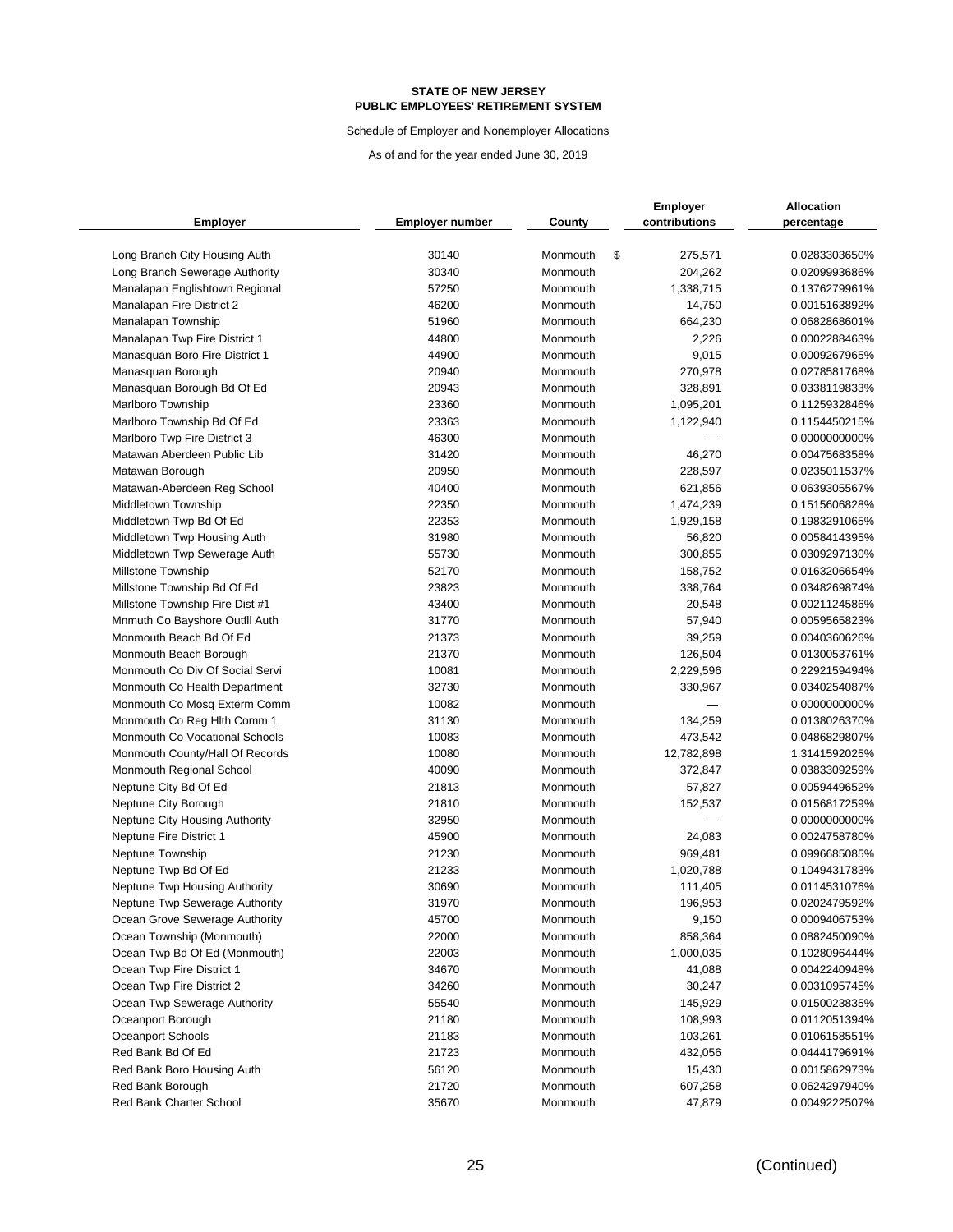**STATE OF NEW JERSEY**
**PUBLIC EMPLOYEES' RETIREMENT SYSTEM**

Schedule of Employer and Nonemployer Allocations

As of and for the year ended June 30, 2019

| Employer | Employer number | County | Employer contributions | Allocation percentage |
|---|---|---|---|---|
| Long Branch City Housing Auth | 30140 | Monmouth | $ 275,571 | 0.0283303650% |
| Long Branch Sewerage Authority | 30340 | Monmouth | 204,262 | 0.0209993686% |
| Manalapan Englishtown Regional | 57250 | Monmouth | 1,338,715 | 0.1376279961% |
| Manalapan Fire District 2 | 46200 | Monmouth | 14,750 | 0.0015163892% |
| Manalapan Township | 51960 | Monmouth | 664,230 | 0.0682868601% |
| Manalapan Twp Fire District 1 | 44800 | Monmouth | 2,226 | 0.0002288463% |
| Manasquan Boro Fire District 1 | 44900 | Monmouth | 9,015 | 0.0009267965% |
| Manasquan Borough | 20940 | Monmouth | 270,978 | 0.0278581768% |
| Manasquan Borough Bd Of Ed | 20943 | Monmouth | 328,891 | 0.0338119833% |
| Marlboro Township | 23360 | Monmouth | 1,095,201 | 0.1125932846% |
| Marlboro Township Bd Of Ed | 23363 | Monmouth | 1,122,940 | 0.1154450215% |
| Marlboro Twp Fire District 3 | 46300 | Monmouth | — | 0.0000000000% |
| Matawan Aberdeen Public Lib | 31420 | Monmouth | 46,270 | 0.0047568358% |
| Matawan Borough | 20950 | Monmouth | 228,597 | 0.0235011537% |
| Matawan-Aberdeen Reg School | 40400 | Monmouth | 621,856 | 0.0639305567% |
| Middletown Township | 22350 | Monmouth | 1,474,239 | 0.1515606828% |
| Middletown Twp Bd Of Ed | 22353 | Monmouth | 1,929,158 | 0.1983291065% |
| Middletown Twp Housing Auth | 31980 | Monmouth | 56,820 | 0.0058414395% |
| Middletown Twp Sewerage Auth | 55730 | Monmouth | 300,855 | 0.0309297130% |
| Millstone Township | 52170 | Monmouth | 158,752 | 0.0163206654% |
| Millstone Township Bd Of Ed | 23823 | Monmouth | 338,764 | 0.0348269874% |
| Millstone Township Fire Dist #1 | 43400 | Monmouth | 20,548 | 0.0021124586% |
| Mnmuth Co Bayshore Outfll Auth | 31770 | Monmouth | 57,940 | 0.0059565823% |
| Monmouth Beach Bd Of Ed | 21373 | Monmouth | 39,259 | 0.0040360626% |
| Monmouth Beach Borough | 21370 | Monmouth | 126,504 | 0.0130053761% |
| Monmouth Co Div Of Social Servi | 10081 | Monmouth | 2,229,596 | 0.2292159494% |
| Monmouth Co Health Department | 32730 | Monmouth | 330,967 | 0.0340254087% |
| Monmouth Co Mosq Exterm Comm | 10082 | Monmouth | — | 0.0000000000% |
| Monmouth Co Reg Hlth Comm 1 | 31130 | Monmouth | 134,259 | 0.0138026370% |
| Monmouth Co Vocational Schools | 10083 | Monmouth | 473,542 | 0.0486829807% |
| Monmouth County/Hall Of Records | 10080 | Monmouth | 12,782,898 | 1.3141592025% |
| Monmouth Regional School | 40090 | Monmouth | 372,847 | 0.0383309259% |
| Neptune City Bd Of Ed | 21813 | Monmouth | 57,827 | 0.0059449652% |
| Neptune City Borough | 21810 | Monmouth | 152,537 | 0.0156817259% |
| Neptune City Housing Authority | 32950 | Monmouth | — | 0.0000000000% |
| Neptune Fire District 1 | 45900 | Monmouth | 24,083 | 0.0024758780% |
| Neptune Township | 21230 | Monmouth | 969,481 | 0.0996685085% |
| Neptune Twp Bd Of Ed | 21233 | Monmouth | 1,020,788 | 0.1049431783% |
| Neptune Twp Housing Authority | 30690 | Monmouth | 111,405 | 0.0114531076% |
| Neptune Twp Sewerage Authority | 31970 | Monmouth | 196,953 | 0.0202479592% |
| Ocean Grove Sewerage Authority | 45700 | Monmouth | 9,150 | 0.0009406753% |
| Ocean Township (Monmouth) | 22000 | Monmouth | 858,364 | 0.0882450090% |
| Ocean Twp Bd Of Ed (Monmouth) | 22003 | Monmouth | 1,000,035 | 0.1028096444% |
| Ocean Twp Fire District 1 | 34670 | Monmouth | 41,088 | 0.0042240948% |
| Ocean Twp Fire District 2 | 34260 | Monmouth | 30,247 | 0.0031095745% |
| Ocean Twp Sewerage Authority | 55540 | Monmouth | 145,929 | 0.0150023835% |
| Oceanport Borough | 21180 | Monmouth | 108,993 | 0.0112051394% |
| Oceanport Schools | 21183 | Monmouth | 103,261 | 0.0106158551% |
| Red Bank Bd Of Ed | 21723 | Monmouth | 432,056 | 0.0444179691% |
| Red Bank Boro Housing Auth | 56120 | Monmouth | 15,430 | 0.0015862973% |
| Red Bank Borough | 21720 | Monmouth | 607,258 | 0.0624297940% |
| Red Bank Charter School | 35670 | Monmouth | 47,879 | 0.0049222507% |

(Continued)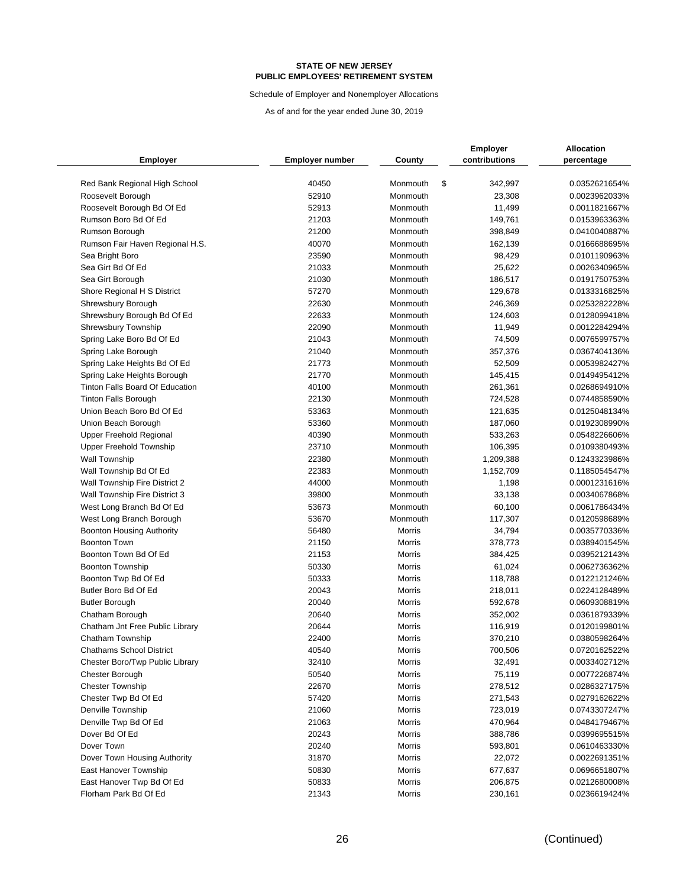**STATE OF NEW JERSEY**
**PUBLIC EMPLOYEES' RETIREMENT SYSTEM**

Schedule of Employer and Nonemployer Allocations

As of and for the year ended June 30, 2019

| Employer | Employer number | County | Employer contributions | Allocation percentage |
|---|---|---|---|---|
| Red Bank Regional High School | 40450 | Monmouth | $ 342,997 | 0.0352621654% |
| Roosevelt Borough | 52910 | Monmouth | 23,308 | 0.0023962033% |
| Roosevelt Borough Bd Of Ed | 52913 | Monmouth | 11,499 | 0.0011821667% |
| Rumson Boro Bd Of Ed | 21203 | Monmouth | 149,761 | 0.0153963363% |
| Rumson Borough | 21200 | Monmouth | 398,849 | 0.0410040887% |
| Rumson Fair Haven Regional H.S. | 40070 | Monmouth | 162,139 | 0.0166688695% |
| Sea Bright Boro | 23590 | Monmouth | 98,429 | 0.0101190963% |
| Sea Girt Bd Of Ed | 21033 | Monmouth | 25,622 | 0.0026340965% |
| Sea Girt Borough | 21030 | Monmouth | 186,517 | 0.0191750753% |
| Shore Regional H S District | 57270 | Monmouth | 129,678 | 0.0133316825% |
| Shrewsbury Borough | 22630 | Monmouth | 246,369 | 0.0253282228% |
| Shrewsbury Borough Bd Of Ed | 22633 | Monmouth | 124,603 | 0.0128099418% |
| Shrewsbury Township | 22090 | Monmouth | 11,949 | 0.0012284294% |
| Spring Lake Boro Bd Of Ed | 21043 | Monmouth | 74,509 | 0.0076599757% |
| Spring Lake Borough | 21040 | Monmouth | 357,376 | 0.0367404136% |
| Spring Lake Heights Bd Of Ed | 21773 | Monmouth | 52,509 | 0.0053982427% |
| Spring Lake Heights Borough | 21770 | Monmouth | 145,415 | 0.0149495412% |
| Tinton Falls Board Of Education | 40100 | Monmouth | 261,361 | 0.0268694910% |
| Tinton Falls Borough | 22130 | Monmouth | 724,528 | 0.0744858590% |
| Union Beach Boro Bd Of Ed | 53363 | Monmouth | 121,635 | 0.0125048134% |
| Union Beach Borough | 53360 | Monmouth | 187,060 | 0.0192308990% |
| Upper Freehold Regional | 40390 | Monmouth | 533,263 | 0.0548226606% |
| Upper Freehold Township | 23710 | Monmouth | 106,395 | 0.0109380493% |
| Wall Township | 22380 | Monmouth | 1,209,388 | 0.1243323986% |
| Wall Township Bd Of Ed | 22383 | Monmouth | 1,152,709 | 0.1185054547% |
| Wall Township Fire District 2 | 44000 | Monmouth | 1,198 | 0.0001231616% |
| Wall Township Fire District 3 | 39800 | Monmouth | 33,138 | 0.0034067868% |
| West Long Branch Bd Of Ed | 53673 | Monmouth | 60,100 | 0.0061786434% |
| West Long Branch Borough | 53670 | Monmouth | 117,307 | 0.0120598689% |
| Boonton Housing Authority | 56480 | Morris | 34,794 | 0.0035770336% |
| Boonton Town | 21150 | Morris | 378,773 | 0.0389401545% |
| Boonton Town Bd Of Ed | 21153 | Morris | 384,425 | 0.0395212143% |
| Boonton Township | 50330 | Morris | 61,024 | 0.0062736362% |
| Boonton Twp Bd Of Ed | 50333 | Morris | 118,788 | 0.0122121246% |
| Butler Boro Bd Of Ed | 20043 | Morris | 218,011 | 0.0224128489% |
| Butler Borough | 20040 | Morris | 592,678 | 0.0609308819% |
| Chatham Borough | 20640 | Morris | 352,002 | 0.0361879339% |
| Chatham Jnt Free Public Library | 20644 | Morris | 116,919 | 0.0120199801% |
| Chatham Township | 22400 | Morris | 370,210 | 0.0380598264% |
| Chathams School District | 40540 | Morris | 700,506 | 0.0720162522% |
| Chester Boro/Twp Public Library | 32410 | Morris | 32,491 | 0.0033402712% |
| Chester Borough | 50540 | Morris | 75,119 | 0.0077226874% |
| Chester Township | 22670 | Morris | 278,512 | 0.0286327175% |
| Chester Twp Bd Of Ed | 57420 | Morris | 271,543 | 0.0279162622% |
| Denville Township | 21060 | Morris | 723,019 | 0.0743307247% |
| Denville Twp Bd Of Ed | 21063 | Morris | 470,964 | 0.0484179467% |
| Dover Bd Of Ed | 20243 | Morris | 388,786 | 0.0399695515% |
| Dover Town | 20240 | Morris | 593,801 | 0.0610463330% |
| Dover Town Housing Authority | 31870 | Morris | 22,072 | 0.0022691351% |
| East Hanover Township | 50830 | Morris | 677,637 | 0.0696651807% |
| East Hanover Twp Bd Of Ed | 50833 | Morris | 206,875 | 0.0212680008% |
| Florham Park Bd Of Ed | 21343 | Morris | 230,161 | 0.0236619424% |

(Continued)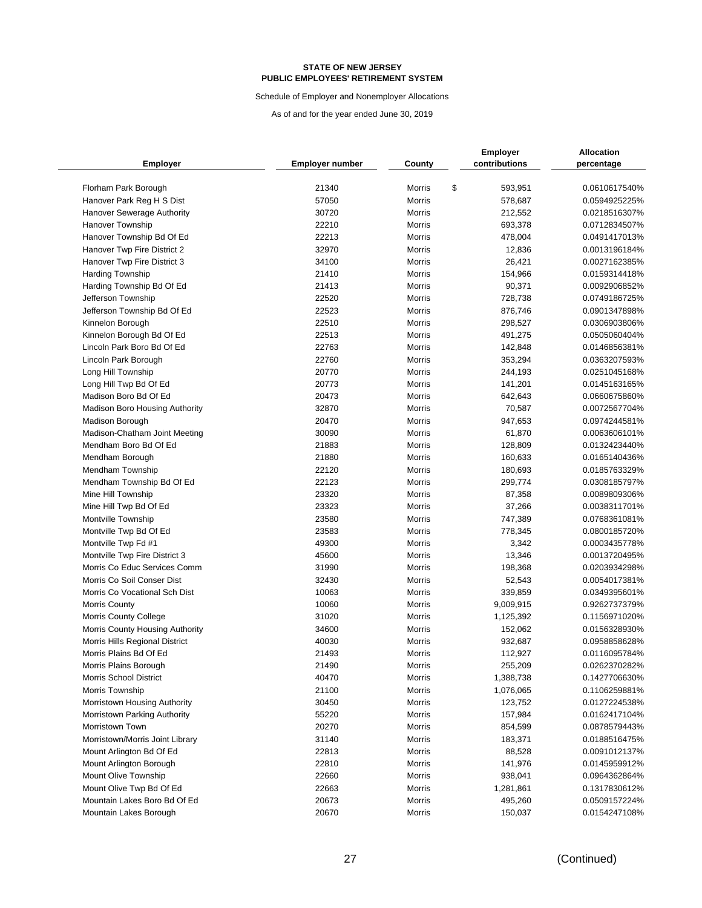**STATE OF NEW JERSEY**
**PUBLIC EMPLOYEES' RETIREMENT SYSTEM**

Schedule of Employer and Nonemployer Allocations

As of and for the year ended June 30, 2019

| Employer | Employer number | County | Employer contributions | Allocation percentage |
|---|---|---|---|---|
| Florham Park Borough | 21340 | Morris | $ 593,951 | 0.0610617540% |
| Hanover Park Reg H S Dist | 57050 | Morris | 578,687 | 0.0594925225% |
| Hanover Sewerage Authority | 30720 | Morris | 212,552 | 0.0218516307% |
| Hanover Township | 22210 | Morris | 693,378 | 0.0712834507% |
| Hanover Township Bd Of Ed | 22213 | Morris | 478,004 | 0.0491417013% |
| Hanover Twp Fire District 2 | 32970 | Morris | 12,836 | 0.0013196184% |
| Hanover Twp Fire District 3 | 34100 | Morris | 26,421 | 0.0027162385% |
| Harding Township | 21410 | Morris | 154,966 | 0.0159314418% |
| Harding Township Bd Of Ed | 21413 | Morris | 90,371 | 0.0092906852% |
| Jefferson Township | 22520 | Morris | 728,738 | 0.0749186725% |
| Jefferson Township Bd Of Ed | 22523 | Morris | 876,746 | 0.0901347898% |
| Kinnelon Borough | 22510 | Morris | 298,527 | 0.0306903806% |
| Kinnelon Borough Bd Of Ed | 22513 | Morris | 491,275 | 0.0505060404% |
| Lincoln Park Boro Bd Of Ed | 22763 | Morris | 142,848 | 0.0146856381% |
| Lincoln Park Borough | 22760 | Morris | 353,294 | 0.0363207593% |
| Long Hill Township | 20770 | Morris | 244,193 | 0.0251045168% |
| Long Hill Twp Bd Of Ed | 20773 | Morris | 141,201 | 0.0145163165% |
| Madison Boro Bd Of Ed | 20473 | Morris | 642,643 | 0.0660675860% |
| Madison Boro Housing Authority | 32870 | Morris | 70,587 | 0.0072567704% |
| Madison Borough | 20470 | Morris | 947,653 | 0.0974244581% |
| Madison-Chatham Joint Meeting | 30090 | Morris | 61,870 | 0.0063606101% |
| Mendham Boro Bd Of Ed | 21883 | Morris | 128,809 | 0.0132423440% |
| Mendham Borough | 21880 | Morris | 160,633 | 0.0165140436% |
| Mendham Township | 22120 | Morris | 180,693 | 0.0185763329% |
| Mendham Township Bd Of Ed | 22123 | Morris | 299,774 | 0.0308185797% |
| Mine Hill Township | 23320 | Morris | 87,358 | 0.0089809306% |
| Mine Hill Twp Bd Of Ed | 23323 | Morris | 37,266 | 0.0038311701% |
| Montville Township | 23580 | Morris | 747,389 | 0.0768361081% |
| Montville Twp Bd Of Ed | 23583 | Morris | 778,345 | 0.0800185720% |
| Montville Twp Fd #1 | 49300 | Morris | 3,342 | 0.0003435778% |
| Montville Twp Fire District 3 | 45600 | Morris | 13,346 | 0.0013720495% |
| Morris Co Educ Services Comm | 31990 | Morris | 198,368 | 0.0203934298% |
| Morris Co Soil Conser Dist | 32430 | Morris | 52,543 | 0.0054017381% |
| Morris Co Vocational Sch Dist | 10063 | Morris | 339,859 | 0.0349395601% |
| Morris County | 10060 | Morris | 9,009,915 | 0.9262737379% |
| Morris County College | 31020 | Morris | 1,125,392 | 0.1156971020% |
| Morris County Housing Authority | 34600 | Morris | 152,062 | 0.0156328930% |
| Morris Hills Regional District | 40030 | Morris | 932,687 | 0.0958858628% |
| Morris Plains Bd Of Ed | 21493 | Morris | 112,927 | 0.0116095784% |
| Morris Plains Borough | 21490 | Morris | 255,209 | 0.0262370282% |
| Morris School District | 40470 | Morris | 1,388,738 | 0.1427706630% |
| Morris Township | 21100 | Morris | 1,076,065 | 0.1106259881% |
| Morristown Housing Authority | 30450 | Morris | 123,752 | 0.0127224538% |
| Morristown Parking Authority | 55220 | Morris | 157,984 | 0.0162417104% |
| Morristown Town | 20270 | Morris | 854,599 | 0.0878579443% |
| Morristown/Morris Joint Library | 31140 | Morris | 183,371 | 0.0188516475% |
| Mount Arlington Bd Of Ed | 22813 | Morris | 88,528 | 0.0091012137% |
| Mount Arlington Borough | 22810 | Morris | 141,976 | 0.0145959912% |
| Mount Olive Township | 22660 | Morris | 938,041 | 0.0964362864% |
| Mount Olive Twp Bd Of Ed | 22663 | Morris | 1,281,861 | 0.1317830612% |
| Mountain Lakes Boro Bd Of Ed | 20673 | Morris | 495,260 | 0.0509157224% |
| Mountain Lakes Borough | 20670 | Morris | 150,037 | 0.0154247108% |

(Continued)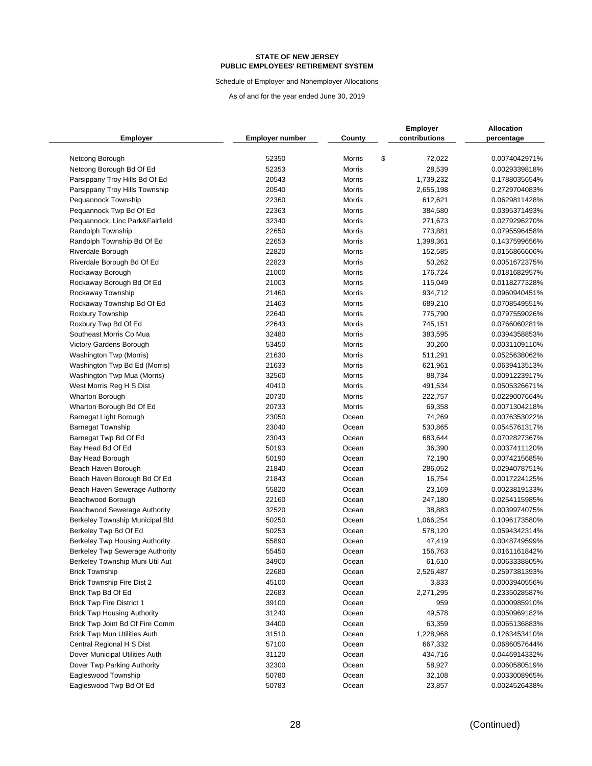**STATE OF NEW JERSEY**
**PUBLIC EMPLOYEES' RETIREMENT SYSTEM**

Schedule of Employer and Nonemployer Allocations

As of and for the year ended June 30, 2019

| Employer | Employer number | County | Employer contributions | Allocation percentage |
|---|---|---|---|---|
| Netcong Borough | 52350 | Morris | $ 72,022 | 0.0074042971% |
| Netcong Borough Bd Of Ed | 52353 | Morris | 28,539 | 0.0029339818% |
| Parsippany Troy Hills Bd Of Ed | 20543 | Morris | 1,739,232 | 0.1788035654% |
| Parsippany Troy Hills Township | 20540 | Morris | 2,655,198 | 0.2729704083% |
| Pequannock Township | 22360 | Morris | 612,621 | 0.0629811428% |
| Pequannock Twp Bd Of Ed | 22363 | Morris | 384,580 | 0.0395371493% |
| Pequannock, Linc Park&Fairfield | 32340 | Morris | 271,673 | 0.0279296270% |
| Randolph Township | 22650 | Morris | 773,881 | 0.0795596458% |
| Randolph Township Bd Of Ed | 22653 | Morris | 1,398,361 | 0.1437599656% |
| Riverdale Borough | 22820 | Morris | 152,585 | 0.0156866606% |
| Riverdale Borough Bd Of Ed | 22823 | Morris | 50,262 | 0.0051672375% |
| Rockaway Borough | 21000 | Morris | 176,724 | 0.0181682957% |
| Rockaway Borough Bd Of Ed | 21003 | Morris | 115,049 | 0.0118277328% |
| Rockaway Township | 21460 | Morris | 934,712 | 0.0960940451% |
| Rockaway Township Bd Of Ed | 21463 | Morris | 689,210 | 0.0708549551% |
| Roxbury Township | 22640 | Morris | 775,790 | 0.0797559026% |
| Roxbury Twp Bd Of Ed | 22643 | Morris | 745,151 | 0.0766060281% |
| Southeast Morris Co Mua | 32480 | Morris | 383,595 | 0.0394358853% |
| Victory Gardens Borough | 53450 | Morris | 30,260 | 0.0031109110% |
| Washington Twp (Morris) | 21630 | Morris | 511,291 | 0.0525638062% |
| Washington Twp Bd Ed (Morris) | 21633 | Morris | 621,961 | 0.0639413513% |
| Washington Twp Mua (Morris) | 32560 | Morris | 88,734 | 0.0091223917% |
| West Morris Reg H S Dist | 40410 | Morris | 491,534 | 0.0505326671% |
| Wharton Borough | 20730 | Morris | 222,757 | 0.0229007664% |
| Wharton Borough Bd Of Ed | 20733 | Morris | 69,358 | 0.0071304218% |
| Barnegat Light Borough | 23050 | Ocean | 74,269 | 0.0076353022% |
| Barnegat Township | 23040 | Ocean | 530,865 | 0.0545761317% |
| Barnegat Twp Bd Of Ed | 23043 | Ocean | 683,644 | 0.0702827367% |
| Bay Head Bd Of Ed | 50193 | Ocean | 36,390 | 0.0037411120% |
| Bay Head Borough | 50190 | Ocean | 72,190 | 0.0074215685% |
| Beach Haven Borough | 21840 | Ocean | 286,052 | 0.0294078751% |
| Beach Haven Borough Bd Of Ed | 21843 | Ocean | 16,754 | 0.0017224125% |
| Beach Haven Sewerage Authority | 55820 | Ocean | 23,169 | 0.0023819133% |
| Beachwood Borough | 22160 | Ocean | 247,180 | 0.0254115985% |
| Beachwood Sewerage Authority | 32520 | Ocean | 38,883 | 0.0039974075% |
| Berkeley Township Municipal Bld | 50250 | Ocean | 1,066,254 | 0.1096173580% |
| Berkeley Twp Bd Of Ed | 50253 | Ocean | 578,120 | 0.0594342314% |
| Berkeley Twp Housing Authority | 55890 | Ocean | 47,419 | 0.0048749599% |
| Berkeley Twp Sewerage Authority | 55450 | Ocean | 156,763 | 0.0161161842% |
| Berkeley Township Muni Util Aut | 34900 | Ocean | 61,610 | 0.0063338805% |
| Brick Township | 22680 | Ocean | 2,526,487 | 0.2597381393% |
| Brick Township Fire Dist 2 | 45100 | Ocean | 3,833 | 0.0003940556% |
| Brick Twp Bd Of Ed | 22683 | Ocean | 2,271,295 | 0.2335028587% |
| Brick Twp Fire District 1 | 39100 | Ocean | 959 | 0.0000985910% |
| Brick Twp Housing Authority | 31240 | Ocean | 49,578 | 0.0050969182% |
| Brick Twp Joint Bd Of Fire Comm | 34400 | Ocean | 63,359 | 0.0065136883% |
| Brick Twp Mun Utilities Auth | 31510 | Ocean | 1,228,968 | 0.1263453410% |
| Central Regional H S Dist | 57100 | Ocean | 667,332 | 0.0686057644% |
| Dover Municipal Utilities Auth | 31120 | Ocean | 434,716 | 0.0446914332% |
| Dover Twp Parking Authority | 32300 | Ocean | 58,927 | 0.0060580519% |
| Eagleswood Township | 50780 | Ocean | 32,108 | 0.0033008965% |
| Eagleswood Twp Bd Of Ed | 50783 | Ocean | 23,857 | 0.0024526438% |

(Continued)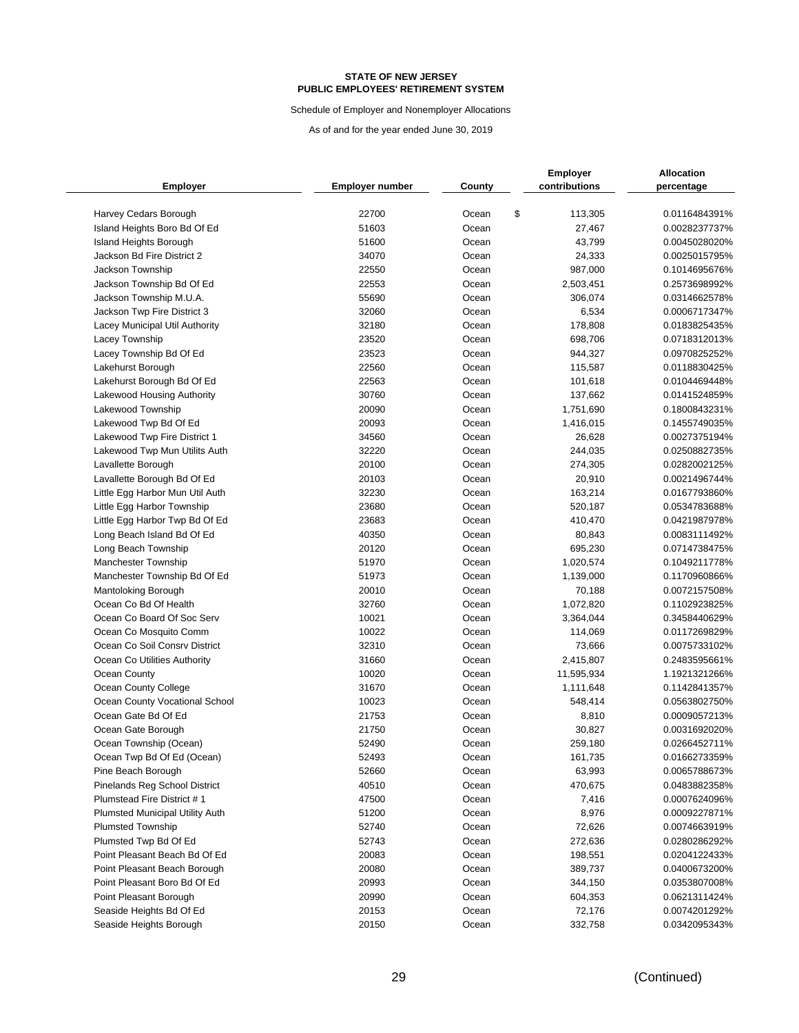**STATE OF NEW JERSEY**
**PUBLIC EMPLOYEES' RETIREMENT SYSTEM**

Schedule of Employer and Nonemployer Allocations

As of and for the year ended June 30, 2019

| Employer | Employer number | County | Employer contributions | Allocation percentage |
|---|---|---|---|---|
| Harvey Cedars Borough | 22700 | Ocean | $ 113,305 | 0.0116484391% |
| Island Heights Boro Bd Of Ed | 51603 | Ocean | 27,467 | 0.0028237737% |
| Island Heights Borough | 51600 | Ocean | 43,799 | 0.0045028020% |
| Jackson Bd Fire District 2 | 34070 | Ocean | 24,333 | 0.0025015795% |
| Jackson Township | 22550 | Ocean | 987,000 | 0.1014695676% |
| Jackson Township Bd Of Ed | 22553 | Ocean | 2,503,451 | 0.2573698992% |
| Jackson Township M.U.A. | 55690 | Ocean | 306,074 | 0.0314662578% |
| Jackson Twp Fire District 3 | 32060 | Ocean | 6,534 | 0.0006717347% |
| Lacey Municipal Util Authority | 32180 | Ocean | 178,808 | 0.0183825435% |
| Lacey Township | 23520 | Ocean | 698,706 | 0.0718312013% |
| Lacey Township Bd Of Ed | 23523 | Ocean | 944,327 | 0.0970825252% |
| Lakehurst Borough | 22560 | Ocean | 115,587 | 0.0118830425% |
| Lakehurst Borough Bd Of Ed | 22563 | Ocean | 101,618 | 0.0104469448% |
| Lakewood Housing Authority | 30760 | Ocean | 137,662 | 0.0141524859% |
| Lakewood Township | 20090 | Ocean | 1,751,690 | 0.1800843231% |
| Lakewood Twp Bd Of Ed | 20093 | Ocean | 1,416,015 | 0.1455749035% |
| Lakewood Twp Fire District 1 | 34560 | Ocean | 26,628 | 0.0027375194% |
| Lakewood Twp Mun Utilits Auth | 32220 | Ocean | 244,035 | 0.0250882735% |
| Lavallette Borough | 20100 | Ocean | 274,305 | 0.0282002125% |
| Lavallette Borough Bd Of Ed | 20103 | Ocean | 20,910 | 0.0021496744% |
| Little Egg Harbor Mun Util Auth | 32230 | Ocean | 163,214 | 0.0167793860% |
| Little Egg Harbor Township | 23680 | Ocean | 520,187 | 0.0534783688% |
| Little Egg Harbor Twp Bd Of Ed | 23683 | Ocean | 410,470 | 0.0421987978% |
| Long Beach Island Bd Of Ed | 40350 | Ocean | 80,843 | 0.0083111492% |
| Long Beach Township | 20120 | Ocean | 695,230 | 0.0714738475% |
| Manchester Township | 51970 | Ocean | 1,020,574 | 0.1049211778% |
| Manchester Township Bd Of Ed | 51973 | Ocean | 1,139,000 | 0.1170960866% |
| Mantoloking Borough | 20010 | Ocean | 70,188 | 0.0072157508% |
| Ocean Co Bd Of Health | 32760 | Ocean | 1,072,820 | 0.1102923825% |
| Ocean Co Board Of Soc Serv | 10021 | Ocean | 3,364,044 | 0.3458440629% |
| Ocean Co Mosquito Comm | 10022 | Ocean | 114,069 | 0.0117269829% |
| Ocean Co Soil Consrv District | 32310 | Ocean | 73,666 | 0.0075733102% |
| Ocean Co Utilities Authority | 31660 | Ocean | 2,415,807 | 0.2483595661% |
| Ocean County | 10020 | Ocean | 11,595,934 | 1.1921321266% |
| Ocean County College | 31670 | Ocean | 1,111,648 | 0.1142841357% |
| Ocean County Vocational School | 10023 | Ocean | 548,414 | 0.0563802750% |
| Ocean Gate Bd Of Ed | 21753 | Ocean | 8,810 | 0.0009057213% |
| Ocean Gate Borough | 21750 | Ocean | 30,827 | 0.0031692020% |
| Ocean Township (Ocean) | 52490 | Ocean | 259,180 | 0.0266452711% |
| Ocean Twp Bd Of Ed (Ocean) | 52493 | Ocean | 161,735 | 0.0166273359% |
| Pine Beach Borough | 52660 | Ocean | 63,993 | 0.0065788673% |
| Pinelands Reg School District | 40510 | Ocean | 470,675 | 0.0483882358% |
| Plumstead Fire District # 1 | 47500 | Ocean | 7,416 | 0.0007624096% |
| Plumsted Municipal Utility Auth | 51200 | Ocean | 8,976 | 0.0009227871% |
| Plumsted Township | 52740 | Ocean | 72,626 | 0.0074663919% |
| Plumsted Twp Bd Of Ed | 52743 | Ocean | 272,636 | 0.0280286292% |
| Point Pleasant Beach Bd Of Ed | 20083 | Ocean | 198,551 | 0.0204122433% |
| Point Pleasant Beach Borough | 20080 | Ocean | 389,737 | 0.0400673200% |
| Point Pleasant Boro Bd Of Ed | 20993 | Ocean | 344,150 | 0.0353807008% |
| Point Pleasant Borough | 20990 | Ocean | 604,353 | 0.0621311424% |
| Seaside Heights Bd Of Ed | 20153 | Ocean | 72,176 | 0.0074201292% |
| Seaside Heights Borough | 20150 | Ocean | 332,758 | 0.0342095343% |

(Continued)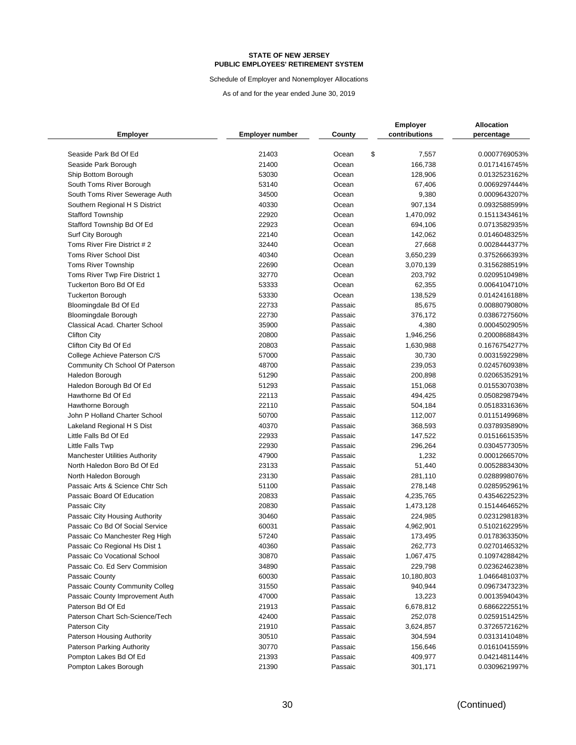**STATE OF NEW JERSEY**
**PUBLIC EMPLOYEES' RETIREMENT SYSTEM**

Schedule of Employer and Nonemployer Allocations

As of and for the year ended June 30, 2019

| Employer | Employer number | County | Employer contributions | Allocation percentage |
|---|---|---|---|---|
| Seaside Park Bd Of Ed | 21403 | Ocean | $ 7,557 | 0.0007769053% |
| Seaside Park Borough | 21400 | Ocean | 166,738 | 0.0171416745% |
| Ship Bottom Borough | 53030 | Ocean | 128,906 | 0.0132523162% |
| South Toms River Borough | 53140 | Ocean | 67,406 | 0.0069297444% |
| South Toms River Sewerage Auth | 34500 | Ocean | 9,380 | 0.0009643207% |
| Southern Regional H S District | 40330 | Ocean | 907,134 | 0.0932588599% |
| Stafford Township | 22920 | Ocean | 1,470,092 | 0.1511343461% |
| Stafford Township Bd Of Ed | 22923 | Ocean | 694,106 | 0.0713582935% |
| Surf City Borough | 22140 | Ocean | 142,062 | 0.0146048325% |
| Toms River Fire District # 2 | 32440 | Ocean | 27,668 | 0.0028444377% |
| Toms River School Dist | 40340 | Ocean | 3,650,239 | 0.3752666393% |
| Toms River Township | 22690 | Ocean | 3,070,139 | 0.3156288519% |
| Toms River Twp Fire District 1 | 32770 | Ocean | 203,792 | 0.0209510498% |
| Tuckerton Boro Bd Of Ed | 53333 | Ocean | 62,355 | 0.0064104710% |
| Tuckerton Borough | 53330 | Ocean | 138,529 | 0.0142416188% |
| Bloomingdale Bd Of Ed | 22733 | Passaic | 85,675 | 0.0088079080% |
| Bloomingdale Borough | 22730 | Passaic | 376,172 | 0.0386727560% |
| Classical Acad. Charter School | 35900 | Passaic | 4,380 | 0.0004502905% |
| Clifton City | 20800 | Passaic | 1,946,256 | 0.2000868843% |
| Clifton City Bd Of Ed | 20803 | Passaic | 1,630,988 | 0.1676754277% |
| College Achieve Paterson C/S | 57000 | Passaic | 30,730 | 0.0031592298% |
| Community Ch School Of Paterson | 48700 | Passaic | 239,053 | 0.0245760938% |
| Haledon Borough | 51290 | Passaic | 200,898 | 0.0206535291% |
| Haledon Borough Bd Of Ed | 51293 | Passaic | 151,068 | 0.0155307038% |
| Hawthorne Bd Of Ed | 22113 | Passaic | 494,425 | 0.0508298794% |
| Hawthorne Borough | 22110 | Passaic | 504,184 | 0.0518331636% |
| John P Holland Charter School | 50700 | Passaic | 112,007 | 0.0115149968% |
| Lakeland Regional H S Dist | 40370 | Passaic | 368,593 | 0.0378935890% |
| Little Falls Bd Of Ed | 22933 | Passaic | 147,522 | 0.0151661535% |
| Little Falls Twp | 22930 | Passaic | 296,264 | 0.0304577305% |
| Manchester Utilities Authority | 47900 | Passaic | 1,232 | 0.0001266570% |
| North Haledon Boro Bd Of Ed | 23133 | Passaic | 51,440 | 0.0052883430% |
| North Haledon Borough | 23130 | Passaic | 281,110 | 0.0288998076% |
| Passaic Arts & Science Chtr Sch | 51100 | Passaic | 278,148 | 0.0285952961% |
| Passaic Board Of Education | 20833 | Passaic | 4,235,765 | 0.4354622523% |
| Passaic City | 20830 | Passaic | 1,473,128 | 0.1514464652% |
| Passaic City Housing Authority | 30460 | Passaic | 224,985 | 0.0231298183% |
| Passaic Co Bd Of Social Service | 60031 | Passaic | 4,962,901 | 0.5102162295% |
| Passaic Co Manchester Reg High | 57240 | Passaic | 173,495 | 0.0178363350% |
| Passaic Co Regional Hs Dist 1 | 40360 | Passaic | 262,773 | 0.0270146532% |
| Passaic Co Vocational School | 30870 | Passaic | 1,067,475 | 0.1097428842% |
| Passaic Co. Ed Serv Commision | 34890 | Passaic | 229,798 | 0.0236246238% |
| Passaic County | 60030 | Passaic | 10,180,803 | 1.0466481037% |
| Passaic County Community Colleg | 31550 | Passaic | 940,944 | 0.0967347323% |
| Passaic County Improvement Auth | 47000 | Passaic | 13,223 | 0.0013594043% |
| Paterson Bd Of Ed | 21913 | Passaic | 6,678,812 | 0.6866222551% |
| Paterson Chart Sch-Science/Tech | 42400 | Passaic | 252,078 | 0.0259151425% |
| Paterson City | 21910 | Passaic | 3,624,857 | 0.3726572162% |
| Paterson Housing Authority | 30510 | Passaic | 304,594 | 0.0313141048% |
| Paterson Parking Authority | 30770 | Passaic | 156,646 | 0.0161041559% |
| Pompton Lakes Bd Of Ed | 21393 | Passaic | 409,977 | 0.0421481144% |
| Pompton Lakes Borough | 21390 | Passaic | 301,171 | 0.0309621997% |

(Continued)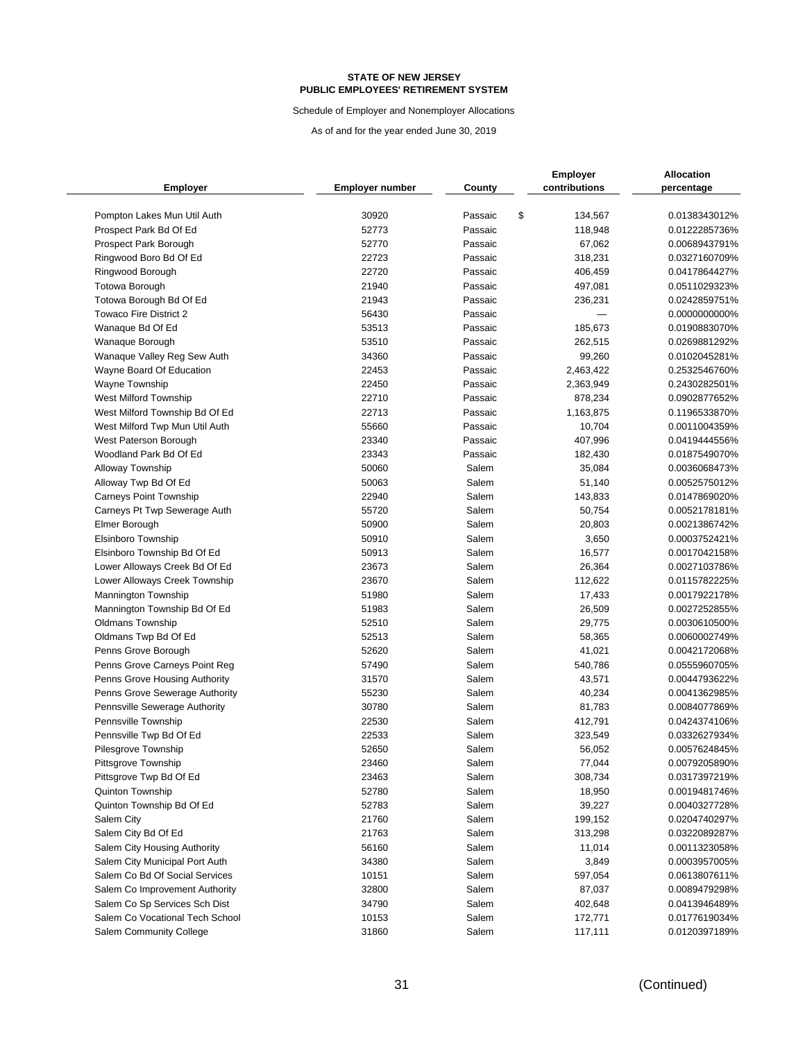**STATE OF NEW JERSEY**
**PUBLIC EMPLOYEES' RETIREMENT SYSTEM**

Schedule of Employer and Nonemployer Allocations

As of and for the year ended June 30, 2019

| Employer | Employer number | County | Employer contributions | Allocation percentage |
|---|---|---|---|---|
| Pompton Lakes Mun Util Auth | 30920 | Passaic | $ 134,567 | 0.0138343012% |
| Prospect Park Bd Of Ed | 52773 | Passaic | 118,948 | 0.0122285736% |
| Prospect Park Borough | 52770 | Passaic | 67,062 | 0.0068943791% |
| Ringwood Boro Bd Of Ed | 22723 | Passaic | 318,231 | 0.0327160709% |
| Ringwood Borough | 22720 | Passaic | 406,459 | 0.0417864427% |
| Totowa Borough | 21940 | Passaic | 497,081 | 0.0511029323% |
| Totowa Borough Bd Of Ed | 21943 | Passaic | 236,231 | 0.0242859751% |
| Towaco Fire District 2 | 56430 | Passaic | — | 0.0000000000% |
| Wanaque Bd Of Ed | 53513 | Passaic | 185,673 | 0.0190883070% |
| Wanaque Borough | 53510 | Passaic | 262,515 | 0.0269881292% |
| Wanaque Valley Reg Sew Auth | 34360 | Passaic | 99,260 | 0.0102045281% |
| Wayne Board Of Education | 22453 | Passaic | 2,463,422 | 0.2532546760% |
| Wayne Township | 22450 | Passaic | 2,363,949 | 0.2430282501% |
| West Milford Township | 22710 | Passaic | 878,234 | 0.0902877652% |
| West Milford Township Bd Of Ed | 22713 | Passaic | 1,163,875 | 0.1196533870% |
| West Milford Twp Mun Util Auth | 55660 | Passaic | 10,704 | 0.0011004359% |
| West Paterson Borough | 23340 | Passaic | 407,996 | 0.0419444556% |
| Woodland Park Bd Of Ed | 23343 | Passaic | 182,430 | 0.0187549070% |
| Alloway Township | 50060 | Salem | 35,084 | 0.0036068473% |
| Alloway Twp Bd Of Ed | 50063 | Salem | 51,140 | 0.0052575012% |
| Carneys Point Township | 22940 | Salem | 143,833 | 0.0147869020% |
| Carneys Pt Twp Sewerage Auth | 55720 | Salem | 50,754 | 0.0052178181% |
| Elmer Borough | 50900 | Salem | 20,803 | 0.0021386742% |
| Elsinboro Township | 50910 | Salem | 3,650 | 0.0003752421% |
| Elsinboro Township Bd Of Ed | 50913 | Salem | 16,577 | 0.0017042158% |
| Lower Alloways Creek Bd Of Ed | 23673 | Salem | 26,364 | 0.0027103786% |
| Lower Alloways Creek Township | 23670 | Salem | 112,622 | 0.0115782225% |
| Mannington Township | 51980 | Salem | 17,433 | 0.0017922178% |
| Mannington Township Bd Of Ed | 51983 | Salem | 26,509 | 0.0027252855% |
| Oldmans Township | 52510 | Salem | 29,775 | 0.0030610500% |
| Oldmans Twp Bd Of Ed | 52513 | Salem | 58,365 | 0.0060002749% |
| Penns Grove Borough | 52620 | Salem | 41,021 | 0.0042172068% |
| Penns Grove Carneys Point Reg | 57490 | Salem | 540,786 | 0.0555960705% |
| Penns Grove Housing Authority | 31570 | Salem | 43,571 | 0.0044793622% |
| Penns Grove Sewerage Authority | 55230 | Salem | 40,234 | 0.0041362985% |
| Pennsville Sewerage Authority | 30780 | Salem | 81,783 | 0.0084077869% |
| Pennsville Township | 22530 | Salem | 412,791 | 0.0424374106% |
| Pennsville Twp Bd Of Ed | 22533 | Salem | 323,549 | 0.0332627934% |
| Pilesgrove Township | 52650 | Salem | 56,052 | 0.0057624845% |
| Pittsgrove Township | 23460 | Salem | 77,044 | 0.0079205890% |
| Pittsgrove Twp Bd Of Ed | 23463 | Salem | 308,734 | 0.0317397219% |
| Quinton Township | 52780 | Salem | 18,950 | 0.0019481746% |
| Quinton Township Bd Of Ed | 52783 | Salem | 39,227 | 0.0040327728% |
| Salem City | 21760 | Salem | 199,152 | 0.0204740297% |
| Salem City Bd Of Ed | 21763 | Salem | 313,298 | 0.0322089287% |
| Salem City Housing Authority | 56160 | Salem | 11,014 | 0.0011323058% |
| Salem City Municipal Port Auth | 34380 | Salem | 3,849 | 0.0003957005% |
| Salem Co Bd Of Social Services | 10151 | Salem | 597,054 | 0.0613807611% |
| Salem Co Improvement Authority | 32800 | Salem | 87,037 | 0.0089479298% |
| Salem Co Sp Services Sch Dist | 34790 | Salem | 402,648 | 0.0413946489% |
| Salem Co Vocational Tech School | 10153 | Salem | 172,771 | 0.0177619034% |
| Salem Community College | 31860 | Salem | 117,111 | 0.0120397189% |

(Continued)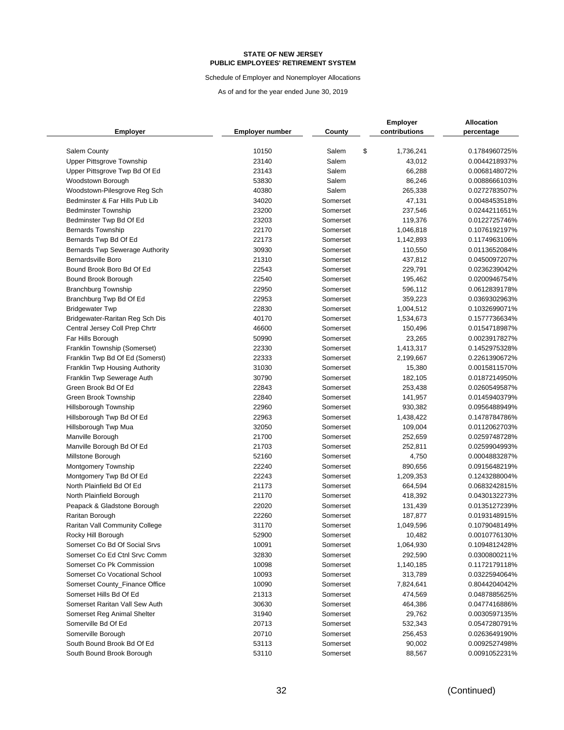**STATE OF NEW JERSEY**
**PUBLIC EMPLOYEES' RETIREMENT SYSTEM**

Schedule of Employer and Nonemployer Allocations

As of and for the year ended June 30, 2019

| Employer | Employer number | County | Employer contributions | Allocation percentage |
|---|---|---|---|---|
| Salem County | 10150 | Salem | $ 1,736,241 | 0.1784960725% |
| Upper Pittsgrove Township | 23140 | Salem | 43,012 | 0.0044218937% |
| Upper Pittsgrove Twp Bd Of Ed | 23143 | Salem | 66,288 | 0.0068148072% |
| Woodstown Borough | 53830 | Salem | 86,246 | 0.0088666103% |
| Woodstown-Pilesgrove Reg Sch | 40380 | Salem | 265,338 | 0.0272783507% |
| Bedminster & Far Hills Pub Lib | 34020 | Somerset | 47,131 | 0.0048453518% |
| Bedminster Township | 23200 | Somerset | 237,546 | 0.0244211651% |
| Bedminster Twp Bd Of Ed | 23203 | Somerset | 119,376 | 0.0122725746% |
| Bernards Township | 22170 | Somerset | 1,046,818 | 0.1076192197% |
| Bernards Twp Bd Of Ed | 22173 | Somerset | 1,142,893 | 0.1174963106% |
| Bernards Twp Sewerage Authority | 30930 | Somerset | 110,550 | 0.0113652084% |
| Bernardsville Boro | 21310 | Somerset | 437,812 | 0.0450097207% |
| Bound Brook Boro Bd Of Ed | 22543 | Somerset | 229,791 | 0.0236239042% |
| Bound Brook Borough | 22540 | Somerset | 195,462 | 0.0200946754% |
| Branchburg Township | 22950 | Somerset | 596,112 | 0.0612839178% |
| Branchburg Twp Bd Of Ed | 22953 | Somerset | 359,223 | 0.0369302963% |
| Bridgewater Twp | 22830 | Somerset | 1,004,512 | 0.1032699071% |
| Bridgewater-Raritan Reg Sch Dis | 40170 | Somerset | 1,534,673 | 0.1577736634% |
| Central Jersey Coll Prep Chrtr | 46600 | Somerset | 150,496 | 0.0154718987% |
| Far Hills Borough | 50990 | Somerset | 23,265 | 0.0023917827% |
| Franklin Township (Somerset) | 22330 | Somerset | 1,413,317 | 0.1452975328% |
| Franklin Twp Bd Of Ed (Somerst) | 22333 | Somerset | 2,199,667 | 0.2261390672% |
| Franklin Twp Housing Authority | 31030 | Somerset | 15,380 | 0.0015811570% |
| Franklin Twp Sewerage Auth | 30790 | Somerset | 182,105 | 0.0187214950% |
| Green Brook Bd Of Ed | 22843 | Somerset | 253,438 | 0.0260549587% |
| Green Brook Township | 22840 | Somerset | 141,957 | 0.0145940379% |
| Hillsborough Township | 22960 | Somerset | 930,382 | 0.0956488949% |
| Hillsborough Twp Bd Of Ed | 22963 | Somerset | 1,438,422 | 0.1478784786% |
| Hillsborough Twp Mua | 32050 | Somerset | 109,004 | 0.0112062703% |
| Manville Borough | 21700 | Somerset | 252,659 | 0.0259748728% |
| Manville Borough Bd Of Ed | 21703 | Somerset | 252,811 | 0.0259904993% |
| Millstone Borough | 52160 | Somerset | 4,750 | 0.0004883287% |
| Montgomery Township | 22240 | Somerset | 890,656 | 0.0915648219% |
| Montgomery Twp Bd Of Ed | 22243 | Somerset | 1,209,353 | 0.1243288004% |
| North Plainfield Bd Of Ed | 21173 | Somerset | 664,594 | 0.0683242815% |
| North Plainfield Borough | 21170 | Somerset | 418,392 | 0.0430132273% |
| Peapack & Gladstone Borough | 22020 | Somerset | 131,439 | 0.0135127239% |
| Raritan Borough | 22260 | Somerset | 187,877 | 0.0193148915% |
| Raritan Vall Community College | 31170 | Somerset | 1,049,596 | 0.1079048149% |
| Rocky Hill Borough | 52900 | Somerset | 10,482 | 0.0010776130% |
| Somerset Co Bd Of Social Srvs | 10091 | Somerset | 1,064,930 | 0.1094812428% |
| Somerset Co Ed Ctnl Srvc Comm | 32830 | Somerset | 292,590 | 0.0300800211% |
| Somerset Co Pk Commission | 10098 | Somerset | 1,140,185 | 0.1172179118% |
| Somerset Co Vocational School | 10093 | Somerset | 313,789 | 0.0322594064% |
| Somerset County_Finance Office | 10090 | Somerset | 7,824,641 | 0.8044204042% |
| Somerset Hills Bd Of Ed | 21313 | Somerset | 474,569 | 0.0487885625% |
| Somerset Raritan Vall Sew Auth | 30630 | Somerset | 464,386 | 0.0477416886% |
| Somerset Reg Animal Shelter | 31940 | Somerset | 29,762 | 0.0030597135% |
| Somerville Bd Of Ed | 20713 | Somerset | 532,343 | 0.0547280791% |
| Somerville Borough | 20710 | Somerset | 256,453 | 0.0263649190% |
| South Bound Brook Bd Of Ed | 53113 | Somerset | 90,002 | 0.0092527498% |
| South Bound Brook Borough | 53110 | Somerset | 88,567 | 0.0091052231% |

(Continued)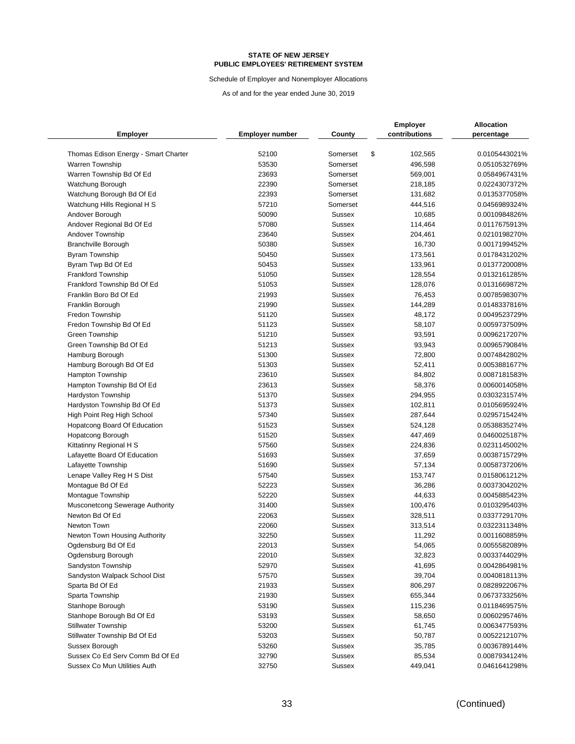**STATE OF NEW JERSEY**
**PUBLIC EMPLOYEES' RETIREMENT SYSTEM**

Schedule of Employer and Nonemployer Allocations

As of and for the year ended June 30, 2019

| Employer | Employer number | County | Employer contributions | Allocation percentage |
|---|---|---|---|---|
| Thomas Edison Energy - Smart Charter | 52100 | Somerset | $ 102,565 | 0.0105443021% |
| Warren Township | 53530 | Somerset | 496,598 | 0.0510532769% |
| Warren Township Bd Of Ed | 23693 | Somerset | 569,001 | 0.0584967431% |
| Watchung Borough | 22390 | Somerset | 218,185 | 0.0224307372% |
| Watchung Borough Bd Of Ed | 22393 | Somerset | 131,682 | 0.0135377058% |
| Watchung Hills Regional H S | 57210 | Somerset | 444,516 | 0.0456989324% |
| Andover Borough | 50090 | Sussex | 10,685 | 0.0010984826% |
| Andover Regional Bd Of Ed | 57080 | Sussex | 114,464 | 0.0117675913% |
| Andover Township | 23640 | Sussex | 204,461 | 0.0210198270% |
| Branchville Borough | 50380 | Sussex | 16,730 | 0.0017199452% |
| Byram Township | 50450 | Sussex | 173,561 | 0.0178431202% |
| Byram Twp Bd Of Ed | 50453 | Sussex | 133,961 | 0.0137720008% |
| Frankford Township | 51050 | Sussex | 128,554 | 0.0132161285% |
| Frankford Township Bd Of Ed | 51053 | Sussex | 128,076 | 0.0131669872% |
| Franklin Boro Bd Of Ed | 21993 | Sussex | 76,453 | 0.0078598307% |
| Franklin Borough | 21990 | Sussex | 144,289 | 0.0148337816% |
| Fredon Township | 51120 | Sussex | 48,172 | 0.0049523729% |
| Fredon Township Bd Of Ed | 51123 | Sussex | 58,107 | 0.0059737509% |
| Green Township | 51210 | Sussex | 93,591 | 0.0096217207% |
| Green Township Bd Of Ed | 51213 | Sussex | 93,943 | 0.0096579084% |
| Hamburg Borough | 51300 | Sussex | 72,800 | 0.0074842802% |
| Hamburg Borough Bd Of Ed | 51303 | Sussex | 52,411 | 0.0053881677% |
| Hampton Township | 23610 | Sussex | 84,802 | 0.0087181583% |
| Hampton Township Bd Of Ed | 23613 | Sussex | 58,376 | 0.0060014058% |
| Hardyston Township | 51370 | Sussex | 294,955 | 0.0303231574% |
| Hardyston Township Bd Of Ed | 51373 | Sussex | 102,811 | 0.0105695924% |
| High Point Reg High School | 57340 | Sussex | 287,644 | 0.0295715424% |
| Hopatcong Board Of Education | 51523 | Sussex | 524,128 | 0.0538835274% |
| Hopatcong Borough | 51520 | Sussex | 447,469 | 0.0460025187% |
| Kittatinny Regional H S | 57560 | Sussex | 224,836 | 0.0231145002% |
| Lafayette Board Of Education | 51693 | Sussex | 37,659 | 0.0038715729% |
| Lafayette Township | 51690 | Sussex | 57,134 | 0.0058737206% |
| Lenape Valley Reg H S Dist | 57540 | Sussex | 153,747 | 0.0158061212% |
| Montague Bd Of Ed | 52223 | Sussex | 36,286 | 0.0037304202% |
| Montague Township | 52220 | Sussex | 44,633 | 0.0045885423% |
| Musconetcong Sewerage Authority | 31400 | Sussex | 100,476 | 0.0103295403% |
| Newton Bd Of Ed | 22063 | Sussex | 328,511 | 0.0337729170% |
| Newton Town | 22060 | Sussex | 313,514 | 0.0322311348% |
| Newton Town Housing Authority | 32250 | Sussex | 11,292 | 0.0011608859% |
| Ogdensburg Bd Of Ed | 22013 | Sussex | 54,065 | 0.0055582089% |
| Ogdensburg Borough | 22010 | Sussex | 32,823 | 0.0033744029% |
| Sandyston Township | 52970 | Sussex | 41,695 | 0.0042864981% |
| Sandyston Walpack School Dist | 57570 | Sussex | 39,704 | 0.0040818113% |
| Sparta Bd Of Ed | 21933 | Sussex | 806,297 | 0.0828922067% |
| Sparta Township | 21930 | Sussex | 655,344 | 0.0673733256% |
| Stanhope Borough | 53190 | Sussex | 115,236 | 0.0118469575% |
| Stanhope Borough Bd Of Ed | 53193 | Sussex | 58,650 | 0.0060295746% |
| Stillwater Township | 53200 | Sussex | 61,745 | 0.0063477593% |
| Stillwater Township Bd Of Ed | 53203 | Sussex | 50,787 | 0.0052212107% |
| Sussex Borough | 53260 | Sussex | 35,785 | 0.0036789144% |
| Sussex Co Ed Serv Comm Bd Of Ed | 32790 | Sussex | 85,534 | 0.0087934124% |
| Sussex Co Mun Utilities Auth | 32750 | Sussex | 449,041 | 0.0461641298% |

(Continued)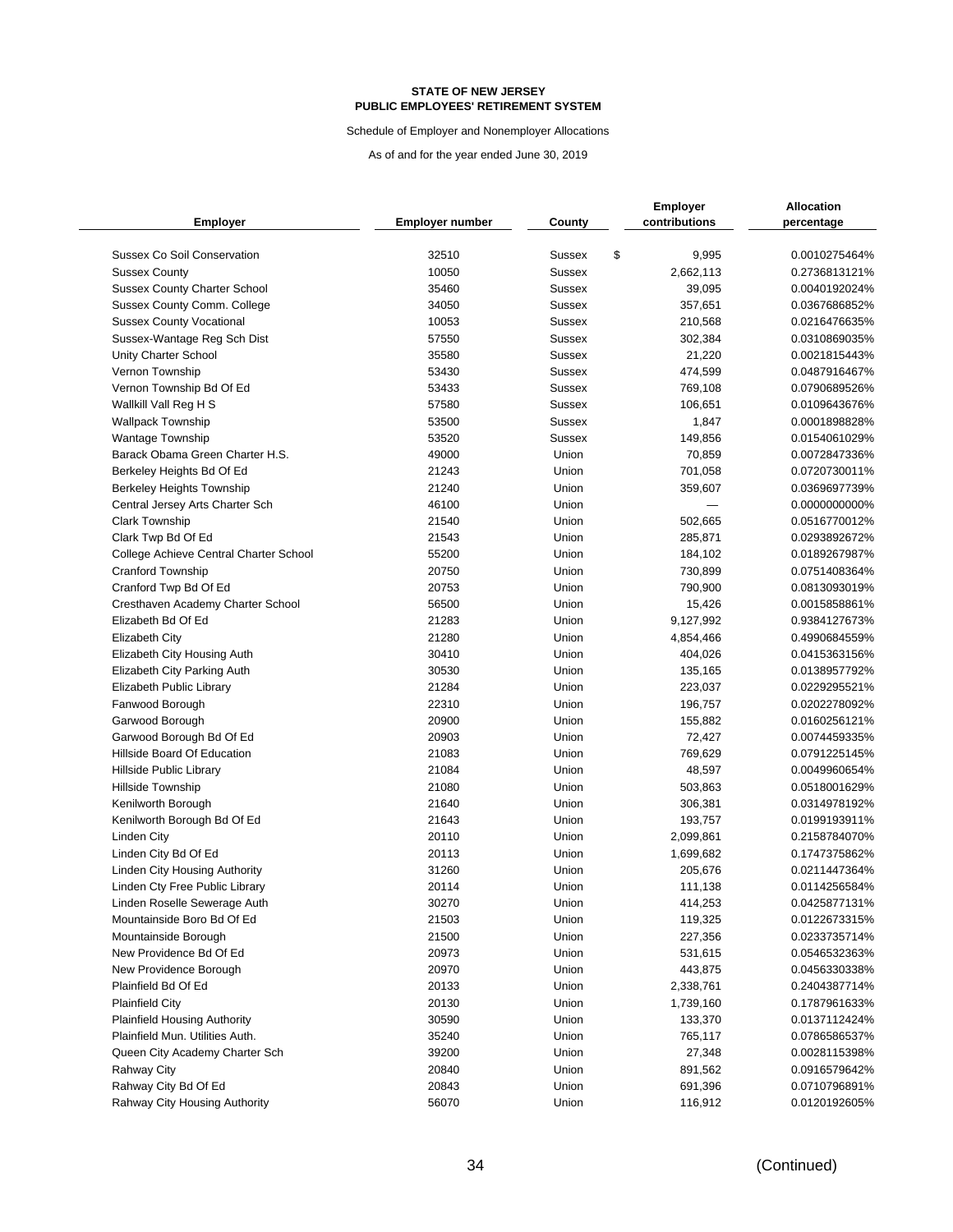**STATE OF NEW JERSEY**
**PUBLIC EMPLOYEES' RETIREMENT SYSTEM**

Schedule of Employer and Nonemployer Allocations

As of and for the year ended June 30, 2019

| Employer | Employer number | County | Employer contributions | Allocation percentage |
|---|---|---|---|---|
| Sussex Co Soil Conservation | 32510 | Sussex | $ 9,995 | 0.0010275464% |
| Sussex County | 10050 | Sussex | 2,662,113 | 0.2736813121% |
| Sussex County Charter School | 35460 | Sussex | 39,095 | 0.0040192024% |
| Sussex County Comm. College | 34050 | Sussex | 357,651 | 0.0367686852% |
| Sussex County Vocational | 10053 | Sussex | 210,568 | 0.0216476635% |
| Sussex-Wantage Reg Sch Dist | 57550 | Sussex | 302,384 | 0.0310869035% |
| Unity Charter School | 35580 | Sussex | 21,220 | 0.0021815443% |
| Vernon Township | 53430 | Sussex | 474,599 | 0.0487916467% |
| Vernon Township Bd Of Ed | 53433 | Sussex | 769,108 | 0.0790689526% |
| Wallkill Vall Reg H S | 57580 | Sussex | 106,651 | 0.0109643676% |
| Wallpack Township | 53500 | Sussex | 1,847 | 0.0001898828% |
| Wantage Township | 53520 | Sussex | 149,856 | 0.0154061029% |
| Barack Obama Green Charter H.S. | 49000 | Union | 70,859 | 0.0072847336% |
| Berkeley Heights Bd Of Ed | 21243 | Union | 701,058 | 0.0720730011% |
| Berkeley Heights Township | 21240 | Union | 359,607 | 0.0369697739% |
| Central Jersey Arts Charter Sch | 46100 | Union | — | 0.0000000000% |
| Clark Township | 21540 | Union | 502,665 | 0.0516770012% |
| Clark Twp Bd Of Ed | 21543 | Union | 285,871 | 0.0293892672% |
| College Achieve Central Charter School | 55200 | Union | 184,102 | 0.0189267987% |
| Cranford Township | 20750 | Union | 730,899 | 0.0751408364% |
| Cranford Twp Bd Of Ed | 20753 | Union | 790,900 | 0.0813093019% |
| Cresthaven Academy Charter School | 56500 | Union | 15,426 | 0.0015858861% |
| Elizabeth Bd Of Ed | 21283 | Union | 9,127,992 | 0.9384127673% |
| Elizabeth City | 21280 | Union | 4,854,466 | 0.4990684559% |
| Elizabeth City Housing Auth | 30410 | Union | 404,026 | 0.0415363156% |
| Elizabeth City Parking Auth | 30530 | Union | 135,165 | 0.0138957792% |
| Elizabeth Public Library | 21284 | Union | 223,037 | 0.0229295521% |
| Fanwood Borough | 22310 | Union | 196,757 | 0.0202278092% |
| Garwood Borough | 20900 | Union | 155,882 | 0.0160256121% |
| Garwood Borough Bd Of Ed | 20903 | Union | 72,427 | 0.0074459335% |
| Hillside Board Of Education | 21083 | Union | 769,629 | 0.0791225145% |
| Hillside Public Library | 21084 | Union | 48,597 | 0.0049960654% |
| Hillside Township | 21080 | Union | 503,863 | 0.0518001629% |
| Kenilworth Borough | 21640 | Union | 306,381 | 0.0314978192% |
| Kenilworth Borough Bd Of Ed | 21643 | Union | 193,757 | 0.0199193911% |
| Linden City | 20110 | Union | 2,099,861 | 0.2158784070% |
| Linden City Bd Of Ed | 20113 | Union | 1,699,682 | 0.1747375862% |
| Linden City Housing Authority | 31260 | Union | 205,676 | 0.0211447364% |
| Linden Cty Free Public Library | 20114 | Union | 111,138 | 0.0114256584% |
| Linden Roselle Sewerage Auth | 30270 | Union | 414,253 | 0.0425877131% |
| Mountainside Boro Bd Of Ed | 21503 | Union | 119,325 | 0.0122673315% |
| Mountainside Borough | 21500 | Union | 227,356 | 0.0233735714% |
| New Providence Bd Of Ed | 20973 | Union | 531,615 | 0.0546532363% |
| New Providence Borough | 20970 | Union | 443,875 | 0.0456330338% |
| Plainfield Bd Of Ed | 20133 | Union | 2,338,761 | 0.2404387714% |
| Plainfield City | 20130 | Union | 1,739,160 | 0.1787961633% |
| Plainfield Housing Authority | 30590 | Union | 133,370 | 0.0137112424% |
| Plainfield Mun. Utilities Auth. | 35240 | Union | 765,117 | 0.0786586537% |
| Queen City Academy Charter Sch | 39200 | Union | 27,348 | 0.0028115398% |
| Rahway City | 20840 | Union | 891,562 | 0.0916579642% |
| Rahway City Bd Of Ed | 20843 | Union | 691,396 | 0.0710796891% |
| Rahway City Housing Authority | 56070 | Union | 116,912 | 0.0120192605% |

(Continued)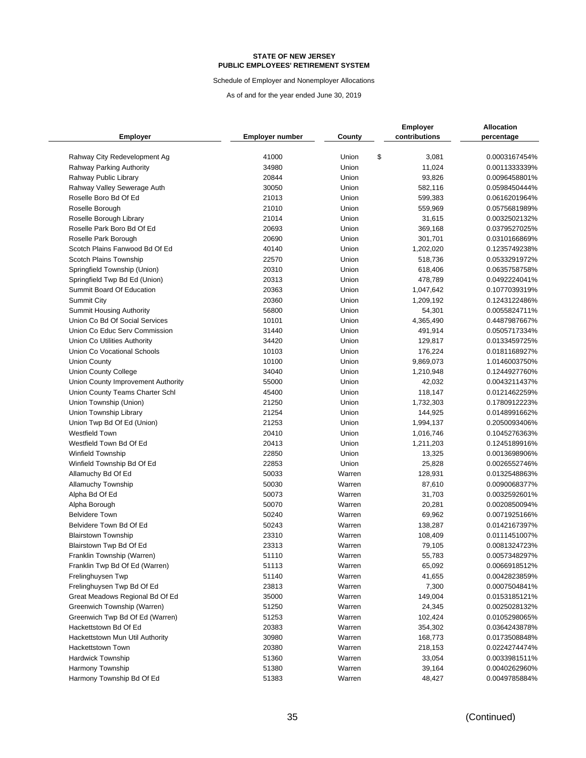**STATE OF NEW JERSEY**
**PUBLIC EMPLOYEES' RETIREMENT SYSTEM**

Schedule of Employer and Nonemployer Allocations

As of and for the year ended June 30, 2019

| Employer | Employer number | County | Employer contributions | Allocation percentage |
|---|---|---|---|---|
| Rahway City Redevelopment Ag | 41000 | Union | $ 3,081 | 0.0003167454% |
| Rahway Parking Authority | 34980 | Union | 11,024 | 0.0011333339% |
| Rahway Public Library | 20844 | Union | 93,826 | 0.0096458801% |
| Rahway Valley Sewerage Auth | 30050 | Union | 582,116 | 0.0598450444% |
| Roselle Boro Bd Of Ed | 21013 | Union | 599,383 | 0.0616201964% |
| Roselle Borough | 21010 | Union | 559,969 | 0.0575681989% |
| Roselle Borough Library | 21014 | Union | 31,615 | 0.0032502132% |
| Roselle Park Boro Bd Of Ed | 20693 | Union | 369,168 | 0.0379527025% |
| Roselle Park Borough | 20690 | Union | 301,701 | 0.0310166869% |
| Scotch Plains Fanwood Bd Of Ed | 40140 | Union | 1,202,020 | 0.1235749238% |
| Scotch Plains Township | 22570 | Union | 518,736 | 0.0533291972% |
| Springfield Township (Union) | 20310 | Union | 618,406 | 0.0635758758% |
| Springfield Twp Bd Ed (Union) | 20313 | Union | 478,789 | 0.0492224041% |
| Summit Board Of Education | 20363 | Union | 1,047,642 | 0.1077039319% |
| Summit City | 20360 | Union | 1,209,192 | 0.1243122486% |
| Summit Housing Authority | 56800 | Union | 54,301 | 0.0055824711% |
| Union Co Bd Of Social Services | 10101 | Union | 4,365,490 | 0.4487987667% |
| Union Co Educ Serv Commission | 31440 | Union | 491,914 | 0.0505717334% |
| Union Co Utilities Authority | 34420 | Union | 129,817 | 0.0133459725% |
| Union Co Vocational Schools | 10103 | Union | 176,224 | 0.0181168927% |
| Union County | 10100 | Union | 9,869,073 | 1.0146003750% |
| Union County College | 34040 | Union | 1,210,948 | 0.1244927760% |
| Union County Improvement Authority | 55000 | Union | 42,032 | 0.0043211437% |
| Union County Teams Charter Schl | 45400 | Union | 118,147 | 0.0121462259% |
| Union Township (Union) | 21250 | Union | 1,732,303 | 0.1780912223% |
| Union Township Library | 21254 | Union | 144,925 | 0.0148991662% |
| Union Twp Bd Of Ed (Union) | 21253 | Union | 1,994,137 | 0.2050093406% |
| Westfield Town | 20410 | Union | 1,016,746 | 0.1045276363% |
| Westfield Town Bd Of Ed | 20413 | Union | 1,211,203 | 0.1245189916% |
| Winfield Township | 22850 | Union | 13,325 | 0.0013698906% |
| Winfield Township Bd Of Ed | 22853 | Union | 25,828 | 0.0026552746% |
| Allamuchy Bd Of Ed | 50033 | Warren | 128,931 | 0.0132548863% |
| Allamuchy Township | 50030 | Warren | 87,610 | 0.0090068377% |
| Alpha Bd Of Ed | 50073 | Warren | 31,703 | 0.0032592601% |
| Alpha Borough | 50070 | Warren | 20,281 | 0.0020850094% |
| Belvidere Town | 50240 | Warren | 69,962 | 0.0071925166% |
| Belvidere Town Bd Of Ed | 50243 | Warren | 138,287 | 0.0142167397% |
| Blairstown Township | 23310 | Warren | 108,409 | 0.0111451007% |
| Blairstown Twp Bd Of Ed | 23313 | Warren | 79,105 | 0.0081324723% |
| Franklin Township (Warren) | 51110 | Warren | 55,783 | 0.0057348297% |
| Franklin Twp Bd Of Ed (Warren) | 51113 | Warren | 65,092 | 0.0066918512% |
| Frelinghuysen Twp | 51140 | Warren | 41,655 | 0.0042823859% |
| Frelinghuysen Twp Bd Of Ed | 23813 | Warren | 7,300 | 0.0007504841% |
| Great Meadows Regional Bd Of Ed | 35000 | Warren | 149,004 | 0.0153185121% |
| Greenwich Township (Warren) | 51250 | Warren | 24,345 | 0.0025028132% |
| Greenwich Twp Bd Of Ed (Warren) | 51253 | Warren | 102,424 | 0.0105298065% |
| Hackettstown Bd Of Ed | 20383 | Warren | 354,302 | 0.0364243878% |
| Hackettstown Mun Util Authority | 30980 | Warren | 168,773 | 0.0173508848% |
| Hackettstown Town | 20380 | Warren | 218,153 | 0.0224274474% |
| Hardwick Township | 51360 | Warren | 33,054 | 0.0033981511% |
| Harmony Township | 51380 | Warren | 39,164 | 0.0040262960% |
| Harmony Township Bd Of Ed | 51383 | Warren | 48,427 | 0.0049785884% |

(Continued)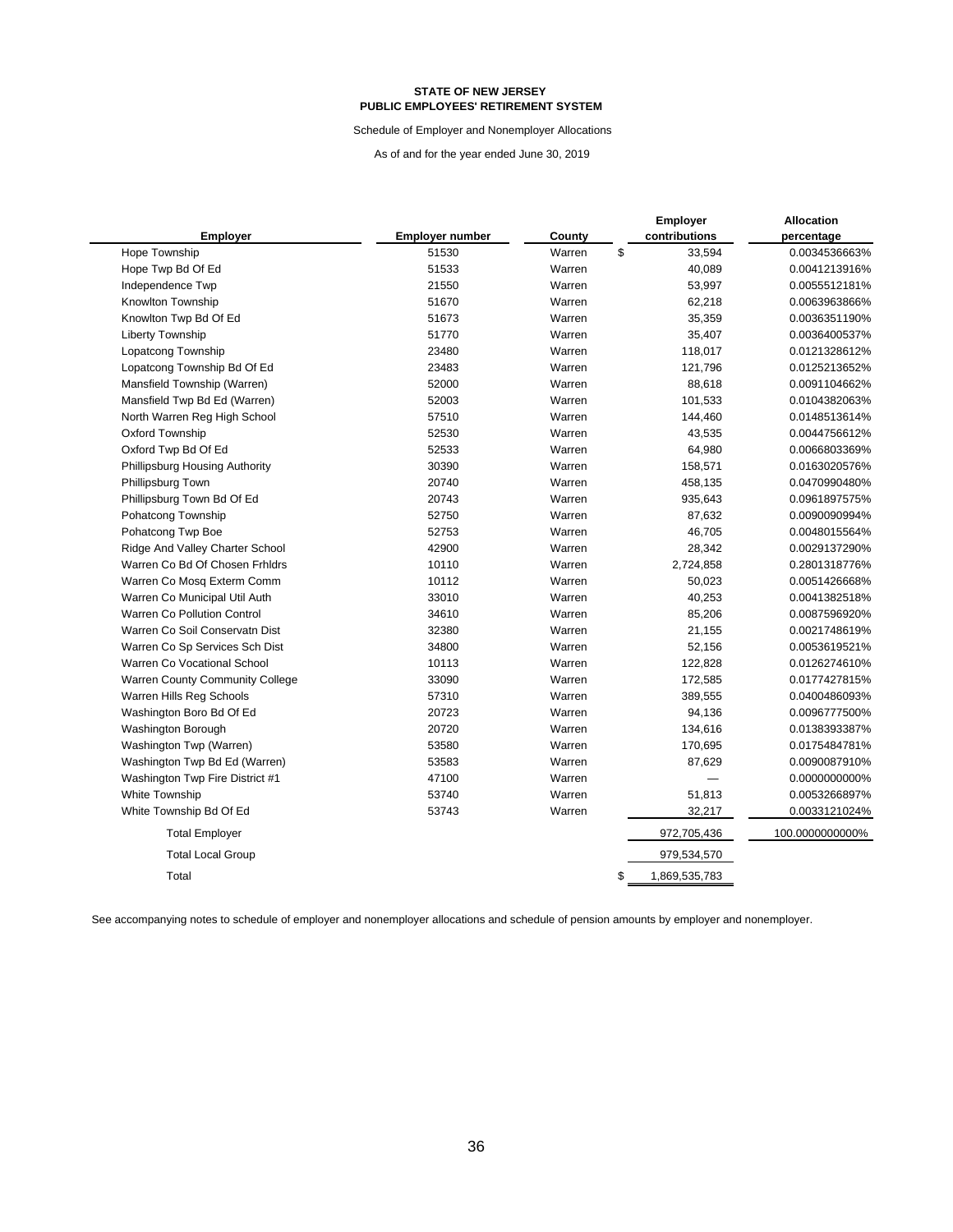**STATE OF NEW JERSEY**
**PUBLIC EMPLOYEES' RETIREMENT SYSTEM**

Schedule of Employer and Nonemployer Allocations

As of and for the year ended June 30, 2019

| Employer | Employer number | County | Employer contributions | Allocation percentage |
|---|---|---|---|---|
| Hope Township | 51530 | Warren | $ 33,594 | 0.0034536663% |
| Hope Twp Bd Of Ed | 51533 | Warren | 40,089 | 0.0041213916% |
| Independence Twp | 21550 | Warren | 53,997 | 0.0055512181% |
| Knowlton Township | 51670 | Warren | 62,218 | 0.0063963866% |
| Knowlton Twp Bd Of Ed | 51673 | Warren | 35,359 | 0.0036351190% |
| Liberty Township | 51770 | Warren | 35,407 | 0.0036400537% |
| Lopatcong Township | 23480 | Warren | 118,017 | 0.0121328612% |
| Lopatcong Township Bd Of Ed | 23483 | Warren | 121,796 | 0.0125213652% |
| Mansfield Township (Warren) | 52000 | Warren | 88,618 | 0.0091104662% |
| Mansfield Twp Bd Ed (Warren) | 52003 | Warren | 101,533 | 0.0104382063% |
| North Warren Reg High School | 57510 | Warren | 144,460 | 0.0148513614% |
| Oxford Township | 52530 | Warren | 43,535 | 0.0044756612% |
| Oxford Twp Bd Of Ed | 52533 | Warren | 64,980 | 0.0066803369% |
| Phillipsburg Housing Authority | 30390 | Warren | 158,571 | 0.0163020576% |
| Phillipsburg Town | 20740 | Warren | 458,135 | 0.0470990480% |
| Phillipsburg Town Bd Of Ed | 20743 | Warren | 935,643 | 0.0961897575% |
| Pohatcong Township | 52750 | Warren | 87,632 | 0.0090090994% |
| Pohatcong Twp Boe | 52753 | Warren | 46,705 | 0.0048015564% |
| Ridge And Valley Charter School | 42900 | Warren | 28,342 | 0.0029137290% |
| Warren Co Bd Of Chosen Frhldrs | 10110 | Warren | 2,724,858 | 0.2801318776% |
| Warren Co Mosq Exterm Comm | 10112 | Warren | 50,023 | 0.0051426668% |
| Warren Co Municipal Util Auth | 33010 | Warren | 40,253 | 0.0041382518% |
| Warren Co Pollution Control | 34610 | Warren | 85,206 | 0.0087596920% |
| Warren Co Soil Conservatn Dist | 32380 | Warren | 21,155 | 0.0021748619% |
| Warren Co Sp Services Sch Dist | 34800 | Warren | 52,156 | 0.0053619521% |
| Warren Co Vocational School | 10113 | Warren | 122,828 | 0.0126274610% |
| Warren County Community College | 33090 | Warren | 172,585 | 0.0177427815% |
| Warren Hills Reg Schools | 57310 | Warren | 389,555 | 0.0400486093% |
| Washington Boro Bd Of Ed | 20723 | Warren | 94,136 | 0.0096777500% |
| Washington Borough | 20720 | Warren | 134,616 | 0.0138393387% |
| Washington Twp (Warren) | 53580 | Warren | 170,695 | 0.0175484781% |
| Washington Twp Bd Ed (Warren) | 53583 | Warren | 87,629 | 0.0090087910% |
| Washington Twp Fire District #1 | 47100 | Warren | — | 0.0000000000% |
| White Township | 53740 | Warren | 51,813 | 0.0053266897% |
| White Township Bd Of Ed | 53743 | Warren | 32,217 | 0.0033121024% |
| Total Employer | | | 972,705,436 | 100.0000000000% |
| Total Local Group | | | 979,534,570 | |
| Total | | | $ 1,869,535,783 | |

See accompanying notes to schedule of employer and nonemployer allocations and schedule of pension amounts by employer and nonemployer.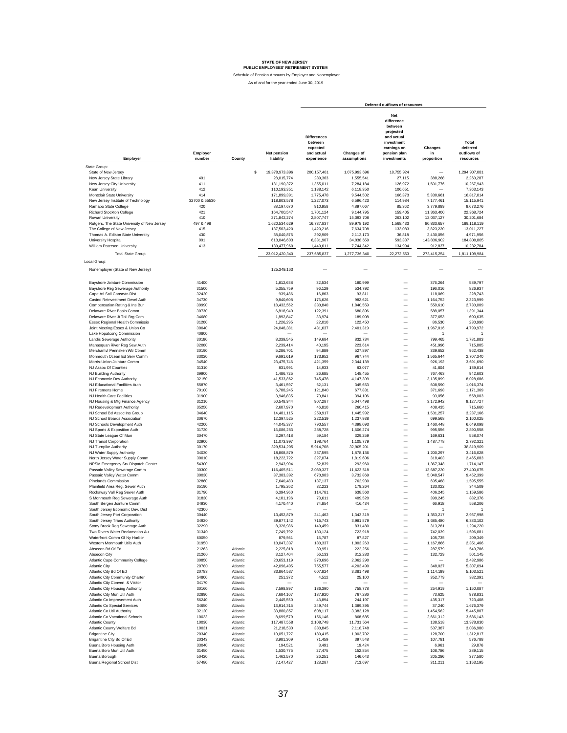**STATE OF NEW JERSEY**
**PUBLIC EMPLOYEES' RETIREMENT SYSTEM**

Schedule of Pension Amounts by Employer and Nonemployer

As of and for the year ended June 30, 2019

| Employer | Employer number | County | Net pension liability | Deferred outflows of resources: Differences between expected and actual experience | Changes of assumptions | Net difference between projected and actual investment earnings on pension plan investments | Changes in proportion | Total deferred outflows of resources |
|---|---|---|---|---|---|---|---|---|
| State Group: | | | | | | | | |
| State of New Jersey | | | $ 19,378,973,896 | 200,157,461 | 1,075,993,696 | 18,755,924 | — | 1,294,907,081 |
| New Jersey State Library | 401 | | 28,015,774 | 289,363 | 1,555,541 | 27,115 | 388,268 | 2,260,287 |
| New Jersey City University | 411 | | 131,190,372 | 1,355,011 | 7,284,184 | 126,972 | 1,501,776 | 10,267,943 |
| Kean University | 412 | | 110,193,351 | 1,138,142 | 6,118,350 | 106,651 | — | 7,363,143 |
| Montclair State University | 414 | | 171,899,391 | 1,775,478 | 9,544,502 | 166,373 | 5,330,661 | 16,817,014 |
| New Jersey Institute of Technology | 32700 & 55530 | | 118,803,578 | 1,227,073 | 6,596,423 | 114,984 | 7,177,461 | 15,115,941 |
| Ramapo State College | 420 | | 88,197,670 | 910,958 | 4,897,067 | 85,362 | 3,779,889 | 9,673,276 |
| Richard Stockton College | 421 | | 164,700,547 | 1,701,124 | 9,144,795 | 159,405 | 11,363,400 | 22,368,724 |
| Rowan University | 410 | | 271,842,274 | 2,807,747 | 15,093,708 | 263,102 | 12,037,127 | 30,201,684 |
| Rutgers, The State University of New Jersey | 497 & 498 | | 1,620,534,629 | 16,737,837 | 89,978,192 | 1,568,433 | 80,833,657 | 189,118,119 |
| The College of New Jersey | 415 | | 137,503,420 | 1,420,216 | 7,634,708 | 133,083 | 3,823,220 | 13,011,227 |
| Thomas A. Edison State University | 430 | | 38,040,875 | 392,909 | 2,112,173 | 36,818 | 2,430,056 | 4,971,956 |
| University Hospital | 901 | | 613,046,603 | 6,331,907 | 34,038,659 | 593,337 | 143,836,902 | 184,800,805 |
| William Paterson University | 413 | | 139,477,960 | 1,440,611 | 7,744,342 | 134,994 | 912,837 | 10,232,784 |
| Total State Group | | | 23,012,420,340 | 237,685,837 | 1,277,736,340 | 22,272,553 | 273,415,254 | 1,811,109,984 |
| Local Group: | | | | | | | | |
| Nonemployer (State of New Jersey) | | | 125,349,163 | — | — | — | — | — |
| Bayshore Jointure Commission | 41400 | | 1,812,638 | 32,534 | 180,999 | — | 376,264 | 589,797 |
| Bayshore Reg Sewerage Authority | 31500 | | 5,355,759 | 96,129 | 534,792 | — | 196,016 | 826,937 |
| Cape Atl Soil Consrvtn Dist | 32420 | | 939,486 | 16,863 | 93,811 | — | 118,069 | 228,743 |
| Casino Reinvestment Devel Auth | 34730 | | 9,840,608 | 176,626 | 982,621 | — | 1,164,752 | 2,323,999 |
| Compensation Rating & Ins Bur | 39990 | | 18,432,562 | 330,840 | 1,840,559 | — | 558,610 | 2,730,009 |
| Delaware River Basin Comm | 30730 | | 6,818,940 | 122,391 | 680,896 | — | 588,057 | 1,391,344 |
| Delaware River Jt Toll Brg Com | 34680 | | 1,892,847 | 33,974 | 189,008 | — | 377,653 | 600,635 |
| Essex Regional Health Commissio | 31200 | | 1,226,295 | 22,010 | 122,450 | — | 86,530 | 230,990 |
| Joint Meeting Essex & Union Co | 30040 | | 24,048,381 | 431,637 | 2,401,319 | — | 1,967,016 | 4,799,972 |
| Lake Hopatcong Commission | 40800 | | — | — | — | — | 1 | 1 |
| Landis Sewerage Authority | 30180 | | 8,339,545 | 149,684 | 832,734 | — | 799,465 | 1,781,883 |
| Manasquan River Reg Sew Auth | 32000 | | 2,239,414 | 40,195 | 223,614 | — | 451,996 | 715,805 |
| Merchantvl Pennsken Wtr Comm | 30190 | | 5,286,701 | 94,889 | 527,897 | — | 339,652 | 962,438 |
| Monmouth Ocean Ed Serv Comm | 33020 | | 9,691,619 | 173,952 | 967,744 | — | 1,565,644 | 2,707,340 |
| Morris-Union Jointure Comm | 34540 | | 23,475,746 | 421,359 | 2,344,139 | — | 926,192 | 3,691,690 |
| NJ Assoc Of Counties | 31310 | | 831,991 | 14,933 | 83,077 | — | 41,804 | 139,814 |
| NJ Building Authority | 39900 | | 1,486,725 | 26,685 | 148,455 | — | 767,463 | 942,603 |
| NJ Economic Dev Authority | 32150 | | 41,533,862 | 745,478 | 4,147,309 | — | 3,135,899 | 8,028,686 |
| NJ Educational Facilities Auth | 55870 | | 3,461,597 | 62,131 | 345,653 | — | 608,590 | 1,016,374 |
| NJ Firemens Home | 79100 | | 6,788,245 | 121,840 | 677,831 | — | 371,698 | 1,171,369 |
| NJ Health Care Facilities | 31900 | | 3,946,835 | 70,841 | 394,106 | — | 93,056 | 558,003 |
| NJ Housing & Mtg Finance Agency | 31210 | | 50,548,944 | 907,287 | 5,047,498 | — | 3,172,942 | 9,127,727 |
| NJ Redevelopment Authority | 35250 | | 2,607,970 | 46,810 | 260,415 | — | 408,435 | 715,660 |
| NJ School Bd Assoc Ins Group | 34640 | | 14,481,115 | 259,917 | 1,445,992 | — | 1,531,257 | 3,237,166 |
| NJ School Boards Association | 30670 | | 12,397,525 | 222,519 | 1,237,938 | — | 699,568 | 2,160,025 |
| NJ Schools Development Auth | 42200 | | 44,045,377 | 790,557 | 4,398,093 | — | 1,460,448 | 6,649,098 |
| NJ Sports & Exposition Auth | 31720 | | 16,086,283 | 288,728 | 1,606,274 | — | 995,556 | 2,890,558 |
| NJ State League Of Mun | 30470 | | 3,297,418 | 59,184 | 329,259 | — | 169,631 | 558,074 |
| NJ Transit Corporation | 32900 | | 11,073,997 | 198,764 | 1,105,779 | — | 1,487,778 | 2,792,321 |
| NJ Turnpike Authority | 30170 | | 329,534,205 | 5,914,708 | 32,905,201 | — | — | 38,819,909 |
| NJ Water Supply Authority | 34030 | | 18,808,879 | 337,595 | 1,878,136 | — | 1,200,297 | 3,416,028 |
| North Jersey Water Supply Comm | 30010 | | 18,222,722 | 327,074 | 1,819,606 | — | 318,403 | 2,465,083 |
| NPSM Emergency Srv Dispatch Center | 54300 | | 2,943,904 | 52,839 | 293,960 | — | 1,367,348 | 1,714,147 |
| Passaic Valley Sewerage Comm | 30300 | | 116,405,511 | 2,089,327 | 11,623,518 | — | 13,687,230 | 27,400,075 |
| Passaic Valley Water Comm | 30030 | | 37,383,392 | 670,983 | 3,732,869 | — | 5,048,547 | 9,452,399 |
| Pinelands Commission | 32860 | | 7,640,483 | 137,137 | 762,930 | — | 695,488 | 1,595,555 |
| Plainfield Area Reg. Sewer Auth | 35190 | | 1,795,262 | 32,223 | 179,264 | — | 133,022 | 344,509 |
| Rockaway Vall Reg Sewer Auth | 31790 | | 6,394,960 | 114,781 | 638,560 | — | 406,245 | 1,159,586 |
| S Monmouth Reg Sewerage Auth | 31830 | | 4,101,196 | 73,611 | 409,520 | — | 399,245 | 882,376 |
| South Bergen Jointure Comm | 34930 | | 4,170,440 | 74,854 | 416,434 | — | 66,918 | 558,206 |
| South Jersey Economic Dev. Dist | 42300 | | — | — | — | — | 1 | 1 |
| South Jersey Port Corporation | 30440 | | 13,452,879 | 241,462 | 1,343,319 | — | 1,353,217 | 2,937,998 |
| South Jersey Trans Authority | 34920 | | 39,877,142 | 715,743 | 3,981,879 | — | 1,685,480 | 6,383,102 |
| Stony Brook Reg Sewerage Auth | 32290 | | 8,326,986 | 149,459 | 831,480 | — | 313,281 | 1,294,220 |
| Two Rivers Water Reclamation Au | 31340 | | 7,249,792 | 130,124 | 723,918 | — | 742,039 | 1,596,081 |
| Waterfront Comm Of Ny Harbor | 60050 | | 879,561 | 15,787 | 87,827 | — | 105,735 | 209,349 |
| Western Monmouth Utils Auth | 31950 | | 10,047,337 | 180,337 | 1,003,263 | — | 1,167,866 | 2,351,466 |
| Absecon Bd Of Ed | 21263 | Atlantic | 2,225,818 | 39,951 | 222,256 | — | 287,579 | 549,786 |
| Absecon City | 21260 | Atlantic | 3,127,404 | 56,133 | 312,283 | — | 132,729 | 501,145 |
| Atlantic Cape Community College | 30850 | Atlantic | 20,653,119 | 370,696 | 2,062,290 | — | — | 2,432,986 |
| Atlantic City | 20780 | Atlantic | 42,096,495 | 755,577 | 4,203,490 | — | 348,027 | 5,307,094 |
| Atlantic City Bd Of Ed | 20783 | Atlantic | 33,864,537 | 607,824 | 3,381,498 | — | 1,114,199 | 5,103,521 |
| Atlantic City Community Charter | 54800 | Atlantic | 251,372 | 4,512 | 25,100 | — | 352,779 | 382,391 |
| Atlantic City Conven. & Visitor | 34170 | Atlantic | — | — | — | — | — | — |
| Atlantic City Housing Authority | 30160 | Atlantic | 7,598,897 | 136,390 | 758,778 | — | 254,919 | 1,150,087 |
| Atlantic City Mun Util Auth | 32890 | Atlantic | 7,684,107 | 137,920 | 767,286 | — | 73,625 | 978,831 |
| Atlantic Co Improvement Auth | 56240 | Atlantic | 2,445,550 | 43,894 | 244,197 | — | 435,317 | 723,408 |
| Atlantic Co Special Services | 34650 | Atlantic | 13,914,315 | 249,744 | 1,389,395 | — | 37,240 | 1,676,379 |
| Atlantic Co Util Authority | 32120 | Atlantic | 33,880,857 | 608,117 | 3,383,128 | — | 1,454,562 | 5,445,807 |
| Atlantic Co Vocational Schools | 10033 | Atlantic | 8,699,579 | 156,146 | 868,685 | — | 2,661,312 | 3,686,143 |
| Atlantic County | 10030 | Atlantic | 117,487,558 | 2,108,748 | 11,731,564 | — | 138,518 | 13,978,830 |
| Atlantic County Welfare Bd | 10031 | Atlantic | 21,218,530 | 380,845 | 2,118,748 | — | 537,387 | 3,036,980 |
| Brigantine City | 20340 | Atlantic | 10,051,727 | 180,415 | 1,003,702 | — | 128,700 | 1,312,817 |
| Brigantine City Bd Of Ed | 20343 | Atlantic | 3,981,309 | 71,459 | 397,548 | — | 107,781 | 576,788 |
| Buena Boro Housing Auth | 33040 | Atlantic | 194,521 | 3,491 | 19,424 | — | 6,961 | 29,876 |
| Buena Boro Mun Util Auth | 31450 | Atlantic | 1,530,775 | 27,475 | 152,854 | — | 108,786 | 289,115 |
| Buena Borough | 50420 | Atlantic | 1,462,570 | 26,251 | 146,043 | — | 205,286 | 377,580 |
| Buena Regional School Dist | 57480 | Atlantic | 7,147,427 | 128,287 | 713,697 | — | 311,211 | 1,153,195 |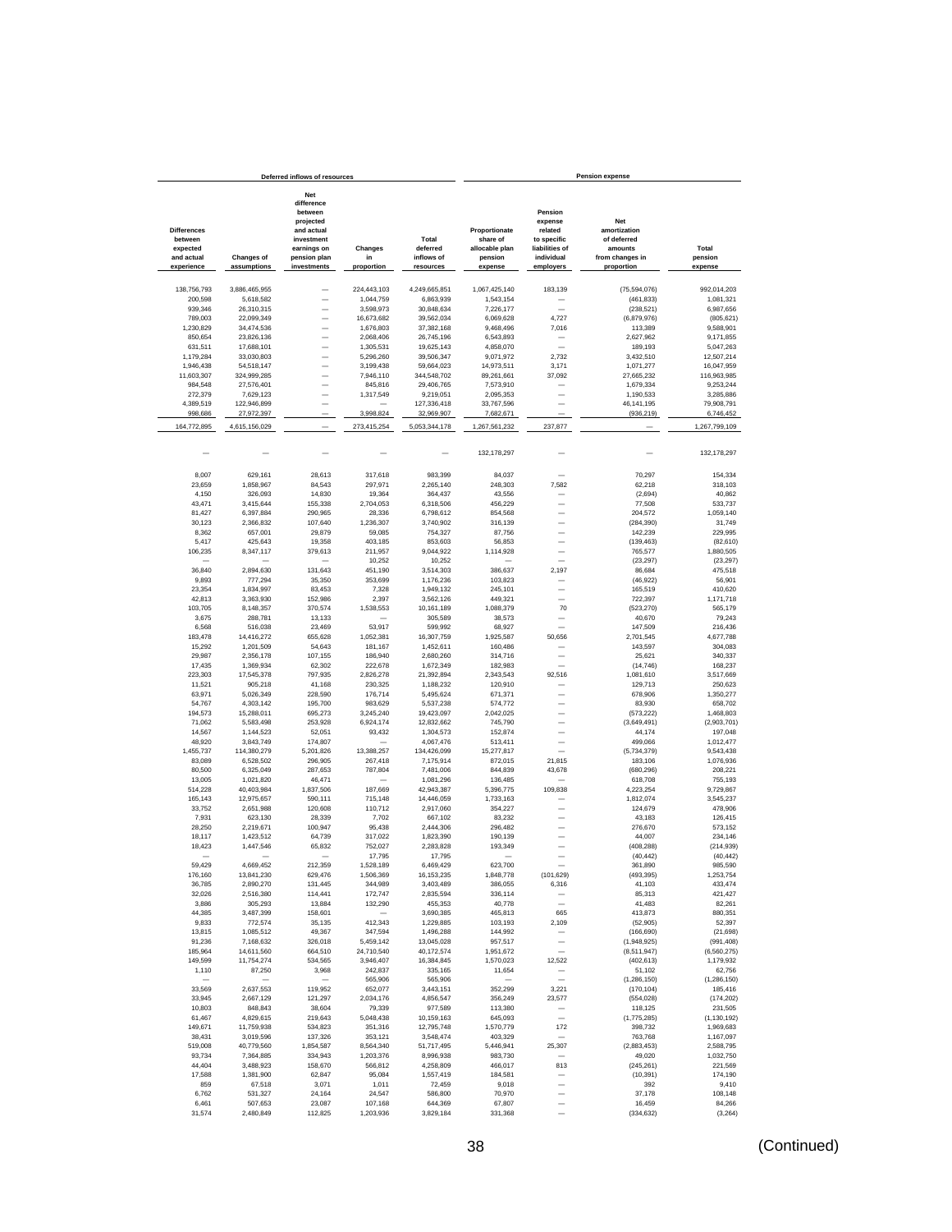| Deferred inflows of resources | | | | | Pension expense | | | |
|---|---|---|---|---|---|---|---|---|
| Differences between expected and actual experience | Changes of assumptions | Net difference between projected and actual investment earnings on pension plan investments | Changes in proportion | Total deferred inflows of resources | Proportionate share of allocable plan pension expense | Pension expense related to specific liabilities of individual employers | Net amortization of deferred amounts from changes in proportion | Total pension expense |
| 138,756,793 | 3,886,465,955 | — | 224,443,103 | 4,249,665,851 | 1,067,425,140 | 183,139 | (75,594,076) | 992,014,203 |
| 200,598 | 5,618,582 | — | 1,044,759 | 6,863,939 | 1,543,154 | — | (461,833) | 1,081,321 |
| 939,346 | 26,310,315 | — | 3,598,973 | 30,848,634 | 7,226,177 | — | (238,521) | 6,987,656 |
| 789,003 | 22,099,349 | — | 16,673,682 | 39,562,034 | 6,069,628 | 4,727 | (6,879,976) | (805,621) |
| 1,230,829 | 34,474,536 | — | 1,676,803 | 37,382,168 | 9,468,496 | 7,016 | 113,389 | 9,588,901 |
| 850,654 | 23,826,136 | — | 2,068,406 | 26,745,196 | 6,543,893 | — | 2,627,962 | 9,171,855 |
| 631,511 | 17,688,101 | — | 1,305,531 | 19,625,143 | 4,858,070 | — | 189,193 | 5,047,263 |
| 1,179,284 | 33,030,803 | — | 5,296,260 | 39,506,347 | 9,071,972 | 2,732 | 3,432,510 | 12,507,214 |
| 1,946,438 | 54,518,147 | — | 3,199,438 | 59,664,023 | 14,973,511 | 3,171 | 1,071,277 | 16,047,959 |
| 11,603,307 | 324,999,285 | — | 7,946,110 | 344,548,702 | 89,261,661 | 37,092 | 27,665,232 | 116,963,985 |
| 984,548 | 27,576,401 | — | 845,816 | 29,406,765 | 7,573,910 | — | 1,679,334 | 9,253,244 |
| 272,379 | 7,629,123 | — | 1,317,549 | 9,219,051 | 2,095,353 | — | 1,190,533 | 3,285,886 |
| 4,389,519 | 122,946,899 | — | — | 127,336,418 | 33,767,596 | — | 46,141,195 | 79,908,791 |
| 998,686 | 27,972,397 | — | 3,998,824 | 32,969,907 | 7,682,671 | — | (936,219) | 6,746,452 |
| 164,772,895 | 4,615,156,029 | — | 273,415,254 | 5,053,344,178 | 1,267,561,232 | 237,877 | — | 1,267,799,109 |
| — | — | — | — | — | 132,178,297 | — | — | 132,178,297 |
| 8,007 | 629,161 | 28,613 | 317,618 | 983,399 | 84,037 | — | 70,297 | 154,334 |
| 23,659 | 1,858,967 | 84,543 | 297,971 | 2,265,140 | 248,303 | 7,582 | 62,218 | 318,103 |
| 4,150 | 326,093 | 14,830 | 19,364 | 364,437 | 43,556 | — | (2,694) | 40,862 |
| 43,471 | 3,415,644 | 155,338 | 2,704,053 | 6,318,506 | 456,229 | — | 77,508 | 533,737 |
| 81,427 | 6,397,884 | 290,965 | 28,336 | 6,798,612 | 854,568 | — | 204,572 | 1,059,140 |
| 30,123 | 2,366,832 | 107,640 | 1,236,307 | 3,740,902 | 316,139 | — | (284,390) | 31,749 |
| 8,362 | 657,001 | 29,879 | 59,085 | 754,327 | 87,756 | — | 142,239 | 229,995 |
| 5,417 | 425,643 | 19,358 | 403,185 | 853,603 | 56,853 | — | (139,463) | (82,610) |
| 106,235 | 8,347,117 | 379,613 | 211,957 | 9,044,922 | 1,114,928 | — | 765,577 | 1,880,505 |
| — | — | — | 10,252 | 10,252 | — | — | (23,297) | (23,297) |
| 36,840 | 2,894,630 | 131,643 | 451,190 | 3,514,303 | 386,637 | 2,197 | 86,684 | 475,518 |
| 9,893 | 777,294 | 35,350 | 353,699 | 1,176,236 | 103,823 | — | (46,922) | 56,901 |
| 23,354 | 1,834,997 | 83,453 | 7,328 | 1,949,132 | 245,101 | — | 165,519 | 410,620 |
| 42,813 | 3,363,930 | 152,986 | 2,397 | 3,562,126 | 449,321 | — | 722,397 | 1,171,718 |
| 103,705 | 8,148,357 | 370,574 | 1,538,553 | 10,161,189 | 1,088,379 | 70 | (523,270) | 565,179 |
| 3,675 | 288,781 | 13,133 | — | 305,589 | 38,573 | — | 40,670 | 79,243 |
| 6,568 | 516,038 | 23,469 | 53,917 | 599,992 | 68,927 | — | 147,509 | 216,436 |
| 183,478 | 14,416,272 | 655,628 | 1,052,381 | 16,307,759 | 1,925,587 | 50,656 | 2,701,545 | 4,677,788 |
| 15,292 | 1,201,509 | 54,643 | 181,167 | 1,452,611 | 160,486 | — | 143,597 | 304,083 |
| 29,987 | 2,356,178 | 107,155 | 186,940 | 2,680,260 | 314,716 | — | 25,621 | 340,337 |
| 17,435 | 1,369,934 | 62,302 | 222,678 | 1,672,349 | 182,983 | — | (14,746) | 168,237 |
| 223,303 | 17,545,378 | 797,935 | 2,826,278 | 21,392,894 | 2,343,543 | 92,516 | 1,081,610 | 3,517,669 |
| 11,521 | 905,218 | 41,168 | 230,325 | 1,188,232 | 120,910 | — | 129,713 | 250,623 |
| 63,971 | 5,026,349 | 228,590 | 176,714 | 5,495,624 | 671,371 | — | 678,906 | 1,350,277 |
| 54,767 | 4,303,142 | 195,700 | 983,629 | 5,537,238 | 574,772 | — | 83,930 | 658,702 |
| 194,573 | 15,288,011 | 695,273 | 3,245,240 | 19,423,097 | 2,042,025 | — | (573,222) | 1,468,803 |
| 71,062 | 5,583,498 | 253,928 | 6,924,174 | 12,832,662 | 745,790 | — | (3,649,491) | (2,903,701) |
| 14,567 | 1,144,523 | 52,051 | 93,432 | 1,304,573 | 152,874 | — | 44,174 | 197,048 |
| 48,920 | 3,843,749 | 174,807 | — | 4,067,476 | 513,411 | — | 499,066 | 1,012,477 |
| 1,455,737 | 114,380,279 | 5,201,826 | 13,388,257 | 134,426,099 | 15,277,817 | — | (5,734,379) | 9,543,438 |
| 83,089 | 6,528,502 | 296,905 | 267,418 | 7,175,914 | 872,015 | 21,815 | 183,106 | 1,076,936 |
| 80,500 | 6,325,049 | 287,653 | 787,804 | 7,481,006 | 844,839 | 43,678 | (680,296) | 208,221 |
| 13,005 | 1,021,820 | 46,471 | — | 1,081,296 | 136,485 | — | 618,708 | 755,193 |
| 514,228 | 40,403,984 | 1,837,506 | 187,669 | 42,943,387 | 5,396,775 | 109,838 | 4,223,254 | 9,729,867 |
| 165,143 | 12,975,657 | 590,111 | 715,148 | 14,446,059 | 1,733,163 | — | 1,812,074 | 3,545,237 |
| 33,752 | 2,651,988 | 120,608 | 110,712 | 2,917,060 | 354,227 | — | 124,679 | 478,906 |
| 7,931 | 623,130 | 28,339 | 7,702 | 667,102 | 83,232 | — | 43,183 | 126,415 |
| 28,250 | 2,219,671 | 100,947 | 95,438 | 2,444,306 | 296,482 | — | 276,670 | 573,152 |
| 18,117 | 1,423,512 | 64,739 | 317,022 | 1,823,390 | 190,139 | — | 44,007 | 234,146 |
| 18,423 | 1,447,546 | 65,832 | 752,027 | 2,283,828 | 193,349 | — | (408,288) | (214,939) |
| — | — | — | 17,795 | 17,795 | — | — | (40,442) | (40,442) |
| 59,429 | 4,669,452 | 212,359 | 1,528,189 | 6,469,429 | 623,700 | — | 361,890 | 985,590 |
| 176,160 | 13,841,230 | 629,476 | 1,506,369 | 16,153,235 | 1,848,778 | (101,629) | (493,395) | 1,253,754 |
| 36,785 | 2,890,270 | 131,445 | 344,989 | 3,403,489 | 386,055 | 6,316 | 41,103 | 433,474 |
| 32,026 | 2,516,380 | 114,441 | 172,747 | 2,835,594 | 336,114 | — | 85,313 | 421,427 |
| 3,886 | 305,293 | 13,884 | 132,290 | 455,353 | 40,778 | — | 41,483 | 82,261 |
| 44,385 | 3,487,399 | 158,601 | — | 3,690,385 | 465,813 | 665 | 413,873 | 880,351 |
| 9,833 | 772,574 | 35,135 | 412,343 | 1,229,885 | 103,193 | 2,109 | (52,905) | 52,397 |
| 13,815 | 1,085,512 | 49,367 | 347,594 | 1,496,288 | 144,992 | — | (166,690) | (21,698) |
| 91,236 | 7,168,632 | 326,018 | 5,459,142 | 13,045,028 | 957,517 | — | (1,948,925) | (991,408) |
| 185,964 | 14,611,560 | 664,510 | 24,710,540 | 40,172,574 | 1,951,672 | — | (8,511,947) | (6,560,275) |
| 149,599 | 11,754,274 | 534,565 | 3,946,407 | 16,384,845 | 1,570,023 | 12,522 | (402,613) | 1,179,932 |
| 1,110 | 87,250 | 3,968 | 242,837 | 335,165 | 11,654 | — | 51,102 | 62,756 |
| — | — | — | 565,906 | 565,906 | — | — | (1,286,150) | (1,286,150) |
| 33,569 | 2,637,553 | 119,952 | 652,077 | 3,443,151 | 352,299 | 3,221 | (170,104) | 185,416 |
| 33,945 | 2,667,129 | 121,297 | 2,034,176 | 4,856,547 | 356,249 | 23,577 | (554,028) | (174,202) |
| 10,803 | 848,843 | 38,604 | 79,339 | 977,589 | 113,380 | — | 118,125 | 231,505 |
| 61,467 | 4,829,615 | 219,643 | 5,048,438 | 10,159,163 | 645,093 | — | (1,775,285) | (1,130,192) |
| 149,671 | 11,759,938 | 534,823 | 351,316 | 12,795,748 | 1,570,779 | 172 | 398,732 | 1,969,683 |
| 38,431 | 3,019,596 | 137,326 | 353,121 | 3,548,474 | 403,329 | — | 763,768 | 1,167,097 |
| 519,008 | 40,779,560 | 1,854,587 | 8,564,340 | 51,717,495 | 5,446,941 | 25,307 | (2,883,453) | 2,588,795 |
| 93,734 | 7,364,885 | 334,943 | 1,203,376 | 8,996,938 | 983,730 | — | 49,020 | 1,032,750 |
| 44,404 | 3,488,923 | 158,670 | 566,812 | 4,258,809 | 466,017 | 813 | (245,261) | 221,569 |
| 17,588 | 1,381,900 | 62,847 | 95,084 | 1,557,419 | 184,581 | — | (10,391) | 174,190 |
| 859 | 67,518 | 3,071 | 1,011 | 72,459 | 9,018 | — | 392 | 9,410 |
| 6,762 | 531,327 | 24,164 | 24,547 | 586,800 | 70,970 | — | 37,178 | 108,148 |
| 6,461 | 507,653 | 23,087 | 107,168 | 644,369 | 67,807 | — | 16,459 | 84,266 |
| 31,574 | 2,480,849 | 112,825 | 1,203,936 | 3,829,184 | 331,368 | — | (334,632) | (3,264) |

(Continued)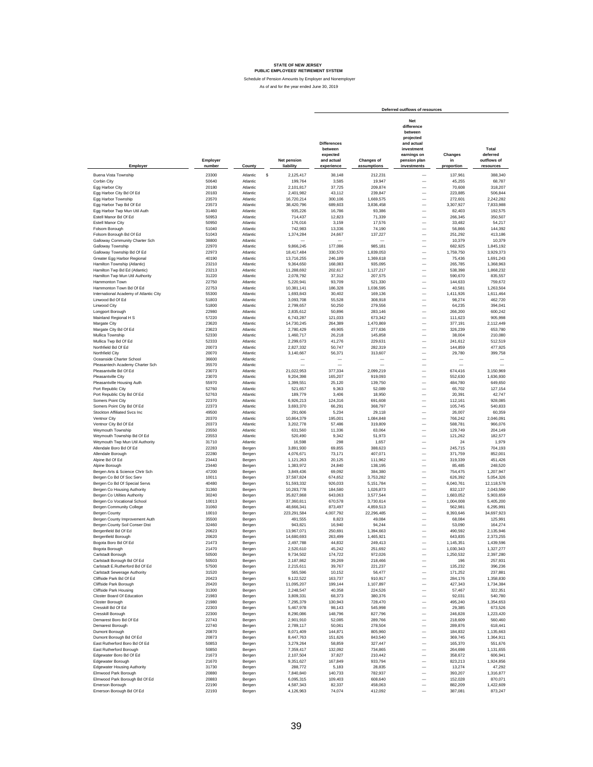**STATE OF NEW JERSEY**
**PUBLIC EMPLOYEES' RETIREMENT SYSTEM**

Schedule of Pension Amounts by Employer and Nonemployer

As of and for the year ended June 30, 2019

| | | | | Deferred outflows of resources | | | | |
|---|---|---|---|---|---|---|---|---|
| Employer | Employer number | County | Net pension liability | Differences between expected and actual experience | Changes of assumptions | Net difference between projected and actual investment earnings on pension plan investments | Changes in proportion | Total deferred outflows of resources |
| Buena Vista Township | 23300 | Atlantic | $ 2,125,417 | 38,148 | 212,231 | — | 137,961 | 388,340 |
| Corbin City | 50640 | Atlantic | 199,764 | 3,585 | 19,947 | — | 45,255 | 68,787 |
| Egg Harbor City | 20180 | Atlantic | 2,101,817 | 37,725 | 209,874 | — | 70,608 | 318,207 |
| Egg Harbor City Bd Of Ed | 20183 | Atlantic | 2,401,982 | 43,112 | 239,847 | — | 223,885 | 506,844 |
| Egg Harbor Township | 23570 | Atlantic | 16,720,214 | 300,106 | 1,669,575 | — | 272,601 | 2,242,282 |
| Egg Harbor Twp Bd Of Ed | 23573 | Atlantic | 38,420,796 | 689,603 | 3,836,458 | — | 3,307,927 | 7,833,988 |
| Egg Harbor Twp Mun Util Auth | 31460 | Atlantic | 935,226 | 16,786 | 93,386 | — | 82,403 | 192,575 |
| Estell Manor Bd Of Ed | 50953 | Atlantic | 714,437 | 12,823 | 71,339 | — | 266,345 | 350,507 |
| Estell Manor City | 50950 | Atlantic | 176,016 | 3,159 | 17,576 | — | 33,482 | 54,217 |
| Folsom Borough | 51040 | Atlantic | 742,983 | 13,336 | 74,190 | — | 56,866 | 144,392 |
| Folsom Borough Bd Of Ed | 51043 | Atlantic | 1,374,284 | 24,667 | 137,227 | — | 251,292 | 413,186 |
| Galloway Community Charter Sch | 38800 | Atlantic | — | — | — | — | 10,379 | 10,379 |
| Galloway Township | 22970 | Atlantic | 9,866,245 | 177,086 | 985,181 | — | 682,925 | 1,845,192 |
| Galloway Township Bd Of Ed | 22973 | Atlantic | 18,417,484 | 330,570 | 1,839,053 | — | 1,759,750 | 3,929,373 |
| Greater Egg Harbor Regional | 40190 | Atlantic | 13,716,255 | 246,189 | 1,369,618 | — | 75,436 | 1,691,243 |
| Hamilton Township (Atlantic) | 23210 | Atlantic | 9,364,650 | 168,083 | 935,095 | — | 265,785 | 1,368,963 |
| Hamilton Twp Bd Ed (Atlantic) | 23213 | Atlantic | 11,288,692 | 202,617 | 1,127,217 | — | 538,398 | 1,868,232 |
| Hamilton Twp Mun Util Authority | 31220 | Atlantic | 2,078,792 | 37,312 | 207,575 | — | 590,670 | 835,557 |
| Hammonton Town | 22750 | Atlantic | 5,220,941 | 93,709 | 521,330 | — | 144,633 | 759,672 |
| Hammonton Town Bd Of Ed | 22753 | Atlantic | 10,381,141 | 186,328 | 1,036,595 | — | 40,581 | 1,263,504 |
| International Academy of Atlantic City | 55300 | Atlantic | 1,693,843 | 30,402 | 169,136 | — | 1,411,926 | 1,611,464 |
| Linwood Bd Of Ed | 51803 | Atlantic | 3,093,708 | 55,528 | 308,918 | — | 98,274 | 462,720 |
| Linwood City | 51800 | Atlantic | 2,799,657 | 50,250 | 279,556 | — | 64,235 | 394,041 |
| Longport Borough | 22980 | Atlantic | 2,835,612 | 50,896 | 283,146 | — | 266,200 | 600,242 |
| Mainland Regional H S | 57220 | Atlantic | 6,743,287 | 121,033 | 673,342 | — | 111,623 | 905,998 |
| Margate City | 23620 | Atlantic | 14,730,245 | 264,389 | 1,470,869 | — | 377,191 | 2,112,449 |
| Margate City Bd Of Ed | 23623 | Atlantic | 2,780,429 | 49,905 | 277,636 | — | 326,239 | 653,780 |
| Mullica Township | 52330 | Atlantic | 1,460,717 | 26,218 | 145,858 | — | 38,004 | 210,080 |
| Mullica Twp Bd Of Ed | 52333 | Atlantic | 2,299,673 | 41,276 | 229,631 | — | 241,612 | 512,519 |
| Northfield Bd Of Ed | 20073 | Atlantic | 2,827,332 | 50,747 | 282,319 | — | 144,859 | 477,925 |
| Northfield City | 20070 | Atlantic | 3,140,667 | 56,371 | 313,607 | — | 29,780 | 399,758 |
| Oceanside Charter School | 36600 | Atlantic | — | — | — | — | — | — |
| Pleasantech Academy Charter Sch | 35570 | Atlantic | — | — | — | — | — | — |
| Pleasantville Bd Of Ed | 23073 | Atlantic | 21,022,953 | 377,334 | 2,099,219 | — | 674,416 | 3,150,969 |
| Pleasantville City | 23070 | Atlantic | 9,204,398 | 165,207 | 919,093 | — | 552,630 | 1,636,930 |
| Pleasantville Housing Auth | 55970 | Atlantic | 1,399,551 | 25,120 | 139,750 | — | 484,780 | 649,650 |
| Port Republic City | 52760 | Atlantic | 521,657 | 9,363 | 52,089 | — | 65,702 | 127,154 |
| Port Republic City Bd Of Ed | 52763 | Atlantic | 189,779 | 3,406 | 18,950 | — | 20,391 | 42,747 |
| Somers Point City | 22370 | Atlantic | 6,926,213 | 124,316 | 691,608 | — | 112,161 | 928,085 |
| Somers Point City Bd Of Ed | 22373 | Atlantic | 3,693,370 | 66,291 | 368,797 | — | 105,745 | 540,833 |
| Stockton Affiliated Svcs Inc | 49500 | Atlantic | 291,606 | 5,234 | 29,118 | — | 26,007 | 60,359 |
| Ventnor City | 20370 | Atlantic | 10,864,379 | 195,001 | 1,084,848 | — | 766,242 | 2,046,091 |
| Ventnor City Bd Of Ed | 20373 | Atlantic | 3,202,778 | 57,486 | 319,809 | — | 588,781 | 966,076 |
| Weymouth Township | 23550 | Atlantic | 631,560 | 11,336 | 63,064 | — | 129,749 | 204,149 |
| Weymouth Township Bd Of Ed | 23553 | Atlantic | 520,490 | 9,342 | 51,973 | — | 121,262 | 182,577 |
| Weymouth Twp Mun Util Authority | 31710 | Atlantic | 16,598 | 298 | 1,657 | — | 24 | 1,979 |
| Allendale Boro Bd Of Ed | 22283 | Bergen | 3,891,930 | 69,855 | 388,623 | — | 245,715 | 704,193 |
| Allendale Borough | 22280 | Bergen | 4,076,671 | 73,171 | 407,071 | — | 371,759 | 852,001 |
| Alpine Bd Of Ed | 23443 | Bergen | 1,121,263 | 20,125 | 111,962 | — | 319,339 | 451,426 |
| Alpine Borough | 23440 | Bergen | 1,383,972 | 24,840 | 138,195 | — | 85,485 | 248,520 |
| Bergen Arts & Science Chrtr Sch | 47200 | Bergen | 3,849,436 | 69,092 | 384,380 | — | 754,475 | 1,207,947 |
| Bergen Co Bd Of Soc Serv | 10011 | Bergen | 37,587,824 | 674,652 | 3,753,282 | — | 626,392 | 5,054,326 |
| Bergen Co Bd Of Special Servs | 40480 | Bergen | 51,593,332 | 926,033 | 5,151,784 | — | 6,040,761 | 12,118,578 |
| Bergen Co Housing Authority | 31360 | Bergen | 10,283,778 | 184,580 | 1,026,873 | — | 832,137 | 2,043,590 |
| Bergen Co Utilities Authority | 30240 | Bergen | 35,827,868 | 643,063 | 3,577,544 | — | 1,683,052 | 5,903,659 |
| Bergen Co Vocational School | 10013 | Bergen | 37,360,811 | 670,578 | 3,730,614 | — | 1,004,008 | 5,405,200 |
| Bergen Community College | 31060 | Bergen | 48,666,341 | 873,497 | 4,859,513 | — | 562,981 | 6,295,991 |
| Bergen County | 10010 | Bergen | 223,291,584 | 4,007,792 | 22,296,485 | — | 8,393,646 | 34,697,923 |
| Bergen County Improvement Auth | 35500 | Bergen | 491,555 | 8,823 | 49,084 | — | 68,084 | 125,991 |
| Bergen County Soil Conser Dist | 32460 | Bergen | 943,821 | 16,940 | 94,244 | — | 53,090 | 164,274 |
| Bergenfield Bd Of Ed | 20623 | Bergen | 13,967,071 | 250,691 | 1,394,663 | — | 490,592 | 2,135,946 |
| Bergenfield Borough | 20620 | Bergen | 14,680,693 | 263,499 | 1,465,921 | — | 643,835 | 2,373,255 |
| Bogota Boro Bd Of Ed | 21473 | Bergen | 2,497,788 | 44,832 | 249,413 | — | 1,145,351 | 1,439,596 |
| Bogota Borough | 21470 | Bergen | 2,520,610 | 45,242 | 251,692 | — | 1,030,343 | 1,327,277 |
| Carlstadt Borough | 50500 | Bergen | 9,734,502 | 174,722 | 972,026 | — | 1,250,532 | 2,397,280 |
| Carlstadt Borough Bd Of Ed | 50503 | Bergen | 2,187,862 | 39,269 | 218,466 | — | 196 | 257,931 |
| Carlstadt E.Rutherford Bd Of Ed | 57500 | Bergen | 2,215,611 | 39,767 | 221,237 | — | 135,232 | 396,236 |
| Carlstadt Sewerage Authority | 31520 | Bergen | 565,596 | 10,152 | 56,477 | — | 171,252 | 237,881 |
| Cliffside Park Bd Of Ed | 20423 | Bergen | 9,122,522 | 163,737 | 910,917 | — | 284,176 | 1,358,830 |
| Cliffside Park Borough | 20420 | Bergen | 11,095,207 | 199,144 | 1,107,897 | — | 427,343 | 1,734,384 |
| Cliffside Park Housing | 31300 | Bergen | 2,248,547 | 40,358 | 224,526 | — | 57,467 | 322,351 |
| Closter Board Of Education | 21983 | Bergen | 3,809,331 | 68,373 | 380,376 | — | 92,031 | 540,780 |
| Closter Borough | 21980 | Bergen | 7,295,379 | 130,943 | 728,470 | — | 495,240 | 1,354,653 |
| Cresskill Bd Of Ed | 22303 | Bergen | 5,467,978 | 98,143 | 545,998 | — | 29,385 | 673,526 |
| Cresskill Borough | 22300 | Bergen | 8,290,086 | 148,796 | 827,796 | — | 246,828 | 1,223,420 |
| Demarest Boro Bd Of Ed | 22743 | Bergen | 2,901,910 | 52,085 | 289,766 | — | 218,609 | 560,460 |
| Demarest Borough | 22740 | Bergen | 2,789,117 | 50,061 | 278,504 | — | 289,876 | 618,441 |
| Dumont Borough | 20870 | Bergen | 8,071,409 | 144,871 | 805,960 | — | 184,832 | 1,135,663 |
| Dumont Borough Bd Of Ed | 20873 | Bergen | 8,447,763 | 151,626 | 843,540 | — | 369,745 | 1,364,911 |
| East Rutherford Boro Bd Of Ed | 50853 | Bergen | 3,279,264 | 58,859 | 327,447 | — | 165,370 | 551,676 |
| East Rutherford Borough | 50850 | Bergen | 7,359,417 | 132,092 | 734,865 | — | 264,698 | 1,131,655 |
| Edgewater Boro Bd Of Ed | 21673 | Bergen | 2,107,504 | 37,827 | 210,442 | — | 358,672 | 606,941 |
| Edgewater Borough | 21670 | Bergen | 9,351,627 | 167,849 | 933,794 | — | 823,213 | 1,924,856 |
| Edgewater Housing Authority | 31730 | Bergen | 288,772 | 5,183 | 28,835 | — | 13,274 | 47,292 |
| Elmwood Park Borough | 20880 | Bergen | 7,840,840 | 140,733 | 782,937 | — | 393,207 | 1,316,877 |
| Elmwood Park Borough Bd Of Ed | 20883 | Bergen | 6,095,315 | 109,403 | 608,640 | — | 152,028 | 870,071 |
| Emerson Borough | 22190 | Bergen | 4,587,343 | 82,337 | 458,063 | — | 882,209 | 1,422,609 |
| Emerson Borough Bd Of Ed | 22193 | Bergen | 4,126,963 | 74,074 | 412,092 | — | 387,081 | 873,247 |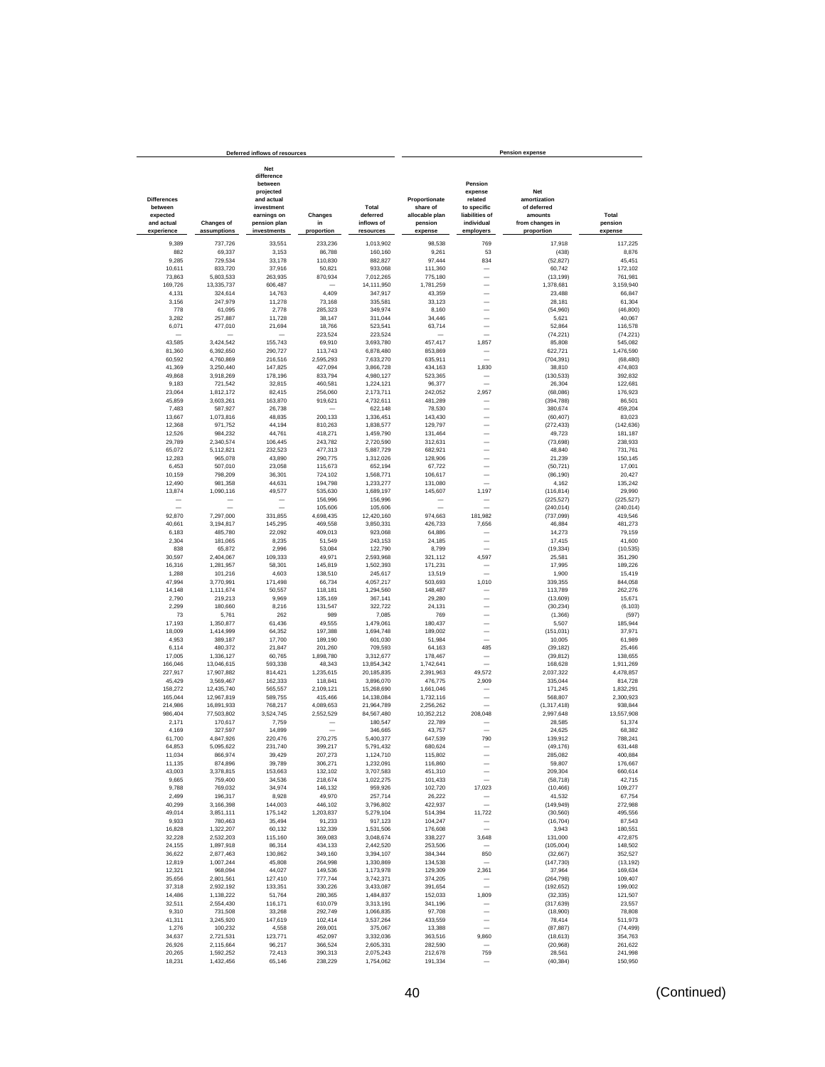| Deferred inflows of resources | | | | | Pension expense | | | |
|---|---|---|---|---|---|---|---|---|
| Differences between expected and actual experience | Changes of assumptions | Net difference between projected and actual investment earnings on pension plan investments | Changes in proportion | Total deferred inflows of resources | Proportionate share of allocable plan pension expense | Pension expense related to specific liabilities of individual employers | Net amortization of deferred amounts from changes in proportion | Total pension expense |
| 9,389 | 737,726 | 33,551 | 233,236 | 1,013,902 | 98,538 | 769 | 17,918 | 117,225 |
| 882 | 69,337 | 3,153 | 86,788 | 160,160 | 9,261 | 53 | (438) | 8,876 |
| 9,285 | 729,534 | 33,178 | 110,830 | 882,827 | 97,444 | 834 | (52,827) | 45,451 |
| 10,611 | 833,720 | 37,916 | 50,821 | 933,068 | 111,360 | — | 60,742 | 172,102 |
| 73,863 | 5,803,533 | 263,935 | 870,934 | 7,012,265 | 775,180 | — | (13,199) | 761,981 |
| 169,726 | 13,335,737 | 606,487 | — | 14,111,950 | 1,781,259 | — | 1,378,681 | 3,159,940 |
| 4,131 | 324,614 | 14,763 | 4,409 | 347,917 | 43,359 | — | 23,488 | 66,847 |
| 3,156 | 247,979 | 11,278 | 73,168 | 335,581 | 33,123 | — | 28,181 | 61,304 |
| 778 | 61,095 | 2,778 | 285,323 | 349,974 | 8,160 | — | (54,960) | (46,800) |
| 3,282 | 257,887 | 11,728 | 38,147 | 311,044 | 34,446 | — | 5,621 | 40,067 |
| 6,071 | 477,010 | 21,694 | 18,766 | 523,541 | 63,714 | — | 52,864 | 116,578 |
| — | — | — | 223,524 | 223,524 | — | — | (74,221) | (74,221) |
| 43,585 | 3,424,542 | 155,743 | 69,910 | 3,693,780 | 457,417 | 1,857 | 85,808 | 545,082 |
| 81,360 | 6,392,650 | 290,727 | 113,743 | 6,878,480 | 853,869 | — | 622,721 | 1,476,590 |
| 60,592 | 4,760,869 | 216,516 | 2,595,293 | 7,633,270 | 635,911 | — | (704,391) | (68,480) |
| 41,369 | 3,250,440 | 147,825 | 427,094 | 3,866,728 | 434,163 | 1,830 | 38,810 | 474,803 |
| 49,868 | 3,918,269 | 178,196 | 833,794 | 4,980,127 | 523,365 | — | (130,533) | 392,832 |
| 9,183 | 721,542 | 32,815 | 460,581 | 1,224,121 | 96,377 | — | 26,304 | 122,681 |
| 23,064 | 1,812,172 | 82,415 | 256,060 | 2,173,711 | 242,052 | 2,957 | (68,086) | 176,923 |
| 45,859 | 3,603,261 | 163,870 | 919,621 | 4,732,611 | 481,289 | — | (394,788) | 86,501 |
| 7,483 | 587,927 | 26,738 | — | 622,148 | 78,530 | — | 380,674 | 459,204 |
| 13,667 | 1,073,816 | 48,835 | 200,133 | 1,336,451 | 143,430 | — | (60,407) | 83,023 |
| 12,368 | 971,752 | 44,194 | 810,263 | 1,838,577 | 129,797 | — | (272,433) | (142,636) |
| 12,526 | 984,232 | 44,761 | 418,271 | 1,459,790 | 131,464 | — | 49,723 | 181,187 |
| 29,789 | 2,340,574 | 106,445 | 243,782 | 2,720,590 | 312,631 | — | (73,698) | 238,933 |
| 65,072 | 5,112,821 | 232,523 | 477,313 | 5,887,729 | 682,921 | — | 48,840 | 731,761 |
| 12,283 | 965,078 | 43,890 | 290,775 | 1,312,026 | 128,906 | — | 21,239 | 150,145 |
| 6,453 | 507,010 | 23,058 | 115,673 | 652,194 | 67,722 | — | (50,721) | 17,001 |
| 10,159 | 798,209 | 36,301 | 724,102 | 1,568,771 | 106,617 | — | (86,190) | 20,427 |
| 12,490 | 981,358 | 44,631 | 194,798 | 1,233,277 | 131,080 | — | 4,162 | 135,242 |
| 13,874 | 1,090,116 | 49,577 | 535,630 | 1,689,197 | 145,607 | 1,197 | (116,814) | 29,990 |
| — | — | — | 156,996 | 156,996 | — | — | (225,527) | (225,527) |
| — | — | — | 105,606 | 105,606 | — | — | (240,014) | (240,014) |
| 92,870 | 7,297,000 | 331,855 | 4,698,435 | 12,420,160 | 974,663 | 181,982 | (737,099) | 419,546 |
| 40,661 | 3,194,817 | 145,295 | 469,558 | 3,850,331 | 426,733 | 7,656 | 46,884 | 481,273 |
| 6,183 | 485,780 | 22,092 | 409,013 | 923,068 | 64,886 | — | 14,273 | 79,159 |
| 2,304 | 181,065 | 8,235 | 51,549 | 243,153 | 24,185 | — | 17,415 | 41,600 |
| 838 | 65,872 | 2,996 | 53,084 | 122,790 | 8,799 | — | (19,334) | (10,535) |
| 30,597 | 2,404,067 | 109,333 | 49,971 | 2,593,968 | 321,112 | 4,597 | 25,581 | 351,290 |
| 16,316 | 1,281,957 | 58,301 | 145,819 | 1,502,393 | 171,231 | — | 17,995 | 189,226 |
| 1,288 | 101,216 | 4,603 | 138,510 | 245,617 | 13,519 | — | 1,900 | 15,419 |
| 47,994 | 3,770,991 | 171,498 | 66,734 | 4,057,217 | 503,693 | 1,010 | 339,355 | 844,058 |
| 14,148 | 1,111,674 | 50,557 | 118,181 | 1,294,560 | 148,487 | — | 113,789 | 262,276 |
| 2,790 | 219,213 | 9,969 | 135,169 | 367,141 | 29,280 | — | (13,609) | 15,671 |
| 2,299 | 180,660 | 8,216 | 131,547 | 322,722 | 24,131 | — | (30,234) | (6,103) |
| 73 | 5,761 | 262 | 989 | 7,085 | 769 | — | (1,366) | (597) |
| 17,193 | 1,350,877 | 61,436 | 49,555 | 1,479,061 | 180,437 | — | 5,507 | 185,944 |
| 18,009 | 1,414,999 | 64,352 | 197,388 | 1,694,748 | 189,002 | — | (151,031) | 37,971 |
| 4,953 | 389,187 | 17,700 | 189,190 | 601,030 | 51,984 | — | 10,005 | 61,989 |
| 6,114 | 480,372 | 21,847 | 201,260 | 709,593 | 64,163 | 485 | (39,182) | 25,466 |
| 17,005 | 1,336,127 | 60,765 | 1,898,780 | 3,312,677 | 178,467 | — | (39,812) | 138,655 |
| 166,046 | 13,046,615 | 593,338 | 48,343 | 13,854,342 | 1,742,641 | — | 168,628 | 1,911,269 |
| 227,917 | 17,907,882 | 814,421 | 1,235,615 | 20,185,835 | 2,391,963 | 49,572 | 2,037,322 | 4,478,857 |
| 45,429 | 3,569,467 | 162,333 | 118,841 | 3,896,070 | 476,775 | 2,909 | 335,044 | 814,728 |
| 158,272 | 12,435,740 | 565,557 | 2,109,121 | 15,268,690 | 1,661,046 | — | 171,245 | 1,832,291 |
| 165,044 | 12,967,819 | 589,755 | 415,466 | 14,138,084 | 1,732,116 | — | 568,807 | 2,300,923 |
| 214,986 | 16,891,933 | 768,217 | 4,089,653 | 21,964,789 | 2,256,262 | — | (1,317,418) | 938,844 |
| 986,404 | 77,503,802 | 3,524,745 | 2,552,529 | 84,567,480 | 10,352,212 | 208,048 | 2,997,648 | 13,557,908 |
| 2,171 | 170,617 | 7,759 | — | 180,547 | 22,789 | — | 28,585 | 51,374 |
| 4,169 | 327,597 | 14,899 | — | 346,665 | 43,757 | — | 24,625 | 68,382 |
| 61,700 | 4,847,926 | 220,476 | 270,275 | 5,400,377 | 647,539 | 790 | 139,912 | 788,241 |
| 64,853 | 5,095,622 | 231,740 | 399,217 | 5,791,432 | 680,624 | — | (49,176) | 631,448 |
| 11,034 | 866,974 | 39,429 | 207,273 | 1,124,710 | 115,802 | — | 285,082 | 400,884 |
| 11,135 | 874,896 | 39,789 | 306,271 | 1,232,091 | 116,860 | — | 59,807 | 176,667 |
| 43,003 | 3,378,815 | 153,663 | 132,102 | 3,707,583 | 451,310 | — | 209,304 | 660,614 |
| 9,665 | 759,400 | 34,536 | 218,674 | 1,022,275 | 101,433 | — | (58,718) | 42,715 |
| 9,788 | 769,032 | 34,974 | 146,132 | 959,926 | 102,720 | 17,023 | (10,466) | 109,277 |
| 2,499 | 196,317 | 8,928 | 49,970 | 257,714 | 26,222 | — | 41,532 | 67,754 |
| 40,299 | 3,166,398 | 144,003 | 446,102 | 3,796,802 | 422,937 | — | (149,949) | 272,988 |
| 49,014 | 3,851,111 | 175,142 | 1,203,837 | 5,279,104 | 514,394 | 11,722 | (30,560) | 495,556 |
| 9,933 | 780,463 | 35,494 | 91,233 | 917,123 | 104,247 | — | (16,704) | 87,543 |
| 16,828 | 1,322,207 | 60,132 | 132,339 | 1,531,506 | 176,608 | — | 3,943 | 180,551 |
| 32,228 | 2,532,203 | 115,160 | 369,083 | 3,048,674 | 338,227 | 3,648 | 131,000 | 472,875 |
| 24,155 | 1,897,918 | 86,314 | 434,133 | 2,442,520 | 253,506 | — | (105,004) | 148,502 |
| 36,622 | 2,877,463 | 130,862 | 349,160 | 3,394,107 | 384,344 | 850 | (32,667) | 352,527 |
| 12,819 | 1,007,244 | 45,808 | 264,998 | 1,330,869 | 134,538 | — | (147,730) | (13,192) |
| 12,321 | 968,094 | 44,027 | 149,536 | 1,173,978 | 129,309 | 2,361 | 37,964 | 169,634 |
| 35,656 | 2,801,561 | 127,410 | 777,744 | 3,742,371 | 374,205 | — | (264,798) | 109,407 |
| 37,318 | 2,932,192 | 133,351 | 330,226 | 3,433,087 | 391,654 | — | (192,652) | 199,002 |
| 14,486 | 1,138,222 | 51,764 | 280,365 | 1,484,837 | 152,033 | 1,809 | (32,335) | 121,507 |
| 32,511 | 2,554,430 | 116,171 | 610,079 | 3,313,191 | 341,196 | — | (317,639) | 23,557 |
| 9,310 | 731,508 | 33,268 | 292,749 | 1,066,835 | 97,708 | — | (18,900) | 78,808 |
| 41,311 | 3,245,920 | 147,619 | 102,414 | 3,537,264 | 433,559 | — | 78,414 | 511,973 |
| 1,276 | 100,232 | 4,558 | 269,001 | 375,067 | 13,388 | — | (87,887) | (74,499) |
| 34,637 | 2,721,531 | 123,771 | 452,097 | 3,332,036 | 363,516 | 9,860 | (18,613) | 354,763 |
| 26,926 | 2,115,664 | 96,217 | 366,524 | 2,605,331 | 282,590 | — | (20,968) | 261,622 |
| 20,265 | 1,592,252 | 72,413 | 390,313 | 2,075,243 | 212,678 | 759 | 28,561 | 241,998 |
| 18,231 | 1,432,456 | 65,146 | 238,229 | 1,754,062 | 191,334 | — | (40,384) | 150,950 |

(Continued)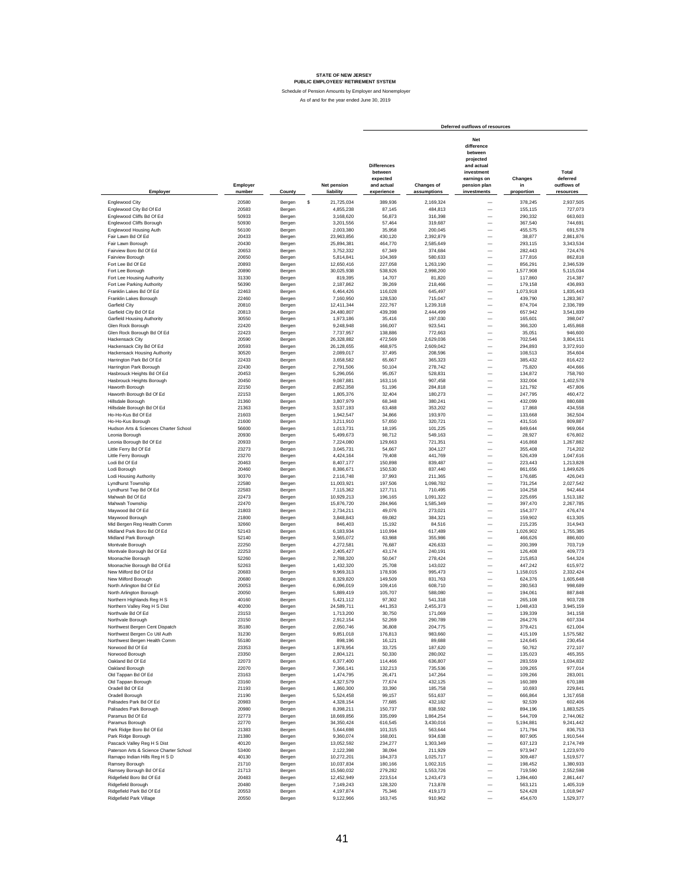**STATE OF NEW JERSEY**
**PUBLIC EMPLOYEES' RETIREMENT SYSTEM**

Schedule of Pension Amounts by Employer and Nonemployer

As of and for the year ended June 30, 2019

| | | | | Deferred outflows of resources | | | | |
|---|---|---|---|---|---|---|---|---|
| Employer | Employer number | County | Net pension liability | Differences between expected and actual experience | Changes of assumptions | Net difference between projected and actual investment earnings on pension plan investments | Changes in proportion | Total deferred outflows of resources |
| Englewood City | 20580 | Bergen | $ 21,725,034 | 389,936 | 2,169,324 | — | 378,245 | 2,937,505 |
| Englewood City Bd Of Ed | 20583 | Bergen | 4,855,238 | 87,145 | 484,813 | — | 155,115 | 727,073 |
| Englewood Cliffs Bd Of Ed | 50933 | Bergen | 3,168,620 | 56,873 | 316,398 | — | 290,332 | 663,603 |
| Englewood Cliffs Borough | 50930 | Bergen | 3,201,556 | 57,464 | 319,687 | — | 367,540 | 744,691 |
| Englewood Housing Auth | 56100 | Bergen | 2,003,380 | 35,958 | 200,045 | — | 455,575 | 691,578 |
| Fair Lawn Bd Of Ed | 20433 | Bergen | 23,963,856 | 430,120 | 2,392,879 | — | 38,877 | 2,861,876 |
| Fair Lawn Borough | 20430 | Bergen | 25,894,381 | 464,770 | 2,585,649 | — | 293,115 | 3,343,534 |
| Fairview Boro Bd Of Ed | 20653 | Bergen | 3,752,332 | 67,349 | 374,684 | — | 282,443 | 724,476 |
| Fairview Borough | 20650 | Bergen | 5,814,841 | 104,369 | 580,633 | — | 177,816 | 862,818 |
| Fort Lee Bd Of Ed | 20893 | Bergen | 12,650,416 | 227,058 | 1,263,190 | — | 856,291 | 2,346,539 |
| Fort Lee Borough | 20890 | Bergen | 30,025,938 | 538,926 | 2,998,200 | — | 1,577,908 | 5,115,034 |
| Fort Lee Housing Authority | 31330 | Bergen | 819,395 | 14,707 | 81,820 | — | 117,860 | 214,387 |
| Fort Lee Parking Authority | 56390 | Bergen | 2,187,862 | 39,269 | 218,466 | — | 179,158 | 436,893 |
| Franklin Lakes Bd Of Ed | 22463 | Bergen | 6,464,426 | 116,028 | 645,497 | — | 1,073,918 | 1,835,443 |
| Franklin Lakes Borough | 22460 | Bergen | 7,160,950 | 128,530 | 715,047 | — | 439,790 | 1,283,367 |
| Garfield City | 20810 | Bergen | 12,411,344 | 222,767 | 1,239,318 | — | 874,704 | 2,336,789 |
| Garfield City Bd Of Ed | 20813 | Bergen | 24,480,807 | 439,398 | 2,444,499 | — | 657,942 | 3,541,839 |
| Garfield Housing Authority | 30550 | Bergen | 1,973,186 | 35,416 | 197,030 | — | 165,601 | 398,047 |
| Glen Rock Borough | 22420 | Bergen | 9,248,948 | 166,007 | 923,541 | — | 366,320 | 1,455,868 |
| Glen Rock Borough Bd Of Ed | 22423 | Bergen | 7,737,957 | 138,886 | 772,663 | — | 35,051 | 946,600 |
| Hackensack City | 20590 | Bergen | 26,328,882 | 472,569 | 2,629,036 | — | 702,546 | 3,804,151 |
| Hackensack City Bd Of Ed | 20593 | Bergen | 26,128,655 | 468,975 | 2,609,042 | — | 294,893 | 3,372,910 |
| Hackensack Housing Authority | 30520 | Bergen | 2,089,017 | 37,495 | 208,596 | — | 108,513 | 354,604 |
| Harrington Park Bd Of Ed | 22433 | Bergen | 3,658,582 | 65,667 | 365,323 | — | 385,432 | 816,422 |
| Harrington Park Borough | 22430 | Bergen | 2,791,506 | 50,104 | 278,742 | — | 75,820 | 404,666 |
| Hasbrouck Heights Bd Of Ed | 20453 | Bergen | 5,296,056 | 95,057 | 528,831 | — | 134,872 | 758,760 |
| Hasbrouck Heights Borough | 20450 | Bergen | 9,087,881 | 163,116 | 907,458 | — | 332,004 | 1,402,578 |
| Haworth Borough | 22150 | Bergen | 2,852,358 | 51,196 | 284,818 | — | 121,792 | 457,806 |
| Haworth Borough Bd Of Ed | 22153 | Bergen | 1,805,376 | 32,404 | 180,273 | — | 247,795 | 460,472 |
| Hillsdale Borough | 21360 | Bergen | 3,807,979 | 68,348 | 380,241 | — | 432,099 | 880,688 |
| Hillsdale Borough Bd Of Ed | 21363 | Bergen | 3,537,193 | 63,488 | 353,202 | — | 17,868 | 434,558 |
| Ho-Ho-Kus Bd Of Ed | 21603 | Bergen | 1,942,547 | 34,866 | 193,970 | — | 133,668 | 362,504 |
| Ho-Ho-Kus Borough | 21600 | Bergen | 3,211,910 | 57,650 | 320,721 | — | 431,516 | 809,887 |
| Hudson Arts & Sciences Charter School | 56600 | Bergen | 1,013,731 | 18,195 | 101,225 | — | 849,644 | 969,064 |
| Leonia Borough | 20930 | Bergen | 5,499,673 | 98,712 | 549,163 | — | 28,927 | 676,802 |
| Leonia Borough Bd Of Ed | 20933 | Bergen | 7,224,080 | 129,663 | 721,351 | — | 416,868 | 1,267,882 |
| Little Ferry Bd Of Ed | 23273 | Bergen | 3,045,731 | 54,667 | 304,127 | — | 355,408 | 714,202 |
| Little Ferry Borough | 23270 | Bergen | 4,424,164 | 79,408 | 441,769 | — | 526,439 | 1,047,616 |
| Lodi Bd Of Ed | 20463 | Bergen | 8,407,177 | 150,898 | 839,487 | — | 223,443 | 1,213,828 |
| Lodi Borough | 20460 | Bergen | 8,386,671 | 150,530 | 837,440 | — | 861,656 | 1,849,626 |
| Lodi Housing Authority | 30370 | Bergen | 2,116,748 | 37,993 | 211,365 | — | 176,685 | 426,043 |
| Lyndhurst Township | 22580 | Bergen | 11,003,921 | 197,506 | 1,098,782 | — | 731,254 | 2,027,542 |
| Lyndhurst Twp Bd Of Ed | 22583 | Bergen | 7,115,362 | 127,711 | 710,495 | — | 104,258 | 942,464 |
| Mahwah Bd Of Ed | 22473 | Bergen | 10,929,213 | 196,165 | 1,091,322 | — | 225,695 | 1,513,182 |
| Mahwah Township | 22470 | Bergen | 15,876,720 | 284,966 | 1,585,349 | — | 397,470 | 2,267,785 |
| Maywood Bd Of Ed | 21803 | Bergen | 2,734,211 | 49,076 | 273,021 | — | 154,377 | 476,474 |
| Maywood Borough | 21800 | Bergen | 3,848,843 | 69,082 | 384,321 | — | 159,902 | 613,305 |
| Mid Bergen Reg Health Comm | 32660 | Bergen | 846,403 | 15,192 | 84,516 | — | 215,235 | 314,943 |
| Midland Park Boro Bd Of Ed | 52143 | Bergen | 6,183,934 | 110,994 | 617,489 | — | 1,026,902 | 1,755,385 |
| Midland Park Borough | 52140 | Bergen | 3,565,072 | 63,988 | 355,986 | — | 466,626 | 886,600 |
| Montvale Borough | 22250 | Bergen | 4,272,581 | 76,687 | 426,633 | — | 200,399 | 703,719 |
| Montvale Borough Bd Of Ed | 22253 | Bergen | 2,405,427 | 43,174 | 240,191 | — | 126,408 | 409,773 |
| Moonachie Borough | 52260 | Bergen | 2,788,320 | 50,047 | 278,424 | — | 215,853 | 544,324 |
| Moonachie Borough Bd Of Ed | 52263 | Bergen | 1,432,320 | 25,708 | 143,022 | — | 447,242 | 615,972 |
| New Milford Bd Of Ed | 20683 | Bergen | 9,969,313 | 178,936 | 995,473 | — | 1,158,015 | 2,332,424 |
| New Milford Borough | 20680 | Bergen | 8,329,820 | 149,509 | 831,763 | — | 624,376 | 1,605,648 |
| North Arlington Bd Of Ed | 20053 | Bergen | 6,096,019 | 109,416 | 608,710 | — | 280,563 | 998,689 |
| North Arlington Borough | 20050 | Bergen | 5,889,419 | 105,707 | 588,080 | — | 194,061 | 887,848 |
| Northern Highlands Reg H S | 40160 | Bergen | 5,421,112 | 97,302 | 541,318 | — | 265,108 | 903,728 |
| Northern Valley Reg H S Dist | 40200 | Bergen | 24,589,711 | 441,353 | 2,455,373 | — | 1,048,433 | 3,945,159 |
| Northvale Bd Of Ed | 23153 | Bergen | 1,713,200 | 30,750 | 171,069 | — | 139,339 | 341,158 |
| Northvale Borough | 23150 | Bergen | 2,912,154 | 52,269 | 290,789 | — | 264,276 | 607,334 |
| Northwest Bergen Cent Dispatch | 35180 | Bergen | 2,050,746 | 36,808 | 204,775 | — | 379,421 | 621,004 |
| Northwest Bergen Co Util Auth | 31230 | Bergen | 9,851,018 | 176,813 | 983,660 | — | 415,109 | 1,575,582 |
| Northwest Bergen Health Comm | 55180 | Bergen | 898,196 | 16,121 | 89,688 | — | 124,645 | 230,454 |
| Norwood Bd Of Ed | 23353 | Bergen | 1,878,954 | 33,725 | 187,620 | — | 50,762 | 272,107 |
| Norwood Borough | 23350 | Bergen | 2,804,121 | 50,330 | 280,002 | — | 135,023 | 465,355 |
| Oakland Bd Of Ed | 22073 | Bergen | 6,377,400 | 114,466 | 636,807 | — | 283,559 | 1,034,832 |
| Oakland Borough | 22070 | Bergen | 7,366,141 | 132,213 | 735,536 | — | 109,265 | 977,014 |
| Old Tappan Bd Of Ed | 23163 | Bergen | 1,474,795 | 26,471 | 147,264 | — | 109,266 | 283,001 |
| Old Tappan Borough | 23160 | Bergen | 4,327,579 | 77,674 | 432,125 | — | 160,389 | 670,188 |
| Oradell Bd Of Ed | 21193 | Bergen | 1,860,300 | 33,390 | 185,758 | — | 10,693 | 229,841 |
| Oradell Borough | 21190 | Bergen | 5,524,458 | 99,157 | 551,637 | — | 666,864 | 1,317,658 |
| Palisades Park Bd Of Ed | 20983 | Bergen | 4,328,154 | 77,685 | 432,182 | — | 92,539 | 602,406 |
| Palisades Park Borough | 20980 | Bergen | 8,398,211 | 150,737 | 838,592 | — | 894,196 | 1,883,525 |
| Paramus Bd Of Ed | 22773 | Bergen | 18,669,856 | 335,099 | 1,864,254 | — | 544,709 | 2,744,062 |
| Paramus Borough | 22770 | Bergen | 34,350,424 | 616,545 | 3,430,016 | — | 5,194,881 | 9,241,442 |
| Park Ridge Boro Bd Of Ed | 21383 | Bergen | 5,644,698 | 101,315 | 563,644 | — | 171,794 | 836,753 |
| Park Ridge Borough | 21380 | Bergen | 9,360,074 | 168,001 | 934,638 | — | 807,905 | 1,910,544 |
| Pascack Valley Reg H S Dist | 40120 | Bergen | 13,052,592 | 234,277 | 1,303,349 | — | 637,123 | 2,174,749 |
| Paterson Arts & Science Charter School | 53400 | Bergen | 2,122,398 | 38,094 | 211,929 | — | 973,947 | 1,223,970 |
| Ramapo Indian Hills Reg H S D | 40130 | Bergen | 10,272,201 | 184,373 | 1,025,717 | — | 309,487 | 1,519,577 |
| Ramsey Borough | 21710 | Bergen | 10,037,834 | 180,166 | 1,002,315 | — | 198,452 | 1,380,933 |
| Ramsey Borough Bd Of Ed | 21713 | Bergen | 15,560,032 | 279,282 | 1,553,726 | — | 719,590 | 2,552,598 |
| Ridgefield Boro Bd Of Ed | 20483 | Bergen | 12,452,949 | 223,514 | 1,243,473 | — | 1,394,460 | 2,861,447 |
| Ridgefield Borough | 20480 | Bergen | 7,149,243 | 128,320 | 713,878 | — | 563,121 | 1,405,319 |
| Ridgefield Park Bd Of Ed | 20553 | Bergen | 4,197,874 | 75,346 | 419,173 | — | 524,428 | 1,018,947 |
| Ridgefield Park Village | 20550 | Bergen | 9,122,966 | 163,745 | 910,962 | — | 454,670 | 1,529,377 |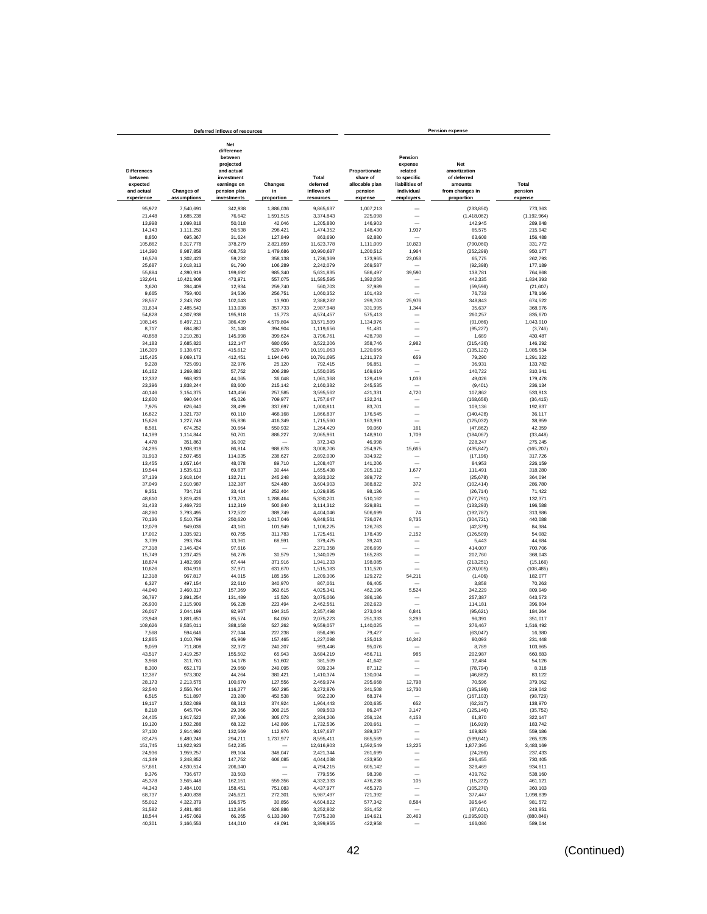| Deferred inflows of resources | | | | | Pension expense | | | |
|---|---|---|---|---|---|---|---|---|
| Differences between expected and actual experience | Changes of assumptions | Net difference between projected and actual investment earnings on pension plan investments | Changes in proportion | Total deferred inflows of resources | Proportionate share of allocable plan pension expense | Pension expense related to specific liabilities of individual employers | Net amortization of deferred amounts from changes in proportion | Total pension expense |
| 95,972 | 7,540,691 | 342,938 | 1,886,036 | 9,865,637 | 1,007,213 | — | (233,850) | 773,363 |
| 21,448 | 1,685,238 | 76,642 | 1,591,515 | 3,374,843 | 225,098 | — | (1,418,062) | (1,192,964) |
| 13,998 | 1,099,818 | 50,018 | 42,046 | 1,205,880 | 146,903 | — | 142,945 | 289,848 |
| 14,143 | 1,111,250 | 50,538 | 298,421 | 1,474,352 | 148,430 | 1,937 | 65,575 | 215,942 |
| 8,850 | 695,367 | 31,624 | 127,849 | 863,690 | 92,880 | — | 63,608 | 156,488 |
| 105,862 | 8,317,778 | 378,279 | 2,821,859 | 11,623,778 | 1,111,009 | 10,823 | (790,060) | 331,772 |
| 114,390 | 8,987,858 | 408,753 | 1,479,686 | 10,990,687 | 1,200,512 | 1,964 | (252,299) | 950,177 |
| 16,576 | 1,302,423 | 59,232 | 358,138 | 1,736,369 | 173,965 | 23,053 | 65,775 | 262,793 |
| 25,687 | 2,018,313 | 91,790 | 106,289 | 2,242,079 | 269,587 | — | (92,398) | 177,189 |
| 55,884 | 4,390,919 | 199,692 | 985,340 | 5,631,835 | 586,497 | 39,590 | 138,781 | 764,868 |
| 132,641 | 10,421,908 | 473,971 | 557,075 | 11,585,595 | 1,392,058 | — | 442,335 | 1,834,393 |
| 3,620 | 284,409 | 12,934 | 259,740 | 560,703 | 37,989 | — | (59,596) | (21,607) |
| 9,665 | 759,400 | 34,536 | 256,751 | 1,060,352 | 101,433 | — | 76,733 | 178,166 |
| 28,557 | 2,243,782 | 102,043 | 13,900 | 2,388,282 | 299,703 | 25,976 | 348,843 | 674,522 |
| 31,634 | 2,485,543 | 113,038 | 357,733 | 2,987,948 | 331,995 | 1,344 | 35,637 | 368,976 |
| 54,828 | 4,307,938 | 195,918 | 15,773 | 4,574,457 | 575,413 | — | 260,257 | 835,670 |
| 108,145 | 8,497,211 | 386,439 | 4,579,804 | 13,571,599 | 1,134,976 | — | (91,066) | 1,043,910 |
| 8,717 | 684,887 | 31,148 | 394,904 | 1,119,656 | 91,481 | — | (95,227) | (3,746) |
| 40,858 | 3,210,281 | 145,998 | 399,624 | 3,796,761 | 428,798 | — | 1,689 | 430,487 |
| 34,183 | 2,685,820 | 122,147 | 680,056 | 3,522,206 | 358,746 | 2,982 | (215,436) | 146,292 |
| 116,309 | 9,138,672 | 415,612 | 520,470 | 10,191,063 | 1,220,656 | — | (135,122) | 1,085,534 |
| 115,425 | 9,069,173 | 412,451 | 1,194,046 | 10,791,095 | 1,211,373 | 659 | 79,290 | 1,291,322 |
| 9,228 | 725,091 | 32,976 | 25,120 | 792,415 | 96,851 | — | 36,931 | 133,782 |
| 16,162 | 1,269,882 | 57,752 | 206,289 | 1,550,085 | 169,619 | — | 140,722 | 310,341 |
| 12,332 | 968,923 | 44,065 | 36,048 | 1,061,368 | 129,419 | 1,033 | 49,026 | 179,478 |
| 23,396 | 1,838,244 | 83,600 | 215,142 | 2,160,382 | 245,535 | — | (9,401) | 236,134 |
| 40,146 | 3,154,375 | 143,456 | 257,585 | 3,595,562 | 421,331 | 4,720 | 107,862 | 533,913 |
| 12,600 | 990,044 | 45,026 | 709,977 | 1,757,647 | 132,241 | — | (168,656) | (36,415) |
| 7,975 | 626,640 | 28,499 | 337,697 | 1,000,811 | 83,701 | — | 109,136 | 192,837 |
| 16,822 | 1,321,737 | 60,110 | 468,168 | 1,866,837 | 176,545 | — | (140,428) | 36,117 |
| 15,626 | 1,227,749 | 55,836 | 416,349 | 1,715,560 | 163,991 | — | (125,032) | 38,959 |
| 8,581 | 674,252 | 30,664 | 550,932 | 1,264,429 | 90,060 | 161 | (47,862) | 42,359 |
| 14,189 | 1,114,844 | 50,701 | 886,227 | 2,065,961 | 148,910 | 1,709 | (184,067) | (33,448) |
| 4,478 | 351,863 | 16,002 | — | 372,343 | 46,998 | — | 228,247 | 275,245 |
| 24,295 | 1,908,919 | 86,814 | 988,678 | 3,008,706 | 254,975 | 15,665 | (435,847) | (165,207) |
| 31,913 | 2,507,455 | 114,035 | 238,627 | 2,892,030 | 334,922 | — | (17,196) | 317,726 |
| 13,455 | 1,057,164 | 48,078 | 89,710 | 1,208,407 | 141,206 | — | 84,953 | 226,159 |
| 19,544 | 1,535,613 | 69,837 | 30,444 | 1,655,438 | 205,112 | 1,677 | 111,491 | 318,280 |
| 37,139 | 2,918,104 | 132,711 | 245,248 | 3,333,202 | 389,772 | — | (25,678) | 364,094 |
| 37,049 | 2,910,987 | 132,387 | 524,480 | 3,604,903 | 388,822 | 372 | (102,414) | 286,780 |
| 9,351 | 734,716 | 33,414 | 252,404 | 1,029,885 | 98,136 | — | (26,714) | 71,422 |
| 48,610 | 3,819,426 | 173,701 | 1,288,464 | 5,330,201 | 510,162 | — | (377,791) | 132,371 |
| 31,433 | 2,469,720 | 112,319 | 500,840 | 3,114,312 | 329,881 | — | (133,293) | 196,588 |
| 48,280 | 3,793,495 | 172,522 | 389,749 | 4,404,046 | 506,699 | 74 | (192,787) | 313,986 |
| 70,136 | 5,510,759 | 250,620 | 1,017,046 | 6,848,561 | 736,074 | 8,735 | (304,721) | 440,088 |
| 12,079 | 949,036 | 43,161 | 101,949 | 1,106,225 | 126,763 | — | (42,379) | 84,384 |
| 17,002 | 1,335,921 | 60,755 | 311,783 | 1,725,461 | 178,439 | 2,152 | (126,509) | 54,082 |
| 3,739 | 293,784 | 13,361 | 68,591 | 379,475 | 39,241 | — | 5,443 | 44,684 |
| 27,318 | 2,146,424 | 97,616 | — | 2,271,358 | 286,699 | — | 414,007 | 700,706 |
| 15,749 | 1,237,425 | 56,276 | 30,579 | 1,340,029 | 165,283 | — | 202,760 | 368,043 |
| 18,874 | 1,482,999 | 67,444 | 371,916 | 1,941,233 | 198,085 | — | (213,251) | (15,166) |
| 10,626 | 834,916 | 37,971 | 631,670 | 1,515,183 | 111,520 | — | (220,005) | (108,485) |
| 12,318 | 967,817 | 44,015 | 185,156 | 1,209,306 | 129,272 | 54,211 | (1,406) | 182,077 |
| 6,327 | 497,154 | 22,610 | 340,970 | 867,061 | 66,405 | — | 3,858 | 70,263 |
| 44,040 | 3,460,317 | 157,369 | 363,615 | 4,025,341 | 462,196 | 5,524 | 342,229 | 809,949 |
| 36,797 | 2,891,254 | 131,489 | 15,526 | 3,075,066 | 386,186 | — | 257,387 | 643,573 |
| 26,930 | 2,115,909 | 96,228 | 223,494 | 2,462,561 | 282,623 | — | 114,181 | 396,804 |
| 26,017 | 2,044,199 | 92,967 | 194,315 | 2,357,498 | 273,044 | 6,841 | (95,621) | 184,264 |
| 23,948 | 1,881,651 | 85,574 | 84,050 | 2,075,223 | 251,333 | 3,293 | 96,391 | 351,017 |
| 108,626 | 8,535,011 | 388,158 | 527,262 | 9,559,057 | 1,140,025 | — | 376,467 | 1,516,492 |
| 7,568 | 594,646 | 27,044 | 227,238 | 856,496 | 79,427 | — | (63,047) | 16,380 |
| 12,865 | 1,010,799 | 45,969 | 157,465 | 1,227,098 | 135,013 | 16,342 | 80,093 | 231,448 |
| 9,059 | 711,808 | 32,372 | 240,207 | 993,446 | 95,076 | — | 8,789 | 103,865 |
| 43,517 | 3,419,257 | 155,502 | 65,943 | 3,684,219 | 456,711 | 985 | 202,987 | 660,683 |
| 3,968 | 311,761 | 14,178 | 51,602 | 381,509 | 41,642 | — | 12,484 | 54,126 |
| 8,300 | 652,179 | 29,660 | 249,095 | 939,234 | 87,112 | — | (78,794) | 8,318 |
| 12,387 | 973,302 | 44,264 | 380,421 | 1,410,374 | 130,004 | — | (46,882) | 83,122 |
| 28,173 | 2,213,575 | 100,670 | 127,556 | 2,469,974 | 295,668 | 12,798 | 70,596 | 379,062 |
| 32,540 | 2,556,764 | 116,277 | 567,295 | 3,272,876 | 341,508 | 12,730 | (135,196) | 219,042 |
| 6,515 | 511,897 | 23,280 | 450,538 | 992,230 | 68,374 | — | (167,103) | (98,729) |
| 19,117 | 1,502,089 | 68,313 | 374,924 | 1,964,443 | 200,635 | 652 | (62,317) | 138,970 |
| 8,218 | 645,704 | 29,366 | 306,215 | 989,503 | 86,247 | 3,147 | (125,146) | (35,752) |
| 24,405 | 1,917,522 | 87,206 | 305,073 | 2,334,206 | 256,124 | 4,153 | 61,870 | 322,147 |
| 19,120 | 1,502,288 | 68,322 | 142,806 | 1,732,536 | 200,661 | — | (16,919) | 183,742 |
| 37,100 | 2,914,992 | 132,569 | 112,976 | 3,197,637 | 389,357 | — | 169,829 | 559,186 |
| 82,475 | 6,480,248 | 294,711 | 1,737,977 | 8,595,411 | 865,569 | — | (599,641) | 265,928 |
| 151,745 | 11,922,923 | 542,235 | — | 12,616,903 | 1,592,549 | 13,225 | 1,877,395 | 3,483,169 |
| 24,936 | 1,959,257 | 89,104 | 348,047 | 2,421,344 | 261,699 | — | (24,266) | 237,433 |
| 41,349 | 3,248,852 | 147,752 | 606,085 | 4,044,038 | 433,950 | — | 296,455 | 730,405 |
| 57,661 | 4,530,514 | 206,040 | — | 4,794,215 | 605,142 | — | 329,469 | 934,611 |
| 9,376 | 736,677 | 33,503 | — | 779,556 | 98,398 | — | 439,762 | 538,160 |
| 45,378 | 3,565,448 | 162,151 | 559,356 | 4,332,333 | 476,238 | 105 | (15,222) | 461,121 |
| 44,343 | 3,484,100 | 158,451 | 751,083 | 4,437,977 | 465,373 | — | (105,270) | 360,103 |
| 68,737 | 5,400,838 | 245,621 | 272,301 | 5,987,497 | 721,392 | — | 377,447 | 1,098,839 |
| 55,012 | 4,322,379 | 196,575 | 30,856 | 4,604,822 | 577,342 | 8,584 | 395,646 | 981,572 |
| 31,582 | 2,481,480 | 112,854 | 626,886 | 3,252,802 | 331,452 | — | (87,601) | 243,851 |
| 18,544 | 1,457,069 | 66,265 | 6,133,360 | 7,675,238 | 194,621 | 20,463 | (1,095,930) | (880,846) |
| 40,301 | 3,166,553 | 144,010 | 49,091 | 3,399,955 | 422,958 | — | 166,086 | 589,044 |

(Continued)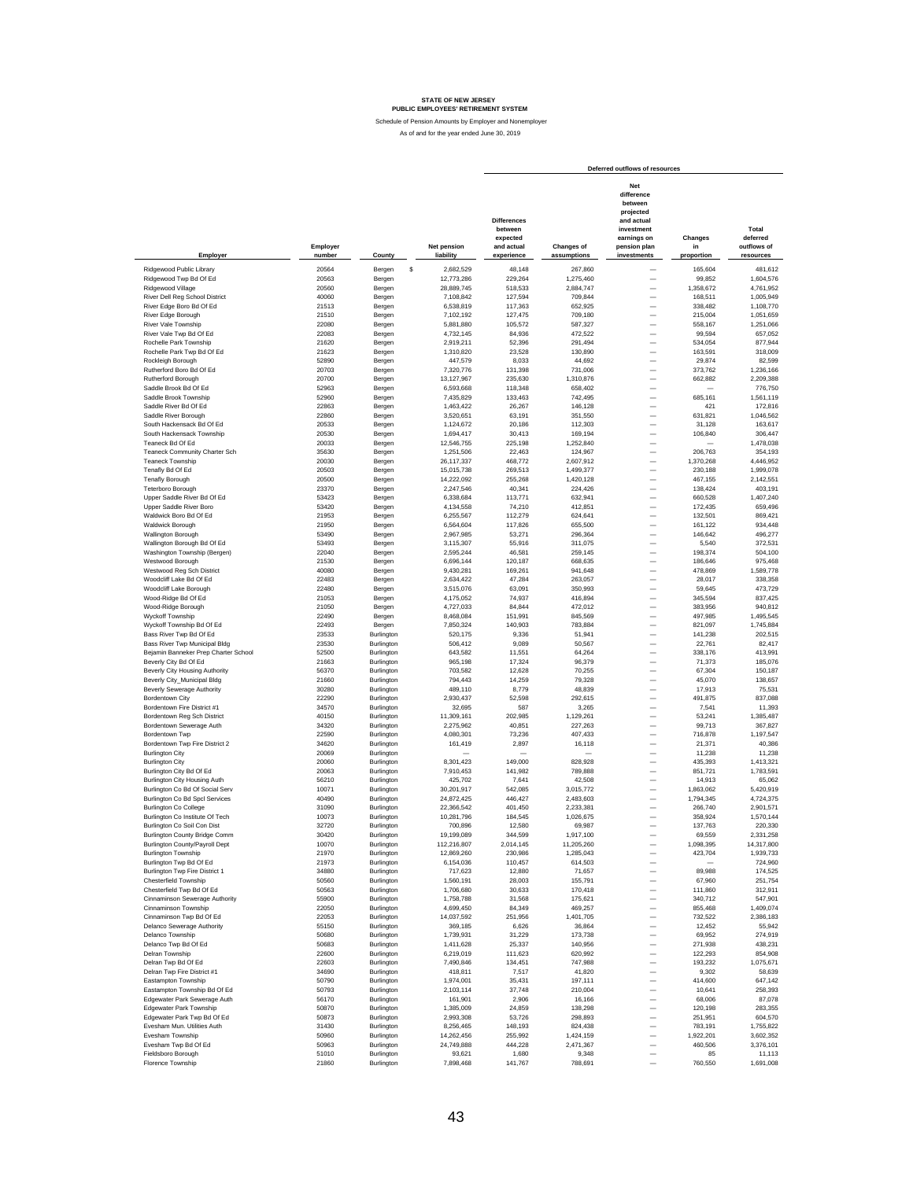**STATE OF NEW JERSEY**
**PUBLIC EMPLOYEES' RETIREMENT SYSTEM**

Schedule of Pension Amounts by Employer and Nonemployer

As of and for the year ended June 30, 2019

| Employer | Employer number | County | Net pension liability | Deferred outflows of resources: Differences between expected and actual experience | Changes of assumptions | Net difference between projected and actual investment earnings on pension plan investments | Changes in proportion | Total deferred outflows of resources |
|---|---|---|---|---|---|---|---|---|
| Ridgewood Public Library | 20564 | Bergen | $ 2,682,529 | 48,148 | 267,860 | — | 165,604 | 481,612 |
| Ridgewood Twp Bd Of Ed | 20563 | Bergen | 12,773,286 | 229,264 | 1,275,460 | — | 99,852 | 1,604,576 |
| Ridgewood Village | 20560 | Bergen | 28,889,745 | 518,533 | 2,884,747 | — | 1,358,672 | 4,761,952 |
| River Dell Reg School District | 40060 | Bergen | 7,108,842 | 127,594 | 709,844 | — | 168,511 | 1,005,949 |
| River Edge Boro Bd Of Ed | 21513 | Bergen | 6,538,819 | 117,363 | 652,925 | — | 338,482 | 1,108,770 |
| River Edge Borough | 21510 | Bergen | 7,102,192 | 127,475 | 709,180 | — | 215,004 | 1,051,659 |
| River Vale Township | 22080 | Bergen | 5,881,880 | 105,572 | 587,327 | — | 558,167 | 1,251,066 |
| River Vale Twp Bd Of Ed | 22083 | Bergen | 4,732,145 | 84,936 | 472,522 | — | 99,594 | 657,052 |
| Rochelle Park Township | 21620 | Bergen | 2,919,211 | 52,396 | 291,494 | — | 534,054 | 877,944 |
| Rochelle Park Twp Bd Of Ed | 21623 | Bergen | 1,310,820 | 23,528 | 130,890 | — | 163,591 | 318,009 |
| Rockleigh Borough | 52890 | Bergen | 447,579 | 8,033 | 44,692 | — | 29,874 | 82,599 |
| Rutherford Boro Bd Of Ed | 20703 | Bergen | 7,320,776 | 131,398 | 731,006 | — | 373,762 | 1,236,166 |
| Rutherford Borough | 20700 | Bergen | 13,127,967 | 235,630 | 1,310,876 | — | 662,882 | 2,209,388 |
| Saddle Brook Bd Of Ed | 52963 | Bergen | 6,593,668 | 118,348 | 658,402 | — | — | 776,750 |
| Saddle Brook Township | 52960 | Bergen | 7,435,829 | 133,463 | 742,495 | — | 685,161 | 1,561,119 |
| Saddle River Bd Of Ed | 22863 | Bergen | 1,463,422 | 26,267 | 146,128 | — | 421 | 172,816 |
| Saddle River Borough | 22860 | Bergen | 3,520,651 | 63,191 | 351,550 | — | 631,821 | 1,046,562 |
| South Hackensack Bd Of Ed | 20533 | Bergen | 1,124,672 | 20,186 | 112,303 | — | 31,128 | 163,617 |
| South Hackensack Township | 20530 | Bergen | 1,694,417 | 30,413 | 169,194 | — | 106,840 | 306,447 |
| Teaneck Bd Of Ed | 20033 | Bergen | 12,546,755 | 225,198 | 1,252,840 | — | — | 1,478,038 |
| Teaneck Community Charter Sch | 35630 | Bergen | 1,251,506 | 22,463 | 124,967 | — | 206,763 | 354,193 |
| Teaneck Township | 20030 | Bergen | 26,117,337 | 468,772 | 2,607,912 | — | 1,370,268 | 4,446,952 |
| Tenafly Bd Of Ed | 20503 | Bergen | 15,015,738 | 269,513 | 1,499,377 | — | 230,188 | 1,999,078 |
| Tenafly Borough | 20500 | Bergen | 14,222,092 | 255,268 | 1,420,128 | — | 467,155 | 2,142,551 |
| Teterboro Borough | 23370 | Bergen | 2,247,546 | 40,341 | 224,426 | — | 138,424 | 403,191 |
| Upper Saddle River Bd Of Ed | 53423 | Bergen | 6,338,684 | 113,771 | 632,941 | — | 660,528 | 1,407,240 |
| Upper Saddle River Boro | 53420 | Bergen | 4,134,558 | 74,210 | 412,851 | — | 172,435 | 659,496 |
| Waldwick Boro Bd Of Ed | 21953 | Bergen | 6,255,567 | 112,279 | 624,641 | — | 132,501 | 869,421 |
| Waldwick Borough | 21950 | Bergen | 6,564,604 | 117,826 | 655,500 | — | 161,122 | 934,448 |
| Wallington Borough | 53490 | Bergen | 2,967,985 | 53,271 | 296,364 | — | 146,642 | 496,277 |
| Wallington Borough Bd Of Ed | 53493 | Bergen | 3,115,307 | 55,916 | 311,075 | — | 5,540 | 372,531 |
| Washington Township (Bergen) | 22040 | Bergen | 2,595,244 | 46,581 | 259,145 | — | 198,374 | 504,100 |
| Westwood Borough | 21530 | Bergen | 6,696,144 | 120,187 | 668,635 | — | 186,646 | 975,468 |
| Westwood Reg Sch District | 40080 | Bergen | 9,430,281 | 169,261 | 941,648 | — | 478,869 | 1,589,778 |
| Woodcliff Lake Bd Of Ed | 22483 | Bergen | 2,634,422 | 47,284 | 263,057 | — | 28,017 | 338,358 |
| Woodcliff Lake Borough | 22480 | Bergen | 3,515,076 | 63,091 | 350,993 | — | 59,645 | 473,729 |
| Wood-Ridge Bd Of Ed | 21053 | Bergen | 4,175,052 | 74,937 | 416,894 | — | 345,594 | 837,425 |
| Wood-Ridge Borough | 21050 | Bergen | 4,727,033 | 84,844 | 472,012 | — | 383,956 | 940,812 |
| Wyckoff Township | 22490 | Bergen | 8,468,084 | 151,991 | 845,569 | — | 497,985 | 1,495,545 |
| Wyckoff Township Bd Of Ed | 22493 | Bergen | 7,850,324 | 140,903 | 783,884 | — | 821,097 | 1,745,884 |
| Bass River Twp Bd Of Ed | 23533 | Burlington | 520,175 | 9,336 | 51,941 | — | 141,238 | 202,515 |
| Bass River Twp Municipal Bldg | 23530 | Burlington | 506,412 | 9,089 | 50,567 | — | 22,761 | 82,417 |
| Bejamin Banneker Prep Charter School | 52500 | Burlington | 643,582 | 11,551 | 64,264 | — | 338,176 | 413,991 |
| Beverly City Bd Of Ed | 21663 | Burlington | 965,198 | 17,324 | 96,379 | — | 71,373 | 185,076 |
| Beverly City Housing Authority | 56370 | Burlington | 703,582 | 12,628 | 70,255 | — | 67,304 | 150,187 |
| Beverly City_Municipal Bldg | 21660 | Burlington | 794,443 | 14,259 | 79,328 | — | 45,070 | 138,657 |
| Beverly Sewerage Authority | 30280 | Burlington | 489,110 | 8,779 | 48,839 | — | 17,913 | 75,531 |
| Bordentown City | 22290 | Burlington | 2,930,437 | 52,598 | 292,615 | — | 491,875 | 837,088 |
| Bordentown Fire District #1 | 34570 | Burlington | 32,695 | 587 | 3,265 | — | 7,541 | 11,393 |
| Bordentown Reg Sch District | 40150 | Burlington | 11,309,161 | 202,985 | 1,129,261 | — | 53,241 | 1,385,487 |
| Bordentown Sewerage Auth | 34320 | Burlington | 2,275,962 | 40,851 | 227,263 | — | 99,713 | 367,827 |
| Bordentown Twp | 22590 | Burlington | 4,080,301 | 73,236 | 407,433 | — | 716,878 | 1,197,547 |
| Bordentown Twp Fire District 2 | 34620 | Burlington | 161,419 | 2,897 | 16,118 | — | 21,371 | 40,386 |
| Burlington City | 20069 | Burlington | — | — | — | — | 11,238 | 11,238 |
| Burlington City | 20060 | Burlington | 8,301,423 | 149,000 | 828,928 | — | 435,393 | 1,413,321 |
| Burlington City Bd Of Ed | 20063 | Burlington | 7,910,453 | 141,982 | 789,888 | — | 851,721 | 1,783,591 |
| Burlington City Housing Auth | 56210 | Burlington | 425,702 | 7,641 | 42,508 | — | 14,913 | 65,062 |
| Burlington Co Bd Of Social Serv | 10071 | Burlington | 30,201,917 | 542,085 | 3,015,772 | — | 1,863,062 | 5,420,919 |
| Burlington Co Bd Spcl Services | 40490 | Burlington | 24,872,425 | 446,427 | 2,483,603 | — | 1,794,345 | 4,724,375 |
| Burlington Co College | 31090 | Burlington | 22,366,542 | 401,450 | 2,233,381 | — | 266,740 | 2,901,571 |
| Burlington Co Institute Of Tech | 10073 | Burlington | 10,281,796 | 184,545 | 1,026,675 | — | 358,924 | 1,570,144 |
| Burlington Co Soil Con Dist | 32720 | Burlington | 700,896 | 12,580 | 69,987 | — | 137,763 | 220,330 |
| Burlington County Bridge Comm | 30420 | Burlington | 19,199,089 | 344,599 | 1,917,100 | — | 69,559 | 2,331,258 |
| Burlington County/Payroll Dept | 10070 | Burlington | 112,216,807 | 2,014,145 | 11,205,260 | — | 1,098,395 | 14,317,800 |
| Burlington Township | 21970 | Burlington | 12,869,260 | 230,986 | 1,285,043 | — | 423,704 | 1,939,733 |
| Burlington Twp Bd Of Ed | 21973 | Burlington | 6,154,036 | 110,457 | 614,503 | — | — | 724,960 |
| Burlington Twp Fire District 1 | 34880 | Burlington | 717,623 | 12,880 | 71,657 | — | 89,988 | 174,525 |
| Chesterfield Township | 50560 | Burlington | 1,560,191 | 28,003 | 155,791 | — | 67,960 | 251,754 |
| Chesterfield Twp Bd Of Ed | 50563 | Burlington | 1,706,680 | 30,633 | 170,418 | — | 111,860 | 312,911 |
| Cinnaminson Sewerage Authority | 55900 | Burlington | 1,758,788 | 31,568 | 175,621 | — | 340,712 | 547,901 |
| Cinnaminson Township | 22050 | Burlington | 4,699,450 | 84,349 | 469,257 | — | 855,468 | 1,409,074 |
| Cinnaminson Twp Bd Of Ed | 22053 | Burlington | 14,037,592 | 251,956 | 1,401,705 | — | 732,522 | 2,386,183 |
| Delanco Sewerage Authority | 55150 | Burlington | 369,185 | 6,626 | 36,864 | — | 12,452 | 55,942 |
| Delanco Township | 50680 | Burlington | 1,739,931 | 31,229 | 173,738 | — | 69,952 | 274,919 |
| Delanco Twp Bd Of Ed | 50683 | Burlington | 1,411,628 | 25,337 | 140,956 | — | 271,938 | 438,231 |
| Delran Township | 22600 | Burlington | 6,219,019 | 111,623 | 620,992 | — | 122,293 | 854,908 |
| Delran Twp Bd Of Ed | 22603 | Burlington | 7,490,846 | 134,451 | 747,988 | — | 193,232 | 1,075,671 |
| Delran Twp Fire District #1 | 34690 | Burlington | 418,811 | 7,517 | 41,820 | — | 9,302 | 58,639 |
| Eastampton Township | 50790 | Burlington | 1,974,001 | 35,431 | 197,111 | — | 414,600 | 647,142 |
| Eastampton Township Bd Of Ed | 50793 | Burlington | 2,103,114 | 37,748 | 210,004 | — | 10,641 | 258,393 |
| Edgewater Park Sewerage Auth | 56170 | Burlington | 161,901 | 2,906 | 16,166 | — | 68,006 | 87,078 |
| Edgewater Park Township | 50870 | Burlington | 1,385,009 | 24,859 | 138,298 | — | 120,198 | 283,355 |
| Edgewater Park Twp Bd Of Ed | 50873 | Burlington | 2,993,308 | 53,726 | 298,893 | — | 251,951 | 604,570 |
| Evesham Mun. Utilities Auth | 31430 | Burlington | 8,256,465 | 148,193 | 824,438 | — | 783,191 | 1,755,822 |
| Evesham Township | 50960 | Burlington | 14,262,456 | 255,992 | 1,424,159 | — | 1,922,201 | 3,602,352 |
| Evesham Twp Bd Of Ed | 50963 | Burlington | 24,749,888 | 444,228 | 2,471,367 | — | 460,506 | 3,376,101 |
| Fieldsboro Borough | 51010 | Burlington | 93,621 | 1,680 | 9,348 | — | 85 | 11,113 |
| Florence Township | 21860 | Burlington | 7,898,468 | 141,767 | 788,691 | — | 760,550 | 1,691,008 |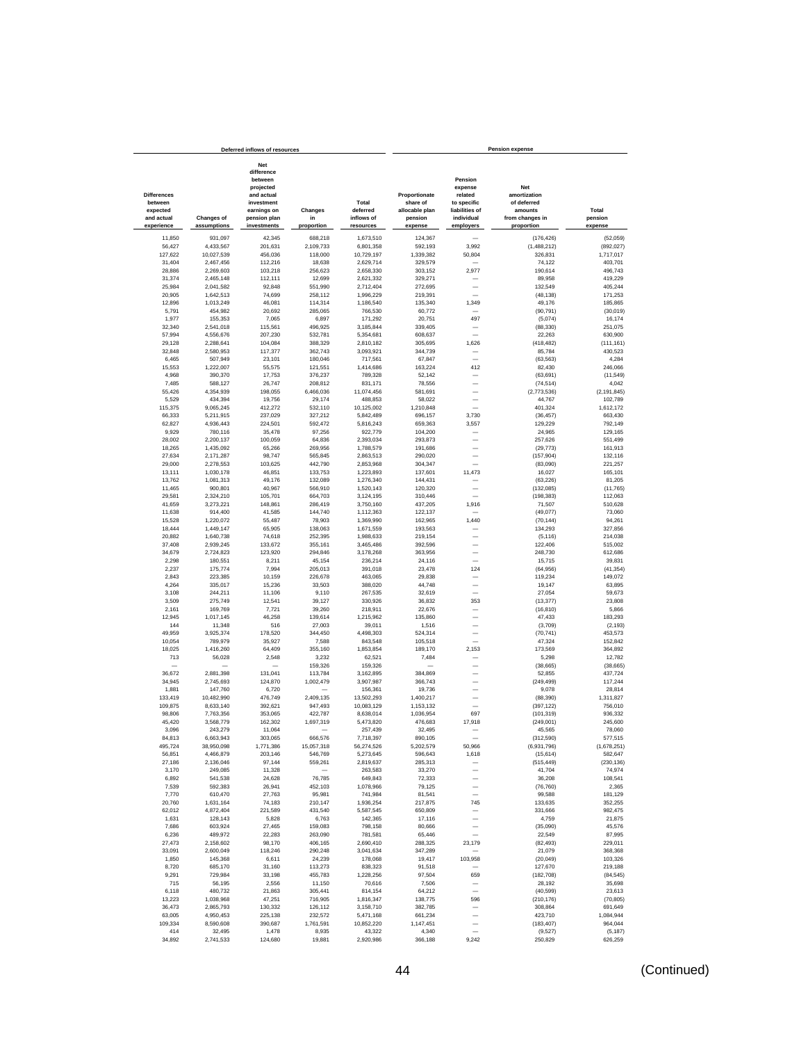| Deferred inflows of resources | | | | | Pension expense | | | |
|---|---|---|---|---|---|---|---|---|
| Differences between expected and actual experience | Changes of assumptions | Net difference between projected and actual investment earnings on pension plan investments | Changes in proportion | Total deferred inflows of resources | Proportionate share of allocable plan pension expense | Pension expense related to specific liabilities of individual employers | Net amortization of deferred amounts from changes in proportion | Total pension expense |
| 11,850 | 931,097 | 42,345 | 688,218 | 1,673,510 | 124,367 | — | (176,426) | (52,059) |
| 56,427 | 4,433,567 | 201,631 | 2,109,733 | 6,801,358 | 592,193 | 3,992 | (1,488,212) | (892,027) |
| 127,622 | 10,027,539 | 456,036 | 118,000 | 10,729,197 | 1,339,382 | 50,804 | 326,831 | 1,717,017 |
| 31,404 | 2,467,456 | 112,216 | 18,638 | 2,629,714 | 329,579 | — | 74,122 | 403,701 |
| 28,886 | 2,269,603 | 103,218 | 256,623 | 2,658,330 | 303,152 | 2,977 | 190,614 | 496,743 |
| 31,374 | 2,465,148 | 112,111 | 12,699 | 2,621,332 | 329,271 | — | 89,958 | 419,229 |
| 25,984 | 2,041,582 | 92,848 | 551,990 | 2,712,404 | 272,695 | — | 132,549 | 405,244 |
| 20,905 | 1,642,513 | 74,699 | 258,112 | 1,996,229 | 219,391 | — | (48,138) | 171,253 |
| 12,896 | 1,013,249 | 46,081 | 114,314 | 1,186,540 | 135,340 | 1,349 | 49,176 | 185,865 |
| 5,791 | 454,982 | 20,692 | 285,065 | 766,530 | 60,772 | — | (90,791) | (30,019) |
| 1,977 | 155,353 | 7,065 | 6,897 | 171,292 | 20,751 | 497 | (5,074) | 16,174 |
| 32,340 | 2,541,018 | 115,561 | 496,925 | 3,185,844 | 339,405 | — | (88,330) | 251,075 |
| 57,994 | 4,556,676 | 207,230 | 532,781 | 5,354,681 | 608,637 | — | 22,263 | 630,900 |
| 29,128 | 2,288,641 | 104,084 | 388,329 | 2,810,182 | 305,695 | 1,626 | (418,482) | (111,161) |
| 32,848 | 2,580,953 | 117,377 | 362,743 | 3,093,921 | 344,739 | — | 85,784 | 430,523 |
| 6,465 | 507,949 | 23,101 | 180,046 | 717,561 | 67,847 | — | (63,563) | 4,284 |
| 15,553 | 1,222,007 | 55,575 | 121,551 | 1,414,686 | 163,224 | 412 | 82,430 | 246,066 |
| 4,968 | 390,370 | 17,753 | 376,237 | 789,328 | 52,142 | — | (63,691) | (11,549) |
| 7,485 | 588,127 | 26,747 | 208,812 | 831,171 | 78,556 | — | (74,514) | 4,042 |
| 55,426 | 4,354,939 | 198,055 | 6,466,036 | 11,074,456 | 581,691 | — | (2,773,536) | (2,191,845) |
| 5,529 | 434,394 | 19,756 | 29,174 | 488,853 | 58,022 | — | 44,767 | 102,789 |
| 115,375 | 9,065,245 | 412,272 | 532,110 | 10,125,002 | 1,210,848 | — | 401,324 | 1,612,172 |
| 66,333 | 5,211,915 | 237,029 | 327,212 | 5,842,489 | 696,157 | 3,730 | (36,457) | 663,430 |
| 62,827 | 4,936,443 | 224,501 | 592,472 | 5,816,243 | 659,363 | 3,557 | 129,229 | 792,149 |
| 9,929 | 780,116 | 35,478 | 97,256 | 922,779 | 104,200 | — | 24,965 | 129,165 |
| 28,002 | 2,200,137 | 100,059 | 64,836 | 2,393,034 | 293,873 | — | 257,626 | 551,499 |
| 18,265 | 1,435,092 | 65,266 | 269,956 | 1,788,579 | 191,686 | — | (29,773) | 161,913 |
| 27,634 | 2,171,287 | 98,747 | 565,845 | 2,863,513 | 290,020 | — | (157,904) | 132,116 |
| 29,000 | 2,278,553 | 103,625 | 442,790 | 2,853,968 | 304,347 | — | (83,090) | 221,257 |
| 13,111 | 1,030,178 | 46,851 | 133,753 | 1,223,893 | 137,601 | 11,473 | 16,027 | 165,101 |
| 13,762 | 1,081,313 | 49,176 | 132,089 | 1,276,340 | 144,431 | — | (63,226) | 81,205 |
| 11,465 | 900,801 | 40,967 | 566,910 | 1,520,143 | 120,320 | — | (132,085) | (11,765) |
| 29,581 | 2,324,210 | 105,701 | 664,703 | 3,124,195 | 310,446 | — | (198,383) | 112,063 |
| 41,659 | 3,273,221 | 148,861 | 286,419 | 3,750,160 | 437,205 | 1,916 | 71,507 | 510,628 |
| 11,638 | 914,400 | 41,585 | 144,740 | 1,112,363 | 122,137 | — | (49,077) | 73,060 |
| 15,528 | 1,220,072 | 55,487 | 78,903 | 1,369,990 | 162,965 | 1,440 | (70,144) | 94,261 |
| 18,444 | 1,449,147 | 65,905 | 138,063 | 1,671,559 | 193,563 | — | 134,293 | 327,856 |
| 20,882 | 1,640,738 | 74,618 | 252,395 | 1,988,633 | 219,154 | — | (5,116) | 214,038 |
| 37,408 | 2,939,245 | 133,672 | 355,161 | 3,465,486 | 392,596 | — | 122,406 | 515,002 |
| 34,679 | 2,724,823 | 123,920 | 294,846 | 3,178,268 | 363,956 | — | 248,730 | 612,686 |
| 2,298 | 180,551 | 8,211 | 45,154 | 236,214 | 24,116 | — | 15,715 | 39,831 |
| 2,237 | 175,774 | 7,994 | 205,013 | 391,018 | 23,478 | 124 | (64,956) | (41,354) |
| 2,843 | 223,385 | 10,159 | 226,678 | 463,065 | 29,838 | — | 119,234 | 149,072 |
| 4,264 | 335,017 | 15,236 | 33,503 | 388,020 | 44,748 | — | 19,147 | 63,895 |
| 3,108 | 244,211 | 11,106 | 9,110 | 267,535 | 32,619 | — | 27,054 | 59,673 |
| 3,509 | 275,749 | 12,541 | 39,127 | 330,926 | 36,832 | 353 | (13,377) | 23,808 |
| 2,161 | 169,769 | 7,721 | 39,260 | 218,911 | 22,676 | — | (16,810) | 5,866 |
| 12,945 | 1,017,145 | 46,258 | 139,614 | 1,215,962 | 135,860 | — | 47,433 | 183,293 |
| 144 | 11,348 | 516 | 27,003 | 39,011 | 1,516 | — | (3,709) | (2,193) |
| 49,959 | 3,925,374 | 178,520 | 344,450 | 4,498,303 | 524,314 | — | (70,741) | 453,573 |
| 10,054 | 789,979 | 35,927 | 7,588 | 843,548 | 105,518 | — | 47,324 | 152,842 |
| 18,025 | 1,416,260 | 64,409 | 355,160 | 1,853,854 | 189,170 | 2,153 | 173,569 | 364,892 |
| 713 | 56,028 | 2,548 | 3,232 | 62,521 | 7,484 | — | 5,298 | 12,782 |
| — | — | — | 159,326 | 159,326 | — | — | (38,665) | (38,665) |
| 36,672 | 2,881,398 | 131,041 | 113,784 | 3,162,895 | 384,869 | — | 52,855 | 437,724 |
| 34,945 | 2,745,693 | 124,870 | 1,002,479 | 3,907,987 | 366,743 | — | (249,499) | 117,244 |
| 1,881 | 147,760 | 6,720 | — | 156,361 | 19,736 | — | 9,078 | 28,814 |
| 133,419 | 10,482,990 | 476,749 | 2,409,135 | 13,502,293 | 1,400,217 | — | (88,390) | 1,311,827 |
| 109,875 | 8,633,140 | 392,621 | 947,493 | 10,083,129 | 1,153,132 | — | (397,122) | 756,010 |
| 98,806 | 7,763,356 | 353,065 | 422,787 | 8,638,014 | 1,036,954 | 697 | (101,319) | 936,332 |
| 45,420 | 3,568,779 | 162,302 | 1,697,319 | 5,473,820 | 476,683 | 17,918 | (249,001) | 245,600 |
| 3,096 | 243,279 | 11,064 | — | 257,439 | 32,495 | — | 45,565 | 78,060 |
| 84,813 | 6,663,943 | 303,065 | 666,576 | 7,718,397 | 890,105 | — | (312,590) | 577,515 |
| 495,724 | 38,950,098 | 1,771,386 | 15,057,318 | 56,274,526 | 5,202,579 | 50,966 | (6,931,796) | (1,678,251) |
| 56,851 | 4,466,879 | 203,146 | 546,769 | 5,273,645 | 596,643 | 1,618 | (15,614) | 582,647 |
| 27,186 | 2,136,046 | 97,144 | 559,261 | 2,819,637 | 285,313 | — | (515,449) | (230,136) |
| 3,170 | 249,085 | 11,328 | — | 263,583 | 33,270 | — | 41,704 | 74,974 |
| 6,892 | 541,538 | 24,628 | 76,785 | 649,843 | 72,333 | — | 36,208 | 108,541 |
| 7,539 | 592,383 | 26,941 | 452,103 | 1,078,966 | 79,125 | — | (76,760) | 2,365 |
| 7,770 | 610,470 | 27,763 | 95,981 | 741,984 | 81,541 | — | 99,588 | 181,129 |
| 20,760 | 1,631,164 | 74,183 | 210,147 | 1,936,254 | 217,875 | 745 | 133,635 | 352,255 |
| 62,012 | 4,872,404 | 221,589 | 431,540 | 5,587,545 | 650,809 | — | 331,666 | 982,475 |
| 1,631 | 128,143 | 5,828 | 6,763 | 142,365 | 17,116 | — | 4,759 | 21,875 |
| 7,686 | 603,924 | 27,465 | 159,083 | 798,158 | 80,666 | — | (35,090) | 45,576 |
| 6,236 | 489,972 | 22,283 | 263,090 | 781,581 | 65,446 | — | 22,549 | 87,995 |
| 27,473 | 2,158,602 | 98,170 | 406,165 | 2,690,410 | 288,325 | 23,179 | (82,493) | 229,011 |
| 33,091 | 2,600,049 | 118,246 | 290,248 | 3,041,634 | 347,289 | — | 21,079 | 368,368 |
| 1,850 | 145,368 | 6,611 | 24,239 | 178,068 | 19,417 | 103,958 | (20,049) | 103,326 |
| 8,720 | 685,170 | 31,160 | 113,273 | 838,323 | 91,518 | — | 127,670 | 219,188 |
| 9,291 | 729,984 | 33,198 | 455,783 | 1,228,256 | 97,504 | 659 | (182,708) | (84,545) |
| 715 | 56,195 | 2,556 | 11,150 | 70,616 | 7,506 | — | 28,192 | 35,698 |
| 6,118 | 480,732 | 21,863 | 305,441 | 814,154 | 64,212 | — | (40,599) | 23,613 |
| 13,223 | 1,038,968 | 47,251 | 716,905 | 1,816,347 | 138,775 | 596 | (210,176) | (70,805) |
| 36,473 | 2,865,793 | 130,332 | 126,112 | 3,158,710 | 382,785 | — | 308,864 | 691,649 |
| 63,005 | 4,950,453 | 225,138 | 232,572 | 5,471,168 | 661,234 | — | 423,710 | 1,084,944 |
| 109,334 | 8,590,608 | 390,687 | 1,761,591 | 10,852,220 | 1,147,451 | — | (183,407) | 964,044 |
| 414 | 32,495 | 1,478 | 8,935 | 43,322 | 4,340 | — | (9,527) | (5,187) |
| 34,892 | 2,741,533 | 124,680 | 19,881 | 2,920,986 | 366,188 | 9,242 | 250,829 | 626,259 |

(Continued)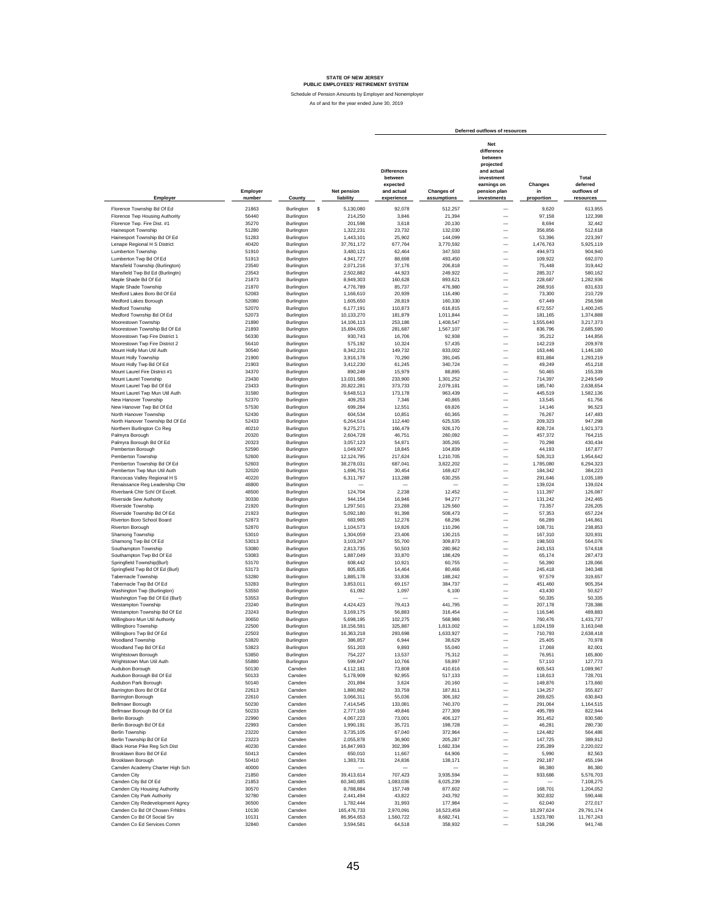**STATE OF NEW JERSEY**
**PUBLIC EMPLOYEES' RETIREMENT SYSTEM**

Schedule of Pension Amounts by Employer and Nonemployer

As of and for the year ended June 30, 2019

| | | | | Deferred outflows of resources | | | | |
|---|---|---|---|---|---|---|---|---|
| Employer | Employer number | County | Net pension liability | Differences between expected and actual experience | Changes of assumptions | Net difference between projected and actual investment earnings on pension plan investments | Changes in proportion | Total deferred outflows of resources |
| Florence Township Bd Of Ed | 21863 | Burlington | $ 5,130,080 | 92,078 | 512,257 | — | 9,620 | 613,955 |
| Florence Twp Housing Authority | 56440 | Burlington | 214,250 | 3,846 | 21,394 | — | 97,158 | 122,398 |
| Florence Twp. Fire Dist. #1 | 35270 | Burlington | 201,598 | 3,618 | 20,130 | — | 8,694 | 32,442 |
| Hainesport Township | 51280 | Burlington | 1,322,231 | 23,732 | 132,030 | — | 356,856 | 512,618 |
| Hainesport Township Bd Of Ed | 51283 | Burlington | 1,443,101 | 25,902 | 144,099 | — | 53,396 | 223,397 |
| Lenape Regional H S District | 40420 | Burlington | 37,761,172 | 677,764 | 3,770,592 | — | 1,476,763 | 5,925,119 |
| Lumberton Township | 51910 | Burlington | 3,480,121 | 62,464 | 347,503 | — | 494,973 | 904,940 |
| Lumberton Twp Bd Of Ed | 51913 | Burlington | 4,941,727 | 88,698 | 493,450 | — | 109,922 | 692,070 |
| Mansfield Township (Burlington) | 23540 | Burlington | 2,071,216 | 37,176 | 206,818 | — | 75,448 | 319,442 |
| Mansfield Twp Bd Ed (Burlingtn) | 23543 | Burlington | 2,502,882 | 44,923 | 249,922 | — | 285,317 | 580,162 |
| Maple Shade Bd Of Ed | 21873 | Burlington | 8,949,303 | 160,628 | 893,621 | — | 228,687 | 1,282,936 |
| Maple Shade Township | 21870 | Burlington | 4,776,789 | 85,737 | 476,980 | — | 268,916 | 831,633 |
| Medford Lakes Boro Bd Of Ed | 52083 | Burlington | 1,166,610 | 20,939 | 116,490 | — | 73,300 | 210,729 |
| Medford Lakes Borough | 52080 | Burlington | 1,605,650 | 28,819 | 160,330 | — | 67,449 | 256,598 |
| Medford Township | 52070 | Burlington | 6,177,191 | 110,873 | 616,815 | — | 672,557 | 1,400,245 |
| Medford Township Bd Of Ed | 52073 | Burlington | 10,133,270 | 181,879 | 1,011,844 | — | 181,165 | 1,374,888 |
| Moorestown Township | 21890 | Burlington | 14,106,113 | 253,186 | 1,408,547 | — | 1,555,640 | 3,217,373 |
| Moorestown Township Bd Of Ed | 21893 | Burlington | 15,694,035 | 281,687 | 1,567,107 | — | 836,796 | 2,685,590 |
| Moorestown Twp Fire District 1 | 56330 | Burlington | 930,743 | 16,706 | 92,938 | — | 35,212 | 144,856 |
| Moorestown Twp Fire District 2 | 56410 | Burlington | 575,192 | 10,324 | 57,435 | — | 142,219 | 209,978 |
| Mount Holly Mun Util Auth | 30540 | Burlington | 8,342,231 | 149,732 | 833,002 | — | 163,446 | 1,146,180 |
| Mount Holly Township | 21900 | Burlington | 3,916,178 | 70,290 | 391,045 | — | 831,884 | 1,293,219 |
| Mount Holly Twp Bd Of Ed | 21903 | Burlington | 3,412,230 | 61,245 | 340,724 | — | 49,249 | 451,218 |
| Mount Laurel Fire District #1 | 34370 | Burlington | 890,249 | 15,979 | 88,895 | — | 50,465 | 155,339 |
| Mount Laurel Township | 23430 | Burlington | 13,031,586 | 233,900 | 1,301,252 | — | 714,397 | 2,249,549 |
| Mount Laurel Twp Bd Of Ed | 23433 | Burlington | 20,822,281 | 373,733 | 2,079,181 | — | 185,740 | 2,638,654 |
| Mount Laurel Twp Mun Util Auth | 31580 | Burlington | 9,648,513 | 173,178 | 963,439 | — | 445,519 | 1,582,136 |
| New Hanover Township | 52370 | Burlington | 409,253 | 7,346 | 40,865 | — | 13,545 | 61,756 |
| New Hanover Twp Bd Of Ed | 57530 | Burlington | 699,284 | 12,551 | 69,826 | — | 14,146 | 96,523 |
| North Hanover Township | 52430 | Burlington | 604,534 | 10,851 | 60,365 | — | 76,267 | 147,483 |
| North Hanover Township Bd Of Ed | 52433 | Burlington | 6,264,514 | 112,440 | 625,535 | — | 209,323 | 947,298 |
| Northern Burlington Co Reg | 40210 | Burlington | 9,275,271 | 166,479 | 926,170 | — | 828,724 | 1,921,373 |
| Palmyra Borough | 20320 | Burlington | 2,604,728 | 46,751 | 260,092 | — | 457,372 | 764,215 |
| Palmyra Borough Bd Of Ed | 20323 | Burlington | 3,057,123 | 54,871 | 305,265 | — | 70,298 | 430,434 |
| Pemberton Borough | 52590 | Burlington | 1,049,927 | 18,845 | 104,839 | — | 44,193 | 167,877 |
| Pemberton Township | 52600 | Burlington | 12,124,795 | 217,624 | 1,210,705 | — | 526,313 | 1,954,642 |
| Pemberton Township Bd Of Ed | 52603 | Burlington | 38,278,031 | 687,041 | 3,822,202 | — | 1,785,080 | 6,294,323 |
| Pemberton Twp Mun Util Auth | 32020 | Burlington | 1,696,751 | 30,454 | 169,427 | — | 184,342 | 384,223 |
| Rancocas Valley Regional H S | 40220 | Burlington | 6,311,787 | 113,288 | 630,255 | — | 291,646 | 1,035,189 |
| Renaissance Reg Leadership Chtr | 48800 | Burlington | — | — | — | — | 139,024 | 139,024 |
| Riverbank Chtr Schl Of Excell. | 48500 | Burlington | 124,704 | 2,238 | 12,452 | — | 111,397 | 126,087 |
| Riverside Sew Authority | 30330 | Burlington | 944,154 | 16,946 | 94,277 | — | 131,242 | 242,465 |
| Riverside Township | 21920 | Burlington | 1,297,501 | 23,288 | 129,560 | — | 73,357 | 226,205 |
| Riverside Township Bd Of Ed | 21923 | Burlington | 5,092,180 | 91,398 | 508,473 | — | 57,353 | 657,224 |
| Riverton Boro School Board | 52873 | Burlington | 683,965 | 12,276 | 68,296 | — | 66,289 | 146,861 |
| Riverton Borough | 52870 | Burlington | 1,104,573 | 19,826 | 110,296 | — | 108,731 | 238,853 |
| Shamong Township | 53010 | Burlington | 1,304,059 | 23,406 | 130,215 | — | 167,310 | 320,931 |
| Shamong Twp Bd Of Ed | 53013 | Burlington | 3,103,267 | 55,700 | 309,873 | — | 198,503 | 564,076 |
| Southampton Township | 53080 | Burlington | 2,813,735 | 50,503 | 280,962 | — | 243,153 | 574,618 |
| Southampton Twp Bd Of Ed | 53083 | Burlington | 1,887,049 | 33,870 | 188,429 | — | 65,174 | 287,473 |
| Springfield Township(Burl) | 53170 | Burlington | 608,442 | 10,921 | 60,755 | — | 56,390 | 128,066 |
| Springfield Twp Bd Of Ed (Burl) | 53173 | Burlington | 805,835 | 14,464 | 80,466 | — | 245,418 | 340,348 |
| Tabernacle Township | 53280 | Burlington | 1,885,178 | 33,836 | 188,242 | — | 97,579 | 319,657 |
| Tabernacle Twp Bd Of Ed | 53283 | Burlington | 3,853,011 | 69,157 | 384,737 | — | 451,460 | 905,354 |
| Washington Twp (Burlington) | 53550 | Burlington | 61,092 | 1,097 | 6,100 | — | 43,430 | 50,627 |
| Washington Twp Bd Of Ed (Burl) | 53553 | Burlington | — | — | — | — | 50,335 | 50,335 |
| Westampton Township | 23240 | Burlington | 4,424,423 | 79,413 | 441,795 | — | 207,178 | 728,386 |
| Westampton Township Bd Of Ed | 23243 | Burlington | 3,169,175 | 56,883 | 316,454 | — | 116,546 | 489,883 |
| Willingboro Mun Util Authority | 30650 | Burlington | 5,698,195 | 102,275 | 568,986 | — | 760,476 | 1,431,737 |
| Willingboro Township | 22500 | Burlington | 18,156,591 | 325,887 | 1,813,002 | — | 1,024,159 | 3,163,048 |
| Willingboro Twp Bd Of Ed | 22503 | Burlington | 16,363,218 | 293,698 | 1,633,927 | — | 710,793 | 2,638,418 |
| Woodland Township | 53820 | Burlington | 386,857 | 6,944 | 38,629 | — | 25,405 | 70,978 |
| Woodland Twp Bd Of Ed | 53823 | Burlington | 551,203 | 9,893 | 55,040 | — | 17,068 | 82,001 |
| Wrightstown Borough | 53850 | Burlington | 754,227 | 13,537 | 75,312 | — | 76,951 | 165,800 |
| Wrightstown Mun Util Auth | 55880 | Burlington | 599,847 | 10,766 | 59,897 | — | 57,110 | 127,773 |
| Audubon Borough | 50130 | Camden | 4,112,181 | 73,808 | 410,616 | — | 605,543 | 1,089,967 |
| Audubon Borough Bd Of Ed | 50133 | Camden | 5,178,909 | 92,955 | 517,133 | — | 118,613 | 728,701 |
| Audubon Park Borough | 50140 | Camden | 201,894 | 3,624 | 20,160 | — | 149,876 | 173,660 |
| Barrington Boro Bd Of Ed | 22613 | Camden | 1,880,862 | 33,759 | 187,811 | — | 134,257 | 355,827 |
| Barrington Borough | 22610 | Camden | 3,066,311 | 55,036 | 306,182 | — | 269,625 | 630,843 |
| Bellmawr Borough | 50230 | Camden | 7,414,545 | 133,081 | 740,370 | — | 291,064 | 1,164,515 |
| Bellmawr Borough Bd Of Ed | 50233 | Camden | 2,777,150 | 49,846 | 277,309 | — | 495,789 | 822,944 |
| Berlin Borough | 22990 | Camden | 4,067,223 | 73,001 | 406,127 | — | 351,452 | 830,580 |
| Berlin Borough Bd Of Ed | 22993 | Camden | 1,990,191 | 35,721 | 198,728 | — | 46,281 | 280,730 |
| Berlin Township | 23220 | Camden | 3,735,105 | 67,040 | 372,964 | — | 124,482 | 564,486 |
| Berlin Township Bd Of Ed | 23223 | Camden | 2,055,878 | 36,900 | 205,287 | — | 147,725 | 389,912 |
| Black Horse Pike Reg Sch Dist | 40230 | Camden | 16,847,993 | 302,399 | 1,682,334 | — | 235,289 | 2,220,022 |
| Brooklawn Boro Bd Of Ed | 50413 | Camden | 650,010 | 11,667 | 64,906 | — | 5,990 | 82,563 |
| Brooklawn Borough | 50410 | Camden | 1,383,731 | 24,836 | 138,171 | — | 292,187 | 455,194 |
| Camden Academy Charter High Sch | 40000 | Camden | — | — | — | — | 86,380 | 86,380 |
| Camden City | 21850 | Camden | 39,413,614 | 707,423 | 3,935,594 | — | 933,686 | 5,576,703 |
| Camden City Bd Of Ed | 21853 | Camden | 60,340,685 | 1,083,036 | 6,025,239 | — | — | 7,108,275 |
| Camden City Housing Authority | 30570 | Camden | 8,788,884 | 157,749 | 877,602 | — | 168,701 | 1,204,052 |
| Camden City Park Authority | 32780 | Camden | 2,441,494 | 43,822 | 243,792 | — | 302,832 | 590,446 |
| Camden City Redevelopment Agncy | 36500 | Camden | 1,782,444 | 31,993 | 177,984 | — | 62,040 | 272,017 |
| Camden Co Bd Of Chosen Frhldrs | 10130 | Camden | 165,476,733 | 2,970,091 | 16,523,459 | — | 10,297,624 | 29,791,174 |
| Camden Co Bd Of Social Srv | 10131 | Camden | 86,954,653 | 1,560,722 | 8,682,741 | — | 1,523,780 | 11,767,243 |
| Camden Co Ed Services Comm | 32840 | Camden | 3,594,581 | 64,518 | 358,932 | — | 518,296 | 941,746 |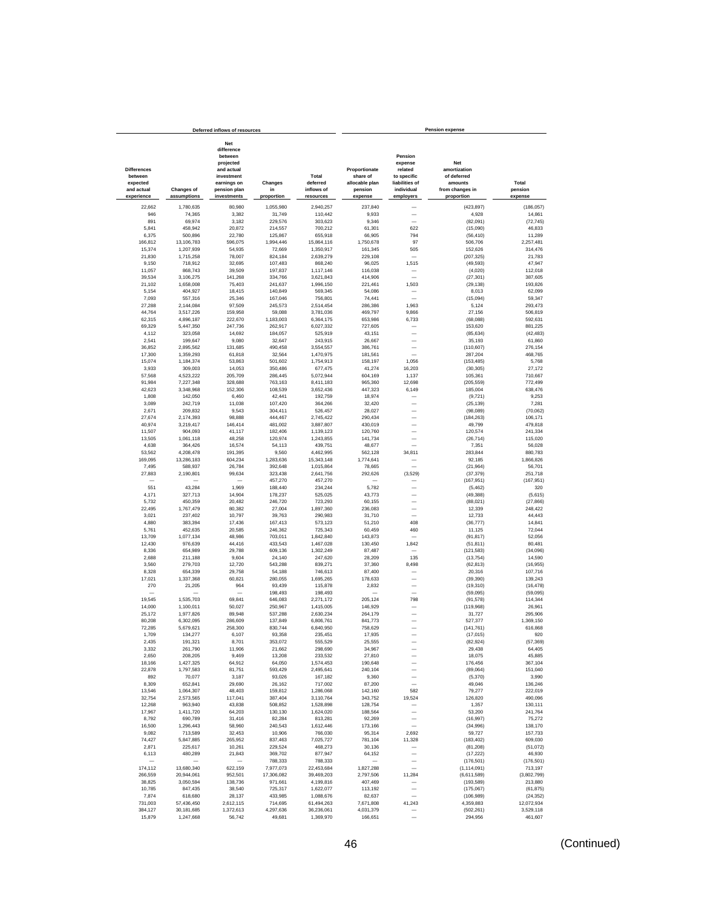| Deferred inflows of resources | | | | | Pension expense | | | |
|---|---|---|---|---|---|---|---|---|
| Differences between expected and actual experience | Changes of assumptions | Net difference between projected and actual investment earnings on pension plan investments | Changes in proportion | Total deferred inflows of resources | Proportionate share of allocable plan pension expense | Pension expense related to specific liabilities of individual employers | Net amortization of deferred amounts from changes in proportion | Total pension expense |
| 22,662 | 1,780,635 | 80,980 | 1,055,980 | 2,940,257 | 237,840 | — | (423,897) | (186,057) |
| 946 | 74,365 | 3,382 | 31,749 | 110,442 | 9,933 | — | 4,928 | 14,861 |
| 891 | 69,974 | 3,182 | 229,576 | 303,623 | 9,346 | — | (82,091) | (72,745) |
| 5,841 | 458,942 | 20,872 | 214,557 | 700,212 | 61,301 | 622 | (15,090) | 46,833 |
| 6,375 | 500,896 | 22,780 | 125,867 | 655,918 | 66,905 | 794 | (56,410) | 11,289 |
| 166,812 | 13,106,783 | 596,075 | 1,994,446 | 15,864,116 | 1,750,678 | 97 | 506,706 | 2,257,481 |
| 15,374 | 1,207,939 | 54,935 | 72,669 | 1,350,917 | 161,345 | 505 | 152,626 | 314,476 |
| 21,830 | 1,715,258 | 78,007 | 824,184 | 2,639,279 | 229,108 | — | (207,325) | 21,783 |
| 9,150 | 718,912 | 32,695 | 107,483 | 868,240 | 96,025 | 1,515 | (49,593) | 47,947 |
| 11,057 | 868,743 | 39,509 | 197,837 | 1,117,146 | 116,038 | — | (4,020) | 112,018 |
| 39,534 | 3,106,275 | 141,268 | 334,766 | 3,621,843 | 414,906 | — | (27,301) | 387,605 |
| 21,102 | 1,658,008 | 75,403 | 241,637 | 1,996,150 | 221,461 | 1,503 | (29,138) | 193,826 |
| 5,154 | 404,927 | 18,415 | 140,849 | 569,345 | 54,086 | — | 8,013 | 62,099 |
| 7,093 | 557,316 | 25,346 | 167,046 | 756,801 | 74,441 | — | (15,094) | 59,347 |
| 27,288 | 2,144,084 | 97,509 | 245,573 | 2,514,454 | 286,386 | 1,963 | 5,124 | 293,473 |
| 44,764 | 3,517,226 | 159,958 | 59,088 | 3,781,036 | 469,797 | 9,866 | 27,156 | 506,819 |
| 62,315 | 4,896,187 | 222,670 | 1,183,003 | 6,364,175 | 653,986 | 6,733 | (68,088) | 592,631 |
| 69,329 | 5,447,350 | 247,736 | 262,917 | 6,027,332 | 727,605 | — | 153,620 | 881,225 |
| 4,112 | 323,058 | 14,692 | 184,057 | 525,919 | 43,151 | — | (85,634) | (42,483) |
| 2,541 | 199,647 | 9,080 | 32,647 | 243,915 | 26,667 | — | 35,193 | 61,860 |
| 36,852 | 2,895,562 | 131,685 | 490,458 | 3,554,557 | 386,761 | — | (110,607) | 276,154 |
| 17,300 | 1,359,293 | 61,818 | 32,564 | 1,470,975 | 181,561 | — | 287,204 | 468,765 |
| 15,074 | 1,184,374 | 53,863 | 501,602 | 1,754,913 | 158,197 | 1,056 | (153,485) | 5,768 |
| 3,933 | 309,003 | 14,053 | 350,486 | 677,475 | 41,274 | 16,203 | (30,305) | 27,172 |
| 57,568 | 4,523,222 | 205,709 | 286,445 | 5,072,944 | 604,169 | 1,137 | 105,361 | 710,667 |
| 91,984 | 7,227,348 | 328,688 | 763,163 | 8,411,183 | 965,360 | 12,698 | (205,559) | 772,499 |
| 42,623 | 3,348,968 | 152,306 | 108,539 | 3,652,436 | 447,323 | 6,149 | 185,004 | 638,476 |
| 1,808 | 142,050 | 6,460 | 42,441 | 192,759 | 18,974 | — | (9,721) | 9,253 |
| 3,089 | 242,719 | 11,038 | 107,420 | 364,266 | 32,420 | — | (25,139) | 7,281 |
| 2,671 | 209,832 | 9,543 | 304,411 | 526,457 | 28,027 | — | (98,089) | (70,062) |
| 27,674 | 2,174,393 | 98,888 | 444,467 | 2,745,422 | 290,434 | — | (184,263) | 106,171 |
| 40,974 | 3,219,417 | 146,414 | 481,002 | 3,887,807 | 430,019 | — | 49,799 | 479,818 |
| 11,507 | 904,093 | 41,117 | 182,406 | 1,139,123 | 120,760 | — | 120,574 | 241,334 |
| 13,505 | 1,061,118 | 48,258 | 120,974 | 1,243,855 | 141,734 | — | (26,714) | 115,020 |
| 4,638 | 364,426 | 16,574 | 54,113 | 439,751 | 48,677 | — | 7,351 | 56,028 |
| 53,562 | 4,208,478 | 191,395 | 9,560 | 4,462,995 | 562,128 | 34,811 | 283,844 | 880,783 |
| 169,095 | 13,286,183 | 604,234 | 1,283,636 | 15,343,148 | 1,774,641 | — | 92,185 | 1,866,826 |
| 7,495 | 588,937 | 26,784 | 392,648 | 1,015,864 | 78,665 | — | (21,964) | 56,701 |
| 27,883 | 2,190,801 | 99,634 | 323,438 | 2,641,756 | 292,626 | (3,529) | (37,379) | 251,718 |
| — | — | — | 457,270 | 457,270 | — | — | (167,951) | (167,951) |
| 551 | 43,284 | 1,969 | 188,440 | 234,244 | 5,782 | — | (5,462) | 320 |
| 4,171 | 327,713 | 14,904 | 178,237 | 525,025 | 43,773 | — | (49,388) | (5,615) |
| 5,732 | 450,359 | 20,482 | 246,720 | 723,293 | 60,155 | — | (88,021) | (27,866) |
| 22,495 | 1,767,479 | 80,382 | 27,004 | 1,897,360 | 236,083 | — | 12,339 | 248,422 |
| 3,021 | 237,402 | 10,797 | 39,763 | 290,983 | 31,710 | — | 12,733 | 44,443 |
| 4,880 | 383,394 | 17,436 | 167,413 | 573,123 | 51,210 | 408 | (36,777) | 14,841 |
| 5,761 | 452,635 | 20,585 | 246,362 | 725,343 | 60,459 | 460 | 11,125 | 72,044 |
| 13,709 | 1,077,134 | 48,986 | 703,011 | 1,842,840 | 143,873 | — | (91,817) | 52,056 |
| 12,430 | 976,639 | 44,416 | 433,543 | 1,467,028 | 130,450 | 1,842 | (51,811) | 80,481 |
| 8,336 | 654,989 | 29,788 | 609,136 | 1,302,249 | 87,487 | — | (121,583) | (34,096) |
| 2,688 | 211,188 | 9,604 | 24,140 | 247,620 | 28,209 | 135 | (13,754) | 14,590 |
| 3,560 | 279,703 | 12,720 | 543,288 | 839,271 | 37,360 | 8,498 | (62,813) | (16,955) |
| 8,328 | 654,339 | 29,758 | 54,188 | 746,613 | 87,400 | — | 20,316 | 107,716 |
| 17,021 | 1,337,368 | 60,821 | 280,055 | 1,695,265 | 178,633 | — | (39,390) | 139,243 |
| 270 | 21,205 | 964 | 93,439 | 115,878 | 2,832 | — | (19,310) | (16,478) |
| — | — | — | 198,493 | 198,493 | — | — | (59,095) | (59,095) |
| 19,545 | 1,535,703 | 69,841 | 646,083 | 2,271,172 | 205,124 | 798 | (91,578) | 114,344 |
| 14,000 | 1,100,011 | 50,027 | 250,967 | 1,415,005 | 146,929 | — | (119,968) | 26,961 |
| 25,172 | 1,977,826 | 89,948 | 537,288 | 2,630,234 | 264,179 | — | 31,727 | 295,906 |
| 80,208 | 6,302,095 | 286,609 | 137,849 | 6,806,761 | 841,773 | — | 527,377 | 1,369,150 |
| 72,285 | 5,679,621 | 258,300 | 830,744 | 6,840,950 | 758,629 | — | (141,761) | 616,868 |
| 1,709 | 134,277 | 6,107 | 93,358 | 235,451 | 17,935 | — | (17,015) | 920 |
| 2,435 | 191,321 | 8,701 | 353,072 | 555,529 | 25,555 | — | (82,924) | (57,369) |
| 3,332 | 261,790 | 11,906 | 21,662 | 298,690 | 34,967 | — | 29,438 | 64,405 |
| 2,650 | 208,205 | 9,469 | 13,208 | 233,532 | 27,810 | — | 18,075 | 45,885 |
| 18,166 | 1,427,325 | 64,912 | 64,050 | 1,574,453 | 190,648 | — | 176,456 | 367,104 |
| 22,878 | 1,797,583 | 81,751 | 593,429 | 2,495,641 | 240,104 | — | (89,064) | 151,040 |
| 892 | 70,077 | 3,187 | 93,026 | 167,182 | 9,360 | — | (5,370) | 3,990 |
| 8,309 | 652,841 | 29,690 | 26,162 | 717,002 | 87,200 | — | 49,046 | 136,246 |
| 13,546 | 1,064,307 | 48,403 | 159,812 | 1,286,068 | 142,160 | 582 | 79,277 | 222,019 |
| 32,754 | 2,573,565 | 117,041 | 387,404 | 3,110,764 | 343,752 | 19,524 | 126,820 | 490,096 |
| 12,268 | 963,940 | 43,838 | 508,852 | 1,528,898 | 128,754 | — | 1,357 | 130,111 |
| 17,967 | 1,411,720 | 64,203 | 130,130 | 1,624,020 | 188,564 | — | 53,200 | 241,764 |
| 8,792 | 690,789 | 31,416 | 82,284 | 813,281 | 92,269 | — | (16,997) | 75,272 |
| 16,500 | 1,296,443 | 58,960 | 240,543 | 1,612,446 | 173,166 | — | (34,996) | 138,170 |
| 9,082 | 713,589 | 32,453 | 10,906 | 766,030 | 95,314 | 2,692 | 59,727 | 157,733 |
| 74,427 | 5,847,885 | 265,952 | 837,463 | 7,025,727 | 781,104 | 11,328 | (183,402) | 609,030 |
| 2,871 | 225,617 | 10,261 | 229,524 | 468,273 | 30,136 | — | (81,208) | (51,072) |
| 6,113 | 480,289 | 21,843 | 369,702 | 877,947 | 64,152 | — | (17,222) | 46,930 |
| — | — | — | 788,333 | 788,333 | — | — | (176,501) | (176,501) |
| 174,112 | 13,680,340 | 622,159 | 7,977,073 | 22,453,684 | 1,827,288 | — | (1,114,091) | 713,197 |
| 266,559 | 20,944,061 | 952,501 | 17,306,082 | 39,469,203 | 2,797,506 | 11,284 | (6,611,589) | (3,802,799) |
| 38,825 | 3,050,594 | 138,736 | 971,661 | 4,199,816 | 407,469 | — | (193,589) | 213,880 |
| 10,785 | 847,435 | 38,540 | 725,317 | 1,622,077 | 113,192 | — | (175,067) | (61,875) |
| 7,874 | 618,680 | 28,137 | 433,985 | 1,088,676 | 82,637 | — | (106,989) | (24,352) |
| 731,003 | 57,436,450 | 2,612,115 | 714,695 | 61,494,263 | 7,671,808 | 41,243 | 4,359,883 | 12,072,934 |
| 384,127 | 30,181,685 | 1,372,613 | 4,297,636 | 36,236,061 | 4,031,379 | — | (502,261) | 3,529,118 |
| 15,879 | 1,247,668 | 56,742 | 49,681 | 1,369,970 | 166,651 | — | 294,956 | 461,607 |

(Continued)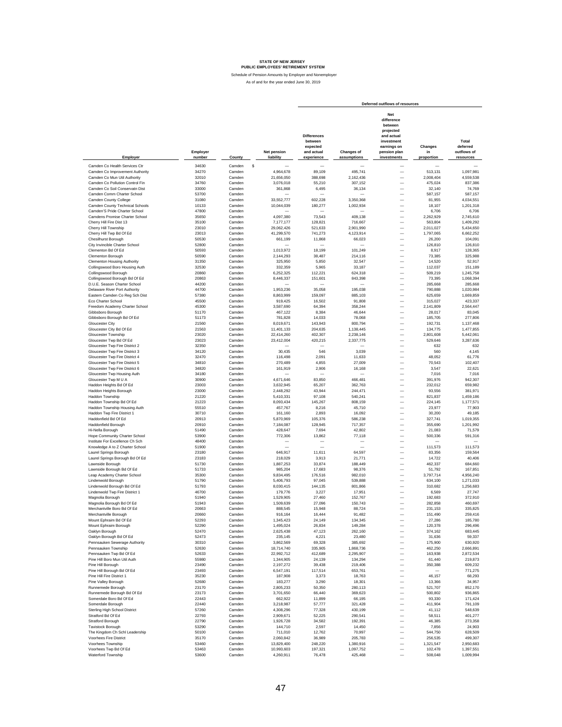# STATE OF NEW JERSEY
## PUBLIC EMPLOYEES' RETIREMENT SYSTEM

Schedule of Pension Amounts by Employer and Nonemployer

As of and for the year ended June 30, 2019

| Employer | Employer number | County | Net pension liability | Deferred outflows of resources | | | | |
|---|---|---|---|---|---|---|---|---|
| | | | | Differences between expected and actual experience | Changes of assumptions | Net difference between projected and actual investment earnings on pension plan investments | Changes in proportion | Total deferred outflows of resources |
| Camden Co Health Services Ctr | 34630 | Camden | $ — | — | — | — | — | — |
| Camden Co Improvement Authority | 34270 | Camden | 4,964,678 | 89,109 | 495,741 | — | 513,131 | 1,097,981 |
| Camden Co Mun Util Authority | 32010 | Camden | 21,656,050 | 388,698 | 2,162,436 | — | 2,008,404 | 4,559,538 |
| Camden Co Pollution Control Fin | 34760 | Camden | 3,076,018 | 55,210 | 307,152 | — | 475,024 | 837,386 |
| Camden Co Soil Conservatn Dist | 33000 | Camden | 361,868 | 6,495 | 36,134 | — | 32,140 | 74,769 |
| Camden Comm Charter School | 53700 | Camden | — | — | — | — | 587,157 | 587,157 |
| Camden County College | 31080 | Camden | 33,552,777 | 602,228 | 3,350,368 | — | 81,955 | 4,034,551 |
| Camden County Technical Schools | 10133 | Camden | 10,044,039 | 180,277 | 1,002,934 | — | 18,107 | 1,201,318 |
| Camden'S Pride Charter School | 47800 | Camden | — | — | — | — | 6,706 | 6,706 |
| Camdens Promise Charter School | 35650 | Camden | 4,097,380 | 73,543 | 409,138 | — | 2,262,929 | 2,745,610 |
| Cherry Hill Fire Dist 13 | 35100 | Camden | 7,177,177 | 128,821 | 716,667 | — | 563,804 | 1,409,292 |
| Cherry Hill Township | 23010 | Camden | 29,062,426 | 521,633 | 2,901,990 | — | 2,011,027 | 5,434,650 |
| Cherry Hill Twp Bd Of Ed | 23013 | Camden | 41,299,570 | 741,273 | 4,123,914 | — | 1,797,065 | 6,662,252 |
| Chesilhurst Borough | 50530 | Camden | 661,199 | 11,868 | 66,023 | — | 26,200 | 104,091 |
| City Invincible Charter School | 52800 | Camden | — | — | — | — | 126,810 | 126,810 |
| Clementon Bd Of Ed | 50593 | Camden | 1,013,972 | 18,199 | 101,249 | — | 8,917 | 128,365 |
| Clementon Borough | 50590 | Camden | 2,144,293 | 38,487 | 214,116 | — | 73,385 | 325,988 |
| Clementon Housing Authority | 31350 | Camden | 325,950 | 5,850 | 32,547 | — | 14,520 | 52,917 |
| Collingswood Boro Housing Auth | 32530 | Camden | 332,359 | 5,965 | 33,187 | — | 112,037 | 151,189 |
| Collingswood Borough | 20860 | Camden | 6,252,325 | 112,221 | 624,318 | — | 509,219 | 1,245,758 |
| Collingswood Borough Bd Of Ed | 20863 | Camden | 8,446,337 | 151,601 | 843,398 | — | 73,395 | 1,068,394 |
| D.U.E. Season Charter School | 44200 | Camden | — | — | — | — | 285,668 | 285,668 |
| Delaware River Port Authority | 44700 | Camden | 1,953,236 | 35,058 | 195,038 | — | 790,888 | 1,020,984 |
| Eastern Camden Co Reg Sch Dist | 57380 | Camden | 8,863,999 | 159,097 | 885,103 | — | 625,659 | 1,669,859 |
| Eco Charter School | 45500 | Camden | 919,425 | 16,502 | 91,808 | — | 315,027 | 423,337 |
| Freedom Academy Charter School | 45300 | Camden | 3,587,690 | 64,394 | 358,244 | — | 2,141,809 | 2,564,447 |
| Gibbsboro Borough | 51170 | Camden | 467,122 | 8,384 | 46,644 | — | 28,017 | 83,045 |
| Gibbsboro Borough Bd Of Ed | 51173 | Camden | 781,828 | 14,033 | 78,068 | — | 185,705 | 277,806 |
| Gloucester City | 21560 | Camden | 8,019,671 | 143,943 | 800,794 | — | 192,731 | 1,137,468 |
| Gloucester City Bd Of Ed | 21563 | Camden | 11,401,133 | 204,635 | 1,138,445 | — | 134,775 | 1,477,855 |
| Gloucester Township | 23020 | Camden | 22,414,260 | 402,307 | 2,238,146 | — | 2,801,608 | 5,442,061 |
| Gloucester Twp Bd Of Ed | 23023 | Camden | 23,412,004 | 420,215 | 2,337,775 | — | 529,646 | 3,287,636 |
| Gloucester Twp Fire District 2 | 32350 | Camden | — | — | — | — | 632 | 632 |
| Gloucester Twp Fire District 3 | 34120 | Camden | 30,435 | 546 | 3,039 | — | 560 | 4,145 |
| Gloucester Twp Fire District 4 | 32470 | Camden | 116,498 | 2,091 | 11,633 | — | 48,052 | 61,776 |
| Gloucester Twp Fire District 5 | 34810 | Camden | 270,489 | 4,855 | 27,009 | — | 70,543 | 102,407 |
| Gloucester Twp Fire District 6 | 34820 | Camden | 161,919 | 2,906 | 16,168 | — | 3,547 | 22,621 |
| Gloucester Twp Housing Auth | 34180 | Camden | — | — | — | — | 7,016 | 7,016 |
| Gloucester Twp M U A | 30900 | Camden | 4,671,646 | 83,850 | 466,481 | — | 391,976 | 942,307 |
| Haddon Heights Bd Of Ed | 23003 | Camden | 3,632,945 | 65,207 | 362,763 | — | 232,012 | 659,982 |
| Haddon Heights Borough | 23000 | Camden | 2,448,292 | 43,944 | 244,471 | — | 93,556 | 381,971 |
| Haddon Township | 21220 | Camden | 5,410,331 | 97,108 | 540,241 | — | 821,837 | 1,459,186 |
| Haddon Township Bd Of Ed | 21223 | Camden | 8,093,434 | 145,267 | 808,159 | — | 224,145 | 1,177,571 |
| Haddon Township Housing Auth | 55510 | Camden | 457,767 | 8,216 | 45,710 | — | 23,977 | 77,903 |
| Haddon Twp Fire District 1 | 30710 | Camden | 161,160 | 2,893 | 16,092 | — | 30,200 | 49,185 |
| Haddonfield Bd Of Ed | 20913 | Camden | 5,870,969 | 105,376 | 586,238 | — | 327,741 | 1,019,355 |
| Haddonfield Borough | 20910 | Camden | 7,184,087 | 128,945 | 717,357 | — | 355,690 | 1,201,992 |
| Hi-Nella Borough | 51490 | Camden | 428,647 | 7,694 | 42,802 | — | 21,083 | 71,579 |
| Hope Community Charter School | 53900 | Camden | 772,306 | 13,862 | 77,118 | — | 500,336 | 591,316 |
| Institute For Excellence Ch Sch | 48400 | Camden | — | — | — | — | — | — |
| Knowledge A to Z Charter School | 51900 | Camden | — | — | — | — | 111,573 | 111,573 |
| Laurel Springs Borough | 23180 | Camden | 646,917 | 11,611 | 64,597 | — | 83,356 | 159,564 |
| Laurel Springs Borough Bd Of Ed | 23183 | Camden | 218,029 | 3,913 | 21,771 | — | 14,722 | 40,406 |
| Lawnside Borough | 51730 | Camden | 1,887,253 | 33,874 | 188,449 | — | 462,337 | 684,660 |
| Lawnside Borough Bd Of Ed | 51733 | Camden | 985,204 | 17,683 | 98,376 | — | 51,792 | 167,851 |
| Leap Academy Charter School | 35300 | Camden | 9,834,495 | 176,516 | 982,010 | — | 3,797,714 | 4,956,240 |
| Lindenwold Borough | 51790 | Camden | 5,406,793 | 97,045 | 539,888 | — | 634,100 | 1,271,033 |
| Lindenwold Borough Bd Of Ed | 51793 | Camden | 8,030,415 | 144,135 | 801,866 | — | 310,682 | 1,256,683 |
| Lindenwold Twp Fire District 1 | 46700 | Camden | 179,776 | 3,227 | 17,951 | — | 6,569 | 27,747 |
| Magnolia Borough | 51940 | Camden | 1,529,905 | 27,460 | 152,767 | — | 192,683 | 372,910 |
| Magnolia Borough Bd Of Ed | 51943 | Camden | 1,509,639 | 27,096 | 150,743 | — | 282,858 | 460,697 |
| Merchantville Boro Bd Of Ed | 20663 | Camden | 888,545 | 15,948 | 88,724 | — | 231,153 | 335,825 |
| Merchantville Borough | 20660 | Camden | 916,164 | 16,444 | 91,482 | — | 151,490 | 259,416 |
| Mount Ephraim Bd Of Ed | 52293 | Camden | 1,345,423 | 24,149 | 134,345 | — | 27,286 | 185,780 |
| Mount Ephraim Borough | 52290 | Camden | 1,495,024 | 26,834 | 149,284 | — | 120,378 | 296,496 |
| Oaklyn Borough | 52470 | Camden | 2,625,438 | 47,123 | 262,160 | — | 374,162 | 683,445 |
| Oaklyn Borough Bd Of Ed | 52473 | Camden | 235,145 | 4,221 | 23,480 | — | 31,636 | 59,337 |
| Pennsauken Sewerage Authority | 30310 | Camden | 3,862,569 | 69,328 | 385,692 | — | 175,900 | 630,920 |
| Pennsauken Township | 52630 | Camden | 18,714,740 | 335,905 | 1,868,736 | — | 462,250 | 2,666,891 |
| Pennsauken Twp Bd Of Ed | 52633 | Camden | 22,992,712 | 412,689 | 2,295,907 | — | 163,938 | 2,872,534 |
| Pine Hill Boro Mun Util Auth | 55980 | Camden | 1,344,905 | 24,139 | 134,294 | — | 61,440 | 219,873 |
| Pine Hill Borough | 23490 | Camden | 2,197,272 | 39,438 | 219,406 | — | 350,388 | 609,232 |
| Pine Hill Borough Bd Of Ed | 23493 | Camden | 6,547,191 | 117,514 | 653,761 | — | — | 771,275 |
| Pine Hill Fire District 1 | 35230 | Camden | 187,908 | 3,373 | 18,763 | — | 46,157 | 68,293 |
| Pine Valley Borough | 52680 | Camden | 183,277 | 3,290 | 18,301 | — | 13,366 | 34,957 |
| Runnemede Borough | 23170 | Camden | 2,805,233 | 50,350 | 280,113 | — | 521,707 | 852,170 |
| Runnemede Borough Bd Of Ed | 23173 | Camden | 3,701,650 | 66,440 | 369,623 | — | 500,802 | 936,865 |
| Somerdale Boro Bd Of Ed | 22443 | Camden | 662,922 | 11,899 | 66,195 | — | 93,330 | 171,424 |
| Somerdale Borough | 22440 | Camden | 3,218,987 | 57,777 | 321,428 | — | 411,904 | 791,109 |
| Sterling High School District | 57260 | Camden | 4,308,296 | 77,328 | 430,199 | — | 41,112 | 548,639 |
| Stratford Bd Of Ed | 22793 | Camden | 2,909,671 | 52,225 | 290,541 | — | 58,511 | 401,277 |
| Stratford Borough | 22790 | Camden | 1,926,728 | 34,582 | 192,391 | — | 46,385 | 273,358 |
| Tavistock Borough | 53290 | Camden | 144,710 | 2,597 | 14,450 | — | 7,856 | 24,903 |
| The Kingdom Ch Schl Leadership | 50100 | Camden | 711,010 | 12,762 | 70,997 | — | 544,750 | 628,509 |
| Voorhees Fire District | 35170 | Camden | 2,060,842 | 36,989 | 205,783 | — | 256,535 | 499,307 |
| Voorhees Township | 53460 | Camden | 13,829,400 | 248,220 | 1,380,916 | — | 1,321,547 | 2,950,683 |
| Voorhees Twp Bd Of Ed | 53463 | Camden | 10,993,603 | 197,321 | 1,097,752 | — | 102,478 | 1,397,551 |
| Waterford Township | 53600 | Camden | 4,260,911 | 76,478 | 425,468 | — | 508,048 | 1,009,994 |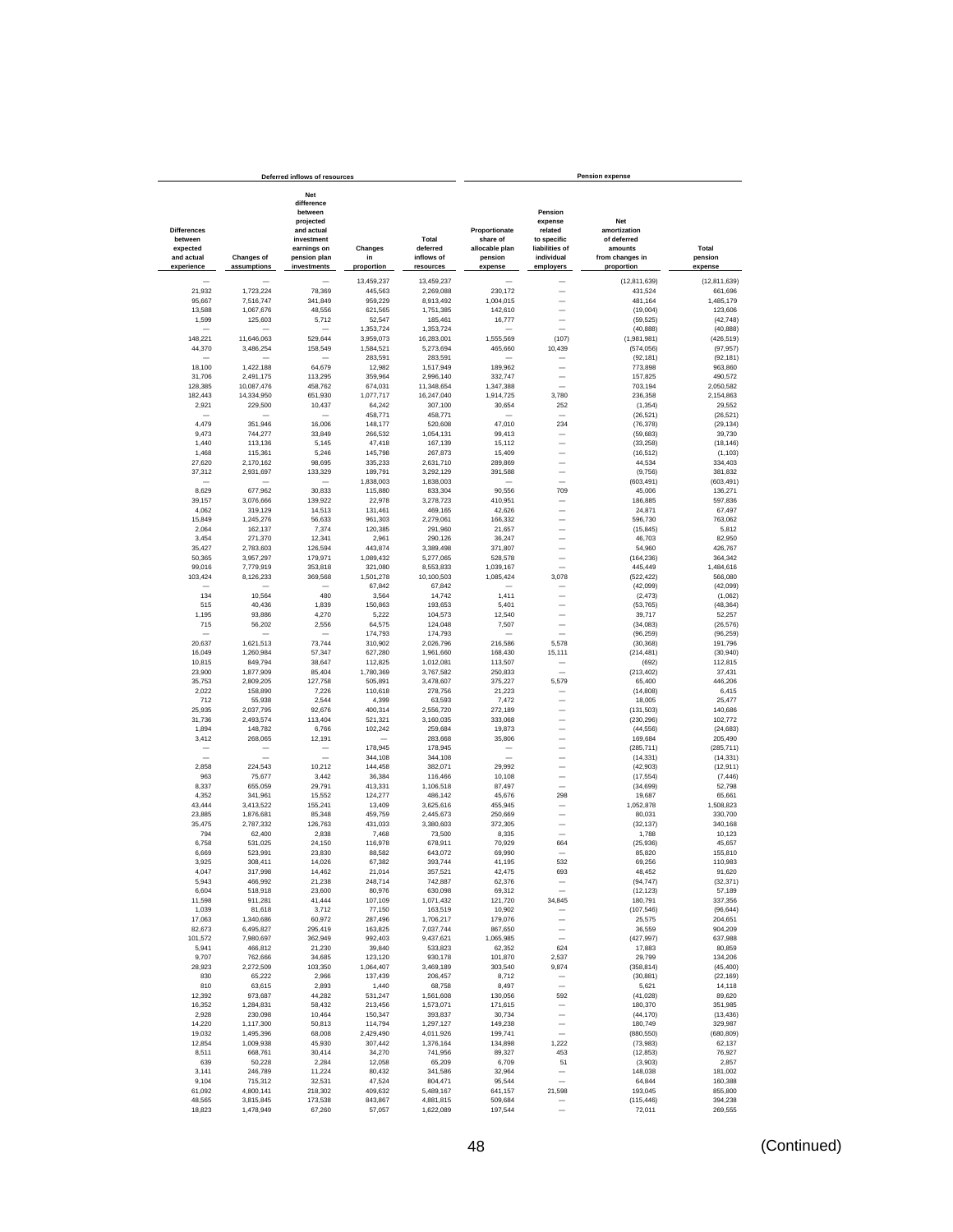| Deferred inflows of resources | | | | | Pension expense | | | |
|---|---|---|---|---|---|---|---|---|
| Differences between expected and actual experience | Changes of assumptions | Net difference between projected and actual investment earnings on pension plan investments | Changes in proportion | Total deferred inflows of resources | Proportionate share of allocable plan pension expense | Pension expense related to specific liabilities of individual employers | Net amortization of deferred amounts from changes in proportion | Total pension expense |
| — | — | — | 13,459,237 | 13,459,237 | — | — | (12,811,639) | (12,811,639) |
| 21,932 | 1,723,224 | 78,369 | 445,563 | 2,269,088 | 230,172 | — | 431,524 | 661,696 |
| 95,667 | 7,516,747 | 341,849 | 959,229 | 8,913,492 | 1,004,015 | — | 481,164 | 1,485,179 |
| 13,588 | 1,067,676 | 48,556 | 621,565 | 1,751,385 | 142,610 | — | (19,004) | 123,606 |
| 1,599 | 125,603 | 5,712 | 52,547 | 185,461 | 16,777 | — | (59,525) | (42,748) |
| — | — | — | 1,353,724 | 1,353,724 | — | — | (40,888) | (40,888) |
| 148,221 | 11,646,063 | 529,644 | 3,959,073 | 16,283,001 | 1,555,569 | (107) | (1,981,981) | (426,519) |
| 44,370 | 3,486,254 | 158,549 | 1,584,521 | 5,273,694 | 465,660 | 10,439 | (574,056) | (97,957) |
| — | — | — | 283,591 | 283,591 | — | — | (92,181) | (92,181) |
| 18,100 | 1,422,188 | 64,679 | 12,982 | 1,517,949 | 189,962 | — | 773,898 | 963,860 |
| 31,706 | 2,491,175 | 113,295 | 359,964 | 2,996,140 | 332,747 | — | 157,825 | 490,572 |
| 128,385 | 10,087,476 | 458,762 | 674,031 | 11,348,654 | 1,347,388 | — | 703,194 | 2,050,582 |
| 182,443 | 14,334,950 | 651,930 | 1,077,717 | 16,247,040 | 1,914,725 | 3,780 | 236,358 | 2,154,863 |
| 2,921 | 229,500 | 10,437 | 64,242 | 307,100 | 30,654 | 252 | (1,354) | 29,552 |
| — | — | — | 458,771 | 458,771 | — | — | (26,521) | (26,521) |
| 4,479 | 351,946 | 16,006 | 148,177 | 520,608 | 47,010 | 234 | (76,378) | (29,134) |
| 9,473 | 744,277 | 33,849 | 266,532 | 1,054,131 | 99,413 | — | (59,683) | 39,730 |
| 1,440 | 113,136 | 5,145 | 47,418 | 167,139 | 15,112 | — | (33,258) | (18,146) |
| 1,468 | 115,361 | 5,246 | 145,798 | 267,873 | 15,409 | — | (16,512) | (1,103) |
| 27,620 | 2,170,162 | 98,695 | 335,233 | 2,631,710 | 289,869 | — | 44,534 | 334,403 |
| 37,312 | 2,931,697 | 133,329 | 189,791 | 3,292,129 | 391,588 | — | (9,756) | 381,832 |
| — | — | — | 1,838,003 | 1,838,003 | — | — | (603,491) | (603,491) |
| 8,629 | 677,962 | 30,833 | 115,880 | 833,304 | 90,556 | 709 | 45,006 | 136,271 |
| 39,157 | 3,076,666 | 139,922 | 22,978 | 3,278,723 | 410,951 | — | 186,885 | 597,836 |
| 4,062 | 319,129 | 14,513 | 131,461 | 469,165 | 42,626 | — | 24,871 | 67,497 |
| 15,849 | 1,245,276 | 56,633 | 961,303 | 2,279,061 | 166,332 | — | 596,730 | 763,062 |
| 2,064 | 162,137 | 7,374 | 120,385 | 291,960 | 21,657 | — | (15,845) | 5,812 |
| 3,454 | 271,370 | 12,341 | 2,961 | 290,126 | 36,247 | — | 46,703 | 82,950 |
| 35,427 | 2,783,603 | 126,594 | 443,874 | 3,389,498 | 371,807 | — | 54,960 | 426,767 |
| 50,365 | 3,957,297 | 179,971 | 1,089,432 | 5,277,065 | 528,578 | — | (164,236) | 364,342 |
| 99,016 | 7,779,919 | 353,818 | 321,080 | 8,553,833 | 1,039,167 | — | 445,449 | 1,484,616 |
| 103,424 | 8,126,233 | 369,568 | 1,501,278 | 10,100,503 | 1,085,424 | 3,078 | (522,422) | 566,080 |
| — | — | — | 67,842 | 67,842 | — | — | (42,099) | (42,099) |
| 134 | 10,564 | 480 | 3,564 | 14,742 | 1,411 | — | (2,473) | (1,062) |
| 515 | 40,436 | 1,839 | 150,863 | 193,653 | 5,401 | — | (53,765) | (48,364) |
| 1,195 | 93,886 | 4,270 | 5,222 | 104,573 | 12,540 | — | 39,717 | 52,257 |
| 715 | 56,202 | 2,556 | 64,575 | 124,048 | 7,507 | — | (34,083) | (26,576) |
| — | — | — | 174,793 | 174,793 | — | — | (96,259) | (96,259) |
| 20,637 | 1,621,513 | 73,744 | 310,902 | 2,026,796 | 216,586 | 5,578 | (30,368) | 191,796 |
| 16,049 | 1,260,984 | 57,347 | 627,280 | 1,961,660 | 168,430 | 15,111 | (214,481) | (30,940) |
| 10,815 | 849,794 | 38,647 | 112,825 | 1,012,081 | 113,507 | — | (692) | 112,815 |
| 23,900 | 1,877,909 | 85,404 | 1,780,369 | 3,767,582 | 250,833 | — | (213,402) | 37,431 |
| 35,753 | 2,809,205 | 127,758 | 505,891 | 3,478,607 | 375,227 | 5,579 | 65,400 | 446,206 |
| 2,022 | 158,890 | 7,226 | 110,618 | 278,756 | 21,223 | — | (14,808) | 6,415 |
| 712 | 55,938 | 2,544 | 4,399 | 63,593 | 7,472 | — | 18,005 | 25,477 |
| 25,935 | 2,037,795 | 92,676 | 400,314 | 2,556,720 | 272,189 | — | (131,503) | 140,686 |
| 31,736 | 2,493,574 | 113,404 | 521,321 | 3,160,035 | 333,068 | — | (230,296) | 102,772 |
| 1,894 | 148,782 | 6,766 | 102,242 | 259,684 | 19,873 | — | (44,556) | (24,683) |
| 3,412 | 268,065 | 12,191 | — | 283,668 | 35,806 | — | 169,684 | 205,490 |
| — | — | — | 178,945 | 178,945 | — | — | (285,711) | (285,711) |
| — | — | — | 344,108 | 344,108 | — | — | (14,331) | (14,331) |
| 2,858 | 224,543 | 10,212 | 144,458 | 382,071 | 29,992 | — | (42,903) | (12,911) |
| 963 | 75,677 | 3,442 | 36,384 | 116,466 | 10,108 | — | (17,554) | (7,446) |
| 8,337 | 655,059 | 29,791 | 413,331 | 1,106,518 | 87,497 | — | (34,699) | 52,798 |
| 4,352 | 341,961 | 15,552 | 124,277 | 486,142 | 45,676 | 298 | 19,687 | 65,661 |
| 43,444 | 3,413,522 | 155,241 | 13,409 | 3,625,616 | 455,945 | — | 1,052,878 | 1,508,823 |
| 23,885 | 1,876,681 | 85,348 | 459,759 | 2,445,673 | 250,669 | — | 80,031 | 330,700 |
| 35,475 | 2,787,332 | 126,763 | 431,033 | 3,380,603 | 372,305 | — | (32,137) | 340,168 |
| 794 | 62,400 | 2,838 | 7,468 | 73,500 | 8,335 | — | 1,788 | 10,123 |
| 6,758 | 531,025 | 24,150 | 116,978 | 678,911 | 70,929 | 664 | (25,936) | 45,657 |
| 6,669 | 523,991 | 23,830 | 88,582 | 643,072 | 69,990 | — | 85,820 | 155,810 |
| 3,925 | 308,411 | 14,026 | 67,382 | 393,744 | 41,195 | 532 | 69,256 | 110,983 |
| 4,047 | 317,998 | 14,462 | 21,014 | 357,521 | 42,475 | 693 | 48,452 | 91,620 |
| 5,943 | 466,992 | 21,238 | 248,714 | 742,887 | 62,376 | — | (94,747) | (32,371) |
| 6,604 | 518,918 | 23,600 | 80,976 | 630,098 | 69,312 | — | (12,123) | 57,189 |
| 11,598 | 911,281 | 41,444 | 107,109 | 1,071,432 | 121,720 | 34,845 | 180,791 | 337,356 |
| 1,039 | 81,618 | 3,712 | 77,150 | 163,519 | 10,902 | — | (107,546) | (96,644) |
| 17,063 | 1,340,686 | 60,972 | 287,496 | 1,706,217 | 179,076 | — | 25,575 | 204,651 |
| 82,673 | 6,495,827 | 295,419 | 163,825 | 7,037,744 | 867,650 | — | 36,559 | 904,209 |
| 101,572 | 7,980,697 | 362,949 | 992,403 | 9,437,621 | 1,065,985 | — | (427,997) | 637,988 |
| 5,941 | 466,812 | 21,230 | 39,840 | 533,823 | 62,352 | 624 | 17,883 | 80,859 |
| 9,707 | 762,666 | 34,685 | 123,120 | 930,178 | 101,870 | 2,537 | 29,799 | 134,206 |
| 28,923 | 2,272,509 | 103,350 | 1,064,407 | 3,469,189 | 303,540 | 9,874 | (358,814) | (45,400) |
| 830 | 65,222 | 2,966 | 137,439 | 206,457 | 8,712 | — | (30,881) | (22,169) |
| 810 | 63,615 | 2,893 | 1,440 | 68,758 | 8,497 | — | 5,621 | 14,118 |
| 12,392 | 973,687 | 44,282 | 531,247 | 1,561,608 | 130,056 | 592 | (41,028) | 89,620 |
| 16,352 | 1,284,831 | 58,432 | 213,456 | 1,573,071 | 171,615 | — | 180,370 | 351,985 |
| 2,928 | 230,098 | 10,464 | 150,347 | 393,837 | 30,734 | — | (44,170) | (13,436) |
| 14,220 | 1,117,300 | 50,813 | 114,794 | 1,297,127 | 149,238 | — | 180,749 | 329,987 |
| 19,032 | 1,495,396 | 68,008 | 2,429,490 | 4,011,926 | 199,741 | — | (880,550) | (680,809) |
| 12,854 | 1,009,938 | 45,930 | 307,442 | 1,376,164 | 134,898 | 1,222 | (73,983) | 62,137 |
| 8,511 | 668,761 | 30,414 | 34,270 | 741,956 | 89,327 | 453 | (12,853) | 76,927 |
| 639 | 50,228 | 2,284 | 12,058 | 65,209 | 6,709 | 51 | (3,903) | 2,857 |
| 3,141 | 246,789 | 11,224 | 80,432 | 341,586 | 32,964 | — | 148,038 | 181,002 |
| 9,104 | 715,312 | 32,531 | 47,524 | 804,471 | 95,544 | — | 64,844 | 160,388 |
| 61,092 | 4,800,141 | 218,302 | 409,632 | 5,489,167 | 641,157 | 21,598 | 193,045 | 855,800 |
| 48,565 | 3,815,845 | 173,538 | 843,867 | 4,881,815 | 509,684 | — | (115,446) | 394,238 |
| 18,823 | 1,478,949 | 67,260 | 57,057 | 1,622,089 | 197,544 | — | 72,011 | 269,555 |

(Continued)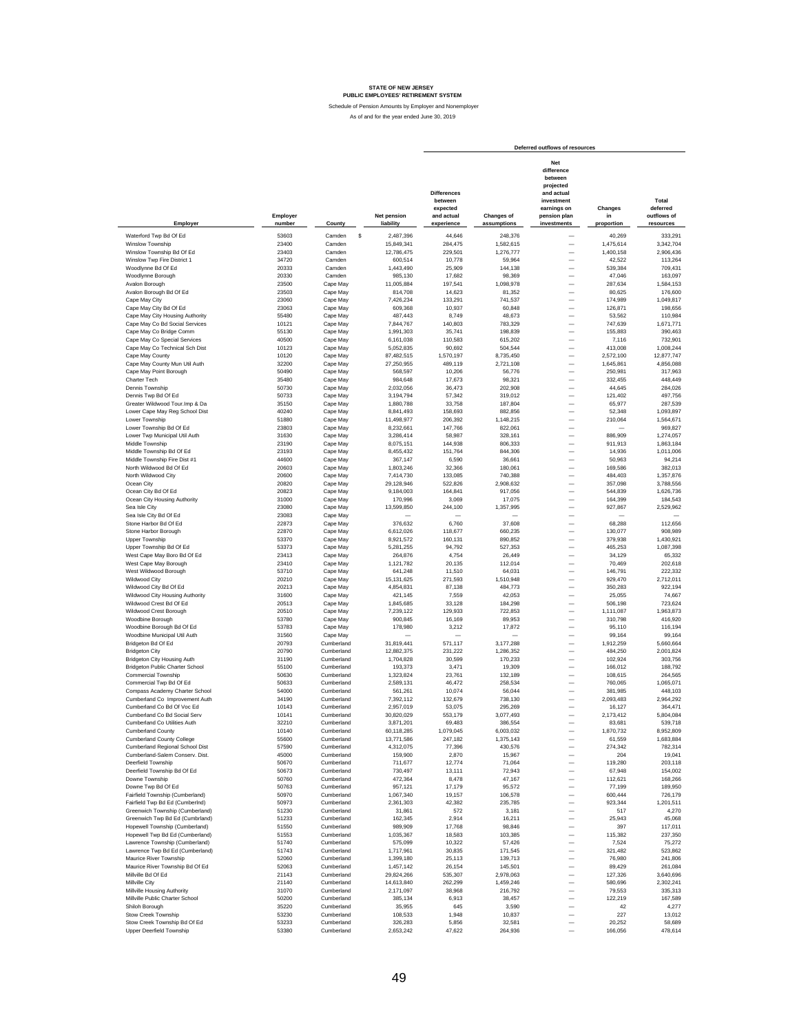# STATE OF NEW JERSEY
## PUBLIC EMPLOYEES' RETIREMENT SYSTEM

Schedule of Pension Amounts by Employer and Nonemployer

As of and for the year ended June 30, 2019

| Employer | Employer number | County | Net pension liability | Deferred outflows of resources: Differences between expected and actual experience | Changes of assumptions | Net difference between projected and actual investment earnings on pension plan investments | Changes in proportion | Total deferred outflows of resources |
|---|---|---|---|---|---|---|---|---|
| Waterford Twp Bd Of Ed | 53603 | Camden | $ 2,487,396 | 44,646 | 248,376 | — | 40,269 | 333,291 |
| Winslow Township | 23400 | Camden | 15,849,341 | 284,475 | 1,582,615 | — | 1,475,614 | 3,342,704 |
| Winslow Township Bd Of Ed | 23403 | Camden | 12,786,475 | 229,501 | 1,276,777 | — | 1,400,158 | 2,906,436 |
| Winslow Twp Fire District 1 | 34720 | Camden | 600,514 | 10,778 | 59,964 | — | 42,522 | 113,264 |
| Woodlynne Bd Of Ed | 20333 | Camden | 1,443,490 | 25,909 | 144,138 | — | 539,384 | 709,431 |
| Woodlynne Borough | 20330 | Camden | 985,130 | 17,682 | 98,369 | — | 47,046 | 163,097 |
| Avalon Borough | 23500 | Cape May | 11,005,884 | 197,541 | 1,098,978 | — | 287,634 | 1,584,153 |
| Avalon Borough Bd Of Ed | 23503 | Cape May | 814,708 | 14,623 | 81,352 | — | 80,625 | 176,600 |
| Cape May City | 23060 | Cape May | 7,426,234 | 133,291 | 741,537 | — | 174,989 | 1,049,817 |
| Cape May City Bd Of Ed | 23063 | Cape May | 609,368 | 10,937 | 60,848 | — | 126,871 | 198,656 |
| Cape May City Housing Authority | 55480 | Cape May | 487,443 | 8,749 | 48,673 | — | 53,562 | 110,984 |
| Cape May Co Bd Social Services | 10121 | Cape May | 7,844,767 | 140,803 | 783,329 | — | 747,639 | 1,671,771 |
| Cape May Co Bridge Comm | 55130 | Cape May | 1,991,303 | 35,741 | 198,839 | — | 155,883 | 390,463 |
| Cape May Co Special Services | 40500 | Cape May | 6,161,038 | 110,583 | 615,202 | — | 7,116 | 732,901 |
| Cape May Co Technical Sch Dist | 10123 | Cape May | 5,052,835 | 90,692 | 504,544 | — | 413,008 | 1,008,244 |
| Cape May County | 10120 | Cape May | 87,482,515 | 1,570,197 | 8,735,450 | — | 2,572,100 | 12,877,747 |
| Cape May County Mun Util Auth | 32200 | Cape May | 27,250,955 | 489,119 | 2,721,108 | — | 1,645,861 | 4,856,088 |
| Cape May Point Borough | 50490 | Cape May | 568,597 | 10,206 | 56,776 | — | 250,981 | 317,963 |
| Charter Tech | 35480 | Cape May | 984,648 | 17,673 | 98,321 | — | 332,455 | 448,449 |
| Dennis Township | 50730 | Cape May | 2,032,056 | 36,473 | 202,908 | — | 44,645 | 284,026 |
| Dennis Twp Bd Of Ed | 50733 | Cape May | 3,194,794 | 57,342 | 319,012 | — | 121,402 | 497,756 |
| Greater Wildwood Tour.Imp & Da | 35150 | Cape May | 1,880,788 | 33,758 | 187,804 | — | 65,977 | 287,539 |
| Lower Cape May Reg School Dist | 40240 | Cape May | 8,841,493 | 158,693 | 882,856 | — | 52,348 | 1,093,897 |
| Lower Township | 51880 | Cape May | 11,498,977 | 206,392 | 1,148,215 | — | 210,064 | 1,564,671 |
| Lower Township Bd Of Ed | 23803 | Cape May | 8,232,661 | 147,766 | 822,061 | — | — | 969,827 |
| Lower Twp Municipal Util Auth | 31630 | Cape May | 3,286,414 | 58,987 | 328,161 | — | 886,909 | 1,274,057 |
| Middle Township | 23190 | Cape May | 8,075,151 | 144,938 | 806,333 | — | 911,913 | 1,863,184 |
| Middle Township Bd Of Ed | 23193 | Cape May | 8,455,432 | 151,764 | 844,306 | — | 14,936 | 1,011,006 |
| Middle Township Fire Dist #1 | 44600 | Cape May | 367,147 | 6,590 | 36,661 | — | 50,963 | 94,214 |
| North Wildwood Bd Of Ed | 20603 | Cape May | 1,803,246 | 32,366 | 180,061 | — | 169,586 | 382,013 |
| North Wildwood City | 20600 | Cape May | 7,414,730 | 133,085 | 740,388 | — | 484,403 | 1,357,876 |
| Ocean City | 20820 | Cape May | 29,128,946 | 522,826 | 2,908,632 | — | 357,098 | 3,788,556 |
| Ocean City Bd Of Ed | 20823 | Cape May | 9,184,003 | 164,841 | 917,056 | — | 544,839 | 1,626,736 |
| Ocean City Housing Authority | 31000 | Cape May | 170,996 | 3,069 | 17,075 | — | 164,399 | 184,543 |
| Sea Isle City | 23080 | Cape May | 13,599,850 | 244,100 | 1,357,995 | — | 927,867 | 2,529,962 |
| Sea Isle City Bd Of Ed | 23083 | Cape May | — | — | — | — | — | — |
| Stone Harbor Bd Of Ed | 22873 | Cape May | 376,632 | 6,760 | 37,608 | — | 68,288 | 112,656 |
| Stone Harbor Borough | 22870 | Cape May | 6,612,026 | 118,677 | 660,235 | — | 130,077 | 908,989 |
| Upper Township | 53370 | Cape May | 8,921,572 | 160,131 | 890,852 | — | 379,938 | 1,430,921 |
| Upper Township Bd Of Ed | 53373 | Cape May | 5,281,255 | 94,792 | 527,353 | — | 465,253 | 1,087,398 |
| West Cape May Boro Bd Of Ed | 23413 | Cape May | 264,876 | 4,754 | 26,449 | — | 34,129 | 65,332 |
| West Cape May Borough | 23410 | Cape May | 1,121,782 | 20,135 | 112,014 | — | 70,469 | 202,618 |
| West Wildwood Borough | 53710 | Cape May | 641,248 | 11,510 | 64,031 | — | 146,791 | 222,332 |
| Wildwood City | 20210 | Cape May | 15,131,625 | 271,593 | 1,510,948 | — | 929,470 | 2,712,011 |
| Wildwood City Bd Of Ed | 20213 | Cape May | 4,854,831 | 87,138 | 484,773 | — | 350,283 | 922,194 |
| Wildwood City Housing Authority | 31600 | Cape May | 421,145 | 7,559 | 42,053 | — | 25,055 | 74,667 |
| Wildwood Crest Bd Of Ed | 20513 | Cape May | 1,845,685 | 33,128 | 184,298 | — | 506,198 | 723,624 |
| Wildwood Crest Borough | 20510 | Cape May | 7,239,122 | 129,933 | 722,853 | — | 1,111,087 | 1,963,873 |
| Woodbine Borough | 53780 | Cape May | 900,845 | 16,169 | 89,953 | — | 310,798 | 416,920 |
| Woodbine Borough Bd Of Ed | 53783 | Cape May | 178,980 | 3,212 | 17,872 | — | 95,110 | 116,194 |
| Woodbine Municipal Util Auth | 31560 | Cape May | — | — | — | — | 99,164 | 99,164 |
| Bridgeton Bd Of Ed | 20793 | Cumberland | 31,819,441 | 571,117 | 3,177,288 | — | 1,912,259 | 5,660,664 |
| Bridgeton City | 20790 | Cumberland | 12,882,375 | 231,222 | 1,286,352 | — | 484,250 | 2,001,824 |
| Bridgeton City Housing Auth | 31190 | Cumberland | 1,704,828 | 30,599 | 170,233 | — | 102,924 | 303,756 |
| Bridgeton Public Charter School | 55100 | Cumberland | 193,373 | 3,471 | 19,309 | — | 166,012 | 188,792 |
| Commercial Township | 50630 | Cumberland | 1,323,824 | 23,761 | 132,189 | — | 108,615 | 264,565 |
| Commercial Twp Bd Of Ed | 50633 | Cumberland | 2,589,131 | 46,472 | 258,534 | — | 760,065 | 1,065,071 |
| Compass Academy Charter School | 54000 | Cumberland | 561,261 | 10,074 | 56,044 | — | 381,985 | 448,103 |
| Cumberland Co Improvement Auth | 34190 | Cumberland | 7,392,112 | 132,679 | 738,130 | — | 2,093,483 | 2,964,292 |
| Cumberland Co Bd Of Voc Ed | 10143 | Cumberland | 2,957,019 | 53,075 | 295,269 | — | 16,127 | 364,471 |
| Cumberland Co Bd Social Serv | 10141 | Cumberland | 30,820,029 | 553,179 | 3,077,493 | — | 2,173,412 | 5,804,084 |
| Cumberland Co Utilities Auth | 32210 | Cumberland | 3,871,201 | 69,483 | 386,554 | — | 83,681 | 539,718 |
| Cumberland County | 10140 | Cumberland | 60,118,285 | 1,079,045 | 6,003,032 | — | 1,870,732 | 8,952,809 |
| Cumberland County College | 55600 | Cumberland | 13,771,586 | 247,182 | 1,375,143 | — | 61,559 | 1,683,884 |
| Cumberland Regional School Dist | 57590 | Cumberland | 4,312,075 | 77,396 | 430,576 | — | 274,342 | 782,314 |
| Cumberland-Salem Conserv. Dist. | 45000 | Cumberland | 159,900 | 2,870 | 15,967 | — | 204 | 19,041 |
| Deerfield Township | 50670 | Cumberland | 711,677 | 12,774 | 71,064 | — | 119,280 | 203,118 |
| Deerfield Township Bd Of Ed | 50673 | Cumberland | 730,497 | 13,111 | 72,943 | — | 67,948 | 154,002 |
| Downe Township | 50760 | Cumberland | 472,364 | 8,478 | 47,167 | — | 112,621 | 168,266 |
| Downe Twp Bd Of Ed | 50763 | Cumberland | 957,121 | 17,179 | 95,572 | — | 77,199 | 189,950 |
| Fairfield Township (Cumberland) | 50970 | Cumberland | 1,067,340 | 19,157 | 106,578 | — | 600,444 | 726,179 |
| Fairfield Twp Bd Ed (Cumberlnd) | 50973 | Cumberland | 2,361,303 | 42,382 | 235,785 | — | 923,344 | 1,201,511 |
| Greenwich Township (Cumberland) | 51230 | Cumberland | 31,861 | 572 | 3,181 | — | 517 | 4,270 |
| Greenwich Twp Bd Ed (Cumbrland) | 51233 | Cumberland | 162,345 | 2,914 | 16,211 | — | 25,943 | 45,068 |
| Hopewell Township (Cumberland) | 51550 | Cumberland | 989,909 | 17,768 | 98,846 | — | 397 | 117,011 |
| Hopewell Twp Bd Ed (Cumberland) | 51553 | Cumberland | 1,035,367 | 18,583 | 103,385 | — | 115,382 | 237,350 |
| Lawrence Township (Cumberland) | 51740 | Cumberland | 575,099 | 10,322 | 57,426 | — | 7,524 | 75,272 |
| Lawrence Twp Bd Ed (Cumberland) | 51743 | Cumberland | 1,717,961 | 30,835 | 171,545 | — | 321,482 | 523,862 |
| Maurice River Township | 52060 | Cumberland | 1,399,180 | 25,113 | 139,713 | — | 76,980 | 241,806 |
| Maurice River Township Bd Of Ed | 52063 | Cumberland | 1,457,142 | 26,154 | 145,501 | — | 89,429 | 261,084 |
| Millville Bd Of Ed | 21143 | Cumberland | 29,824,266 | 535,307 | 2,978,063 | — | 127,326 | 3,640,696 |
| Millville City | 21140 | Cumberland | 14,613,840 | 262,299 | 1,459,246 | — | 580,696 | 2,302,241 |
| Millville Housing Authority | 31070 | Cumberland | 2,171,097 | 38,968 | 216,792 | — | 79,553 | 335,313 |
| Millville Public Charter School | 50200 | Cumberland | 385,134 | 6,913 | 38,457 | — | 122,219 | 167,589 |
| Shiloh Borough | 35220 | Cumberland | 35,955 | 645 | 3,590 | — | 42 | 4,277 |
| Stow Creek Township | 53230 | Cumberland | 108,533 | 1,948 | 10,837 | — | 227 | 13,012 |
| Stow Creek Township Bd Of Ed | 53233 | Cumberland | 326,283 | 5,856 | 32,581 | — | 20,252 | 58,689 |
| Upper Deerfield Township | 53380 | Cumberland | 2,653,242 | 47,622 | 264,936 | — | 166,056 | 478,614 |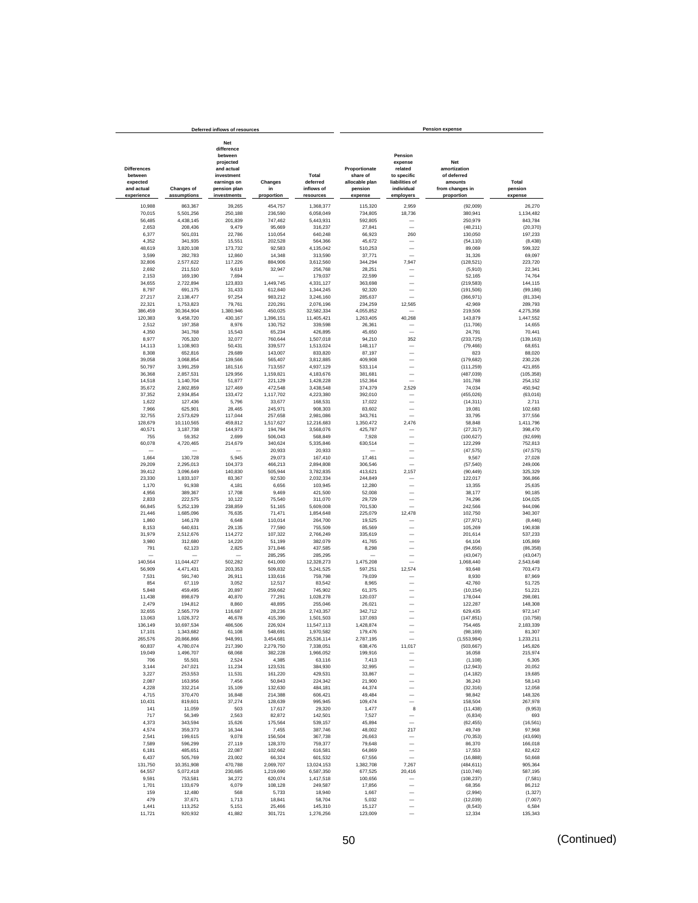| Deferred inflows of resources | | | | | Pension expense | | | |
|---|---|---|---|---|---|---|---|---|
| Differences between expected and actual experience | Changes of assumptions | Net difference between projected and actual investment earnings on pension plan investments | Changes in proportion | Total deferred inflows of resources | Proportionate share of allocable plan pension expense | Pension expense related to specific liabilities of individual employers | Net amortization of deferred amounts from changes in proportion | Total pension expense |
| 10,988 | 863,367 | 39,265 | 454,757 | 1,368,377 | 115,320 | 2,959 | (92,009) | 26,270 |
| 70,015 | 5,501,256 | 250,188 | 236,590 | 6,058,049 | 734,805 | 18,736 | 380,941 | 1,134,482 |
| 56,485 | 4,438,145 | 201,839 | 747,462 | 5,443,931 | 592,805 | — | 250,979 | 843,784 |
| 2,653 | 208,436 | 9,479 | 95,669 | 316,237 | 27,841 | — | (48,211) | (20,370) |
| 6,377 | 501,031 | 22,786 | 110,054 | 640,248 | 66,923 | 260 | 130,050 | 197,233 |
| 4,352 | 341,935 | 15,551 | 202,528 | 564,366 | 45,672 | — | (54,110) | (8,438) |
| 48,619 | 3,820,108 | 173,732 | 92,583 | 4,135,042 | 510,253 | — | 89,069 | 599,322 |
| 3,599 | 282,783 | 12,860 | 14,348 | 313,590 | 37,771 | — | 31,326 | 69,097 |
| 32,806 | 2,577,622 | 117,226 | 884,906 | 3,612,560 | 344,294 | 7,947 | (128,521) | 223,720 |
| 2,692 | 211,510 | 9,619 | 32,947 | 256,768 | 28,251 | — | (5,910) | 22,341 |
| 2,153 | 169,190 | 7,694 | — | 179,037 | 22,599 | — | 52,165 | 74,764 |
| 34,655 | 2,722,894 | 123,833 | 1,449,745 | 4,331,127 | 363,698 | — | (219,583) | 144,115 |
| 8,797 | 691,175 | 31,433 | 612,840 | 1,344,245 | 92,320 | — | (191,506) | (99,186) |
| 27,217 | 2,138,477 | 97,254 | 983,212 | 3,246,160 | 285,637 | — | (366,971) | (81,334) |
| 22,321 | 1,753,823 | 79,761 | 220,291 | 2,076,196 | 234,259 | 12,565 | 42,969 | 289,793 |
| 386,459 | 30,364,904 | 1,380,946 | 450,025 | 32,582,334 | 4,055,852 | — | 219,506 | 4,275,358 |
| 120,383 | 9,458,720 | 430,167 | 1,396,151 | 11,405,421 | 1,263,405 | 40,268 | 143,879 | 1,447,552 |
| 2,512 | 197,358 | 8,976 | 130,752 | 339,598 | 26,361 | — | (11,706) | 14,655 |
| 4,350 | 341,768 | 15,543 | 65,234 | 426,895 | 45,650 | — | 24,791 | 70,441 |
| 8,977 | 705,320 | 32,077 | 760,644 | 1,507,018 | 94,210 | 352 | (233,725) | (139,163) |
| 14,113 | 1,108,903 | 50,431 | 339,577 | 1,513,024 | 148,117 | — | (79,466) | 68,651 |
| 8,308 | 652,816 | 29,689 | 143,007 | 833,820 | 87,197 | — | 823 | 88,020 |
| 39,058 | 3,068,854 | 139,566 | 565,407 | 3,812,885 | 409,908 | — | (179,682) | 230,226 |
| 50,797 | 3,991,259 | 181,516 | 713,557 | 4,937,129 | 533,114 | — | (111,259) | 421,855 |
| 36,368 | 2,857,531 | 129,956 | 1,159,821 | 4,183,676 | 381,681 | — | (487,039) | (105,358) |
| 14,518 | 1,140,704 | 51,877 | 221,129 | 1,428,228 | 152,364 | — | 101,788 | 254,152 |
| 35,672 | 2,802,859 | 127,469 | 472,548 | 3,438,548 | 374,379 | 2,529 | 74,034 | 450,942 |
| 37,352 | 2,934,854 | 133,472 | 1,117,702 | 4,223,380 | 392,010 | — | (455,026) | (63,016) |
| 1,622 | 127,436 | 5,796 | 33,677 | 168,531 | 17,022 | — | (14,311) | 2,711 |
| 7,966 | 625,901 | 28,465 | 245,971 | 908,303 | 83,602 | — | 19,081 | 102,683 |
| 32,755 | 2,573,629 | 117,044 | 257,658 | 2,981,086 | 343,761 | — | 33,795 | 377,556 |
| 128,679 | 10,110,565 | 459,812 | 1,517,627 | 12,216,683 | 1,350,472 | 2,476 | 58,848 | 1,411,796 |
| 40,571 | 3,187,738 | 144,973 | 194,794 | 3,568,076 | 425,787 | — | (27,317) | 398,470 |
| 755 | 59,352 | 2,699 | 506,043 | 568,849 | 7,928 | — | (100,627) | (92,699) |
| 60,078 | 4,720,465 | 214,679 | 340,624 | 5,335,846 | 630,514 | — | 122,299 | 752,813 |
| — | — | — | 20,933 | 20,933 | — | — | (47,575) | (47,575) |
| 1,664 | 130,728 | 5,945 | 29,073 | 167,410 | 17,461 | — | 9,567 | 27,028 |
| 29,209 | 2,295,013 | 104,373 | 466,213 | 2,894,808 | 306,546 | — | (57,540) | 249,006 |
| 39,412 | 3,096,649 | 140,830 | 505,944 | 3,782,835 | 413,621 | 2,157 | (90,449) | 325,329 |
| 23,330 | 1,833,107 | 83,367 | 92,530 | 2,032,334 | 244,849 | — | 122,017 | 366,866 |
| 1,170 | 91,938 | 4,181 | 6,656 | 103,945 | 12,280 | — | 13,355 | 25,635 |
| 4,956 | 389,367 | 17,708 | 9,469 | 421,500 | 52,008 | — | 38,177 | 90,185 |
| 2,833 | 222,575 | 10,122 | 75,540 | 311,070 | 29,729 | — | 74,296 | 104,025 |
| 66,845 | 5,252,139 | 238,859 | 51,165 | 5,609,008 | 701,530 | — | 242,566 | 944,096 |
| 21,446 | 1,685,096 | 76,635 | 71,471 | 1,854,648 | 225,079 | 12,478 | 102,750 | 340,307 |
| 1,860 | 146,178 | 6,648 | 110,014 | 264,700 | 19,525 | — | (27,971) | (8,446) |
| 8,153 | 640,631 | 29,135 | 77,590 | 755,509 | 85,569 | — | 105,269 | 190,838 |
| 31,979 | 2,512,676 | 114,272 | 107,322 | 2,766,249 | 335,619 | — | 201,614 | 537,233 |
| 3,980 | 312,680 | 14,220 | 51,199 | 382,079 | 41,765 | — | 64,104 | 105,869 |
| 791 | 62,123 | 2,825 | 371,846 | 437,585 | 8,298 | — | (94,656) | (86,358) |
| — | — | — | 285,295 | 285,295 | — | — | (43,047) | (43,047) |
| 140,564 | 11,044,427 | 502,282 | 641,000 | 12,328,273 | 1,475,208 | — | 1,068,440 | 2,543,648 |
| 56,909 | 4,471,431 | 203,353 | 509,832 | 5,241,525 | 597,251 | 12,574 | 93,648 | 703,473 |
| 7,531 | 591,740 | 26,911 | 133,616 | 759,798 | 79,039 | — | 8,930 | 87,969 |
| 854 | 67,119 | 3,052 | 12,517 | 83,542 | 8,965 | — | 42,760 | 51,725 |
| 5,848 | 459,495 | 20,897 | 259,662 | 745,902 | 61,375 | — | (10,154) | 51,221 |
| 11,438 | 898,679 | 40,870 | 77,291 | 1,028,278 | 120,037 | — | 178,044 | 298,081 |
| 2,479 | 194,812 | 8,860 | 48,895 | 255,046 | 26,021 | — | 122,287 | 148,308 |
| 32,655 | 2,565,779 | 116,687 | 28,236 | 2,743,357 | 342,712 | — | 629,435 | 972,147 |
| 13,063 | 1,026,372 | 46,678 | 415,390 | 1,501,503 | 137,093 | — | (147,851) | (10,758) |
| 136,149 | 10,697,534 | 486,506 | 226,924 | 11,547,113 | 1,428,874 | — | 754,465 | 2,183,339 |
| 17,101 | 1,343,682 | 61,108 | 548,691 | 1,970,582 | 179,476 | — | (98,169) | 81,307 |
| 265,576 | 20,866,866 | 948,991 | 3,454,681 | 25,536,114 | 2,787,195 | — | (1,553,984) | 1,233,211 |
| 60,837 | 4,780,074 | 217,390 | 2,279,750 | 7,338,051 | 638,476 | 11,017 | (503,667) | 145,826 |
| 19,049 | 1,496,707 | 68,068 | 382,228 | 1,966,052 | 199,916 | — | 16,058 | 215,974 |
| 706 | 55,501 | 2,524 | 4,385 | 63,116 | 7,413 | — | (1,108) | 6,305 |
| 3,144 | 247,021 | 11,234 | 123,531 | 384,930 | 32,995 | — | (12,943) | 20,052 |
| 3,227 | 253,553 | 11,531 | 161,220 | 429,531 | 33,867 | — | (14,182) | 19,685 |
| 2,087 | 163,956 | 7,456 | 50,843 | 224,342 | 21,900 | — | 36,243 | 58,143 |
| 4,228 | 332,214 | 15,109 | 132,630 | 484,181 | 44,374 | — | (32,316) | 12,058 |
| 4,715 | 370,470 | 16,848 | 214,388 | 606,421 | 49,484 | — | 98,842 | 148,326 |
| 10,431 | 819,601 | 37,274 | 128,639 | 995,945 | 109,474 | — | 158,504 | 267,978 |
| 141 | 11,059 | 503 | 17,617 | 29,320 | 1,477 | 8 | (11,438) | (9,953) |
| 717 | 56,349 | 2,563 | 82,872 | 142,501 | 7,527 | — | (6,834) | 693 |
| 4,373 | 343,594 | 15,626 | 175,564 | 539,157 | 45,894 | — | (62,455) | (16,561) |
| 4,574 | 359,373 | 16,344 | 7,455 | 387,746 | 48,002 | 217 | 49,749 | 97,968 |
| 2,541 | 199,615 | 9,078 | 156,504 | 367,738 | 26,663 | — | (70,353) | (43,690) |
| 7,589 | 596,299 | 27,119 | 128,370 | 759,377 | 79,648 | — | 86,370 | 166,018 |
| 6,181 | 485,651 | 22,087 | 102,662 | 616,581 | 64,869 | — | 17,553 | 82,422 |
| 6,437 | 505,769 | 23,002 | 66,324 | 601,532 | 67,556 | — | (16,888) | 50,668 |
| 131,750 | 10,351,908 | 470,788 | 2,069,707 | 13,024,153 | 1,382,708 | 7,267 | (484,611) | 905,364 |
| 64,557 | 5,072,418 | 230,685 | 1,219,690 | 6,587,350 | 677,525 | 20,416 | (110,746) | 587,195 |
| 9,591 | 753,581 | 34,272 | 620,074 | 1,417,518 | 100,656 | — | (108,237) | (7,581) |
| 1,701 | 133,679 | 6,079 | 108,128 | 249,587 | 17,856 | — | 68,356 | 86,212 |
| 159 | 12,480 | 568 | 5,733 | 18,940 | 1,667 | — | (2,994) | (1,327) |
| 479 | 37,671 | 1,713 | 18,841 | 58,704 | 5,032 | — | (12,039) | (7,007) |
| 1,441 | 113,252 | 5,151 | 25,466 | 145,310 | 15,127 | — | (8,543) | 6,584 |
| 11,721 | 920,932 | 41,882 | 301,721 | 1,276,256 | 123,009 | — | 12,334 | 135,343 |

(Continued)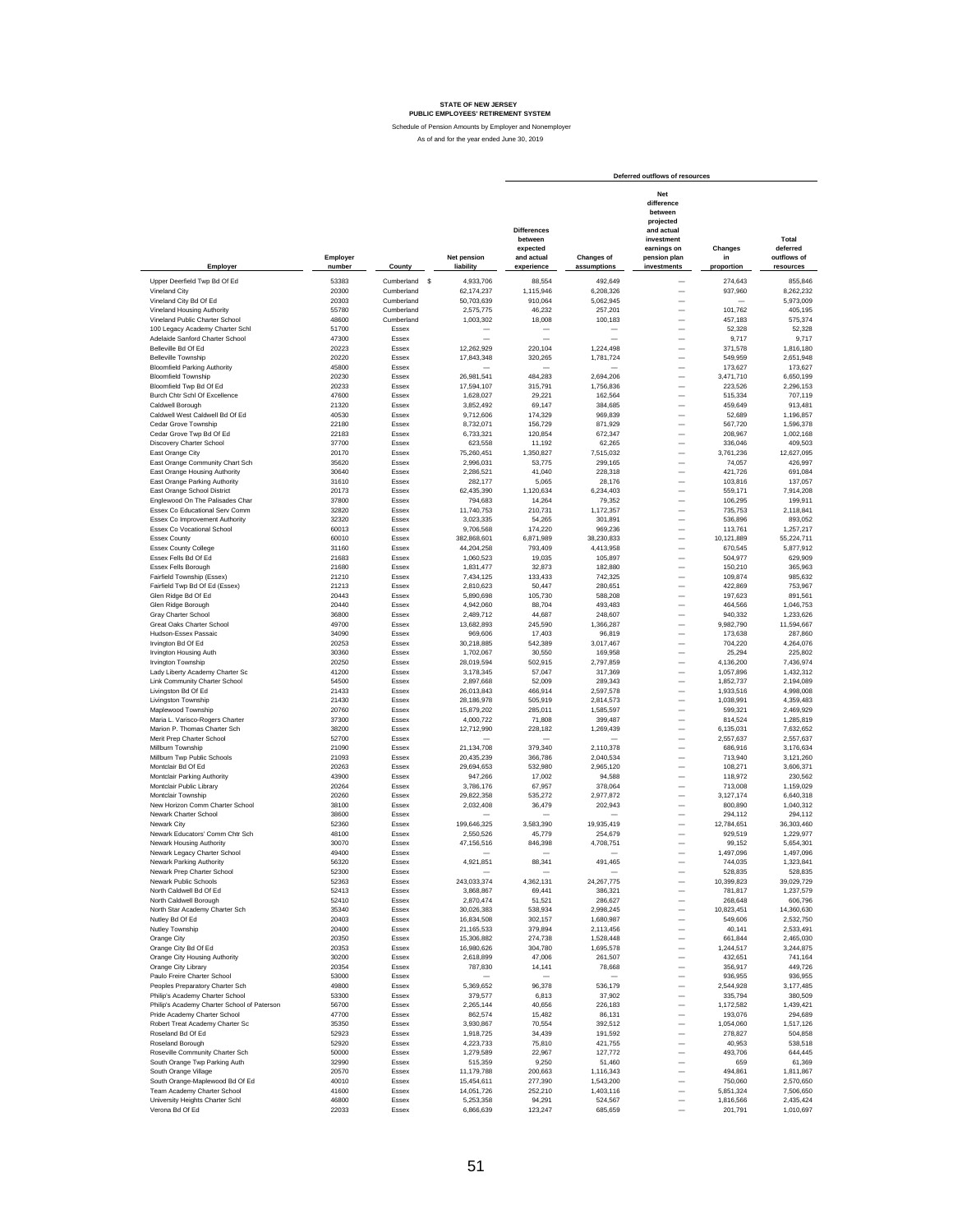**STATE OF NEW JERSEY**
**PUBLIC EMPLOYEES' RETIREMENT SYSTEM**

Schedule of Pension Amounts by Employer and Nonemployer

As of and for the year ended June 30, 2019

| | | | | Deferred outflows of resources | | | | |
|---|---|---|---|---|---|---|---|---|
| Employer | Employer number | County | Net pension liability | Differences between expected and actual experience | Changes of assumptions | Net difference between projected and actual investment earnings on pension plan investments | Changes in proportion | Total deferred outflows of resources |
| Upper Deerfield Twp Bd Of Ed | 53383 | Cumberland | $ 4,933,706 | 88,554 | 492,649 | — | 274,643 | 855,846 |
| Vineland City | 20300 | Cumberland | 62,174,237 | 1,115,946 | 6,208,326 | — | 937,960 | 8,262,232 |
| Vineland City Bd Of Ed | 20303 | Cumberland | 50,703,639 | 910,064 | 5,062,945 | — | — | 5,973,009 |
| Vineland Housing Authority | 55780 | Cumberland | 2,575,775 | 46,232 | 257,201 | — | 101,762 | 405,195 |
| Vineland Public Charter School | 48600 | Cumberland | 1,003,302 | 18,008 | 100,183 | — | 457,183 | 575,374 |
| 100 Legacy Academy Charter Schl | 51700 | Essex | — | — | — | — | 52,328 | 52,328 |
| Adelaide Sanford Charter School | 47300 | Essex | — | — | — | — | 9,717 | 9,717 |
| Belleville Bd Of Ed | 20223 | Essex | 12,262,929 | 220,104 | 1,224,498 | — | 371,578 | 1,816,180 |
| Belleville Township | 20220 | Essex | 17,843,348 | 320,265 | 1,781,724 | — | 549,959 | 2,651,948 |
| Bloomfield Parking Authority | 45800 | Essex | — | — | — | — | 173,627 | 173,627 |
| Bloomfield Township | 20230 | Essex | 26,981,541 | 484,283 | 2,694,206 | — | 3,471,710 | 6,650,199 |
| Bloomfield Twp Bd Of Ed | 20233 | Essex | 17,594,107 | 315,791 | 1,756,836 | — | 223,526 | 2,296,153 |
| Burch Chtr Schl Of Excellence | 47600 | Essex | 1,628,027 | 29,221 | 162,564 | — | 515,334 | 707,119 |
| Caldwell Borough | 21320 | Essex | 3,852,492 | 69,147 | 384,685 | — | 459,649 | 913,481 |
| Caldwell West Caldwell Bd Of Ed | 40530 | Essex | 9,712,606 | 174,329 | 969,839 | — | 52,689 | 1,196,857 |
| Cedar Grove Township | 22180 | Essex | 8,732,071 | 156,729 | 871,929 | — | 567,720 | 1,596,378 |
| Cedar Grove Twp Bd Of Ed | 22183 | Essex | 6,733,321 | 120,854 | 672,347 | — | 208,967 | 1,002,168 |
| Discovery Charter School | 37700 | Essex | 623,558 | 11,192 | 62,265 | — | 336,046 | 409,503 |
| East Orange City | 20170 | Essex | 75,260,451 | 1,350,827 | 7,515,032 | — | 3,761,236 | 12,627,095 |
| East Orange Community Chart Sch | 35620 | Essex | 2,996,031 | 53,775 | 299,165 | — | 74,057 | 426,997 |
| East Orange Housing Authority | 30640 | Essex | 2,286,521 | 41,040 | 228,318 | — | 421,726 | 691,084 |
| East Orange Parking Authority | 31610 | Essex | 282,177 | 5,065 | 28,176 | — | 103,816 | 137,057 |
| East Orange School District | 20173 | Essex | 62,435,390 | 1,120,634 | 6,234,403 | — | 559,171 | 7,914,208 |
| Englewood On The Palisades Char | 37800 | Essex | 794,683 | 14,264 | 79,352 | — | 106,295 | 199,911 |
| Essex Co Educational Serv Comm | 32820 | Essex | 11,740,753 | 210,731 | 1,172,357 | — | 735,753 | 2,118,841 |
| Essex Co Improvement Authority | 32320 | Essex | 3,023,335 | 54,265 | 301,891 | — | 536,896 | 893,052 |
| Essex Co Vocational School | 60013 | Essex | 9,706,568 | 174,220 | 969,236 | — | 113,761 | 1,257,217 |
| Essex County | 60010 | Essex | 382,868,601 | 6,871,989 | 38,230,833 | — | 10,121,889 | 55,224,711 |
| Essex County College | 31160 | Essex | 44,204,258 | 793,409 | 4,413,958 | — | 670,545 | 5,877,912 |
| Essex Fells Bd Of Ed | 21683 | Essex | 1,060,523 | 19,035 | 105,897 | — | 504,977 | 629,909 |
| Essex Fells Borough | 21680 | Essex | 1,831,477 | 32,873 | 182,880 | — | 150,210 | 365,963 |
| Fairfield Township (Essex) | 21210 | Essex | 7,434,125 | 133,433 | 742,325 | — | 109,874 | 985,632 |
| Fairfield Twp Bd Of Ed (Essex) | 21213 | Essex | 2,810,623 | 50,447 | 280,651 | — | 422,869 | 753,967 |
| Glen Ridge Bd Of Ed | 20443 | Essex | 5,890,698 | 105,730 | 588,208 | — | 197,623 | 891,561 |
| Glen Ridge Borough | 20440 | Essex | 4,942,060 | 88,704 | 493,483 | — | 464,566 | 1,046,753 |
| Gray Charter School | 36800 | Essex | 2,489,712 | 44,687 | 248,607 | — | 940,332 | 1,233,626 |
| Great Oaks Charter School | 49700 | Essex | 13,682,893 | 245,590 | 1,366,287 | — | 9,982,790 | 11,594,667 |
| Hudson-Essex Passaic | 34090 | Essex | 969,606 | 17,403 | 96,819 | — | 173,638 | 287,860 |
| Irvington Bd Of Ed | 20253 | Essex | 30,218,885 | 542,389 | 3,017,467 | — | 704,220 | 4,264,076 |
| Irvington Housing Auth | 30360 | Essex | 1,702,067 | 30,550 | 169,958 | — | 25,294 | 225,802 |
| Irvington Township | 20250 | Essex | 28,019,594 | 502,915 | 2,797,859 | — | 4,136,200 | 7,436,974 |
| Lady Liberty Academy Charter Sc | 41200 | Essex | 3,178,345 | 57,047 | 317,369 | — | 1,057,896 | 1,432,312 |
| Link Community Charter School | 54500 | Essex | 2,897,668 | 52,009 | 289,343 | — | 1,852,737 | 2,194,089 |
| Livingston Bd Of Ed | 21433 | Essex | 26,013,843 | 466,914 | 2,597,578 | — | 1,933,516 | 4,998,008 |
| Livingston Township | 21430 | Essex | 28,186,978 | 505,919 | 2,814,573 | — | 1,038,991 | 4,359,483 |
| Maplewood Township | 20760 | Essex | 15,879,202 | 285,011 | 1,585,597 | — | 599,321 | 2,469,929 |
| Maria L. Varisco-Rogers Charter | 37300 | Essex | 4,000,722 | 71,808 | 399,487 | — | 814,524 | 1,285,819 |
| Marion P. Thomas Charter Sch | 38200 | Essex | 12,712,990 | 228,182 | 1,269,439 | — | 6,135,031 | 7,632,652 |
| Merit Prep Charter School | 52700 | Essex | — | — | — | — | 2,557,637 | 2,557,637 |
| Millburn Township | 21090 | Essex | 21,134,708 | 379,340 | 2,110,378 | — | 686,916 | 3,176,634 |
| Millburn Twp Public Schools | 21093 | Essex | 20,435,239 | 366,786 | 2,040,534 | — | 713,940 | 3,121,260 |
| Montclair Bd Of Ed | 20263 | Essex | 29,694,653 | 532,980 | 2,965,120 | — | 108,271 | 3,606,371 |
| Montclair Parking Authority | 43900 | Essex | 947,266 | 17,002 | 94,588 | — | 118,972 | 230,562 |
| Montclair Public Library | 20264 | Essex | 3,786,176 | 67,957 | 378,064 | — | 713,008 | 1,159,029 |
| Montclair Township | 20260 | Essex | 29,822,358 | 535,272 | 2,977,872 | — | 3,127,174 | 6,640,318 |
| New Horizon Comm Charter School | 38100 | Essex | 2,032,408 | 36,479 | 202,943 | — | 800,890 | 1,040,312 |
| Newark Charter School | 38600 | Essex | — | — | — | — | 294,112 | 294,112 |
| Newark City | 52360 | Essex | 199,646,325 | 3,583,390 | 19,935,419 | — | 12,784,651 | 36,303,460 |
| Newark Educators' Comm Chtr Sch | 48100 | Essex | 2,550,526 | 45,779 | 254,679 | — | 929,519 | 1,229,977 |
| Newark Housing Authority | 30070 | Essex | 47,156,516 | 846,398 | 4,708,751 | — | 99,152 | 5,654,301 |
| Newark Legacy Charter School | 49400 | Essex | — | — | — | — | 1,497,096 | 1,497,096 |
| Newark Parking Authority | 56320 | Essex | 4,921,851 | 88,341 | 491,465 | — | 744,035 | 1,323,841 |
| Newark Prep Charter School | 52300 | Essex | — | — | — | — | 528,835 | 528,835 |
| Newark Public Schools | 52363 | Essex | 243,033,374 | 4,362,131 | 24,267,775 | — | 10,399,823 | 39,029,729 |
| North Caldwell Bd Of Ed | 52413 | Essex | 3,868,867 | 69,441 | 386,321 | — | 781,817 | 1,237,579 |
| North Caldwell Borough | 52410 | Essex | 2,870,474 | 51,521 | 286,627 | — | 268,648 | 606,796 |
| North Star Academy Charter Sch | 35340 | Essex | 30,026,383 | 538,934 | 2,998,245 | — | 10,823,451 | 14,360,630 |
| Nutley Bd Of Ed | 20403 | Essex | 16,834,508 | 302,157 | 1,680,987 | — | 549,606 | 2,532,750 |
| Nutley Township | 20400 | Essex | 21,165,533 | 379,894 | 2,113,456 | — | 40,141 | 2,533,491 |
| Orange City | 20350 | Essex | 15,306,882 | 274,738 | 1,528,448 | — | 661,844 | 2,465,030 |
| Orange City Bd Of Ed | 20353 | Essex | 16,980,626 | 304,780 | 1,695,578 | — | 1,244,517 | 3,244,875 |
| Orange City Housing Authority | 30200 | Essex | 2,618,899 | 47,006 | 261,507 | — | 432,651 | 741,164 |
| Orange City Library | 20354 | Essex | 787,830 | 14,141 | 78,668 | — | 356,917 | 449,726 |
| Paulo Freire Charter School | 53000 | Essex | — | — | — | — | 936,955 | 936,955 |
| Peoples Preparatory Charter Sch | 49800 | Essex | 5,369,652 | 96,378 | 536,179 | — | 2,544,928 | 3,177,485 |
| Philip's Academy Charter School | 53300 | Essex | 379,577 | 6,813 | 37,902 | — | 335,794 | 380,509 |
| Philip's Academy Charter School of Paterson | 56700 | Essex | 2,265,144 | 40,656 | 226,183 | — | 1,172,582 | 1,439,421 |
| Pride Academy Charter School | 47700 | Essex | 862,574 | 15,482 | 86,131 | — | 193,076 | 294,689 |
| Robert Treat Academy Charter Sc | 35350 | Essex | 3,930,867 | 70,554 | 392,512 | — | 1,054,060 | 1,517,126 |
| Roseland Bd Of Ed | 52923 | Essex | 1,918,725 | 34,439 | 191,592 | — | 278,827 | 504,858 |
| Roseland Borough | 52920 | Essex | 4,223,733 | 75,810 | 421,755 | — | 40,953 | 538,518 |
| Roseville Community Charter Sch | 50000 | Essex | 1,279,589 | 22,967 | 127,772 | — | 493,706 | 644,445 |
| South Orange Twp Parking Auth | 32990 | Essex | 515,359 | 9,250 | 51,460 | — | 659 | 61,369 |
| South Orange Village | 20570 | Essex | 11,179,788 | 200,663 | 1,116,343 | — | 494,861 | 1,811,867 |
| South Orange-Maplewood Bd Of Ed | 40010 | Essex | 15,454,611 | 277,390 | 1,543,200 | — | 750,060 | 2,570,650 |
| Team Academy Charter School | 41600 | Essex | 14,051,726 | 252,210 | 1,403,116 | — | 5,851,324 | 7,506,650 |
| University Heights Charter Schl | 46800 | Essex | 5,253,358 | 94,291 | 524,567 | — | 1,816,566 | 2,435,424 |
| Verona Bd Of Ed | 22033 | Essex | 6,866,639 | 123,247 | 685,659 | — | 201,791 | 1,010,697 |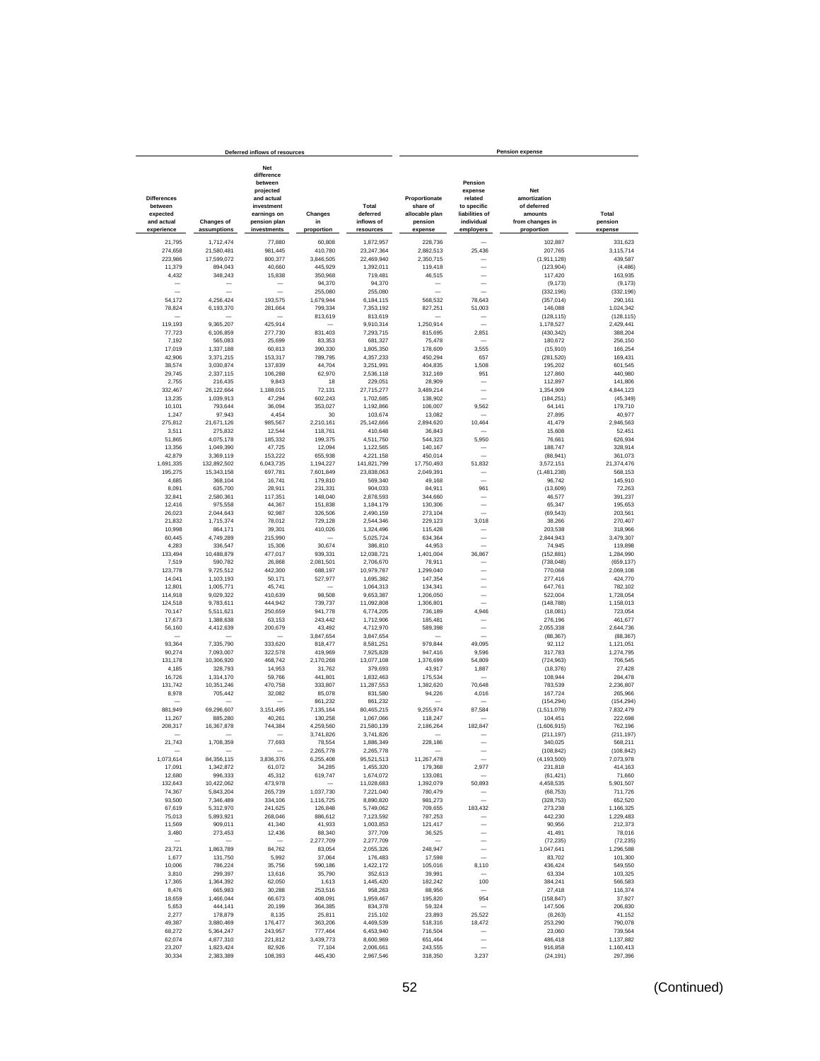| Deferred inflows of resources | | | | | Pension expense | | | |
|---|---|---|---|---|---|---|---|---|
| Differences between expected and actual experience | Changes of assumptions | Net difference between projected and actual investment earnings on pension plan investments | Changes in proportion | Total deferred inflows of resources | Proportionate share of allocable plan pension expense | Pension expense related to specific liabilities of individual employers | Net amortization of deferred amounts from changes in proportion | Total pension expense |
| 21,795 | 1,712,474 | 77,880 | 60,808 | 1,872,957 | 228,736 | — | 102,887 | 331,623 |
| 274,658 | 21,580,481 | 981,445 | 410,780 | 23,247,364 | 2,882,513 | 25,436 | 207,765 | 3,115,714 |
| 223,986 | 17,599,072 | 800,377 | 3,846,505 | 22,469,940 | 2,350,715 | — | (1,911,128) | 439,587 |
| 11,379 | 894,043 | 40,660 | 445,929 | 1,392,011 | 119,418 | — | (123,904) | (4,486) |
| 4,432 | 348,243 | 15,838 | 350,968 | 719,481 | 46,515 | — | 117,420 | 163,935 |
| — | — | — | 94,370 | 94,370 | — | — | (9,173) | (9,173) |
| — | — | — | 255,080 | 255,080 | — | — | (332,196) | (332,196) |
| 54,172 | 4,256,424 | 193,575 | 1,679,944 | 6,184,115 | 568,532 | 78,643 | (357,014) | 290,161 |
| 78,824 | 6,193,370 | 281,664 | 799,334 | 7,353,192 | 827,251 | 51,003 | 146,088 | 1,024,342 |
| — | — | — | 813,619 | 813,619 | — | — | (128,115) | (128,115) |
| 119,193 | 9,365,207 | 425,914 | — | 9,910,314 | 1,250,914 | — | 1,178,527 | 2,429,441 |
| 77,723 | 6,106,859 | 277,730 | 831,403 | 7,293,715 | 815,695 | 2,851 | (430,342) | 388,204 |
| 7,192 | 565,083 | 25,699 | 83,353 | 681,327 | 75,478 | — | 180,672 | 256,150 |
| 17,019 | 1,337,188 | 60,813 | 390,330 | 1,805,350 | 178,609 | 3,555 | (15,910) | 166,254 |
| 42,906 | 3,371,215 | 153,317 | 789,795 | 4,357,233 | 450,294 | 657 | (281,520) | 169,431 |
| 38,574 | 3,030,874 | 137,839 | 44,704 | 3,251,991 | 404,835 | 1,508 | 195,202 | 601,545 |
| 29,745 | 2,337,115 | 106,288 | 62,970 | 2,536,118 | 312,169 | 951 | 127,860 | 440,980 |
| 2,755 | 216,435 | 9,843 | 18 | 229,051 | 28,909 | — | 112,897 | 141,806 |
| 332,467 | 26,122,664 | 1,188,015 | 72,131 | 27,715,277 | 3,489,214 | — | 1,354,909 | 4,844,123 |
| 13,235 | 1,039,913 | 47,294 | 602,243 | 1,702,685 | 138,902 | — | (184,251) | (45,349) |
| 10,101 | 793,644 | 36,094 | 353,027 | 1,192,866 | 106,007 | 9,562 | 64,141 | 179,710 |
| 1,247 | 97,943 | 4,454 | 30 | 103,674 | 13,082 | — | 27,895 | 40,977 |
| 275,812 | 21,671,126 | 985,567 | 2,210,161 | 25,142,666 | 2,894,620 | 10,464 | 41,479 | 2,946,563 |
| 3,511 | 275,832 | 12,544 | 118,761 | 410,648 | 36,843 | — | 15,608 | 52,451 |
| 51,865 | 4,075,178 | 185,332 | 199,375 | 4,511,750 | 544,323 | 5,950 | 76,661 | 626,934 |
| 13,356 | 1,049,390 | 47,725 | 12,094 | 1,122,565 | 140,167 | — | 188,747 | 328,914 |
| 42,879 | 3,369,119 | 153,222 | 655,938 | 4,221,158 | 450,014 | — | (88,941) | 361,073 |
| 1,691,335 | 132,892,502 | 6,043,735 | 1,194,227 | 141,821,799 | 17,750,493 | 51,832 | 3,572,151 | 21,374,476 |
| 195,275 | 15,343,158 | 697,781 | 7,601,849 | 23,838,063 | 2,049,391 | — | (1,481,238) | 568,153 |
| 4,685 | 368,104 | 16,741 | 179,810 | 569,340 | 49,168 | — | 96,742 | 145,910 |
| 8,091 | 635,700 | 28,911 | 231,331 | 904,033 | 84,911 | 961 | (13,609) | 72,263 |
| 32,841 | 2,580,361 | 117,351 | 148,040 | 2,878,593 | 344,660 | — | 46,577 | 391,237 |
| 12,416 | 975,558 | 44,367 | 151,838 | 1,184,179 | 130,306 | — | 65,347 | 195,653 |
| 26,023 | 2,044,643 | 92,987 | 326,506 | 2,490,159 | 273,104 | — | (69,543) | 203,561 |
| 21,832 | 1,715,374 | 78,012 | 729,128 | 2,544,346 | 229,123 | 3,018 | 38,266 | 270,407 |
| 10,998 | 864,171 | 39,301 | 410,026 | 1,324,496 | 115,428 | — | 203,538 | 318,966 |
| 60,445 | 4,749,289 | 215,990 | — | 5,025,724 | 634,364 | — | 2,844,943 | 3,479,307 |
| 4,283 | 336,547 | 15,306 | 30,674 | 386,810 | 44,953 | — | 74,945 | 119,898 |
| 133,494 | 10,488,879 | 477,017 | 939,331 | 12,038,721 | 1,401,004 | 36,867 | (152,881) | 1,284,990 |
| 7,519 | 590,782 | 26,868 | 2,081,501 | 2,706,670 | 78,911 | — | (738,048) | (659,137) |
| 123,778 | 9,725,512 | 442,300 | 688,197 | 10,979,787 | 1,299,040 | — | 770,068 | 2,069,108 |
| 14,041 | 1,103,193 | 50,171 | 527,977 | 1,695,382 | 147,354 | — | 277,416 | 424,770 |
| 12,801 | 1,005,771 | 45,741 | — | 1,064,313 | 134,341 | — | 647,761 | 782,102 |
| 114,918 | 9,029,322 | 410,639 | 98,508 | 9,653,387 | 1,206,050 | — | 522,004 | 1,728,054 |
| 124,518 | 9,783,611 | 444,942 | 739,737 | 11,092,808 | 1,306,801 | — | (148,788) | 1,158,013 |
| 70,147 | 5,511,621 | 250,659 | 941,778 | 6,774,205 | 736,189 | 4,946 | (18,081) | 723,054 |
| 17,673 | 1,388,638 | 63,153 | 243,442 | 1,712,906 | 185,481 | — | 276,196 | 461,677 |
| 56,160 | 4,412,639 | 200,679 | 43,492 | 4,712,970 | 589,398 | — | 2,055,338 | 2,644,736 |
| — | — | — | 3,847,654 | 3,847,654 | — | — | (88,367) | (88,367) |
| 93,364 | 7,335,790 | 333,620 | 818,477 | 8,581,251 | 979,844 | 49,095 | 92,112 | 1,121,051 |
| 90,274 | 7,093,007 | 322,578 | 419,969 | 7,925,828 | 947,416 | 9,596 | 317,783 | 1,274,795 |
| 131,178 | 10,306,920 | 468,742 | 2,170,268 | 13,077,108 | 1,376,699 | 54,809 | (724,963) | 706,545 |
| 4,185 | 328,793 | 14,953 | 31,762 | 379,693 | 43,917 | 1,887 | (18,376) | 27,428 |
| 16,726 | 1,314,170 | 59,766 | 441,801 | 1,832,463 | 175,534 | — | 108,944 | 284,478 |
| 131,742 | 10,351,246 | 470,758 | 333,807 | 11,287,553 | 1,382,620 | 70,648 | 783,539 | 2,236,807 |
| 8,978 | 705,442 | 32,082 | 85,078 | 831,580 | 94,226 | 4,016 | 167,724 | 265,966 |
| — | — | — | 861,232 | 861,232 | — | — | (154,294) | (154,294) |
| 881,949 | 69,296,607 | 3,151,495 | 7,135,164 | 80,465,215 | 9,255,974 | 87,584 | (1,511,079) | 7,832,479 |
| 11,267 | 885,280 | 40,261 | 130,258 | 1,067,066 | 118,247 | — | 104,451 | 222,698 |
| 208,317 | 16,367,878 | 744,384 | 4,259,560 | 21,580,139 | 2,186,264 | 182,847 | (1,606,915) | 762,196 |
| — | — | — | 3,741,826 | 3,741,826 | — | — | (211,197) | (211,197) |
| 21,743 | 1,708,359 | 77,693 | 78,554 | 1,886,349 | 228,186 | — | 340,025 | 568,211 |
| — | — | — | 2,265,778 | 2,265,778 | — | — | (108,842) | (108,842) |
| 1,073,614 | 84,356,115 | 3,836,376 | 6,255,408 | 95,521,513 | 11,267,478 | — | (4,193,500) | 7,073,978 |
| 17,091 | 1,342,872 | 61,072 | 34,285 | 1,455,320 | 179,368 | 2,977 | 231,818 | 414,163 |
| 12,680 | 996,333 | 45,312 | 619,747 | 1,674,072 | 133,081 | — | (61,421) | 71,660 |
| 132,643 | 10,422,062 | 473,978 | — | 11,028,683 | 1,392,079 | 50,893 | 4,458,535 | 5,901,507 |
| 74,367 | 5,843,204 | 265,739 | 1,037,730 | 7,221,040 | 780,479 | — | (68,753) | 711,726 |
| 93,500 | 7,346,489 | 334,106 | 1,116,725 | 8,890,820 | 981,273 | — | (328,753) | 652,520 |
| 67,619 | 5,312,970 | 241,625 | 126,848 | 5,749,062 | 709,655 | 183,432 | 273,238 | 1,166,325 |
| 75,013 | 5,893,921 | 268,046 | 886,612 | 7,123,592 | 787,253 | — | 442,230 | 1,229,483 |
| 11,569 | 909,011 | 41,340 | 41,933 | 1,003,853 | 121,417 | — | 90,956 | 212,373 |
| 3,480 | 273,453 | 12,436 | 88,340 | 377,709 | 36,525 | — | 41,491 | 78,016 |
| — | — | — | 2,277,709 | 2,277,709 | — | — | (72,235) | (72,235) |
| 23,721 | 1,863,789 | 84,762 | 83,054 | 2,055,326 | 248,947 | — | 1,047,641 | 1,296,588 |
| 1,677 | 131,750 | 5,992 | 37,064 | 176,483 | 17,598 | — | 83,702 | 101,300 |
| 10,006 | 786,224 | 35,756 | 590,186 | 1,422,172 | 105,016 | 8,110 | 436,424 | 549,550 |
| 3,810 | 299,397 | 13,616 | 35,790 | 352,613 | 39,991 | — | 63,334 | 103,325 |
| 17,365 | 1,364,392 | 62,050 | 1,613 | 1,445,420 | 182,242 | 100 | 384,241 | 566,583 |
| 8,476 | 665,983 | 30,288 | 253,516 | 958,263 | 88,956 | — | 27,418 | 116,374 |
| 18,659 | 1,466,044 | 66,673 | 408,091 | 1,959,467 | 195,820 | 954 | (158,847) | 37,927 |
| 5,653 | 444,141 | 20,199 | 364,385 | 834,378 | 59,324 | — | 147,506 | 206,830 |
| 2,277 | 178,879 | 8,135 | 25,811 | 215,102 | 23,893 | 25,522 | (8,263) | 41,152 |
| 49,387 | 3,880,469 | 176,477 | 363,206 | 4,469,539 | 518,316 | 18,472 | 253,290 | 790,078 |
| 68,272 | 5,364,247 | 243,957 | 777,464 | 6,453,940 | 716,504 | — | 23,060 | 739,564 |
| 62,074 | 4,877,310 | 221,812 | 3,439,773 | 8,600,969 | 651,464 | — | 486,418 | 1,137,882 |
| 23,207 | 1,823,424 | 82,926 | 77,104 | 2,006,661 | 243,555 | — | 916,858 | 1,160,413 |
| 30,334 | 2,383,389 | 108,393 | 445,430 | 2,967,546 | 318,350 | 3,237 | (24,191) | 297,396 |

(Continued)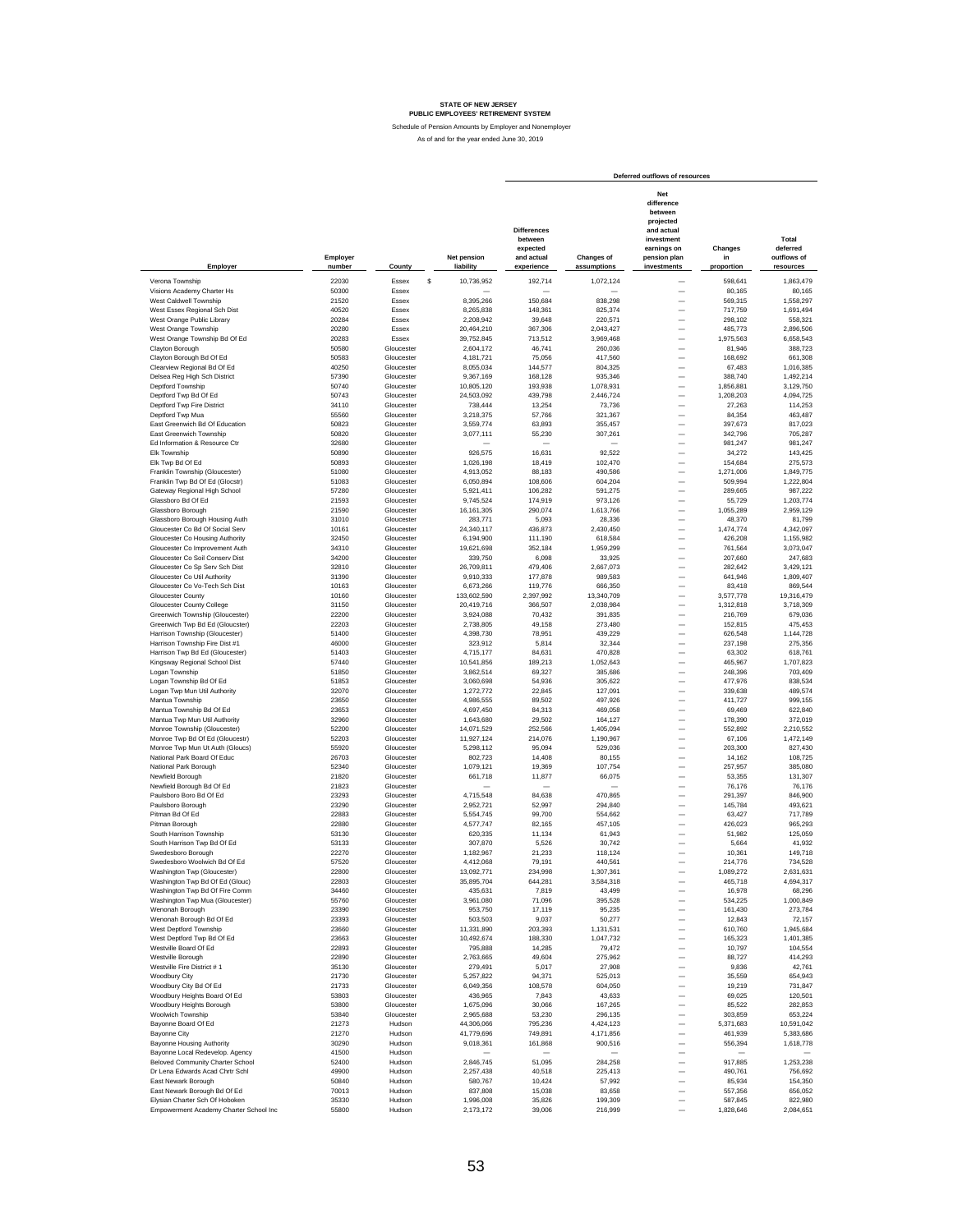STATE OF NEW JERSEY
PUBLIC EMPLOYEES' RETIREMENT SYSTEM

Schedule of Pension Amounts by Employer and Nonemployer

As of and for the year ended June 30, 2019

| Employer | Employer number | County | Net pension liability | Deferred outflows of resources: Differences between expected and actual experience | Changes of assumptions | Net difference between projected and actual investment earnings on pension plan investments | Changes in proportion | Total deferred outflows of resources |
|---|---|---|---|---|---|---|---|---|
| Verona Township | 22030 | Essex | $ 10,736,952 | 192,714 | 1,072,124 | — | 598,641 | 1,863,479 |
| Visions Academy Charter Hs | 50300 | Essex | — | — | — | — | 80,165 | 80,165 |
| West Caldwell Township | 21520 | Essex | 8,395,266 | 150,684 | 838,298 | — | 569,315 | 1,558,297 |
| West Essex Regional Sch Dist | 40520 | Essex | 8,265,838 | 148,361 | 825,374 | — | 717,759 | 1,691,494 |
| West Orange Public Library | 20284 | Essex | 2,208,942 | 39,648 | 220,571 | — | 298,102 | 558,321 |
| West Orange Township | 20280 | Essex | 20,464,210 | 367,306 | 2,043,427 | — | 485,773 | 2,896,506 |
| West Orange Township Bd Of Ed | 20283 | Essex | 39,752,845 | 713,512 | 3,969,468 | — | 1,975,563 | 6,658,543 |
| Clayton Borough | 50580 | Gloucester | 2,604,172 | 46,741 | 260,036 | — | 81,946 | 388,723 |
| Clayton Borough Bd Of Ed | 50583 | Gloucester | 4,181,721 | 75,056 | 417,560 | — | 168,692 | 661,308 |
| Clearview Regional Bd Of Ed | 40250 | Gloucester | 8,055,034 | 144,577 | 804,325 | — | 67,483 | 1,016,385 |
| Delsea Reg High Sch District | 57390 | Gloucester | 9,367,169 | 168,128 | 935,346 | — | 388,740 | 1,492,214 |
| Deptford Township | 50740 | Gloucester | 10,805,120 | 193,938 | 1,078,931 | — | 1,856,881 | 3,129,750 |
| Deptford Twp Bd Of Ed | 50743 | Gloucester | 24,503,092 | 439,798 | 2,446,724 | — | 1,208,203 | 4,094,725 |
| Deptford Twp Fire District | 34110 | Gloucester | 738,444 | 13,254 | 73,736 | — | 27,263 | 114,253 |
| Deptford Twp Mua | 55560 | Gloucester | 3,218,375 | 57,766 | 321,367 | — | 84,354 | 463,487 |
| East Greenwich Bd Of Education | 50823 | Gloucester | 3,559,774 | 63,893 | 355,457 | — | 397,673 | 817,023 |
| East Greenwich Township | 50820 | Gloucester | 3,077,111 | 55,230 | 307,261 | — | 342,796 | 705,287 |
| Ed Information & Resource Ctr | 32680 | Gloucester | — | — | — | — | 981,247 | 981,247 |
| Elk Township | 50890 | Gloucester | 926,575 | 16,631 | 92,522 | — | 34,272 | 143,425 |
| Elk Twp Bd Of Ed | 50893 | Gloucester | 1,026,198 | 18,419 | 102,470 | — | 154,684 | 275,573 |
| Franklin Township (Gloucester) | 51080 | Gloucester | 4,913,052 | 88,183 | 490,586 | — | 1,271,006 | 1,849,775 |
| Franklin Twp Bd Of Ed (Glocstr) | 51083 | Gloucester | 6,050,894 | 108,606 | 604,204 | — | 509,994 | 1,222,804 |
| Gateway Regional High School | 57280 | Gloucester | 5,921,411 | 106,282 | 591,275 | — | 289,665 | 987,222 |
| Glassboro Bd Of Ed | 21593 | Gloucester | 9,745,524 | 174,919 | 973,126 | — | 55,729 | 1,203,774 |
| Glassboro Borough | 21590 | Gloucester | 16,161,305 | 290,074 | 1,613,766 | — | 1,055,289 | 2,959,129 |
| Glassboro Borough Housing Auth | 31010 | Gloucester | 283,771 | 5,093 | 28,336 | — | 48,370 | 81,799 |
| Gloucester Co Bd Of Social Serv | 10161 | Gloucester | 24,340,117 | 436,873 | 2,430,450 | — | 1,474,774 | 4,342,097 |
| Gloucester Co Housing Authority | 32450 | Gloucester | 6,194,900 | 111,190 | 618,584 | — | 426,208 | 1,155,982 |
| Gloucester Co Improvement Auth | 34310 | Gloucester | 19,621,698 | 352,184 | 1,959,299 | — | 761,564 | 3,073,047 |
| Gloucester Co Soil Conserv Dist | 34200 | Gloucester | 339,750 | 6,098 | 33,925 | — | 207,660 | 247,683 |
| Gloucester Co Sp Serv Sch Dist | 32810 | Gloucester | 26,709,811 | 479,406 | 2,667,073 | — | 282,642 | 3,429,121 |
| Gloucester Co Util Authority | 31390 | Gloucester | 9,910,333 | 177,878 | 989,583 | — | 641,946 | 1,809,407 |
| Gloucester Co Vo-Tech Sch Dist | 10163 | Gloucester | 6,673,266 | 119,776 | 666,350 | — | 83,418 | 869,544 |
| Gloucester County | 10160 | Gloucester | 133,602,590 | 2,397,992 | 13,340,709 | — | 3,577,778 | 19,316,479 |
| Gloucester County College | 31150 | Gloucester | 20,419,716 | 366,507 | 2,038,984 | — | 1,312,818 | 3,718,309 |
| Greenwich Township (Gloucester) | 22200 | Gloucester | 3,924,088 | 70,432 | 391,835 | — | 216,769 | 679,036 |
| Greenwich Twp Bd Ed (Gloucster) | 22203 | Gloucester | 2,738,805 | 49,158 | 273,480 | — | 152,815 | 475,453 |
| Harrison Township (Gloucester) | 51400 | Gloucester | 4,398,730 | 78,951 | 439,229 | — | 626,548 | 1,144,728 |
| Harrison Township Fire Dist #1 | 46000 | Gloucester | 323,912 | 5,814 | 32,344 | — | 237,198 | 275,356 |
| Harrison Twp Bd Ed (Gloucester) | 51403 | Gloucester | 4,715,177 | 84,631 | 470,828 | — | 63,302 | 618,761 |
| Kingsway Regional School Dist | 57440 | Gloucester | 10,541,856 | 189,213 | 1,052,643 | — | 465,967 | 1,707,823 |
| Logan Township | 51850 | Gloucester | 3,862,514 | 69,327 | 385,686 | — | 248,396 | 703,409 |
| Logan Township Bd Of Ed | 51853 | Gloucester | 3,060,698 | 54,936 | 305,622 | — | 477,976 | 838,534 |
| Logan Twp Mun Util Authority | 32070 | Gloucester | 1,272,772 | 22,845 | 127,091 | — | 339,638 | 489,574 |
| Mantua Township | 23650 | Gloucester | 4,986,555 | 89,502 | 497,926 | — | 411,727 | 999,155 |
| Mantua Township Bd Of Ed | 23653 | Gloucester | 4,697,450 | 84,313 | 469,058 | — | 69,469 | 622,840 |
| Mantua Twp Mun Util Authority | 32960 | Gloucester | 1,643,680 | 29,502 | 164,127 | — | 178,390 | 372,019 |
| Monroe Township (Gloucester) | 52200 | Gloucester | 14,071,529 | 252,566 | 1,405,094 | — | 552,892 | 2,210,552 |
| Monroe Twp Bd Of Ed (Gloucestr) | 52203 | Gloucester | 11,927,124 | 214,076 | 1,190,967 | — | 67,106 | 1,472,149 |
| Monroe Twp Mun Ut Auth (Gloucs) | 55920 | Gloucester | 5,298,112 | 95,094 | 529,036 | — | 203,300 | 827,430 |
| National Park Board Of Educ | 26703 | Gloucester | 802,723 | 14,408 | 80,155 | — | 14,162 | 108,725 |
| National Park Borough | 52340 | Gloucester | 1,079,121 | 19,369 | 107,754 | — | 257,957 | 385,080 |
| Newfield Borough | 21820 | Gloucester | 661,718 | 11,877 | 66,075 | — | 53,355 | 131,307 |
| Newfield Borough Bd Of Ed | 21823 | Gloucester | — | — | — | — | 76,176 | 76,176 |
| Paulsboro Boro Bd Of Ed | 23293 | Gloucester | 4,715,548 | 84,638 | 470,865 | — | 291,397 | 846,900 |
| Paulsboro Borough | 23290 | Gloucester | 2,952,721 | 52,997 | 294,840 | — | 145,784 | 493,621 |
| Pitman Bd Of Ed | 22883 | Gloucester | 5,554,745 | 99,700 | 554,662 | — | 63,427 | 717,789 |
| Pitman Borough | 22880 | Gloucester | 4,577,747 | 82,165 | 457,105 | — | 426,023 | 965,293 |
| South Harrison Township | 53130 | Gloucester | 620,335 | 11,134 | 61,943 | — | 51,982 | 125,059 |
| South Harrison Twp Bd Of Ed | 53133 | Gloucester | 307,870 | 5,526 | 30,742 | — | 5,664 | 41,932 |
| Swedesboro Borough | 22270 | Gloucester | 1,182,967 | 21,233 | 118,124 | — | 10,361 | 149,718 |
| Swedesboro Woolwich Bd Of Ed | 57520 | Gloucester | 4,412,068 | 79,191 | 440,561 | — | 214,776 | 734,528 |
| Washington Twp (Gloucester) | 22800 | Gloucester | 13,092,771 | 234,998 | 1,307,361 | — | 1,089,272 | 2,631,631 |
| Washington Twp Bd Of Ed (Glouc) | 22803 | Gloucester | 35,895,704 | 644,281 | 3,584,318 | — | 465,718 | 4,694,317 |
| Washington Twp Bd Of Fire Comm | 34460 | Gloucester | 435,631 | 7,819 | 43,499 | — | 16,978 | 68,296 |
| Washington Twp Mua (Gloucester) | 55760 | Gloucester | 3,961,080 | 71,096 | 395,528 | — | 534,225 | 1,000,849 |
| Wenonah Borough | 23390 | Gloucester | 953,750 | 17,119 | 95,235 | — | 161,430 | 273,784 |
| Wenonah Borough Bd Of Ed | 23393 | Gloucester | 503,503 | 9,037 | 50,277 | — | 12,843 | 72,157 |
| West Deptford Township | 23660 | Gloucester | 11,331,890 | 203,393 | 1,131,531 | — | 610,760 | 1,945,684 |
| West Deptford Twp Bd Of Ed | 23663 | Gloucester | 10,492,674 | 188,330 | 1,047,732 | — | 165,323 | 1,401,385 |
| Westville Board Of Ed | 22893 | Gloucester | 795,888 | 14,285 | 79,472 | — | 10,797 | 104,554 |
| Westville Borough | 22890 | Gloucester | 2,763,665 | 49,604 | 275,962 | — | 88,727 | 414,293 |
| Westville Fire District # 1 | 35130 | Gloucester | 279,491 | 5,017 | 27,908 | — | 9,836 | 42,761 |
| Woodbury City | 21730 | Gloucester | 5,257,822 | 94,371 | 525,013 | — | 35,559 | 654,943 |
| Woodbury City Bd Of Ed | 21733 | Gloucester | 6,049,356 | 108,578 | 604,050 | — | 19,219 | 731,847 |
| Woodbury Heights Board Of Ed | 53803 | Gloucester | 436,965 | 7,843 | 43,633 | — | 69,025 | 120,501 |
| Woodbury Heights Borough | 53800 | Gloucester | 1,675,096 | 30,066 | 167,265 | — | 85,522 | 282,853 |
| Woolwich Township | 53840 | Gloucester | 2,965,688 | 53,230 | 296,135 | — | 303,859 | 653,224 |
| Bayonne Board Of Ed | 21273 | Hudson | 44,306,066 | 795,236 | 4,424,123 | — | 5,371,683 | 10,591,042 |
| Bayonne City | 21270 | Hudson | 41,779,696 | 749,891 | 4,171,856 | — | 461,939 | 5,383,686 |
| Bayonne Housing Authority | 30290 | Hudson | 9,018,361 | 161,868 | 900,516 | — | 556,394 | 1,618,778 |
| Bayonne Local Redevelop. Agency | 41500 | Hudson | — | — | — | — | — | — |
| Beloved Community Charter School | 52400 | Hudson | 2,846,745 | 51,095 | 284,258 | — | 917,885 | 1,253,238 |
| Dr Lena Edwards Acad Chrtr Schl | 49900 | Hudson | 2,257,438 | 40,518 | 225,413 | — | 490,761 | 756,692 |
| East Newark Borough | 50840 | Hudson | 580,767 | 10,424 | 57,992 | — | 85,934 | 154,350 |
| East Newark Borough Bd Of Ed | 70013 | Hudson | 837,808 | 15,038 | 83,658 | — | 557,356 | 656,052 |
| Elysian Charter Sch Of Hoboken | 35330 | Hudson | 1,996,008 | 35,826 | 199,309 | — | 587,845 | 822,980 |
| Empowerment Academy Charter School Inc | 55800 | Hudson | 2,173,172 | 39,006 | 216,999 | — | 1,828,646 | 2,084,651 |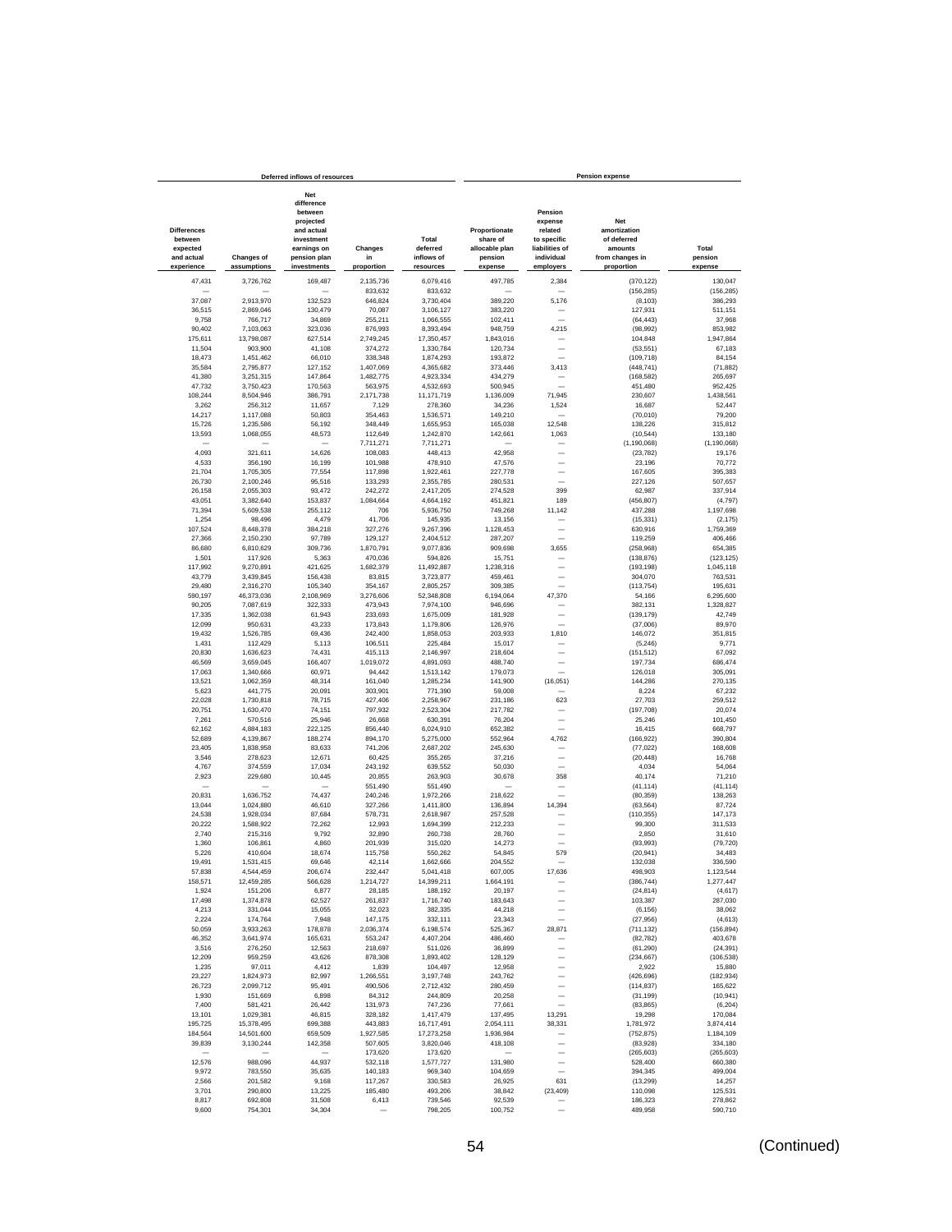| Deferred inflows of resources | | | | | Pension expense | | | |
|---|---|---|---|---|---|---|---|---|
| Differences between expected and actual experience | Changes of assumptions | Net difference between projected and actual investment earnings on pension plan investments | Changes in proportion | Total deferred inflows of resources | Proportionate share of allocable plan pension expense | Pension expense related to specific liabilities of individual employers | Net amortization of deferred amounts from changes in proportion | Total pension expense |
| 47,431 | 3,726,762 | 169,487 | 2,135,736 | 6,079,416 | 497,785 | 2,384 | (370,122) | 130,047 |
| — | — | — | 833,632 | 833,632 | — | — | (156,285) | (156,285) |
| 37,087 | 2,913,970 | 132,523 | 646,824 | 3,730,404 | 389,220 | 5,176 | (8,103) | 386,293 |
| 36,515 | 2,869,046 | 130,479 | 70,087 | 3,106,127 | 383,220 | — | 127,931 | 511,151 |
| 9,758 | 766,717 | 34,869 | 255,211 | 1,066,555 | 102,411 | — | (64,443) | 37,968 |
| 90,402 | 7,103,063 | 323,036 | 876,993 | 8,393,494 | 948,759 | 4,215 | (98,992) | 853,982 |
| 175,611 | 13,798,087 | 627,514 | 2,749,245 | 17,350,457 | 1,843,016 | — | 104,848 | 1,947,864 |
| 11,504 | 903,900 | 41,108 | 374,272 | 1,330,784 | 120,734 | — | (53,551) | 67,183 |
| 18,473 | 1,451,462 | 66,010 | 338,348 | 1,874,293 | 193,872 | — | (109,718) | 84,154 |
| 35,584 | 2,795,877 | 127,152 | 1,407,069 | 4,365,682 | 373,446 | 3,413 | (448,741) | (71,882) |
| 41,380 | 3,251,315 | 147,864 | 1,482,775 | 4,923,334 | 434,279 | — | (168,582) | 265,697 |
| 47,732 | 3,750,423 | 170,563 | 563,975 | 4,532,693 | 500,945 | — | 451,480 | 952,425 |
| 108,244 | 8,504,946 | 386,791 | 2,171,738 | 11,171,719 | 1,136,009 | 71,945 | 230,607 | 1,438,561 |
| 3,262 | 256,312 | 11,657 | 7,129 | 278,360 | 34,236 | 1,524 | 16,687 | 52,447 |
| 14,217 | 1,117,088 | 50,803 | 354,463 | 1,536,571 | 149,210 | — | (70,010) | 79,200 |
| 15,726 | 1,235,586 | 56,192 | 348,449 | 1,655,953 | 165,038 | 12,548 | 138,226 | 315,812 |
| 13,593 | 1,068,055 | 48,573 | 112,649 | 1,242,870 | 142,661 | 1,063 | (10,544) | 133,180 |
| — | — | — | 7,711,271 | 7,711,271 | — | — | (1,190,068) | (1,190,068) |
| 4,093 | 321,611 | 14,626 | 108,083 | 448,413 | 42,958 | — | (23,782) | 19,176 |
| 4,533 | 356,190 | 16,199 | 101,988 | 478,910 | 47,576 | — | 23,196 | 70,772 |
| 21,704 | 1,705,305 | 77,554 | 117,898 | 1,922,461 | 227,778 | — | 167,605 | 395,383 |
| 26,730 | 2,100,246 | 95,516 | 133,293 | 2,355,785 | 280,531 | — | 227,126 | 507,657 |
| 26,158 | 2,055,303 | 93,472 | 242,272 | 2,417,205 | 274,528 | 399 | 62,987 | 337,914 |
| 43,051 | 3,382,640 | 153,837 | 1,084,664 | 4,664,192 | 451,821 | 189 | (456,807) | (4,797) |
| 71,394 | 5,609,538 | 255,112 | 706 | 5,936,750 | 749,288 | 11,142 | 437,268 | 1,197,698 |
| 1,254 | 98,496 | 4,479 | 41,706 | 145,935 | 13,156 | — | (15,331) | (2,175) |
| 107,524 | 8,448,378 | 384,218 | 327,276 | 9,267,396 | 1,128,453 | — | 630,916 | 1,759,369 |
| 27,366 | 2,150,230 | 97,789 | 129,127 | 2,404,512 | 287,207 | — | 119,259 | 406,466 |
| 86,680 | 6,810,629 | 309,736 | 1,870,791 | 9,077,836 | 909,698 | 3,655 | (258,968) | 654,385 |
| 1,501 | 117,926 | 5,363 | 470,036 | 594,826 | 15,751 | — | (138,876) | (123,125) |
| 117,992 | 9,270,891 | 421,625 | 1,682,379 | 11,492,887 | 1,238,316 | — | (193,198) | 1,045,118 |
| 43,779 | 3,439,845 | 156,438 | 83,815 | 3,723,877 | 459,461 | — | 304,070 | 763,531 |
| 29,480 | 2,316,270 | 105,340 | 354,167 | 2,805,257 | 309,385 | — | (113,754) | 195,631 |
| 590,197 | 46,373,036 | 2,108,969 | 3,276,606 | 52,348,808 | 6,194,064 | 47,370 | 54,166 | 6,295,600 |
| 90,205 | 7,087,619 | 322,333 | 473,943 | 7,974,100 | 946,696 | — | 382,131 | 1,328,827 |
| 17,335 | 1,362,038 | 61,943 | 233,693 | 1,675,009 | 181,928 | — | (139,179) | 42,749 |
| 12,099 | 950,631 | 43,233 | 173,843 | 1,179,806 | 126,976 | — | (37,006) | 89,970 |
| 19,432 | 1,526,785 | 69,436 | 242,400 | 1,858,053 | 203,933 | 1,810 | 146,072 | 351,815 |
| 1,431 | 112,429 | 5,113 | 106,511 | 225,484 | 15,017 | — | (5,246) | 9,771 |
| 20,830 | 1,636,623 | 74,431 | 415,113 | 2,146,997 | 218,604 | — | (151,512) | 67,092 |
| 46,569 | 3,659,045 | 166,407 | 1,019,072 | 4,891,093 | 488,740 | — | 197,734 | 686,474 |
| 17,063 | 1,340,666 | 60,971 | 94,442 | 1,513,142 | 179,073 | — | 126,018 | 305,091 |
| 13,521 | 1,062,359 | 48,314 | 161,040 | 1,285,234 | 141,900 | (16,051) | 144,286 | 270,135 |
| 5,623 | 441,775 | 20,091 | 303,901 | 771,390 | 59,008 | — | 8,224 | 67,232 |
| 22,028 | 1,730,818 | 78,715 | 427,406 | 2,258,967 | 231,186 | 623 | 27,703 | 259,512 |
| 20,751 | 1,630,470 | 74,151 | 797,932 | 2,523,304 | 217,782 | — | (197,708) | 20,074 |
| 7,261 | 570,516 | 25,946 | 26,668 | 630,391 | 76,204 | — | 25,246 | 101,450 |
| 62,162 | 4,884,183 | 222,125 | 856,440 | 6,024,910 | 652,382 | — | 16,415 | 668,797 |
| 52,689 | 4,139,867 | 188,274 | 894,170 | 5,275,000 | 552,964 | 4,762 | (166,922) | 390,804 |
| 23,405 | 1,838,958 | 83,633 | 741,206 | 2,687,202 | 245,630 | — | (77,022) | 168,608 |
| 3,546 | 278,623 | 12,671 | 60,425 | 355,265 | 37,216 | — | (20,448) | 16,768 |
| 4,767 | 374,559 | 17,034 | 243,192 | 639,552 | 50,030 | — | 4,034 | 54,064 |
| 2,923 | 229,680 | 10,445 | 20,855 | 263,903 | 30,678 | 358 | 40,174 | 71,210 |
| — | — | — | 551,490 | 551,490 | — | — | (41,114) | (41,114) |
| 20,831 | 1,636,752 | 74,437 | 240,246 | 1,972,266 | 218,622 | — | (80,359) | 138,263 |
| 13,044 | 1,024,880 | 46,610 | 327,266 | 1,411,800 | 136,894 | 14,394 | (63,564) | 87,724 |
| 24,538 | 1,928,034 | 87,684 | 578,731 | 2,618,987 | 257,528 | — | (110,355) | 147,173 |
| 20,222 | 1,588,922 | 72,262 | 12,993 | 1,694,399 | 212,233 | — | 99,300 | 311,533 |
| 2,740 | 215,316 | 9,792 | 32,890 | 260,738 | 28,760 | — | 2,850 | 31,610 |
| 1,360 | 106,861 | 4,860 | 201,939 | 315,020 | 14,273 | — | (93,993) | (79,720) |
| 5,226 | 410,604 | 18,674 | 115,758 | 550,262 | 54,845 | 579 | (20,941) | 34,483 |
| 19,491 | 1,531,415 | 69,646 | 42,114 | 1,662,666 | 204,552 | — | 132,038 | 336,590 |
| 57,838 | 4,544,459 | 206,674 | 232,447 | 5,041,418 | 607,005 | 17,636 | 498,903 | 1,123,544 |
| 158,571 | 12,459,285 | 566,628 | 1,214,727 | 14,399,211 | 1,664,191 | — | (386,744) | 1,277,447 |
| 1,924 | 151,206 | 6,877 | 28,185 | 188,192 | 20,197 | — | (24,814) | (4,617) |
| 17,498 | 1,374,878 | 62,527 | 261,837 | 1,716,740 | 183,643 | — | 103,387 | 287,030 |
| 4,213 | 331,044 | 15,055 | 32,023 | 382,335 | 44,218 | — | (6,156) | 38,062 |
| 2,224 | 174,764 | 7,948 | 147,175 | 332,111 | 23,343 | — | (27,956) | (4,613) |
| 50,059 | 3,933,263 | 178,878 | 2,036,374 | 6,198,574 | 525,367 | 28,871 | (711,132) | (156,894) |
| 46,352 | 3,641,974 | 165,631 | 553,247 | 4,407,204 | 486,460 | — | (82,782) | 403,678 |
| 3,516 | 276,250 | 12,563 | 218,697 | 511,026 | 36,899 | — | (61,290) | (24,391) |
| 12,209 | 959,259 | 43,626 | 878,308 | 1,893,402 | 128,129 | — | (234,667) | (106,538) |
| 1,235 | 97,011 | 4,412 | 1,839 | 104,497 | 12,958 | — | 2,922 | 15,880 |
| 23,227 | 1,824,973 | 82,997 | 1,266,551 | 3,197,748 | 243,762 | — | (426,696) | (182,934) |
| 26,723 | 2,099,712 | 95,491 | 490,506 | 2,712,432 | 280,459 | — | (114,837) | 165,622 |
| 1,930 | 151,669 | 6,898 | 84,312 | 244,809 | 20,258 | — | (31,199) | (10,941) |
| 7,400 | 581,421 | 26,442 | 131,973 | 747,236 | 77,661 | — | (83,865) | (6,204) |
| 13,101 | 1,029,381 | 46,815 | 328,182 | 1,417,479 | 137,495 | 13,291 | 19,298 | 170,084 |
| 195,725 | 15,378,495 | 699,388 | 443,883 | 16,717,491 | 2,054,111 | 38,331 | 1,781,972 | 3,874,414 |
| 184,564 | 14,501,600 | 659,509 | 1,927,585 | 17,273,258 | 1,936,984 | — | (752,875) | 1,184,109 |
| 39,839 | 3,130,244 | 142,358 | 507,605 | 3,820,046 | 418,108 | — | (83,928) | 334,180 |
| — | — | — | 173,620 | 173,620 | — | — | (265,603) | (265,603) |
| 12,576 | 988,096 | 44,937 | 532,118 | 1,577,727 | 131,980 | — | 528,400 | 660,380 |
| 9,972 | 783,550 | 35,635 | 140,183 | 969,340 | 104,659 | — | 394,345 | 499,004 |
| 2,566 | 201,582 | 9,168 | 117,267 | 330,583 | 26,925 | 631 | (13,299) | 14,257 |
| 3,701 | 290,800 | 13,225 | 185,480 | 493,206 | 38,842 | (23,409) | 110,098 | 125,531 |
| 8,817 | 692,808 | 31,508 | 6,413 | 739,546 | 92,539 | — | 186,323 | 278,862 |
| 9,600 | 754,301 | 34,304 | — | 798,205 | 100,752 | — | 489,958 | 590,710 |

(Continued)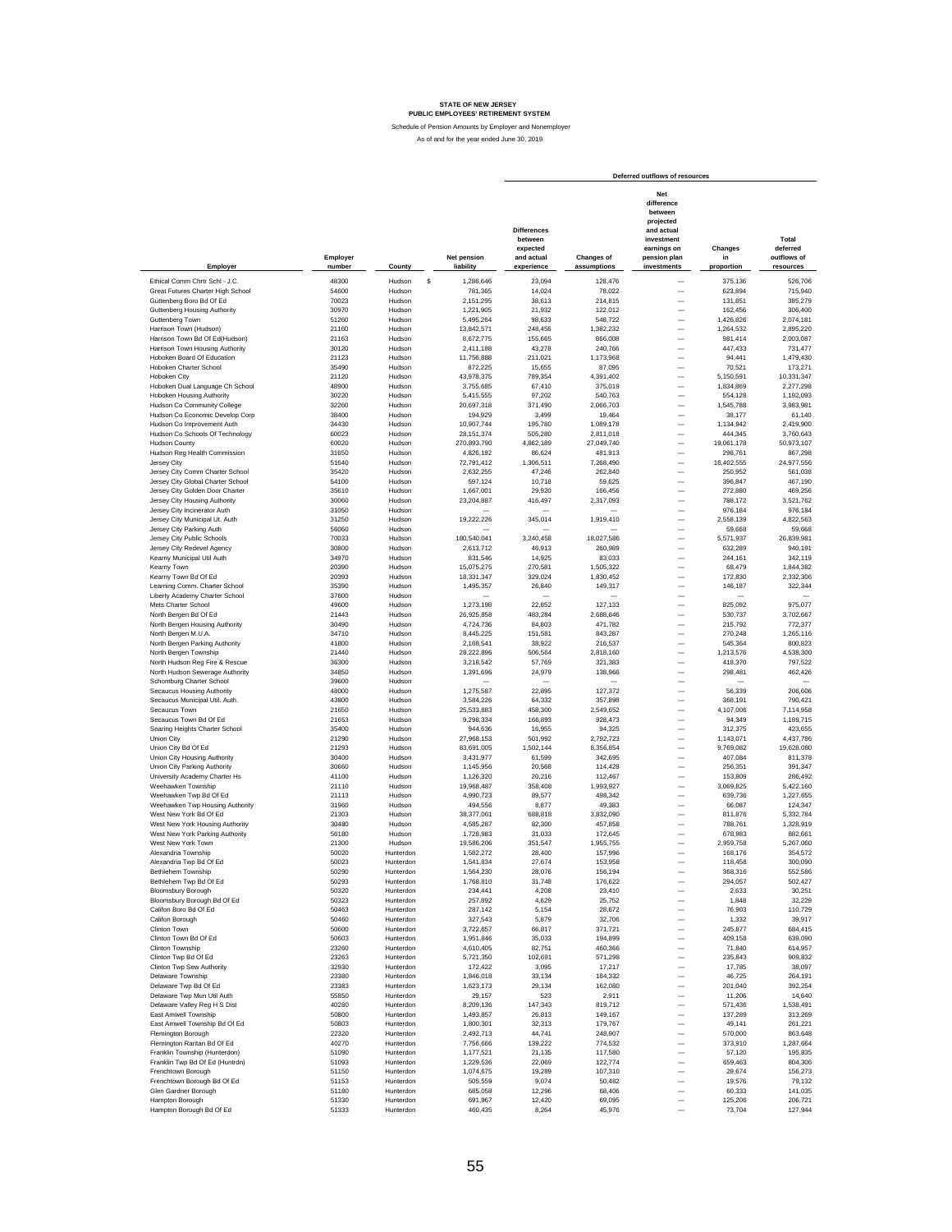**STATE OF NEW JERSEY**
**PUBLIC EMPLOYEES' RETIREMENT SYSTEM**

Schedule of Pension Amounts by Employer and Nonemployer

As of and for the year ended June 30, 2019

| Employer | Employer number | County | Net pension liability | Deferred outflows of resources: Differences between expected and actual experience | Changes of assumptions | Net difference between projected and actual investment earnings on pension plan investments | Changes in proportion | Total deferred outflows of resources |
|---|---|---|---|---|---|---|---|---|
| Ethical Comm Chrtr Schl - J.C. | 48300 | Hudson | $ 1,286,646 | 23,094 | 128,476 | — | 375,136 | 526,706 |
| Great Futures Charter High School | 54600 | Hudson | 781,365 | 14,024 | 78,022 | — | 623,894 | 715,940 |
| Guttenberg Boro Bd Of Ed | 70023 | Hudson | 2,151,295 | 38,613 | 214,815 | — | 131,851 | 385,279 |
| Guttenberg Housing Authority | 30970 | Hudson | 1,221,905 | 21,932 | 122,012 | — | 162,456 | 306,400 |
| Guttenberg Town | 51260 | Hudson | 5,495,264 | 98,633 | 548,722 | — | 1,426,826 | 2,074,181 |
| Harrison Town (Hudson) | 21160 | Hudson | 13,842,571 | 248,456 | 1,382,232 | — | 1,264,532 | 2,895,220 |
| Harrison Town Bd Of Ed(Hudson) | 21163 | Hudson | 8,672,775 | 155,665 | 866,008 | — | 981,414 | 2,003,087 |
| Harrison Town Housing Authority | 30120 | Hudson | 2,411,188 | 43,278 | 240,766 | — | 447,433 | 731,477 |
| Hoboken Board Of Education | 21123 | Hudson | 11,756,888 | 211,021 | 1,173,968 | — | 94,441 | 1,479,430 |
| Hoboken Charter School | 35490 | Hudson | 872,225 | 15,655 | 87,095 | — | 70,521 | 173,271 |
| Hoboken City | 21120 | Hudson | 43,978,375 | 789,354 | 4,391,402 | — | 5,150,591 | 10,331,347 |
| Hoboken Dual Language Ch School | 48900 | Hudson | 3,755,685 | 67,410 | 375,019 | — | 1,834,869 | 2,277,298 |
| Hoboken Housing Authority | 30220 | Hudson | 5,415,555 | 97,202 | 540,763 | — | 554,128 | 1,192,093 |
| Hudson Co Community College | 32260 | Hudson | 20,697,318 | 371,490 | 2,066,703 | — | 1,545,788 | 3,983,981 |
| Hudson Co Economic Develop Corp | 38400 | Hudson | 194,929 | 3,499 | 19,464 | — | 38,177 | 61,140 |
| Hudson Co Improvement Auth | 34430 | Hudson | 10,907,744 | 195,780 | 1,089,178 | — | 1,134,942 | 2,419,900 |
| Hudson Co Schools Of Technology | 60023 | Hudson | 28,151,374 | 505,280 | 2,811,018 | — | 444,345 | 3,760,643 |
| Hudson County | 60020 | Hudson | 270,893,790 | 4,862,189 | 27,049,740 | — | 19,061,178 | 50,973,107 |
| Hudson Reg Health Commission | 31650 | Hudson | 4,826,192 | 86,624 | 481,913 | — | 298,761 | 867,298 |
| Jersey City | 51640 | Hudson | 72,791,412 | 1,306,511 | 7,268,490 | — | 16,402,555 | 24,977,556 |
| Jersey City Comm Charter School | 35420 | Hudson | 2,632,255 | 47,246 | 262,840 | — | 250,952 | 561,038 |
| Jersey City Global Charter School | 54100 | Hudson | 597,124 | 10,718 | 59,625 | — | 396,847 | 467,190 |
| Jersey City Golden Door Charter | 35610 | Hudson | 1,667,001 | 29,920 | 166,456 | — | 272,880 | 469,256 |
| Jersey City Housing Authority | 30060 | Hudson | 23,204,887 | 416,497 | 2,317,093 | — | 788,172 | 3,521,762 |
| Jersey City Incinerator Auth | 31050 | Hudson | — | — | — | — | 976,184 | 976,184 |
| Jersey City Municipal Ut. Auth | 31250 | Hudson | 19,222,226 | 345,014 | 1,919,410 | — | 2,558,139 | 4,822,563 |
| Jersey City Parking Auth | 56060 | Hudson | — | — | — | — | 59,668 | 59,668 |
| Jersey City Public Schools | 70033 | Hudson | 180,540,041 | 3,240,458 | 18,027,586 | — | 5,571,937 | 26,839,981 |
| Jersey City Redevel Agency | 30800 | Hudson | 2,613,712 | 46,913 | 260,989 | — | 632,289 | 940,191 |
| Kearny Municipal Util Auth | 34970 | Hudson | 831,546 | 14,925 | 83,033 | — | 244,161 | 342,119 |
| Kearny Town | 20390 | Hudson | 15,075,275 | 270,581 | 1,505,322 | — | 68,479 | 1,844,382 |
| Kearny Town Bd Of Ed | 20393 | Hudson | 18,331,347 | 329,024 | 1,830,452 | — | 172,830 | 2,332,306 |
| Learning Comm. Charter School | 35390 | Hudson | 1,495,357 | 26,840 | 149,317 | — | 146,187 | 322,344 |
| Liberty Academy Charter School | 37600 | Hudson | — | — | — | — | — | — |
| Mets Charter School | 49600 | Hudson | 1,273,198 | 22,852 | 127,133 | — | 825,092 | 975,077 |
| North Bergen Bd Of Ed | 21443 | Hudson | 26,925,858 | 483,284 | 2,688,646 | — | 530,737 | 3,702,667 |
| North Bergen Housing Authority | 30490 | Hudson | 4,724,736 | 84,803 | 471,782 | — | 215,792 | 772,377 |
| North Bergen M.U.A. | 34710 | Hudson | 8,445,225 | 151,581 | 843,287 | — | 270,248 | 1,265,116 |
| North Bergen Parking Authority | 41800 | Hudson | 2,168,541 | 38,922 | 216,537 | — | 545,364 | 800,823 |
| North Bergen Township | 21440 | Hudson | 28,222,896 | 506,564 | 2,818,160 | — | 1,213,576 | 4,538,300 |
| North Hudson Reg Fire & Rescue | 36300 | Hudson | 3,218,542 | 57,769 | 321,383 | — | 418,370 | 797,522 |
| North Hudson Sewerage Authority | 34850 | Hudson | 1,391,696 | 24,979 | 138,966 | — | 298,481 | 462,426 |
| Schomburg Charter School | 39600 | Hudson | — | — | — | — | — | — |
| Secaucus Housing Authority | 48000 | Hudson | 1,275,587 | 22,895 | 127,372 | — | 56,339 | 206,606 |
| Secaucus Municipal Util. Auth. | 43800 | Hudson | 3,584,226 | 64,332 | 357,898 | — | 368,191 | 790,421 |
| Secaucus Town | 21650 | Hudson | 25,533,883 | 458,300 | 2,549,652 | — | 4,107,006 | 7,114,958 |
| Secaucus Town Bd Of Ed | 21653 | Hudson | 9,298,334 | 166,893 | 928,473 | — | 94,349 | 1,189,715 |
| Soaring Heights Charter School | 35400 | Hudson | 944,636 | 16,955 | 94,325 | — | 312,375 | 423,655 |
| Union City | 21290 | Hudson | 27,968,153 | 501,992 | 2,792,723 | — | 1,143,071 | 4,437,786 |
| Union City Bd Of Ed | 21293 | Hudson | 83,691,005 | 1,502,144 | 8,356,854 | — | 9,769,082 | 19,628,080 |
| Union City Housing Authority | 30400 | Hudson | 3,431,977 | 61,599 | 342,695 | — | 407,084 | 811,378 |
| Union City Parking Authority | 30660 | Hudson | 1,145,956 | 20,568 | 114,428 | — | 256,351 | 391,347 |
| University Academy Charter Hs | 41100 | Hudson | 1,126,320 | 20,216 | 112,467 | — | 153,809 | 286,492 |
| Weehawken Township | 21110 | Hudson | 19,968,487 | 358,408 | 1,993,927 | — | 3,069,825 | 5,422,160 |
| Weehawken Twp Bd Of Ed | 21113 | Hudson | 4,990,723 | 89,577 | 498,342 | — | 639,736 | 1,227,655 |
| Weehawken Twp Housing Authority | 31960 | Hudson | 494,556 | 8,877 | 49,383 | — | 66,087 | 124,347 |
| West New York Bd Of Ed | 21303 | Hudson | 38,377,061 | 688,818 | 3,832,090 | — | 811,876 | 5,332,784 |
| West New York Housing Authority | 30480 | Hudson | 4,585,287 | 82,300 | 457,858 | — | 788,761 | 1,328,919 |
| West New York Parking Authority | 56180 | Hudson | 1,728,983 | 31,033 | 172,645 | — | 678,983 | 882,661 |
| West New York Town | 21300 | Hudson | 19,586,206 | 351,547 | 1,955,755 | — | 2,959,758 | 5,267,060 |
| Alexandria Township | 50020 | Hunterdon | 1,582,272 | 28,400 | 157,996 | — | 168,176 | 354,572 |
| Alexandria Twp Bd Of Ed | 50023 | Hunterdon | 1,541,834 | 27,674 | 153,958 | — | 118,458 | 300,090 |
| Bethlehem Township | 50290 | Hunterdon | 1,564,230 | 28,076 | 156,194 | — | 368,316 | 552,586 |
| Bethlehem Twp Bd Of Ed | 50293 | Hunterdon | 1,768,810 | 31,748 | 176,622 | — | 294,057 | 502,427 |
| Bloomsbury Borough | 50320 | Hunterdon | 234,441 | 4,208 | 23,410 | — | 2,633 | 30,251 |
| Bloomsbury Borough Bd Of Ed | 50323 | Hunterdon | 257,892 | 4,629 | 25,752 | — | 1,848 | 32,229 |
| Califon Boro Bd Of Ed | 50463 | Hunterdon | 287,142 | 5,154 | 28,672 | — | 76,903 | 110,729 |
| Califon Borough | 50460 | Hunterdon | 327,543 | 5,879 | 32,706 | — | 1,332 | 39,917 |
| Clinton Town | 50600 | Hunterdon | 3,722,657 | 66,817 | 371,721 | — | 245,877 | 684,415 |
| Clinton Town Bd Of Ed | 50603 | Hunterdon | 1,951,846 | 35,033 | 194,899 | — | 409,158 | 639,090 |
| Clinton Township | 23260 | Hunterdon | 4,610,405 | 82,751 | 460,366 | — | 71,840 | 614,957 |
| Clinton Twp Bd Of Ed | 23263 | Hunterdon | 5,721,350 | 102,691 | 571,298 | — | 235,843 | 909,832 |
| Clinton Twp Sew Authority | 32930 | Hunterdon | 172,422 | 3,095 | 17,217 | — | 17,785 | 38,097 |
| Delaware Township | 23380 | Hunterdon | 1,846,018 | 33,134 | 184,332 | — | 46,725 | 264,191 |
| Delaware Twp Bd Of Ed | 23383 | Hunterdon | 1,623,173 | 29,134 | 162,080 | — | 201,040 | 392,254 |
| Delaware Twp Mun Util Auth | 55850 | Hunterdon | 29,157 | 523 | 2,911 | — | 11,206 | 14,640 |
| Delaware Valley Reg H S Dist | 40280 | Hunterdon | 8,209,136 | 147,343 | 819,712 | — | 571,436 | 1,538,491 |
| East Amwell Township | 50800 | Hunterdon | 1,493,857 | 26,813 | 149,167 | — | 137,289 | 313,269 |
| East Amwell Township Bd Of Ed | 50803 | Hunterdon | 1,800,301 | 32,313 | 179,767 | — | 49,141 | 261,221 |
| Flemington Borough | 22320 | Hunterdon | 2,492,713 | 44,741 | 248,907 | — | 570,000 | 863,648 |
| Flemington Raritan Bd Of Ed | 40270 | Hunterdon | 7,756,666 | 139,222 | 774,532 | — | 373,910 | 1,287,664 |
| Franklin Township (Hunterdon) | 51090 | Hunterdon | 1,177,521 | 21,135 | 117,580 | — | 57,120 | 195,835 |
| Franklin Twp Bd Of Ed (Huntrdn) | 51093 | Hunterdon | 1,229,536 | 22,069 | 122,774 | — | 659,463 | 804,306 |
| Frenchtown Borough | 51150 | Hunterdon | 1,074,675 | 19,289 | 107,310 | — | 29,674 | 156,273 |
| Frenchtown Borough Bd Of Ed | 51153 | Hunterdon | 505,559 | 9,074 | 50,482 | — | 19,576 | 79,132 |
| Glen Gardner Borough | 51180 | Hunterdon | 685,058 | 12,296 | 68,406 | — | 60,333 | 141,035 |
| Hampton Borough | 51330 | Hunterdon | 691,967 | 12,420 | 69,095 | — | 125,206 | 206,721 |
| Hampton Borough Bd Of Ed | 51333 | Hunterdon | 460,435 | 8,264 | 45,976 | — | 73,704 | 127,944 |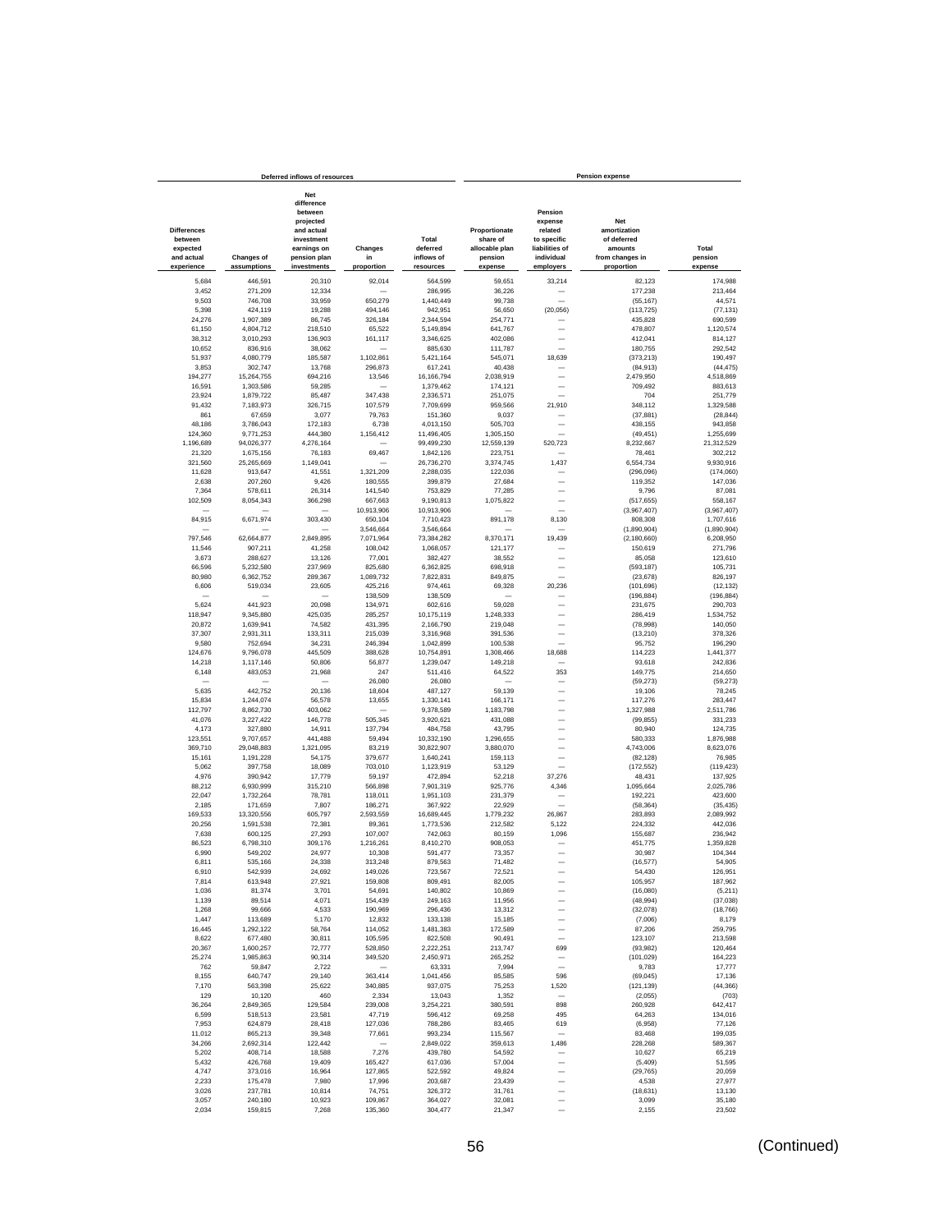| Deferred inflows of resources | | | | | Pension expense | | | |
|---|---|---|---|---|---|---|---|---|
| Differences between expected and actual experience | Changes of assumptions | Net difference between projected and actual investment earnings on pension plan investments | Changes in proportion | Total deferred inflows of resources | Proportionate share of allocable plan pension expense | Pension expense related to specific liabilities of individual employers | Net amortization of deferred amounts from changes in proportion | Total pension expense |
| 5,684 | 446,591 | 20,310 | 92,014 | 564,599 | 59,651 | 33,214 | 82,123 | 174,988 |
| 3,452 | 271,209 | 12,334 | — | 286,995 | 36,226 | — | 177,238 | 213,464 |
| 9,503 | 746,708 | 33,959 | 650,279 | 1,440,449 | 99,738 | — | (55,167) | 44,571 |
| 5,398 | 424,119 | 19,288 | 494,146 | 942,951 | 56,650 | (20,056) | (113,725) | (77,131) |
| 24,276 | 1,907,389 | 86,745 | 326,184 | 2,344,594 | 254,771 | — | 435,828 | 690,599 |
| 61,150 | 4,804,712 | 218,510 | 65,522 | 5,149,894 | 641,767 | — | 478,807 | 1,120,574 |
| 38,312 | 3,010,293 | 136,903 | 161,117 | 3,346,625 | 402,086 | — | 412,041 | 814,127 |
| 10,652 | 836,916 | 38,062 | — | 885,630 | 111,787 | — | 180,755 | 292,542 |
| 51,937 | 4,080,779 | 185,587 | 1,102,861 | 5,421,164 | 545,071 | 18,639 | (373,213) | 190,497 |
| 3,853 | 302,747 | 13,768 | 296,873 | 617,241 | 40,438 | — | (84,913) | (44,475) |
| 194,277 | 15,264,755 | 694,216 | 13,546 | 16,166,794 | 2,038,919 | — | 2,479,950 | 4,518,869 |
| 16,591 | 1,303,586 | 59,285 | — | 1,379,462 | 174,121 | — | 709,492 | 883,613 |
| 23,924 | 1,879,722 | 85,487 | 347,438 | 2,336,571 | 251,075 | — | 704 | 251,779 |
| 91,432 | 7,183,973 | 326,715 | 107,579 | 7,709,699 | 959,566 | 21,910 | 348,112 | 1,329,588 |
| 861 | 67,659 | 3,077 | 79,763 | 151,360 | 9,037 | — | (37,881) | (28,844) |
| 48,186 | 3,786,043 | 172,183 | 6,738 | 4,013,150 | 505,703 | — | 438,155 | 943,858 |
| 124,360 | 9,771,253 | 444,380 | 1,156,412 | 11,496,405 | 1,305,150 | — | (49,451) | 1,255,699 |
| 1,196,689 | 94,026,377 | 4,276,164 | — | 99,499,230 | 12,559,139 | 520,723 | 8,232,667 | 21,312,529 |
| 21,320 | 1,675,156 | 76,183 | 69,467 | 1,842,126 | 223,751 | — | 78,461 | 302,212 |
| 321,560 | 25,265,669 | 1,149,041 | — | 26,736,270 | 3,374,745 | 1,437 | 6,554,734 | 9,930,916 |
| 11,628 | 913,647 | 41,551 | 1,321,209 | 2,288,035 | 122,036 | — | (296,096) | (174,060) |
| 2,638 | 207,260 | 9,426 | 180,555 | 399,879 | 27,684 | — | 119,352 | 147,036 |
| 7,364 | 578,611 | 26,314 | 141,540 | 753,829 | 77,285 | — | 9,796 | 87,081 |
| 102,509 | 8,054,343 | 366,298 | 667,663 | 9,190,813 | 1,075,822 | — | (517,655) | 558,167 |
| — | — | — | 10,913,906 | 10,913,906 | — | — | (3,967,407) | (3,967,407) |
| 84,915 | 6,671,974 | 303,430 | 650,104 | 7,710,423 | 891,178 | 8,130 | 808,308 | 1,707,616 |
| — | — | — | 3,546,664 | 3,546,664 | — | — | (1,890,904) | (1,890,904) |
| 797,546 | 62,664,877 | 2,849,895 | 7,071,964 | 73,384,282 | 8,370,171 | 19,439 | (2,180,660) | 6,208,950 |
| 11,546 | 907,211 | 41,258 | 108,042 | 1,068,057 | 121,177 | — | 150,619 | 271,796 |
| 3,673 | 288,627 | 13,126 | 77,001 | 382,427 | 38,552 | — | 85,058 | 123,610 |
| 66,596 | 5,232,580 | 237,969 | 825,680 | 6,362,825 | 698,918 | — | (593,187) | 105,731 |
| 80,980 | 6,362,752 | 289,367 | 1,089,732 | 7,822,831 | 849,875 | — | (23,678) | 826,197 |
| 6,606 | 519,034 | 23,605 | 425,216 | 974,461 | 69,328 | 20,236 | (101,696) | (12,132) |
| — | — | — | 138,509 | 138,509 | — | — | (196,884) | (196,884) |
| 5,624 | 441,923 | 20,098 | 134,971 | 602,616 | 59,028 | — | 231,675 | 290,703 |
| 118,947 | 9,345,880 | 425,035 | 285,257 | 10,175,119 | 1,248,333 | — | 286,419 | 1,534,752 |
| 20,872 | 1,639,941 | 74,582 | 431,395 | 2,166,790 | 219,048 | — | (78,998) | 140,050 |
| 37,307 | 2,931,311 | 133,311 | 215,039 | 3,316,968 | 391,536 | — | (13,210) | 378,326 |
| 9,580 | 752,694 | 34,231 | 246,394 | 1,042,899 | 100,538 | — | 95,752 | 196,290 |
| 124,676 | 9,796,078 | 445,509 | 388,628 | 10,754,891 | 1,308,466 | 18,688 | 114,223 | 1,441,377 |
| 14,218 | 1,117,146 | 50,806 | 56,877 | 1,239,047 | 149,218 | — | 93,618 | 242,836 |
| 6,148 | 483,053 | 21,968 | 247 | 511,416 | 64,522 | 353 | 149,775 | 214,650 |
| — | — | — | 26,080 | 26,080 | — | — | (59,273) | (59,273) |
| 5,635 | 442,752 | 20,136 | 18,604 | 487,127 | 59,139 | — | 19,106 | 78,245 |
| 15,834 | 1,244,074 | 56,578 | 13,655 | 1,330,141 | 166,171 | — | 117,276 | 283,447 |
| 112,797 | 8,862,730 | 403,062 | — | 9,378,589 | 1,183,798 | — | 1,327,988 | 2,511,786 |
| 41,076 | 3,227,422 | 146,778 | 505,345 | 3,920,621 | 431,088 | — | (99,855) | 331,233 |
| 4,173 | 327,880 | 14,911 | 137,794 | 484,758 | 43,795 | — | 80,940 | 124,735 |
| 123,551 | 9,707,657 | 441,488 | 59,494 | 10,332,190 | 1,296,655 | — | 580,333 | 1,876,988 |
| 369,710 | 29,048,883 | 1,321,095 | 83,219 | 30,822,907 | 3,880,070 | — | 4,743,006 | 8,623,076 |
| 15,161 | 1,191,228 | 54,175 | 379,677 | 1,640,241 | 159,113 | — | (82,128) | 76,985 |
| 5,062 | 397,758 | 18,089 | 703,010 | 1,123,919 | 53,129 | — | (172,552) | (119,423) |
| 4,976 | 390,942 | 17,779 | 59,197 | 472,894 | 52,218 | 37,276 | 48,431 | 137,925 |
| 88,212 | 6,930,999 | 315,210 | 566,898 | 7,901,319 | 925,776 | 4,346 | 1,095,664 | 2,025,786 |
| 22,047 | 1,732,264 | 78,781 | 118,011 | 1,951,103 | 231,379 | — | 192,221 | 423,600 |
| 2,185 | 171,659 | 7,807 | 186,271 | 367,922 | 22,929 | — | (58,364) | (35,435) |
| 169,533 | 13,320,556 | 605,797 | 2,593,559 | 16,689,445 | 1,779,232 | 26,867 | 283,893 | 2,089,992 |
| 20,256 | 1,591,538 | 72,381 | 89,361 | 1,773,536 | 212,582 | 5,122 | 224,332 | 442,036 |
| 7,638 | 600,125 | 27,293 | 107,007 | 742,063 | 80,159 | 1,096 | 155,687 | 236,942 |
| 86,523 | 6,798,310 | 309,176 | 1,216,261 | 8,410,270 | 908,053 | — | 451,775 | 1,359,828 |
| 6,990 | 549,202 | 24,977 | 10,308 | 591,477 | 73,357 | — | 30,987 | 104,344 |
| 6,811 | 535,166 | 24,338 | 313,248 | 879,563 | 71,482 | — | (16,577) | 54,905 |
| 6,910 | 542,939 | 24,692 | 149,026 | 723,567 | 72,521 | — | 54,430 | 126,951 |
| 7,814 | 613,948 | 27,921 | 159,808 | 809,491 | 82,005 | — | 105,957 | 187,962 |
| 1,036 | 81,374 | 3,701 | 54,691 | 140,802 | 10,869 | — | (16,080) | (5,211) |
| 1,139 | 89,514 | 4,071 | 154,439 | 249,163 | 11,956 | — | (48,994) | (37,038) |
| 1,268 | 99,666 | 4,533 | 190,969 | 296,436 | 13,312 | — | (32,078) | (18,766) |
| 1,447 | 113,689 | 5,170 | 12,832 | 133,138 | 15,185 | — | (7,006) | 8,179 |
| 16,445 | 1,292,122 | 58,764 | 114,052 | 1,481,383 | 172,589 | — | 87,206 | 259,795 |
| 8,622 | 677,480 | 30,811 | 105,595 | 822,508 | 90,491 | — | 123,107 | 213,598 |
| 20,367 | 1,600,257 | 72,777 | 528,850 | 2,222,251 | 213,747 | 699 | (93,982) | 120,464 |
| 25,274 | 1,985,863 | 90,314 | 349,520 | 2,450,971 | 265,252 | — | (101,029) | 164,223 |
| 762 | 59,847 | 2,722 | — | 63,331 | 7,994 | — | 9,783 | 17,777 |
| 8,155 | 640,747 | 29,140 | 363,414 | 1,041,456 | 85,585 | 596 | (69,045) | 17,136 |
| 7,170 | 563,398 | 25,622 | 340,885 | 937,075 | 75,253 | 1,520 | (121,139) | (44,366) |
| 129 | 10,120 | 460 | 2,334 | 13,043 | 1,352 | — | (2,055) | (703) |
| 36,264 | 2,849,365 | 129,584 | 239,008 | 3,254,221 | 380,591 | 898 | 260,928 | 642,417 |
| 6,599 | 518,513 | 23,581 | 47,719 | 596,412 | 69,258 | 495 | 64,263 | 134,016 |
| 7,953 | 624,879 | 28,418 | 127,036 | 788,286 | 83,465 | 619 | (6,958) | 77,126 |
| 11,012 | 865,213 | 39,348 | 77,661 | 993,234 | 115,567 | — | 83,468 | 199,035 |
| 34,266 | 2,692,314 | 122,442 | — | 2,849,022 | 359,613 | 1,486 | 228,268 | 589,367 |
| 5,202 | 408,714 | 18,588 | 7,276 | 439,780 | 54,592 | — | 10,627 | 65,219 |
| 5,432 | 426,768 | 19,409 | 165,427 | 617,036 | 57,004 | — | (5,409) | 51,595 |
| 4,747 | 373,016 | 16,964 | 127,865 | 522,592 | 49,824 | — | (29,765) | 20,059 |
| 2,233 | 175,478 | 7,980 | 17,996 | 203,687 | 23,439 | — | 4,538 | 27,977 |
| 3,026 | 237,781 | 10,814 | 74,751 | 326,372 | 31,761 | — | (18,631) | 13,130 |
| 3,057 | 240,180 | 10,923 | 109,867 | 364,027 | 32,081 | — | 3,099 | 35,180 |
| 2,034 | 159,815 | 7,268 | 135,360 | 304,477 | 21,347 | — | 2,155 | 23,502 |

(Continued)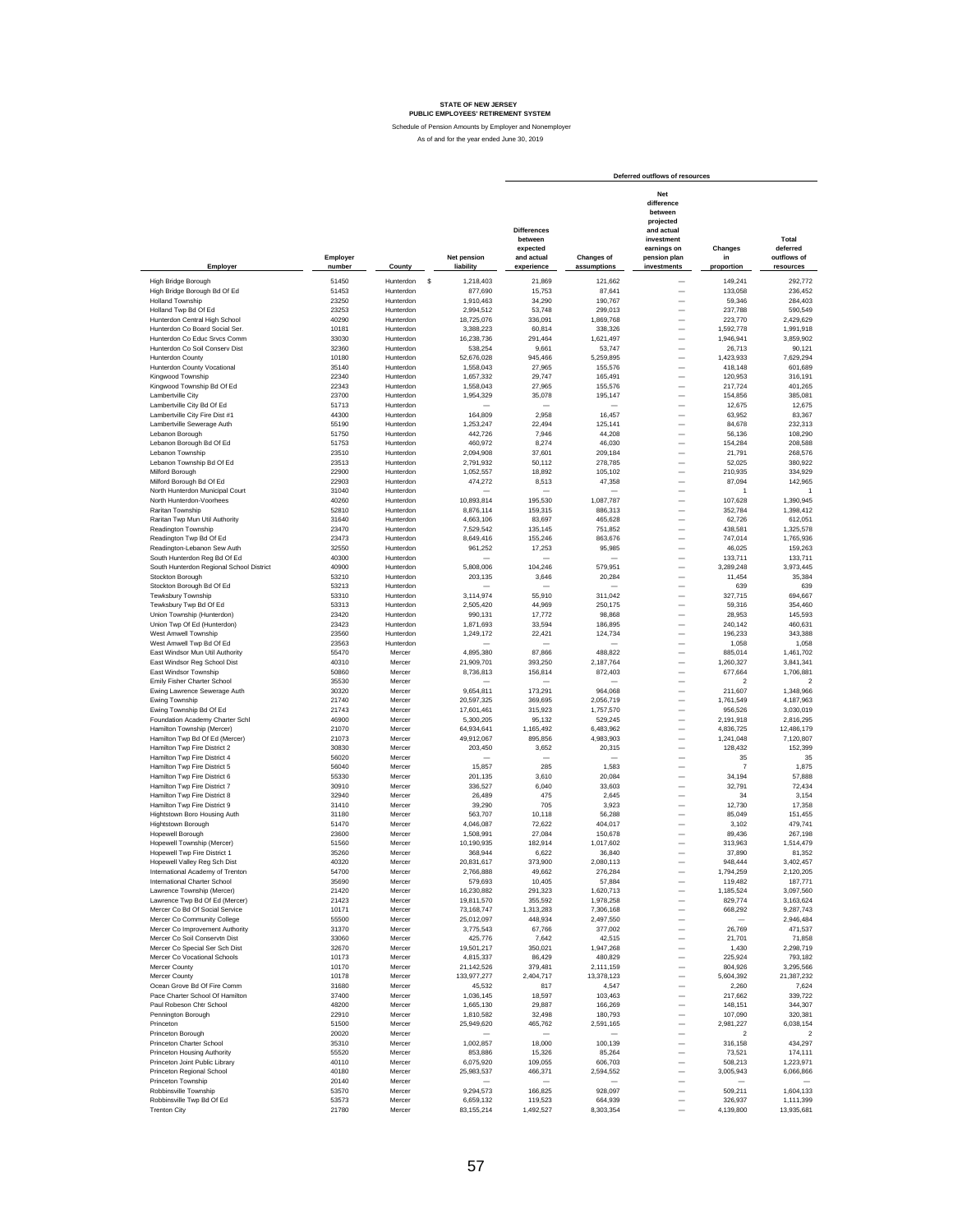**STATE OF NEW JERSEY**
**PUBLIC EMPLOYEES' RETIREMENT SYSTEM**

Schedule of Pension Amounts by Employer and Nonemployer

As of and for the year ended June 30, 2019

| | | | | Deferred outflows of resources | | | | |
|---|---|---|---|---|---|---|---|---|
| Employer | Employer number | County | Net pension liability | Differences between expected and actual experience | Changes of assumptions | Net difference between projected and actual investment earnings on pension plan investments | Changes in proportion | Total deferred outflows of resources |
| High Bridge Borough | 51450 | Hunterdon | $ 1,218,403 | 21,869 | 121,662 | — | 149,241 | 292,772 |
| High Bridge Borough Bd Of Ed | 51453 | Hunterdon | 877,690 | 15,753 | 87,641 | — | 133,058 | 236,452 |
| Holland Township | 23250 | Hunterdon | 1,910,463 | 34,290 | 190,767 | — | 59,346 | 284,403 |
| Holland Twp Bd Of Ed | 23253 | Hunterdon | 2,994,512 | 53,748 | 299,013 | — | 237,788 | 590,549 |
| Hunterdon Central High School | 40290 | Hunterdon | 18,725,076 | 336,091 | 1,869,768 | — | 223,770 | 2,429,629 |
| Hunterdon Co Board Social Ser. | 10181 | Hunterdon | 3,388,223 | 60,814 | 338,326 | — | 1,592,778 | 1,991,918 |
| Hunterdon Co Educ Srvcs Comm | 33030 | Hunterdon | 16,238,736 | 291,464 | 1,621,497 | — | 1,946,941 | 3,859,902 |
| Hunterdon Co Soil Conserv Dist | 32360 | Hunterdon | 538,254 | 9,661 | 53,747 | — | 26,713 | 90,121 |
| Hunterdon County | 10180 | Hunterdon | 52,676,028 | 945,466 | 5,259,895 | — | 1,423,933 | 7,629,294 |
| Hunterdon County Vocational | 35140 | Hunterdon | 1,558,043 | 27,965 | 155,576 | — | 418,148 | 601,689 |
| Kingwood Township | 22340 | Hunterdon | 1,657,332 | 29,747 | 165,491 | — | 120,953 | 316,191 |
| Kingwood Township Bd Of Ed | 22343 | Hunterdon | 1,558,043 | 27,965 | 155,576 | — | 217,724 | 401,265 |
| Lambertville City | 23700 | Hunterdon | 1,954,329 | 35,078 | 195,147 | — | 154,856 | 385,081 |
| Lambertville City Bd Of Ed | 51713 | Hunterdon | — | — | — | — | 12,675 | 12,675 |
| Lambertville City Fire Dist #1 | 44300 | Hunterdon | 164,809 | 2,958 | 16,457 | — | 63,952 | 83,367 |
| Lambertville Sewerage Auth | 55190 | Hunterdon | 1,253,247 | 22,494 | 125,141 | — | 84,678 | 232,313 |
| Lebanon Borough | 51750 | Hunterdon | 442,726 | 7,946 | 44,208 | — | 56,136 | 108,290 |
| Lebanon Borough Bd Of Ed | 51753 | Hunterdon | 460,972 | 8,274 | 46,030 | — | 154,284 | 208,588 |
| Lebanon Township | 23510 | Hunterdon | 2,094,908 | 37,601 | 209,184 | — | 21,791 | 268,576 |
| Lebanon Township Bd Of Ed | 23513 | Hunterdon | 2,791,932 | 50,112 | 278,785 | — | 52,025 | 380,922 |
| Milford Borough | 22900 | Hunterdon | 1,052,557 | 18,892 | 105,102 | — | 210,935 | 334,929 |
| Milford Borough Bd Of Ed | 22903 | Hunterdon | 474,272 | 8,513 | 47,358 | — | 87,094 | 142,965 |
| North Hunterdon Municipal Court | 31040 | Hunterdon | — | — | — | — | 1 | 1 |
| North Hunterdon-Voorhees | 40260 | Hunterdon | 10,893,814 | 195,530 | 1,087,787 | — | 107,628 | 1,390,945 |
| Raritan Township | 52810 | Hunterdon | 8,876,114 | 159,315 | 886,313 | — | 352,784 | 1,398,412 |
| Raritan Twp Mun Util Authority | 31640 | Hunterdon | 4,663,106 | 83,697 | 465,628 | — | 62,726 | 612,051 |
| Readington Township | 23470 | Hunterdon | 7,529,542 | 135,145 | 751,852 | — | 438,581 | 1,325,578 |
| Readington Twp Bd Of Ed | 23473 | Hunterdon | 8,649,416 | 155,246 | 863,676 | — | 747,014 | 1,765,936 |
| Readington-Lebanon Sew Auth | 32550 | Hunterdon | 961,252 | 17,253 | 95,985 | — | 46,025 | 159,263 |
| South Hunterdon Reg Bd Of Ed | 40300 | Hunterdon | — | — | — | — | 133,711 | 133,711 |
| South Hunterdon Regional School District | 40900 | Hunterdon | 5,808,006 | 104,246 | 579,951 | — | 3,289,248 | 3,973,445 |
| Stockton Borough | 53210 | Hunterdon | 203,135 | 3,646 | 20,284 | — | 11,454 | 35,384 |
| Stockton Borough Bd Of Ed | 53213 | Hunterdon | — | — | — | — | 639 | 639 |
| Tewksbury Township | 53310 | Hunterdon | 3,114,974 | 55,910 | 311,042 | — | 327,715 | 694,667 |
| Tewksbury Twp Bd Of Ed | 53313 | Hunterdon | 2,505,420 | 44,969 | 250,175 | — | 59,316 | 354,460 |
| Union Township (Hunterdon) | 23420 | Hunterdon | 990,131 | 17,772 | 98,868 | — | 28,953 | 145,593 |
| Union Twp Of Ed (Hunterdon) | 23423 | Hunterdon | 1,871,693 | 33,594 | 186,895 | — | 240,142 | 460,631 |
| West Amwell Township | 23560 | Hunterdon | 1,249,172 | 22,421 | 124,734 | — | 196,233 | 343,388 |
| West Amwell Twp Bd Of Ed | 23563 | Hunterdon | — | — | — | — | 1,058 | 1,058 |
| East Windsor Mun Util Authority | 55470 | Mercer | 4,895,380 | 87,866 | 488,822 | — | 885,014 | 1,461,702 |
| East Windsor Reg School Dist | 40310 | Mercer | 21,909,701 | 393,250 | 2,187,764 | — | 1,260,327 | 3,841,341 |
| East Windsor Township | 50860 | Mercer | 8,736,813 | 156,814 | 872,403 | — | 677,664 | 1,706,881 |
| Emily Fisher Charter School | 35530 | Mercer | — | — | — | — | 2 | 2 |
| Ewing Lawrence Sewerage Auth | 30320 | Mercer | 9,654,811 | 173,291 | 964,068 | — | 211,607 | 1,348,966 |
| Ewing Township | 21740 | Mercer | 20,597,325 | 369,695 | 2,056,719 | — | 1,761,549 | 4,187,963 |
| Ewing Township Bd Of Ed | 21743 | Mercer | 17,601,461 | 315,923 | 1,757,570 | — | 956,526 | 3,030,019 |
| Foundation Academy Charter Schl | 46900 | Mercer | 5,300,205 | 95,132 | 529,245 | — | 2,191,918 | 2,816,295 |
| Hamilton Township (Mercer) | 21070 | Mercer | 64,934,641 | 1,165,492 | 6,483,962 | — | 4,836,725 | 12,486,179 |
| Hamilton Twp Bd Of Ed (Mercer) | 21073 | Mercer | 49,912,067 | 895,856 | 4,983,903 | — | 1,241,048 | 7,120,807 |
| Hamilton Twp Fire District 2 | 30830 | Mercer | 203,450 | 3,652 | 20,315 | — | 128,432 | 152,399 |
| Hamilton Twp Fire District 4 | 56020 | Mercer | — | — | — | — | 35 | 35 |
| Hamilton Twp Fire District 5 | 56040 | Mercer | 15,857 | 285 | 1,583 | — | 7 | 1,875 |
| Hamilton Twp Fire District 6 | 55330 | Mercer | 201,135 | 3,610 | 20,084 | — | 34,194 | 57,888 |
| Hamilton Twp Fire District 7 | 30910 | Mercer | 336,527 | 6,040 | 33,603 | — | 32,791 | 72,434 |
| Hamilton Twp Fire District 8 | 32940 | Mercer | 26,489 | 475 | 2,645 | — | 34 | 3,154 |
| Hamilton Twp Fire District 9 | 31410 | Mercer | 39,290 | 705 | 3,923 | — | 12,730 | 17,358 |
| Hightstown Boro Housing Auth | 31180 | Mercer | 563,707 | 10,118 | 56,288 | — | 85,049 | 151,455 |
| Hightstown Borough | 51470 | Mercer | 4,046,087 | 72,622 | 404,017 | — | 3,102 | 479,741 |
| Hopewell Borough | 23600 | Mercer | 1,508,991 | 27,084 | 150,678 | — | 89,436 | 267,198 |
| Hopewell Township (Mercer) | 51560 | Mercer | 10,190,935 | 182,914 | 1,017,602 | — | 313,963 | 1,514,479 |
| Hopewell Twp Fire District 1 | 35260 | Mercer | 368,944 | 6,622 | 36,840 | — | 37,890 | 81,352 |
| Hopewell Valley Reg Sch Dist | 40320 | Mercer | 20,831,617 | 373,900 | 2,080,113 | — | 948,444 | 3,402,457 |
| International Academy of Trenton | 54700 | Mercer | 2,766,888 | 49,662 | 276,284 | — | 1,794,259 | 2,120,205 |
| International Charter School | 35690 | Mercer | 579,693 | 10,405 | 57,884 | — | 119,482 | 187,771 |
| Lawrence Township (Mercer) | 21420 | Mercer | 16,230,882 | 291,323 | 1,620,713 | — | 1,185,524 | 3,097,560 |
| Lawrence Twp Bd Of Ed (Mercer) | 21423 | Mercer | 19,811,570 | 355,592 | 1,978,258 | — | 829,774 | 3,163,624 |
| Mercer Co Bd Of Social Service | 10171 | Mercer | 73,168,747 | 1,313,283 | 7,306,168 | — | 668,292 | 9,287,743 |
| Mercer Co Community College | 55500 | Mercer | 25,012,097 | 448,934 | 2,497,550 | — | — | 2,946,484 |
| Mercer Co Improvement Authority | 31370 | Mercer | 3,775,543 | 67,766 | 377,002 | — | 26,769 | 471,537 |
| Mercer Co Soil Conservtn Dist | 33060 | Mercer | 425,776 | 7,642 | 42,515 | — | 21,701 | 71,858 |
| Mercer Co Special Ser Sch Dist | 32670 | Mercer | 19,501,217 | 350,021 | 1,947,268 | — | 1,430 | 2,298,719 |
| Mercer Co Vocational Schools | 10173 | Mercer | 4,815,337 | 86,429 | 480,829 | — | 225,924 | 793,182 |
| Mercer County | 10170 | Mercer | 21,142,526 | 379,481 | 2,111,159 | — | 804,926 | 3,295,566 |
| Mercer County | 10178 | Mercer | 133,977,277 | 2,404,717 | 13,378,123 | — | 5,604,392 | 21,387,232 |
| Ocean Grove Bd Of Fire Comm | 31680 | Mercer | 45,532 | 817 | 4,547 | — | 2,260 | 7,624 |
| Pace Charter School Of Hamilton | 37400 | Mercer | 1,036,145 | 18,597 | 103,463 | — | 217,662 | 339,722 |
| Paul Robeson Chtr School | 48200 | Mercer | 1,665,130 | 29,887 | 166,269 | — | 148,151 | 344,307 |
| Pennington Borough | 22910 | Mercer | 1,810,582 | 32,498 | 180,793 | — | 107,090 | 320,381 |
| Princeton | 51500 | Mercer | 25,949,620 | 465,762 | 2,591,165 | — | 2,981,227 | 6,038,154 |
| Princeton Borough | 20020 | Mercer | — | — | — | — | 2 | 2 |
| Princeton Charter School | 35310 | Mercer | 1,002,857 | 18,000 | 100,139 | — | 316,158 | 434,297 |
| Princeton Housing Authority | 55520 | Mercer | 853,886 | 15,326 | 85,264 | — | 73,521 | 174,111 |
| Princeton Joint Public Library | 40110 | Mercer | 6,075,920 | 109,055 | 606,703 | — | 508,213 | 1,223,971 |
| Princeton Regional School | 40180 | Mercer | 25,983,537 | 466,371 | 2,594,552 | — | 3,005,943 | 6,066,866 |
| Princeton Township | 20140 | Mercer | — | — | — | — | — | — |
| Robbinsville Township | 53570 | Mercer | 9,294,573 | 166,825 | 928,097 | — | 509,211 | 1,604,133 |
| Robbinsville Twp Bd Of Ed | 53573 | Mercer | 6,659,132 | 119,523 | 664,939 | — | 326,937 | 1,111,399 |
| Trenton City | 21780 | Mercer | 83,155,214 | 1,492,527 | 8,303,354 | — | 4,139,800 | 13,935,681 |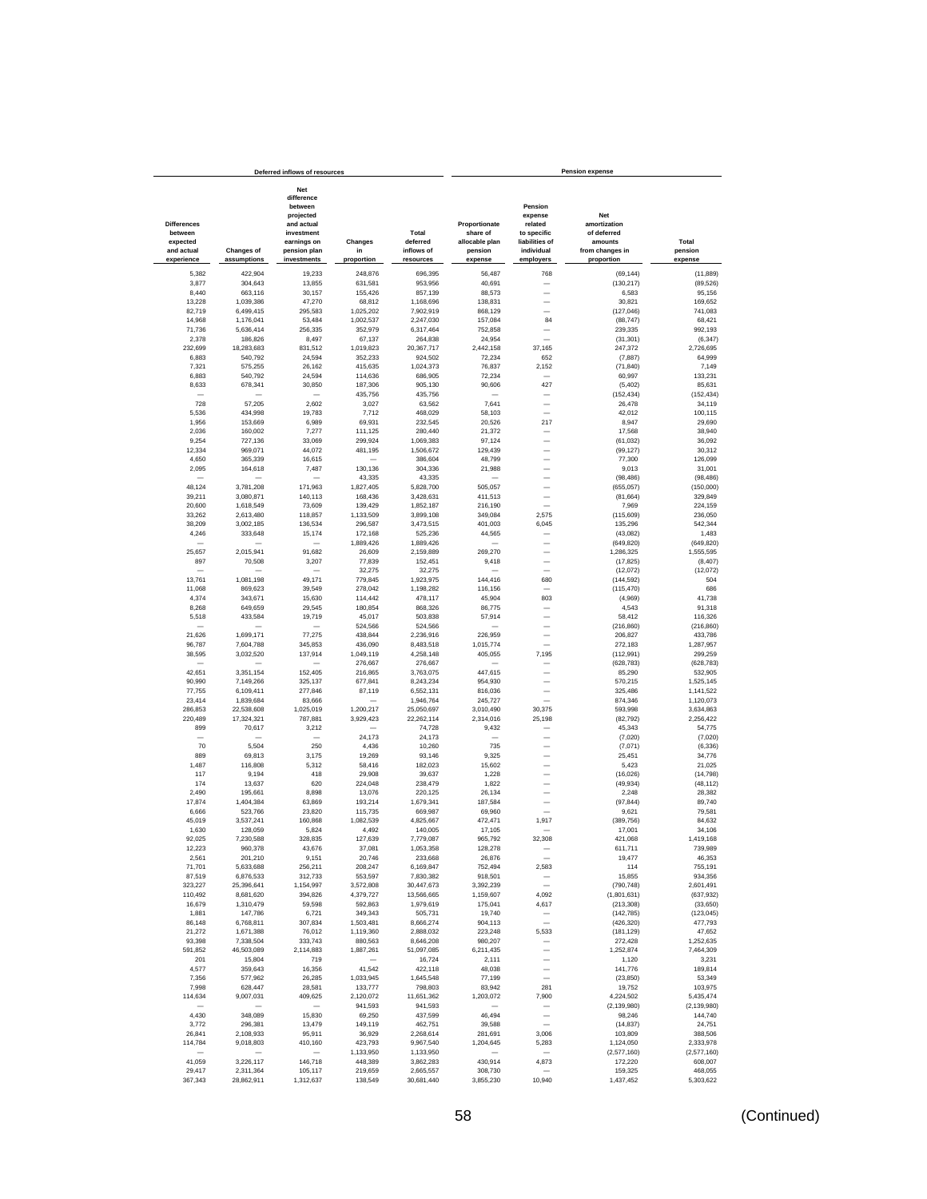| Deferred inflows of resources | | | | | Pension expense | | | |
|---|---|---|---|---|---|---|---|---|
| Differences between expected and actual experience | Changes of assumptions | Net difference between projected and actual investment earnings on pension plan investments | Changes in proportion | Total deferred inflows of resources | Proportionate share of allocable plan pension expense | Pension expense related to specific liabilities of individual employers | Net amortization of deferred amounts from changes in proportion | Total pension expense |
| 5,382 | 422,904 | 19,233 | 248,876 | 696,395 | 56,487 | 768 | (69,144) | (11,889) |
| 3,877 | 304,643 | 13,855 | 631,581 | 953,956 | 40,691 | — | (130,217) | (89,526) |
| 8,440 | 663,116 | 30,157 | 155,426 | 857,139 | 88,573 | — | 6,583 | 95,156 |
| 13,228 | 1,039,386 | 47,270 | 68,812 | 1,168,696 | 138,831 | — | 30,821 | 169,652 |
| 82,719 | 6,499,415 | 295,583 | 1,025,202 | 7,902,919 | 868,129 | — | (127,046) | 741,083 |
| 14,968 | 1,176,041 | 53,484 | 1,002,537 | 2,247,030 | 157,084 | 84 | (88,747) | 68,421 |
| 71,736 | 5,636,414 | 256,335 | 352,979 | 6,317,464 | 752,858 | — | 239,335 | 992,193 |
| 2,378 | 186,826 | 8,497 | 67,137 | 264,838 | 24,954 | — | (31,301) | (6,347) |
| 232,699 | 18,283,683 | 831,512 | 1,019,823 | 20,367,717 | 2,442,158 | 37,165 | 247,372 | 2,726,695 |
| 6,883 | 540,792 | 24,594 | 352,233 | 924,502 | 72,234 | 652 | (7,887) | 64,999 |
| 7,321 | 575,255 | 26,162 | 415,635 | 1,024,373 | 76,837 | 2,152 | (71,840) | 7,149 |
| 6,883 | 540,792 | 24,594 | 114,636 | 686,905 | 72,234 | — | 60,997 | 133,231 |
| 8,633 | 678,341 | 30,850 | 187,306 | 905,130 | 90,606 | 427 | (5,402) | 85,631 |
| — | — | — | 435,756 | 435,756 | — | — | (152,434) | (152,434) |
| 728 | 57,205 | 2,602 | 3,027 | 63,562 | 7,641 | — | 26,478 | 34,119 |
| 5,536 | 434,998 | 19,783 | 7,712 | 468,029 | 58,103 | — | 42,012 | 100,115 |
| 1,956 | 153,669 | 6,989 | 69,931 | 232,545 | 20,526 | 217 | 8,947 | 29,690 |
| 2,036 | 160,002 | 7,277 | 111,125 | 280,440 | 21,372 | — | 17,568 | 38,940 |
| 9,254 | 727,136 | 33,069 | 299,924 | 1,069,383 | 97,124 | — | (61,032) | 36,092 |
| 12,334 | 969,071 | 44,072 | 481,195 | 1,506,672 | 129,439 | — | (99,127) | 30,312 |
| 4,650 | 365,339 | 16,615 | — | 386,604 | 48,799 | — | 77,300 | 126,099 |
| 2,095 | 164,618 | 7,487 | 130,136 | 304,336 | 21,988 | — | 9,013 | 31,001 |
| — | — | — | 43,335 | 43,335 | — | — | (98,486) | (98,486) |
| 48,124 | 3,781,208 | 171,963 | 1,827,405 | 5,828,700 | 505,057 | — | (655,057) | (150,000) |
| 39,211 | 3,080,871 | 140,113 | 168,436 | 3,428,631 | 411,513 | — | (81,664) | 329,849 |
| 20,600 | 1,618,549 | 73,609 | 139,429 | 1,852,187 | 216,190 | — | 7,969 | 224,159 |
| 33,262 | 2,613,480 | 118,857 | 1,133,509 | 3,899,108 | 349,084 | 2,575 | (115,609) | 236,050 |
| 38,209 | 3,002,185 | 136,534 | 296,587 | 3,473,515 | 401,003 | 6,045 | 135,296 | 542,344 |
| 4,246 | 333,648 | 15,174 | 172,168 | 525,236 | 44,565 | — | (43,082) | 1,483 |
| — | — | — | 1,889,426 | 1,889,426 | — | — | (649,820) | (649,820) |
| 25,657 | 2,015,941 | 91,682 | 26,609 | 2,159,889 | 269,270 | — | 1,286,325 | 1,555,595 |
| 897 | 70,508 | 3,207 | 77,839 | 152,451 | 9,418 | — | (17,825) | (8,407) |
| — | — | — | 32,275 | 32,275 | — | — | (12,072) | (12,072) |
| 13,761 | 1,081,198 | 49,171 | 779,845 | 1,923,975 | 144,416 | 680 | (144,592) | 504 |
| 11,068 | 869,623 | 39,549 | 278,042 | 1,198,282 | 116,156 | — | (115,470) | 686 |
| 4,374 | 343,671 | 15,630 | 114,442 | 478,117 | 45,904 | 803 | (4,969) | 41,738 |
| 8,268 | 649,659 | 29,545 | 180,854 | 868,326 | 86,775 | — | 4,543 | 91,318 |
| 5,518 | 433,584 | 19,719 | 45,017 | 503,838 | 57,914 | — | 58,412 | 116,326 |
| — | — | — | 524,566 | 524,566 | — | — | (216,860) | (216,860) |
| 21,626 | 1,699,171 | 77,275 | 438,844 | 2,236,916 | 226,959 | — | 206,827 | 433,786 |
| 96,787 | 7,604,788 | 345,853 | 436,090 | 8,483,518 | 1,015,774 | — | 272,183 | 1,287,957 |
| 38,595 | 3,032,520 | 137,914 | 1,049,119 | 4,258,148 | 405,055 | 7,195 | (112,991) | 299,259 |
| — | — | — | 276,667 | 276,667 | — | — | (628,783) | (628,783) |
| 42,651 | 3,351,154 | 152,405 | 216,865 | 3,763,075 | 447,615 | — | 85,290 | 532,905 |
| 90,990 | 7,149,266 | 325,137 | 677,841 | 8,243,234 | 954,930 | — | 570,215 | 1,525,145 |
| 77,755 | 6,109,411 | 277,846 | 87,119 | 6,552,131 | 816,036 | — | 325,486 | 1,141,522 |
| 23,414 | 1,839,684 | 83,666 | — | 1,946,764 | 245,727 | — | 874,346 | 1,120,073 |
| 286,853 | 22,538,608 | 1,025,019 | 1,200,217 | 25,050,697 | 3,010,490 | 30,375 | 593,998 | 3,634,863 |
| 220,489 | 17,324,321 | 787,881 | 3,929,423 | 22,262,114 | 2,314,016 | 25,198 | (82,792) | 2,256,422 |
| 899 | 70,617 | 3,212 | — | 74,728 | 9,432 | — | 45,343 | 54,775 |
| — | — | — | 24,173 | 24,173 | — | — | (7,020) | (7,020) |
| 70 | 5,504 | 250 | 4,436 | 10,260 | 735 | — | (7,071) | (6,336) |
| 889 | 69,813 | 3,175 | 19,269 | 93,146 | 9,325 | — | 25,451 | 34,776 |
| 1,487 | 116,808 | 5,312 | 58,416 | 182,023 | 15,602 | — | 5,423 | 21,025 |
| 117 | 9,194 | 418 | 29,908 | 39,637 | 1,228 | — | (16,026) | (14,798) |
| 174 | 13,637 | 620 | 224,048 | 238,479 | 1,822 | — | (49,934) | (48,112) |
| 2,490 | 195,661 | 8,898 | 13,076 | 220,125 | 26,134 | — | 2,248 | 28,382 |
| 17,874 | 1,404,384 | 63,869 | 193,214 | 1,679,341 | 187,584 | — | (97,844) | 89,740 |
| 6,666 | 523,766 | 23,820 | 115,735 | 669,987 | 69,960 | — | 9,621 | 79,581 |
| 45,019 | 3,537,241 | 160,868 | 1,082,539 | 4,825,667 | 472,471 | 1,917 | (389,756) | 84,632 |
| 1,630 | 128,059 | 5,824 | 4,492 | 140,005 | 17,105 | — | 17,001 | 34,106 |
| 92,025 | 7,230,588 | 328,835 | 127,639 | 7,779,087 | 965,792 | 32,308 | 421,068 | 1,419,168 |
| 12,223 | 960,378 | 43,676 | 37,081 | 1,053,358 | 128,278 | — | 611,711 | 739,989 |
| 2,561 | 201,210 | 9,151 | 20,746 | 233,668 | 26,876 | — | 19,477 | 46,353 |
| 71,701 | 5,633,688 | 256,211 | 208,247 | 6,169,847 | 752,494 | 2,583 | 114 | 755,191 |
| 87,519 | 6,876,533 | 312,733 | 553,597 | 7,830,382 | 918,501 | — | 15,855 | 934,356 |
| 323,227 | 25,396,641 | 1,154,997 | 3,572,808 | 30,447,673 | 3,392,239 | — | (790,748) | 2,601,491 |
| 110,492 | 8,681,620 | 394,826 | 4,379,727 | 13,566,665 | 1,159,607 | 4,092 | (1,801,631) | (637,932) |
| 16,679 | 1,310,479 | 59,598 | 592,863 | 1,979,619 | 175,041 | 4,617 | (213,308) | (33,650) |
| 1,881 | 147,786 | 6,721 | 349,343 | 505,731 | 19,740 | — | (142,785) | (123,045) |
| 86,148 | 6,768,811 | 307,834 | 1,503,481 | 8,666,274 | 904,113 | — | (426,320) | 477,793 |
| 21,272 | 1,671,388 | 76,012 | 1,119,360 | 2,888,032 | 223,248 | 5,533 | (181,129) | 47,652 |
| 93,398 | 7,338,504 | 333,743 | 880,563 | 8,646,208 | 980,207 | — | 272,428 | 1,252,635 |
| 591,852 | 46,503,089 | 2,114,883 | 1,887,261 | 51,097,085 | 6,211,435 | — | 1,252,874 | 7,464,309 |
| 201 | 15,804 | 719 | — | 16,724 | 2,111 | — | 1,120 | 3,231 |
| 4,577 | 359,643 | 16,356 | 41,542 | 422,118 | 48,038 | — | 141,776 | 189,814 |
| 7,356 | 577,962 | 26,285 | 1,033,945 | 1,645,548 | 77,199 | — | (23,850) | 53,349 |
| 7,998 | 628,447 | 28,581 | 133,777 | 798,803 | 83,942 | 281 | 19,752 | 103,975 |
| 114,634 | 9,007,031 | 409,625 | 2,120,072 | 11,651,362 | 1,203,072 | 7,900 | 4,224,502 | 5,435,474 |
| — | — | — | 941,593 | 941,593 | — | — | (2,139,980) | (2,139,980) |
| 4,430 | 348,089 | 15,830 | 69,250 | 437,599 | 46,494 | — | 98,246 | 144,740 |
| 3,772 | 296,381 | 13,479 | 149,119 | 462,751 | 39,588 | — | (14,837) | 24,751 |
| 26,841 | 2,108,933 | 95,911 | 36,929 | 2,268,614 | 281,691 | 3,006 | 103,809 | 388,506 |
| 114,784 | 9,018,803 | 410,160 | 423,793 | 9,967,540 | 1,204,645 | 5,283 | 1,124,050 | 2,333,978 |
| — | — | — | 1,133,950 | 1,133,950 | — | — | (2,577,160) | (2,577,160) |
| 41,059 | 3,226,117 | 146,718 | 448,389 | 3,862,283 | 430,914 | 4,873 | 172,220 | 608,007 |
| 29,417 | 2,311,364 | 105,117 | 219,659 | 2,665,557 | 308,730 | — | 159,325 | 468,055 |
| 367,343 | 28,862,911 | 1,312,637 | 138,549 | 30,681,440 | 3,855,230 | 10,940 | 1,437,452 | 5,303,622 |

(Continued)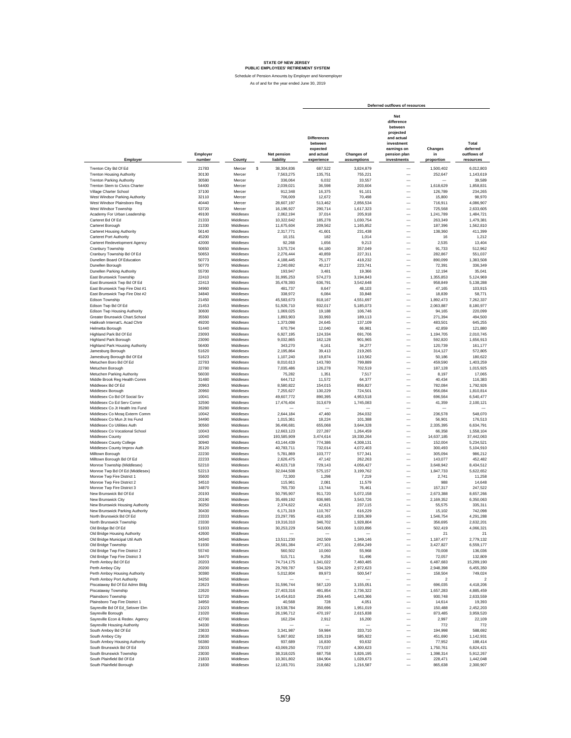# STATE OF NEW JERSEY
## PUBLIC EMPLOYEES' RETIREMENT SYSTEM

Schedule of Pension Amounts by Employer and Nonemployer

As of and for the year ended June 30, 2019

| Employer | Employer number | County | Net pension liability | Deferred outflows of resources: Differences between expected and actual experience | Changes of assumptions | Net difference between projected and actual investment earnings on pension plan investments | Changes in proportion | Total deferred outflows of resources |
|---|---|---|---|---|---|---|---|---|
| Trenton City Bd Of Ed | 21783 | Mercer | $ 38,304,836 | 687,522 | 3,824,879 | — | 1,500,402 | 6,012,803 |
| Trenton Housing Authority | 30130 | Mercer | 7,563,275 | 135,751 | 755,221 | — | 252,647 | 1,143,619 |
| Trenton Parking Authority | 30580 | Mercer | 336,064 | 6,032 | 33,557 | — | — | 39,589 |
| Trenton Stem to Civics Charter | 54400 | Mercer | 2,039,021 | 36,598 | 203,604 | — | 1,618,629 | 1,858,831 |
| Village Charter School | 37100 | Mercer | 912,348 | 16,375 | 91,101 | — | 126,789 | 234,265 |
| West Windsor Parking Authority | 32110 | Mercer | 706,009 | 12,672 | 70,498 | — | 15,800 | 98,970 |
| West Windsor Plainsboro Reg | 40440 | Mercer | 28,607,197 | 513,462 | 2,856,534 | — | 716,911 | 4,086,907 |
| West Windsor Township | 53720 | Mercer | 16,196,927 | 290,714 | 1,617,323 | — | 725,568 | 2,633,605 |
| Academy For Urban Leadership | 49100 | Middlesex | 2,062,194 | 37,014 | 205,918 | — | 1,241,789 | 1,484,721 |
| Carteret Bd Of Ed | 21333 | Middlesex | 10,322,642 | 185,278 | 1,030,754 | — | 263,349 | 1,479,381 |
| Carteret Borough | 21330 | Middlesex | 11,675,604 | 209,562 | 1,165,852 | — | 187,396 | 1,562,810 |
| Carteret Housing Authority | 56140 | Middlesex | 2,317,771 | 41,601 | 231,438 | — | 138,360 | 411,399 |
| Carteret Port Authority | 45200 | Middlesex | 10,151 | 182 | 1,014 | — | 16 | 1,212 |
| Carteret Redevelopment Agency | 42000 | Middlesex | 92,268 | 1,656 | 9,213 | — | 2,535 | 13,404 |
| Cranbury Township | 50650 | Middlesex | 3,575,724 | 64,180 | 357,049 | — | 91,733 | 512,962 |
| Cranbury Township Bd Of Ed | 50653 | Middlesex | 2,276,444 | 40,859 | 227,311 | — | 282,867 | 551,037 |
| Dunellen Board Of Education | 50773 | Middlesex | 4,188,445 | 75,177 | 418,232 | — | 890,099 | 1,383,508 |
| Dunellen Borough | 50770 | Middlesex | 2,240,692 | 40,217 | 223,741 | — | 72,391 | 336,349 |
| Dunellen Parking Authority | 55700 | Middlesex | 193,947 | 3,481 | 19,366 | — | 12,194 | 35,041 |
| East Brunswick Township | 22410 | Middlesex | 31,995,253 | 574,273 | 3,194,843 | — | 1,355,853 | 5,124,969 |
| East Brunswick Twp Bd Of Ed | 22413 | Middlesex | 35,478,393 | 636,791 | 3,542,648 | — | 958,849 | 5,138,288 |
| East Brunswick Twp Fire Dist #1 | 34960 | Middlesex | 481,737 | 8,647 | 48,103 | — | 47,165 | 103,915 |
| East Brunswick Twp Fire Dist #2 | 34840 | Middlesex | 338,972 | 6,084 | 33,848 | — | 18,839 | 58,771 |
| Edison Township | 21450 | Middlesex | 45,583,673 | 818,167 | 4,551,697 | — | 1,892,473 | 7,262,337 |
| Edison Twp Bd Of Ed | 21453 | Middlesex | 51,926,710 | 932,017 | 5,185,073 | — | 2,063,887 | 8,180,977 |
| Edison Twp Housing Authority | 30600 | Middlesex | 1,069,025 | 19,188 | 106,746 | — | 94,165 | 220,099 |
| Greater Brunswick Chart.School | 35560 | Middlesex | 1,893,903 | 33,993 | 189,113 | — | 271,394 | 494,500 |
| Hatikvah Internat'L Acad Chrtr | 49200 | Middlesex | 1,373,098 | 24,645 | 137,109 | — | 483,501 | 645,255 |
| Helmetta Borough | 51440 | Middlesex | 670,794 | 12,040 | 66,981 | — | 42,859 | 121,880 |
| Highland Park Bd Of Ed | 23093 | Middlesex | 6,927,195 | 124,334 | 691,706 | — | 1,194,705 | 2,010,745 |
| Highland Park Borough | 23090 | Middlesex | 9,032,865 | 162,128 | 901,965 | — | 592,820 | 1,656,913 |
| Highland Park Housing Authority | 56400 | Middlesex | 343,270 | 6,161 | 34,277 | — | 120,739 | 161,177 |
| Jamesburg Borough | 51620 | Middlesex | 2,195,864 | 39,413 | 219,265 | — | 314,127 | 572,805 |
| Jamesburg Borough Bd Of Ed | 51623 | Middlesex | 1,107,240 | 19,874 | 110,562 | — | 50,186 | 180,622 |
| Metuchen Boro Bd Of Ed | 22783 | Middlesex | 8,010,613 | 143,780 | 799,889 | — | 459,590 | 1,403,259 |
| Metuchen Borough | 22780 | Middlesex | 7,035,486 | 126,278 | 702,519 | — | 187,128 | 1,015,925 |
| Metuchen Parking Authority | 56030 | Middlesex | 75,282 | 1,351 | 7,517 | — | 8,197 | 17,065 |
| Middle Brook Reg Health Comm | 31480 | Middlesex | 644,712 | 11,572 | 64,377 | — | 40,434 | 116,383 |
| Middlesex Bd Of Ed | 20963 | Middlesex | 8,580,822 | 154,015 | 856,827 | — | 782,084 | 1,792,926 |
| Middlesex Borough | 20960 | Middlesex | 7,255,627 | 130,229 | 724,501 | — | 956,084 | 1,810,814 |
| Middlesex Co Bd Of Social Srv | 10041 | Middlesex | 49,607,772 | 890,395 | 4,953,518 | — | 696,564 | 6,540,477 |
| Middlesex Co Ed Serv Comm | 32590 | Middlesex | 17,476,404 | 313,679 | 1,745,083 | — | 41,359 | 2,100,121 |
| Middlesex Co Jt Health Ins Fund | 35280 | Middlesex | — | — | — | — | — | — |
| Middlesex Co Mosq Exterm Comm | 10042 | Middlesex | 2,644,184 | 47,460 | 264,032 | — | 236,578 | 548,070 |
| Middlesex Co Mun Jt Ins Fund | 34490 | Middlesex | 1,015,961 | 18,224 | 101,388 | — | 56,901 | 176,513 |
| Middlesex Co Utilities Auth | 30560 | Middlesex | 36,496,681 | 655,068 | 3,644,328 | — | 2,335,395 | 6,634,791 |
| Middlesex Co Vocational School | 10043 | Middlesex | 12,663,123 | 227,287 | 1,264,459 | — | 66,358 | 1,558,104 |
| Middlesex County | 10040 | Middlesex | 193,585,909 | 3,474,614 | 19,330,264 | — | 14,637,185 | 37,442,063 |
| Middlesex County College | 30940 | Middlesex | 43,144,439 | 774,386 | 4,308,131 | — | 152,004 | 5,234,521 |
| Middlesex County Improv Auth | 35120 | Middlesex | 40,783,711 | 732,014 | 4,072,403 | — | 300,493 | 5,104,910 |
| Milltown Borough | 22230 | Middlesex | 5,781,869 | 103,777 | 577,341 | — | 305,094 | 986,212 |
| Milltown Borough Bd Of Ed | 22233 | Middlesex | 2,626,475 | 47,142 | 262,263 | — | 143,077 | 452,482 |
| Monroe Township (Middlesex) | 52210 | Middlesex | 40,623,718 | 729,143 | 4,056,427 | — | 3,648,942 | 8,434,512 |
| Monroe Twp Bd Of Ed (Middlesex) | 52213 | Middlesex | 32,044,508 | 575,157 | 3,199,762 | — | 1,847,733 | 5,622,652 |
| Monroe Twp Fire District 1 | 35600 | Middlesex | 72,300 | 1,298 | 7,219 | — | 2,741 | 11,258 |
| Monroe Twp Fire District 2 | 34510 | Middlesex | 115,961 | 2,081 | 11,579 | — | 988 | 14,648 |
| Monroe Twp Fire District 3 | 34870 | Middlesex | 765,730 | 13,744 | 76,461 | — | 157,317 | 247,522 |
| New Brunswick Bd Of Ed | 20193 | Middlesex | 50,795,907 | 911,720 | 5,072,158 | — | 2,673,388 | 8,657,266 |
| New Brunswick City | 20190 | Middlesex | 35,489,192 | 636,985 | 3,543,726 | — | 2,169,352 | 6,350,063 |
| New Brunswick Housing Authority | 30250 | Middlesex | 2,374,622 | 42,621 | 237,115 | — | 55,575 | 335,311 |
| New Brunswick Parking Authority | 30430 | Middlesex | 6,171,319 | 110,767 | 616,229 | — | 15,102 | 742,098 |
| North Brunswick Bd Of Ed | 23333 | Middlesex | 23,297,785 | 418,165 | 2,326,369 | — | 1,546,754 | 4,291,288 |
| North Brunswick Township | 23330 | Middlesex | 19,316,310 | 346,702 | 1,928,804 | — | 356,695 | 2,632,201 |
| Old Bridge Bd Of Ed | 51933 | Middlesex | 30,253,229 | 543,006 | 3,020,896 | — | 502,419 | 4,066,321 |
| Old Bridge Housing Authority | 42600 | Middlesex | — | — | — | — | 21 | 21 |
| Old Bridge Municipal Util Auth | 34340 | Middlesex | 13,511,230 | 242,509 | 1,349,146 | — | 1,187,477 | 2,779,132 |
| Old Bridge Township | 51930 | Middlesex | 26,581,384 | 477,101 | 2,654,249 | — | 3,427,827 | 6,559,177 |
| Old Bridge Twp Fire District 2 | 55740 | Middlesex | 560,502 | 10,060 | 55,968 | — | 70,008 | 136,036 |
| Old Bridge Twp Fire District 3 | 34470 | Middlesex | 515,711 | 9,256 | 51,496 | — | 72,057 | 132,809 |
| Perth Amboy Bd Of Ed | 20203 | Middlesex | 74,714,175 | 1,341,022 | 7,460,485 | — | 6,487,683 | 15,289,190 |
| Perth Amboy City | 20200 | Middlesex | 29,769,787 | 534,329 | 2,972,623 | — | 2,948,398 | 6,455,350 |
| Perth Amboy Housing Authority | 30380 | Middlesex | 5,012,804 | 89,973 | 500,547 | — | 158,504 | 749,024 |
| Perth Amboy Port Authority | 34250 | Middlesex | — | — | — | — | 2 | 2 |
| Piscataway Bd Of Ed Admn Bldg | 22623 | Middlesex | 31,596,744 | 567,120 | 3,155,051 | — | 696,035 | 4,418,206 |
| Piscataway Township | 22620 | Middlesex | 27,403,316 | 491,854 | 2,736,322 | — | 1,657,283 | 4,885,459 |
| Plainsboro Township | 52720 | Middlesex | 14,454,810 | 259,445 | 1,443,366 | — | 930,748 | 2,633,559 |
| Plainsboro Twp Fire District 1 | 34950 | Middlesex | 40,568 | 728 | 4,051 | — | 14,614 | 19,393 |
| Sayreville Bd Of Ed_Selover Elm | 21023 | Middlesex | 19,538,784 | 350,696 | 1,951,019 | — | 150,488 | 2,452,203 |
| Sayreville Borough | 21020 | Middlesex | 26,196,712 | 470,197 | 2,615,838 | — | 873,485 | 3,959,520 |
| Sayreville Econ & Redev. Agency | 42700 | Middlesex | 162,234 | 2,912 | 16,200 | — | 2,997 | 22,109 |
| Sayreville Housing Authority | 34330 | Middlesex | — | — | — | — | 772 | 772 |
| South Amboy Bd Of Ed | 23633 | Middlesex | 3,341,987 | 59,984 | 333,710 | — | 194,998 | 588,692 |
| South Amboy City | 23630 | Middlesex | 5,867,802 | 105,319 | 585,922 | — | 451,690 | 1,142,931 |
| South Amboy Housing Authority | 56380 | Middlesex | 937,689 | 16,830 | 93,632 | — | 77,952 | 188,414 |
| South Brunswick Bd Of Ed | 23033 | Middlesex | 43,069,250 | 773,037 | 4,300,623 | — | 1,750,761 | 6,824,421 |
| South Brunswick Township | 23030 | Middlesex | 38,318,025 | 687,758 | 3,826,195 | — | 1,398,314 | 5,912,267 |
| South Plainfield Bd Of Ed | 21833 | Middlesex | 10,301,802 | 184,904 | 1,028,673 | — | 228,471 | 1,442,048 |
| South Plainfield Borough | 21830 | Middlesex | 12,183,701 | 218,682 | 1,216,587 | — | 865,638 | 2,300,907 |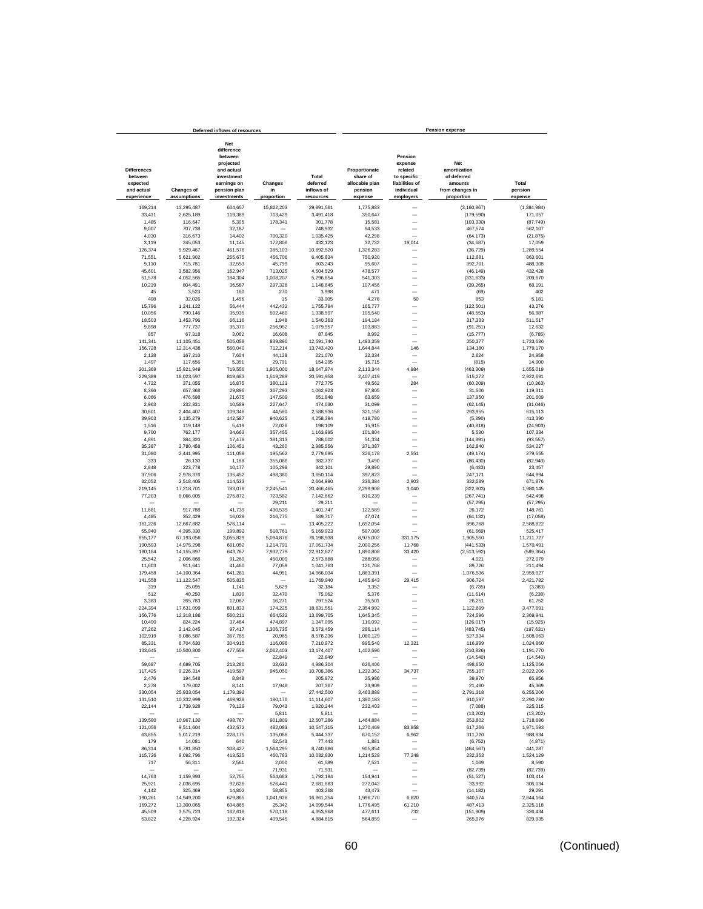| Deferred inflows of resources | | | | | Pension expense | | | |
|---|---|---|---|---|---|---|---|---|
| Differences between expected and actual experience | Changes of assumptions | Net difference between projected and actual investment earnings on pension plan investments | Changes in proportion | Total deferred inflows of resources | Proportionate share of allocable plan pension expense | Pension expense related to specific liabilities of individual employers | Net amortization of deferred amounts from changes in proportion | Total pension expense |
| 169,214 | 13,295,487 | 604,657 | 15,822,203 | 29,891,561 | 1,775,883 | — | (3,160,867) | (1,384,984) |
| 33,411 | 2,625,189 | 119,389 | 713,429 | 3,491,418 | 350,647 | — | (179,590) | 171,057 |
| 1,485 | 116,647 | 5,305 | 178,341 | 301,778 | 15,581 | — | (103,330) | (87,749) |
| 9,007 | 707,738 | 32,187 | — | 748,932 | 94,533 | — | 467,574 | 562,107 |
| 4,030 | 316,673 | 14,402 | 700,320 | 1,035,425 | 42,298 | — | (64,173) | (21,875) |
| 3,119 | 245,053 | 11,145 | 172,806 | 432,123 | 32,732 | 19,014 | (34,687) | 17,059 |
| 126,374 | 9,929,467 | 451,576 | 385,103 | 10,892,520 | 1,326,283 | — | (36,729) | 1,289,554 |
| 71,551 | 5,621,902 | 255,675 | 456,706 | 6,405,834 | 750,920 | — | 112,681 | 863,601 |
| 9,110 | 715,781 | 32,553 | 45,799 | 803,243 | 95,607 | — | 392,701 | 488,308 |
| 45,601 | 3,582,956 | 162,947 | 713,025 | 4,504,529 | 478,577 | — | (46,149) | 432,428 |
| 51,578 | 4,052,565 | 184,304 | 1,008,207 | 5,296,654 | 541,303 | — | (331,633) | 209,670 |
| 10,239 | 804,491 | 36,587 | 297,328 | 1,148,645 | 107,456 | — | (39,265) | 68,191 |
| 45 | 3,523 | 160 | 270 | 3,998 | 471 | — | (69) | 402 |
| 408 | 32,026 | 1,456 | 15 | 33,905 | 4,278 | 50 | 853 | 5,181 |
| 15,796 | 1,241,122 | 56,444 | 442,432 | 1,755,794 | 165,777 | — | (122,501) | 43,276 |
| 10,056 | 790,146 | 35,935 | 502,460 | 1,338,597 | 105,540 | — | (48,553) | 56,987 |
| 18,503 | 1,453,796 | 66,116 | 1,948 | 1,540,363 | 194,184 | — | 317,333 | 511,517 |
| 9,898 | 777,737 | 35,370 | 256,952 | 1,079,957 | 103,883 | — | (91,251) | 12,632 |
| 857 | 67,318 | 3,062 | 16,608 | 87,845 | 8,992 | — | (15,777) | (6,785) |
| 141,341 | 11,105,451 | 505,058 | 839,890 | 12,591,740 | 1,483,359 | — | 250,277 | 1,733,636 |
| 156,728 | 12,314,438 | 560,040 | 712,214 | 13,743,420 | 1,644,844 | 146 | 134,180 | 1,779,170 |
| 2,128 | 167,210 | 7,604 | 44,128 | 221,070 | 22,334 | — | 2,624 | 24,958 |
| 1,497 | 117,656 | 5,351 | 29,791 | 154,295 | 15,715 | — | (815) | 14,900 |
| 201,369 | 15,821,949 | 719,556 | 1,905,000 | 18,647,874 | 2,113,344 | 4,984 | (463,309) | 1,655,019 |
| 229,389 | 18,023,597 | 819,683 | 1,519,289 | 20,591,958 | 2,407,419 | — | 515,272 | 2,922,691 |
| 4,722 | 371,055 | 16,875 | 380,123 | 772,775 | 49,562 | 284 | (60,209) | (10,363) |
| 8,366 | 657,368 | 29,896 | 367,293 | 1,062,923 | 87,805 | — | 31,506 | 119,311 |
| 6,066 | 476,598 | 21,675 | 147,509 | 651,848 | 63,659 | — | 137,950 | 201,609 |
| 2,963 | 232,831 | 10,589 | 227,647 | 474,030 | 31,099 | — | (62,145) | (31,046) |
| 30,601 | 2,404,407 | 109,348 | 44,580 | 2,588,936 | 321,158 | — | 293,955 | 615,113 |
| 39,903 | 3,135,279 | 142,587 | 940,625 | 4,258,394 | 418,780 | — | (5,390) | 413,390 |
| 1,516 | 119,148 | 5,419 | 72,026 | 198,109 | 15,915 | — | (40,818) | (24,903) |
| 9,700 | 762,177 | 34,663 | 357,455 | 1,163,995 | 101,804 | — | 5,530 | 107,334 |
| 4,891 | 384,320 | 17,478 | 381,313 | 788,002 | 51,334 | — | (144,891) | (93,557) |
| 35,387 | 2,780,458 | 126,451 | 43,260 | 2,985,556 | 371,387 | — | 162,840 | 534,227 |
| 31,080 | 2,441,995 | 111,058 | 195,562 | 2,779,695 | 326,178 | 2,551 | (49,174) | 279,555 |
| 333 | 26,130 | 1,188 | 355,086 | 382,737 | 3,490 | — | (86,430) | (82,940) |
| 2,848 | 223,778 | 10,177 | 105,298 | 342,101 | 29,890 | — | (6,433) | 23,457 |
| 37,906 | 2,978,376 | 135,452 | 498,380 | 3,650,114 | 397,823 | — | 247,171 | 644,994 |
| 32,052 | 2,518,405 | 114,533 | — | 2,664,990 | 336,384 | 2,903 | 332,589 | 671,876 |
| 219,145 | 17,218,701 | 783,078 | 2,245,541 | 20,466,465 | 2,299,908 | 3,040 | (322,803) | 1,980,145 |
| 77,203 | 6,066,005 | 275,872 | 723,582 | 7,142,662 | 810,239 | — | (267,741) | 542,498 |
| — | — | — | 29,211 | 29,211 | — | — | (57,295) | (57,295) |
| 11,681 | 917,788 | 41,739 | 430,539 | 1,401,747 | 122,589 | — | 26,172 | 148,761 |
| 4,485 | 352,429 | 16,028 | 216,775 | 589,717 | 47,074 | — | (64,132) | (17,058) |
| 161,226 | 12,667,882 | 576,114 | — | 13,405,222 | 1,692,054 | — | 896,768 | 2,588,822 |
| 55,940 | 4,395,330 | 199,892 | 518,761 | 5,169,923 | 587,086 | — | (61,669) | 525,417 |
| 855,177 | 67,193,056 | 3,055,829 | 5,094,876 | 76,198,938 | 8,975,002 | 331,175 | 1,905,550 | 11,211,727 |
| 190,593 | 14,975,298 | 681,052 | 1,214,791 | 17,061,734 | 2,000,256 | 11,768 | (441,533) | 1,570,491 |
| 180,164 | 14,155,897 | 643,787 | 7,932,779 | 22,912,627 | 1,890,808 | 33,420 | (2,513,592) | (589,364) |
| 25,542 | 2,006,868 | 91,269 | 450,009 | 2,573,688 | 268,058 | — | 4,021 | 272,079 |
| 11,603 | 911,641 | 41,460 | 77,059 | 1,041,763 | 121,768 | — | 89,726 | 211,494 |
| 179,458 | 14,100,364 | 641,261 | 44,951 | 14,966,034 | 1,883,391 | — | 1,076,536 | 2,959,927 |
| 141,558 | 11,122,547 | 505,835 | — | 11,769,940 | 1,485,643 | 29,415 | 906,724 | 2,421,782 |
| 319 | 25,095 | 1,141 | 5,629 | 32,184 | 3,352 | — | (6,735) | (3,383) |
| 512 | 40,250 | 1,830 | 32,470 | 75,062 | 5,376 | — | (11,614) | (6,238) |
| 3,383 | 265,783 | 12,087 | 16,271 | 297,524 | 35,501 | — | 26,251 | 61,752 |
| 224,394 | 17,631,099 | 801,833 | 174,225 | 18,831,551 | 2,354,992 | — | 1,122,699 | 3,477,691 |
| 156,776 | 12,318,186 | 560,211 | 664,532 | 13,699,705 | 1,645,345 | — | 724,596 | 2,369,941 |
| 10,490 | 824,224 | 37,484 | 474,897 | 1,347,095 | 110,092 | — | (126,017) | (15,925) |
| 27,262 | 2,142,045 | 97,417 | 1,306,735 | 3,573,459 | 286,114 | — | (483,745) | (197,631) |
| 102,919 | 8,086,587 | 367,765 | 20,965 | 8,578,236 | 1,080,129 | — | 527,934 | 1,608,063 |
| 85,331 | 6,704,630 | 304,915 | 116,096 | 7,210,972 | 895,540 | 12,321 | 116,999 | 1,024,860 |
| 133,645 | 10,500,800 | 477,559 | 2,062,403 | 13,174,407 | 1,402,596 | — | (210,826) | 1,191,770 |
| — | — | — | 22,849 | 22,849 | — | — | (14,540) | (14,540) |
| 59,687 | 4,689,705 | 213,280 | 23,632 | 4,986,304 | 626,406 | — | 498,650 | 1,125,056 |
| 117,425 | 9,226,314 | 419,597 | 945,050 | 10,708,386 | 1,232,362 | 34,737 | 755,107 | 2,022,206 |
| 2,476 | 194,548 | 8,848 | — | 205,872 | 25,986 | — | 39,970 | 65,956 |
| 2,278 | 179,002 | 8,141 | 17,946 | 207,367 | 23,909 | — | 21,460 | 45,369 |
| 330,054 | 25,933,054 | 1,179,392 | — | 27,442,500 | 3,463,888 | — | 2,791,318 | 6,255,206 |
| 131,510 | 10,332,999 | 469,928 | 180,170 | 11,114,607 | 1,380,183 | — | 910,597 | 2,290,780 |
| 22,144 | 1,739,928 | 79,129 | 79,043 | 1,920,244 | 232,403 | — | (7,088) | 225,315 |
| — | — | — | 5,811 | 5,811 | — | — | (13,202) | (13,202) |
| 139,580 | 10,967,130 | 498,767 | 901,809 | 12,507,286 | 1,464,884 | — | 253,802 | 1,718,686 |
| 121,056 | 9,511,604 | 432,572 | 482,083 | 10,547,315 | 1,270,469 | 83,858 | 617,266 | 1,971,593 |
| 63,855 | 5,017,219 | 228,175 | 135,088 | 5,444,337 | 670,152 | 6,962 | 311,720 | 988,834 |
| 179 | 14,081 | 640 | 62,543 | 77,443 | 1,881 | — | (6,752) | (4,871) |
| 86,314 | 6,781,850 | 308,427 | 1,564,295 | 8,740,886 | 905,854 | — | (464,567) | 441,287 |
| 115,726 | 9,092,796 | 413,525 | 460,783 | 10,082,830 | 1,214,528 | 77,248 | 232,353 | 1,524,129 |
| 717 | 56,311 | 2,561 | 2,000 | 61,589 | 7,521 | — | 1,069 | 8,590 |
| — | — | — | 71,931 | 71,931 | — | — | (82,739) | (82,739) |
| 14,763 | 1,159,993 | 52,755 | 564,683 | 1,792,194 | 154,941 | — | (51,527) | 103,414 |
| 25,921 | 2,036,695 | 92,626 | 526,441 | 2,681,683 | 272,042 | — | 33,992 | 306,034 |
| 4,142 | 325,469 | 14,802 | 58,855 | 403,268 | 43,473 | — | (14,182) | 29,291 |
| 190,261 | 14,949,200 | 679,865 | 1,041,928 | 16,861,254 | 1,996,770 | 6,820 | 840,574 | 2,844,164 |
| 169,272 | 13,300,065 | 604,865 | 25,342 | 14,099,544 | 1,776,495 | 61,210 | 487,413 | 2,325,118 |
| 45,509 | 3,575,723 | 162,618 | 570,118 | 4,353,968 | 477,611 | 732 | (151,909) | 326,434 |
| 53,822 | 4,228,924 | 192,324 | 409,545 | 4,884,615 | 564,859 | — | 265,076 | 829,935 |

(Continued)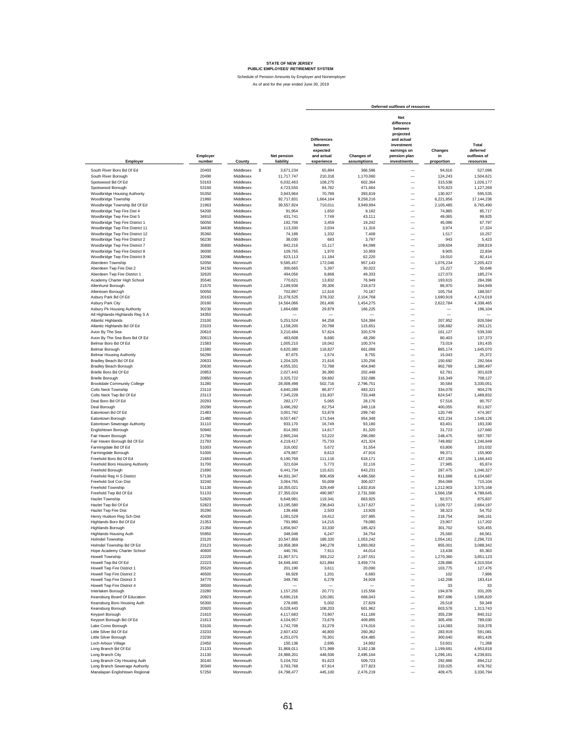**STATE OF NEW JERSEY**
**PUBLIC EMPLOYEES' RETIREMENT SYSTEM**

Schedule of Pension Amounts by Employer and Nonemployer

As of and for the year ended June 30, 2019

| Employer | Employer number | County | Net pension liability | Deferred outflows of resources | | | | |
|---|---|---|---|---|---|---|---|---|
| | | | | Differences between expected and actual experience | Changes of assumptions | Net difference between projected and actual investment earnings on pension plan investments | Changes in proportion | Total deferred outflows of resources |
| South River Boro Bd Of Ed | 20493 | Middlesex | $ 3,671,234 | 65,894 | 366,586 | — | 94,616 | 527,096 |
| South River Borough | 20490 | Middlesex | 11,717,747 | 210,318 | 1,170,060 | — | 124,243 | 1,504,621 |
| Spotswood Bd Of Ed | 53163 | Middlesex | 6,032,463 | 108,275 | 602,364 | — | 315,538 | 1,026,177 |
| Spotswood Borough | 53160 | Middlesex | 4,723,550 | 84,782 | 471,664 | — | 570,823 | 1,127,269 |
| Woodbridge Housing Authority | 55350 | Middlesex | 3,943,964 | 70,789 | 393,819 | — | 130,927 | 595,535 |
| Woodbridge Township | 21960 | Middlesex | 92,717,831 | 1,664,164 | 9,258,216 | — | 6,221,856 | 17,144,236 |
| Woodbridge Township Bd Of Ed | 21963 | Middlesex | 39,557,824 | 710,011 | 3,949,994 | — | 2,105,485 | 6,765,490 |
| Woodbridge Twp Fire Dist 4 | 54200 | Middlesex | 91,954 | 1,650 | 9,182 | — | 74,885 | 85,717 |
| Woodbridge Twp Fire Dist 5 | 34910 | Middlesex | 431,741 | 7,749 | 43,111 | — | 49,065 | 99,925 |
| Woodbridge Twp Fire District 1 | 56050 | Middlesex | 192,706 | 3,459 | 19,242 | — | 45,096 | 67,797 |
| Woodbridge Twp Fire District 11 | 34830 | Middlesex | 113,330 | 2,034 | 11,316 | — | 3,974 | 17,324 |
| Woodbridge Twp Fire District 12 | 35360 | Middlesex | 74,189 | 1,332 | 7,408 | — | 1,517 | 10,257 |
| Woodbridge Twp Fire District 2 | 56230 | Middlesex | 38,030 | 683 | 3,797 | — | 943 | 5,423 |
| Woodbridge Twp Fire District 7 | 35800 | Middlesex | 842,216 | 15,117 | 84,098 | — | 109,604 | 208,819 |
| Woodbridge Twp Fire District 8 | 36000 | Middlesex | 109,755 | 1,970 | 10,959 | — | 9,905 | 22,834 |
| Woodbridge Twp Fire District 9 | 32090 | Middlesex | 623,113 | 11,184 | 62,220 | — | 19,010 | 92,414 |
| Aberdeen Township | 52050 | Monmouth | 9,585,457 | 172,046 | 957,143 | — | 1,076,234 | 2,205,423 |
| Aberdeen Twp Fire Dist 2 | 34150 | Monmouth | 300,665 | 5,397 | 30,022 | — | 15,227 | 50,646 |
| Aberdeen Twp Fire District 1 | 32620 | Monmouth | 494,056 | 8,868 | 49,333 | — | 127,073 | 185,274 |
| Academy Charter High School | 35540 | Monmouth | 770,621 | 13,832 | 76,949 | — | 193,615 | 284,396 |
| Allenhurst Borough | 21570 | Monmouth | 2,189,936 | 39,306 | 218,673 | — | 86,970 | 344,949 |
| Allentown Borough | 50050 | Monmouth | 702,897 | 12,616 | 70,187 | — | 105,754 | 188,557 |
| Asbury Park Bd Of Ed | 20163 | Monmouth | 21,078,525 | 378,332 | 2,104,768 | — | 1,690,919 | 4,174,019 |
| Asbury Park City | 20160 | Monmouth | 14,564,066 | 261,406 | 1,454,275 | — | 2,622,784 | 4,338,465 |
| Asbury Pk Housing Authority | 30230 | Monmouth | 1,664,686 | 29,879 | 166,225 | — | — | 196,104 |
| Atl Highlands-Highlands Reg S A | 34350 | Monmouth | — | — | — | — | — | — |
| Atlantic Highlands | 23100 | Monmouth | 5,251,524 | 94,258 | 524,384 | — | 207,952 | 826,594 |
| Atlantic Highlands Bd Of Ed | 23103 | Monmouth | 1,158,200 | 20,788 | 115,651 | — | 156,682 | 293,121 |
| Avon By The Sea | 20610 | Monmouth | 3,210,484 | 57,624 | 320,579 | — | 161,127 | 539,330 |
| Avon By The Sea Boro Bd Of Ed | 20613 | Monmouth | 483,608 | 8,680 | 48,290 | — | 80,403 | 137,373 |
| Belmar Boro Bd Of Ed | 21583 | Monmouth | 1,005,210 | 18,042 | 100,374 | — | 73,019 | 191,435 |
| Belmar Borough | 21580 | Monmouth | 6,620,380 | 118,827 | 661,069 | — | 865,174 | 1,645,070 |
| Belmar Housing Authority | 56290 | Monmouth | 87,675 | 1,574 | 8,755 | — | 15,043 | 25,372 |
| Bradley Beach Bd Of Ed | 20633 | Monmouth | 1,204,325 | 21,616 | 120,256 | — | 150,692 | 292,564 |
| Bradley Beach Borough | 20630 | Monmouth | 4,055,331 | 72,788 | 404,940 | — | 902,769 | 1,380,497 |
| Brielle Boro Bd Of Ed | 20853 | Monmouth | 2,027,443 | 36,390 | 202,448 | — | 62,791 | 301,629 |
| Brielle Borough | 20850 | Monmouth | 3,325,722 | 59,692 | 332,086 | — | 316,349 | 708,127 |
| Brookdale Community College | 31280 | Monmouth | 28,008,498 | 502,716 | 2,796,751 | — | 30,584 | 3,330,051 |
| Colts Neck Township | 23110 | Monmouth | 4,840,289 | 86,877 | 483,321 | — | 334,078 | 904,276 |
| Colts Neck Twp Bd Of Ed | 23113 | Monmouth | 7,345,228 | 131,837 | 733,448 | — | 624,547 | 1,489,832 |
| Deal Boro Bd Of Ed | 20293 | Monmouth | 282,177 | 5,065 | 28,176 | — | 57,516 | 90,757 |
| Deal Borough | 20290 | Monmouth | 3,496,292 | 62,754 | 349,118 | — | 400,055 | 811,927 |
| Eatontown Bd Of Ed | 21483 | Monmouth | 3,001,792 | 53,878 | 299,740 | — | 120,749 | 474,367 |
| Eatontown Borough | 21480 | Monmouth | 9,557,467 | 171,544 | 954,348 | — | 422,234 | 1,548,126 |
| Eatontown Sewerage Authority | 31110 | Monmouth | 933,170 | 16,749 | 93,180 | — | 83,401 | 193,330 |
| Englishtown Borough | 50940 | Monmouth | 814,393 | 14,617 | 81,320 | — | 31,723 | 127,660 |
| Fair Haven Borough | 21790 | Monmouth | 2,965,244 | 53,222 | 296,090 | — | 248,475 | 597,787 |
| Fair Haven Borough Bd Of Ed | 21793 | Monmouth | 4,219,417 | 75,733 | 421,324 | — | 749,892 | 1,246,949 |
| Farmingdale Bd Of Ed | 51003 | Monmouth | 316,002 | 5,672 | 31,554 | — | 63,806 | 101,032 |
| Farmingdale Borough | 51000 | Monmouth | 479,867 | 8,613 | 47,916 | — | 99,371 | 155,900 |
| Freehold Boro Bd Of Ed | 21693 | Monmouth | 6,190,769 | 111,116 | 618,171 | — | 437,156 | 1,166,443 |
| Freehold Boro Housing Authority | 31700 | Monmouth | 321,634 | 5,773 | 32,116 | — | 27,985 | 65,874 |
| Freehold Borough | 21690 | Monmouth | 6,441,734 | 115,621 | 643,231 | — | 287,475 | 1,046,327 |
| Freehold Reg H S District | 57130 | Monmouth | 44,931,347 | 806,459 | 4,486,560 | — | 811,668 | 6,104,687 |
| Freehold Soil Con Dist | 32240 | Monmouth | 3,064,755 | 55,008 | 306,027 | — | 354,069 | 715,104 |
| Freehold Township | 51130 | Monmouth | 18,355,021 | 329,449 | 1,832,816 | — | 1,212,903 | 3,375,168 |
| Freehold Twp Bd Of Ed | 51133 | Monmouth | 27,355,024 | 490,987 | 2,731,500 | — | 1,566,158 | 4,788,645 |
| Hazlet Township | 52820 | Monmouth | 6,648,981 | 119,341 | 663,925 | — | 92,571 | 875,837 |
| Hazlet Twp Bd Of Ed | 52823 | Monmouth | 13,195,580 | 236,843 | 1,317,627 | — | 1,109,727 | 2,664,197 |
| Hazlet Twp Fire Dist | 35290 | Monmouth | 139,468 | 2,503 | 13,926 | — | 38,323 | 54,752 |
| Henry Hudson Reg Sch Dist | 40430 | Monmouth | 1,081,529 | 19,412 | 107,995 | — | 218,754 | 346,161 |
| Highlands Boro Bd Of Ed | 21353 | Monmouth | 791,960 | 14,215 | 79,080 | — | 23,907 | 117,202 |
| Highlands Borough | 21350 | Monmouth | 1,856,947 | 33,330 | 185,423 | — | 301,702 | 520,455 |
| Highlands Housing Auth | 55950 | Monmouth | 348,049 | 6,247 | 34,754 | — | 25,560 | 66,561 |
| Holmdel Township | 23120 | Monmouth | 10,547,858 | 189,320 | 1,053,242 | — | 1,054,161 | 2,296,723 |
| Holmdel Township Bd Of Ed | 23123 | Monmouth | 18,958,369 | 340,278 | 1,893,063 | — | 855,001 | 3,088,342 |
| Hope Academy Charter School | 40600 | Monmouth | 440,781 | 7,911 | 44,014 | — | 13,438 | 65,363 |
| Howell Township | 22220 | Monmouth | 21,907,571 | 393,212 | 2,187,551 | — | 1,270,360 | 3,851,123 |
| Howell Twp Bd Of Ed | 22223 | Monmouth | 34,648,440 | 621,894 | 3,459,774 | — | 228,886 | 4,310,554 |
| Howell Twp Fire District 1 | 35520 | Monmouth | 201,190 | 3,611 | 20,090 | — | 103,775 | 127,476 |
| Howell Twp Fire District 2 | 46500 | Monmouth | 66,928 | 1,201 | 6,683 | — | 102 | 7,986 |
| Howell Twp Fire District 3 | 34770 | Monmouth | 349,790 | 6,278 | 34,928 | — | 142,208 | 183,414 |
| Howell Twp Fire District 4 | 38500 | Monmouth | — | — | — | — | 33 | 33 |
| Interlaken Borough | 23280 | Monmouth | 1,157,255 | 20,771 | 115,556 | — | 194,878 | 331,205 |
| Keansburg Board Of Education | 20923 | Monmouth | 6,690,216 | 120,081 | 668,043 | — | 807,696 | 1,595,820 |
| Keansburg Boro Housing Auth | 56300 | Monmouth | 278,695 | 5,002 | 27,829 | — | 26,518 | 59,349 |
| Keansburg Borough | 20920 | Monmouth | 6,028,443 | 108,203 | 601,962 | — | 603,578 | 1,313,743 |
| Keyport Borough | 21610 | Monmouth | 4,117,683 | 73,907 | 411,166 | — | 355,239 | 840,312 |
| Keyport Borough Bd Of Ed | 21613 | Monmouth | 4,104,957 | 73,679 | 409,895 | — | 305,456 | 789,030 |
| Lake Como Borough | 53100 | Monmouth | 1,742,709 | 31,279 | 174,016 | — | 114,083 | 319,378 |
| Little Silver Bd Of Ed | 23233 | Monmouth | 2,607,432 | 46,800 | 260,362 | — | 283,919 | 591,081 |
| Little Silver Borough | 23230 | Monmouth | 4,251,075 | 76,301 | 424,485 | — | 300,640 | 801,426 |
| Loch Arbour Village | 23450 | Monmouth | 150,138 | 2,695 | 14,992 | — | 53,601 | 71,288 |
| Long Branch Bd Of Ed | 21133 | Monmouth | 31,868,011 | 571,989 | 3,182,138 | — | 1,199,691 | 4,953,818 |
| Long Branch City | 21130 | Monmouth | 24,988,201 | 448,506 | 2,495,164 | — | 1,296,161 | 4,239,831 |
| Long Branch City Housing Auth | 30140 | Monmouth | 5,104,702 | 91,623 | 509,723 | — | 292,866 | 894,212 |
| Long Branch Sewerage Authority | 30340 | Monmouth | 3,783,768 | 67,914 | 377,823 | — | 233,025 | 678,762 |
| Manalapan Englishtown Regional | 57250 | Monmouth | 24,798,477 | 445,100 | 2,476,219 | — | 409,475 | 3,330,794 |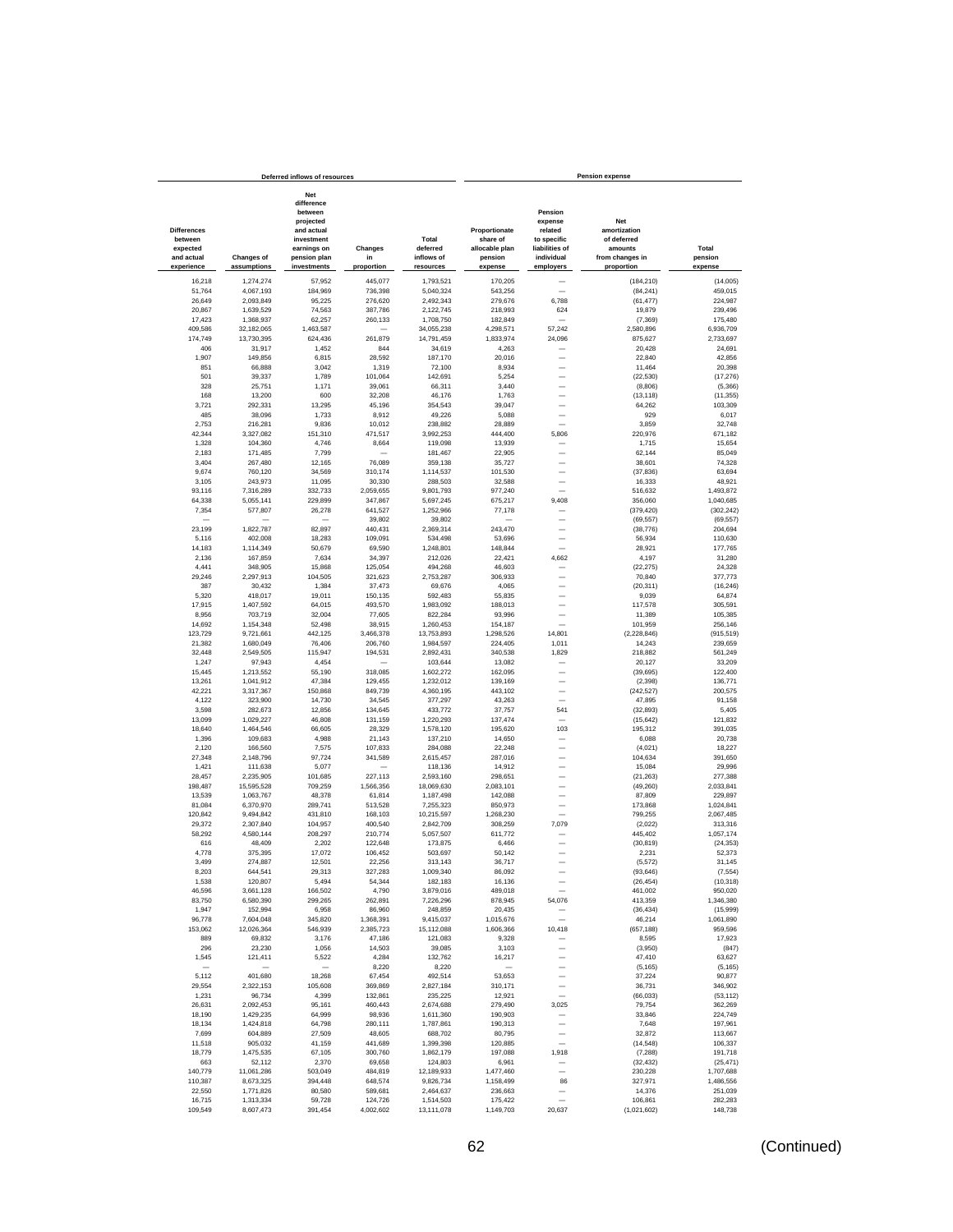| Deferred inflows of resources | | | | | Pension expense | | | |
|---|---|---|---|---|---|---|---|---|
| Differences between expected and actual experience | Changes of assumptions | Net difference between projected and actual investment earnings on pension plan investments | Changes in proportion | Total deferred inflows of resources | Proportionate share of allocable plan pension expense | Pension expense related to specific liabilities of individual employers | Net amortization of deferred amounts from changes in proportion | Total pension expense |
| 16,218 | 1,274,274 | 57,952 | 445,077 | 1,793,521 | 170,205 | — | (184,210) | (14,005) |
| 51,764 | 4,067,193 | 184,969 | 736,398 | 5,040,324 | 543,256 | — | (84,241) | 459,015 |
| 26,649 | 2,093,849 | 95,225 | 276,620 | 2,492,343 | 279,676 | 6,788 | (61,477) | 224,987 |
| 20,867 | 1,639,529 | 74,563 | 387,786 | 2,122,745 | 218,993 | 624 | 19,879 | 239,496 |
| 17,423 | 1,368,937 | 62,257 | 260,133 | 1,708,750 | 182,849 | — | (7,369) | 175,480 |
| 409,586 | 32,182,065 | 1,463,587 | — | 34,055,238 | 4,298,571 | 57,242 | 2,580,896 | 6,936,709 |
| 174,749 | 13,730,395 | 624,436 | 261,879 | 14,791,459 | 1,833,974 | 24,096 | 875,627 | 2,733,697 |
| 406 | 31,917 | 1,452 | 844 | 34,619 | 4,263 | — | 20,428 | 24,691 |
| 1,907 | 149,856 | 6,815 | 28,592 | 187,170 | 20,016 | — | 22,840 | 42,856 |
| 851 | 66,888 | 3,042 | 1,319 | 72,100 | 8,934 | — | 11,464 | 20,398 |
| 501 | 39,337 | 1,789 | 101,064 | 142,691 | 5,254 | — | (22,530) | (17,276) |
| 328 | 25,751 | 1,171 | 39,061 | 66,311 | 3,440 | — | (8,806) | (5,366) |
| 168 | 13,200 | 600 | 32,208 | 46,176 | 1,763 | — | (13,118) | (11,355) |
| 3,721 | 292,331 | 13,295 | 45,196 | 354,543 | 39,047 | — | 64,262 | 103,309 |
| 485 | 38,096 | 1,733 | 8,912 | 49,226 | 5,088 | — | 929 | 6,017 |
| 2,753 | 216,281 | 9,836 | 10,012 | 238,882 | 28,889 | — | 3,859 | 32,748 |
| 42,344 | 3,327,082 | 151,310 | 471,517 | 3,992,253 | 444,400 | 5,806 | 220,976 | 671,182 |
| 1,328 | 104,360 | 4,746 | 8,664 | 119,098 | 13,939 | — | 1,715 | 15,654 |
| 2,183 | 171,485 | 7,799 | — | 181,467 | 22,905 | — | 62,144 | 85,049 |
| 3,404 | 267,480 | 12,165 | 76,089 | 359,138 | 35,727 | — | 38,601 | 74,328 |
| 9,674 | 760,120 | 34,569 | 310,174 | 1,114,537 | 101,530 | — | (37,836) | 63,694 |
| 3,105 | 243,973 | 11,095 | 30,330 | 288,503 | 32,588 | — | 16,333 | 48,921 |
| 93,116 | 7,316,289 | 332,733 | 2,059,655 | 9,801,793 | 977,240 | — | 516,632 | 1,493,872 |
| 64,338 | 5,055,141 | 229,899 | 347,867 | 5,697,245 | 675,217 | 9,408 | 356,060 | 1,040,685 |
| 7,354 | 577,807 | 26,278 | 641,527 | 1,252,966 | 77,178 | — | (379,420) | (302,242) |
| — | — | — | 39,802 | 39,802 | — | — | (69,557) | (69,557) |
| 23,199 | 1,822,787 | 82,897 | 440,431 | 2,369,314 | 243,470 | — | (38,776) | 204,694 |
| 5,116 | 402,008 | 18,283 | 109,091 | 534,498 | 53,696 | — | 56,934 | 110,630 |
| 14,183 | 1,114,349 | 50,679 | 69,590 | 1,248,801 | 148,844 | — | 28,921 | 177,765 |
| 2,136 | 167,859 | 7,634 | 34,397 | 212,026 | 22,421 | 4,662 | 4,197 | 31,280 |
| 4,441 | 348,905 | 15,868 | 125,054 | 494,268 | 46,603 | — | (22,275) | 24,328 |
| 29,246 | 2,297,913 | 104,505 | 321,623 | 2,753,287 | 306,933 | — | 70,840 | 377,773 |
| 387 | 30,432 | 1,384 | 37,473 | 69,676 | 4,065 | — | (20,311) | (16,246) |
| 5,320 | 418,017 | 19,011 | 150,135 | 592,483 | 55,835 | — | 9,039 | 64,874 |
| 17,915 | 1,407,592 | 64,015 | 493,570 | 1,983,092 | 188,013 | — | 117,578 | 305,591 |
| 8,956 | 703,719 | 32,004 | 77,605 | 822,284 | 93,996 | — | 11,389 | 105,385 |
| 14,692 | 1,154,348 | 52,498 | 38,915 | 1,260,453 | 154,187 | — | 101,959 | 256,146 |
| 123,729 | 9,721,661 | 442,125 | 3,466,378 | 13,753,893 | 1,298,526 | 14,801 | (2,228,846) | (915,519) |
| 21,382 | 1,680,049 | 76,406 | 206,760 | 1,984,597 | 224,405 | 1,011 | 14,243 | 239,659 |
| 32,448 | 2,549,505 | 115,947 | 194,531 | 2,892,431 | 340,538 | 1,829 | 218,882 | 561,249 |
| 1,247 | 97,943 | 4,454 | — | 103,644 | 13,082 | — | 20,127 | 33,209 |
| 15,445 | 1,213,552 | 55,190 | 318,085 | 1,602,272 | 162,095 | — | (39,695) | 122,400 |
| 13,261 | 1,041,912 | 47,384 | 129,455 | 1,232,012 | 139,169 | — | (2,398) | 136,771 |
| 42,221 | 3,317,367 | 150,868 | 849,739 | 4,360,195 | 443,102 | — | (242,527) | 200,575 |
| 4,122 | 323,900 | 14,730 | 34,545 | 377,297 | 43,263 | — | 47,895 | 91,158 |
| 3,598 | 282,673 | 12,856 | 134,645 | 433,772 | 37,757 | 541 | (32,893) | 5,405 |
| 13,099 | 1,029,227 | 46,808 | 131,159 | 1,220,293 | 137,474 | — | (15,642) | 121,832 |
| 18,640 | 1,464,546 | 66,605 | 28,329 | 1,578,120 | 195,620 | 103 | 195,312 | 391,035 |
| 1,396 | 109,683 | 4,988 | 21,143 | 137,210 | 14,650 | — | 6,088 | 20,738 |
| 2,120 | 166,560 | 7,575 | 107,833 | 284,088 | 22,248 | — | (4,021) | 18,227 |
| 27,348 | 2,148,796 | 97,724 | 341,589 | 2,615,457 | 287,016 | — | 104,634 | 391,650 |
| 1,421 | 111,638 | 5,077 | — | 118,136 | 14,912 | — | 15,084 | 29,996 |
| 28,457 | 2,235,905 | 101,685 | 227,113 | 2,593,160 | 298,651 | — | (21,263) | 277,388 |
| 198,487 | 15,595,528 | 709,259 | 1,566,356 | 18,069,630 | 2,083,101 | — | (49,260) | 2,033,841 |
| 13,539 | 1,063,767 | 48,378 | 61,814 | 1,187,498 | 142,088 | — | 87,809 | 229,897 |
| 81,084 | 6,370,970 | 289,741 | 513,528 | 7,255,323 | 850,973 | — | 173,868 | 1,024,841 |
| 120,842 | 9,494,842 | 431,810 | 168,103 | 10,215,597 | 1,268,230 | — | 799,255 | 2,067,485 |
| 29,372 | 2,307,840 | 104,957 | 400,540 | 2,842,709 | 308,259 | 7,079 | (2,022) | 313,316 |
| 58,292 | 4,580,144 | 208,297 | 210,774 | 5,057,507 | 611,772 | — | 445,402 | 1,057,174 |
| 616 | 48,409 | 2,202 | 122,648 | 173,875 | 6,466 | — | (30,819) | (24,353) |
| 4,778 | 375,395 | 17,072 | 106,452 | 503,697 | 50,142 | — | 2,231 | 52,373 |
| 3,499 | 274,887 | 12,501 | 22,256 | 313,143 | 36,717 | — | (5,572) | 31,145 |
| 8,203 | 644,541 | 29,313 | 327,283 | 1,009,340 | 86,092 | — | (93,646) | (7,554) |
| 1,538 | 120,807 | 5,494 | 54,344 | 182,183 | 16,136 | — | (26,454) | (10,318) |
| 46,596 | 3,661,128 | 166,502 | 4,790 | 3,879,016 | 489,018 | — | 461,002 | 950,020 |
| 83,750 | 6,580,390 | 299,265 | 262,891 | 7,226,296 | 878,945 | 54,076 | 413,359 | 1,346,380 |
| 1,947 | 152,994 | 6,958 | 86,960 | 248,859 | 20,435 | — | (36,434) | (15,999) |
| 96,778 | 7,604,048 | 345,820 | 1,368,391 | 9,415,037 | 1,015,676 | — | 46,214 | 1,061,890 |
| 153,062 | 12,026,364 | 546,939 | 2,385,723 | 15,112,088 | 1,606,366 | 10,418 | (657,188) | 959,596 |
| 889 | 69,832 | 3,176 | 47,186 | 121,083 | 9,328 | — | 8,595 | 17,923 |
| 296 | 23,230 | 1,056 | 14,503 | 39,085 | 3,103 | — | (3,950) | (847) |
| 1,545 | 121,411 | 5,522 | 4,284 | 132,762 | 16,217 | — | 47,410 | 63,627 |
| — | — | — | 8,220 | 8,220 | — | — | (5,165) | (5,165) |
| 5,112 | 401,680 | 18,268 | 67,454 | 492,514 | 53,653 | — | 37,224 | 90,877 |
| 29,554 | 2,322,153 | 105,608 | 369,869 | 2,827,184 | 310,171 | — | 36,731 | 346,902 |
| 1,231 | 96,734 | 4,399 | 132,861 | 235,225 | 12,921 | — | (66,033) | (53,112) |
| 26,631 | 2,092,453 | 95,161 | 460,443 | 2,674,688 | 279,490 | 3,025 | 79,754 | 362,269 |
| 18,190 | 1,429,235 | 64,999 | 98,936 | 1,611,360 | 190,903 | — | 33,846 | 224,749 |
| 18,134 | 1,424,818 | 64,798 | 280,111 | 1,787,861 | 190,313 | — | 7,648 | 197,961 |
| 7,699 | 604,889 | 27,509 | 48,605 | 688,702 | 80,795 | — | 32,872 | 113,667 |
| 11,518 | 905,032 | 41,159 | 441,689 | 1,399,398 | 120,885 | — | (14,548) | 106,337 |
| 18,779 | 1,475,535 | 67,105 | 300,760 | 1,862,179 | 197,088 | 1,918 | (7,288) | 191,718 |
| 663 | 52,112 | 2,370 | 69,658 | 124,803 | 6,961 | — | (32,432) | (25,471) |
| 140,779 | 11,061,286 | 503,049 | 484,819 | 12,189,933 | 1,477,460 | — | 230,228 | 1,707,688 |
| 110,387 | 8,673,325 | 394,448 | 648,574 | 9,826,734 | 1,158,499 | 86 | 327,971 | 1,486,556 |
| 22,550 | 1,771,826 | 80,580 | 589,681 | 2,464,637 | 236,663 | — | 14,376 | 251,039 |
| 16,715 | 1,313,334 | 59,728 | 124,726 | 1,514,503 | 175,422 | — | 106,861 | 282,283 |
| 109,549 | 8,607,473 | 391,454 | 4,002,602 | 13,111,078 | 1,149,703 | 20,637 | (1,021,602) | 148,738 |

(Continued)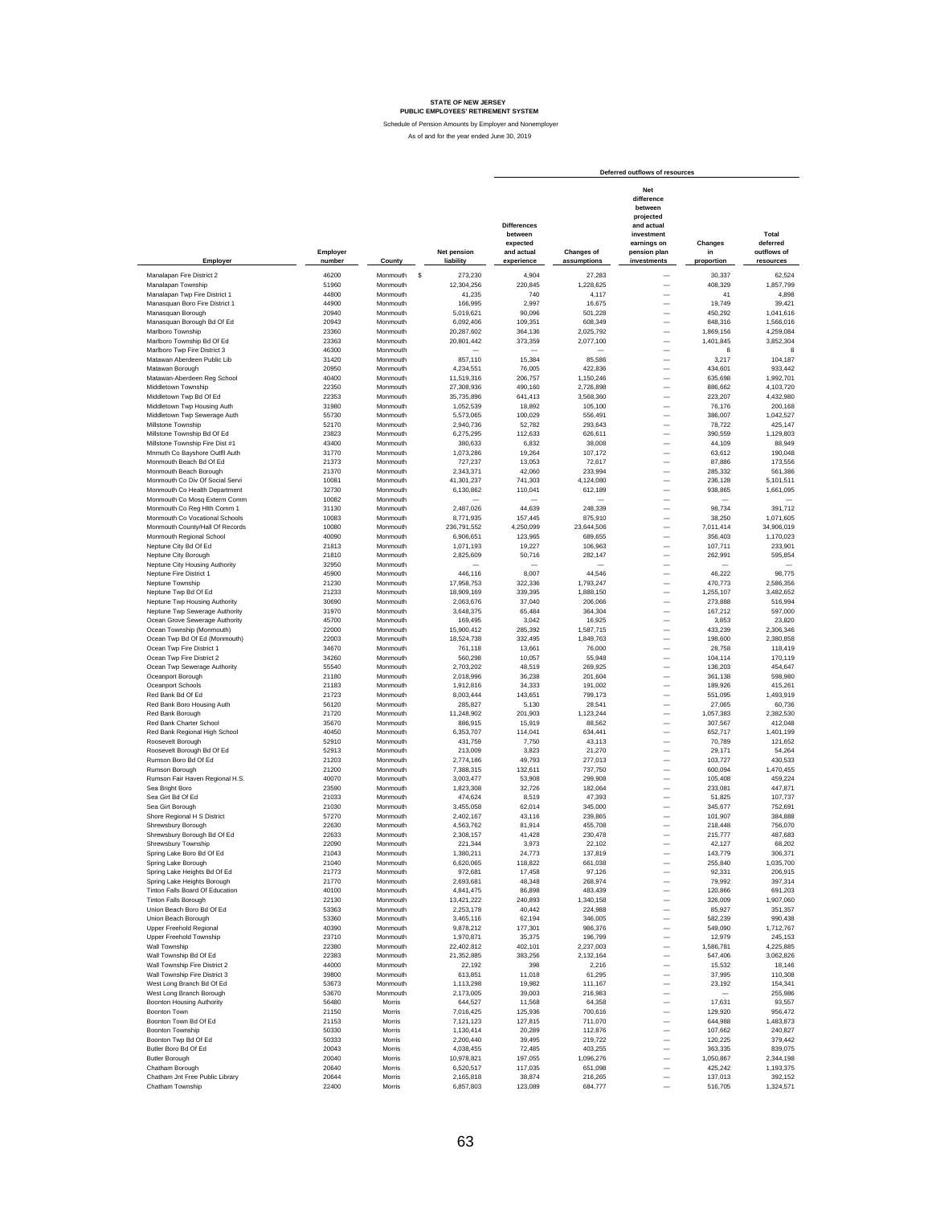# STATE OF NEW JERSEY
## PUBLIC EMPLOYEES' RETIREMENT SYSTEM

Schedule of Pension Amounts by Employer and Nonemployer

As of and for the year ended June 30, 2019

| Employer | Employer number | County | Net pension liability | Deferred outflows of resources: Differences between expected and actual experience | Changes of assumptions | Net difference between projected and actual investment earnings on pension plan investments | Changes in proportion | Total deferred outflows of resources |
|---|---|---|---|---|---|---|---|---|
| Manalapan Fire District 2 | 46200 | Monmouth | $ 273,230 | 4,904 | 27,283 | — | 30,337 | 62,524 |
| Manalapan Township | 51960 | Monmouth | 12,304,256 | 220,845 | 1,228,625 | — | 408,329 | 1,857,799 |
| Manalapan Twp Fire District 1 | 44800 | Monmouth | 41,235 | 740 | 4,117 | — | 41 | 4,898 |
| Manasquan Boro Fire District 1 | 44900 | Monmouth | 166,995 | 2,997 | 16,675 | — | 19,749 | 39,421 |
| Manasquan Borough | 20940 | Monmouth | 5,019,621 | 90,096 | 501,228 | — | 450,292 | 1,041,616 |
| Manasquan Borough Bd Of Ed | 20943 | Monmouth | 6,092,406 | 109,351 | 608,349 | — | 848,316 | 1,566,016 |
| Marlboro Township | 23360 | Monmouth | 20,287,602 | 364,136 | 2,025,792 | — | 1,869,156 | 4,259,084 |
| Marlboro Township Bd Of Ed | 23363 | Monmouth | 20,801,442 | 373,359 | 2,077,100 | — | 1,401,845 | 3,852,304 |
| Marlboro Twp Fire District 3 | 46300 | Monmouth | — | — | — | — | 8 | 8 |
| Matawan Aberdeen Public Lib | 31420 | Monmouth | 857,110 | 15,384 | 85,586 | — | 3,217 | 104,187 |
| Matawan Borough | 20950 | Monmouth | 4,234,551 | 76,005 | 422,836 | — | 434,601 | 933,442 |
| Matawan-Aberdeen Reg School | 40400 | Monmouth | 11,519,316 | 206,757 | 1,150,246 | — | 635,698 | 1,992,701 |
| Middletown Township | 22350 | Monmouth | 27,308,936 | 490,160 | 2,726,898 | — | 886,662 | 4,103,720 |
| Middletown Twp Bd Of Ed | 22353 | Monmouth | 35,735,896 | 641,413 | 3,568,360 | — | 223,207 | 4,432,980 |
| Middletown Twp Housing Auth | 31980 | Monmouth | 1,052,539 | 18,892 | 105,100 | — | 76,176 | 200,168 |
| Middletown Twp Sewerage Auth | 55730 | Monmouth | 5,573,065 | 100,029 | 556,491 | — | 386,007 | 1,042,527 |
| Millstone Township | 52170 | Monmouth | 2,940,736 | 52,782 | 293,643 | — | 78,722 | 425,147 |
| Millstone Township Bd Of Ed | 23823 | Monmouth | 6,275,295 | 112,633 | 626,611 | — | 390,559 | 1,129,803 |
| Millstone Township Fire Dist #1 | 43400 | Monmouth | 380,633 | 6,832 | 38,008 | — | 44,109 | 88,949 |
| Mnmuth Co Bayshore Outfll Auth | 31770 | Monmouth | 1,073,286 | 19,264 | 107,172 | — | 63,612 | 190,048 |
| Monmouth Beach Bd Of Ed | 21373 | Monmouth | 727,237 | 13,053 | 72,617 | — | 87,886 | 173,556 |
| Monmouth Beach Borough | 21370 | Monmouth | 2,343,371 | 42,060 | 233,994 | — | 285,332 | 561,386 |
| Monmouth Co Div Of Social Servi | 10081 | Monmouth | 41,301,237 | 741,303 | 4,124,080 | — | 236,128 | 5,101,511 |
| Monmouth Co Health Department | 32730 | Monmouth | 6,130,862 | 110,041 | 612,189 | — | 938,865 | 1,661,095 |
| Monmouth Co Mosq Exterm Comm | 10082 | Monmouth | — | — | — | — | — | — |
| Monmouth Co Reg Hlth Comm 1 | 31130 | Monmouth | 2,487,026 | 44,639 | 248,339 | — | 98,734 | 391,712 |
| Monmouth Co Vocational Schools | 10083 | Monmouth | 8,771,935 | 157,445 | 875,910 | — | 38,250 | 1,071,605 |
| Monmouth County/Hall Of Records | 10080 | Monmouth | 236,791,552 | 4,250,099 | 23,644,506 | — | 7,011,414 | 34,906,019 |
| Monmouth Regional School | 40090 | Monmouth | 6,906,651 | 123,965 | 689,655 | — | 356,403 | 1,170,023 |
| Neptune City Bd Of Ed | 21813 | Monmouth | 1,071,193 | 19,227 | 106,963 | — | 107,711 | 233,901 |
| Neptune City Borough | 21810 | Monmouth | 2,825,609 | 50,716 | 282,147 | — | 262,991 | 595,854 |
| Neptune City Housing Authority | 32950 | Monmouth | — | — | — | — | — | — |
| Neptune Fire District 1 | 45900 | Monmouth | 446,116 | 8,007 | 44,546 | — | 46,222 | 98,775 |
| Neptune Township | 21230 | Monmouth | 17,958,753 | 322,336 | 1,793,247 | — | 470,773 | 2,586,356 |
| Neptune Twp Bd Of Ed | 21233 | Monmouth | 18,909,169 | 339,395 | 1,888,150 | — | 1,255,107 | 3,482,652 |
| Neptune Twp Housing Authority | 30690 | Monmouth | 2,063,676 | 37,040 | 206,066 | — | 273,888 | 516,994 |
| Neptune Twp Sewerage Authority | 31970 | Monmouth | 3,648,375 | 65,484 | 364,304 | — | 167,212 | 597,000 |
| Ocean Grove Sewerage Authority | 45700 | Monmouth | 169,495 | 3,042 | 16,925 | — | 3,853 | 23,820 |
| Ocean Township (Monmouth) | 22000 | Monmouth | 15,900,412 | 285,392 | 1,587,715 | — | 433,239 | 2,306,346 |
| Ocean Twp Bd Of Ed (Monmouth) | 22003 | Monmouth | 18,524,738 | 332,495 | 1,849,763 | — | 198,600 | 2,380,858 |
| Ocean Twp Fire District 1 | 34670 | Monmouth | 761,118 | 13,661 | 76,000 | — | 28,758 | 118,419 |
| Ocean Twp Fire District 2 | 34260 | Monmouth | 560,298 | 10,057 | 55,948 | — | 104,114 | 170,119 |
| Ocean Twp Sewerage Authority | 55540 | Monmouth | 2,703,202 | 48,519 | 269,925 | — | 136,203 | 454,647 |
| Oceanport Borough | 21180 | Monmouth | 2,018,996 | 36,238 | 201,604 | — | 361,138 | 598,980 |
| Oceanport Schools | 21183 | Monmouth | 1,912,816 | 34,333 | 191,002 | — | 189,926 | 415,261 |
| Red Bank Bd Of Ed | 21723 | Monmouth | 8,003,444 | 143,651 | 799,173 | — | 551,095 | 1,493,919 |
| Red Bank Boro Housing Auth | 56120 | Monmouth | 285,827 | 5,130 | 28,541 | — | 27,065 | 60,736 |
| Red Bank Borough | 21720 | Monmouth | 11,248,902 | 201,903 | 1,123,244 | — | 1,057,383 | 2,382,530 |
| Red Bank Charter School | 35670 | Monmouth | 886,915 | 15,919 | 88,562 | — | 307,567 | 412,048 |
| Red Bank Regional High School | 40450 | Monmouth | 6,353,707 | 114,041 | 634,441 | — | 652,717 | 1,401,199 |
| Roosevelt Borough | 52910 | Monmouth | 431,759 | 7,750 | 43,113 | — | 70,789 | 121,652 |
| Roosevelt Borough Bd Of Ed | 52913 | Monmouth | 213,009 | 3,823 | 21,270 | — | 29,171 | 54,264 |
| Rumson Boro Bd Of Ed | 21203 | Monmouth | 2,774,186 | 49,793 | 277,013 | — | 103,727 | 430,533 |
| Rumson Borough | 21200 | Monmouth | 7,388,315 | 132,611 | 737,750 | — | 600,094 | 1,470,455 |
| Rumson Fair Haven Regional H.S. | 40070 | Monmouth | 3,003,477 | 53,908 | 299,908 | — | 105,408 | 459,224 |
| Sea Bright Boro | 23590 | Monmouth | 1,823,308 | 32,726 | 182,064 | — | 233,081 | 447,871 |
| Sea Girt Bd Of Ed | 21033 | Monmouth | 474,624 | 8,519 | 47,393 | — | 51,825 | 107,737 |
| Sea Girt Borough | 21030 | Monmouth | 3,455,058 | 62,014 | 345,000 | — | 345,677 | 752,691 |
| Shore Regional H S District | 57270 | Monmouth | 2,402,167 | 43,116 | 239,865 | — | 101,907 | 384,888 |
| Shrewsbury Borough | 22630 | Monmouth | 4,563,762 | 81,914 | 455,708 | — | 218,448 | 756,070 |
| Shrewsbury Borough Bd Of Ed | 22633 | Monmouth | 2,308,157 | 41,428 | 230,478 | — | 215,777 | 487,683 |
| Shrewsbury Township | 22090 | Monmouth | 221,344 | 3,973 | 22,102 | — | 42,127 | 68,202 |
| Spring Lake Boro Bd Of Ed | 21043 | Monmouth | 1,380,211 | 24,773 | 137,819 | — | 143,779 | 306,371 |
| Spring Lake Borough | 21040 | Monmouth | 6,620,065 | 118,822 | 661,038 | — | 255,840 | 1,035,700 |
| Spring Lake Heights Bd Of Ed | 21773 | Monmouth | 972,681 | 17,458 | 97,126 | — | 92,331 | 206,915 |
| Spring Lake Heights Borough | 21770 | Monmouth | 2,693,681 | 48,348 | 268,974 | — | 79,992 | 397,314 |
| Tinton Falls Board Of Education | 40100 | Monmouth | 4,841,475 | 86,898 | 483,439 | — | 120,866 | 691,203 |
| Tinton Falls Borough | 22130 | Monmouth | 13,421,222 | 240,893 | 1,340,158 | — | 326,009 | 1,907,060 |
| Union Beach Boro Bd Of Ed | 53363 | Monmouth | 2,253,178 | 40,442 | 224,988 | — | 85,927 | 351,357 |
| Union Beach Borough | 53360 | Monmouth | 3,465,116 | 62,194 | 346,005 | — | 582,239 | 990,438 |
| Upper Freehold Regional | 40390 | Monmouth | 9,878,212 | 177,301 | 986,376 | — | 549,090 | 1,712,767 |
| Upper Freehold Township | 23710 | Monmouth | 1,970,871 | 35,375 | 196,799 | — | 12,979 | 245,153 |
| Wall Township | 22380 | Monmouth | 22,402,812 | 402,101 | 2,237,003 | — | 1,586,781 | 4,225,885 |
| Wall Township Bd Of Ed | 22383 | Monmouth | 21,352,885 | 383,256 | 2,132,164 | — | 547,406 | 3,062,826 |
| Wall Township Fire District 2 | 44000 | Monmouth | 22,192 | 398 | 2,216 | — | 15,532 | 18,146 |
| Wall Township Fire District 3 | 39800 | Monmouth | 613,851 | 11,018 | 61,295 | — | 37,995 | 110,308 |
| West Long Branch Bd Of Ed | 53673 | Monmouth | 1,113,298 | 19,982 | 111,167 | — | 23,192 | 154,341 |
| West Long Branch Borough | 53670 | Monmouth | 2,173,005 | 39,003 | 216,983 | — | — | 255,986 |
| Boonton Housing Authority | 56480 | Morris | 644,527 | 11,568 | 64,358 | — | 17,631 | 93,557 |
| Boonton Town | 21150 | Morris | 7,016,425 | 125,936 | 700,616 | — | 129,920 | 956,472 |
| Boonton Town Bd Of Ed | 21153 | Morris | 7,121,123 | 127,815 | 711,070 | — | 644,988 | 1,483,873 |
| Boonton Township | 50330 | Morris | 1,130,414 | 20,289 | 112,876 | — | 107,662 | 240,827 |
| Boonton Twp Bd Of Ed | 50333 | Morris | 2,200,440 | 39,495 | 219,722 | — | 120,225 | 379,442 |
| Butler Boro Bd Of Ed | 20043 | Morris | 4,038,455 | 72,485 | 403,255 | — | 363,335 | 839,075 |
| Butler Borough | 20040 | Morris | 10,978,821 | 197,055 | 1,096,276 | — | 1,050,867 | 2,344,198 |
| Chatham Borough | 20640 | Morris | 6,520,517 | 117,035 | 651,098 | — | 425,242 | 1,193,375 |
| Chatham Jnt Free Public Library | 20644 | Morris | 2,165,818 | 38,874 | 216,265 | — | 137,013 | 392,152 |
| Chatham Township | 22400 | Morris | 6,857,803 | 123,089 | 684,777 | — | 516,705 | 1,324,571 |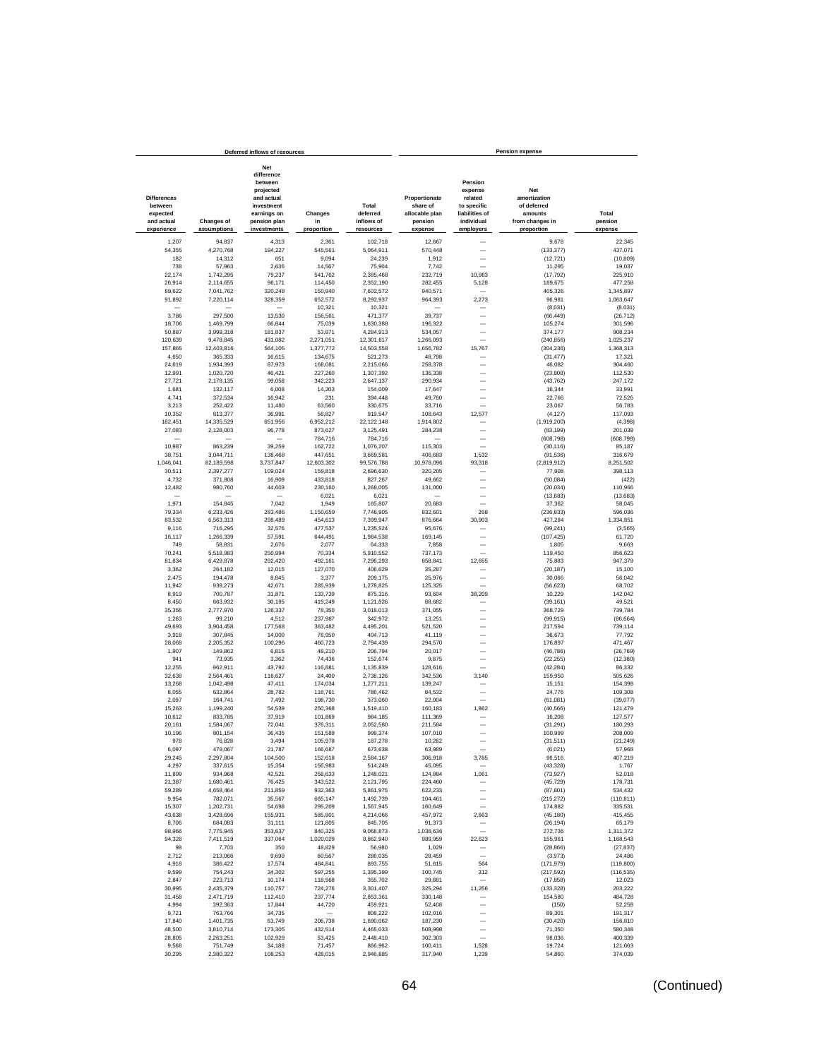| Deferred inflows of resources | | | | | Pension expense | | | |
|---|---|---|---|---|---|---|---|---|
| Differences between expected and actual experience | Changes of assumptions | Net difference between projected and actual investment earnings on pension plan investments | Changes in proportion | Total deferred inflows of resources | Proportionate share of allocable plan pension expense | Pension expense related to specific liabilities of individual employers | Net amortization of deferred amounts from changes in proportion | Total pension expense |
| 1,207 | 94,837 | 4,313 | 2,361 | 102,718 | 12,667 | — | 9,678 | 22,345 |
| 54,355 | 4,270,768 | 194,227 | 545,561 | 5,064,911 | 570,448 | — | (133,377) | 437,071 |
| 182 | 14,312 | 651 | 9,094 | 24,239 | 1,912 | — | (12,721) | (10,809) |
| 738 | 57,963 | 2,636 | 14,567 | 75,904 | 7,742 | — | 11,295 | 19,037 |
| 22,174 | 1,742,295 | 79,237 | 541,762 | 2,385,468 | 232,719 | 10,983 | (17,792) | 225,910 |
| 26,914 | 2,114,655 | 96,171 | 114,450 | 2,352,190 | 282,455 | 5,128 | 189,675 | 477,258 |
| 89,622 | 7,041,762 | 320,248 | 150,940 | 7,602,572 | 940,571 | — | 405,326 | 1,345,897 |
| 91,892 | 7,220,114 | 328,359 | 652,572 | 8,292,937 | 964,393 | 2,273 | 96,981 | 1,063,647 |
| — | — | — | 10,321 | 10,321 | — | — | (8,031) | (8,031) |
| 3,786 | 297,500 | 13,530 | 156,561 | 471,377 | 39,737 | — | (66,449) | (26,712) |
| 18,706 | 1,469,799 | 66,844 | 75,039 | 1,630,388 | 196,322 | — | 105,274 | 301,596 |
| 50,887 | 3,998,318 | 181,837 | 53,871 | 4,284,913 | 534,057 | — | 374,177 | 908,234 |
| 120,639 | 9,478,845 | 431,082 | 2,271,051 | 12,301,617 | 1,266,093 | — | (240,856) | 1,025,237 |
| 157,865 | 12,403,816 | 564,105 | 1,377,772 | 14,503,558 | 1,656,782 | 15,767 | (304,236) | 1,368,313 |
| 4,650 | 365,333 | 16,615 | 134,675 | 521,273 | 48,798 | — | (31,477) | 17,321 |
| 24,619 | 1,934,393 | 87,973 | 168,081 | 2,215,066 | 258,378 | — | 46,082 | 304,460 |
| 12,991 | 1,020,720 | 46,421 | 227,260 | 1,307,392 | 136,338 | — | (23,808) | 112,530 |
| 27,721 | 2,178,135 | 99,058 | 342,223 | 2,647,137 | 290,934 | — | (43,762) | 247,172 |
| 1,681 | 132,117 | 6,008 | 14,203 | 154,009 | 17,647 | — | 16,344 | 33,991 |
| 4,741 | 372,534 | 16,942 | 231 | 394,448 | 49,760 | — | 22,766 | 72,526 |
| 3,213 | 252,422 | 11,480 | 63,560 | 330,675 | 33,716 | — | 23,067 | 56,783 |
| 10,352 | 813,377 | 36,991 | 58,827 | 919,547 | 108,643 | 12,577 | (4,127) | 117,093 |
| 182,451 | 14,335,529 | 651,956 | 6,952,212 | 22,122,148 | 1,914,802 | — | (1,919,200) | (4,398) |
| 27,083 | 2,128,003 | 96,778 | 873,627 | 3,125,491 | 284,238 | — | (83,199) | 201,039 |
| — | — | — | 784,716 | 784,716 | — | — | (608,798) | (608,798) |
| 10,987 | 863,239 | 39,259 | 162,722 | 1,076,207 | 115,303 | — | (30,116) | 85,187 |
| 38,751 | 3,044,711 | 138,468 | 447,651 | 3,669,581 | 406,683 | 1,532 | (91,536) | 316,679 |
| 1,046,041 | 82,189,598 | 3,737,847 | 12,603,302 | 99,576,788 | 10,978,096 | 93,318 | (2,819,912) | 8,251,502 |
| 30,511 | 2,397,277 | 109,024 | 159,818 | 2,696,630 | 320,205 | — | 77,908 | 398,113 |
| 4,732 | 371,808 | 16,909 | 433,818 | 827,267 | 49,662 | — | (50,084) | (422) |
| 12,482 | 980,760 | 44,603 | 230,160 | 1,268,005 | 131,000 | — | (20,034) | 110,966 |
| — | — | — | 6,021 | 6,021 | — | — | (13,683) | (13,683) |
| 1,971 | 154,845 | 7,042 | 1,949 | 165,807 | 20,683 | — | 37,362 | 58,045 |
| 79,334 | 6,233,426 | 283,486 | 1,150,659 | 7,746,905 | 832,601 | 268 | (236,833) | 596,036 |
| 83,532 | 6,563,313 | 298,489 | 454,613 | 7,399,947 | 876,664 | 30,903 | 427,284 | 1,334,851 |
| 9,116 | 716,295 | 32,576 | 477,537 | 1,235,524 | 95,676 | — | (99,241) | (3,565) |
| 16,117 | 1,266,339 | 57,591 | 644,491 | 1,984,538 | 169,145 | — | (107,425) | 61,720 |
| 749 | 58,831 | 2,676 | 2,077 | 64,333 | 7,858 | — | 1,805 | 9,663 |
| 70,241 | 5,518,983 | 250,994 | 70,334 | 5,910,552 | 737,173 | — | 119,450 | 856,623 |
| 81,834 | 6,429,878 | 292,420 | 492,161 | 7,296,293 | 858,841 | 12,655 | 75,883 | 947,379 |
| 3,362 | 264,182 | 12,015 | 127,070 | 406,629 | 35,287 | — | (20,187) | 15,100 |
| 2,475 | 194,478 | 8,845 | 3,377 | 209,175 | 25,976 | — | 30,066 | 56,042 |
| 11,942 | 938,273 | 42,671 | 285,939 | 1,278,825 | 125,325 | — | (56,623) | 68,702 |
| 8,919 | 700,787 | 31,871 | 133,739 | 875,316 | 93,604 | 38,209 | 10,229 | 142,042 |
| 8,450 | 663,932 | 30,195 | 419,249 | 1,121,826 | 88,682 | — | (39,161) | 49,521 |
| 35,356 | 2,777,970 | 126,337 | 78,350 | 3,018,013 | 371,055 | — | 368,729 | 739,784 |
| 1,263 | 99,210 | 4,512 | 237,987 | 342,972 | 13,251 | — | (99,915) | (86,664) |
| 49,693 | 3,904,458 | 177,568 | 363,482 | 4,495,201 | 521,520 | — | 217,594 | 739,114 |
| 3,918 | 307,845 | 14,000 | 78,950 | 404,713 | 41,119 | — | 36,673 | 77,792 |
| 28,068 | 2,205,352 | 100,296 | 460,723 | 2,794,439 | 294,570 | — | 176,897 | 471,467 |
| 1,907 | 149,862 | 6,815 | 48,210 | 206,794 | 20,017 | — | (46,786) | (26,769) |
| 941 | 73,935 | 3,362 | 74,436 | 152,674 | 9,875 | — | (22,255) | (12,380) |
| 12,255 | 962,911 | 43,792 | 116,881 | 1,135,839 | 128,616 | — | (42,284) | 86,332 |
| 32,638 | 2,564,461 | 116,627 | 24,400 | 2,738,126 | 342,536 | 3,140 | 159,950 | 505,626 |
| 13,268 | 1,042,498 | 47,411 | 174,034 | 1,277,211 | 139,247 | — | 15,151 | 154,398 |
| 8,055 | 632,864 | 28,782 | 116,761 | 786,462 | 84,532 | — | 24,776 | 109,308 |
| 2,097 | 164,741 | 7,492 | 198,730 | 373,060 | 22,004 | — | (61,081) | (39,077) |
| 15,263 | 1,199,240 | 54,539 | 250,368 | 1,519,410 | 160,183 | 1,862 | (40,566) | 121,479 |
| 10,612 | 833,785 | 37,919 | 101,869 | 984,185 | 111,369 | — | 16,208 | 127,577 |
| 20,161 | 1,584,067 | 72,041 | 376,311 | 2,052,580 | 211,584 | — | (31,291) | 180,293 |
| 10,196 | 801,154 | 36,435 | 151,589 | 999,374 | 107,010 | — | 100,999 | 208,009 |
| 978 | 76,828 | 3,494 | 105,978 | 187,278 | 10,262 | — | (31,511) | (21,249) |
| 6,097 | 479,067 | 21,787 | 166,687 | 673,638 | 63,989 | — | (6,021) | 57,968 |
| 29,245 | 2,297,804 | 104,500 | 152,618 | 2,584,167 | 306,918 | 3,785 | 96,516 | 407,219 |
| 4,297 | 337,615 | 15,354 | 156,983 | 514,249 | 45,095 | — | (43,328) | 1,767 |
| 11,899 | 934,968 | 42,521 | 258,633 | 1,248,021 | 124,884 | 1,061 | (73,927) | 52,018 |
| 21,387 | 1,680,461 | 76,425 | 343,522 | 2,121,795 | 224,460 | — | (45,729) | 178,731 |
| 59,289 | 4,658,464 | 211,859 | 932,363 | 5,861,975 | 622,233 | — | (87,801) | 534,432 |
| 9,954 | 782,071 | 35,567 | 665,147 | 1,492,739 | 104,461 | — | (215,272) | (110,811) |
| 15,307 | 1,202,731 | 54,698 | 295,209 | 1,567,945 | 160,649 | — | 174,882 | 335,531 |
| 43,638 | 3,428,696 | 155,931 | 585,801 | 4,214,066 | 457,972 | 2,663 | (45,180) | 415,455 |
| 8,706 | 684,083 | 31,111 | 121,805 | 845,705 | 91,373 | — | (26,194) | 65,179 |
| 98,966 | 7,775,945 | 353,637 | 840,325 | 9,068,873 | 1,038,636 | — | 272,736 | 1,311,372 |
| 94,328 | 7,411,519 | 337,064 | 1,020,029 | 8,862,940 | 989,959 | 22,623 | 155,961 | 1,168,543 |
| 98 | 7,703 | 350 | 48,829 | 56,980 | 1,029 | — | (28,866) | (27,837) |
| 2,712 | 213,066 | 9,690 | 60,567 | 286,035 | 28,459 | — | (3,973) | 24,486 |
| 4,918 | 386,422 | 17,574 | 484,841 | 893,755 | 51,615 | 564 | (171,979) | (119,800) |
| 9,599 | 754,243 | 34,302 | 597,255 | 1,395,399 | 100,745 | 312 | (217,592) | (116,535) |
| 2,847 | 223,713 | 10,174 | 118,968 | 355,702 | 29,881 | — | (17,858) | 12,023 |
| 30,995 | 2,435,379 | 110,757 | 724,276 | 3,301,407 | 325,294 | 11,256 | (133,328) | 203,222 |
| 31,458 | 2,471,719 | 112,410 | 237,774 | 2,853,361 | 330,148 | — | 154,580 | 484,728 |
| 4,994 | 392,363 | 17,844 | 44,720 | 459,921 | 52,408 | — | (150) | 52,258 |
| 9,721 | 763,766 | 34,735 | — | 808,222 | 102,016 | — | 89,301 | 191,317 |
| 17,840 | 1,401,735 | 63,749 | 206,738 | 1,690,062 | 187,230 | — | (30,420) | 156,810 |
| 48,500 | 3,810,714 | 173,305 | 432,514 | 4,465,033 | 508,998 | — | 71,350 | 580,348 |
| 28,805 | 2,263,251 | 102,929 | 53,425 | 2,448,410 | 302,303 | — | 98,036 | 400,339 |
| 9,568 | 751,749 | 34,188 | 71,457 | 866,962 | 100,411 | 1,528 | 19,724 | 121,663 |
| 30,295 | 2,380,322 | 108,253 | 428,015 | 2,946,885 | 317,940 | 1,239 | 54,860 | 374,039 |

(Continued)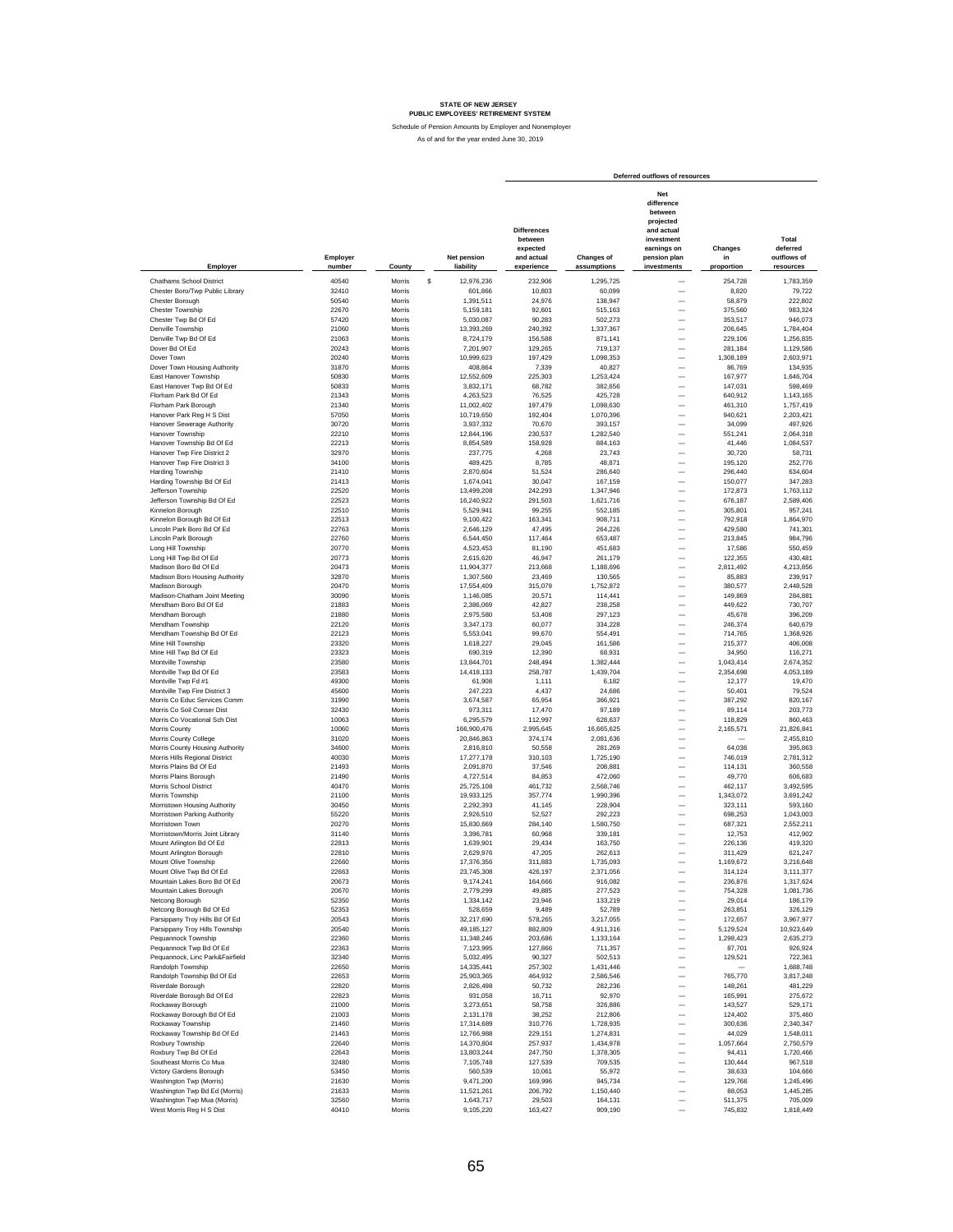**STATE OF NEW JERSEY**
**PUBLIC EMPLOYEES' RETIREMENT SYSTEM**

Schedule of Pension Amounts by Employer and Nonemployer

As of and for the year ended June 30, 2019

| Employer | Employer number | County | Net pension liability | Deferred outflows of resources: Differences between expected and actual experience | Changes of assumptions | Net difference between projected and actual investment earnings on pension plan investments | Changes in proportion | Total deferred outflows of resources |
|---|---|---|---|---|---|---|---|---|
| Chathams School District | 40540 | Morris | $ 12,976,236 | 232,906 | 1,295,725 | — | 254,728 | 1,783,359 |
| Chester Boro/Twp Public Library | 32410 | Morris | 601,866 | 10,803 | 60,099 | — | 8,820 | 79,722 |
| Chester Borough | 50540 | Morris | 1,391,511 | 24,976 | 138,947 | — | 58,879 | 222,802 |
| Chester Township | 22670 | Morris | 5,159,181 | 92,601 | 515,163 | — | 375,560 | 983,324 |
| Chester Twp Bd Of Ed | 57420 | Morris | 5,030,087 | 90,283 | 502,273 | — | 353,517 | 946,073 |
| Denville Township | 21060 | Morris | 13,393,269 | 240,392 | 1,337,367 | — | 206,645 | 1,784,404 |
| Denville Twp Bd Of Ed | 21063 | Morris | 8,724,179 | 156,588 | 871,141 | — | 229,106 | 1,256,835 |
| Dover Bd Of Ed | 20243 | Morris | 7,201,907 | 129,265 | 719,137 | — | 281,184 | 1,129,586 |
| Dover Town | 20240 | Morris | 10,999,623 | 197,429 | 1,098,353 | — | 1,308,189 | 2,603,971 |
| Dover Town Housing Authority | 31870 | Morris | 408,864 | 7,339 | 40,827 | — | 86,769 | 134,935 |
| East Hanover Township | 50830 | Morris | 12,552,609 | 225,303 | 1,253,424 | — | 167,977 | 1,646,704 |
| East Hanover Twp Bd Of Ed | 50833 | Morris | 3,832,171 | 68,782 | 382,656 | — | 147,031 | 598,469 |
| Florham Park Bd Of Ed | 21343 | Morris | 4,263,523 | 76,525 | 425,728 | — | 640,912 | 1,143,165 |
| Florham Park Borough | 21340 | Morris | 11,002,402 | 197,479 | 1,098,630 | — | 461,310 | 1,757,419 |
| Hanover Park Reg H S Dist | 57050 | Morris | 10,719,650 | 192,404 | 1,070,396 | — | 940,621 | 2,203,421 |
| Hanover Sewerage Authority | 30720 | Morris | 3,937,332 | 70,670 | 393,157 | — | 34,099 | 497,926 |
| Hanover Township | 22210 | Morris | 12,844,196 | 230,537 | 1,282,540 | — | 551,241 | 2,064,318 |
| Hanover Township Bd Of Ed | 22213 | Morris | 8,854,589 | 158,928 | 884,163 | — | 41,446 | 1,084,537 |
| Hanover Twp Fire District 2 | 32970 | Morris | 237,775 | 4,268 | 23,743 | — | 30,720 | 58,731 |
| Hanover Twp Fire District 3 | 34100 | Morris | 489,425 | 8,785 | 48,871 | — | 195,120 | 252,776 |
| Harding Township | 21410 | Morris | 2,870,604 | 51,524 | 286,640 | — | 296,440 | 634,604 |
| Harding Township Bd Of Ed | 21413 | Morris | 1,674,041 | 30,047 | 167,159 | — | 150,077 | 347,283 |
| Jefferson Township | 22520 | Morris | 13,499,208 | 242,293 | 1,347,946 | — | 172,873 | 1,763,112 |
| Jefferson Township Bd Of Ed | 22523 | Morris | 16,240,922 | 291,503 | 1,621,716 | — | 676,187 | 2,589,406 |
| Kinnelon Borough | 22510 | Morris | 5,529,941 | 99,255 | 552,185 | — | 305,801 | 957,241 |
| Kinnelon Borough Bd Of Ed | 22513 | Morris | 9,100,422 | 163,341 | 908,711 | — | 792,918 | 1,864,970 |
| Lincoln Park Boro Bd Of Ed | 22763 | Morris | 2,646,129 | 47,495 | 264,226 | — | 429,580 | 741,301 |
| Lincoln Park Borough | 22760 | Morris | 6,544,450 | 117,464 | 653,487 | — | 213,845 | 984,796 |
| Long Hill Township | 20770 | Morris | 4,523,453 | 81,190 | 451,683 | — | 17,586 | 550,459 |
| Long Hill Twp Bd Of Ed | 20773 | Morris | 2,615,620 | 46,947 | 261,179 | — | 122,355 | 430,481 |
| Madison Boro Bd Of Ed | 20473 | Morris | 11,904,377 | 213,668 | 1,188,696 | — | 2,811,492 | 4,213,856 |
| Madison Boro Housing Authority | 32870 | Morris | 1,307,560 | 23,469 | 130,565 | — | 85,883 | 239,917 |
| Madison Borough | 20470 | Morris | 17,554,409 | 315,079 | 1,752,872 | — | 380,577 | 2,448,528 |
| Madison-Chatham Joint Meeting | 30090 | Morris | 1,146,085 | 20,571 | 114,441 | — | 149,869 | 284,881 |
| Mendham Boro Bd Of Ed | 21883 | Morris | 2,386,069 | 42,827 | 238,258 | — | 449,622 | 730,707 |
| Mendham Borough | 21880 | Morris | 2,975,580 | 53,408 | 297,123 | — | 45,678 | 396,209 |
| Mendham Township | 22120 | Morris | 3,347,173 | 60,077 | 334,228 | — | 246,374 | 640,679 |
| Mendham Township Bd Of Ed | 22123 | Morris | 5,553,041 | 99,670 | 554,491 | — | 714,765 | 1,368,926 |
| Mine Hill Township | 23320 | Morris | 1,618,227 | 29,045 | 161,586 | — | 215,377 | 406,008 |
| Mine Hill Twp Bd Of Ed | 23323 | Morris | 690,319 | 12,390 | 68,931 | — | 34,950 | 116,271 |
| Montville Township | 23580 | Morris | 13,844,701 | 248,494 | 1,382,444 | — | 1,043,414 | 2,674,352 |
| Montville Twp Bd Of Ed | 23583 | Morris | 14,418,133 | 258,787 | 1,439,704 | — | 2,354,698 | 4,053,189 |
| Montville Twp Fd #1 | 49300 | Morris | 61,908 | 1,111 | 6,182 | — | 12,177 | 19,470 |
| Montville Twp Fire District 3 | 45600 | Morris | 247,223 | 4,437 | 24,686 | — | 50,401 | 79,524 |
| Morris Co Educ Services Comm | 31990 | Morris | 3,674,587 | 65,954 | 366,921 | — | 387,292 | 820,167 |
| Morris Co Soil Conser Dist | 32430 | Morris | 973,311 | 17,470 | 97,189 | — | 89,114 | 203,773 |
| Morris Co Vocational Sch Dist | 10063 | Morris | 6,295,579 | 112,997 | 628,637 | — | 118,829 | 860,463 |
| Morris County | 10060 | Morris | 166,900,476 | 2,995,645 | 16,665,625 | — | 2,165,571 | 21,826,841 |
| Morris County College | 31020 | Morris | 20,846,863 | 374,174 | 2,081,636 | — | — | 2,455,810 |
| Morris County Housing Authority | 34600 | Morris | 2,816,810 | 50,558 | 281,269 | — | 64,036 | 395,863 |
| Morris Hills Regional District | 40030 | Morris | 17,277,178 | 310,103 | 1,725,190 | — | 746,019 | 2,781,312 |
| Morris Plains Bd Of Ed | 21493 | Morris | 2,091,870 | 37,546 | 208,881 | — | 114,131 | 360,558 |
| Morris Plains Borough | 21490 | Morris | 4,727,514 | 84,853 | 472,060 | — | 49,770 | 606,683 |
| Morris School District | 40470 | Morris | 25,725,108 | 461,732 | 2,568,746 | — | 462,117 | 3,492,595 |
| Morris Township | 21100 | Morris | 19,933,125 | 357,774 | 1,990,396 | — | 1,343,072 | 3,691,242 |
| Morristown Housing Authority | 30450 | Morris | 2,292,393 | 41,145 | 228,904 | — | 323,111 | 593,160 |
| Morristown Parking Authority | 55220 | Morris | 2,926,510 | 52,527 | 292,223 | — | 698,253 | 1,043,003 |
| Morristown Town | 20270 | Morris | 15,830,669 | 284,140 | 1,580,750 | — | 687,321 | 2,552,211 |
| Morristown/Morris Joint Library | 31140 | Morris | 3,396,781 | 60,968 | 339,181 | — | 12,753 | 412,902 |
| Mount Arlington Bd Of Ed | 22813 | Morris | 1,639,901 | 29,434 | 163,750 | — | 226,136 | 419,320 |
| Mount Arlington Borough | 22810 | Morris | 2,629,976 | 47,205 | 262,613 | — | 311,429 | 621,247 |
| Mount Olive Township | 22660 | Morris | 17,376,356 | 311,883 | 1,735,093 | — | 1,169,672 | 3,216,648 |
| Mount Olive Twp Bd Of Ed | 22663 | Morris | 23,745,308 | 426,197 | 2,371,056 | — | 314,124 | 3,111,377 |
| Mountain Lakes Boro Bd Of Ed | 20673 | Morris | 9,174,241 | 164,666 | 916,082 | — | 236,876 | 1,317,624 |
| Mountain Lakes Borough | 20670 | Morris | 2,779,299 | 49,885 | 277,523 | — | 754,328 | 1,081,736 |
| Netcong Borough | 52350 | Morris | 1,334,142 | 23,946 | 133,219 | — | 29,014 | 186,179 |
| Netcong Borough Bd Of Ed | 52353 | Morris | 528,659 | 9,489 | 52,789 | — | 263,851 | 326,129 |
| Parsippany Troy Hills Bd Of Ed | 20543 | Morris | 32,217,690 | 578,265 | 3,217,055 | — | 172,657 | 3,967,977 |
| Parsippany Troy Hills Township | 20540 | Morris | 49,185,127 | 882,809 | 4,911,316 | — | 5,129,524 | 10,923,649 |
| Pequannock Township | 22360 | Morris | 11,348,246 | 203,686 | 1,133,164 | — | 1,298,423 | 2,635,273 |
| Pequannock Twp Bd Of Ed | 22363 | Morris | 7,123,995 | 127,866 | 711,357 | — | 87,701 | 926,924 |
| Pequannock, Linc Park&Fairfield | 32340 | Morris | 5,032,495 | 90,327 | 502,513 | — | 129,521 | 722,361 |
| Randolph Township | 22650 | Morris | 14,335,441 | 257,302 | 1,431,446 | — | — | 1,688,748 |
| Randolph Township Bd Of Ed | 22653 | Morris | 25,903,365 | 464,932 | 2,586,546 | — | 765,770 | 3,817,248 |
| Riverdale Borough | 22820 | Morris | 2,826,498 | 50,732 | 282,236 | — | 148,261 | 481,229 |
| Riverdale Borough Bd Of Ed | 22823 | Morris | 931,058 | 16,711 | 92,970 | — | 165,991 | 275,672 |
| Rockaway Borough | 21000 | Morris | 3,273,651 | 58,758 | 326,886 | — | 143,527 | 529,171 |
| Rockaway Borough Bd Of Ed | 21003 | Morris | 2,131,178 | 38,252 | 212,806 | — | 124,402 | 375,460 |
| Rockaway Township | 21460 | Morris | 17,314,689 | 310,776 | 1,728,935 | — | 300,636 | 2,340,347 |
| Rockaway Township Bd Of Ed | 21463 | Morris | 12,766,988 | 229,151 | 1,274,831 | — | 44,029 | 1,548,011 |
| Roxbury Township | 22640 | Morris | 14,370,804 | 257,937 | 1,434,978 | — | 1,057,664 | 2,750,579 |
| Roxbury Twp Bd Of Ed | 22643 | Morris | 13,803,244 | 247,750 | 1,378,305 | — | 94,411 | 1,720,466 |
| Southeast Morris Co Mua | 32480 | Morris | 7,105,748 | 127,539 | 709,535 | — | 130,444 | 967,518 |
| Victory Gardens Borough | 53450 | Morris | 560,539 | 10,061 | 55,972 | — | 38,633 | 104,666 |
| Washington Twp (Morris) | 21630 | Morris | 9,471,200 | 169,996 | 945,734 | — | 129,766 | 1,245,496 |
| Washington Twp Bd Ed (Morris) | 21633 | Morris | 11,521,261 | 206,792 | 1,150,440 | — | 88,053 | 1,445,285 |
| Washington Twp Mua (Morris) | 32560 | Morris | 1,643,717 | 29,503 | 164,131 | — | 511,375 | 705,009 |
| West Morris Reg H S Dist | 40410 | Morris | 9,105,220 | 163,427 | 909,190 | — | 745,832 | 1,818,449 |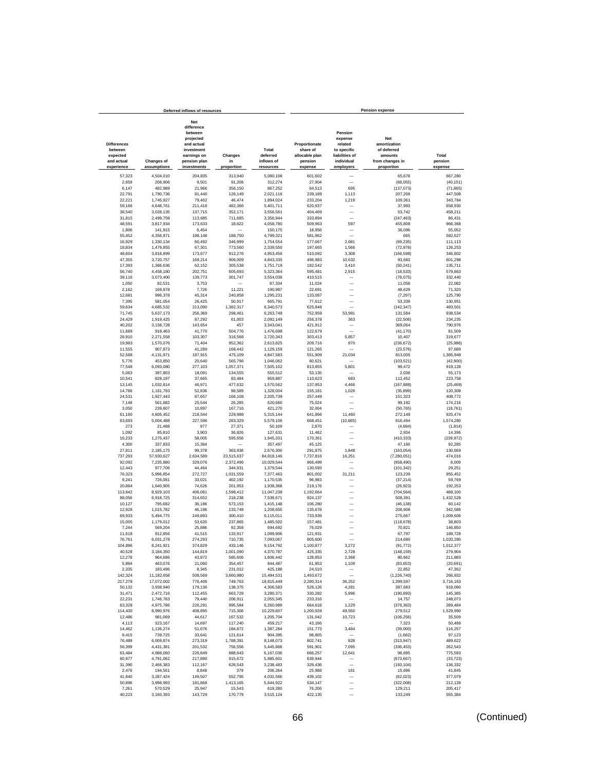| Deferred inflows of resources | | | | | Pension expense | | | |
|---|---|---|---|---|---|---|---|---|
| Differences between expected and actual experience | Changes of assumptions | Net difference between projected and actual investment earnings on pension plan investments | Changes in proportion | Total deferred inflows of resources | Proportionate share of allocable plan pension expense | Pension expense related to specific liabilities of individual employers | Net amortization of deferred amounts from changes in proportion | Total pension expense |
| 57,323 | 4,504,010 | 204,835 | 313,940 | 5,080,108 | 601,602 | — | 65,678 | 667,280 |
| 2,659 | 208,906 | 9,501 | 91,208 | 312,274 | 27,904 | — | (68,055) | (40,151) |
| 6,147 | 482,989 | 21,966 | 356,150 | 867,252 | 64,513 | 695 | (137,073) | (71,865) |
| 22,791 | 1,790,736 | 81,440 | 126,149 | 2,021,116 | 239,189 | 1,113 | 207,206 | 447,508 |
| 22,221 | 1,745,927 | 79,402 | 46,474 | 1,894,024 | 233,204 | 1,219 | 109,361 | 343,784 |
| 59,166 | 4,648,761 | 211,418 | 482,366 | 5,401,711 | 620,937 | — | 37,993 | 658,930 |
| 38,540 | 3,028,135 | 137,715 | 352,171 | 3,556,561 | 404,469 | — | 53,742 | 458,211 |
| 31,815 | 2,499,759 | 113,685 | 711,685 | 3,356,944 | 333,894 | — | (247,463) | 86,431 |
| 48,591 | 3,817,934 | 173,633 | 18,622 | 4,058,780 | 509,963 | 597 | 455,808 | 966,368 |
| 1,806 | 141,915 | 6,454 | — | 150,175 | 18,956 | — | 36,096 | 55,052 |
| 55,452 | 4,356,971 | 198,148 | 188,750 | 4,799,321 | 581,962 | — | 665 | 582,627 |
| 16,929 | 1,330,134 | 60,492 | 346,999 | 1,754,554 | 177,667 | 2,681 | (69,235) | 111,113 |
| 18,834 | 1,479,855 | 67,301 | 773,560 | 2,339,550 | 197,665 | 1,566 | (72,978) | 126,253 |
| 48,604 | 3,818,899 | 173,677 | 912,276 | 4,953,456 | 510,092 | 3,308 | (166,598) | 346,802 |
| 47,355 | 3,720,757 | 169,214 | 906,009 | 4,843,335 | 496,983 | 10,632 | 93,683 | 601,298 |
| 17,393 | 1,366,636 | 62,152 | 305,538 | 1,751,719 | 182,542 | 3,410 | (50,241) | 135,711 |
| 56,740 | 4,458,180 | 202,751 | 605,693 | 5,323,364 | 595,481 | 2,915 | (18,533) | 579,863 |
| 39,116 | 3,073,400 | 139,773 | 301,747 | 3,554,036 | 410,515 | — | (78,075) | 332,440 |
| 1,050 | 82,531 | 3,753 | — | 87,334 | 11,024 | — | 11,058 | 22,082 |
| 2,162 | 169,878 | 7,726 | 11,221 | 190,987 | 22,691 | — | 48,629 | 71,320 |
| 12,681 | 996,378 | 45,314 | 240,858 | 1,295,231 | 133,087 | — | (7,297) | 125,790 |
| 7,395 | 581,054 | 26,425 | 50,917 | 665,791 | 77,612 | — | 53,339 | 130,951 |
| 59,634 | 4,685,532 | 213,090 | 1,382,317 | 6,340,573 | 625,848 | — | (142,347) | 483,501 |
| 71,745 | 5,637,173 | 256,369 | 298,461 | 6,263,748 | 752,959 | 53,991 | 131,584 | 938,534 |
| 24,429 | 1,919,425 | 87,292 | 61,003 | 2,092,149 | 256,378 | 363 | (22,506) | 234,235 |
| 40,202 | 3,158,728 | 143,654 | 457 | 3,343,041 | 421,912 | — | 369,064 | 790,976 |
| 11,689 | 918,463 | 41,770 | 504,776 | 1,476,698 | 122,679 | — | (41,170) | 81,509 |
| 28,910 | 2,271,558 | 103,307 | 316,568 | 2,720,343 | 303,413 | 5,857 | 10,407 | 319,677 |
| 19,983 | 1,570,076 | 71,404 | 952,362 | 2,613,825 | 209,716 | 970 | (236,672) | (25,986) |
| 11,555 | 907,873 | 41,289 | 168,442 | 1,129,159 | 121,265 | — | (23,576) | 97,689 |
| 52,588 | 4,131,971 | 187,915 | 475,109 | 4,847,583 | 551,909 | 21,034 | 813,005 | 1,385,948 |
| 5,776 | 453,850 | 20,640 | 565,796 | 1,046,062 | 60,621 | — | (103,521) | (42,900) |
| 77,548 | 6,093,080 | 277,103 | 1,057,371 | 7,505,102 | 813,855 | 5,801 | 99,472 | 919,128 |
| 5,063 | 397,803 | 18,091 | 134,555 | 555,512 | 53,135 | — | 2,038 | 55,173 |
| 10,541 | 828,197 | 37,665 | 83,484 | 959,887 | 110,623 | 683 | 112,452 | 223,758 |
| 13,145 | 1,032,814 | 46,971 | 477,632 | 1,570,562 | 137,953 | 4,466 | (167,888) | (25,469) |
| 14,786 | 1,161,793 | 52,836 | 98,589 | 1,328,004 | 155,181 | 1,026 | (35,899) | 120,308 |
| 24,531 | 1,927,443 | 87,657 | 166,108 | 2,205,739 | 257,449 | — | 151,323 | 408,772 |
| 7,149 | 561,682 | 25,544 | 26,285 | 620,660 | 75,024 | — | 99,192 | 174,216 |
| 3,050 | 239,607 | 10,897 | 167,716 | 421,270 | 32,004 | — | (50,765) | (18,761) |
| 61,160 | 4,805,452 | 218,544 | 229,988 | 5,315,144 | 641,866 | 11,460 | 272,148 | 925,474 |
| 63,693 | 5,004,488 | 227,596 | 283,329 | 5,579,106 | 668,451 | (10,665) | 916,494 | 1,574,280 |
| 273 | 21,488 | 977 | 27,371 | 50,109 | 2,870 | — | (4,684) | (1,814) |
| 1,092 | 85,810 | 3,903 | 36,826 | 127,631 | 11,462 | — | 2,934 | 14,396 |
| 16,233 | 1,275,437 | 58,005 | 595,656 | 1,945,331 | 170,361 | — | (410,333) | (239,972) |
| 4,300 | 337,833 | 15,364 | — | 357,497 | 45,125 | — | 47,160 | 92,285 |
| 27,811 | 2,185,175 | 99,378 | 363,936 | 2,676,300 | 291,875 | 1,848 | (163,054) | 130,669 |
| 737,293 | 57,930,627 | 2,634,589 | 23,515,637 | 84,818,146 | 7,737,816 | 16,251 | (7,280,051) | 474,016 |
| 92,092 | 7,235,880 | 329,076 | 2,372,496 | 10,029,544 | 966,499 | — | (958,490) | 8,009 |
| 12,443 | 977,706 | 44,464 | 344,931 | 1,379,544 | 130,593 | — | (101,342) | 29,251 |
| 76,323 | 5,996,854 | 272,727 | 1,031,559 | 7,377,463 | 801,002 | 31,211 | 123,239 | 955,452 |
| 9,241 | 726,081 | 33,021 | 402,192 | 1,170,535 | 96,983 | — | (37,214) | 59,769 |
| 20,884 | 1,640,905 | 74,626 | 201,953 | 1,938,368 | 219,176 | — | (26,923) | 192,253 |
| 113,642 | 8,929,103 | 406,081 | 1,598,412 | 11,047,238 | 1,192,664 | — | (704,564) | 488,100 |
| 88,056 | 6,918,725 | 314,652 | 218,238 | 7,539,671 | 924,137 | — | 508,391 | 1,432,528 |
| 10,127 | 795,682 | 36,186 | 573,153 | 1,415,148 | 106,280 | — | (46,138) | 60,142 |
| 12,928 | 1,015,782 | 46,196 | 133,749 | 1,208,655 | 135,678 | — | 206,908 | 342,586 |
| 69,933 | 5,494,775 | 249,893 | 300,410 | 6,115,011 | 733,939 | — | 275,667 | 1,009,606 |
| 15,005 | 1,179,012 | 53,620 | 237,865 | 1,485,502 | 157,481 | — | (118,678) | 38,803 |
| 7,244 | 569,204 | 25,886 | 92,358 | 694,692 | 76,029 | — | 70,821 | 146,850 |
| 11,618 | 912,856 | 41,515 | 133,917 | 1,099,906 | 121,931 | — | 67,797 | 189,728 |
| 76,761 | 6,031,278 | 274,293 | 710,735 | 7,093,067 | 805,600 | — | 214,680 | 1,020,280 |
| 104,896 | 8,241,921 | 374,829 | 433,146 | 9,154,792 | 1,100,877 | 3,272 | (91,772) | 1,012,377 |
| 40,528 | 3,184,350 | 144,819 | 1,001,090 | 4,370,787 | 425,335 | 2,728 | (148,159) | 279,904 |
| 12,278 | 964,686 | 43,872 | 585,606 | 1,606,442 | 128,853 | 2,368 | 80,662 | 211,883 |
| 5,894 | 463,076 | 21,060 | 354,457 | 844,487 | 61,853 | 1,109 | (83,653) | (20,691) |
| 2,335 | 183,496 | 8,345 | 231,012 | 425,188 | 24,510 | — | 22,852 | 47,362 |
| 142,324 | 11,182,658 | 508,569 | 3,660,980 | 15,494,531 | 1,493,672 | — | (1,226,740) | 266,932 |
| 217,278 | 17,072,002 | 776,406 | 749,763 | 18,815,449 | 2,280,314 | 36,252 | 1,399,597 | 3,716,163 |
| 50,132 | 3,938,940 | 179,136 | 138,375 | 4,306,583 | 526,126 | 4,281 | 387,683 | 918,090 |
| 31,471 | 2,472,716 | 112,455 | 663,729 | 3,280,371 | 330,282 | 5,996 | (190,893) | 145,385 |
| 22,231 | 1,746,763 | 79,440 | 206,911 | 2,055,345 | 233,316 | — | 14,757 | 248,073 |
| 63,328 | 4,975,786 | 226,291 | 995,584 | 6,260,989 | 664,618 | 1,229 | (376,363) | 289,484 |
| 114,430 | 8,990,976 | 408,895 | 715,306 | 10,229,607 | 1,200,928 | 49,550 | 279,512 | 1,529,990 |
| 12,486 | 981,069 | 44,617 | 167,532 | 1,205,704 | 131,042 | 10,723 | (106,256) | 35,509 |
| 4,113 | 323,167 | 14,697 | 117,240 | 459,217 | 43,166 | — | 7,323 | 50,489 |
| 14,462 | 1,136,274 | 51,676 | 184,872 | 1,387,284 | 151,773 | 3,484 | (39,000) | 116,257 |
| 9,415 | 739,725 | 33,641 | 121,614 | 904,395 | 98,805 | — | (1,682) | 97,123 |
| 76,489 | 6,009,874 | 273,319 | 1,788,391 | 8,148,073 | 802,741 | 828 | (313,947) | 489,622 |
| 56,399 | 4,431,381 | 201,532 | 756,556 | 5,445,868 | 591,901 | 7,095 | (336,453) | 262,543 |
| 63,484 | 4,988,060 | 226,849 | 888,643 | 6,167,036 | 666,257 | 12,641 | 96,695 | 775,593 |
| 60,977 | 4,791,062 | 217,890 | 915,672 | 5,985,601 | 639,944 | — | (673,667) | (33,723) |
| 31,390 | 2,466,383 | 112,167 | 628,543 | 3,238,483 | 329,436 | — | (193,104) | 136,332 |
| 2,476 | 194,561 | 8,848 | 379 | 206,264 | 25,988 | 161 | 15,696 | 41,845 |
| 41,840 | 3,287,424 | 149,507 | 552,795 | 4,031,566 | 439,102 | — | (62,023) | 377,079 |
| 50,896 | 3,998,993 | 181,868 | 1,413,165 | 5,644,922 | 534,147 | — | (322,008) | 212,139 |
| 7,261 | 570,529 | 25,947 | 15,543 | 619,280 | 76,206 | — | 129,211 | 205,417 |
| 40,223 | 3,160,393 | 143,729 | 170,779 | 3,515,124 | 422,135 | — | 133,249 | 555,384 |

(Continued)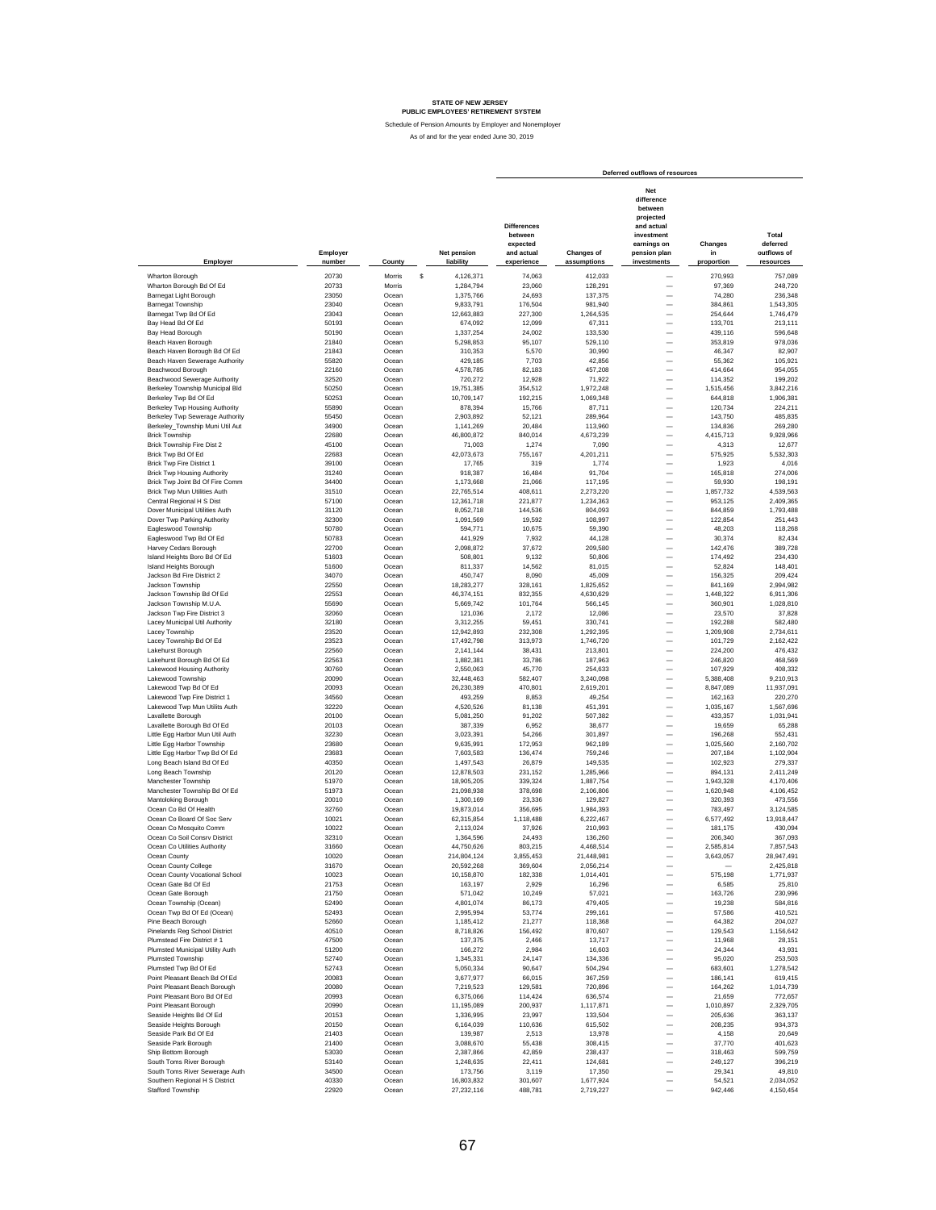**STATE OF NEW JERSEY**
**PUBLIC EMPLOYEES' RETIREMENT SYSTEM**

Schedule of Pension Amounts by Employer and Nonemployer

As of and for the year ended June 30, 2019

| Employer | Employer number | County | Net pension liability | Deferred outflows of resources: Differences between expected and actual experience | Changes of assumptions | Net difference between projected and actual investment earnings on pension plan investments | Changes in proportion | Total deferred outflows of resources |
|---|---|---|---|---|---|---|---|---|
| Wharton Borough | 20730 | Morris | $ 4,126,371 | 74,063 | 412,033 | — | 270,993 | 757,089 |
| Wharton Borough Bd Of Ed | 20733 | Morris | 1,284,794 | 23,060 | 128,291 | — | 97,369 | 248,720 |
| Barnegat Light Borough | 23050 | Ocean | 1,375,766 | 24,693 | 137,375 | — | 74,280 | 236,348 |
| Barnegat Township | 23040 | Ocean | 9,833,791 | 176,504 | 981,940 | — | 384,861 | 1,543,305 |
| Barnegat Twp Bd Of Ed | 23043 | Ocean | 12,663,883 | 227,300 | 1,264,535 | — | 254,644 | 1,746,479 |
| Bay Head Bd Of Ed | 50193 | Ocean | 674,092 | 12,099 | 67,311 | — | 133,701 | 213,111 |
| Bay Head Borough | 50190 | Ocean | 1,337,254 | 24,002 | 133,530 | — | 439,116 | 596,648 |
| Beach Haven Borough | 21840 | Ocean | 5,298,853 | 95,107 | 529,110 | — | 353,819 | 978,036 |
| Beach Haven Borough Bd Of Ed | 21843 | Ocean | 310,353 | 5,570 | 30,990 | — | 46,347 | 82,907 |
| Beach Haven Sewerage Authority | 55820 | Ocean | 429,185 | 7,703 | 42,856 | — | 55,362 | 105,921 |
| Beachwood Borough | 22160 | Ocean | 4,578,785 | 82,183 | 457,208 | — | 414,664 | 954,055 |
| Beachwood Sewerage Authority | 32520 | Ocean | 720,272 | 12,928 | 71,922 | — | 114,352 | 199,202 |
| Berkeley Township Municipal Bld | 50250 | Ocean | 19,751,385 | 354,512 | 1,972,248 | — | 1,515,456 | 3,842,216 |
| Berkeley Twp Bd Of Ed | 50253 | Ocean | 10,709,147 | 192,215 | 1,069,348 | — | 644,818 | 1,906,381 |
| Berkeley Twp Housing Authority | 55890 | Ocean | 878,394 | 15,766 | 87,711 | — | 120,734 | 224,211 |
| Berkeley Twp Sewerage Authority | 55450 | Ocean | 2,903,892 | 52,121 | 289,964 | — | 143,750 | 485,835 |
| Berkeley_Township Muni Util Aut | 34900 | Ocean | 1,141,269 | 20,484 | 113,960 | — | 134,836 | 269,280 |
| Brick Township | 22680 | Ocean | 46,800,872 | 840,014 | 4,673,239 | — | 4,415,713 | 9,928,966 |
| Brick Township Fire Dist 2 | 45100 | Ocean | 71,003 | 1,274 | 7,090 | — | 4,313 | 12,677 |
| Brick Twp Bd Of Ed | 22683 | Ocean | 42,073,673 | 755,167 | 4,201,211 | — | 575,925 | 5,532,303 |
| Brick Twp Fire District 1 | 39100 | Ocean | 17,765 | 319 | 1,774 | — | 1,923 | 4,016 |
| Brick Twp Housing Authority | 31240 | Ocean | 918,387 | 16,484 | 91,704 | — | 165,818 | 274,006 |
| Brick Twp Joint Bd Of Fire Comm | 34400 | Ocean | 1,173,668 | 21,066 | 117,195 | — | 59,930 | 198,191 |
| Brick Twp Mun Utilities Auth | 31510 | Ocean | 22,765,514 | 408,611 | 2,273,220 | — | 1,857,732 | 4,539,563 |
| Central Regional H S Dist | 57100 | Ocean | 12,361,718 | 221,877 | 1,234,363 | — | 953,125 | 2,409,365 |
| Dover Municipal Utilities Auth | 31120 | Ocean | 8,052,718 | 144,536 | 804,093 | — | 844,859 | 1,793,488 |
| Dover Twp Parking Authority | 32300 | Ocean | 1,091,569 | 19,592 | 108,997 | — | 122,854 | 251,443 |
| Eagleswood Township | 50780 | Ocean | 594,771 | 10,675 | 59,390 | — | 48,203 | 118,268 |
| Eagleswood Twp Bd Of Ed | 50783 | Ocean | 441,929 | 7,932 | 44,128 | — | 30,374 | 82,434 |
| Harvey Cedars Borough | 22700 | Ocean | 2,098,872 | 37,672 | 209,580 | — | 142,476 | 389,728 |
| Island Heights Boro Bd Of Ed | 51603 | Ocean | 508,801 | 9,132 | 50,806 | — | 174,492 | 234,430 |
| Island Heights Borough | 51600 | Ocean | 811,337 | 14,562 | 81,015 | — | 52,824 | 148,401 |
| Jackson Bd Fire District 2 | 34070 | Ocean | 450,747 | 8,090 | 45,009 | — | 156,325 | 209,424 |
| Jackson Township | 22550 | Ocean | 18,283,277 | 328,161 | 1,825,652 | — | 841,169 | 2,994,982 |
| Jackson Township Bd Of Ed | 22553 | Ocean | 46,374,151 | 832,355 | 4,630,629 | — | 1,448,322 | 6,911,306 |
| Jackson Township M.U.A. | 55690 | Ocean | 5,669,742 | 101,764 | 566,145 | — | 360,901 | 1,028,810 |
| Jackson Twp Fire District 3 | 32060 | Ocean | 121,036 | 2,172 | 12,086 | — | 23,570 | 37,828 |
| Lacey Municipal Util Authority | 32180 | Ocean | 3,312,255 | 59,451 | 330,741 | — | 192,288 | 582,480 |
| Lacey Township | 23520 | Ocean | 12,942,893 | 232,308 | 1,292,395 | — | 1,209,908 | 2,734,611 |
| Lacey Township Bd Of Ed | 23523 | Ocean | 17,492,798 | 313,973 | 1,746,720 | — | 101,729 | 2,162,422 |
| Lakehurst Borough | 22560 | Ocean | 2,141,144 | 38,431 | 213,801 | — | 224,200 | 476,432 |
| Lakehurst Borough Bd Of Ed | 22563 | Ocean | 1,882,381 | 33,786 | 187,963 | — | 246,820 | 468,569 |
| Lakewood Housing Authority | 30760 | Ocean | 2,550,063 | 45,770 | 254,633 | — | 107,929 | 408,332 |
| Lakewood Township | 20090 | Ocean | 32,448,463 | 582,407 | 3,240,098 | — | 5,388,408 | 9,210,913 |
| Lakewood Twp Bd Of Ed | 20093 | Ocean | 26,230,389 | 470,801 | 2,619,201 | — | 8,847,089 | 11,937,091 |
| Lakewood Twp Fire District 1 | 34560 | Ocean | 493,259 | 8,853 | 49,254 | — | 162,163 | 220,270 |
| Lakewood Twp Mun Utilits Auth | 32220 | Ocean | 4,520,526 | 81,138 | 451,391 | — | 1,035,167 | 1,567,696 |
| Lavallette Borough | 20100 | Ocean | 5,081,250 | 91,202 | 507,382 | — | 433,357 | 1,031,941 |
| Lavallette Borough Bd Of Ed | 20103 | Ocean | 387,339 | 6,952 | 38,677 | — | 19,659 | 65,288 |
| Little Egg Harbor Mun Util Auth | 32230 | Ocean | 3,023,391 | 54,266 | 301,897 | — | 196,268 | 552,431 |
| Little Egg Harbor Township | 23680 | Ocean | 9,635,991 | 172,953 | 962,189 | — | 1,025,560 | 2,160,702 |
| Little Egg Harbor Twp Bd Of Ed | 23683 | Ocean | 7,603,583 | 136,474 | 759,246 | — | 207,184 | 1,102,904 |
| Long Beach Island Bd Of Ed | 40350 | Ocean | 1,497,543 | 26,879 | 149,535 | — | 102,923 | 279,337 |
| Long Beach Township | 20120 | Ocean | 12,878,503 | 231,152 | 1,285,966 | — | 894,131 | 2,411,249 |
| Manchester Township | 51970 | Ocean | 18,905,205 | 339,324 | 1,887,754 | — | 1,943,328 | 4,170,406 |
| Manchester Township Bd Of Ed | 51973 | Ocean | 21,098,938 | 378,698 | 2,106,806 | — | 1,620,948 | 4,106,452 |
| Mantoloking Borough | 20010 | Ocean | 1,300,169 | 23,336 | 129,827 | — | 320,393 | 473,556 |
| Ocean Co Bd Of Health | 32760 | Ocean | 19,873,014 | 356,695 | 1,984,393 | — | 783,497 | 3,124,585 |
| Ocean Co Board Of Soc Serv | 10021 | Ocean | 62,315,854 | 1,118,488 | 6,222,467 | — | 6,577,492 | 13,918,447 |
| Ocean Co Mosquito Comm | 10022 | Ocean | 2,113,024 | 37,926 | 210,993 | — | 181,175 | 430,094 |
| Ocean Co Soil Consrv District | 32310 | Ocean | 1,364,596 | 24,493 | 136,260 | — | 206,340 | 367,093 |
| Ocean Co Utilities Authority | 31660 | Ocean | 44,750,626 | 803,215 | 4,468,514 | — | 2,585,814 | 7,857,543 |
| Ocean County | 10020 | Ocean | 214,804,124 | 3,855,453 | 21,448,981 | — | 3,643,057 | 28,947,491 |
| Ocean County College | 31670 | Ocean | 20,592,268 | 369,604 | 2,056,214 | — | — | 2,425,818 |
| Ocean County Vocational School | 10023 | Ocean | 10,158,870 | 182,338 | 1,014,401 | — | 575,198 | 1,771,937 |
| Ocean Gate Bd Of Ed | 21753 | Ocean | 163,197 | 2,929 | 16,296 | — | 6,585 | 25,810 |
| Ocean Gate Borough | 21750 | Ocean | 571,042 | 10,249 | 57,021 | — | 163,726 | 230,996 |
| Ocean Township (Ocean) | 52490 | Ocean | 4,801,074 | 86,173 | 479,405 | — | 19,238 | 584,816 |
| Ocean Twp Bd Of Ed (Ocean) | 52493 | Ocean | 2,995,994 | 53,774 | 299,161 | — | 57,586 | 410,521 |
| Pine Beach Borough | 52660 | Ocean | 1,185,412 | 21,277 | 118,368 | — | 64,382 | 204,027 |
| Pinelands Reg School District | 40510 | Ocean | 8,718,826 | 156,492 | 870,607 | — | 129,543 | 1,156,642 |
| Plumstead Fire District # 1 | 47500 | Ocean | 137,375 | 2,466 | 13,717 | — | 11,968 | 28,151 |
| Plumsted Municipal Utility Auth | 51200 | Ocean | 166,272 | 2,984 | 16,603 | — | 24,344 | 43,931 |
| Plumsted Township | 52740 | Ocean | 1,345,331 | 24,147 | 134,336 | — | 95,020 | 253,503 |
| Plumsted Twp Bd Of Ed | 52743 | Ocean | 5,050,334 | 90,647 | 504,294 | — | 683,601 | 1,278,542 |
| Point Pleasant Beach Bd Of Ed | 20083 | Ocean | 3,677,977 | 66,015 | 367,259 | — | 186,141 | 619,415 |
| Point Pleasant Beach Borough | 20080 | Ocean | 7,219,523 | 129,581 | 720,896 | — | 164,262 | 1,014,739 |
| Point Pleasant Boro Bd Of Ed | 20993 | Ocean | 6,375,066 | 114,424 | 636,574 | — | 21,659 | 772,657 |
| Point Pleasant Borough | 20990 | Ocean | 11,195,089 | 200,937 | 1,117,871 | — | 1,010,897 | 2,329,705 |
| Seaside Heights Bd Of Ed | 20153 | Ocean | 1,336,995 | 23,997 | 133,504 | — | 205,636 | 363,137 |
| Seaside Heights Borough | 20150 | Ocean | 6,164,039 | 110,636 | 615,502 | — | 208,235 | 934,373 |
| Seaside Park Bd Of Ed | 21403 | Ocean | 139,987 | 2,513 | 13,978 | — | 4,158 | 20,649 |
| Seaside Park Borough | 21400 | Ocean | 3,088,670 | 55,438 | 308,415 | — | 37,770 | 401,623 |
| Ship Bottom Borough | 53030 | Ocean | 2,387,866 | 42,859 | 238,437 | — | 318,463 | 599,759 |
| South Toms River Borough | 53140 | Ocean | 1,248,635 | 22,411 | 124,681 | — | 249,127 | 396,219 |
| South Toms River Sewerage Auth | 34500 | Ocean | 173,756 | 3,119 | 17,350 | — | 29,341 | 49,810 |
| Southern Regional H S District | 40330 | Ocean | 16,803,832 | 301,607 | 1,677,924 | — | 54,521 | 2,034,052 |
| Stafford Township | 22920 | Ocean | 27,232,116 | 488,781 | 2,719,227 | — | 942,446 | 4,150,454 |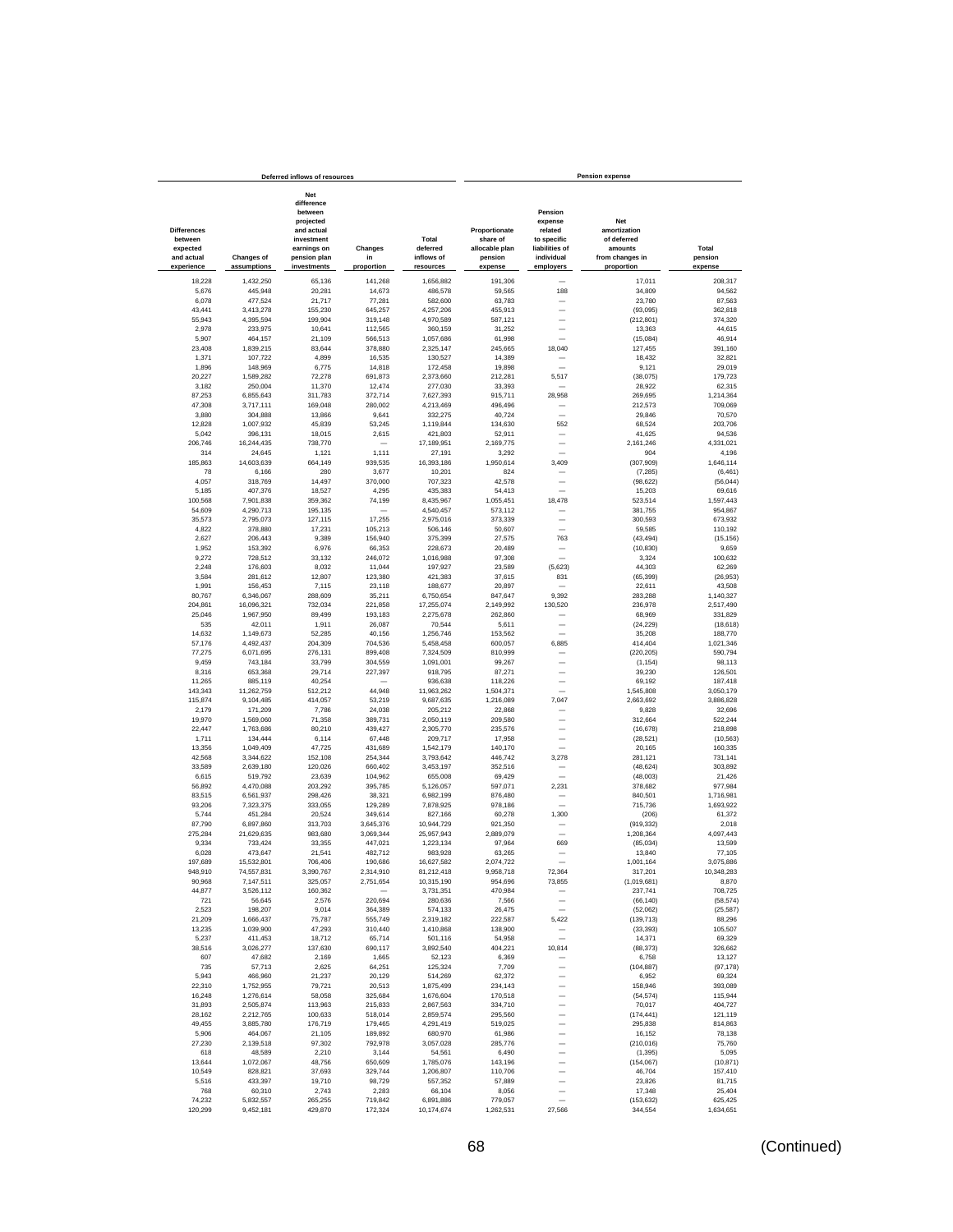| Deferred inflows of resources | | | | | Pension expense | | | |
|---|---|---|---|---|---|---|---|---|
| Differences between expected and actual experience | Changes of assumptions | Net difference between projected and actual investment earnings on pension plan investments | Changes in proportion | Total deferred inflows of resources | Proportionate share of allocable plan pension expense | Pension expense related to specific liabilities of individual employers | Net amortization of deferred amounts from changes in proportion | Total pension expense |
| 18,228 | 1,432,250 | 65,136 | 141,268 | 1,656,882 | 191,306 | — | 17,011 | 208,317 |
| 5,676 | 445,948 | 20,281 | 14,673 | 486,578 | 59,565 | 188 | 34,809 | 94,562 |
| 6,078 | 477,524 | 21,717 | 77,281 | 582,600 | 63,783 | — | 23,780 | 87,563 |
| 43,441 | 3,413,278 | 155,230 | 645,257 | 4,257,206 | 455,913 | — | (93,095) | 362,818 |
| 55,943 | 4,395,594 | 199,904 | 319,148 | 4,970,589 | 587,121 | — | (212,801) | 374,320 |
| 2,978 | 233,975 | 10,641 | 112,565 | 360,159 | 31,252 | — | 13,363 | 44,615 |
| 5,907 | 464,157 | 21,109 | 566,513 | 1,057,686 | 61,998 | — | (15,084) | 46,914 |
| 23,408 | 1,839,215 | 83,644 | 378,880 | 2,325,147 | 245,665 | 18,040 | 127,455 | 391,160 |
| 1,371 | 107,722 | 4,899 | 16,535 | 130,527 | 14,389 | — | 18,432 | 32,821 |
| 1,896 | 148,969 | 6,775 | 14,818 | 172,458 | 19,898 | — | 9,121 | 29,019 |
| 20,227 | 1,589,282 | 72,278 | 691,873 | 2,373,660 | 212,281 | 5,517 | (38,075) | 179,723 |
| 3,182 | 250,004 | 11,370 | 12,474 | 277,030 | 33,393 | — | 28,922 | 62,315 |
| 87,253 | 6,855,643 | 311,783 | 372,714 | 7,627,393 | 915,711 | 28,958 | 269,695 | 1,214,364 |
| 47,308 | 3,717,111 | 169,048 | 280,002 | 4,213,469 | 496,496 | — | 212,573 | 709,069 |
| 3,880 | 304,888 | 13,866 | 9,641 | 332,275 | 40,724 | — | 29,846 | 70,570 |
| 12,828 | 1,007,932 | 45,839 | 53,245 | 1,119,844 | 134,630 | 552 | 68,524 | 203,706 |
| 5,042 | 396,131 | 18,015 | 2,615 | 421,803 | 52,911 | — | 41,625 | 94,536 |
| 206,746 | 16,244,435 | 738,770 | — | 17,189,951 | 2,169,775 | — | 2,161,246 | 4,331,021 |
| 314 | 24,645 | 1,121 | 1,111 | 27,191 | 3,292 | — | 904 | 4,196 |
| 185,863 | 14,603,639 | 664,149 | 939,535 | 16,393,186 | 1,950,614 | 3,409 | (307,909) | 1,646,114 |
| 78 | 6,166 | 280 | 3,677 | 10,201 | 824 | — | (7,285) | (6,461) |
| 4,057 | 318,769 | 14,497 | 370,000 | 707,323 | 42,578 | — | (98,622) | (56,044) |
| 5,185 | 407,376 | 18,527 | 4,295 | 435,383 | 54,413 | — | 15,203 | 69,616 |
| 100,568 | 7,901,838 | 359,362 | 74,199 | 8,435,967 | 1,055,451 | 18,478 | 523,514 | 1,597,443 |
| 54,609 | 4,290,713 | 195,135 | — | 4,540,457 | 573,112 | — | 381,755 | 954,867 |
| 35,573 | 2,795,073 | 127,115 | 17,255 | 2,975,016 | 373,339 | — | 300,593 | 673,932 |
| 4,822 | 378,880 | 17,231 | 105,213 | 506,146 | 50,607 | — | 59,585 | 110,192 |
| 2,627 | 206,443 | 9,389 | 156,940 | 375,399 | 27,575 | 763 | (43,494) | (15,156) |
| 1,952 | 153,392 | 6,976 | 66,353 | 228,673 | 20,489 | — | (10,830) | 9,659 |
| 9,272 | 728,512 | 33,132 | 246,072 | 1,016,988 | 97,308 | — | 3,324 | 100,632 |
| 2,248 | 176,603 | 8,032 | 11,044 | 197,927 | 23,589 | (5,623) | 44,303 | 62,269 |
| 3,584 | 281,612 | 12,807 | 123,380 | 421,383 | 37,615 | 831 | (65,399) | (26,953) |
| 1,991 | 156,453 | 7,115 | 23,118 | 188,677 | 20,897 | — | 22,611 | 43,508 |
| 80,767 | 6,346,067 | 288,609 | 35,211 | 6,750,654 | 847,647 | 9,392 | 283,288 | 1,140,327 |
| 204,861 | 16,096,321 | 732,034 | 221,858 | 17,255,074 | 2,149,992 | 130,520 | 236,978 | 2,517,490 |
| 25,046 | 1,967,950 | 89,499 | 193,183 | 2,275,678 | 262,860 | — | 68,969 | 331,829 |
| 535 | 42,011 | 1,911 | 26,087 | 70,544 | 5,611 | — | (24,229) | (18,618) |
| 14,632 | 1,149,673 | 52,285 | 40,156 | 1,256,746 | 153,562 | — | 35,208 | 188,770 |
| 57,176 | 4,492,437 | 204,309 | 704,536 | 5,458,458 | 600,057 | 6,885 | 414,404 | 1,021,346 |
| 77,275 | 6,071,695 | 276,131 | 899,408 | 7,324,509 | 810,999 | — | (220,205) | 590,794 |
| 9,459 | 743,184 | 33,799 | 304,559 | 1,091,001 | 99,267 | — | (1,154) | 98,113 |
| 8,316 | 653,368 | 29,714 | 227,397 | 918,795 | 87,271 | — | 39,230 | 126,501 |
| 11,265 | 885,119 | 40,254 | — | 936,638 | 118,226 | — | 69,192 | 187,418 |
| 143,343 | 11,262,759 | 512,212 | 44,948 | 11,963,262 | 1,504,371 | — | 1,545,808 | 3,050,179 |
| 115,874 | 9,104,485 | 414,057 | 53,219 | 9,687,635 | 1,216,089 | 7,047 | 2,663,692 | 3,886,828 |
| 2,179 | 171,209 | 7,786 | 24,038 | 205,212 | 22,868 | — | 9,828 | 32,696 |
| 19,970 | 1,569,060 | 71,358 | 389,731 | 2,050,119 | 209,580 | — | 312,664 | 522,244 |
| 22,447 | 1,763,686 | 80,210 | 439,427 | 2,305,770 | 235,576 | — | (16,678) | 218,898 |
| 1,711 | 134,444 | 6,114 | 67,448 | 209,717 | 17,958 | — | (28,521) | (10,563) |
| 13,356 | 1,049,409 | 47,725 | 431,689 | 1,542,179 | 140,170 | — | 20,165 | 160,335 |
| 42,568 | 3,344,622 | 152,108 | 254,344 | 3,793,642 | 446,742 | 3,278 | 281,121 | 731,141 |
| 33,589 | 2,639,180 | 120,026 | 660,402 | 3,453,197 | 352,516 | — | (48,624) | 303,892 |
| 6,615 | 519,792 | 23,639 | 104,962 | 655,008 | 69,429 | — | (48,003) | 21,426 |
| 56,892 | 4,470,088 | 203,292 | 395,785 | 5,126,057 | 597,071 | 2,231 | 378,682 | 977,984 |
| 83,515 | 6,561,937 | 298,426 | 38,321 | 6,982,199 | 876,480 | — | 840,501 | 1,716,981 |
| 93,206 | 7,323,375 | 333,055 | 129,289 | 7,878,925 | 978,186 | — | 715,736 | 1,693,922 |
| 5,744 | 451,284 | 20,524 | 349,614 | 827,166 | 60,278 | 1,300 | (206) | 61,372 |
| 87,790 | 6,897,860 | 313,703 | 3,645,376 | 10,944,729 | 921,350 | — | (919,332) | 2,018 |
| 275,284 | 21,629,635 | 983,680 | 3,069,344 | 25,957,943 | 2,889,079 | — | 1,208,364 | 4,097,443 |
| 9,334 | 733,424 | 33,355 | 447,021 | 1,223,134 | 97,964 | 669 | (85,034) | 13,599 |
| 6,028 | 473,647 | 21,541 | 482,712 | 983,928 | 63,265 | — | 13,840 | 77,105 |
| 197,689 | 15,532,801 | 706,406 | 190,686 | 16,627,582 | 2,074,722 | — | 1,001,164 | 3,075,886 |
| 948,910 | 74,557,831 | 3,390,767 | 2,314,910 | 81,212,418 | 9,958,718 | 72,364 | 317,201 | 10,348,283 |
| 90,968 | 7,147,511 | 325,057 | 2,751,654 | 10,315,190 | 954,696 | 73,855 | (1,019,681) | 8,870 |
| 44,877 | 3,526,112 | 160,362 | — | 3,731,351 | 470,984 | — | 237,741 | 708,725 |
| 721 | 56,645 | 2,576 | 220,694 | 280,636 | 7,566 | — | (66,140) | (58,574) |
| 2,523 | 198,207 | 9,014 | 364,389 | 574,133 | 26,475 | — | (52,062) | (25,587) |
| 21,209 | 1,666,437 | 75,787 | 555,749 | 2,319,182 | 222,587 | 5,422 | (139,713) | 88,296 |
| 13,235 | 1,039,900 | 47,293 | 310,440 | 1,410,868 | 138,900 | — | (33,393) | 105,507 |
| 5,237 | 411,453 | 18,712 | 65,714 | 501,116 | 54,958 | — | 14,371 | 69,329 |
| 38,516 | 3,026,277 | 137,630 | 690,117 | 3,892,540 | 404,221 | 10,814 | (88,373) | 326,662 |
| 607 | 47,682 | 2,169 | 1,665 | 52,123 | 6,369 | — | 6,758 | 13,127 |
| 735 | 57,713 | 2,625 | 64,251 | 125,324 | 7,709 | — | (104,887) | (97,178) |
| 5,943 | 466,960 | 21,237 | 20,129 | 514,269 | 62,372 | — | 6,952 | 69,324 |
| 22,310 | 1,752,955 | 79,721 | 20,513 | 1,875,499 | 234,143 | — | 158,946 | 393,089 |
| 16,248 | 1,276,614 | 58,058 | 325,684 | 1,676,604 | 170,518 | — | (54,574) | 115,944 |
| 31,893 | 2,505,874 | 113,963 | 215,833 | 2,867,563 | 334,710 | — | 70,017 | 404,727 |
| 28,162 | 2,212,765 | 100,633 | 518,014 | 2,859,574 | 295,560 | — | (174,441) | 121,119 |
| 49,455 | 3,885,780 | 176,719 | 179,465 | 4,291,419 | 519,025 | — | 295,838 | 814,863 |
| 5,906 | 464,067 | 21,105 | 189,892 | 680,970 | 61,986 | — | 16,152 | 78,138 |
| 27,230 | 2,139,518 | 97,302 | 792,978 | 3,057,028 | 285,776 | — | (210,016) | 75,760 |
| 618 | 48,589 | 2,210 | 3,144 | 54,561 | 6,490 | — | (1,395) | 5,095 |
| 13,644 | 1,072,067 | 48,756 | 650,609 | 1,785,076 | 143,196 | — | (154,067) | (10,871) |
| 10,549 | 828,821 | 37,693 | 329,744 | 1,206,807 | 110,706 | — | 46,704 | 157,410 |
| 5,516 | 433,397 | 19,710 | 98,729 | 557,352 | 57,889 | — | 23,826 | 81,715 |
| 768 | 60,310 | 2,743 | 2,283 | 66,104 | 8,056 | — | 17,348 | 25,404 |
| 74,232 | 5,832,557 | 265,255 | 719,842 | 6,891,886 | 779,057 | — | (153,632) | 625,425 |
| 120,299 | 9,452,181 | 429,870 | 172,324 | 10,174,674 | 1,262,531 | 27,566 | 344,554 | 1,634,651 |

(Continued)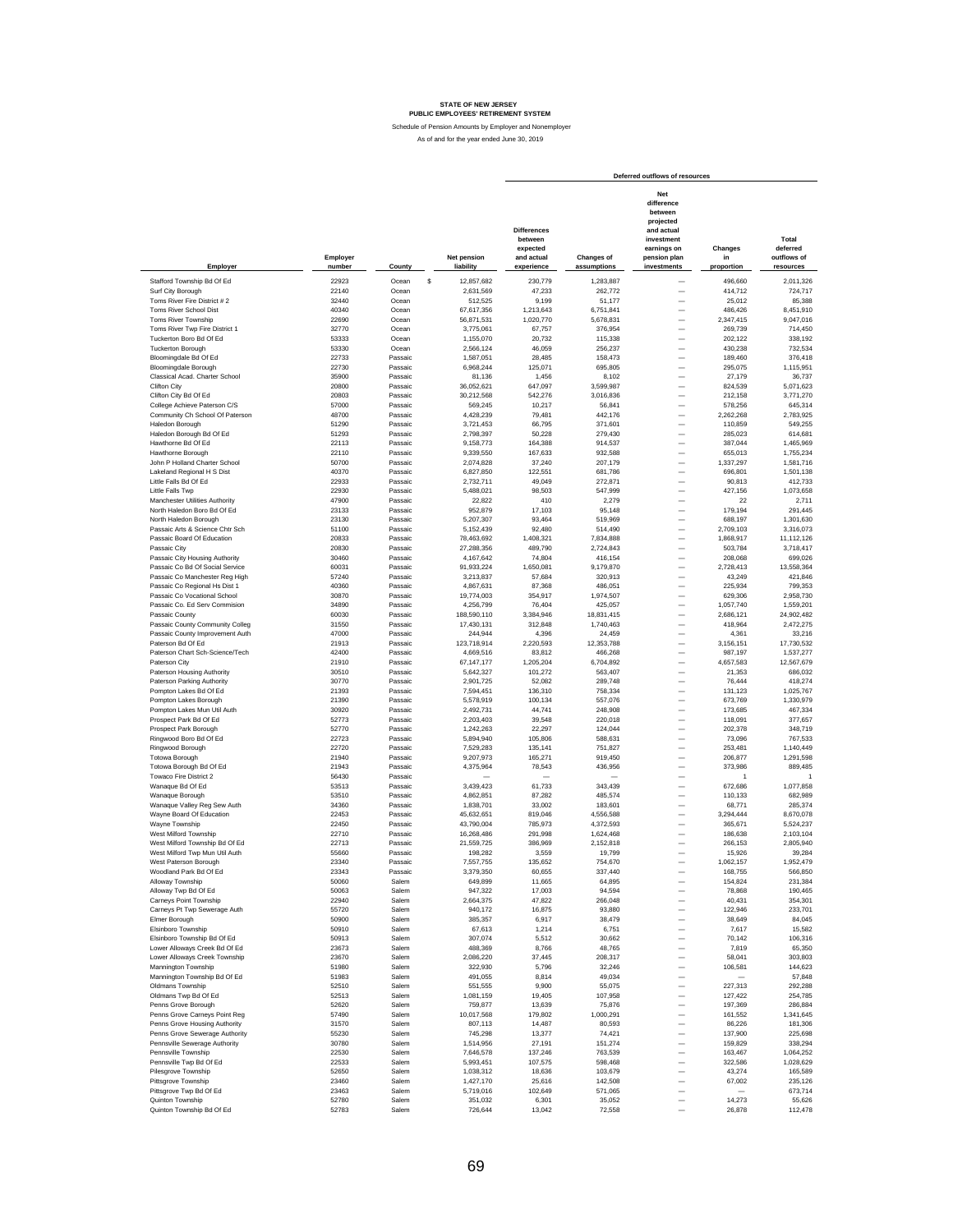# STATE OF NEW JERSEY
## PUBLIC EMPLOYEES' RETIREMENT SYSTEM

Schedule of Pension Amounts by Employer and Nonemployer

As of and for the year ended June 30, 2019

| Employer | Employer number | County | Net pension liability | Deferred outflows of resources | | | | |
|---|---|---|---|---|---|---|---|---|
| | | | | Differences between expected and actual experience | Changes of assumptions | Net difference between projected and actual investment earnings on pension plan investments | Changes in proportion | Total deferred outflows of resources |
| Stafford Township Bd Of Ed | 22923 | Ocean | $ 12,857,682 | 230,779 | 1,283,887 | — | 496,660 | 2,011,326 |
| Surf City Borough | 22140 | Ocean | 2,631,569 | 47,233 | 262,772 | — | 414,712 | 724,717 |
| Toms River Fire District # 2 | 32440 | Ocean | 512,525 | 9,199 | 51,177 | — | 25,012 | 85,388 |
| Toms River School Dist | 40340 | Ocean | 67,617,356 | 1,213,643 | 6,751,841 | — | 486,426 | 8,451,910 |
| Toms River Township | 22690 | Ocean | 56,871,531 | 1,020,770 | 5,678,831 | — | 2,347,415 | 9,047,016 |
| Toms River Twp Fire District 1 | 32770 | Ocean | 3,775,061 | 67,757 | 376,954 | — | 269,739 | 714,450 |
| Tuckerton Boro Bd Of Ed | 53333 | Ocean | 1,155,070 | 20,732 | 115,338 | — | 202,122 | 338,192 |
| Tuckerton Borough | 53330 | Ocean | 2,566,124 | 46,059 | 256,237 | — | 430,238 | 732,534 |
| Bloomingdale Bd Of Ed | 22733 | Passaic | 1,587,051 | 28,485 | 158,473 | — | 189,460 | 376,418 |
| Bloomingdale Borough | 22730 | Passaic | 6,968,244 | 125,071 | 695,805 | — | 295,075 | 1,115,951 |
| Classical Acad. Charter School | 35900 | Passaic | 81,136 | 1,456 | 8,102 | — | 27,179 | 36,737 |
| Clifton City | 20800 | Passaic | 36,052,621 | 647,097 | 3,599,987 | — | 824,539 | 5,071,623 |
| Clifton City Bd Of Ed | 20803 | Passaic | 30,212,568 | 542,276 | 3,016,836 | — | 212,158 | 3,771,270 |
| College Achieve Paterson C/S | 57000 | Passaic | 569,245 | 10,217 | 56,841 | — | 578,256 | 645,314 |
| Community Ch School Of Paterson | 48700 | Passaic | 4,428,239 | 79,481 | 442,176 | — | 2,262,268 | 2,783,925 |
| Haledon Borough | 51290 | Passaic | 3,721,453 | 66,795 | 371,601 | — | 110,859 | 549,255 |
| Haledon Borough Bd Of Ed | 51293 | Passaic | 2,798,397 | 50,228 | 279,430 | — | 285,023 | 614,681 |
| Hawthorne Bd Of Ed | 22113 | Passaic | 9,158,773 | 164,388 | 914,537 | — | 387,044 | 1,465,969 |
| Hawthorne Borough | 22110 | Passaic | 9,339,550 | 167,633 | 932,588 | — | 655,013 | 1,755,234 |
| John P Holland Charter School | 50700 | Passaic | 2,074,828 | 37,240 | 207,179 | — | 1,337,297 | 1,581,716 |
| Lakeland Regional H S Dist | 40370 | Passaic | 6,827,850 | 122,551 | 681,786 | — | 696,801 | 1,501,138 |
| Little Falls Bd Of Ed | 22933 | Passaic | 2,732,711 | 49,049 | 272,871 | — | 90,813 | 412,733 |
| Little Falls Twp | 22930 | Passaic | 5,488,021 | 98,503 | 547,999 | — | 427,156 | 1,073,658 |
| Manchester Utilities Authority | 47900 | Passaic | 22,822 | 410 | 2,279 | — | 22 | 2,711 |
| North Haledon Boro Bd Of Ed | 23133 | Passaic | 952,879 | 17,103 | 95,148 | — | 179,194 | 291,445 |
| North Haledon Borough | 23130 | Passaic | 5,207,307 | 93,464 | 519,969 | — | 688,197 | 1,301,630 |
| Passaic Arts & Science Chtr Sch | 51100 | Passaic | 5,152,439 | 92,480 | 514,490 | — | 2,709,103 | 3,316,073 |
| Passaic Board Of Education | 20833 | Passaic | 78,463,692 | 1,408,321 | 7,834,888 | — | 1,868,917 | 11,112,126 |
| Passaic City | 20830 | Passaic | 27,288,356 | 489,790 | 2,724,843 | — | 503,784 | 3,718,417 |
| Passaic City Housing Authority | 30460 | Passaic | 4,167,642 | 74,804 | 416,154 | — | 208,068 | 699,026 |
| Passaic Co Bd Of Social Service | 60031 | Passaic | 91,933,224 | 1,650,081 | 9,179,870 | — | 2,728,413 | 13,558,364 |
| Passaic Co Manchester Reg High | 57240 | Passaic | 3,213,837 | 57,684 | 320,913 | — | 43,249 | 421,846 |
| Passaic Co Regional Hs Dist 1 | 40360 | Passaic | 4,867,631 | 87,368 | 486,051 | — | 225,934 | 799,353 |
| Passaic Co Vocational School | 30870 | Passaic | 19,774,003 | 354,917 | 1,974,507 | — | 629,306 | 2,958,730 |
| Passaic Co. Ed Serv Commision | 34890 | Passaic | 4,256,799 | 76,404 | 425,057 | — | 1,057,740 | 1,559,201 |
| Passaic County | 60030 | Passaic | 188,590,110 | 3,384,946 | 18,831,415 | — | 2,686,121 | 24,902,482 |
| Passaic County Community Colleg | 31550 | Passaic | 17,430,131 | 312,848 | 1,740,463 | — | 418,964 | 2,472,275 |
| Passaic County Improvement Auth | 47000 | Passaic | 244,944 | 4,396 | 24,459 | — | 4,361 | 33,216 |
| Paterson Bd Of Ed | 21913 | Passaic | 123,718,914 | 2,220,593 | 12,353,788 | — | 3,156,151 | 17,730,532 |
| Paterson Chart Sch-Science/Tech | 42400 | Passaic | 4,669,516 | 83,812 | 466,268 | — | 987,197 | 1,537,277 |
| Paterson City | 21910 | Passaic | 67,147,177 | 1,205,204 | 6,704,892 | — | 4,657,583 | 12,567,679 |
| Paterson Housing Authority | 30510 | Passaic | 5,642,327 | 101,272 | 563,407 | — | 21,353 | 686,032 |
| Paterson Parking Authority | 30770 | Passaic | 2,901,725 | 52,082 | 289,748 | — | 76,444 | 418,274 |
| Pompton Lakes Bd Of Ed | 21393 | Passaic | 7,594,451 | 136,310 | 758,334 | — | 131,123 | 1,025,767 |
| Pompton Lakes Borough | 21390 | Passaic | 5,578,919 | 100,134 | 557,076 | — | 673,769 | 1,330,979 |
| Pompton Lakes Mun Util Auth | 30920 | Passaic | 2,492,731 | 44,741 | 248,908 | — | 173,685 | 467,334 |
| Prospect Park Bd Of Ed | 52773 | Passaic | 2,203,403 | 39,548 | 220,018 | — | 118,091 | 377,657 |
| Prospect Park Borough | 52770 | Passaic | 1,242,263 | 22,297 | 124,044 | — | 202,378 | 348,719 |
| Ringwood Boro Bd Of Ed | 22723 | Passaic | 5,894,940 | 105,806 | 588,631 | — | 73,096 | 767,533 |
| Ringwood Borough | 22720 | Passaic | 7,529,283 | 135,141 | 751,827 | — | 253,481 | 1,140,449 |
| Totowa Borough | 21940 | Passaic | 9,207,973 | 165,271 | 919,450 | — | 206,877 | 1,291,598 |
| Totowa Borough Bd Of Ed | 21943 | Passaic | 4,375,964 | 78,543 | 436,956 | — | 373,986 | 889,485 |
| Towaco Fire District 2 | 56430 | Passaic | — | — | — | — | 1 | 1 |
| Wanaque Bd Of Ed | 53513 | Passaic | 3,439,423 | 61,733 | 343,439 | — | 672,686 | 1,077,858 |
| Wanaque Borough | 53510 | Passaic | 4,862,851 | 87,282 | 485,574 | — | 110,133 | 682,989 |
| Wanaque Valley Reg Sew Auth | 34360 | Passaic | 1,838,701 | 33,002 | 183,601 | — | 68,771 | 285,374 |
| Wayne Board Of Education | 22453 | Passaic | 45,632,651 | 819,046 | 4,556,588 | — | 3,294,444 | 8,670,078 |
| Wayne Township | 22450 | Passaic | 43,790,004 | 785,973 | 4,372,593 | — | 365,671 | 5,524,237 |
| West Milford Township | 22710 | Passaic | 16,268,486 | 291,998 | 1,624,468 | — | 186,638 | 2,103,104 |
| West Milford Township Bd Of Ed | 22713 | Passaic | 21,559,725 | 386,969 | 2,152,818 | — | 266,153 | 2,805,940 |
| West Milford Twp Mun Util Auth | 55660 | Passaic | 198,282 | 3,559 | 19,799 | — | 15,926 | 39,284 |
| West Paterson Borough | 23340 | Passaic | 7,557,755 | 135,652 | 754,670 | — | 1,062,157 | 1,952,479 |
| Woodland Park Bd Of Ed | 23343 | Passaic | 3,379,350 | 60,655 | 337,440 | — | 168,755 | 566,850 |
| Alloway Township | 50060 | Salem | 649,899 | 11,665 | 64,895 | — | 154,824 | 231,384 |
| Alloway Twp Bd Of Ed | 50063 | Salem | 947,322 | 17,003 | 94,594 | — | 78,868 | 190,465 |
| Carneys Point Township | 22940 | Salem | 2,664,375 | 47,822 | 266,048 | — | 40,431 | 354,301 |
| Carneys Pt Twp Sewerage Auth | 55720 | Salem | 940,172 | 16,875 | 93,880 | — | 122,946 | 233,701 |
| Elmer Borough | 50900 | Salem | 385,357 | 6,917 | 38,479 | — | 38,649 | 84,045 |
| Elsinboro Township | 50910 | Salem | 67,613 | 1,214 | 6,751 | — | 7,617 | 15,582 |
| Elsinboro Township Bd Of Ed | 50913 | Salem | 307,074 | 5,512 | 30,662 | — | 70,142 | 106,316 |
| Lower Alloways Creek Bd Of Ed | 23673 | Salem | 488,369 | 8,766 | 48,765 | — | 7,819 | 65,350 |
| Lower Alloways Creek Township | 23670 | Salem | 2,086,220 | 37,445 | 208,317 | — | 58,041 | 303,803 |
| Mannington Township | 51980 | Salem | 322,930 | 5,796 | 32,246 | — | 106,581 | 144,623 |
| Mannington Township Bd Of Ed | 51983 | Salem | 491,055 | 8,814 | 49,034 | — | — | 57,848 |
| Oldmans Township | 52510 | Salem | 551,555 | 9,900 | 55,075 | — | 227,313 | 292,288 |
| Oldmans Twp Bd Of Ed | 52513 | Salem | 1,081,159 | 19,405 | 107,958 | — | 127,422 | 254,785 |
| Penns Grove Borough | 52620 | Salem | 759,877 | 13,639 | 75,876 | — | 197,369 | 286,884 |
| Penns Grove Carneys Point Reg | 57490 | Salem | 10,017,568 | 179,802 | 1,000,291 | — | 161,552 | 1,341,645 |
| Penns Grove Housing Authority | 31570 | Salem | 807,113 | 14,487 | 80,593 | — | 86,226 | 181,306 |
| Penns Grove Sewerage Authority | 55230 | Salem | 745,298 | 13,377 | 74,421 | — | 137,900 | 225,698 |
| Pennsville Sewerage Authority | 30780 | Salem | 1,514,956 | 27,191 | 151,274 | — | 159,829 | 338,294 |
| Pennsville Township | 22530 | Salem | 7,646,578 | 137,246 | 763,539 | — | 163,467 | 1,064,252 |
| Pennsville Twp Bd Of Ed | 22533 | Salem | 5,993,451 | 107,575 | 598,468 | — | 322,586 | 1,028,629 |
| Pilesgrove Township | 52650 | Salem | 1,038,312 | 18,636 | 103,679 | — | 43,274 | 165,589 |
| Pittsgrove Township | 23460 | Salem | 1,427,170 | 25,616 | 142,508 | — | 67,002 | 235,126 |
| Pittsgrove Twp Bd Of Ed | 23463 | Salem | 5,719,016 | 102,649 | 571,065 | — | — | 673,714 |
| Quinton Township | 52780 | Salem | 351,032 | 6,301 | 35,052 | — | 14,273 | 55,626 |
| Quinton Township Bd Of Ed | 52783 | Salem | 726,644 | 13,042 | 72,558 | — | 26,878 | 112,478 |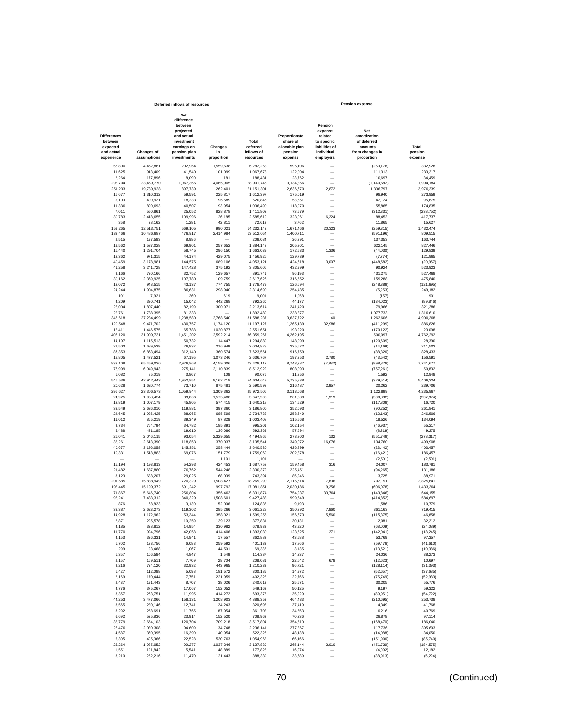| Deferred inflows of resources | | | | | Pension expense | | | |
|---|---|---|---|---|---|---|---|---|
| Differences between expected and actual experience | Changes of assumptions | Net difference between projected and actual investment earnings on pension plan investments | Changes in proportion | Total deferred inflows of resources | Proportionate share of allocable plan pension expense | Pension expense related to specific liabilities of individual employers | Net amortization of deferred amounts from changes in proportion | Total pension expense |
| 56,800 | 4,462,861 | 202,964 | 1,559,638 | 6,282,263 | 596,106 | — | (263,178) | 332,928 |
| 11,625 | 913,409 | 41,540 | 101,099 | 1,067,673 | 122,004 | — | 111,313 | 233,317 |
| 2,264 | 177,896 | 8,090 | 181 | 188,431 | 23,762 | — | 10,697 | 34,459 |
| 298,704 | 23,469,770 | 1,067,366 | 4,065,905 | 28,901,745 | 3,134,866 | — | (1,140,682) | 1,994,184 |
| 251,233 | 19,739,928 | 897,739 | 262,401 | 21,151,301 | 2,636,670 | 2,872 | 1,336,797 | 3,976,339 |
| 16,677 | 1,310,312 | 59,591 | 225,817 | 1,612,397 | 175,019 | — | 98,940 | 273,959 |
| 5,103 | 400,921 | 18,233 | 196,589 | 620,846 | 53,551 | — | 42,124 | 95,675 |
| 11,336 | 890,693 | 40,507 | 93,954 | 1,036,490 | 118,970 | — | 55,865 | 174,835 |
| 7,011 | 550,861 | 25,052 | 828,878 | 1,411,802 | 73,579 | — | (312,331) | (238,752) |
| 30,783 | 2,418,655 | 109,996 | 26,185 | 2,585,619 | 323,061 | 6,224 | 88,452 | 417,737 |
| 358 | 28,162 | 1,281 | 42,811 | 72,612 | 3,762 | — | 11,865 | 15,627 |
| 159,265 | 12,513,751 | 569,105 | 990,021 | 14,232,142 | 1,671,466 | 20,323 | (259,315) | 1,432,474 |
| 133,466 | 10,486,687 | 476,917 | 2,414,984 | 13,512,054 | 1,400,711 | — | (591,196) | 809,515 |
| 2,515 | 197,583 | 8,986 | — | 209,084 | 26,391 | — | 137,353 | 163,744 |
| 19,562 | 1,537,028 | 69,901 | 257,652 | 1,884,143 | 205,301 | — | 622,145 | 827,446 |
| 16,440 | 1,291,704 | 58,745 | 296,150 | 1,663,039 | 172,533 | 1,336 | (44,030) | 129,839 |
| 12,362 | 971,315 | 44,174 | 429,075 | 1,456,926 | 129,739 | — | (7,774) | 121,965 |
| 40,459 | 3,178,981 | 144,575 | 689,106 | 4,053,121 | 424,618 | 3,007 | (448,582) | (20,957) |
| 41,258 | 3,241,728 | 147,428 | 375,192 | 3,805,606 | 432,999 | — | 90,924 | 523,923 |
| 9,166 | 720,166 | 32,752 | 129,657 | 891,741 | 96,193 | — | 431,275 | 527,468 |
| 30,162 | 2,369,925 | 107,780 | 109,759 | 2,617,626 | 316,552 | — | 159,288 | 475,840 |
| 12,072 | 948,515 | 43,137 | 774,755 | 1,778,479 | 126,694 | — | (248,389) | (121,695) |
| 24,244 | 1,904,875 | 86,631 | 298,940 | 2,314,690 | 254,435 | — | (5,253) | 249,182 |
| 101 | 7,921 | 360 | 619 | 9,001 | 1,058 | — | (157) | 901 |
| 4,209 | 330,741 | 15,042 | 442,268 | 792,260 | 44,177 | — | (134,023) | (89,846) |
| 23,004 | 1,807,440 | 82,199 | 300,971 | 2,213,614 | 241,420 | — | 79,966 | 321,386 |
| 22,761 | 1,788,395 | 81,333 | — | 1,892,489 | 238,877 | — | 1,077,733 | 1,316,610 |
| 346,618 | 27,234,499 | 1,238,580 | 2,768,540 | 31,588,237 | 3,637,722 | 40 | 1,262,606 | 4,900,368 |
| 120,548 | 9,471,702 | 430,757 | 1,174,120 | 11,197,127 | 1,265,139 | 32,986 | (411,299) | 886,826 |
| 18,411 | 1,446,575 | 65,788 | 1,020,877 | 2,551,651 | 193,220 | — | (170,122) | 23,098 |
| 406,120 | 31,909,731 | 1,451,202 | 2,592,214 | 36,359,267 | 4,262,195 | — | 500,097 | 4,762,292 |
| 14,197 | 1,115,513 | 50,732 | 114,447 | 1,294,889 | 148,999 | — | (120,609) | 28,390 |
| 21,503 | 1,689,539 | 76,837 | 216,949 | 2,004,828 | 225,672 | — | (14,169) | 211,503 |
| 87,353 | 6,863,494 | 312,140 | 360,574 | 7,623,561 | 916,759 | — | (88,326) | 828,433 |
| 18,805 | 1,477,521 | 67,195 | 1,073,246 | 2,636,767 | 197,353 | 2,780 | (43,542) | 156,591 |
| 833,108 | 65,459,030 | 2,976,968 | 4,159,006 | 73,428,112 | 8,743,387 | (2,832) | (998,878) | 7,741,677 |
| 76,999 | 6,049,943 | 275,141 | 2,110,839 | 8,512,922 | 808,093 | — | (757,261) | 50,832 |
| 1,082 | 85,019 | 3,867 | 108 | 90,076 | 11,356 | — | 1,592 | 12,948 |
| 546,536 | 42,942,443 | 1,952,951 | 9,162,719 | 54,604,649 | 5,735,838 | — | (329,514) | 5,406,324 |
| 20,628 | 1,620,774 | 73,710 | 875,481 | 2,590,593 | 216,487 | 2,957 | 20,262 | 239,706 |
| 296,627 | 23,306,573 | 1,059,944 | 1,309,362 | 25,972,506 | 3,113,068 | — | 1,122,899 | 4,235,967 |
| 24,925 | 1,958,434 | 89,066 | 1,575,480 | 3,647,905 | 261,589 | 1,319 | (500,832) | (237,924) |
| 12,819 | 1,007,179 | 45,805 | 574,415 | 1,640,218 | 134,529 | — | (117,809) | 16,720 |
| 33,549 | 2,636,010 | 119,881 | 397,360 | 3,186,800 | 352,093 | — | (90,252) | 261,841 |
| 24,645 | 1,936,425 | 88,065 | 685,598 | 2,734,733 | 258,649 | — | (12,143) | 246,506 |
| 11,012 | 865,219 | 39,349 | 87,828 | 1,003,408 | 115,568 | — | 18,526 | 134,094 |
| 9,734 | 764,794 | 34,782 | 185,891 | 995,201 | 102,154 | — | (46,937) | 55,217 |
| 5,488 | 431,185 | 19,610 | 136,086 | 592,369 | 57,594 | — | (8,319) | 49,275 |
| 26,041 | 2,046,115 | 93,054 | 2,329,655 | 4,494,865 | 273,300 | 132 | (551,749) | (278,317) |
| 33,261 | 2,613,390 | 118,853 | 370,037 | 3,135,541 | 349,072 | 16,076 | 134,760 | 499,908 |
| 40,677 | 3,196,058 | 145,351 | 258,444 | 3,640,530 | 426,899 | — | (23,442) | 403,457 |
| 19,331 | 1,518,883 | 69,076 | 151,779 | 1,759,069 | 202,878 | — | (16,421) | 186,457 |
| — | — | — | 1,101 | 1,101 | — | — | (2,501) | (2,501) |
| 15,194 | 1,193,813 | 54,293 | 424,453 | 1,687,753 | 159,458 | 316 | 24,007 | 183,781 |
| 21,482 | 1,687,880 | 76,762 | 544,248 | 2,330,372 | 225,451 | — | (94,265) | 131,186 |
| 8,123 | 638,207 | 29,025 | 68,039 | 743,394 | 85,246 | — | 3,725 | 88,971 |
| 201,585 | 15,838,949 | 720,329 | 1,508,427 | 18,269,290 | 2,115,614 | 7,836 | 702,191 | 2,825,641 |
| 193,445 | 15,199,372 | 691,242 | 997,792 | 17,081,851 | 2,030,186 | 9,256 | (606,078) | 1,433,364 |
| 71,867 | 5,646,740 | 256,804 | 356,463 | 6,331,874 | 754,237 | 33,764 | (143,846) | 644,155 |
| 95,241 | 7,483,312 | 340,329 | 1,508,601 | 9,427,483 | 999,549 | — | (414,852) | 584,697 |
| 876 | 68,823 | 3,130 | 52,006 | 124,835 | 9,193 | — | 1,586 | 10,779 |
| 33,387 | 2,623,273 | 119,302 | 285,266 | 3,061,228 | 350,392 | 7,860 | 361,163 | 719,415 |
| 14,928 | 1,172,962 | 53,344 | 358,021 | 1,599,255 | 156,673 | 5,560 | (115,375) | 46,858 |
| 2,871 | 225,578 | 10,259 | 139,123 | 377,831 | 30,131 | — | 2,081 | 32,212 |
| 4,185 | 328,812 | 14,954 | 330,982 | 678,933 | 43,920 | — | (68,009) | (24,089) |
| 11,770 | 924,796 | 42,058 | 414,406 | 1,393,030 | 123,525 | 271 | (142,041) | (18,245) |
| 4,153 | 326,331 | 14,841 | 17,557 | 362,882 | 43,588 | — | 53,769 | 97,357 |
| 1,702 | 133,756 | 6,083 | 259,592 | 401,133 | 17,866 | — | (59,476) | (41,610) |
| 299 | 23,468 | 1,067 | 44,501 | 69,335 | 3,135 | — | (13,521) | (10,386) |
| 1,357 | 106,584 | 4,847 | 1,549 | 114,337 | 14,237 | — | 24,036 | 38,273 |
| 2,157 | 169,511 | 7,709 | 28,704 | 208,081 | 22,642 | 678 | (12,623) | 10,697 |
| 9,216 | 724,120 | 32,932 | 443,965 | 1,210,233 | 96,721 | — | (128,114) | (31,393) |
| 1,427 | 112,088 | 5,098 | 181,572 | 300,185 | 14,972 | — | (52,657) | (37,685) |
| 2,169 | 170,444 | 7,751 | 221,959 | 402,323 | 22,766 | — | (75,749) | (52,983) |
| 2,437 | 191,443 | 8,707 | 38,026 | 240,613 | 25,571 | — | 30,205 | 55,776 |
| 4,776 | 375,267 | 17,067 | 152,052 | 549,162 | 50,125 | — | 9,197 | 59,322 |
| 3,357 | 263,751 | 11,995 | 414,272 | 693,375 | 35,229 | — | (89,951) | (54,722) |
| 44,253 | 3,477,066 | 158,131 | 1,208,903 | 4,888,353 | 464,433 | — | (210,695) | 253,738 |
| 3,565 | 280,146 | 12,741 | 24,243 | 320,695 | 37,419 | — | 4,349 | 41,768 |
| 3,292 | 258,691 | 11,765 | 87,954 | 361,702 | 34,553 | — | 6,216 | 40,769 |
| 6,692 | 525,836 | 23,914 | 152,520 | 708,962 | 70,236 | — | 26,878 | 97,114 |
| 33,779 | 2,654,103 | 120,704 | 709,218 | 3,517,804 | 354,510 | — | (168,470) | 186,040 |
| 26,476 | 2,080,308 | 94,609 | 34,748 | 2,236,141 | 277,867 | — | 117,736 | 395,603 |
| 4,587 | 360,395 | 16,390 | 140,954 | 522,326 | 48,138 | — | (14,088) | 34,050 |
| 6,305 | 495,366 | 22,528 | 530,763 | 1,054,962 | 66,166 | — | (151,906) | (85,740) |
| 25,264 | 1,985,052 | 90,277 | 1,037,246 | 3,137,839 | 265,144 | 2,010 | (451,729) | (184,575) |
| 1,551 | 121,842 | 5,541 | 48,889 | 177,823 | 16,274 | — | (4,092) | 12,182 |
| 3,210 | 252,216 | 11,470 | 121,443 | 388,339 | 33,689 | — | (38,913) | (5,224) |

(Continued)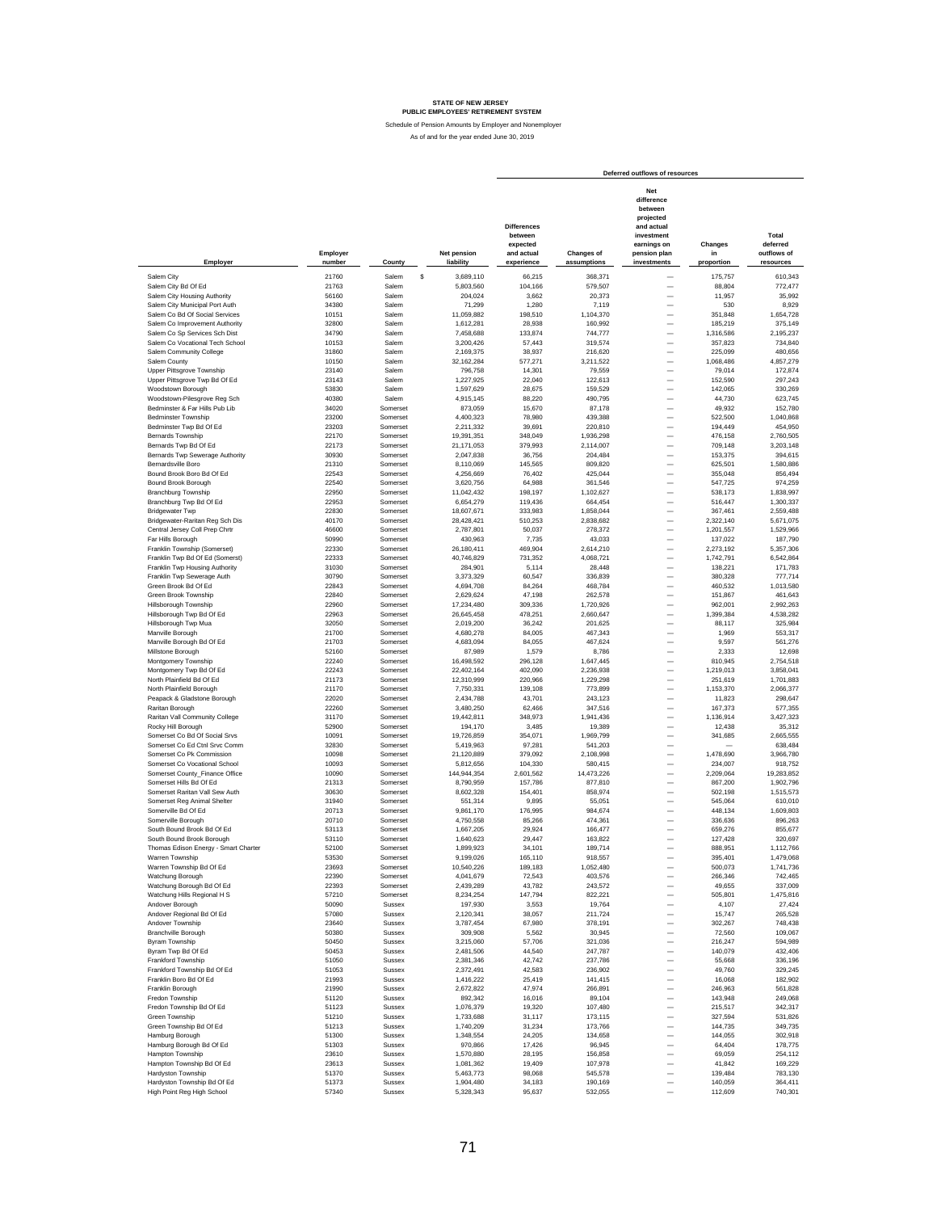**STATE OF NEW JERSEY**
**PUBLIC EMPLOYEES' RETIREMENT SYSTEM**

Schedule of Pension Amounts by Employer and Nonemployer

As of and for the year ended June 30, 2019

| Employer | Employer number | County | Net pension liability | Deferred outflows of resources: Differences between expected and actual experience | Changes of assumptions | Net difference between projected and actual investment earnings on pension plan investments | Changes in proportion | Total deferred outflows of resources |
|---|---|---|---|---|---|---|---|---|
| Salem City | 21760 | Salem | $ 3,689,110 | 66,215 | 368,371 | — | 175,757 | 610,343 |
| Salem City Bd Of Ed | 21763 | Salem | 5,803,560 | 104,166 | 579,507 | — | 88,804 | 772,477 |
| Salem City Housing Authority | 56160 | Salem | 204,024 | 3,662 | 20,373 | — | 11,957 | 35,992 |
| Salem City Municipal Port Auth | 34380 | Salem | 71,299 | 1,280 | 7,119 | — | 530 | 8,929 |
| Salem Co Bd Of Social Services | 10151 | Salem | 11,059,882 | 198,510 | 1,104,370 | — | 351,848 | 1,654,728 |
| Salem Co Improvement Authority | 32800 | Salem | 1,612,281 | 28,938 | 160,992 | — | 185,219 | 375,149 |
| Salem Co Sp Services Sch Dist | 34790 | Salem | 7,458,688 | 133,874 | 744,777 | — | 1,316,586 | 2,195,237 |
| Salem Co Vocational Tech School | 10153 | Salem | 3,200,426 | 57,443 | 319,574 | — | 357,823 | 734,840 |
| Salem Community College | 31860 | Salem | 2,169,375 | 38,937 | 216,620 | — | 225,099 | 480,656 |
| Salem County | 10150 | Salem | 32,162,284 | 577,271 | 3,211,522 | — | 1,068,486 | 4,857,279 |
| Upper Pittsgrove Township | 23140 | Salem | 796,758 | 14,301 | 79,559 | — | 79,014 | 172,874 |
| Upper Pittsgrove Twp Bd Of Ed | 23143 | Salem | 1,227,925 | 22,040 | 122,613 | — | 152,590 | 297,243 |
| Woodstown Borough | 53830 | Salem | 1,597,629 | 28,675 | 159,529 | — | 142,065 | 330,269 |
| Woodstown-Pilesgrove Reg Sch | 40380 | Salem | 4,915,145 | 88,220 | 490,795 | — | 44,730 | 623,745 |
| Bedminster & Far Hills Pub Lib | 34020 | Somerset | 873,059 | 15,670 | 87,178 | — | 49,932 | 152,780 |
| Bedminster Township | 23200 | Somerset | 4,400,323 | 78,980 | 439,388 | — | 522,500 | 1,040,868 |
| Bedminster Twp Bd Of Ed | 23203 | Somerset | 2,211,332 | 39,691 | 220,810 | — | 194,449 | 454,950 |
| Bernards Township | 22170 | Somerset | 19,391,351 | 348,049 | 1,936,298 | — | 476,158 | 2,760,505 |
| Bernards Twp Bd Of Ed | 22173 | Somerset | 21,171,053 | 379,993 | 2,114,007 | — | 709,148 | 3,203,148 |
| Bernards Twp Sewerage Authority | 30930 | Somerset | 2,047,838 | 36,756 | 204,484 | — | 153,375 | 394,615 |
| Bernardsville Boro | 21310 | Somerset | 8,110,069 | 145,565 | 809,820 | — | 625,501 | 1,580,886 |
| Bound Brook Boro Bd Of Ed | 22543 | Somerset | 4,256,669 | 76,402 | 425,044 | — | 355,048 | 856,494 |
| Bound Brook Borough | 22540 | Somerset | 3,620,756 | 64,988 | 361,546 | — | 547,725 | 974,259 |
| Branchburg Township | 22950 | Somerset | 11,042,432 | 198,197 | 1,102,627 | — | 538,173 | 1,838,997 |
| Branchburg Twp Bd Of Ed | 22953 | Somerset | 6,654,279 | 119,436 | 664,454 | — | 516,447 | 1,300,337 |
| Bridgewater Twp | 22830 | Somerset | 18,607,671 | 333,983 | 1,858,044 | — | 367,461 | 2,559,488 |
| Bridgewater-Raritan Reg Sch Dis | 40170 | Somerset | 28,428,421 | 510,253 | 2,838,682 | — | 2,322,140 | 5,671,075 |
| Central Jersey Coll Prep Chrtr | 46600 | Somerset | 2,787,801 | 50,037 | 278,372 | — | 1,201,557 | 1,529,966 |
| Far Hills Borough | 50990 | Somerset | 430,963 | 7,735 | 43,033 | — | 137,022 | 187,790 |
| Franklin Township (Somerset) | 22330 | Somerset | 26,180,411 | 469,904 | 2,614,210 | — | 2,273,192 | 5,357,306 |
| Franklin Twp Bd Of Ed (Somerst) | 22333 | Somerset | 40,746,829 | 731,352 | 4,068,721 | — | 1,742,791 | 6,542,864 |
| Franklin Twp Housing Authority | 31030 | Somerset | 284,901 | 5,114 | 28,448 | — | 138,221 | 171,783 |
| Franklin Twp Sewerage Auth | 30790 | Somerset | 3,373,329 | 60,547 | 336,839 | — | 380,328 | 777,714 |
| Green Brook Bd Of Ed | 22843 | Somerset | 4,694,708 | 84,264 | 468,784 | — | 460,532 | 1,013,580 |
| Green Brook Township | 22840 | Somerset | 2,629,624 | 47,198 | 262,578 | — | 151,867 | 461,643 |
| Hillsborough Township | 22960 | Somerset | 17,234,480 | 309,336 | 1,720,926 | — | 962,001 | 2,992,263 |
| Hillsborough Twp Bd Of Ed | 22963 | Somerset | 26,645,458 | 478,251 | 2,660,647 | — | 1,399,384 | 4,538,282 |
| Hillsborough Twp Mua | 32050 | Somerset | 2,019,200 | 36,242 | 201,625 | — | 88,117 | 325,984 |
| Manville Borough | 21700 | Somerset | 4,680,278 | 84,005 | 467,343 | — | 1,969 | 553,317 |
| Manville Borough Bd Of Ed | 21703 | Somerset | 4,683,094 | 84,055 | 467,624 | — | 9,597 | 561,276 |
| Millstone Borough | 52160 | Somerset | 87,989 | 1,579 | 8,786 | — | 2,333 | 12,698 |
| Montgomery Township | 22240 | Somerset | 16,498,592 | 296,128 | 1,647,445 | — | 810,945 | 2,754,518 |
| Montgomery Twp Bd Of Ed | 22243 | Somerset | 22,402,164 | 402,090 | 2,236,938 | — | 1,219,013 | 3,858,041 |
| North Plainfield Bd Of Ed | 21173 | Somerset | 12,310,999 | 220,966 | 1,229,298 | — | 251,619 | 1,701,883 |
| North Plainfield Borough | 21170 | Somerset | 7,750,331 | 139,108 | 773,899 | — | 1,153,370 | 2,066,377 |
| Peapack & Gladstone Borough | 22020 | Somerset | 2,434,788 | 43,701 | 243,123 | — | 11,823 | 298,647 |
| Raritan Borough | 22260 | Somerset | 3,480,250 | 62,466 | 347,516 | — | 167,373 | 577,355 |
| Raritan Vall Community College | 31170 | Somerset | 19,442,811 | 348,973 | 1,941,436 | — | 1,136,914 | 3,427,323 |
| Rocky Hill Borough | 52900 | Somerset | 194,170 | 3,485 | 19,389 | — | 12,438 | 35,312 |
| Somerset Co Bd Of Social Srvs | 10091 | Somerset | 19,726,859 | 354,071 | 1,969,799 | — | 341,685 | 2,665,555 |
| Somerset Co Ed Cntl Srvc Comm | 32830 | Somerset | 5,419,963 | 97,281 | 541,203 | — | — | 638,484 |
| Somerset Co Pk Commission | 10098 | Somerset | 21,120,889 | 379,092 | 2,108,998 | — | 1,478,690 | 3,966,780 |
| Somerset Co Vocational School | 10093 | Somerset | 5,812,656 | 104,330 | 580,415 | — | 234,007 | 918,752 |
| Somerset County_Finance Office | 10090 | Somerset | 144,944,354 | 2,601,562 | 14,473,226 | — | 2,209,064 | 19,283,852 |
| Somerset Hills Bd Of Ed | 21313 | Somerset | 8,790,959 | 157,786 | 877,810 | — | 867,200 | 1,902,796 |
| Somerset Raritan Vall Sew Auth | 30630 | Somerset | 8,602,328 | 154,401 | 858,974 | — | 502,198 | 1,515,573 |
| Somerset Reg Animal Shelter | 31940 | Somerset | 551,314 | 9,895 | 55,051 | — | 545,064 | 610,010 |
| Somerville Bd Of Ed | 20713 | Somerset | 9,861,170 | 176,995 | 984,674 | — | 448,134 | 1,609,803 |
| Somerville Borough | 20710 | Somerset | 4,750,558 | 85,266 | 474,361 | — | 336,636 | 896,263 |
| South Bound Brook Bd Of Ed | 53113 | Somerset | 1,667,205 | 29,924 | 166,477 | — | 659,276 | 855,677 |
| South Bound Brook Borough | 53110 | Somerset | 1,640,623 | 29,447 | 163,822 | — | 127,428 | 320,697 |
| Thomas Edison Energy - Smart Charter | 52100 | Somerset | 1,899,923 | 34,101 | 189,714 | — | 888,951 | 1,112,766 |
| Warren Township | 53530 | Somerset | 9,199,026 | 165,110 | 918,557 | — | 395,401 | 1,479,068 |
| Warren Township Bd Of Ed | 23693 | Somerset | 10,540,226 | 189,183 | 1,052,480 | — | 500,073 | 1,741,736 |
| Watchung Borough | 22390 | Somerset | 4,041,679 | 72,543 | 403,576 | — | 266,346 | 742,465 |
| Watchung Borough Bd Of Ed | 22393 | Somerset | 2,439,289 | 43,782 | 243,572 | — | 49,655 | 337,009 |
| Watchung Hills Regional H S | 57210 | Somerset | 8,234,254 | 147,794 | 822,221 | — | 505,801 | 1,475,816 |
| Andover Borough | 50090 | Sussex | 197,930 | 3,553 | 19,764 | — | 4,107 | 27,424 |
| Andover Regional Bd Of Ed | 57080 | Sussex | 2,120,341 | 38,057 | 211,724 | — | 15,747 | 265,528 |
| Andover Township | 23640 | Sussex | 3,787,454 | 67,980 | 378,191 | — | 302,267 | 748,438 |
| Branchville Borough | 50380 | Sussex | 309,908 | 5,562 | 30,945 | — | 72,560 | 109,067 |
| Byram Township | 50450 | Sussex | 3,215,060 | 57,706 | 321,036 | — | 216,247 | 594,989 |
| Byram Twp Bd Of Ed | 50453 | Sussex | 2,481,506 | 44,540 | 247,787 | — | 140,079 | 432,406 |
| Frankford Township | 51050 | Sussex | 2,381,346 | 42,742 | 237,786 | — | 55,668 | 336,196 |
| Frankford Township Bd Of Ed | 51053 | Sussex | 2,372,491 | 42,583 | 236,902 | — | 49,760 | 329,245 |
| Franklin Boro Bd Of Ed | 21993 | Sussex | 1,416,222 | 25,419 | 141,415 | — | 16,068 | 182,902 |
| Franklin Borough | 21990 | Sussex | 2,672,822 | 47,974 | 266,891 | — | 246,963 | 561,828 |
| Fredon Township | 51120 | Sussex | 892,342 | 16,016 | 89,104 | — | 143,948 | 249,068 |
| Fredon Township Bd Of Ed | 51123 | Sussex | 1,076,379 | 19,320 | 107,480 | — | 215,517 | 342,317 |
| Green Township | 51210 | Sussex | 1,733,688 | 31,117 | 173,115 | — | 327,594 | 531,826 |
| Green Township Bd Of Ed | 51213 | Sussex | 1,740,209 | 31,234 | 173,766 | — | 144,735 | 349,735 |
| Hamburg Borough | 51300 | Sussex | 1,348,554 | 24,205 | 134,658 | — | 144,055 | 302,918 |
| Hamburg Borough Bd Of Ed | 51303 | Sussex | 970,866 | 17,426 | 96,945 | — | 64,404 | 178,775 |
| Hampton Township | 23610 | Sussex | 1,570,880 | 28,195 | 156,858 | — | 69,059 | 254,112 |
| Hampton Township Bd Of Ed | 23613 | Sussex | 1,081,362 | 19,409 | 107,978 | — | 41,842 | 169,229 |
| Hardyston Township | 51370 | Sussex | 5,463,773 | 98,068 | 545,578 | — | 139,484 | 783,130 |
| Hardyston Township Bd Of Ed | 51373 | Sussex | 1,904,480 | 34,183 | 190,169 | — | 140,059 | 364,411 |
| High Point Reg High School | 57340 | Sussex | 5,328,343 | 95,637 | 532,055 | — | 112,609 | 740,301 |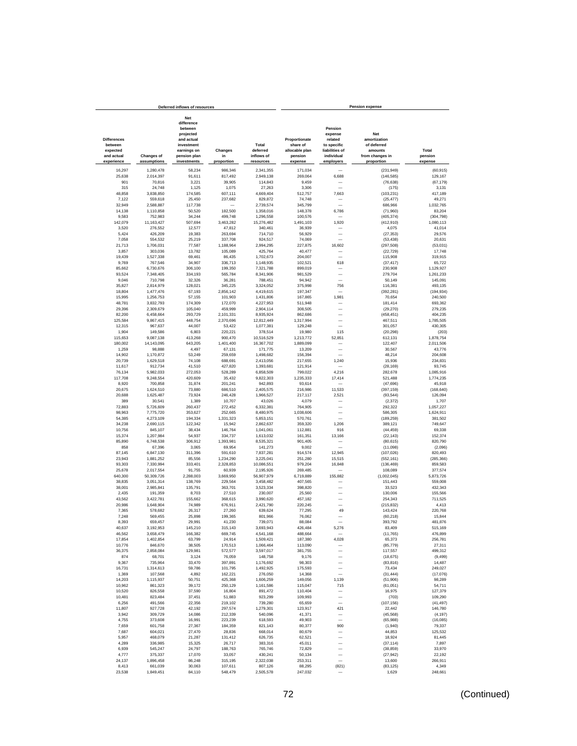| Deferred inflows of resources | | | | | Pension expense | | | |
|---|---|---|---|---|---|---|---|---|
| Differences between expected and actual experience | Changes of assumptions | Net difference between projected and actual investment earnings on pension plan investments | Changes in proportion | Total deferred inflows of resources | Proportionate share of allocable plan pension expense | Pension expense related to specific liabilities of individual employers | Net amortization of deferred amounts from changes in proportion | Total pension expense |
| 16,297 | 1,280,478 | 58,234 | 986,346 | 2,341,355 | 171,034 | — | (231,949) | (60,915) |
| 25,638 | 2,014,397 | 91,611 | 817,492 | 2,949,138 | 269,064 | 6,688 | (146,585) | 129,167 |
| 901 | 70,816 | 3,221 | 39,905 | 114,843 | 9,459 | — | (76,638) | (67,179) |
| 315 | 24,748 | 1,125 | 1,075 | 27,263 | 3,306 | — | (175) | 3,131 |
| 48,858 | 3,838,850 | 174,585 | 607,111 | 4,669,404 | 512,757 | 7,663 | (103,231) | 417,189 |
| 7,122 | 559,618 | 25,450 | 237,682 | 829,872 | 74,748 | — | (25,477) | 49,271 |
| 32,949 | 2,588,887 | 117,738 | — | 2,739,574 | 345,799 | — | 686,966 | 1,032,765 |
| 14,138 | 1,110,858 | 50,520 | 182,500 | 1,358,016 | 148,378 | 6,786 | (71,960) | 83,204 |
| 9,583 | 752,983 | 34,244 | 499,748 | 1,296,558 | 100,576 | — | (405,374) | (304,798) |
| 142,079 | 11,163,427 | 507,694 | 3,463,282 | 15,276,482 | 1,491,103 | 1,920 | (412,910) | 1,080,113 |
| 3,520 | 276,552 | 12,577 | 47,812 | 340,461 | 36,939 | — | 4,075 | 41,014 |
| 5,424 | 426,209 | 19,383 | 263,694 | 714,710 | 56,929 | — | (27,353) | 29,576 |
| 7,058 | 554,532 | 25,219 | 337,708 | 924,517 | 74,069 | — | (53,438) | 20,631 |
| 21,713 | 1,706,031 | 77,587 | 1,188,964 | 2,994,295 | 227,875 | 16,602 | (297,508) | (53,031) |
| 3,857 | 303,036 | 13,782 | 105,089 | 425,764 | 40,477 | — | (22,729) | 17,748 |
| 19,439 | 1,527,338 | 69,461 | 86,435 | 1,702,673 | 204,007 | — | 115,908 | 319,915 |
| 9,769 | 767,546 | 34,907 | 336,713 | 1,148,935 | 102,521 | 618 | (37,417) | 65,722 |
| 85,662 | 6,730,676 | 306,100 | 199,350 | 7,321,788 | 899,019 | — | 230,908 | 1,129,927 |
| 93,524 | 7,348,405 | 334,193 | 565,784 | 8,341,906 | 981,529 | — | 279,704 | 1,261,233 |
| 9,046 | 710,798 | 32,326 | 36,281 | 788,451 | 94,942 | — | 50,149 | 145,091 |
| 35,827 | 2,814,979 | 128,021 | 345,225 | 3,324,052 | 375,998 | 756 | 116,381 | 493,135 |
| 18,804 | 1,477,476 | 67,193 | 2,856,142 | 4,419,615 | 197,347 | — | (392,281) | (194,934) |
| 15,995 | 1,256,753 | 57,155 | 101,903 | 1,431,806 | 167,865 | 1,981 | 70,654 | 240,500 |
| 48,781 | 3,832,793 | 174,309 | 172,070 | 4,227,953 | 511,948 | — | 181,414 | 693,362 |
| 29,396 | 2,309,679 | 105,040 | 459,999 | 2,904,114 | 308,505 | — | (29,270) | 279,235 |
| 82,200 | 6,458,664 | 293,729 | 2,101,331 | 8,935,924 | 862,686 | — | (458,451) | 404,235 |
| 125,584 | 9,867,415 | 448,754 | 2,370,696 | 12,812,449 | 1,317,994 | — | 467,511 | 1,785,505 |
| 12,315 | 967,637 | 44,007 | 53,422 | 1,077,381 | 129,248 | — | 301,057 | 430,305 |
| 1,904 | 149,586 | 6,803 | 220,221 | 378,514 | 19,980 | 115 | (20,298) | (203) |
| 115,653 | 9,087,138 | 413,268 | 900,470 | 10,516,529 | 1,213,772 | 52,851 | 612,131 | 1,878,754 |
| 180,002 | 14,143,095 | 643,205 | 1,401,400 | 16,367,702 | 1,889,099 | — | 122,407 | 2,011,506 |
| 1,259 | 98,888 | 4,497 | 67,131 | 171,775 | 13,209 | — | 30,567 | 43,776 |
| 14,902 | 1,170,872 | 53,249 | 259,659 | 1,498,682 | 156,394 | — | 48,214 | 204,608 |
| 20,739 | 1,629,518 | 74,108 | 688,691 | 2,413,056 | 217,655 | 1,240 | 15,936 | 234,831 |
| 11,617 | 912,734 | 41,510 | 427,820 | 1,393,681 | 121,914 | — | (28,169) | 93,745 |
| 76,134 | 5,982,033 | 272,053 | 528,289 | 6,858,509 | 799,022 | 4,216 | 282,678 | 1,085,916 |
| 117,708 | 9,248,554 | 420,609 | 35,432 | 9,822,303 | 1,235,333 | 17,414 | 521,488 | 1,774,235 |
| 8,920 | 700,858 | 31,874 | 201,241 | 942,893 | 93,614 | — | (47,696) | 45,918 |
| 20,675 | 1,624,510 | 73,880 | 686,510 | 2,405,575 | 216,986 | 11,533 | (397,159) | (168,640) |
| 20,688 | 1,625,487 | 73,924 | 246,428 | 1,966,527 | 217,117 | 2,521 | (93,544) | 126,094 |
| 389 | 30,541 | 1,389 | 10,707 | 43,026 | 4,079 | — | (2,372) | 1,707 |
| 72,883 | 5,726,609 | 260,437 | 272,452 | 6,332,381 | 764,905 | — | 292,322 | 1,057,227 |
| 98,963 | 7,775,720 | 353,627 | 252,665 | 8,480,975 | 1,038,606 | — | 586,305 | 1,624,911 |
| 54,385 | 4,273,109 | 194,334 | 1,331,323 | 5,853,151 | 570,761 | — | (189,259) | 381,502 |
| 34,238 | 2,690,115 | 122,342 | 15,942 | 2,862,637 | 359,320 | 1,206 | 389,121 | 749,647 |
| 10,756 | 845,107 | 38,434 | 146,764 | 1,041,061 | 112,881 | 916 | (44,459) | 69,338 |
| 15,374 | 1,207,984 | 54,937 | 334,737 | 1,613,032 | 161,351 | 13,166 | (22,143) | 152,374 |
| 85,890 | 6,748,538 | 306,912 | 1,393,981 | 8,535,321 | 901,405 | — | (80,615) | 820,790 |
| 858 | 67,396 | 3,065 | 69,954 | 141,273 | 9,002 | — | (11,098) | (2,096) |
| 87,145 | 6,847,130 | 311,396 | 591,610 | 7,837,281 | 914,574 | 12,945 | (107,026) | 820,493 |
| 23,943 | 1,881,252 | 85,556 | 1,234,290 | 3,225,041 | 251,280 | 15,515 | (552,161) | (285,366) |
| 93,303 | 7,330,994 | 333,401 | 2,328,853 | 10,086,551 | 979,204 | 16,848 | (136,469) | 859,583 |
| 25,678 | 2,017,554 | 91,755 | 60,939 | 2,195,926 | 269,485 | — | 108,089 | 377,574 |
| 640,300 | 50,309,726 | 2,288,003 | 3,669,950 | 56,907,979 | 6,719,889 | 155,882 | (1,002,045) | 5,873,726 |
| 38,835 | 3,051,314 | 138,769 | 229,564 | 3,458,482 | 407,565 | — | 151,443 | 559,008 |
| 38,001 | 2,985,841 | 135,791 | 363,701 | 3,523,334 | 398,820 | — | 33,523 | 432,343 |
| 2,435 | 191,359 | 8,703 | 27,510 | 230,007 | 25,560 | — | 130,006 | 155,566 |
| 43,562 | 3,422,781 | 155,662 | 368,615 | 3,990,620 | 457,182 | — | 254,343 | 711,525 |
| 20,986 | 1,648,904 | 74,989 | 676,911 | 2,421,790 | 220,245 | — | (215,832) | 4,413 |
| 7,365 | 578,682 | 26,317 | 27,260 | 639,624 | 77,295 | 49 | 143,424 | 220,768 |
| 7,248 | 569,455 | 25,898 | 199,365 | 801,966 | 76,062 | — | (60,218) | 15,844 |
| 8,393 | 659,457 | 29,991 | 41,230 | 739,071 | 88,084 | — | 393,792 | 481,876 |
| 40,637 | 3,192,953 | 145,210 | 315,143 | 3,693,943 | 426,484 | 5,276 | 83,409 | 515,169 |
| 46,562 | 3,658,479 | 166,382 | 669,745 | 4,541,168 | 488,664 | — | (11,765) | 476,899 |
| 17,854 | 1,402,854 | 63,799 | 24,914 | 1,509,421 | 187,380 | 4,028 | 65,373 | 256,781 |
| 10,776 | 846,670 | 38,505 | 170,513 | 1,066,464 | 113,090 | — | (85,779) | 27,311 |
| 36,375 | 2,858,084 | 129,981 | 572,577 | 3,597,017 | 381,755 | — | 117,557 | 499,312 |
| 874 | 68,701 | 3,124 | 76,059 | 148,758 | 9,176 | — | (18,675) | (9,499) |
| 9,367 | 735,964 | 33,470 | 397,891 | 1,176,692 | 98,303 | — | (83,816) | 14,487 |
| 16,731 | 1,314,613 | 59,786 | 101,795 | 1,492,925 | 175,593 | — | 73,434 | 249,027 |
| 1,369 | 107,568 | 4,892 | 162,221 | 276,050 | 14,368 | — | (31,444) | (17,076) |
| 14,203 | 1,115,937 | 50,751 | 425,368 | 1,606,259 | 149,056 | 1,139 | (51,906) | 98,289 |
| 10,962 | 861,323 | 39,172 | 250,129 | 1,161,586 | 115,047 | 715 | (61,051) | 54,711 |
| 10,520 | 826,558 | 37,590 | 16,804 | 891,472 | 110,404 | — | 16,975 | 127,379 |
| 10,481 | 823,484 | 37,451 | 51,883 | 923,299 | 109,993 | — | (703) | 109,290 |
| 6,256 | 491,566 | 22,356 | 219,102 | 739,280 | 65,659 | — | (107,156) | (41,497) |
| 11,807 | 927,728 | 42,192 | 297,574 | 1,279,301 | 123,917 | 421 | 22,442 | 146,780 |
| 3,942 | 309,729 | 14,086 | 212,339 | 540,096 | 41,371 | — | (45,568) | (4,197) |
| 4,755 | 373,608 | 16,991 | 223,239 | 618,593 | 49,903 | — | (65,988) | (16,085) |
| 7,659 | 601,758 | 27,367 | 184,359 | 821,143 | 80,377 | 900 | (1,940) | 79,337 |
| 7,687 | 604,021 | 27,470 | 28,836 | 668,014 | 80,679 | — | 44,853 | 125,532 |
| 5,957 | 468,079 | 21,287 | 131,412 | 626,735 | 62,521 | — | 18,924 | 81,445 |
| 4,289 | 336,985 | 15,325 | 26,717 | 383,316 | 45,011 | — | (37,114) | 7,897 |
| 6,939 | 545,247 | 24,797 | 188,763 | 765,746 | 72,829 | — | (38,859) | 33,970 |
| 4,777 | 375,337 | 17,070 | 33,057 | 430,241 | 50,134 | — | (27,942) | 22,192 |
| 24,137 | 1,896,458 | 86,248 | 315,195 | 2,322,038 | 253,311 | — | 13,600 | 266,911 |
| 8,413 | 661,039 | 30,063 | 107,611 | 807,126 | 88,295 | (821) | (83,125) | 4,349 |
| 23,538 | 1,849,451 | 84,110 | 548,479 | 2,505,578 | 247,032 | — | 1,629 | 248,661 |

(Continued)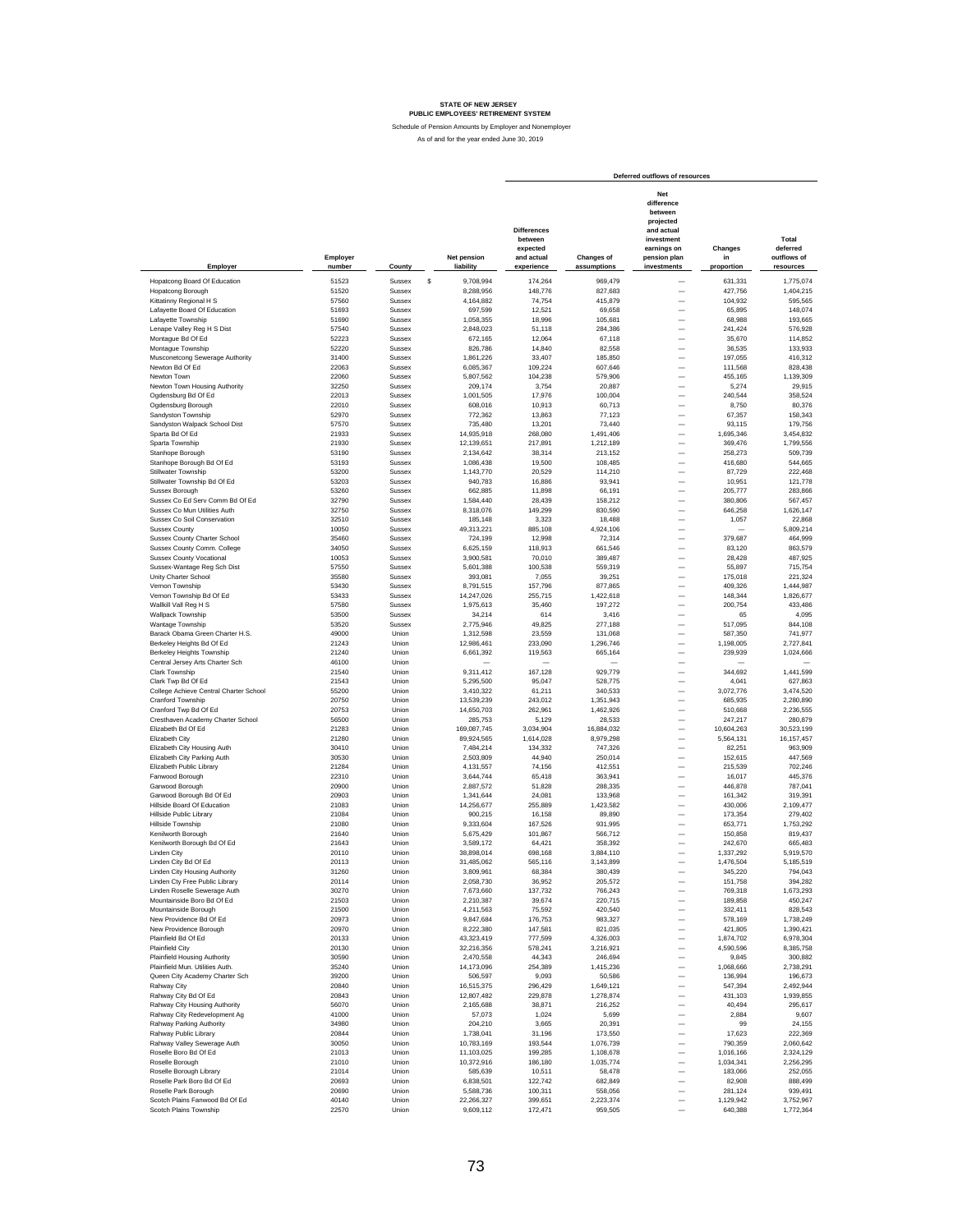**STATE OF NEW JERSEY**
**PUBLIC EMPLOYEES' RETIREMENT SYSTEM**

Schedule of Pension Amounts by Employer and Nonemployer

As of and for the year ended June 30, 2019

| Employer | Employer number | County | Net pension liability | Deferred outflows of resources: Differences between expected and actual experience | Changes of assumptions | Net difference between projected and actual investment earnings on pension plan investments | Changes in proportion | Total deferred outflows of resources |
|---|---|---|---|---|---|---|---|---|
| Hopatcong Board Of Education | 51523 | Sussex | $ 9,708,994 | 174,264 | 969,479 | — | 631,331 | 1,775,074 |
| Hopatcong Borough | 51520 | Sussex | 8,288,956 | 148,776 | 827,683 | — | 427,756 | 1,404,215 |
| Kittatinny Regional H S | 57560 | Sussex | 4,164,882 | 74,754 | 415,879 | — | 104,932 | 595,565 |
| Lafayette Board Of Education | 51693 | Sussex | 697,599 | 12,521 | 69,658 | — | 65,895 | 148,074 |
| Lafayette Township | 51690 | Sussex | 1,058,355 | 18,996 | 105,681 | — | 68,988 | 193,665 |
| Lenape Valley Reg H S Dist | 57540 | Sussex | 2,848,023 | 51,118 | 284,386 | — | 241,424 | 576,928 |
| Montague Bd Of Ed | 52223 | Sussex | 672,165 | 12,064 | 67,118 | — | 35,670 | 114,852 |
| Montague Township | 52220 | Sussex | 826,786 | 14,840 | 82,558 | — | 36,535 | 133,933 |
| Musconetcong Sewerage Authority | 31400 | Sussex | 1,861,226 | 33,407 | 185,850 | — | 197,055 | 416,312 |
| Newton Bd Of Ed | 22063 | Sussex | 6,085,367 | 109,224 | 607,646 | — | 111,568 | 828,438 |
| Newton Town | 22060 | Sussex | 5,807,562 | 104,238 | 579,906 | — | 455,165 | 1,139,309 |
| Newton Town Housing Authority | 32250 | Sussex | 209,174 | 3,754 | 20,887 | — | 5,274 | 29,915 |
| Ogdensburg Bd Of Ed | 22013 | Sussex | 1,001,505 | 17,976 | 100,004 | — | 240,544 | 358,524 |
| Ogdensburg Borough | 22010 | Sussex | 608,016 | 10,913 | 60,713 | — | 8,750 | 80,376 |
| Sandyston Township | 52970 | Sussex | 772,362 | 13,863 | 77,123 | — | 67,357 | 158,343 |
| Sandyston Walpack School Dist | 57570 | Sussex | 735,480 | 13,201 | 73,440 | — | 93,115 | 179,756 |
| Sparta Bd Of Ed | 21933 | Sussex | 14,935,918 | 268,080 | 1,491,406 | — | 1,695,346 | 3,454,832 |
| Sparta Township | 21930 | Sussex | 12,139,651 | 217,891 | 1,212,189 | — | 369,476 | 1,799,556 |
| Stanhope Borough | 53190 | Sussex | 2,134,642 | 38,314 | 213,152 | — | 258,273 | 509,739 |
| Stanhope Borough Bd Of Ed | 53193 | Sussex | 1,086,438 | 19,500 | 108,485 | — | 416,680 | 544,665 |
| Stillwater Township | 53200 | Sussex | 1,143,770 | 20,529 | 114,210 | — | 87,729 | 222,468 |
| Stillwater Township Bd Of Ed | 53203 | Sussex | 940,783 | 16,886 | 93,941 | — | 10,951 | 121,778 |
| Sussex Borough | 53260 | Sussex | 662,885 | 11,898 | 66,191 | — | 205,777 | 283,866 |
| Sussex Co Ed Serv Comm Bd Of Ed | 32790 | Sussex | 1,584,440 | 28,439 | 158,212 | — | 380,806 | 567,457 |
| Sussex Co Mun Utilities Auth | 32750 | Sussex | 8,318,076 | 149,299 | 830,590 | — | 646,258 | 1,626,147 |
| Sussex Co Soil Conservation | 32510 | Sussex | 185,148 | 3,323 | 18,488 | — | 1,057 | 22,868 |
| Sussex County | 10050 | Sussex | 49,313,221 | 885,108 | 4,924,106 | — | — | 5,809,214 |
| Sussex County Charter School | 35460 | Sussex | 724,199 | 12,998 | 72,314 | — | 379,687 | 464,999 |
| Sussex County Comm. College | 34050 | Sussex | 6,625,159 | 118,913 | 661,546 | — | 83,120 | 863,579 |
| Sussex County Vocational | 10053 | Sussex | 3,900,581 | 70,010 | 389,487 | — | 28,428 | 487,925 |
| Sussex-Wantage Reg Sch Dist | 57550 | Sussex | 5,601,388 | 100,538 | 559,319 | — | 55,897 | 715,754 |
| Unity Charter School | 35580 | Sussex | 393,081 | 7,055 | 39,251 | — | 175,018 | 221,324 |
| Vernon Township | 53430 | Sussex | 8,791,515 | 157,796 | 877,865 | — | 409,326 | 1,444,987 |
| Vernon Township Bd Of Ed | 53433 | Sussex | 14,247,026 | 255,715 | 1,422,618 | — | 148,344 | 1,826,677 |
| Wallkill Vall Reg H S | 57580 | Sussex | 1,975,613 | 35,460 | 197,272 | — | 200,754 | 433,486 |
| Wallpack Township | 53500 | Sussex | 34,214 | 614 | 3,416 | — | 65 | 4,095 |
| Wantage Township | 53520 | Sussex | 2,775,946 | 49,825 | 277,188 | — | 517,095 | 844,108 |
| Barack Obama Green Charter H.S. | 49000 | Union | 1,312,598 | 23,559 | 131,068 | — | 587,350 | 741,977 |
| Berkeley Heights Bd Of Ed | 21243 | Union | 12,986,461 | 233,090 | 1,296,746 | — | 1,198,005 | 2,727,841 |
| Berkeley Heights Township | 21240 | Union | 6,661,392 | 119,563 | 665,164 | — | 239,939 | 1,024,666 |
| Central Jersey Arts Charter Sch | 46100 | Union | — | — | — | — | — | — |
| Clark Township | 21540 | Union | 9,311,412 | 167,128 | 929,779 | — | 344,692 | 1,441,599 |
| Clark Twp Bd Of Ed | 21543 | Union | 5,295,500 | 95,047 | 528,775 | — | 4,041 | 627,863 |
| College Achieve Central Charter School | 55200 | Union | 3,410,322 | 61,211 | 340,533 | — | 3,072,776 | 3,474,520 |
| Cranford Township | 20750 | Union | 13,539,239 | 243,012 | 1,351,943 | — | 685,935 | 2,280,890 |
| Cranford Twp Bd Of Ed | 20753 | Union | 14,650,703 | 262,961 | 1,462,926 | — | 510,668 | 2,236,555 |
| Cresthaven Academy Charter School | 56500 | Union | 285,753 | 5,129 | 28,533 | — | 247,217 | 280,879 |
| Elizabeth Bd Of Ed | 21283 | Union | 169,087,745 | 3,034,904 | 16,884,032 | — | 10,604,263 | 30,523,199 |
| Elizabeth City | 21280 | Union | 89,924,565 | 1,614,028 | 8,979,298 | — | 5,564,131 | 16,157,457 |
| Elizabeth City Housing Auth | 30410 | Union | 7,484,214 | 134,332 | 747,326 | — | 82,251 | 963,909 |
| Elizabeth City Parking Auth | 30530 | Union | 2,503,809 | 44,940 | 250,014 | — | 152,615 | 447,569 |
| Elizabeth Public Library | 21284 | Union | 4,131,557 | 74,156 | 412,551 | — | 215,539 | 702,246 |
| Fanwood Borough | 22310 | Union | 3,644,744 | 65,418 | 363,941 | — | 16,017 | 445,376 |
| Garwood Borough | 20900 | Union | 2,887,572 | 51,828 | 288,335 | — | 446,878 | 787,041 |
| Garwood Borough Bd Of Ed | 20903 | Union | 1,341,644 | 24,081 | 133,968 | — | 161,342 | 319,391 |
| Hillside Board Of Education | 21083 | Union | 14,256,677 | 255,889 | 1,423,582 | — | 430,006 | 2,109,477 |
| Hillside Public Library | 21084 | Union | 900,215 | 16,158 | 89,890 | — | 173,354 | 279,402 |
| Hillside Township | 21080 | Union | 9,333,604 | 167,526 | 931,995 | — | 653,771 | 1,753,292 |
| Kenilworth Borough | 21640 | Union | 5,675,429 | 101,867 | 566,712 | — | 150,858 | 819,437 |
| Kenilworth Borough Bd Of Ed | 21643 | Union | 3,589,172 | 64,421 | 358,392 | — | 242,670 | 665,483 |
| Linden City | 20110 | Union | 38,898,014 | 698,168 | 3,884,110 | — | 1,337,292 | 5,919,570 |
| Linden City Bd Of Ed | 20113 | Union | 31,485,062 | 565,116 | 3,143,899 | — | 1,476,504 | 5,185,519 |
| Linden City Housing Authority | 31260 | Union | 3,809,961 | 68,384 | 380,439 | — | 345,220 | 794,043 |
| Linden Cty Free Public Library | 20114 | Union | 2,058,730 | 36,952 | 205,572 | — | 151,758 | 394,282 |
| Linden Roselle Sewerage Auth | 30270 | Union | 7,673,660 | 137,732 | 766,243 | — | 769,318 | 1,673,293 |
| Mountainside Boro Bd Of Ed | 21503 | Union | 2,210,387 | 39,674 | 220,715 | — | 189,858 | 450,247 |
| Mountainside Borough | 21500 | Union | 4,211,563 | 75,592 | 420,540 | — | 332,411 | 828,543 |
| New Providence Bd Of Ed | 20973 | Union | 9,847,684 | 176,753 | 983,327 | — | 578,169 | 1,738,249 |
| New Providence Borough | 20970 | Union | 8,222,380 | 147,581 | 821,035 | — | 421,805 | 1,390,421 |
| Plainfield Bd Of Ed | 20133 | Union | 43,323,419 | 777,599 | 4,326,003 | — | 1,874,702 | 6,978,304 |
| Plainfield City | 20130 | Union | 32,216,356 | 578,241 | 3,216,921 | — | 4,590,596 | 8,385,758 |
| Plainfield Housing Authority | 30590 | Union | 2,470,558 | 44,343 | 246,694 | — | 9,845 | 300,882 |
| Plainfield Mun. Utilities Auth. | 35240 | Union | 14,173,096 | 254,389 | 1,415,236 | — | 1,068,666 | 2,738,291 |
| Queen City Academy Charter Sch | 39200 | Union | 506,597 | 9,093 | 50,586 | — | 136,994 | 196,673 |
| Rahway City | 20840 | Union | 16,515,375 | 296,429 | 1,649,121 | — | 547,394 | 2,492,944 |
| Rahway City Bd Of Ed | 20843 | Union | 12,807,482 | 229,878 | 1,278,874 | — | 431,103 | 1,939,855 |
| Rahway City Housing Authority | 56070 | Union | 2,165,688 | 38,871 | 216,252 | — | 40,494 | 295,617 |
| Rahway City Redevelopment Ag | 41000 | Union | 57,073 | 1,024 | 5,699 | — | 2,884 | 9,607 |
| Rahway Parking Authority | 34980 | Union | 204,210 | 3,665 | 20,391 | — | 99 | 24,155 |
| Rahway Public Library | 20844 | Union | 1,738,041 | 31,196 | 173,550 | — | 17,623 | 222,369 |
| Rahway Valley Sewerage Auth | 30050 | Union | 10,783,169 | 193,544 | 1,076,739 | — | 790,359 | 2,060,642 |
| Roselle Boro Bd Of Ed | 21013 | Union | 11,103,025 | 199,285 | 1,108,678 | — | 1,016,166 | 2,324,129 |
| Roselle Borough | 21010 | Union | 10,372,916 | 186,180 | 1,035,774 | — | 1,034,341 | 2,256,295 |
| Roselle Borough Library | 21014 | Union | 585,639 | 10,511 | 58,478 | — | 183,066 | 252,055 |
| Roselle Park Boro Bd Of Ed | 20693 | Union | 6,838,501 | 122,742 | 682,849 | — | 82,908 | 888,499 |
| Roselle Park Borough | 20690 | Union | 5,588,736 | 100,311 | 558,056 | — | 281,124 | 939,491 |
| Scotch Plains Fanwood Bd Of Ed | 40140 | Union | 22,266,327 | 399,651 | 2,223,374 | — | 1,129,942 | 3,752,967 |
| Scotch Plains Township | 22570 | Union | 9,609,112 | 172,471 | 959,505 | — | 640,388 | 1,772,364 |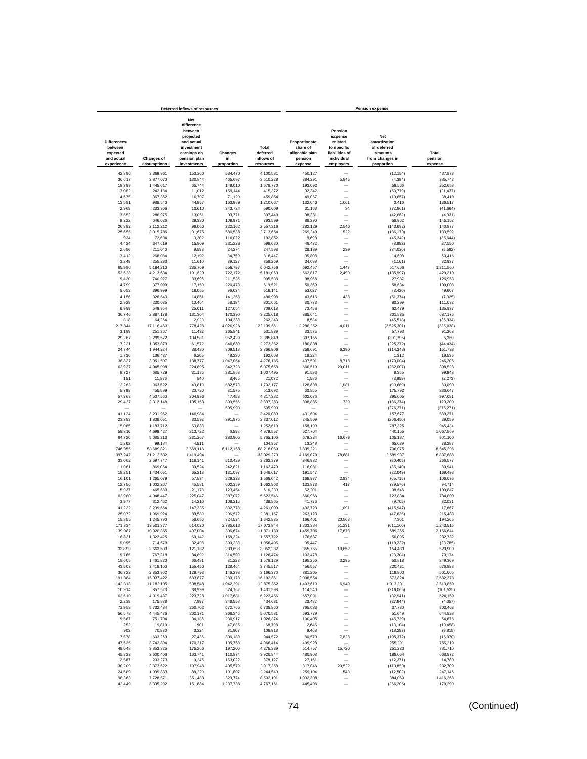| Deferred inflows of resources | | | | | Pension expense | | | |
|---|---|---|---|---|---|---|---|---|
| Differences between expected and actual experience | Changes of assumptions | Net difference between projected and actual investment earnings on pension plan investments | Changes in proportion | Total deferred inflows of resources | Proportionate share of allocable plan pension expense | Pension expense related to specific liabilities of individual employers | Net amortization of deferred amounts from changes in proportion | Total pension expense |
| 42,890 | 3,369,961 | 153,260 | 534,470 | 4,100,581 | 450,127 | — | (12,154) | 437,973 |
| 36,617 | 2,877,070 | 130,844 | 465,697 | 3,510,228 | 384,291 | 5,845 | (4,394) | 385,742 |
| 18,399 | 1,445,617 | 65,744 | 149,010 | 1,678,770 | 193,092 | — | 59,566 | 252,658 |
| 3,082 | 242,134 | 11,012 | 159,144 | 415,372 | 32,342 | — | (53,779) | (21,437) |
| 4,675 | 367,352 | 16,707 | 71,120 | 459,854 | 49,067 | — | (10,657) | 38,410 |
| 12,581 | 988,540 | 44,957 | 163,989 | 1,210,067 | 132,040 | 1,061 | 3,416 | 136,517 |
| 2,969 | 233,306 | 10,610 | 343,724 | 590,609 | 31,163 | 34 | (72,861) | (41,664) |
| 3,652 | 286,975 | 13,051 | 93,771 | 397,449 | 38,331 | — | (42,662) | (4,331) |
| 8,222 | 646,026 | 29,380 | 109,971 | 793,599 | 86,290 | — | 58,862 | 145,152 |
| 26,882 | 2,112,212 | 96,060 | 322,162 | 2,557,316 | 282,129 | 2,540 | (143,692) | 140,977 |
| 25,655 | 2,015,786 | 91,675 | 580,538 | 2,713,654 | 269,249 | 522 | (136,179) | 133,592 |
| 924 | 72,604 | 3,302 | 116,022 | 192,852 | 9,698 | — | (45,342) | (35,644) |
| 4,424 | 347,619 | 15,809 | 231,228 | 599,080 | 46,432 | — | (8,882) | 37,550 |
| 2,686 | 211,040 | 9,598 | 24,274 | 247,598 | 28,189 | 239 | (34,020) | (5,592) |
| 3,412 | 268,084 | 12,192 | 34,759 | 318,447 | 35,808 | — | 14,608 | 50,416 |
| 3,249 | 255,283 | 11,610 | 89,127 | 359,269 | 34,098 | — | (1,161) | 32,937 |
| 65,980 | 5,184,210 | 235,769 | 556,797 | 6,042,756 | 692,457 | 1,447 | 517,656 | 1,211,560 |
| 53,628 | 4,213,634 | 191,629 | 722,172 | 5,181,063 | 562,817 | 2,490 | (135,997) | 429,310 |
| 9,430 | 740,927 | 33,696 | 211,535 | 995,588 | 98,966 | — | 27,987 | 126,953 |
| 4,799 | 377,099 | 17,150 | 220,473 | 619,521 | 50,369 | — | 58,634 | 109,003 |
| 5,053 | 396,999 | 18,055 | 96,034 | 516,141 | 53,027 | — | (3,420) | 49,607 |
| 4,156 | 326,543 | 14,851 | 141,358 | 486,908 | 43,616 | 433 | (51,374) | (7,325) |
| 2,928 | 230,085 | 10,464 | 58,184 | 301,661 | 30,733 | — | 80,299 | 111,032 |
| 6,999 | 549,954 | 25,011 | 127,054 | 709,018 | 73,458 | — | 62,479 | 135,937 |
| 36,746 | 2,887,178 | 131,304 | 170,390 | 3,225,618 | 385,641 | — | 301,535 | 687,176 |
| 818 | 64,264 | 2,923 | 194,338 | 262,343 | 8,584 | — | (45,518) | (36,934) |
| 217,844 | 17,116,463 | 778,428 | 4,026,926 | 22,139,661 | 2,286,252 | 4,011 | (2,525,301) | (235,038) |
| 3,199 | 251,367 | 11,432 | 265,841 | 531,839 | 33,575 | — | 57,793 | 91,368 |
| 29,267 | 2,299,572 | 104,581 | 952,429 | 3,385,849 | 307,155 | — | (301,795) | 5,360 |
| 17,231 | 1,353,879 | 61,572 | 840,680 | 2,273,362 | 180,838 | — | (225,272) | (44,434) |
| 24,744 | 1,944,224 | 88,420 | 309,518 | 2,366,906 | 259,691 | 6,390 | (114,348) | 151,733 |
| 1,736 | 136,437 | 6,205 | 48,230 | 192,608 | 18,224 | — | 1,312 | 19,536 |
| 38,837 | 3,051,507 | 138,777 | 1,047,064 | 4,276,185 | 407,591 | 8,718 | (170,004) | 246,305 |
| 62,937 | 4,945,098 | 224,895 | 842,728 | 6,075,658 | 660,519 | 20,011 | (282,007) | 398,523 |
| 8,727 | 685,729 | 31,186 | 281,853 | 1,007,495 | 91,593 | — | 8,355 | 99,948 |
| 151 | 11,876 | 540 | 8,465 | 21,032 | 1,586 | — | (3,859) | (2,273) |
| 12,263 | 963,522 | 43,819 | 682,573 | 1,702,177 | 128,698 | 1,081 | (99,689) | 30,090 |
| 5,798 | 455,599 | 20,720 | 31,575 | 513,692 | 60,855 | — | 175,792 | 236,647 |
| 57,368 | 4,507,560 | 204,996 | 47,458 | 4,817,382 | 602,076 | — | 395,005 | 997,081 |
| 29,427 | 2,312,148 | 105,153 | 890,555 | 3,337,283 | 308,835 | 739 | (186,274) | 123,300 |
| — | — | — | 505,990 | 505,990 | — | — | (276,271) | (276,271) |
| 41,134 | 3,231,962 | 146,984 | — | 3,420,080 | 431,694 | — | 157,677 | 589,371 |
| 23,393 | 1,838,051 | 83,592 | 391,976 | 2,337,012 | 245,509 | — | (206,450) | 39,059 |
| 15,065 | 1,183,712 | 53,833 | — | 1,252,610 | 158,109 | — | 787,325 | 945,434 |
| 59,810 | 4,699,427 | 213,722 | 6,598 | 4,979,557 | 627,704 | — | 440,165 | 1,067,869 |
| 64,720 | 5,085,213 | 231,267 | 383,906 | 5,765,106 | 679,234 | 16,679 | 105,187 | 801,100 |
| 1,262 | 99,184 | 4,511 | — | 104,957 | 13,248 | — | 65,039 | 78,287 |
| 746,955 | 58,689,821 | 2,669,116 | 6,112,168 | 68,218,060 | 7,839,221 | — | 706,075 | 8,545,296 |
| 397,247 | 31,212,532 | 1,419,494 | — | 33,029,273 | 4,169,070 | 78,681 | 2,589,937 | 6,837,688 |
| 33,062 | 2,597,747 | 118,141 | 513,429 | 3,262,379 | 346,982 | — | (80,405) | 266,577 |
| 11,061 | 869,064 | 39,524 | 242,821 | 1,162,470 | 116,081 | — | (35,140) | 80,941 |
| 18,251 | 1,434,051 | 65,218 | 131,097 | 1,648,617 | 191,547 | — | (22,049) | 169,498 |
| 16,101 | 1,265,079 | 57,534 | 229,328 | 1,568,042 | 168,977 | 2,834 | (65,715) | 106,096 |
| 12,756 | 1,002,267 | 45,581 | 602,359 | 1,662,963 | 133,873 | 417 | (39,576) | 94,714 |
| 5,927 | 465,680 | 21,178 | 123,454 | 616,239 | 62,201 | — | 38,646 | 100,847 |
| 62,980 | 4,948,447 | 225,047 | 387,072 | 5,623,546 | 660,966 | — | 123,834 | 784,800 |
| 3,977 | 312,462 | 14,210 | 108,216 | 438,865 | 41,736 | — | (9,705) | 32,031 |
| 41,232 | 3,239,664 | 147,335 | 832,778 | 4,261,009 | 432,723 | 1,091 | (415,947) | 17,867 |
| 25,072 | 1,969,924 | 89,589 | 296,572 | 2,381,157 | 263,123 | — | (47,635) | 215,488 |
| 15,855 | 1,245,790 | 56,656 | 324,534 | 1,642,835 | 166,401 | 20,563 | 7,301 | 194,265 |
| 171,834 | 13,501,377 | 614,020 | 2,785,613 | 17,072,844 | 1,803,384 | 51,231 | (611,100) | 1,243,515 |
| 139,087 | 10,928,365 | 497,004 | 306,674 | 11,871,130 | 1,459,706 | 17,673 | 689,265 | 2,166,644 |
| 16,831 | 1,322,425 | 60,142 | 158,324 | 1,557,722 | 176,637 | — | 56,095 | 232,732 |
| 9,095 | 714,579 | 32,498 | 300,233 | 1,056,405 | 95,447 | — | (119,232) | (23,785) |
| 33,899 | 2,663,503 | 121,132 | 233,698 | 3,052,232 | 355,765 | 10,652 | 154,483 | 520,900 |
| 9,765 | 767,218 | 34,892 | 314,599 | 1,126,474 | 102,478 | — | (23,304) | 79,174 |
| 18,605 | 1,461,820 | 66,481 | 31,223 | 1,578,129 | 195,256 | 3,295 | 50,818 | 249,369 |
| 43,503 | 3,418,100 | 155,450 | 128,464 | 3,745,517 | 456,557 | — | 220,431 | 676,988 |
| 36,323 | 2,853,962 | 129,793 | 146,298 | 3,166,376 | 381,205 | — | 119,800 | 501,005 |
| 191,384 | 15,037,422 | 683,877 | 280,178 | 16,192,861 | 2,008,554 | — | 573,824 | 2,582,378 |
| 142,318 | 11,182,195 | 508,548 | 1,042,291 | 12,875,352 | 1,493,610 | 6,949 | 1,013,291 | 2,513,850 |
| 10,914 | 857,523 | 38,999 | 524,162 | 1,431,598 | 114,540 | — | (216,065) | (101,525) |
| 62,610 | 4,919,437 | 223,728 | 1,017,681 | 6,223,456 | 657,091 | — | (32,941) | 624,150 |
| 2,238 | 175,838 | 7,997 | 248,558 | 434,631 | 23,487 | — | (27,844) | (4,357) |
| 72,958 | 5,732,434 | 260,702 | 672,766 | 6,738,860 | 765,683 | — | 37,780 | 803,463 |
| 56,578 | 4,445,436 | 202,171 | 366,346 | 5,070,531 | 593,779 | — | 51,049 | 644,828 |
| 9,567 | 751,704 | 34,186 | 230,917 | 1,026,374 | 100,405 | — | (45,729) | 54,676 |
| 252 | 19,810 | 901 | 47,835 | 68,798 | 2,646 | — | (13,104) | (10,458) |
| 902 | 70,880 | 3,224 | 31,907 | 106,913 | 9,468 | — | (18,283) | (8,815) |
| 7,678 | 603,269 | 27,436 | 306,189 | 944,572 | 80,579 | 7,823 | (105,372) | (16,970) |
| 47,635 | 3,742,804 | 170,217 | 105,758 | 4,066,414 | 499,928 | — | 255,291 | 755,219 |
| 49,048 | 3,853,825 | 175,266 | 197,200 | 4,275,339 | 514,757 | 15,720 | 251,233 | 781,710 |
| 45,823 | 3,600,406 | 163,741 | 110,874 | 3,920,844 | 480,908 | — | 188,064 | 668,972 |
| 2,587 | 203,273 | 9,245 | 163,022 | 378,127 | 27,151 | — | (12,371) | 14,780 |
| 30,209 | 2,373,622 | 107,948 | 405,579 | 2,917,358 | 317,046 | 29,522 | (113,859) | 232,709 |
| 24,689 | 1,939,833 | 88,220 | 191,807 | 2,244,549 | 259,104 | 543 | (12,502) | 247,145 |
| 98,363 | 7,728,571 | 351,483 | 323,774 | 8,502,191 | 1,032,308 | — | 384,060 | 1,416,368 |
| 42,449 | 3,335,292 | 151,684 | 1,237,736 | 4,767,161 | 445,496 | — | (266,206) | 179,290 |

(Continued)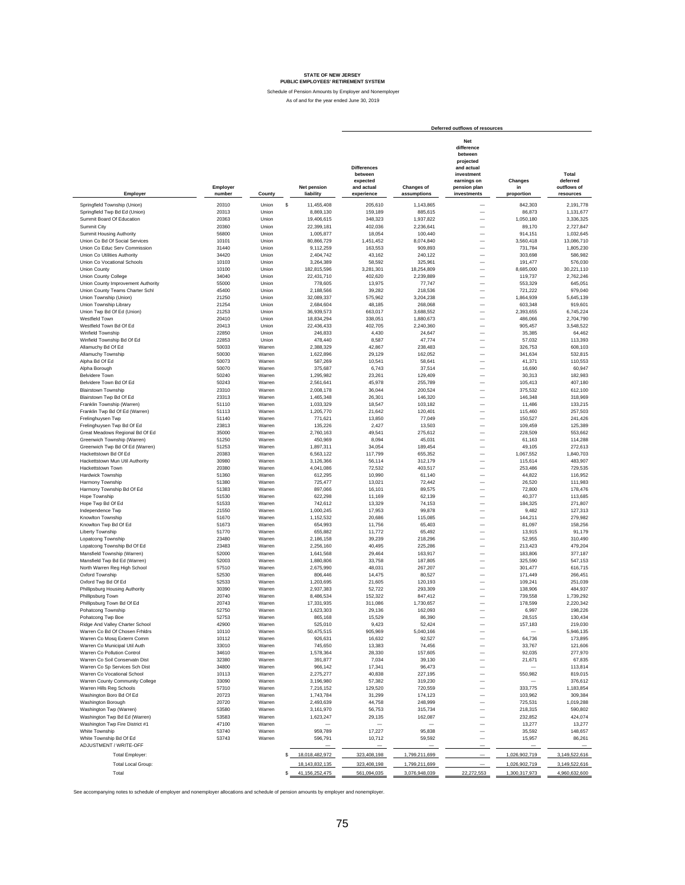**STATE OF NEW JERSEY**
**PUBLIC EMPLOYEES' RETIREMENT SYSTEM**

Schedule of Pension Amounts by Employer and Nonemployer

As of and for the year ended June 30, 2019

| Employer | Employer number | County | Net pension liability | Deferred outflows of resources: Differences between expected and actual experience | Changes of assumptions | Net difference between projected and actual investment earnings on pension plan investments | Changes in proportion | Total deferred outflows of resources |
|---|---|---|---|---|---|---|---|---|
| Springfield Township (Union) | 20310 | Union | $ 11,455,408 | 205,610 | 1,143,865 | — | 842,303 | 2,191,778 |
| Springfield Twp Bd Ed (Union) | 20313 | Union | 8,869,130 | 159,189 | 885,615 | — | 86,873 | 1,131,677 |
| Summit Board Of Education | 20363 | Union | 19,406,615 | 348,323 | 1,937,822 | — | 1,050,180 | 3,336,325 |
| Summit City | 20360 | Union | 22,399,181 | 402,036 | 2,236,641 | — | 89,170 | 2,727,847 |
| Summit Housing Authority | 56800 | Union | 1,005,877 | 18,054 | 100,440 | — | 914,151 | 1,032,645 |
| Union Co Bd Of Social Services | 10101 | Union | 80,866,729 | 1,451,452 | 8,074,840 | — | 3,560,418 | 13,086,710 |
| Union Co Educ Serv Commission | 31440 | Union | 9,112,259 | 163,553 | 909,893 | — | 731,784 | 1,805,230 |
| Union Co Utilities Authority | 34420 | Union | 2,404,742 | 43,162 | 240,122 | — | 303,698 | 586,982 |
| Union Co Vocational Schools | 10103 | Union | 3,264,389 | 58,592 | 325,961 | — | 191,477 | 576,030 |
| Union County | 10100 | Union | 182,815,596 | 3,281,301 | 18,254,809 | — | 8,685,000 | 30,221,110 |
| Union County College | 34040 | Union | 22,431,710 | 402,620 | 2,239,889 | — | 119,737 | 2,762,246 |
| Union County Improvement Authority | 55000 | Union | 778,605 | 13,975 | 77,747 | — | 553,329 | 645,051 |
| Union County Teams Charter Schl | 45400 | Union | 2,188,566 | 39,282 | 218,536 | — | 721,222 | 979,040 |
| Union Township (Union) | 21250 | Union | 32,089,337 | 575,962 | 3,204,238 | — | 1,864,939 | 5,645,139 |
| Union Township Library | 21254 | Union | 2,684,604 | 48,185 | 268,068 | — | 603,348 | 919,601 |
| Union Twp Bd Of Ed (Union) | 21253 | Union | 36,939,573 | 663,017 | 3,688,552 | — | 2,393,655 | 6,745,224 |
| Westfield Town | 20410 | Union | 18,834,294 | 338,051 | 1,880,673 | — | 486,066 | 2,704,790 |
| Westfield Town Bd Of Ed | 20413 | Union | 22,436,433 | 402,705 | 2,240,360 | — | 905,457 | 3,548,522 |
| Winfield Township | 22850 | Union | 246,833 | 4,430 | 24,647 | — | 35,385 | 64,462 |
| Winfield Township Bd Of Ed | 22853 | Union | 478,440 | 8,587 | 47,774 | — | 57,032 | 113,393 |
| Allamuchy Bd Of Ed | 50033 | Warren | 2,388,329 | 42,867 | 238,483 | — | 326,753 | 608,103 |
| Allamuchy Township | 50030 | Warren | 1,622,896 | 29,129 | 162,052 | — | 341,634 | 532,815 |
| Alpha Bd Of Ed | 50073 | Warren | 587,269 | 10,541 | 58,641 | — | 41,371 | 110,553 |
| Alpha Borough | 50070 | Warren | 375,687 | 6,743 | 37,514 | — | 16,690 | 60,947 |
| Belvidere Town | 50240 | Warren | 1,295,982 | 23,261 | 129,409 | — | 30,313 | 182,983 |
| Belvidere Town Bd Of Ed | 50243 | Warren | 2,561,641 | 45,978 | 255,789 | — | 105,413 | 407,180 |
| Blairstown Township | 23310 | Warren | 2,008,178 | 36,044 | 200,524 | — | 375,532 | 612,100 |
| Blairstown Twp Bd Of Ed | 23313 | Warren | 1,465,348 | 26,301 | 146,320 | — | 146,348 | 318,969 |
| Franklin Township (Warren) | 51110 | Warren | 1,033,329 | 18,547 | 103,182 | — | 11,486 | 133,215 |
| Franklin Twp Bd Of Ed (Warren) | 51113 | Warren | 1,205,770 | 21,642 | 120,401 | — | 115,460 | 257,503 |
| Frelinghuysen Twp | 51140 | Warren | 771,621 | 13,850 | 77,049 | — | 150,527 | 241,426 |
| Frelinghuysen Twp Bd Of Ed | 23813 | Warren | 135,226 | 2,427 | 13,503 | — | 109,459 | 125,389 |
| Great Meadows Regional Bd Of Ed | 35000 | Warren | 2,760,163 | 49,541 | 275,612 | — | 228,509 | 553,662 |
| Greenwich Township (Warren) | 51250 | Warren | 450,969 | 8,094 | 45,031 | — | 61,163 | 114,288 |
| Greenwich Twp Bd Of Ed (Warren) | 51253 | Warren | 1,897,311 | 34,054 | 189,454 | — | 49,105 | 272,613 |
| Hackettstown Bd Of Ed | 20383 | Warren | 6,563,122 | 117,799 | 655,352 | — | 1,067,552 | 1,840,703 |
| Hackettstown Mun Util Authority | 30980 | Warren | 3,126,366 | 56,114 | 312,179 | — | 115,614 | 483,907 |
| Hackettstown Town | 20380 | Warren | 4,041,086 | 72,532 | 403,517 | — | 253,486 | 729,535 |
| Hardwick Township | 51360 | Warren | 612,295 | 10,990 | 61,140 | — | 44,822 | 116,952 |
| Harmony Township | 51380 | Warren | 725,477 | 13,021 | 72,442 | — | 26,520 | 111,983 |
| Harmony Township Bd Of Ed | 51383 | Warren | 897,066 | 16,101 | 89,575 | — | 72,800 | 178,476 |
| Hope Township | 51530 | Warren | 622,298 | 11,169 | 62,139 | — | 40,377 | 113,685 |
| Hope Twp Bd Of Ed | 51533 | Warren | 742,612 | 13,329 | 74,153 | — | 184,325 | 271,807 |
| Independence Twp | 21550 | Warren | 1,000,245 | 17,953 | 99,878 | — | 9,482 | 127,313 |
| Knowlton Township | 51670 | Warren | 1,152,532 | 20,686 | 115,085 | — | 144,211 | 279,982 |
| Knowlton Twp Bd Of Ed | 51673 | Warren | 654,993 | 11,756 | 65,403 | — | 81,097 | 158,256 |
| Liberty Township | 51770 | Warren | 655,882 | 11,772 | 65,492 | — | 13,915 | 91,179 |
| Lopatcong Township | 23480 | Warren | 2,186,158 | 39,239 | 218,296 | — | 52,955 | 310,490 |
| Lopatcong Township Bd Of Ed | 23483 | Warren | 2,256,160 | 40,495 | 225,286 | — | 213,423 | 479,204 |
| Mansfield Township (Warren) | 52000 | Warren | 1,641,568 | 29,464 | 163,917 | — | 183,806 | 377,187 |
| Mansfield Twp Bd Ed (Warren) | 52003 | Warren | 1,880,806 | 33,758 | 187,805 | — | 325,590 | 547,153 |
| North Warren Reg High School | 57510 | Warren | 2,675,990 | 48,031 | 267,207 | — | 301,477 | 616,715 |
| Oxford Township | 52530 | Warren | 806,446 | 14,475 | 80,527 | — | 171,449 | 266,451 |
| Oxford Twp Bd Of Ed | 52533 | Warren | 1,203,695 | 21,605 | 120,193 | — | 109,241 | 251,039 |
| Phillipsburg Housing Authority | 30390 | Warren | 2,937,383 | 52,722 | 293,309 | — | 138,906 | 484,937 |
| Phillipsburg Town | 20740 | Warren | 8,486,534 | 152,322 | 847,412 | — | 739,558 | 1,739,292 |
| Phillipsburg Town Bd Of Ed | 20743 | Warren | 17,331,935 | 311,086 | 1,730,657 | — | 178,599 | 2,220,342 |
| Pohatcong Township | 52750 | Warren | 1,623,303 | 29,136 | 162,093 | — | 6,997 | 198,226 |
| Pohatcong Twp Boe | 52753 | Warren | 865,168 | 15,529 | 86,390 | — | 28,515 | 130,434 |
| Ridge And Valley Charter School | 42900 | Warren | 525,010 | 9,423 | 52,424 | — | 157,183 | 219,030 |
| Warren Co Bd Of Chosen Frhldrs | 10110 | Warren | 50,475,515 | 905,969 | 5,040,166 | — | — | 5,946,135 |
| Warren Co Mosq Exterm Comm | 10112 | Warren | 926,631 | 16,632 | 92,527 | — | 64,736 | 173,895 |
| Warren Co Municipal Util Auth | 33010 | Warren | 745,650 | 13,383 | 74,456 | — | 33,767 | 121,606 |
| Warren Co Pollution Control | 34610 | Warren | 1,578,364 | 28,330 | 157,605 | — | 92,035 | 277,970 |
| Warren Co Soil Conservatn Dist | 32380 | Warren | 391,877 | 7,034 | 39,130 | — | 21,671 | 67,835 |
| Warren Co Sp Services Sch Dist | 34800 | Warren | 966,142 | 17,341 | 96,473 | — | — | 113,814 |
| Warren Co Vocational School | 10113 | Warren | 2,275,277 | 40,838 | 227,195 | — | 550,982 | 819,015 |
| Warren County Community College | 33090 | Warren | 3,196,980 | 57,382 | 319,230 | — | — | 376,612 |
| Warren Hills Reg Schools | 57310 | Warren | 7,216,152 | 129,520 | 720,559 | — | 333,775 | 1,183,854 |
| Washington Boro Bd Of Ed | 20723 | Warren | 1,743,784 | 31,299 | 174,123 | — | 103,962 | 309,384 |
| Washington Borough | 20720 | Warren | 2,493,639 | 44,758 | 248,999 | — | 725,531 | 1,019,288 |
| Washington Twp (Warren) | 53580 | Warren | 3,161,970 | 56,753 | 315,734 | — | 218,315 | 590,802 |
| Washington Twp Bd Ed (Warren) | 53583 | Warren | 1,623,247 | 29,135 | 162,087 | — | 232,852 | 424,074 |
| Washington Twp Fire District #1 | 47100 | Warren | — | — | — | — | 13,277 | 13,277 |
| White Township | 53740 | Warren | 959,789 | 17,227 | 95,838 | — | 35,592 | 148,657 |
| White Township Bd Of Ed | 53743 | Warren | 596,791 | 10,712 | 59,592 | — | 15,957 | 86,261 |
| ADJUSTMENT / WRITE-OFF | | | — | — | — | — | — | — |
| Total Employer: | | | $ 18,018,482,972 | 323,408,198 | 1,799,211,699 | — | 1,026,902,719 | 3,149,522,616 |
| Total Local Group: | | | 18,143,832,135 | 323,408,198 | 1,799,211,699 | — | 1,026,902,719 | 3,149,522,616 |
| Total | | | $ 41,156,252,475 | 561,094,035 | 3,076,948,039 | 22,272,553 | 1,300,317,973 | 4,960,632,600 |

See accompanying notes to schedule of employer and nonemployer allocations and schedule of pension amounts by employer and nonemployer.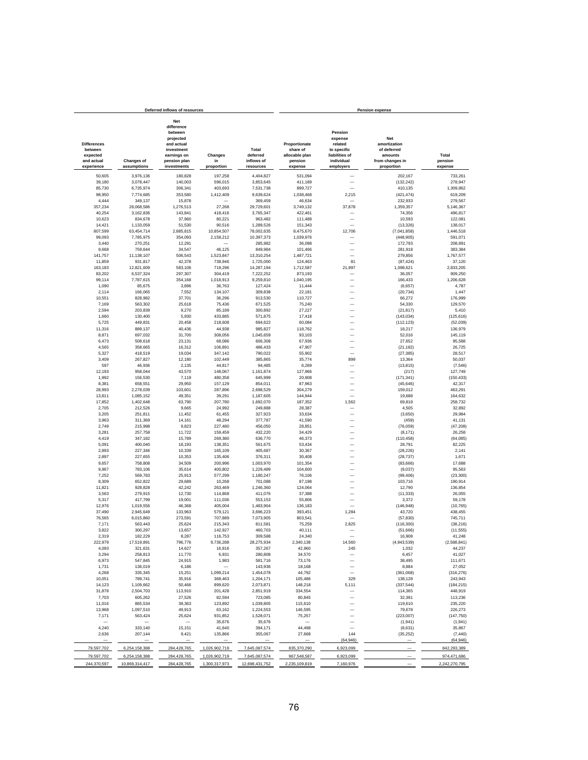| Deferred inflows of resources | | | | | Pension expense | | | |
|---|---|---|---|---|---|---|---|---|
| Differences between expected and actual experience | Changes of assumptions | Net difference between projected and actual investment earnings on pension plan investments | Changes in proportion | Total deferred inflows of resources | Proportionate share of allocable plan pension expense | Pension expense related to specific liabilities of individual employers | Net amortization of deferred amounts from changes in proportion | Total pension expense |
| 50,605 | 3,976,136 | 180,828 | 197,258 | 4,404,827 | 531,094 | — | 202,167 | 733,261 |
| 39,180 | 3,078,447 | 140,003 | 596,015 | 3,853,645 | 411,189 | — | (132,242) | 278,947 |
| 85,730 | 6,735,974 | 306,341 | 403,693 | 7,531,738 | 899,727 | — | 410,135 | 1,309,862 |
| 98,950 | 7,774,685 | 353,580 | 1,412,409 | 9,639,624 | 1,038,468 | 2,215 | (421,474) | 619,209 |
| 4,444 | 349,137 | 15,878 | — | 369,459 | 46,634 | — | 232,933 | 279,567 |
| 357,234 | 28,068,586 | 1,276,513 | 27,268 | 29,729,601 | 3,749,132 | 37,878 | 1,359,357 | 5,146,367 |
| 40,254 | 3,162,836 | 143,841 | 418,416 | 3,765,347 | 422,461 | — | 74,356 | 496,817 |
| 10,623 | 834,678 | 37,960 | 80,221 | 963,482 | 111,488 | — | 10,593 | 122,081 |
| 14,421 | 1,133,059 | 51,530 | 90,516 | 1,289,526 | 151,343 | — | (13,326) | 138,017 |
| 807,599 | 63,454,714 | 2,885,815 | 10,854,507 | 78,002,635 | 8,475,670 | 12,706 | (7,041,858) | 1,446,518 |
| 99,093 | 7,785,975 | 354,093 | 2,158,212 | 10,397,373 | 1,039,976 | — | (448,905) | 591,071 |
| 3,440 | 270,251 | 12,291 | — | 285,982 | 36,098 | — | 172,793 | 208,891 |
| 9,668 | 759,644 | 34,547 | 46,125 | 849,984 | 101,466 | — | 281,918 | 383,384 |
| 141,757 | 11,138,107 | 506,543 | 1,523,847 | 13,310,254 | 1,487,721 | — | 279,856 | 1,767,577 |
| 11,859 | 931,817 | 42,378 | 738,946 | 1,725,000 | 124,463 | 81 | (87,424) | 37,120 |
| 163,183 | 12,821,609 | 583,106 | 719,296 | 14,287,194 | 1,712,587 | 21,997 | 1,098,621 | 2,833,205 |
| 83,202 | 6,537,324 | 297,307 | 304,419 | 7,222,252 | 873,193 | — | 36,057 | 909,250 |
| 99,114 | 7,787,615 | 354,168 | 1,018,913 | 9,259,810 | 1,040,195 | — | 166,433 | 1,206,628 |
| 1,090 | 85,675 | 3,896 | 36,763 | 127,424 | 11,444 | — | (6,657) | 4,787 |
| 2,114 | 166,065 | 7,552 | 134,107 | 309,838 | 22,181 | — | (20,734) | 1,447 |
| 10,551 | 828,982 | 37,701 | 36,296 | 913,530 | 110,727 | — | 66,272 | 176,999 |
| 7,169 | 563,302 | 25,618 | 75,436 | 671,525 | 75,240 | — | 54,330 | 129,570 |
| 2,594 | 203,839 | 9,270 | 85,189 | 300,892 | 27,227 | — | (21,817) | 5,410 |
| 1,660 | 130,400 | 5,930 | 433,885 | 571,875 | 17,418 | — | (143,034) | (125,616) |
| 5,725 | 449,831 | 20,458 | 218,608 | 694,622 | 60,084 | — | (112,123) | (52,039) |
| 11,316 | 889,137 | 40,436 | 44,938 | 985,827 | 118,762 | — | 18,217 | 136,979 |
| 8,871 | 697,032 | 31,700 | 308,056 | 1,045,659 | 93,103 | — | 52,016 | 145,119 |
| 6,473 | 508,618 | 23,131 | 68,086 | 606,308 | 67,936 | — | 27,652 | 95,588 |
| 4,565 | 358,665 | 16,312 | 106,891 | 486,433 | 47,907 | — | (21,182) | 26,725 |
| 5,327 | 418,519 | 19,034 | 347,142 | 790,022 | 55,902 | — | (27,385) | 28,517 |
| 3,409 | 267,827 | 12,180 | 102,449 | 385,865 | 35,774 | 899 | 13,364 | 50,037 |
| 597 | 46,936 | 2,135 | 44,817 | 94,485 | 6,269 | — | (13,815) | (7,546) |
| 12,193 | 958,044 | 43,570 | 148,067 | 1,161,874 | 127,966 | — | (217) | 127,749 |
| 1,992 | 156,530 | 7,119 | 480,358 | 645,999 | 20,908 | — | (171,341) | (150,433) |
| 8,381 | 658,551 | 29,950 | 157,129 | 854,011 | 87,963 | — | (45,646) | 42,317 |
| 28,993 | 2,278,039 | 103,601 | 287,896 | 2,698,529 | 304,279 | — | 159,012 | 463,291 |
| 13,811 | 1,085,152 | 49,351 | 39,291 | 1,187,605 | 144,944 | — | 19,688 | 164,632 |
| 17,852 | 1,402,648 | 63,790 | 207,780 | 1,692,070 | 187,352 | 1,562 | 69,818 | 258,732 |
| 2,705 | 212,526 | 9,665 | 24,992 | 249,888 | 28,387 | — | 4,505 | 32,892 |
| 3,205 | 251,811 | 11,452 | 61,455 | 327,923 | 33,634 | — | (3,650) | 29,984 |
| 3,963 | 311,369 | 14,161 | 48,294 | 377,787 | 41,590 | — | (459) | 41,131 |
| 2,749 | 215,998 | 9,823 | 227,480 | 456,050 | 28,851 | — | (76,059) | (47,208) |
| 3,281 | 257,758 | 11,722 | 159,459 | 432,220 | 34,429 | — | (8,171) | 26,258 |
| 4,419 | 347,182 | 15,789 | 269,380 | 636,770 | 46,373 | — | (110,458) | (64,085) |
| 5,091 | 400,040 | 18,193 | 138,351 | 561,675 | 53,434 | — | 28,791 | 82,225 |
| 2,893 | 227,346 | 10,339 | 165,109 | 405,687 | 30,367 | — | (28,226) | 2,141 |
| 2,897 | 227,655 | 10,353 | 135,406 | 376,311 | 30,408 | — | (28,737) | 1,671 |
| 9,657 | 758,808 | 34,509 | 200,996 | 1,003,970 | 101,354 | — | (83,666) | 17,688 |
| 9,967 | 783,106 | 35,614 | 400,802 | 1,229,489 | 104,600 | — | (9,037) | 95,563 |
| 7,252 | 569,783 | 25,913 | 577,299 | 1,180,247 | 76,106 | — | (99,406) | (23,300) |
| 8,309 | 652,822 | 29,689 | 10,268 | 701,088 | 87,198 | — | 103,716 | 190,914 |
| 11,821 | 928,828 | 42,242 | 263,469 | 1,246,360 | 124,064 | — | 12,790 | 136,854 |
| 3,563 | 279,915 | 12,730 | 114,868 | 411,076 | 37,388 | — | (11,333) | 26,055 |
| 5,317 | 417,799 | 19,001 | 111,036 | 553,153 | 55,806 | — | 3,372 | 59,178 |
| 12,976 | 1,019,556 | 46,368 | 405,004 | 1,483,904 | 136,183 | — | (146,948) | (10,765) |
| 37,490 | 2,945,649 | 133,963 | 579,121 | 3,696,223 | 393,451 | 1,284 | 43,720 | 438,455 |
| 76,565 | 6,015,860 | 273,591 | 707,889 | 7,073,905 | 803,541 | — | (57,830) | 745,711 |
| 7,171 | 563,443 | 25,624 | 215,343 | 811,581 | 75,259 | 2,825 | (116,300) | (38,216) |
| 3,822 | 300,297 | 13,657 | 142,927 | 460,703 | 40,111 | — | (51,666) | (11,555) |
| 2,319 | 182,229 | 8,287 | 116,753 | 309,588 | 24,340 | — | 16,908 | 41,248 |
| 222,979 | 17,519,891 | 796,776 | 9,736,288 | 28,275,934 | 2,340,138 | 14,560 | (4,943,539) | (2,588,841) |
| 4,093 | 321,631 | 14,627 | 16,916 | 357,267 | 42,960 | 245 | 1,032 | 44,237 |
| 3,294 | 258,813 | 11,770 | 6,931 | 280,808 | 34,570 | — | 6,457 | 41,027 |
| 6,973 | 547,845 | 24,915 | 1,983 | 581,716 | 73,176 | — | 38,495 | 111,671 |
| 1,731 | 136,019 | 6,186 | — | 143,936 | 18,168 | — | 8,884 | 27,052 |
| 4,268 | 335,345 | 15,251 | 1,099,214 | 1,454,078 | 44,792 | — | (361,068) | (316,276) |
| 10,051 | 789,741 | 35,916 | 368,463 | 1,204,171 | 105,486 | 329 | 138,128 | 243,943 |
| 14,123 | 1,109,662 | 50,466 | 899,620 | 2,073,871 | 148,218 | 5,111 | (337,544) | (184,215) |
| 31,878 | 2,504,703 | 113,910 | 201,428 | 2,851,919 | 334,554 | — | 114,365 | 448,919 |
| 7,703 | 605,262 | 27,526 | 82,594 | 723,085 | 80,845 | — | 32,391 | 113,236 |
| 11,016 | 865,534 | 39,363 | 123,892 | 1,039,805 | 115,610 | — | 119,610 | 235,220 |
| 13,968 | 1,097,510 | 49,913 | 63,162 | 1,224,553 | 146,595 | — | 79,678 | 226,273 |
| 7,171 | 563,424 | 25,624 | 931,852 | 1,528,071 | 75,257 | — | (223,007) | (147,750) |
| — | — | — | 35,676 | 35,676 | — | — | (1,941) | (1,941) |
| 4,240 | 333,140 | 15,151 | 41,640 | 394,171 | 44,498 | — | (8,631) | 35,867 |
| 2,636 | 207,144 | 9,421 | 135,866 | 355,067 | 27,668 | 144 | (35,252) | (7,440) |
| — | — | — | — | — | — | (64,946) | — | (64,946) |
| 79,597,702 | 6,254,158,388 | 284,428,765 | 1,026,902,719 | 7,645,087,574 | 835,370,290 | 6,923,099 | — | 842,293,389 |
| 79,597,702 | 6,254,158,388 | 284,428,765 | 1,026,902,719 | 7,645,087,574 | 967,548,587 | 6,923,099 | — | 974,471,686 |
| 244,370,597 | 10,869,314,417 | 284,428,765 | 1,300,317,973 | 12,698,431,752 | 2,235,109,819 | 7,160,976 | — | 2,242,270,795 |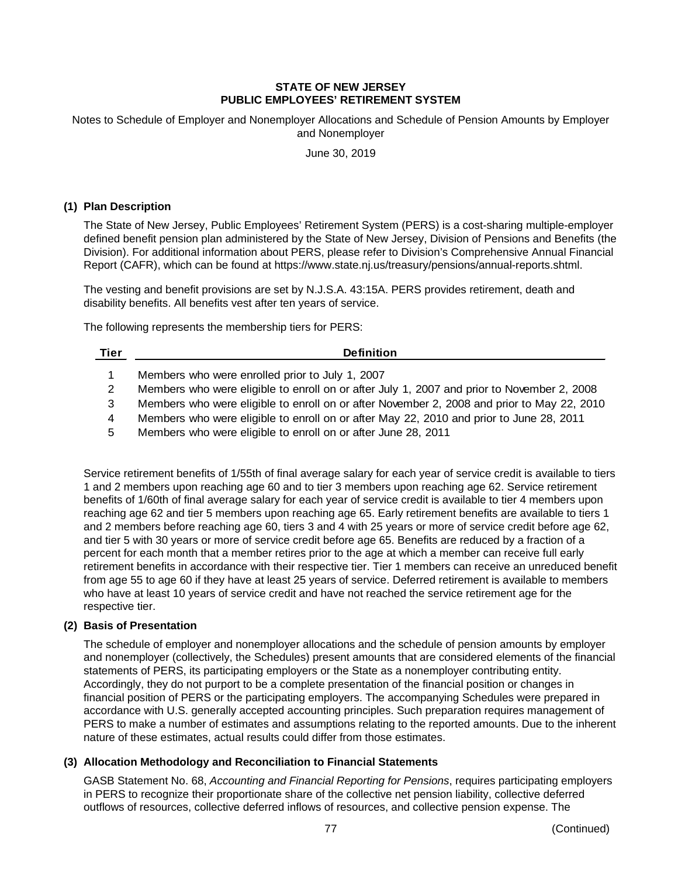# STATE OF NEW JERSEY
# PUBLIC EMPLOYEES' RETIREMENT SYSTEM

Notes to Schedule of Employer and Nonemployer Allocations and Schedule of Pension Amounts by Employer and Nonemployer

June 30, 2019

## (1) Plan Description

The State of New Jersey, Public Employees' Retirement System (PERS) is a cost-sharing multiple-employer defined benefit pension plan administered by the State of New Jersey, Division of Pensions and Benefits (the Division). For additional information about PERS, please refer to Division's Comprehensive Annual Financial Report (CAFR), which can be found at https://www.state.nj.us/treasury/pensions/annual-reports.shtml.

The vesting and benefit provisions are set by N.J.S.A. 43:15A. PERS provides retirement, death and disability benefits. All benefits vest after ten years of service.

The following represents the membership tiers for PERS:

| Tier | Definition |
|---|---|
| 1 | Members who were enrolled prior to July 1, 2007 |
| 2 | Members who were eligible to enroll on or after July 1, 2007 and prior to November 2, 2008 |
| 3 | Members who were eligible to enroll on or after November 2, 2008 and prior to May 22, 2010 |
| 4 | Members who were eligible to enroll on or after May 22, 2010 and prior to June 28, 2011 |
| 5 | Members who were eligible to enroll on or after June 28, 2011 |

Service retirement benefits of 1/55th of final average salary for each year of service credit is available to tiers 1 and 2 members upon reaching age 60 and to tier 3 members upon reaching age 62. Service retirement benefits of 1/60th of final average salary for each year of service credit is available to tier 4 members upon reaching age 62 and tier 5 members upon reaching age 65. Early retirement benefits are available to tiers 1 and 2 members before reaching age 60, tiers 3 and 4 with 25 years or more of service credit before age 62, and tier 5 with 30 years or more of service credit before age 65. Benefits are reduced by a fraction of a percent for each month that a member retires prior to the age at which a member can receive full early retirement benefits in accordance with their respective tier. Tier 1 members can receive an unreduced benefit from age 55 to age 60 if they have at least 25 years of service. Deferred retirement is available to members who have at least 10 years of service credit and have not reached the service retirement age for the respective tier.

## (2) Basis of Presentation

The schedule of employer and nonemployer allocations and the schedule of pension amounts by employer and nonemployer (collectively, the Schedules) present amounts that are considered elements of the financial statements of PERS, its participating employers or the State as a nonemployer contributing entity. Accordingly, they do not purport to be a complete presentation of the financial position or changes in financial position of PERS or the participating employers. The accompanying Schedules were prepared in accordance with U.S. generally accepted accounting principles. Such preparation requires management of PERS to make a number of estimates and assumptions relating to the reported amounts. Due to the inherent nature of these estimates, actual results could differ from those estimates.

## (3) Allocation Methodology and Reconciliation to Financial Statements

GASB Statement No. 68, *Accounting and Financial Reporting for Pensions*, requires participating employers in PERS to recognize their proportionate share of the collective net pension liability, collective deferred outflows of resources, collective deferred inflows of resources, and collective pension expense. The

(Continued)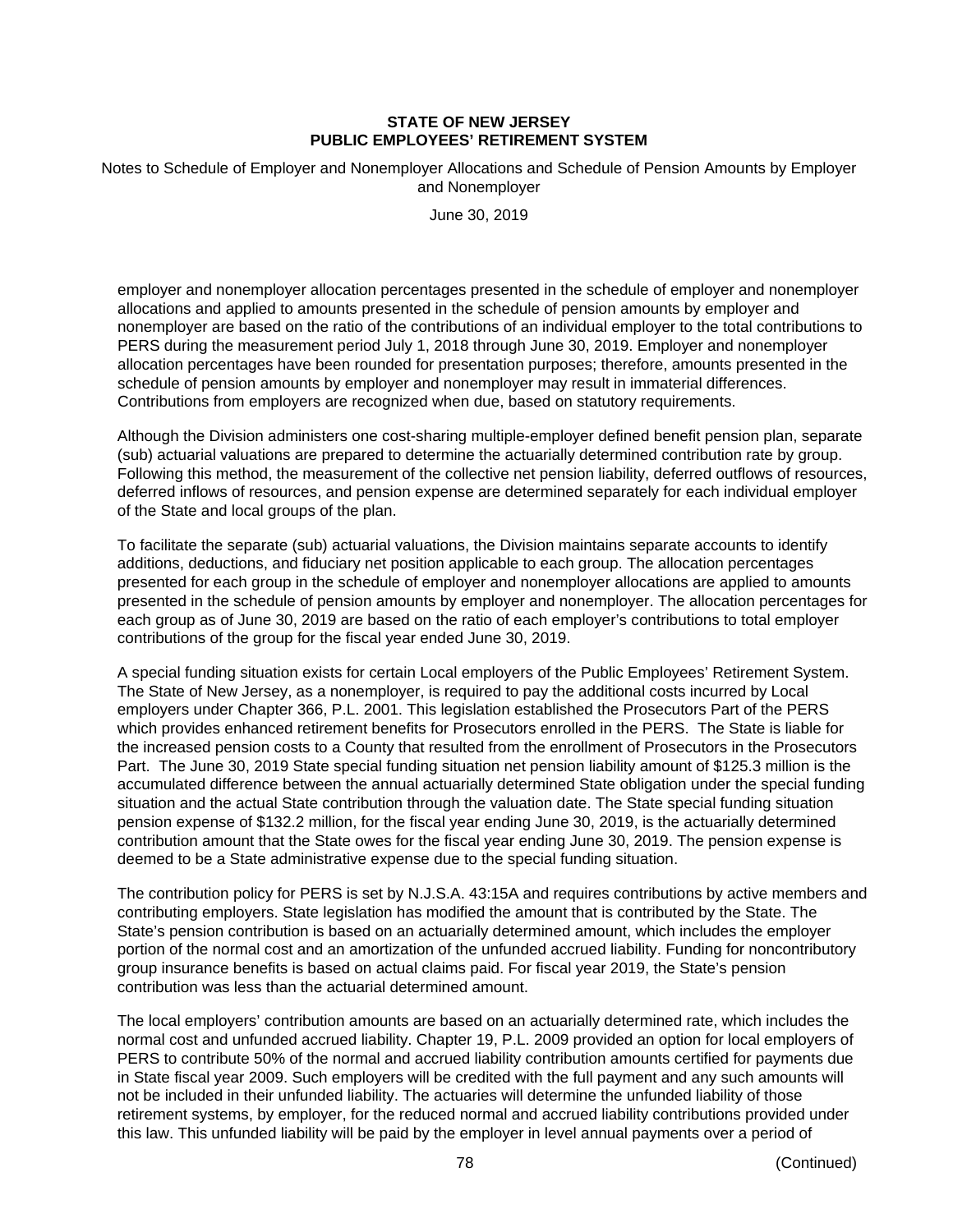employer and nonemployer allocation percentages presented in the schedule of employer and nonemployer allocations and applied to amounts presented in the schedule of pension amounts by employer and nonemployer are based on the ratio of the contributions of an individual employer to the total contributions to PERS during the measurement period July 1, 2018 through June 30, 2019. Employer and nonemployer allocation percentages have been rounded for presentation purposes; therefore, amounts presented in the schedule of pension amounts by employer and nonemployer may result in immaterial differences. Contributions from employers are recognized when due, based on statutory requirements.

Although the Division administers one cost-sharing multiple-employer defined benefit pension plan, separate (sub) actuarial valuations are prepared to determine the actuarially determined contribution rate by group. Following this method, the measurement of the collective net pension liability, deferred outflows of resources, deferred inflows of resources, and pension expense are determined separately for each individual employer of the State and local groups of the plan.

To facilitate the separate (sub) actuarial valuations, the Division maintains separate accounts to identify additions, deductions, and fiduciary net position applicable to each group. The allocation percentages presented for each group in the schedule of employer and nonemployer allocations are applied to amounts presented in the schedule of pension amounts by employer and nonemployer. The allocation percentages for each group as of June 30, 2019 are based on the ratio of each employer's contributions to total employer contributions of the group for the fiscal year ended June 30, 2019.

A special funding situation exists for certain Local employers of the Public Employees' Retirement System. The State of New Jersey, as a nonemployer, is required to pay the additional costs incurred by Local employers under Chapter 366, P.L. 2001. This legislation established the Prosecutors Part of the PERS which provides enhanced retirement benefits for Prosecutors enrolled in the PERS. The State is liable for the increased pension costs to a County that resulted from the enrollment of Prosecutors in the Prosecutors Part. The June 30, 2019 State special funding situation net pension liability amount of $125.3 million is the accumulated difference between the annual actuarially determined State obligation under the special funding situation and the actual State contribution through the valuation date. The State special funding situation pension expense of $132.2 million, for the fiscal year ending June 30, 2019, is the actuarially determined contribution amount that the State owes for the fiscal year ending June 30, 2019. The pension expense is deemed to be a State administrative expense due to the special funding situation.

The contribution policy for PERS is set by N.J.S.A. 43:15A and requires contributions by active members and contributing employers. State legislation has modified the amount that is contributed by the State. The State's pension contribution is based on an actuarially determined amount, which includes the employer portion of the normal cost and an amortization of the unfunded accrued liability. Funding for noncontributory group insurance benefits is based on actual claims paid. For fiscal year 2019, the State's pension contribution was less than the actuarial determined amount.

The local employers' contribution amounts are based on an actuarially determined rate, which includes the normal cost and unfunded accrued liability. Chapter 19, P.L. 2009 provided an option for local employers of PERS to contribute 50% of the normal and accrued liability contribution amounts certified for payments due in State fiscal year 2009. Such employers will be credited with the full payment and any such amounts will not be included in their unfunded liability. The actuaries will determine the unfunded liability of those retirement systems, by employer, for the reduced normal and accrued liability contributions provided under this law. This unfunded liability will be paid by the employer in level annual payments over a period of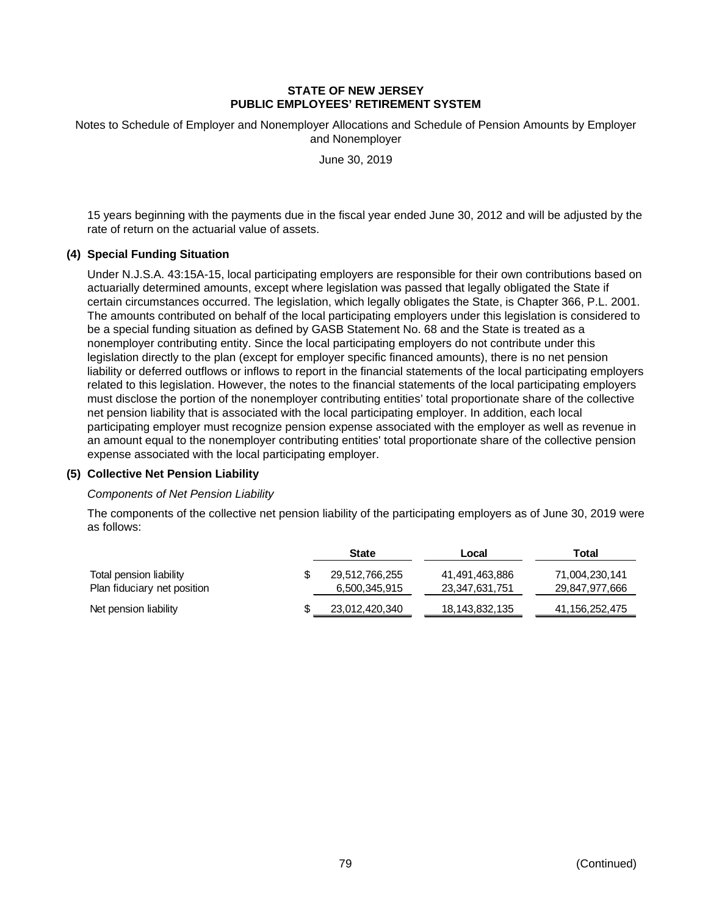15 years beginning with the payments due in the fiscal year ended June 30, 2012 and will be adjusted by the rate of return on the actuarial value of assets.

## (4) Special Funding Situation

Under N.J.S.A. 43:15A-15, local participating employers are responsible for their own contributions based on actuarially determined amounts, except where legislation was passed that legally obligated the State if certain circumstances occurred. The legislation, which legally obligates the State, is Chapter 366, P.L. 2001. The amounts contributed on behalf of the local participating employers under this legislation is considered to be a special funding situation as defined by GASB Statement No. 68 and the State is treated as a nonemployer contributing entity. Since the local participating employers do not contribute under this legislation directly to the plan (except for employer specific financed amounts), there is no net pension liability or deferred outflows or inflows to report in the financial statements of the local participating employers related to this legislation. However, the notes to the financial statements of the local participating employers must disclose the portion of the nonemployer contributing entities' total proportionate share of the collective net pension liability that is associated with the local participating employer. In addition, each local participating employer must recognize pension expense associated with the employer as well as revenue in an amount equal to the nonemployer contributing entities' total proportionate share of the collective pension expense associated with the local participating employer.

## (5) Collective Net Pension Liability

*Components of Net Pension Liability*

The components of the collective net pension liability of the participating employers as of June 30, 2019 were as follows:

| | State | Local | Total |
|---|---|---|---|
| Total pension liability | $ 29,512,766,255 | 41,491,463,886 | 71,004,230,141 |
| Plan fiduciary net position | 6,500,345,915 | 23,347,631,751 | 29,847,977,666 |
| Net pension liability | $ 23,012,420,340 | 18,143,832,135 | 41,156,252,475 |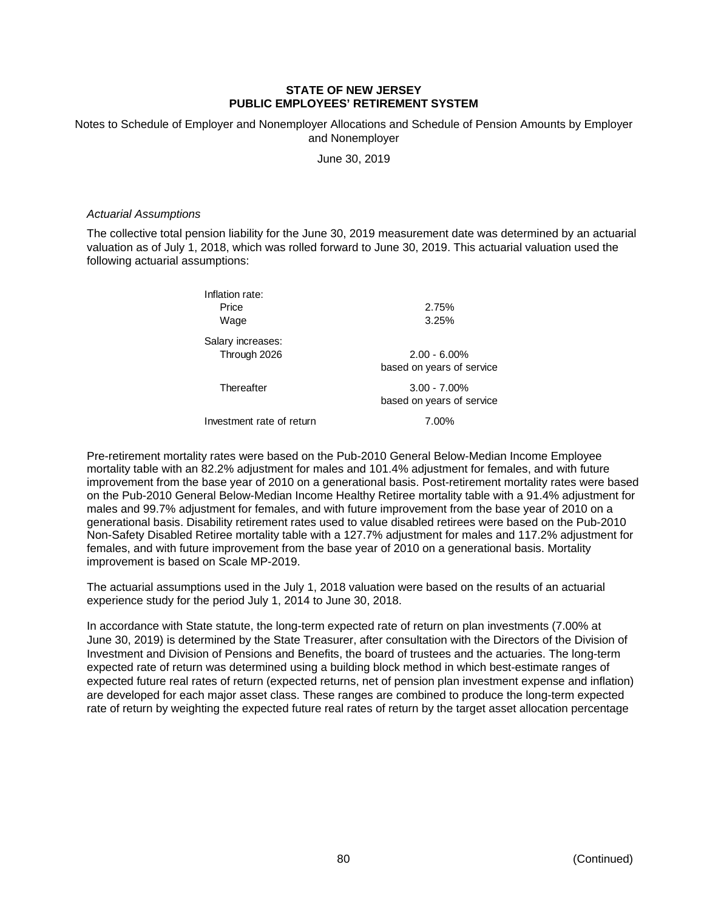**STATE OF NEW JERSEY**
**PUBLIC EMPLOYEES' RETIREMENT SYSTEM**

Notes to Schedule of Employer and Nonemployer Allocations and Schedule of Pension Amounts by Employer and Nonemployer

June 30, 2019

*Actuarial Assumptions*

The collective total pension liability for the June 30, 2019 measurement date was determined by an actuarial valuation as of July 1, 2018, which was rolled forward to June 30, 2019. This actuarial valuation used the following actuarial assumptions:

| | |
|---|---|
| Inflation rate: | |
| Price | 2.75% |
| Wage | 3.25% |
| Salary increases: | |
| Through 2026 | 2.00 - 6.00% based on years of service |
| Thereafter | 3.00 - 7.00% based on years of service |
| Investment rate of return | 7.00% |

Pre-retirement mortality rates were based on the Pub-2010 General Below-Median Income Employee mortality table with an 82.2% adjustment for males and 101.4% adjustment for females, and with future improvement from the base year of 2010 on a generational basis. Post-retirement mortality rates were based on the Pub-2010 General Below-Median Income Healthy Retiree mortality table with a 91.4% adjustment for males and 99.7% adjustment for females, and with future improvement from the base year of 2010 on a generational basis. Disability retirement rates used to value disabled retirees were based on the Pub-2010 Non-Safety Disabled Retiree mortality table with a 127.7% adjustment for males and 117.2% adjustment for females, and with future improvement from the base year of 2010 on a generational basis. Mortality improvement is based on Scale MP-2019.

The actuarial assumptions used in the July 1, 2018 valuation were based on the results of an actuarial experience study for the period July 1, 2014 to June 30, 2018.

In accordance with State statute, the long-term expected rate of return on plan investments (7.00% at June 30, 2019) is determined by the State Treasurer, after consultation with the Directors of the Division of Investment and Division of Pensions and Benefits, the board of trustees and the actuaries. The long-term expected rate of return was determined using a building block method in which best-estimate ranges of expected future real rates of return (expected returns, net of pension plan investment expense and inflation) are developed for each major asset class. These ranges are combined to produce the long-term expected rate of return by weighting the expected future real rates of return by the target asset allocation percentage

(Continued)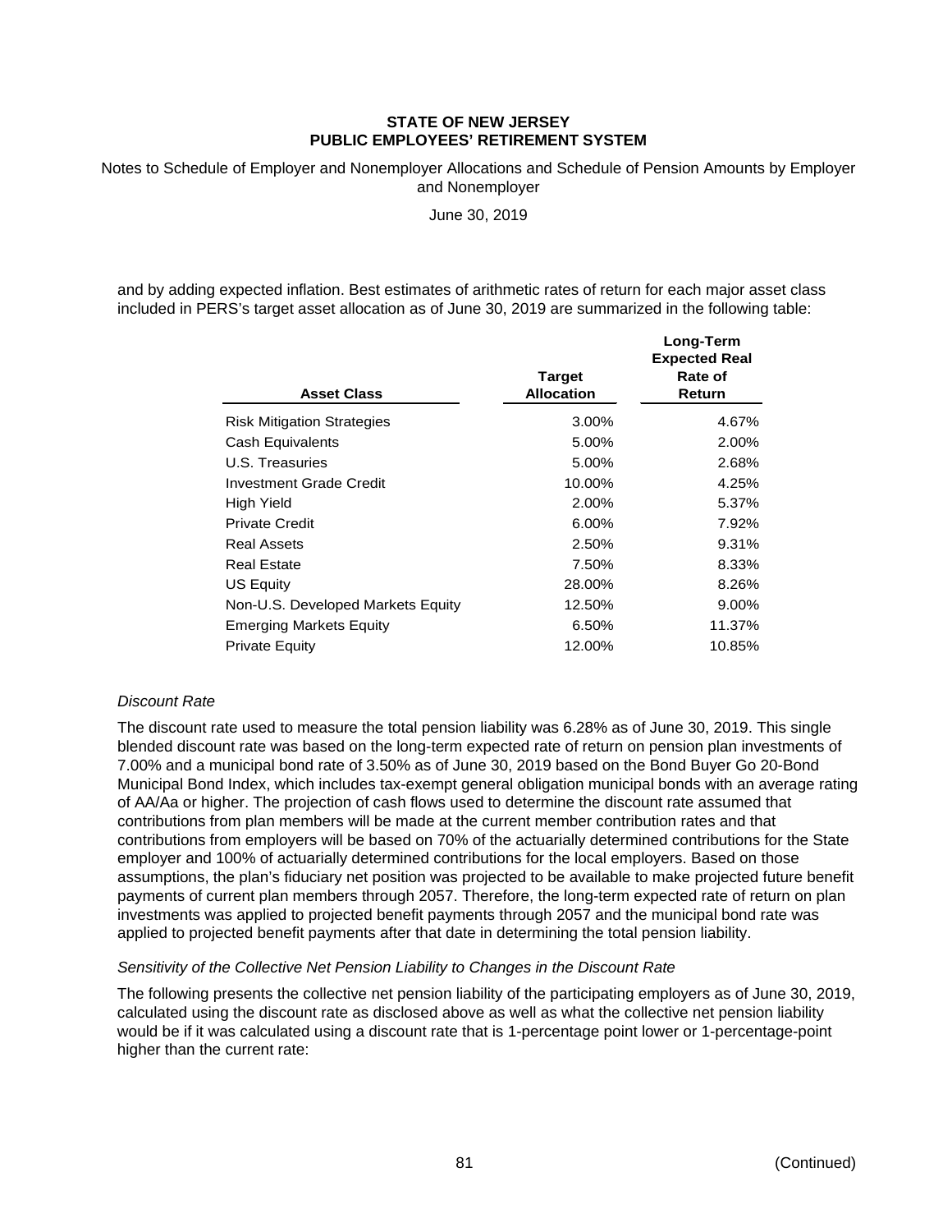# STATE OF NEW JERSEY
## PUBLIC EMPLOYEES' RETIREMENT SYSTEM

Notes to Schedule of Employer and Nonemployer Allocations and Schedule of Pension Amounts by Employer and Nonemployer

June 30, 2019

and by adding expected inflation. Best estimates of arithmetic rates of return for each major asset class included in PERS's target asset allocation as of June 30, 2019 are summarized in the following table:

| Asset Class | Target Allocation | Long-Term Expected Real Rate of Return |
|---|---|---|
| Risk Mitigation Strategies | 3.00% | 4.67% |
| Cash Equivalents | 5.00% | 2.00% |
| U.S. Treasuries | 5.00% | 2.68% |
| Investment Grade Credit | 10.00% | 4.25% |
| High Yield | 2.00% | 5.37% |
| Private Credit | 6.00% | 7.92% |
| Real Assets | 2.50% | 9.31% |
| Real Estate | 7.50% | 8.33% |
| US Equity | 28.00% | 8.26% |
| Non-U.S. Developed Markets Equity | 12.50% | 9.00% |
| Emerging Markets Equity | 6.50% | 11.37% |
| Private Equity | 12.00% | 10.85% |

*Discount Rate*

The discount rate used to measure the total pension liability was 6.28% as of June 30, 2019. This single blended discount rate was based on the long-term expected rate of return on pension plan investments of 7.00% and a municipal bond rate of 3.50% as of June 30, 2019 based on the Bond Buyer Go 20-Bond Municipal Bond Index, which includes tax-exempt general obligation municipal bonds with an average rating of AA/Aa or higher. The projection of cash flows used to determine the discount rate assumed that contributions from plan members will be made at the current member contribution rates and that contributions from employers will be based on 70% of the actuarially determined contributions for the State employer and 100% of actuarially determined contributions for the local employers. Based on those assumptions, the plan's fiduciary net position was projected to be available to make projected future benefit payments of current plan members through 2057. Therefore, the long-term expected rate of return on plan investments was applied to projected benefit payments through 2057 and the municipal bond rate was applied to projected benefit payments after that date in determining the total pension liability.

*Sensitivity of the Collective Net Pension Liability to Changes in the Discount Rate*

The following presents the collective net pension liability of the participating employers as of June 30, 2019, calculated using the discount rate as disclosed above as well as what the collective net pension liability would be if it was calculated using a discount rate that is 1-percentage point lower or 1-percentage-point higher than the current rate:

(Continued)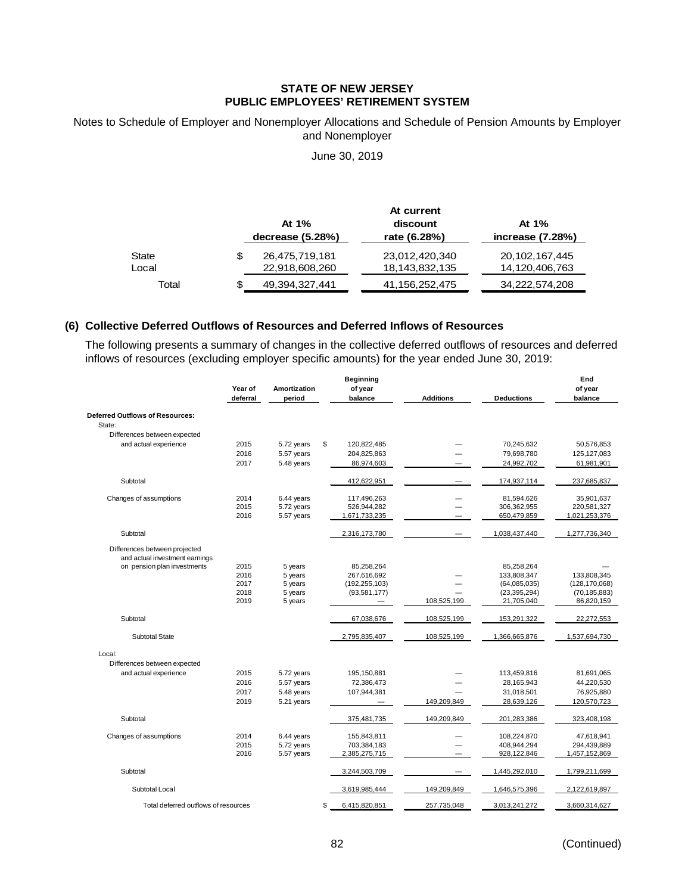**STATE OF NEW JERSEY**
**PUBLIC EMPLOYEES' RETIREMENT SYSTEM**

Notes to Schedule of Employer and Nonemployer Allocations and Schedule of Pension Amounts by Employer and Nonemployer

June 30, 2019

| | At 1% decrease (5.28%) | At current discount rate (6.28%) | At 1% increase (7.28%) |
|---|---|---|---|
| State | $ 26,475,719,181 | 23,012,420,340 | 20,102,167,445 |
| Local | 22,918,608,260 | 18,143,832,135 | 14,120,406,763 |
| Total | $ 49,394,327,441 | 41,156,252,475 | 34,222,574,208 |

## (6) Collective Deferred Outflows of Resources and Deferred Inflows of Resources

The following presents a summary of changes in the collective deferred outflows of resources and deferred inflows of resources (excluding employer specific amounts) for the year ended June 30, 2019:

| | Year of deferral | Amortization period | Beginning of year balance | Additions | Deductions | End of year balance |
|---|---|---|---|---|---|---|
| **Deferred Outflows of Resources:** | | | | | | |
| State: | | | | | | |
| Differences between expected and actual experience | 2015 | 5.72 years | $ 120,822,485 | — | 70,245,632 | 50,576,853 |
| | 2016 | 5.57 years | 204,825,863 | — | 79,698,780 | 125,127,083 |
| | 2017 | 5.48 years | 86,974,603 | — | 24,992,702 | 61,981,901 |
| Subtotal | | | 412,622,951 | — | 174,937,114 | 237,685,837 |
| Changes of assumptions | 2014 | 6.44 years | 117,496,263 | — | 81,594,626 | 35,901,637 |
| | 2015 | 5.72 years | 526,944,282 | — | 306,362,955 | 220,581,327 |
| | 2016 | 5.57 years | 1,671,733,235 | — | 650,479,859 | 1,021,253,376 |
| Subtotal | | | 2,316,173,780 | — | 1,038,437,440 | 1,277,736,340 |
| Differences between projected and actual investment earnings on pension plan investments | 2015 | 5 years | 85,258,264 | | 85,258,264 | — |
| | 2016 | 5 years | 267,616,692 | — | 133,808,347 | 133,808,345 |
| | 2017 | 5 years | (192,255,103) | — | (64,085,035) | (128,170,068) |
| | 2018 | 5 years | (93,581,177) | — | (23,395,294) | (70,185,883) |
| | 2019 | 5 years | — | 108,525,199 | 21,705,040 | 86,820,159 |
| Subtotal | | | 67,038,676 | 108,525,199 | 153,291,322 | 22,272,553 |
| Subtotal State | | | 2,795,835,407 | 108,525,199 | 1,366,665,876 | 1,537,694,730 |
| Local: | | | | | | |
| Differences between expected and actual experience | 2015 | 5.72 years | 195,150,881 | — | 113,459,816 | 81,691,065 |
| | 2016 | 5.57 years | 72,386,473 | — | 28,165,943 | 44,220,530 |
| | 2017 | 5.48 years | 107,944,381 | — | 31,018,501 | 76,925,880 |
| | 2019 | 5.21 years | — | 149,209,849 | 28,639,126 | 120,570,723 |
| Subtotal | | | 375,481,735 | 149,209,849 | 201,283,386 | 323,408,198 |
| Changes of assumptions | 2014 | 6.44 years | 155,843,811 | — | 108,224,870 | 47,618,941 |
| | 2015 | 5.72 years | 703,384,183 | — | 408,944,294 | 294,439,889 |
| | 2016 | 5.57 years | 2,385,275,715 | — | 928,122,846 | 1,457,152,869 |
| Subtotal | | | 3,244,503,709 | — | 1,445,292,010 | 1,799,211,699 |
| Subtotal Local | | | 3,619,985,444 | 149,209,849 | 1,646,575,396 | 2,122,619,897 |
| Total deferred outflows of resources | | | $ 6,415,820,851 | 257,735,048 | 3,013,241,272 | 3,660,314,627 |

(Continued)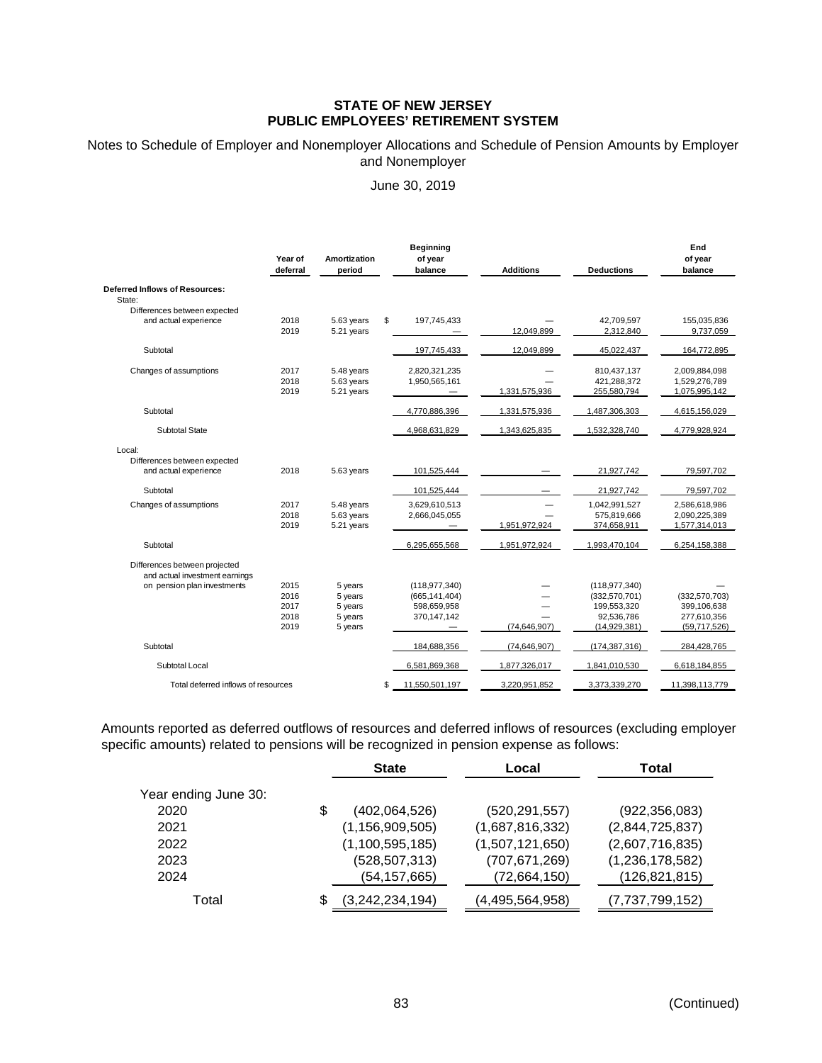**STATE OF NEW JERSEY**
**PUBLIC EMPLOYEES' RETIREMENT SYSTEM**

Notes to Schedule of Employer and Nonemployer Allocations and Schedule of Pension Amounts by Employer and Nonemployer

June 30, 2019

| | Year of deferral | Amortization period | Beginning of year balance | Additions | Deductions | End of year balance |
|---|---|---|---|---|---|---|
| **Deferred Inflows of Resources:** | | | | | | |
| State: | | | | | | |
| Differences between expected and actual experience | 2018 | 5.63 years | $ 197,745,433 | — | 42,709,597 | 155,035,836 |
| | 2019 | 5.21 years | — | 12,049,899 | 2,312,840 | 9,737,059 |
| Subtotal | | | 197,745,433 | 12,049,899 | 45,022,437 | 164,772,895 |
| Changes of assumptions | 2017 | 5.48 years | 2,820,321,235 | — | 810,437,137 | 2,009,884,098 |
| | 2018 | 5.63 years | 1,950,565,161 | — | 421,288,372 | 1,529,276,789 |
| | 2019 | 5.21 years | — | 1,331,575,936 | 255,580,794 | 1,075,995,142 |
| Subtotal | | | 4,770,886,396 | 1,331,575,936 | 1,487,306,303 | 4,615,156,029 |
| Subtotal State | | | 4,968,631,829 | 1,343,625,835 | 1,532,328,740 | 4,779,928,924 |
| Local: | | | | | | |
| Differences between expected and actual experience | 2018 | 5.63 years | 101,525,444 | — | 21,927,742 | 79,597,702 |
| Subtotal | | | 101,525,444 | — | 21,927,742 | 79,597,702 |
| Changes of assumptions | 2017 | 5.48 years | 3,629,610,513 | — | 1,042,991,527 | 2,586,618,986 |
| | 2018 | 5.63 years | 2,666,045,055 | — | 575,819,666 | 2,090,225,389 |
| | 2019 | 5.21 years | — | 1,951,972,924 | 374,658,911 | 1,577,314,013 |
| Subtotal | | | 6,295,655,568 | 1,951,972,924 | 1,993,470,104 | 6,254,158,388 |
| Differences between projected and actual investment earnings on pension plan investments | 2015 | 5 years | (118,977,340) | — | (118,977,340) | — |
| | 2016 | 5 years | (665,141,404) | — | (332,570,701) | (332,570,703) |
| | 2017 | 5 years | 598,659,958 | — | 199,553,320 | 399,106,638 |
| | 2018 | 5 years | 370,147,142 | — | 92,536,786 | 277,610,356 |
| | 2019 | 5 years | — | (74,646,907) | (14,929,381) | (59,717,526) |
| Subtotal | | | 184,688,356 | (74,646,907) | (174,387,316) | 284,428,765 |
| Subtotal Local | | | 6,581,869,368 | 1,877,326,017 | 1,841,010,530 | 6,618,184,855 |
| Total deferred inflows of resources | | | $ 11,550,501,197 | 3,220,951,852 | 3,373,339,270 | 11,398,113,779 |

Amounts reported as deferred outflows of resources and deferred inflows of resources (excluding employer specific amounts) related to pensions will be recognized in pension expense as follows:

| | State | Local | Total |
|---|---|---|---|
| Year ending June 30: | | | |
| 2020 | $ (402,064,526) | (520,291,557) | (922,356,083) |
| 2021 | (1,156,909,505) | (1,687,816,332) | (2,844,725,837) |
| 2022 | (1,100,595,185) | (1,507,121,650) | (2,607,716,835) |
| 2023 | (528,507,313) | (707,671,269) | (1,236,178,582) |
| 2024 | (54,157,665) | (72,664,150) | (126,821,815) |
| Total | $ (3,242,234,194) | (4,495,564,958) | (7,737,799,152) |

(Continued)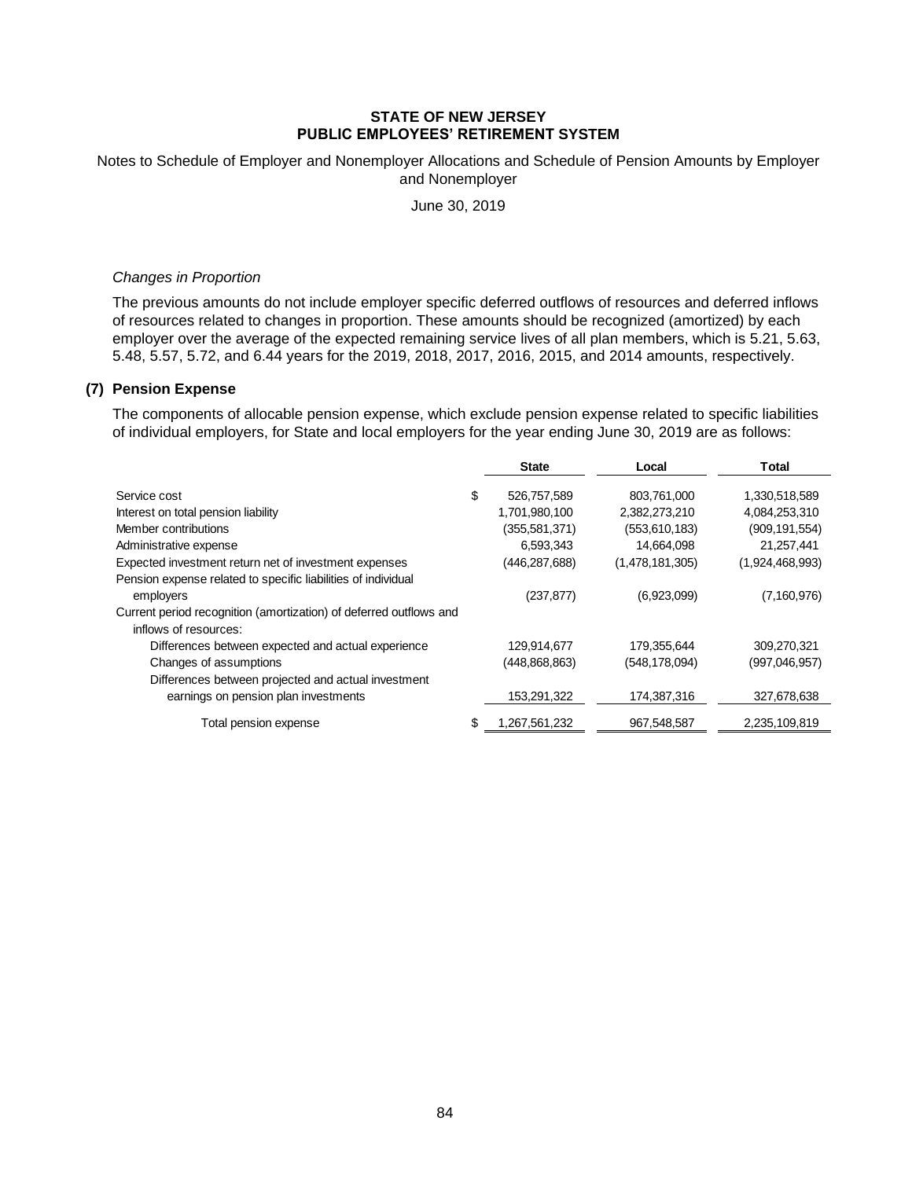**STATE OF NEW JERSEY**
**PUBLIC EMPLOYEES' RETIREMENT SYSTEM**

Notes to Schedule of Employer and Nonemployer Allocations and Schedule of Pension Amounts by Employer and Nonemployer

June 30, 2019

*Changes in Proportion*

The previous amounts do not include employer specific deferred outflows of resources and deferred inflows of resources related to changes in proportion. These amounts should be recognized (amortized) by each employer over the average of the expected remaining service lives of all plan members, which is 5.21, 5.63, 5.48, 5.57, 5.72, and 6.44 years for the 2019, 2018, 2017, 2016, 2015, and 2014 amounts, respectively.

## (7) Pension Expense

The components of allocable pension expense, which exclude pension expense related to specific liabilities of individual employers, for State and local employers for the year ending June 30, 2019 are as follows:

| | State | Local | Total |
|---|---|---|---|
| Service cost | $ 526,757,589 | 803,761,000 | 1,330,518,589 |
| Interest on total pension liability | 1,701,980,100 | 2,382,273,210 | 4,084,253,310 |
| Member contributions | (355,581,371) | (553,610,183) | (909,191,554) |
| Administrative expense | 6,593,343 | 14,664,098 | 21,257,441 |
| Expected investment return net of investment expenses | (446,287,688) | (1,478,181,305) | (1,924,468,993) |
| Pension expense related to specific liabilities of individual employers | (237,877) | (6,923,099) | (7,160,976) |
| Current period recognition (amortization) of deferred outflows and inflows of resources: | | | |
| Differences between expected and actual experience | 129,914,677 | 179,355,644 | 309,270,321 |
| Changes of assumptions | (448,868,863) | (548,178,094) | (997,046,957) |
| Differences between projected and actual investment earnings on pension plan investments | 153,291,322 | 174,387,316 | 327,678,638 |
| Total pension expense | $ 1,267,561,232 | 967,548,587 | 2,235,109,819 |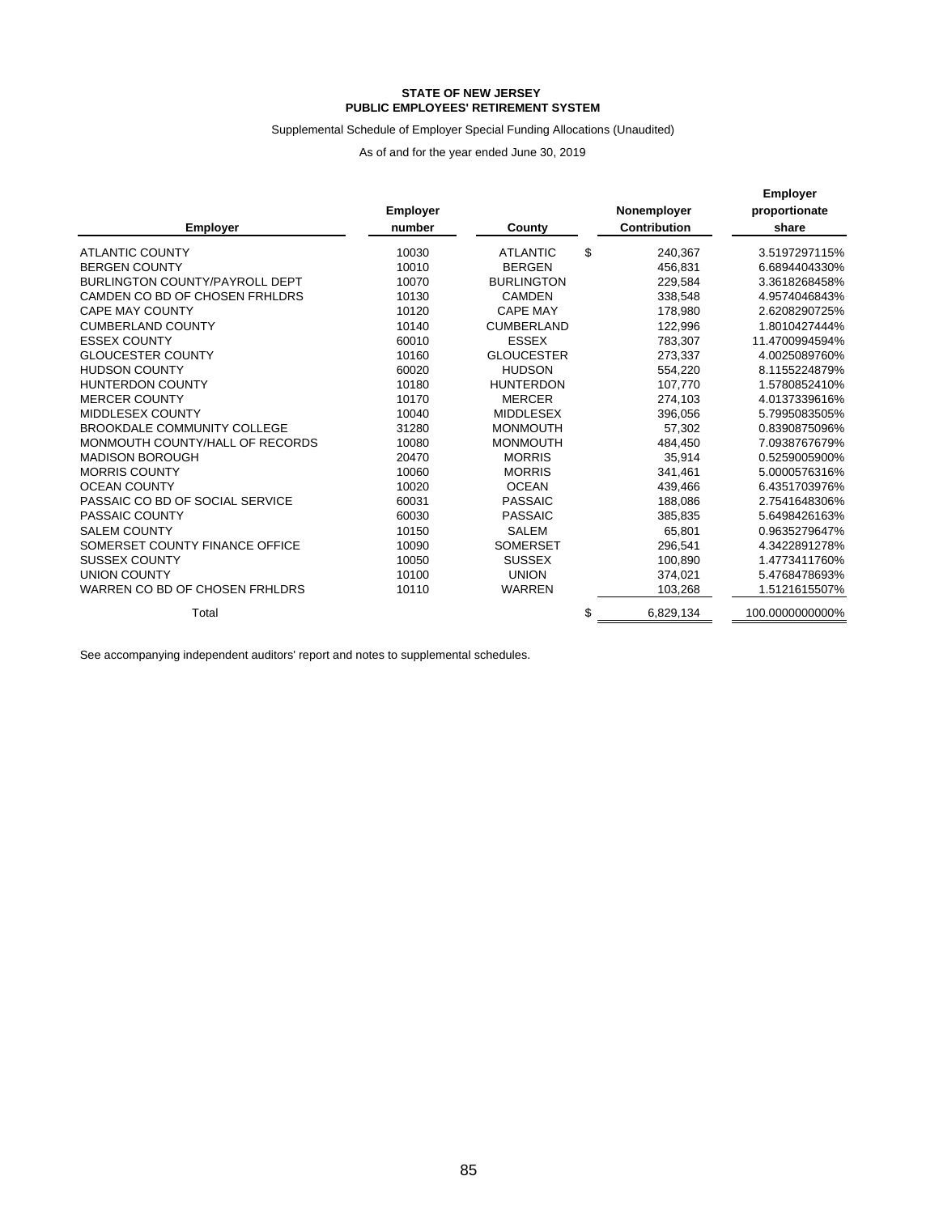**STATE OF NEW JERSEY**
**PUBLIC EMPLOYEES' RETIREMENT SYSTEM**

Supplemental Schedule of Employer Special Funding Allocations (Unaudited)

As of and for the year ended June 30, 2019

| Employer | Employer number | County | Nonemployer Contribution | Employer proportionate share |
|---|---|---|---|---|
| ATLANTIC COUNTY | 10030 | ATLANTIC | $ 240,367 | 3.5197297115% |
| BERGEN COUNTY | 10010 | BERGEN | 456,831 | 6.6894404330% |
| BURLINGTON COUNTY/PAYROLL DEPT | 10070 | BURLINGTON | 229,584 | 3.3618268458% |
| CAMDEN CO BD OF CHOSEN FRHLDRS | 10130 | CAMDEN | 338,548 | 4.9574046843% |
| CAPE MAY COUNTY | 10120 | CAPE MAY | 178,980 | 2.6208290725% |
| CUMBERLAND COUNTY | 10140 | CUMBERLAND | 122,996 | 1.8010427444% |
| ESSEX COUNTY | 60010 | ESSEX | 783,307 | 11.4700994594% |
| GLOUCESTER COUNTY | 10160 | GLOUCESTER | 273,337 | 4.0025089760% |
| HUDSON COUNTY | 60020 | HUDSON | 554,220 | 8.1155224879% |
| HUNTERDON COUNTY | 10180 | HUNTERDON | 107,770 | 1.5780852410% |
| MERCER COUNTY | 10170 | MERCER | 274,103 | 4.0137339616% |
| MIDDLESEX COUNTY | 10040 | MIDDLESEX | 396,056 | 5.7995083505% |
| BROOKDALE COMMUNITY COLLEGE | 31280 | MONMOUTH | 57,302 | 0.8390875096% |
| MONMOUTH COUNTY/HALL OF RECORDS | 10080 | MONMOUTH | 484,450 | 7.0938767679% |
| MADISON BOROUGH | 20470 | MORRIS | 35,914 | 0.5259005900% |
| MORRIS COUNTY | 10060 | MORRIS | 341,461 | 5.0000576316% |
| OCEAN COUNTY | 10020 | OCEAN | 439,466 | 6.4351703976% |
| PASSAIC CO BD OF SOCIAL SERVICE | 60031 | PASSAIC | 188,086 | 2.7541648306% |
| PASSAIC COUNTY | 60030 | PASSAIC | 385,835 | 5.6498426163% |
| SALEM COUNTY | 10150 | SALEM | 65,801 | 0.9635279647% |
| SOMERSET COUNTY FINANCE OFFICE | 10090 | SOMERSET | 296,541 | 4.3422891278% |
| SUSSEX COUNTY | 10050 | SUSSEX | 100,890 | 1.4773411760% |
| UNION COUNTY | 10100 | UNION | 374,021 | 5.4768478693% |
| WARREN CO BD OF CHOSEN FRHLDRS | 10110 | WARREN | 103,268 | 1.5121615507% |
| Total | | | $ 6,829,134 | 100.0000000000% |

See accompanying independent auditors' report and notes to supplemental schedules.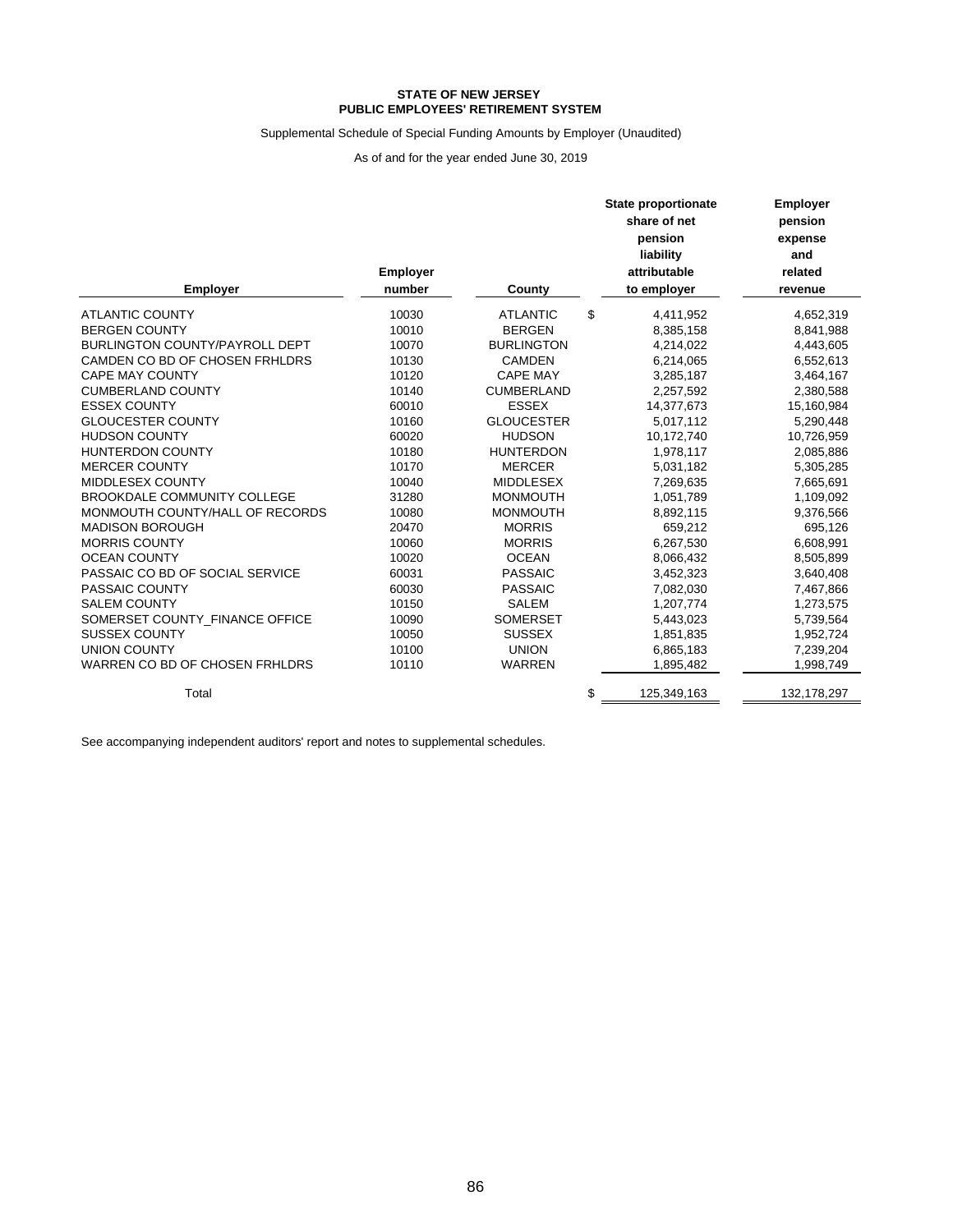**STATE OF NEW JERSEY**
**PUBLIC EMPLOYEES' RETIREMENT SYSTEM**

Supplemental Schedule of Special Funding Amounts by Employer (Unaudited)

As of and for the year ended June 30, 2019

| Employer | Employer number | County | State proportionate share of net pension liability attributable to employer | Employer pension expense and related revenue |
|---|---|---|---|---|
| ATLANTIC COUNTY | 10030 | ATLANTIC | $ 4,411,952 | 4,652,319 |
| BERGEN COUNTY | 10010 | BERGEN | 8,385,158 | 8,841,988 |
| BURLINGTON COUNTY/PAYROLL DEPT | 10070 | BURLINGTON | 4,214,022 | 4,443,605 |
| CAMDEN CO BD OF CHOSEN FRHLDRS | 10130 | CAMDEN | 6,214,065 | 6,552,613 |
| CAPE MAY COUNTY | 10120 | CAPE MAY | 3,285,187 | 3,464,167 |
| CUMBERLAND COUNTY | 10140 | CUMBERLAND | 2,257,592 | 2,380,588 |
| ESSEX COUNTY | 60010 | ESSEX | 14,377,673 | 15,160,984 |
| GLOUCESTER COUNTY | 10160 | GLOUCESTER | 5,017,112 | 5,290,448 |
| HUDSON COUNTY | 60020 | HUDSON | 10,172,740 | 10,726,959 |
| HUNTERDON COUNTY | 10180 | HUNTERDON | 1,978,117 | 2,085,886 |
| MERCER COUNTY | 10170 | MERCER | 5,031,182 | 5,305,285 |
| MIDDLESEX COUNTY | 10040 | MIDDLESEX | 7,269,635 | 7,665,691 |
| BROOKDALE COMMUNITY COLLEGE | 31280 | MONMOUTH | 1,051,789 | 1,109,092 |
| MONMOUTH COUNTY/HALL OF RECORDS | 10080 | MONMOUTH | 8,892,115 | 9,376,566 |
| MADISON BOROUGH | 20470 | MORRIS | 659,212 | 695,126 |
| MORRIS COUNTY | 10060 | MORRIS | 6,267,530 | 6,608,991 |
| OCEAN COUNTY | 10020 | OCEAN | 8,066,432 | 8,505,899 |
| PASSAIC CO BD OF SOCIAL SERVICE | 60031 | PASSAIC | 3,452,323 | 3,640,408 |
| PASSAIC COUNTY | 60030 | PASSAIC | 7,082,030 | 7,467,866 |
| SALEM COUNTY | 10150 | SALEM | 1,207,774 | 1,273,575 |
| SOMERSET COUNTY_FINANCE OFFICE | 10090 | SOMERSET | 5,443,023 | 5,739,564 |
| SUSSEX COUNTY | 10050 | SUSSEX | 1,851,835 | 1,952,724 |
| UNION COUNTY | 10100 | UNION | 6,865,183 | 7,239,204 |
| WARREN CO BD OF CHOSEN FRHLDRS | 10110 | WARREN | 1,895,482 | 1,998,749 |
| Total | | | $ 125,349,163 | 132,178,297 |

See accompanying independent auditors' report and notes to supplemental schedules.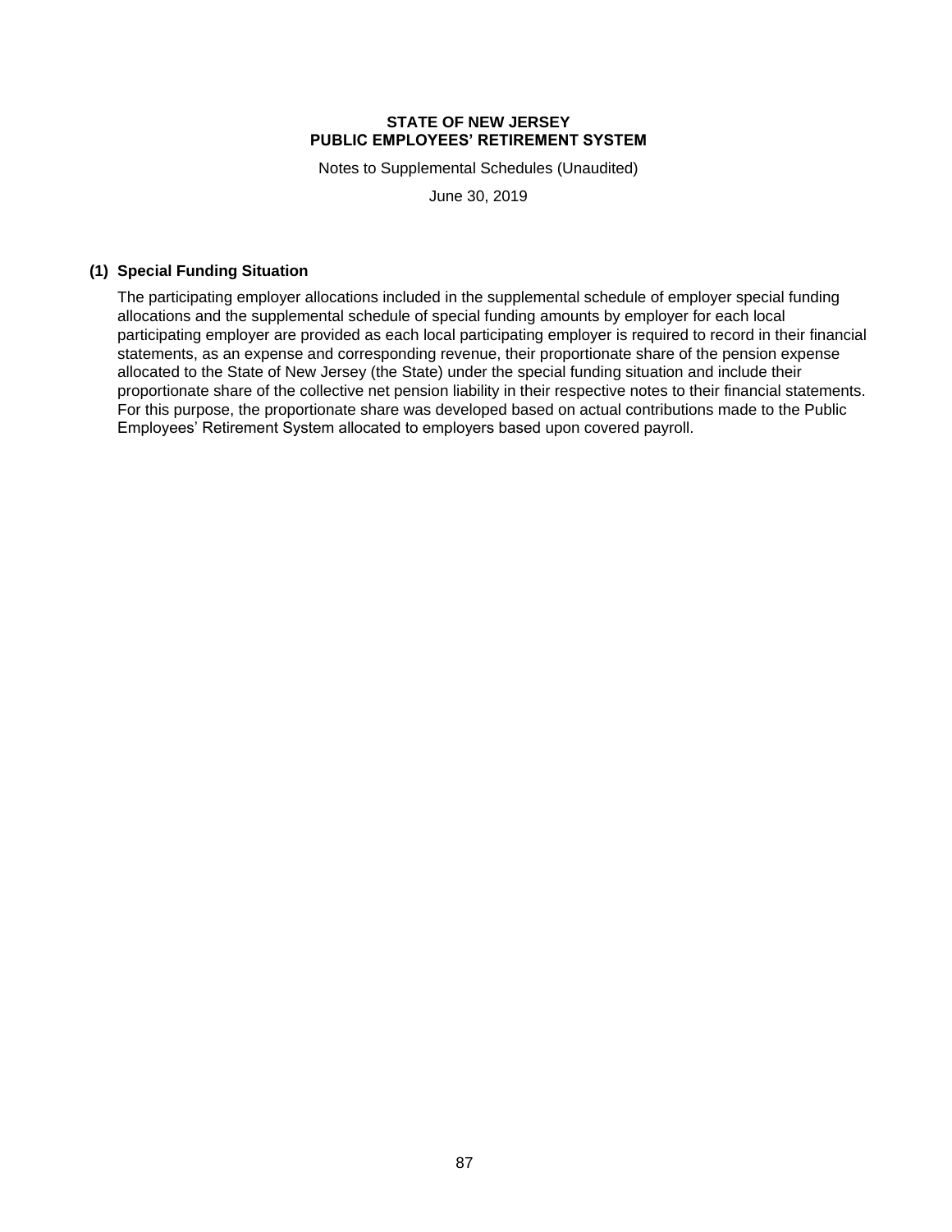**STATE OF NEW JERSEY**
**PUBLIC EMPLOYEES' RETIREMENT SYSTEM**

Notes to Supplemental Schedules (Unaudited)

June 30, 2019

## (1) Special Funding Situation

The participating employer allocations included in the supplemental schedule of employer special funding allocations and the supplemental schedule of special funding amounts by employer for each local participating employer are provided as each local participating employer is required to record in their financial statements, as an expense and corresponding revenue, their proportionate share of the pension expense allocated to the State of New Jersey (the State) under the special funding situation and include their proportionate share of the collective net pension liability in their respective notes to their financial statements. For this purpose, the proportionate share was developed based on actual contributions made to the Public Employees' Retirement System allocated to employers based upon covered payroll.